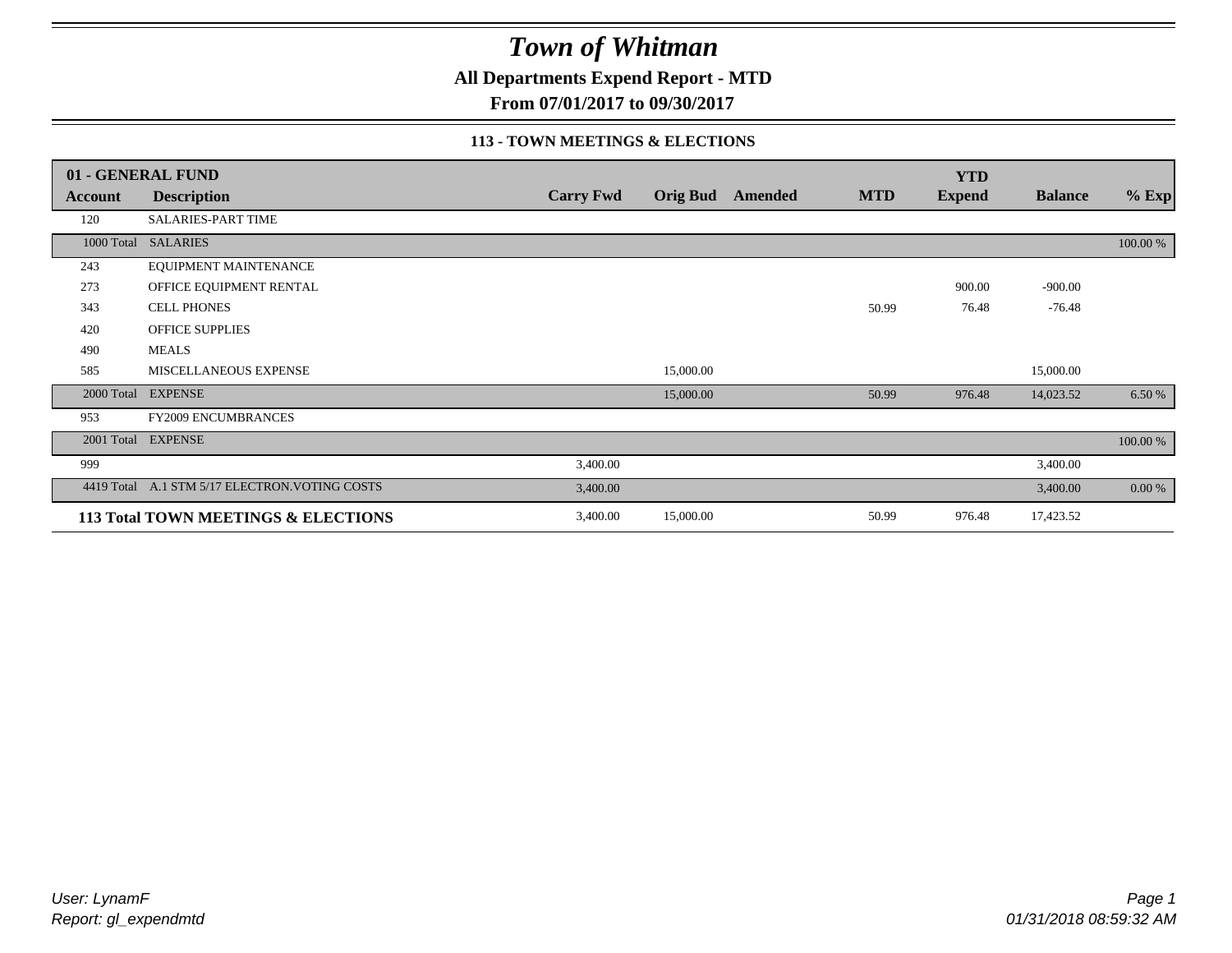# *Town of Whitman*

**All Departments Expend Report - MTD**

**From 07/01/2017 to 09/30/2017**

### 113 - TOWN MEETINGS & ELECTIONS

| 01 - GENERAL FUND | | | | | | YTD | | |
|---|---|---|---|---|---|---|---|---|
| **Account** | **Description** | **Carry Fwd** | **Orig Bud** | **Amended** | **MTD** | **Expend** | **Balance** | **% Exp** |
| 120 | SALARIES-PART TIME | | | | | | | |
| 1000 Total | SALARIES | | | | | | | 100.00 % |
| 243 | EQUIPMENT MAINTENANCE | | | | | | | |
| 273 | OFFICE EQUIPMENT RENTAL | | | | | 900.00 | -900.00 | |
| 343 | CELL PHONES | | | | 50.99 | 76.48 | -76.48 | |
| 420 | OFFICE SUPPLIES | | | | | | | |
| 490 | MEALS | | | | | | | |
| 585 | MISCELLANEOUS EXPENSE | | 15,000.00 | | | | 15,000.00 | |
| 2000 Total | EXPENSE | | 15,000.00 | | 50.99 | 976.48 | 14,023.52 | 6.50 % |
| 953 | FY2009 ENCUMBRANCES | | | | | | | |
| 2001 Total | EXPENSE | | | | | | | 100.00 % |
| 999 | | 3,400.00 | | | | | 3,400.00 | |
| 4419 Total | A.1 STM 5/17 ELECTRON.VOTING COSTS | 3,400.00 | | | | | 3,400.00 | 0.00 % |
| **113 Total TOWN MEETINGS & ELECTIONS** | | 3,400.00 | 15,000.00 | | 50.99 | 976.48 | 17,423.52 | |

*User: LynamF*
*Report: gl_expendmtd*

*01/31/2018 08:59:32 AM*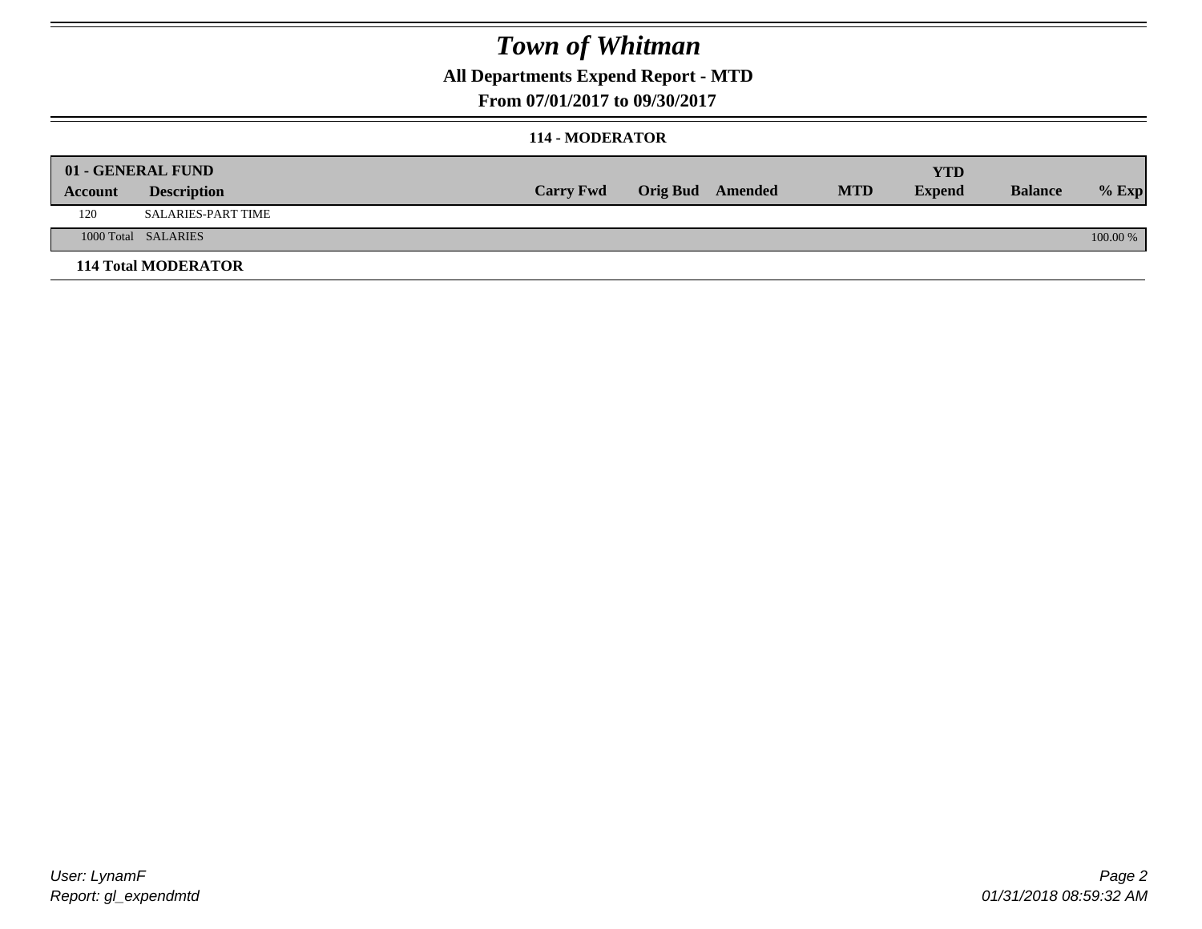# Town of Whitman

## All Departments Expend Report - MTD

### From 07/01/2017 to 09/30/2017

### 114 - MODERATOR

| 01 - GENERAL FUND | | | | | | | | |
|---|---|---|---|---|---|---|---|---|
| **Account** | **Description** | **Carry Fwd** | **Orig Bud** | **Amended** | **MTD** | **YTD Expend** | **Balance** | **% Exp** |
| 120 | SALARIES-PART TIME | | | | | | | |
| 1000 Total | SALARIES | | | | | | | 100.00 % |
| **114 Total MODERATOR** | | | | | | | | |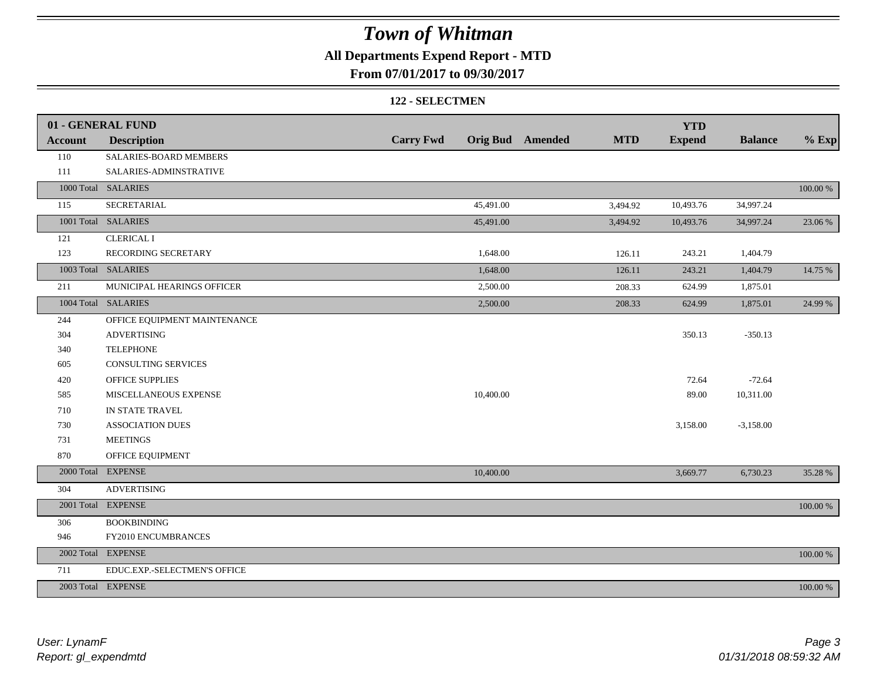# *Town of Whitman*

**All Departments Expend Report - MTD**

**From 07/01/2017 to 09/30/2017**

**122 - SELECTMEN**

| 01 - GENERAL FUND | | | | | | YTD | | |
|---|---|---|---|---|---|---|---|---|
| **Account** | **Description** | **Carry Fwd** | **Orig Bud** | **Amended** | **MTD** | **Expend** | **Balance** | **% Exp** |
| 110 | SALARIES-BOARD MEMBERS | | | | | | | |
| 111 | SALARIES-ADMINSTRATIVE | | | | | | | |
| 1000 Total | SALARIES | | | | | | | 100.00 % |
| 115 | SECRETARIAL | | 45,491.00 | | 3,494.92 | 10,493.76 | 34,997.24 | |
| 1001 Total | SALARIES | | 45,491.00 | | 3,494.92 | 10,493.76 | 34,997.24 | 23.06 % |
| 121 | CLERICAL I | | | | | | | |
| 123 | RECORDING SECRETARY | | 1,648.00 | | 126.11 | 243.21 | 1,404.79 | |
| 1003 Total | SALARIES | | 1,648.00 | | 126.11 | 243.21 | 1,404.79 | 14.75 % |
| 211 | MUNICIPAL HEARINGS OFFICER | | 2,500.00 | | 208.33 | 624.99 | 1,875.01 | |
| 1004 Total | SALARIES | | 2,500.00 | | 208.33 | 624.99 | 1,875.01 | 24.99 % |
| 244 | OFFICE EQUIPMENT MAINTENANCE | | | | | | | |
| 304 | ADVERTISING | | | | | 350.13 | -350.13 | |
| 340 | TELEPHONE | | | | | | | |
| 605 | CONSULTING SERVICES | | | | | | | |
| 420 | OFFICE SUPPLIES | | | | | 72.64 | -72.64 | |
| 585 | MISCELLANEOUS EXPENSE | | 10,400.00 | | | 89.00 | 10,311.00 | |
| 710 | IN STATE TRAVEL | | | | | | | |
| 730 | ASSOCIATION DUES | | | | | 3,158.00 | -3,158.00 | |
| 731 | MEETINGS | | | | | | | |
| 870 | OFFICE EQUIPMENT | | | | | | | |
| 2000 Total | EXPENSE | | 10,400.00 | | | 3,669.77 | 6,730.23 | 35.28 % |
| 304 | ADVERTISING | | | | | | | |
| 2001 Total | EXPENSE | | | | | | | 100.00 % |
| 306 | BOOKBINDING | | | | | | | |
| 946 | FY2010 ENCUMBRANCES | | | | | | | |
| 2002 Total | EXPENSE | | | | | | | 100.00 % |
| 711 | EDUC.EXP.-SELECTMEN'S OFFICE | | | | | | | |
| 2003 Total | EXPENSE | | | | | | | 100.00 % |

*User: LynamF*
*Report: gl_expendmtd*

*01/31/2018 08:59:32 AM*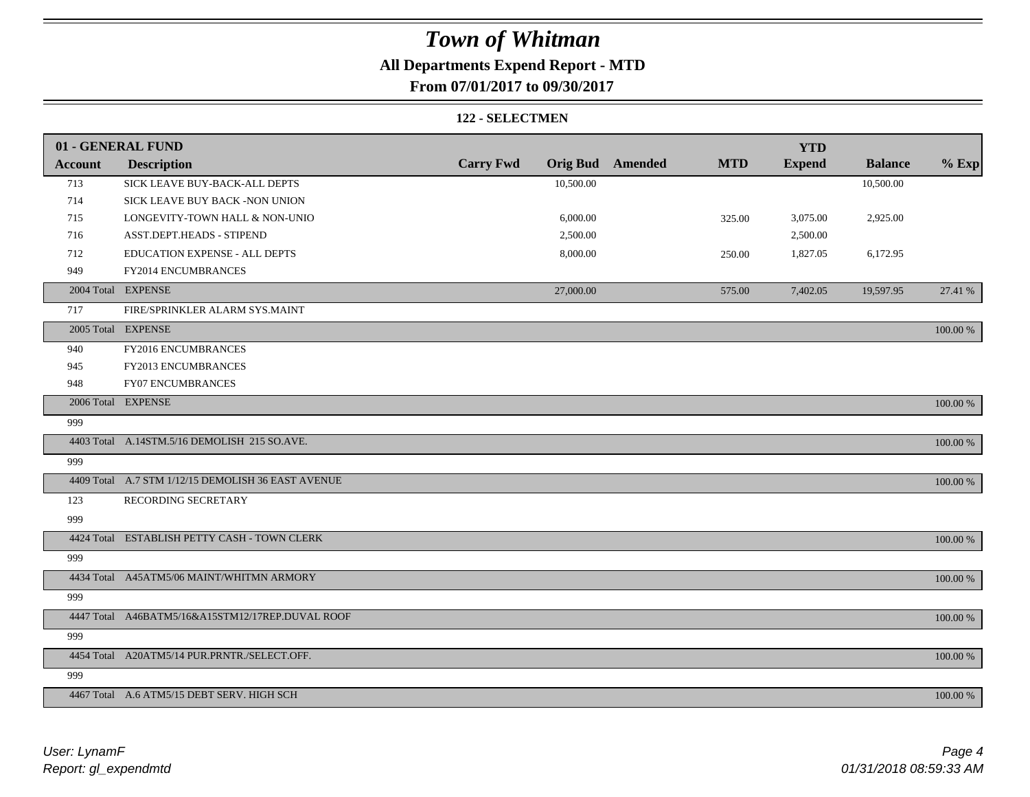# Town of Whitman

**All Departments Expend Report - MTD**

**From 07/01/2017 to 09/30/2017**

**122 - SELECTMEN**

| 01 - GENERAL FUND | | | | | | YTD | | |
|---|---|---|---|---|---|---|---|---|
| **Account** | **Description** | **Carry Fwd** | **Orig Bud** | **Amended** | **MTD** | **Expend** | **Balance** | **% Exp** |
| 713 | SICK LEAVE BUY-BACK-ALL DEPTS | | 10,500.00 | | | | 10,500.00 | |
| 714 | SICK LEAVE BUY BACK -NON UNION | | | | | | | |
| 715 | LONGEVITY-TOWN HALL & NON-UNIO | | 6,000.00 | | 325.00 | 3,075.00 | 2,925.00 | |
| 716 | ASST.DEPT.HEADS - STIPEND | | 2,500.00 | | | 2,500.00 | | |
| 712 | EDUCATION EXPENSE - ALL DEPTS | | 8,000.00 | | 250.00 | 1,827.05 | 6,172.95 | |
| 949 | FY2014 ENCUMBRANCES | | | | | | | |
| 2004 Total | EXPENSE | | 27,000.00 | | 575.00 | 7,402.05 | 19,597.95 | 27.41 % |
| 717 | FIRE/SPRINKLER ALARM SYS.MAINT | | | | | | | |
| 2005 Total | EXPENSE | | | | | | | 100.00 % |
| 940 | FY2016 ENCUMBRANCES | | | | | | | |
| 945 | FY2013 ENCUMBRANCES | | | | | | | |
| 948 | FY07 ENCUMBRANCES | | | | | | | |
| 2006 Total | EXPENSE | | | | | | | 100.00 % |
| 999 | | | | | | | | |
| 4403 Total | A.14STM.5/16 DEMOLISH 215 SO.AVE. | | | | | | | 100.00 % |
| 999 | | | | | | | | |
| 4409 Total | A.7 STM 1/12/15 DEMOLISH 36 EAST AVENUE | | | | | | | 100.00 % |
| 123 | RECORDING SECRETARY | | | | | | | |
| 999 | | | | | | | | |
| 4424 Total | ESTABLISH PETTY CASH - TOWN CLERK | | | | | | | 100.00 % |
| 999 | | | | | | | | |
| 4434 Total | A45ATM5/06 MAINT/WHITMN ARMORY | | | | | | | 100.00 % |
| 999 | | | | | | | | |
| 4447 Total | A46BATM5/16&A15STM12/17REP.DUVAL ROOF | | | | | | | 100.00 % |
| 999 | | | | | | | | |
| 4454 Total | A20ATM5/14 PUR.PRNTR./SELECT.OFF. | | | | | | | 100.00 % |
| 999 | | | | | | | | |
| 4467 Total | A.6 ATM5/15 DEBT SERV. HIGH SCH | | | | | | | 100.00 % |

*User: LynamF*
*Report: gl_expendmtd*

*01/31/2018 08:59:33 AM*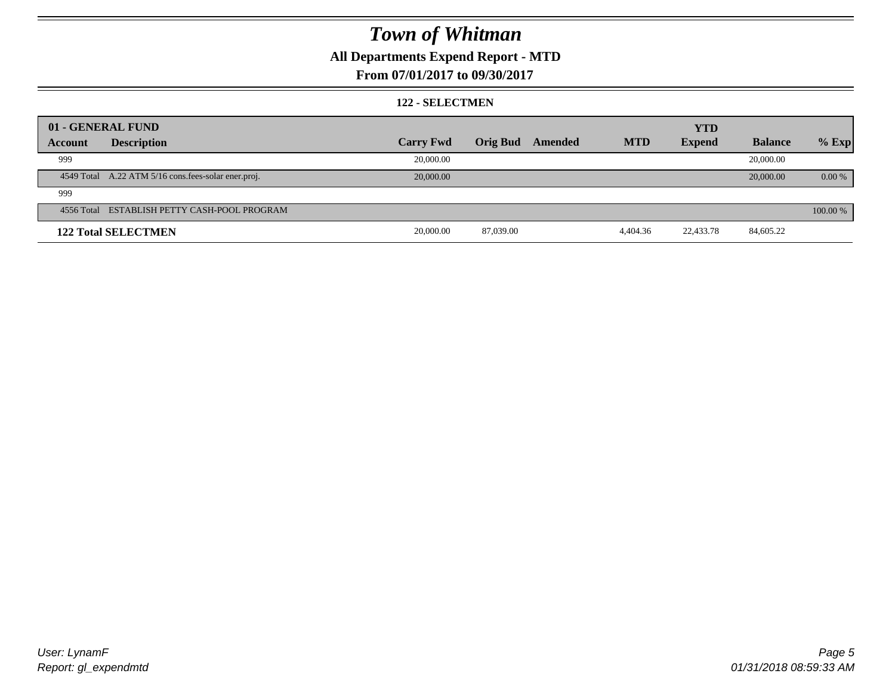# Town of Whitman

## All Departments Expend Report - MTD

### From 07/01/2017 to 09/30/2017

#### 122 - SELECTMEN

| 01 - GENERAL FUND | | | | | | YTD | | |
|---|---|---|---|---|---|---|---|---|
| Account | Description | Carry Fwd | Orig Bud | Amended | MTD | Expend | Balance | % Exp |
| 999 | | 20,000.00 | | | | | 20,000.00 | |
| 4549 Total | A.22 ATM 5/16 cons.fees-solar ener.proj. | 20,000.00 | | | | | 20,000.00 | 0.00 % |
| 999 | | | | | | | | |
| 4556 Total | ESTABLISH PETTY CASH-POOL PROGRAM | | | | | | | 100.00 % |
| **122 Total SELECTMEN** | | 20,000.00 | 87,039.00 | | 4,404.36 | 22,433.78 | 84,605.22 | |

*User: LynamF*
*Report: gl_expendmtd*

*01/31/2018 08:59:33 AM*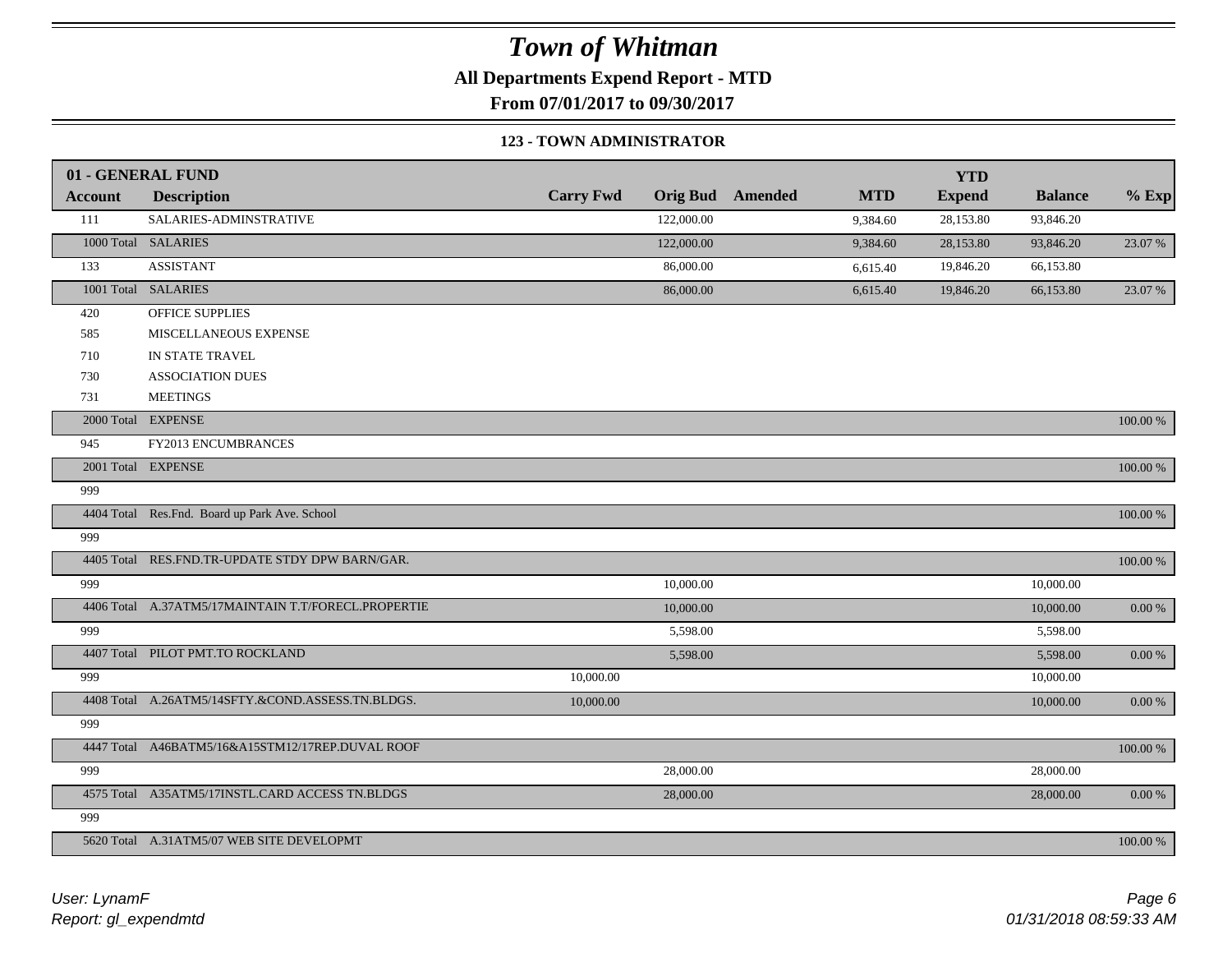# Town of Whitman

## All Departments Expend Report - MTD

### From 07/01/2017 to 09/30/2017

#### 123 - TOWN ADMINISTRATOR

| 01 - GENERAL FUND | | | | | | YTD | | |
|---|---|---|---|---|---|---|---|---|
| Account | Description | Carry Fwd | Orig Bud | Amended | MTD | Expend | Balance | % Exp |
| 111 | SALARIES-ADMINSTRATIVE | | 122,000.00 | | 9,384.60 | 28,153.80 | 93,846.20 | |
| 1000 Total | SALARIES | | 122,000.00 | | 9,384.60 | 28,153.80 | 93,846.20 | 23.07 % |
| 133 | ASSISTANT | | 86,000.00 | | 6,615.40 | 19,846.20 | 66,153.80 | |
| 1001 Total | SALARIES | | 86,000.00 | | 6,615.40 | 19,846.20 | 66,153.80 | 23.07 % |
| 420 | OFFICE SUPPLIES | | | | | | | |
| 585 | MISCELLANEOUS EXPENSE | | | | | | | |
| 710 | IN STATE TRAVEL | | | | | | | |
| 730 | ASSOCIATION DUES | | | | | | | |
| 731 | MEETINGS | | | | | | | |
| 2000 Total | EXPENSE | | | | | | | 100.00 % |
| 945 | FY2013 ENCUMBRANCES | | | | | | | |
| 2001 Total | EXPENSE | | | | | | | 100.00 % |
| 999 | | | | | | | | |
| 4404 Total | Res.Fnd. Board up Park Ave. School | | | | | | | 100.00 % |
| 999 | | | | | | | | |
| 4405 Total | RES.FND.TR-UPDATE STDY DPW BARN/GAR. | | | | | | | 100.00 % |
| 999 | | | 10,000.00 | | | | 10,000.00 | |
| 4406 Total | A.37ATM5/17MAINTAIN T.T/FORECL.PROPERTIE | | 10,000.00 | | | | 10,000.00 | 0.00 % |
| 999 | | | 5,598.00 | | | | 5,598.00 | |
| 4407 Total | PILOT PMT.TO ROCKLAND | | 5,598.00 | | | | 5,598.00 | 0.00 % |
| 999 | | 10,000.00 | | | | | 10,000.00 | |
| 4408 Total | A.26ATM5/14SFTY.&COND.ASSESS.TN.BLDGS. | 10,000.00 | | | | | 10,000.00 | 0.00 % |
| 999 | | | | | | | | |
| 4447 Total | A46BATM5/16&A15STM12/17REP.DUVAL ROOF | | | | | | | 100.00 % |
| 999 | | | 28,000.00 | | | | 28,000.00 | |
| 4575 Total | A35ATM5/17INSTL.CARD ACCESS TN.BLDGS | | 28,000.00 | | | | 28,000.00 | 0.00 % |
| 999 | | | | | | | | |
| 5620 Total | A.31ATM5/07 WEB SITE DEVELOPMT | | | | | | | 100.00 % |

*User: LynamF*
*Report: gl_expendmtd*

*01/31/2018 08:59:33 AM*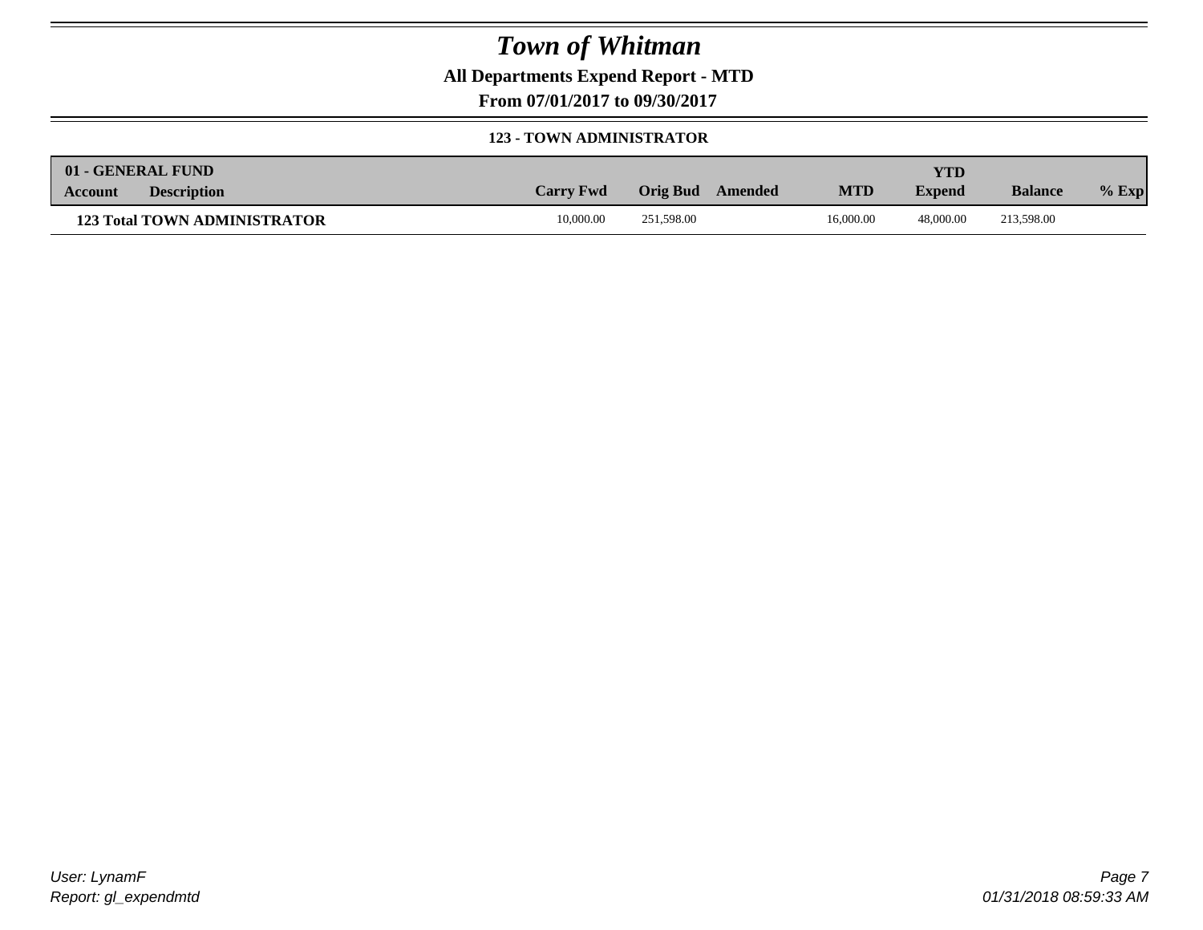# Town of Whitman

**All Departments Expend Report - MTD**

**From 07/01/2017 to 09/30/2017**

**123 - TOWN ADMINISTRATOR**

| 01 - GENERAL FUND | | | | | | | | |
|---|---|---|---|---|---|---|---|---|
| **Account** | **Description** | **Carry Fwd** | **Orig Bud** | **Amended** | **MTD** | **YTD Expend** | **Balance** | **% Exp** |
| **123 Total TOWN ADMINISTRATOR** | | 10,000.00 | 251,598.00 | | 16,000.00 | 48,000.00 | 213,598.00 | |

*User: LynamF*
*Report: gl_expendmtd*

*01/31/2018 08:59:33 AM*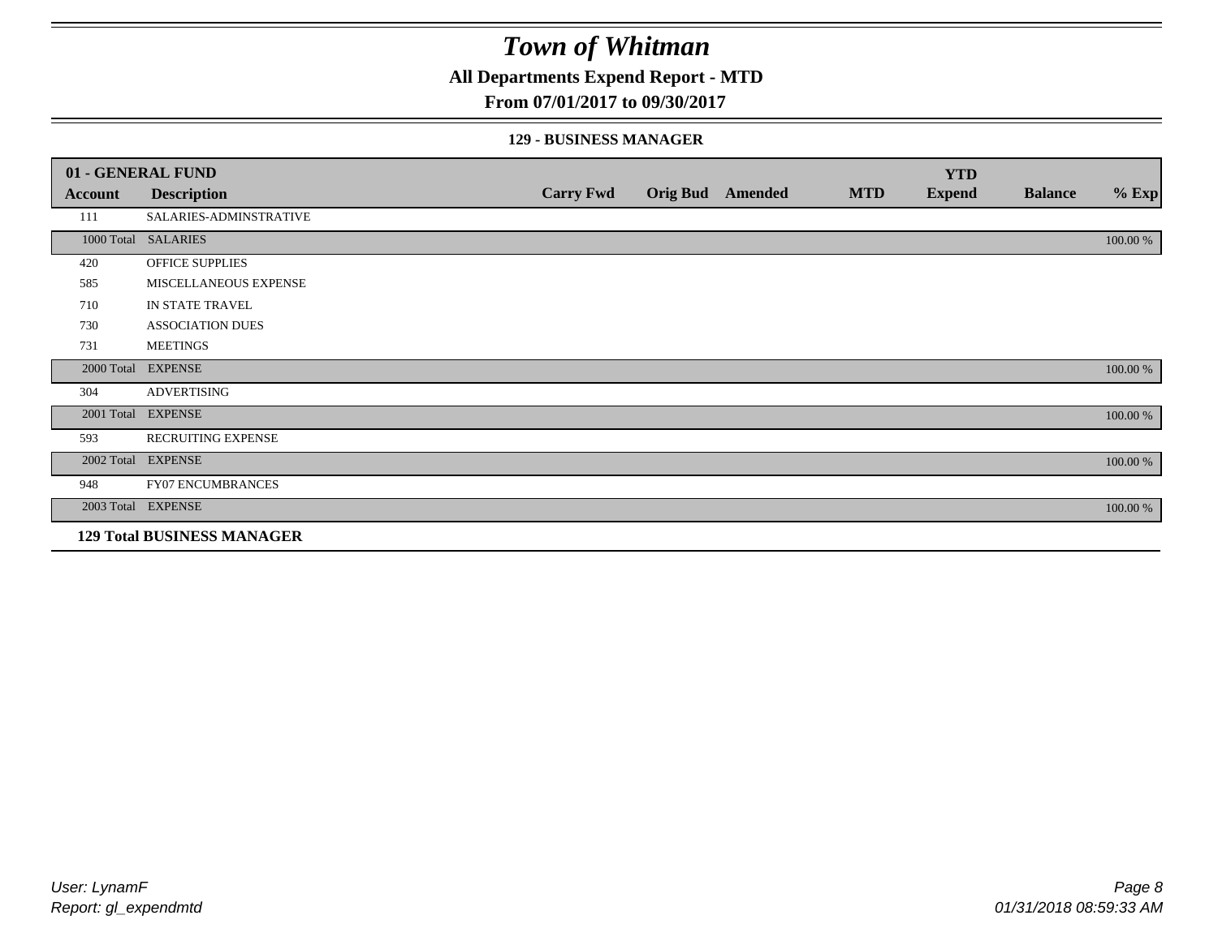# Town of Whitman

## All Departments Expend Report - MTD

### From 07/01/2017 to 09/30/2017

#### 129 - BUSINESS MANAGER

| 01 - GENERAL FUND | | | | | | YTD | | |
|---|---|---|---|---|---|---|---|---|
| **Account** | **Description** | **Carry Fwd** | **Orig Bud** | **Amended** | **MTD** | **Expend** | **Balance** | **% Exp** |
| 111 | SALARIES-ADMINSTRATIVE | | | | | | | |
| 1000 Total | SALARIES | | | | | | | 100.00 % |
| 420 | OFFICE SUPPLIES | | | | | | | |
| 585 | MISCELLANEOUS EXPENSE | | | | | | | |
| 710 | IN STATE TRAVEL | | | | | | | |
| 730 | ASSOCIATION DUES | | | | | | | |
| 731 | MEETINGS | | | | | | | |
| 2000 Total | EXPENSE | | | | | | | 100.00 % |
| 304 | ADVERTISING | | | | | | | |
| 2001 Total | EXPENSE | | | | | | | 100.00 % |
| 593 | RECRUITING EXPENSE | | | | | | | |
| 2002 Total | EXPENSE | | | | | | | 100.00 % |
| 948 | FY07 ENCUMBRANCES | | | | | | | |
| 2003 Total | EXPENSE | | | | | | | 100.00 % |
| **129 Total BUSINESS MANAGER** | | | | | | | | |

*User: LynamF*
*Report: gl_expendmtd*

*01/31/2018 08:59:33 AM*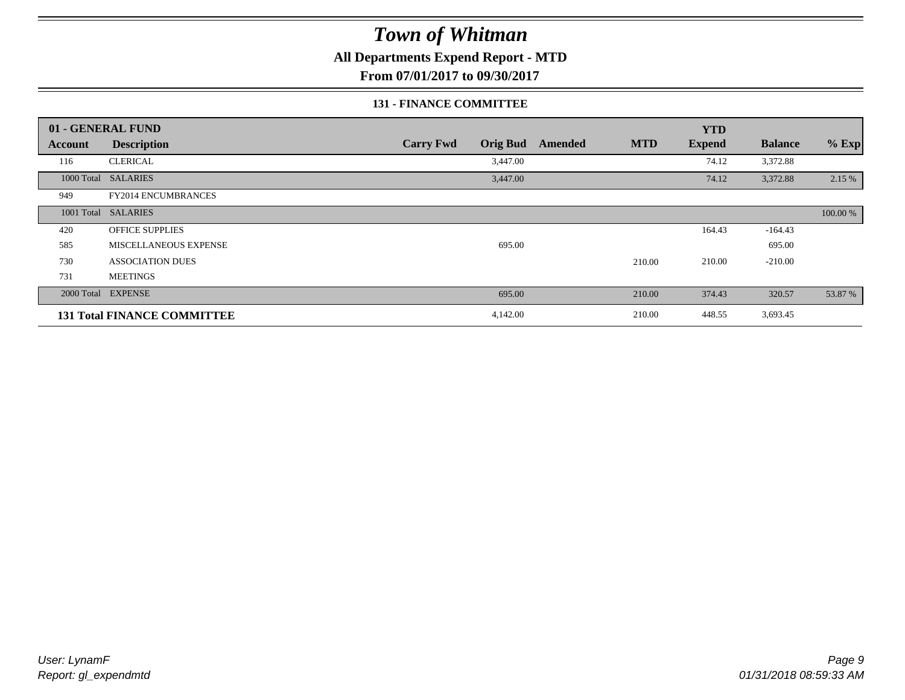# Town of Whitman

## All Departments Expend Report - MTD

## From 07/01/2017 to 09/30/2017

### 131 - FINANCE COMMITTEE

| 01 - GENERAL FUND | | | | | | YTD | | |
|---|---|---|---|---|---|---|---|---|
| **Account** | **Description** | **Carry Fwd** | **Orig Bud** | **Amended** | **MTD** | **Expend** | **Balance** | **% Exp** |
| 116 | CLERICAL | | 3,447.00 | | | 74.12 | 3,372.88 | |
| 1000 Total | SALARIES | | 3,447.00 | | | 74.12 | 3,372.88 | 2.15 % |
| 949 | FY2014 ENCUMBRANCES | | | | | | | |
| 1001 Total | SALARIES | | | | | | | 100.00 % |
| 420 | OFFICE SUPPLIES | | | | | 164.43 | -164.43 | |
| 585 | MISCELLANEOUS EXPENSE | | 695.00 | | | | 695.00 | |
| 730 | ASSOCIATION DUES | | | | 210.00 | 210.00 | -210.00 | |
| 731 | MEETINGS | | | | | | | |
| 2000 Total | EXPENSE | | 695.00 | | 210.00 | 374.43 | 320.57 | 53.87 % |
| **131 Total FINANCE COMMITTEE** | | | 4,142.00 | | 210.00 | 448.55 | 3,693.45 | |

*User: LynamF*
*Report: gl_expendmtd*

*01/31/2018 08:59:33 AM*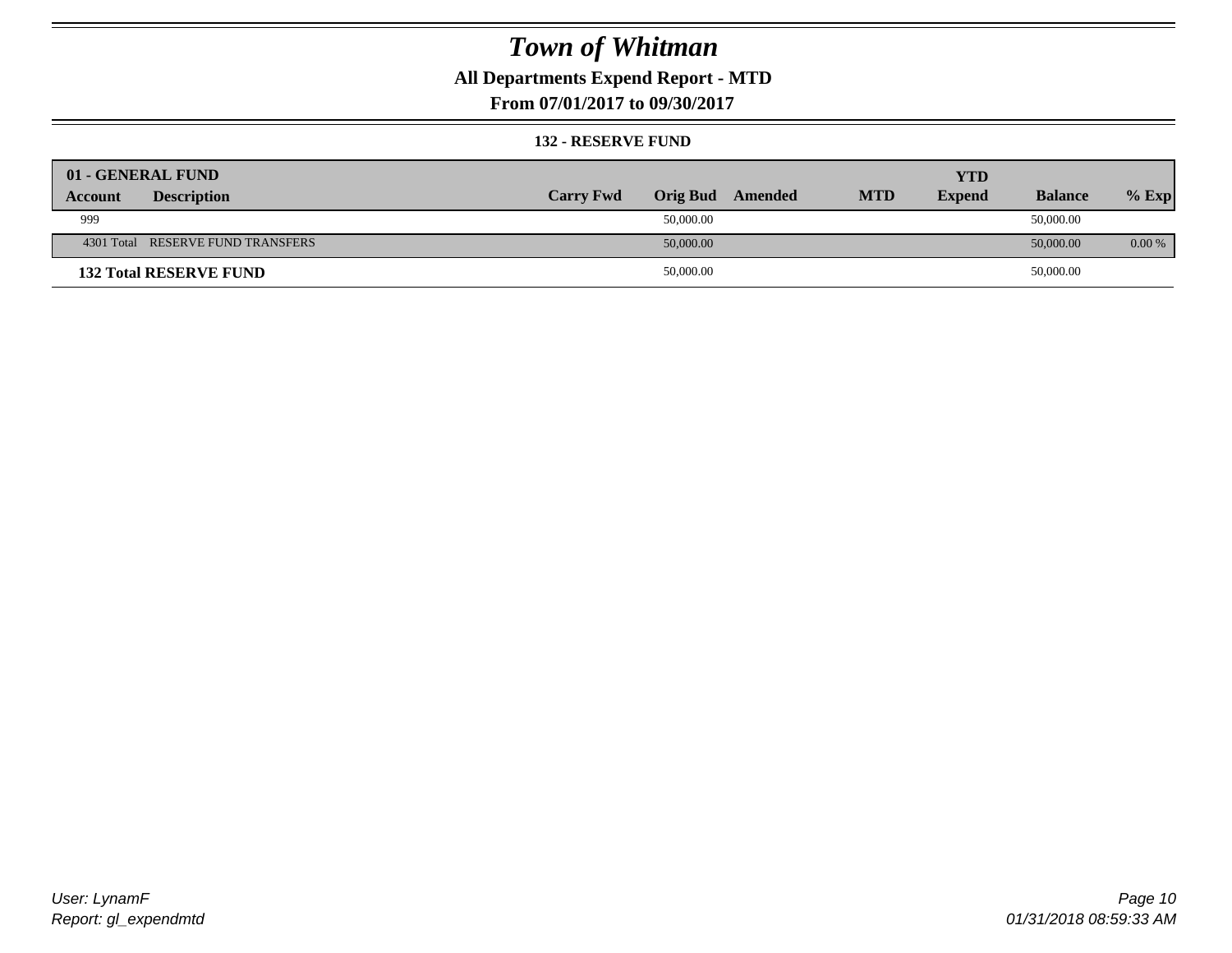# Town of Whitman

## All Departments Expend Report - MTD

## From 07/01/2017 to 09/30/2017

### 132 - RESERVE FUND

| 01 - GENERAL FUND | | | | | | YTD | | |
|---|---|---|---|---|---|---|---|---|
| Account | Description | Carry Fwd | Orig Bud | Amended | MTD | Expend | Balance | % Exp |
| 999 | | | 50,000.00 | | | | 50,000.00 | |
| 4301 Total | RESERVE FUND TRANSFERS | | 50,000.00 | | | | 50,000.00 | 0.00 % |
| **132 Total RESERVE FUND** | | | 50,000.00 | | | | 50,000.00 | |

*User: LynamF*
*Report: gl_expendmtd*

*01/31/2018 08:59:33 AM*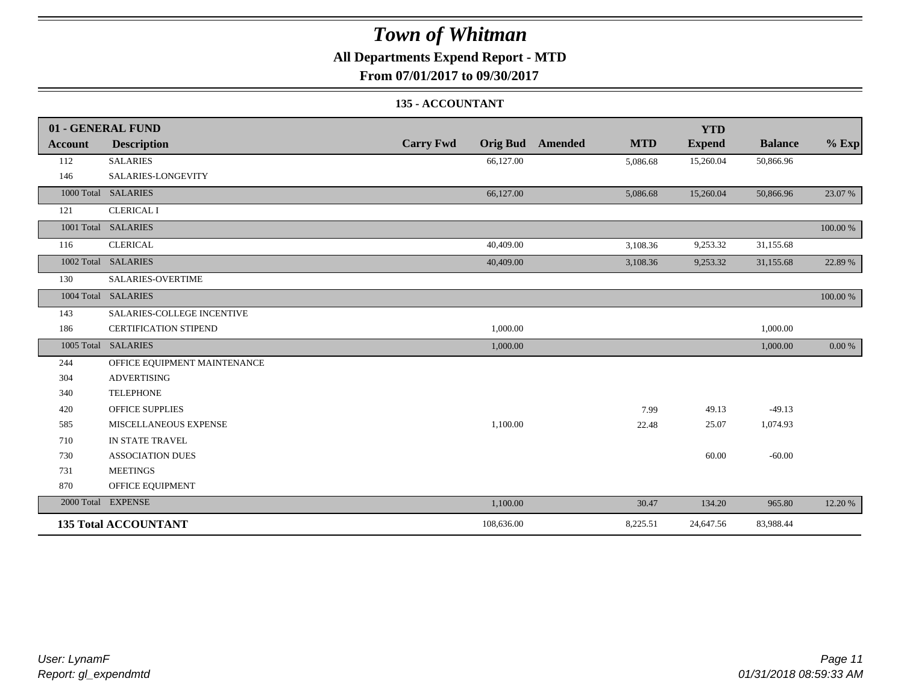# *Town of Whitman*

## All Departments Expend Report - MTD

### From 07/01/2017 to 09/30/2017

### 135 - ACCOUNTANT

| 01 - GENERAL FUND | | | | | | YTD | | |
|---|---|---|---|---|---|---|---|---|
| **Account** | **Description** | **Carry Fwd** | **Orig Bud** | **Amended** | **MTD** | **Expend** | **Balance** | **% Exp** |
| 112 | SALARIES | | 66,127.00 | | 5,086.68 | 15,260.04 | 50,866.96 | |
| 146 | SALARIES-LONGEVITY | | | | | | | |
| 1000 Total | SALARIES | | 66,127.00 | | 5,086.68 | 15,260.04 | 50,866.96 | 23.07 % |
| 121 | CLERICAL I | | | | | | | |
| 1001 Total | SALARIES | | | | | | | 100.00 % |
| 116 | CLERICAL | | 40,409.00 | | 3,108.36 | 9,253.32 | 31,155.68 | |
| 1002 Total | SALARIES | | 40,409.00 | | 3,108.36 | 9,253.32 | 31,155.68 | 22.89 % |
| 130 | SALARIES-OVERTIME | | | | | | | |
| 1004 Total | SALARIES | | | | | | | 100.00 % |
| 143 | SALARIES-COLLEGE INCENTIVE | | | | | | | |
| 186 | CERTIFICATION STIPEND | | 1,000.00 | | | | 1,000.00 | |
| 1005 Total | SALARIES | | 1,000.00 | | | | 1,000.00 | 0.00 % |
| 244 | OFFICE EQUIPMENT MAINTENANCE | | | | | | | |
| 304 | ADVERTISING | | | | | | | |
| 340 | TELEPHONE | | | | | | | |
| 420 | OFFICE SUPPLIES | | | | 7.99 | 49.13 | -49.13 | |
| 585 | MISCELLANEOUS EXPENSE | | 1,100.00 | | 22.48 | 25.07 | 1,074.93 | |
| 710 | IN STATE TRAVEL | | | | | | | |
| 730 | ASSOCIATION DUES | | | | | 60.00 | -60.00 | |
| 731 | MEETINGS | | | | | | | |
| 870 | OFFICE EQUIPMENT | | | | | | | |
| 2000 Total | EXPENSE | | 1,100.00 | | 30.47 | 134.20 | 965.80 | 12.20 % |
| **135 Total ACCOUNTANT** | | | 108,636.00 | | 8,225.51 | 24,647.56 | 83,988.44 | |

*User: LynamF*
*Report: gl_expendmtd*

*01/31/2018 08:59:33 AM*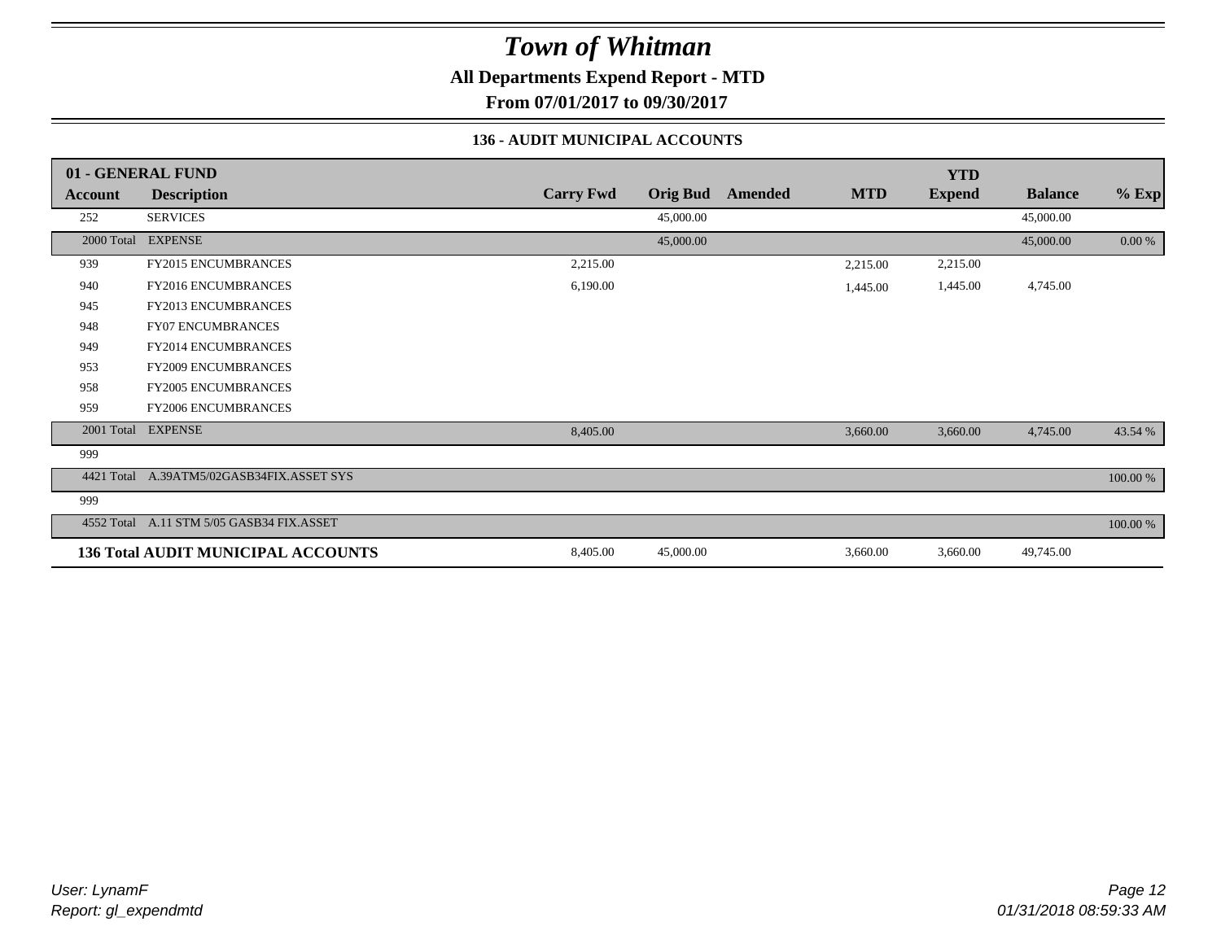# Town of Whitman

**All Departments Expend Report - MTD**

**From 07/01/2017 to 09/30/2017**

### 136 - AUDIT MUNICIPAL ACCOUNTS

| 01 - GENERAL FUND | | | | | | YTD | | |
|---|---|---|---|---|---|---|---|---|
| **Account** | **Description** | **Carry Fwd** | **Orig Bud** | **Amended** | **MTD** | **Expend** | **Balance** | **% Exp** |
| 252 | SERVICES | | 45,000.00 | | | | 45,000.00 | |
| 2000 Total | EXPENSE | | 45,000.00 | | | | 45,000.00 | 0.00 % |
| 939 | FY2015 ENCUMBRANCES | 2,215.00 | | | 2,215.00 | 2,215.00 | | |
| 940 | FY2016 ENCUMBRANCES | 6,190.00 | | | 1,445.00 | 1,445.00 | 4,745.00 | |
| 945 | FY2013 ENCUMBRANCES | | | | | | | |
| 948 | FY07 ENCUMBRANCES | | | | | | | |
| 949 | FY2014 ENCUMBRANCES | | | | | | | |
| 953 | FY2009 ENCUMBRANCES | | | | | | | |
| 958 | FY2005 ENCUMBRANCES | | | | | | | |
| 959 | FY2006 ENCUMBRANCES | | | | | | | |
| 2001 Total | EXPENSE | 8,405.00 | | | 3,660.00 | 3,660.00 | 4,745.00 | 43.54 % |
| 999 | | | | | | | | |
| 4421 Total | A.39ATM5/02GASB34FIX.ASSET SYS | | | | | | | 100.00 % |
| 999 | | | | | | | | |
| 4552 Total | A.11 STM 5/05 GASB34 FIX.ASSET | | | | | | | 100.00 % |
| **136 Total AUDIT MUNICIPAL ACCOUNTS** | | 8,405.00 | 45,000.00 | | 3,660.00 | 3,660.00 | 49,745.00 | |

*User: LynamF*
*Report: gl_expendmtd*

*01/31/2018 08:59:33 AM*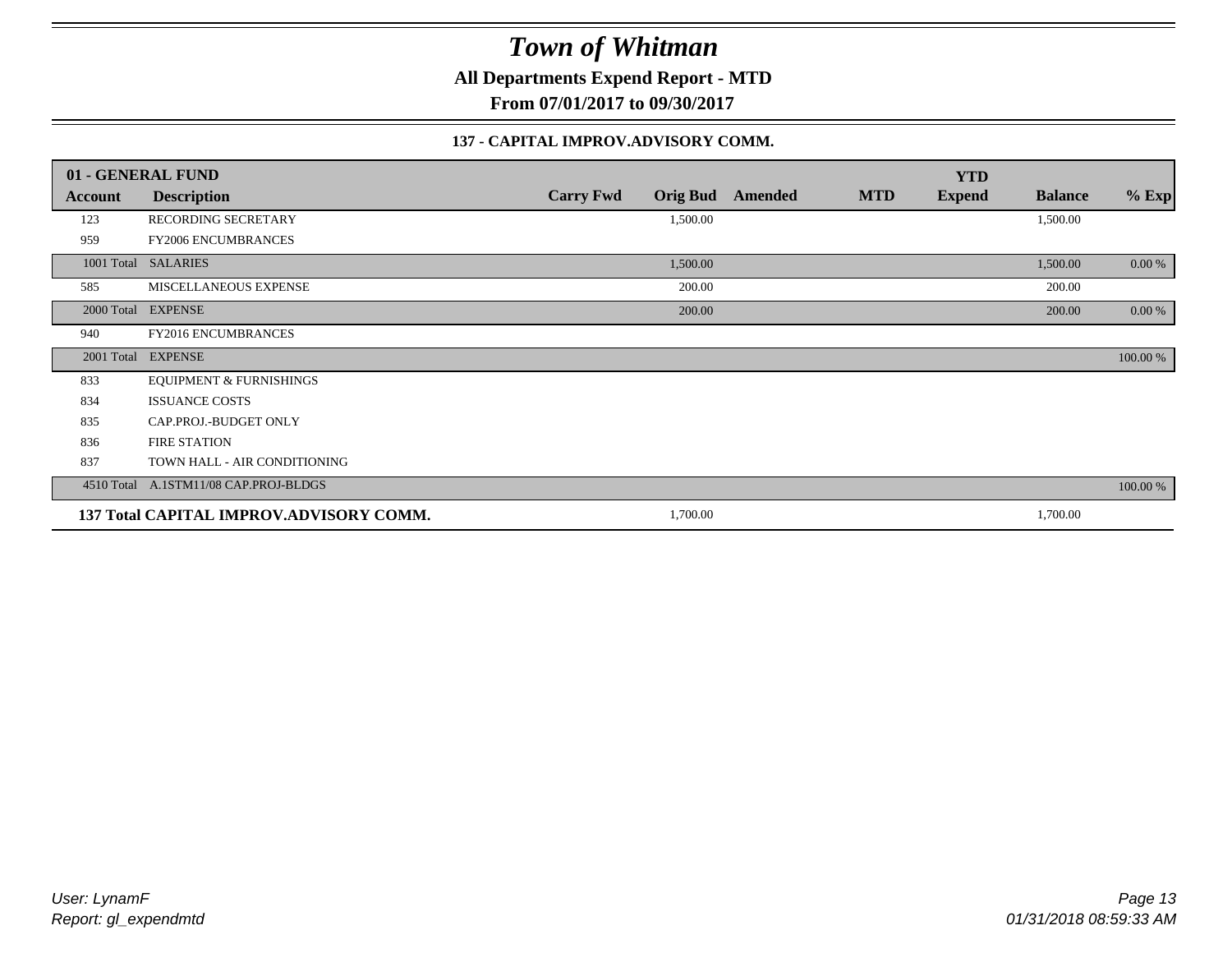# Town of Whitman

**All Departments Expend Report - MTD**

**From 07/01/2017 to 09/30/2017**

**137 - CAPITAL IMPROV.ADVISORY COMM.**

| 01 - GENERAL FUND | | | | | | YTD | | |
|---|---|---|---|---|---|---|---|---|
| **Account** | **Description** | **Carry Fwd** | **Orig Bud** | **Amended** | **MTD** | **Expend** | **Balance** | **% Exp** |
| 123 | RECORDING SECRETARY | | 1,500.00 | | | | 1,500.00 | |
| 959 | FY2006 ENCUMBRANCES | | | | | | | |
| 1001 Total | SALARIES | | 1,500.00 | | | | 1,500.00 | 0.00 % |
| 585 | MISCELLANEOUS EXPENSE | | 200.00 | | | | 200.00 | |
| 2000 Total | EXPENSE | | 200.00 | | | | 200.00 | 0.00 % |
| 940 | FY2016 ENCUMBRANCES | | | | | | | |
| 2001 Total | EXPENSE | | | | | | | 100.00 % |
| 833 | EQUIPMENT & FURNISHINGS | | | | | | | |
| 834 | ISSUANCE COSTS | | | | | | | |
| 835 | CAP.PROJ.-BUDGET ONLY | | | | | | | |
| 836 | FIRE STATION | | | | | | | |
| 837 | TOWN HALL - AIR CONDITIONING | | | | | | | |
| 4510 Total | A.1STM11/08 CAP.PROJ-BLDGS | | | | | | | 100.00 % |
| **137 Total CAPITAL IMPROV.ADVISORY COMM.** | | | 1,700.00 | | | | 1,700.00 | |

*User: LynamF*
*Report: gl_expendmtd*

*01/31/2018 08:59:33 AM*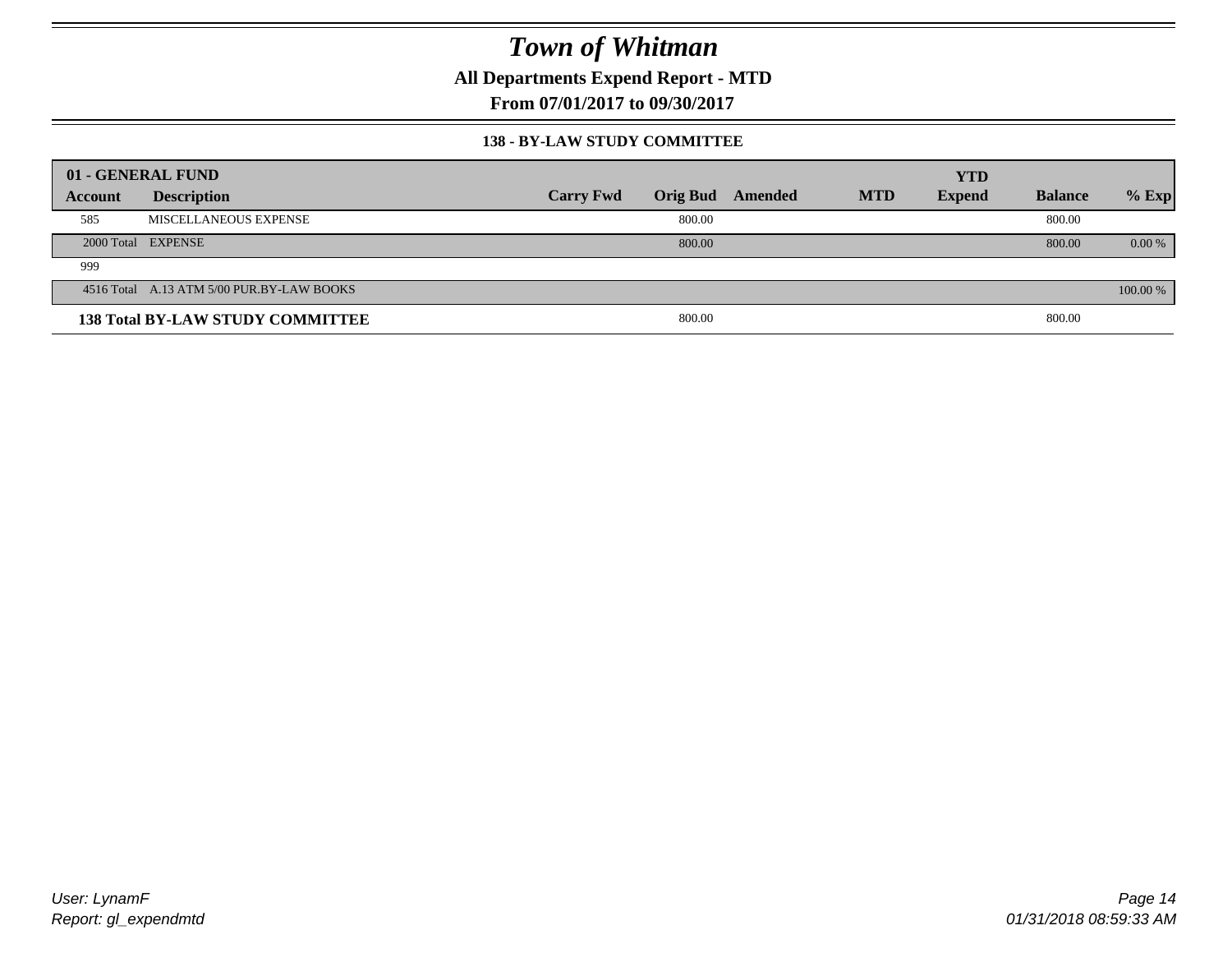# Town of Whitman

**All Departments Expend Report - MTD**

**From 07/01/2017 to 09/30/2017**

### 138 - BY-LAW STUDY COMMITTEE

| 01 - GENERAL FUND | | | | | | YTD | | |
|---|---|---|---|---|---|---|---|---|
| **Account** | **Description** | **Carry Fwd** | **Orig Bud** | **Amended** | **MTD** | **Expend** | **Balance** | **% Exp** |
| 585 | MISCELLANEOUS EXPENSE | | 800.00 | | | | 800.00 | |
| 2000 Total | EXPENSE | | 800.00 | | | | 800.00 | 0.00 % |
| 999 | | | | | | | | |
| 4516 Total | A.13 ATM 5/00 PUR.BY-LAW BOOKS | | | | | | | 100.00 % |
| **138 Total BY-LAW STUDY COMMITTEE** | | | 800.00 | | | | 800.00 | |

*User: LynamF*
*Report: gl_expendmtd*

*01/31/2018 08:59:33 AM*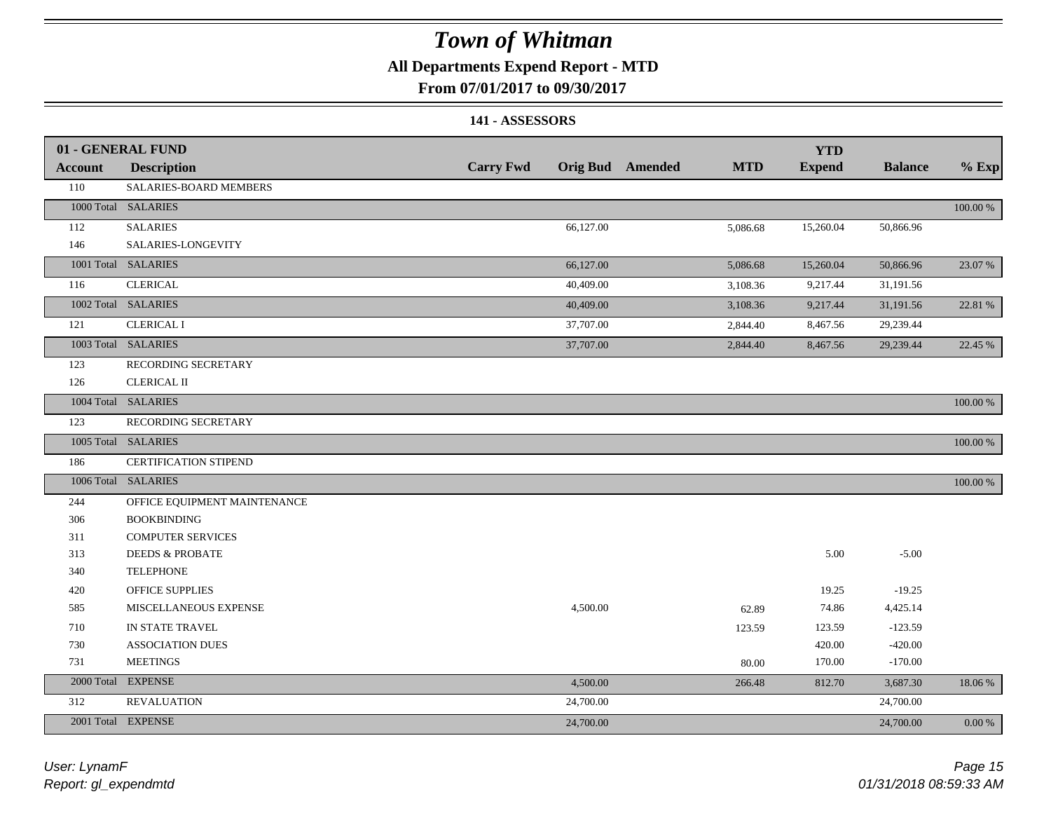# Town of Whitman

## All Departments Expend Report - MTD

### From 07/01/2017 to 09/30/2017

### 141 - ASSESSORS

| 01 - GENERAL FUND | | | | | | YTD | | |
|---|---|---|---|---|---|---|---|---|
| Account | Description | Carry Fwd | Orig Bud | Amended | MTD | Expend | Balance | % Exp |
| 110 | SALARIES-BOARD MEMBERS | | | | | | | |
| 1000 Total | SALARIES | | | | | | | 100.00 % |
| 112 | SALARIES | | 66,127.00 | | 5,086.68 | 15,260.04 | 50,866.96 | |
| 146 | SALARIES-LONGEVITY | | | | | | | |
| 1001 Total | SALARIES | | 66,127.00 | | 5,086.68 | 15,260.04 | 50,866.96 | 23.07 % |
| 116 | CLERICAL | | 40,409.00 | | 3,108.36 | 9,217.44 | 31,191.56 | |
| 1002 Total | SALARIES | | 40,409.00 | | 3,108.36 | 9,217.44 | 31,191.56 | 22.81 % |
| 121 | CLERICAL I | | 37,707.00 | | 2,844.40 | 8,467.56 | 29,239.44 | |
| 1003 Total | SALARIES | | 37,707.00 | | 2,844.40 | 8,467.56 | 29,239.44 | 22.45 % |
| 123 | RECORDING SECRETARY | | | | | | | |
| 126 | CLERICAL II | | | | | | | |
| 1004 Total | SALARIES | | | | | | | 100.00 % |
| 123 | RECORDING SECRETARY | | | | | | | |
| 1005 Total | SALARIES | | | | | | | 100.00 % |
| 186 | CERTIFICATION STIPEND | | | | | | | |
| 1006 Total | SALARIES | | | | | | | 100.00 % |
| 244 | OFFICE EQUIPMENT MAINTENANCE | | | | | | | |
| 306 | BOOKBINDING | | | | | | | |
| 311 | COMPUTER SERVICES | | | | | | | |
| 313 | DEEDS & PROBATE | | | | | 5.00 | -5.00 | |
| 340 | TELEPHONE | | | | | | | |
| 420 | OFFICE SUPPLIES | | | | | 19.25 | -19.25 | |
| 585 | MISCELLANEOUS EXPENSE | | 4,500.00 | | 62.89 | 74.86 | 4,425.14 | |
| 710 | IN STATE TRAVEL | | | | 123.59 | 123.59 | -123.59 | |
| 730 | ASSOCIATION DUES | | | | | 420.00 | -420.00 | |
| 731 | MEETINGS | | | | 80.00 | 170.00 | -170.00 | |
| 2000 Total | EXPENSE | | 4,500.00 | | 266.48 | 812.70 | 3,687.30 | 18.06 % |
| 312 | REVALUATION | | 24,700.00 | | | | 24,700.00 | |
| 2001 Total | EXPENSE | | 24,700.00 | | | | 24,700.00 | 0.00 % |

*User: LynamF*
*Report: gl_expendmtd*

*01/31/2018 08:59:33 AM*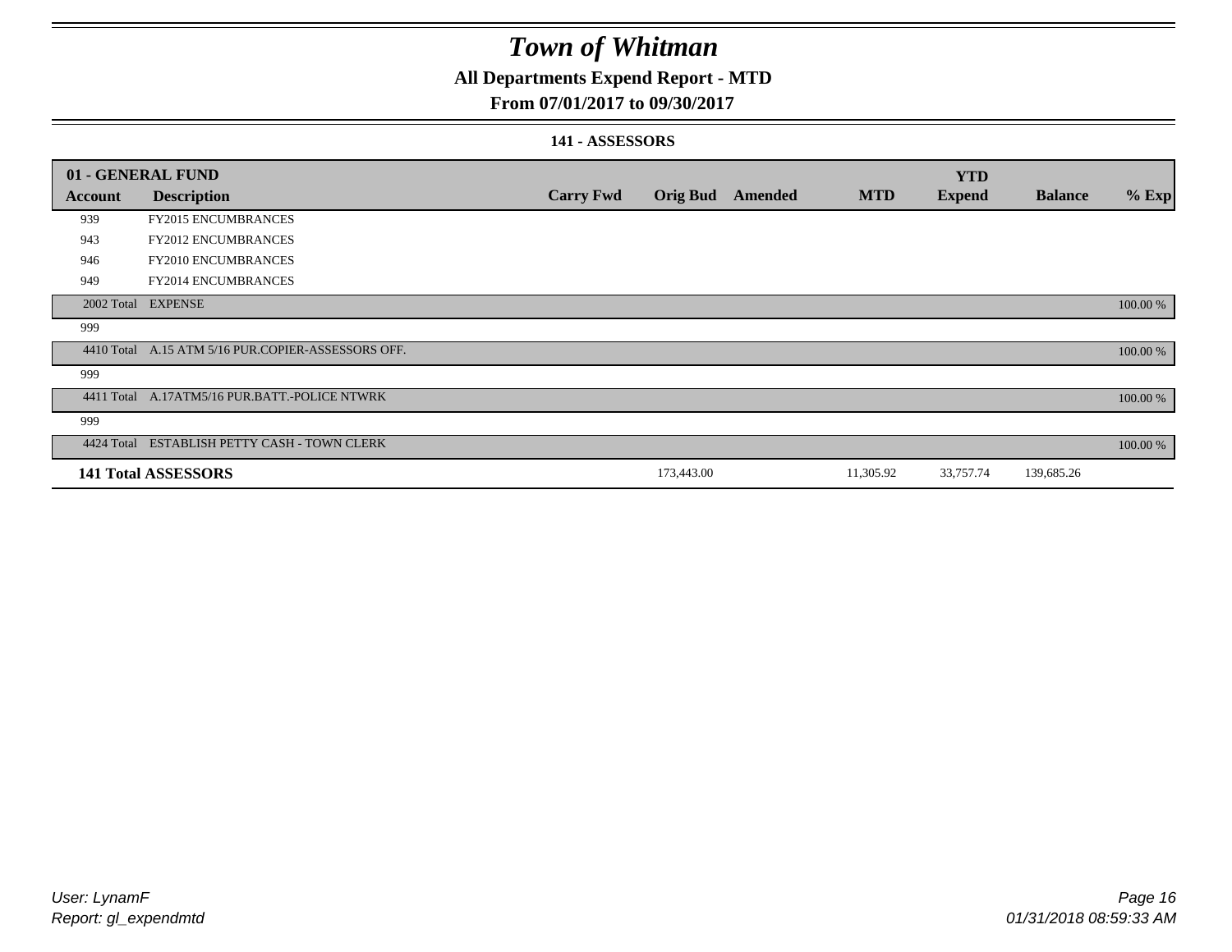# Town of Whitman

## All Departments Expend Report - MTD

## From 07/01/2017 to 09/30/2017

### 141 - ASSESSORS

| 01 - GENERAL FUND | | | | | | YTD | | |
|---|---|---|---|---|---|---|---|---|
| **Account** | **Description** | **Carry Fwd** | **Orig Bud** | **Amended** | **MTD** | **Expend** | **Balance** | **% Exp** |
| 939 | FY2015 ENCUMBRANCES | | | | | | | |
| 943 | FY2012 ENCUMBRANCES | | | | | | | |
| 946 | FY2010 ENCUMBRANCES | | | | | | | |
| 949 | FY2014 ENCUMBRANCES | | | | | | | |
| 2002 Total | EXPENSE | | | | | | | 100.00 % |
| 999 | | | | | | | | |
| 4410 Total | A.15 ATM 5/16 PUR.COPIER-ASSESSORS OFF. | | | | | | | 100.00 % |
| 999 | | | | | | | | |
| 4411 Total | A.17ATM5/16 PUR.BATT.-POLICE NTWRK | | | | | | | 100.00 % |
| 999 | | | | | | | | |
| 4424 Total | ESTABLISH PETTY CASH - TOWN CLERK | | | | | | | 100.00 % |
| **141 Total ASSESSORS** | | | 173,443.00 | | 11,305.92 | 33,757.74 | 139,685.26 | |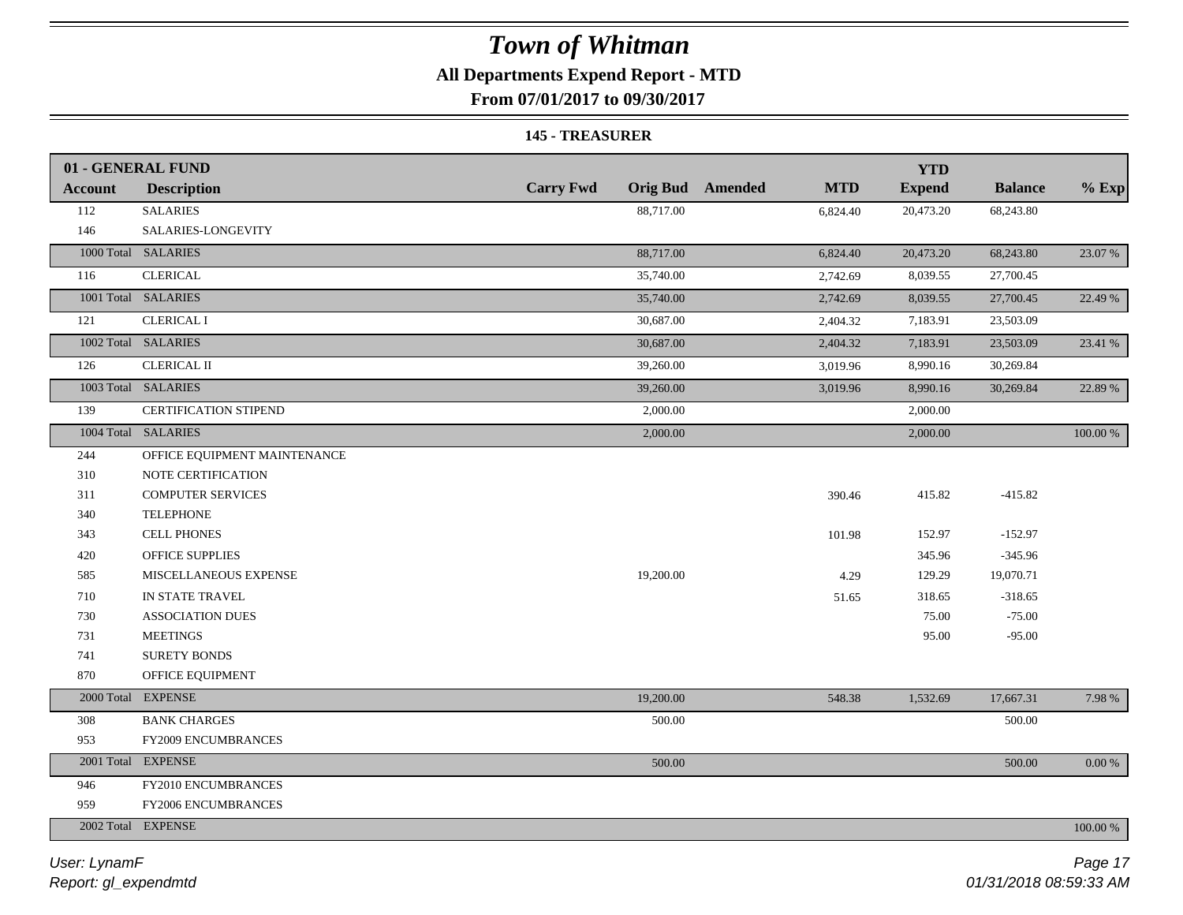# *Town of Whitman*

**All Departments Expend Report - MTD**

**From 07/01/2017 to 09/30/2017**

**145 - TREASURER**

| 01 - GENERAL FUND | | | | | | | | |
|---|---|---|---|---|---|---|---|---|
| **Account** | **Description** | **Carry Fwd** | **Orig Bud** | **Amended** | **MTD** | **YTD Expend** | **Balance** | **% Exp** |
| 112 | SALARIES | | 88,717.00 | | 6,824.40 | 20,473.20 | 68,243.80 | |
| 146 | SALARIES-LONGEVITY | | | | | | | |
| 1000 Total | SALARIES | | 88,717.00 | | 6,824.40 | 20,473.20 | 68,243.80 | 23.07 % |
| 116 | CLERICAL | | 35,740.00 | | 2,742.69 | 8,039.55 | 27,700.45 | |
| 1001 Total | SALARIES | | 35,740.00 | | 2,742.69 | 8,039.55 | 27,700.45 | 22.49 % |
| 121 | CLERICAL I | | 30,687.00 | | 2,404.32 | 7,183.91 | 23,503.09 | |
| 1002 Total | SALARIES | | 30,687.00 | | 2,404.32 | 7,183.91 | 23,503.09 | 23.41 % |
| 126 | CLERICAL II | | 39,260.00 | | 3,019.96 | 8,990.16 | 30,269.84 | |
| 1003 Total | SALARIES | | 39,260.00 | | 3,019.96 | 8,990.16 | 30,269.84 | 22.89 % |
| 139 | CERTIFICATION STIPEND | | 2,000.00 | | | 2,000.00 | | |
| 1004 Total | SALARIES | | 2,000.00 | | | 2,000.00 | | 100.00 % |
| 244 | OFFICE EQUIPMENT MAINTENANCE | | | | | | | |
| 310 | NOTE CERTIFICATION | | | | | | | |
| 311 | COMPUTER SERVICES | | | | 390.46 | 415.82 | -415.82 | |
| 340 | TELEPHONE | | | | | | | |
| 343 | CELL PHONES | | | | 101.98 | 152.97 | -152.97 | |
| 420 | OFFICE SUPPLIES | | | | | 345.96 | -345.96 | |
| 585 | MISCELLANEOUS EXPENSE | | 19,200.00 | | 4.29 | 129.29 | 19,070.71 | |
| 710 | IN STATE TRAVEL | | | | 51.65 | 318.65 | -318.65 | |
| 730 | ASSOCIATION DUES | | | | | 75.00 | -75.00 | |
| 731 | MEETINGS | | | | | 95.00 | -95.00 | |
| 741 | SURETY BONDS | | | | | | | |
| 870 | OFFICE EQUIPMENT | | | | | | | |
| 2000 Total | EXPENSE | | 19,200.00 | | 548.38 | 1,532.69 | 17,667.31 | 7.98 % |
| 308 | BANK CHARGES | | 500.00 | | | | 500.00 | |
| 953 | FY2009 ENCUMBRANCES | | | | | | | |
| 2001 Total | EXPENSE | | 500.00 | | | | 500.00 | 0.00 % |
| 946 | FY2010 ENCUMBRANCES | | | | | | | |
| 959 | FY2006 ENCUMBRANCES | | | | | | | |
| 2002 Total | EXPENSE | | | | | | | 100.00 % |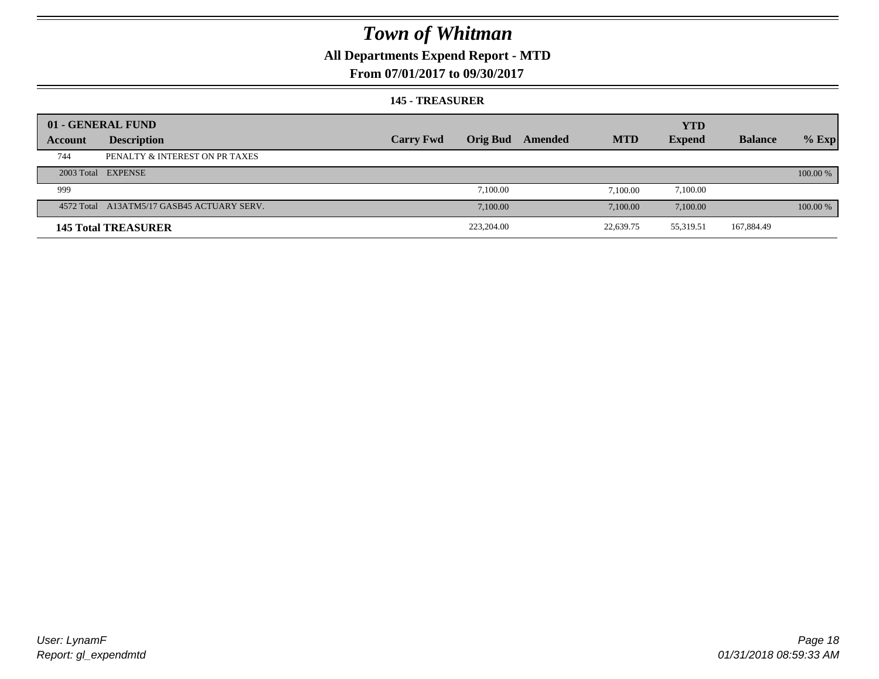# Town of Whitman

**All Departments Expend Report - MTD**

**From 07/01/2017 to 09/30/2017**

**145 - TREASURER**

| Account | Description | Carry Fwd | Orig Bud | Amended | MTD | YTD Expend | Balance | % Exp |
|---|---|---|---|---|---|---|---|---|
| **01 - GENERAL FUND** | | | | | | | | |
| 744 | PENALTY & INTEREST ON PR TAXES | | | | | | | |
| 2003 Total | EXPENSE | | | | | | | 100.00 % |
| 999 | | | 7,100.00 | | 7,100.00 | 7,100.00 | | |
| 4572 Total | A13ATM5/17 GASB45 ACTUARY SERV. | | 7,100.00 | | 7,100.00 | 7,100.00 | | 100.00 % |
| **145 Total TREASURER** | | | 223,204.00 | | 22,639.75 | 55,319.51 | 167,884.49 | |

User: LynamF
Report: gl_expendmtd

01/31/2018 08:59:33 AM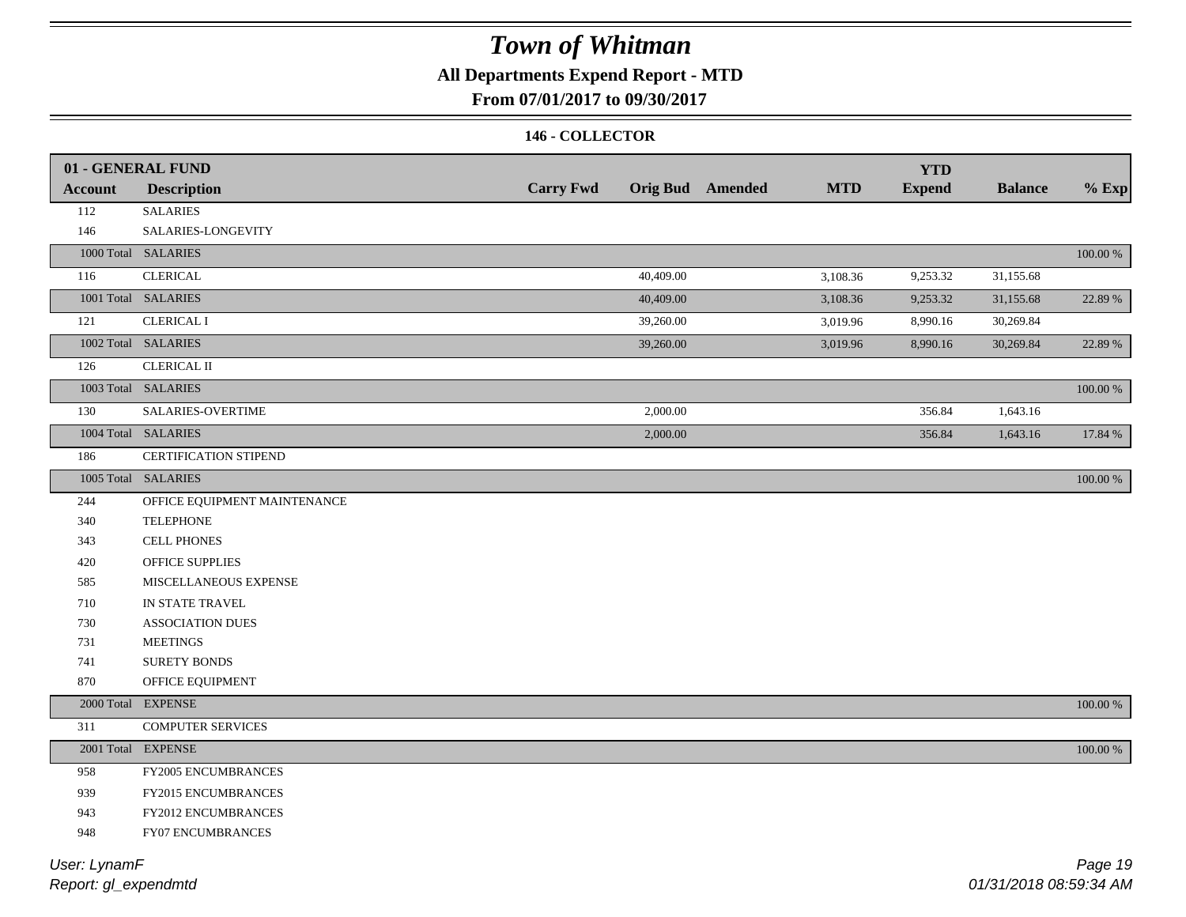# Town of Whitman

## All Departments Expend Report - MTD

### From 07/01/2017 to 09/30/2017

#### 146 - COLLECTOR

| 01 - GENERAL FUND | | | | | | | | |
|---|---|---|---|---|---|---|---|---|
| **Account** | **Description** | **Carry Fwd** | **Orig Bud** | **Amended** | **MTD** | **YTD Expend** | **Balance** | **% Exp** |
| 112 | SALARIES | | | | | | | |
| 146 | SALARIES-LONGEVITY | | | | | | | |
| 1000 Total | SALARIES | | | | | | | 100.00 % |
| 116 | CLERICAL | | 40,409.00 | | 3,108.36 | 9,253.32 | 31,155.68 | |
| 1001 Total | SALARIES | | 40,409.00 | | 3,108.36 | 9,253.32 | 31,155.68 | 22.89 % |
| 121 | CLERICAL I | | 39,260.00 | | 3,019.96 | 8,990.16 | 30,269.84 | |
| 1002 Total | SALARIES | | 39,260.00 | | 3,019.96 | 8,990.16 | 30,269.84 | 22.89 % |
| 126 | CLERICAL II | | | | | | | |
| 1003 Total | SALARIES | | | | | | | 100.00 % |
| 130 | SALARIES-OVERTIME | | 2,000.00 | | | 356.84 | 1,643.16 | |
| 1004 Total | SALARIES | | 2,000.00 | | | 356.84 | 1,643.16 | 17.84 % |
| 186 | CERTIFICATION STIPEND | | | | | | | |
| 1005 Total | SALARIES | | | | | | | 100.00 % |
| 244 | OFFICE EQUIPMENT MAINTENANCE | | | | | | | |
| 340 | TELEPHONE | | | | | | | |
| 343 | CELL PHONES | | | | | | | |
| 420 | OFFICE SUPPLIES | | | | | | | |
| 585 | MISCELLANEOUS EXPENSE | | | | | | | |
| 710 | IN STATE TRAVEL | | | | | | | |
| 730 | ASSOCIATION DUES | | | | | | | |
| 731 | MEETINGS | | | | | | | |
| 741 | SURETY BONDS | | | | | | | |
| 870 | OFFICE EQUIPMENT | | | | | | | |
| 2000 Total | EXPENSE | | | | | | | 100.00 % |
| 311 | COMPUTER SERVICES | | | | | | | |
| 2001 Total | EXPENSE | | | | | | | 100.00 % |
| 958 | FY2005 ENCUMBRANCES | | | | | | | |
| 939 | FY2015 ENCUMBRANCES | | | | | | | |
| 943 | FY2012 ENCUMBRANCES | | | | | | | |
| 948 | FY07 ENCUMBRANCES | | | | | | | |

User: LynamF
Report: gl_expendmtd

01/31/2018 08:59:34 AM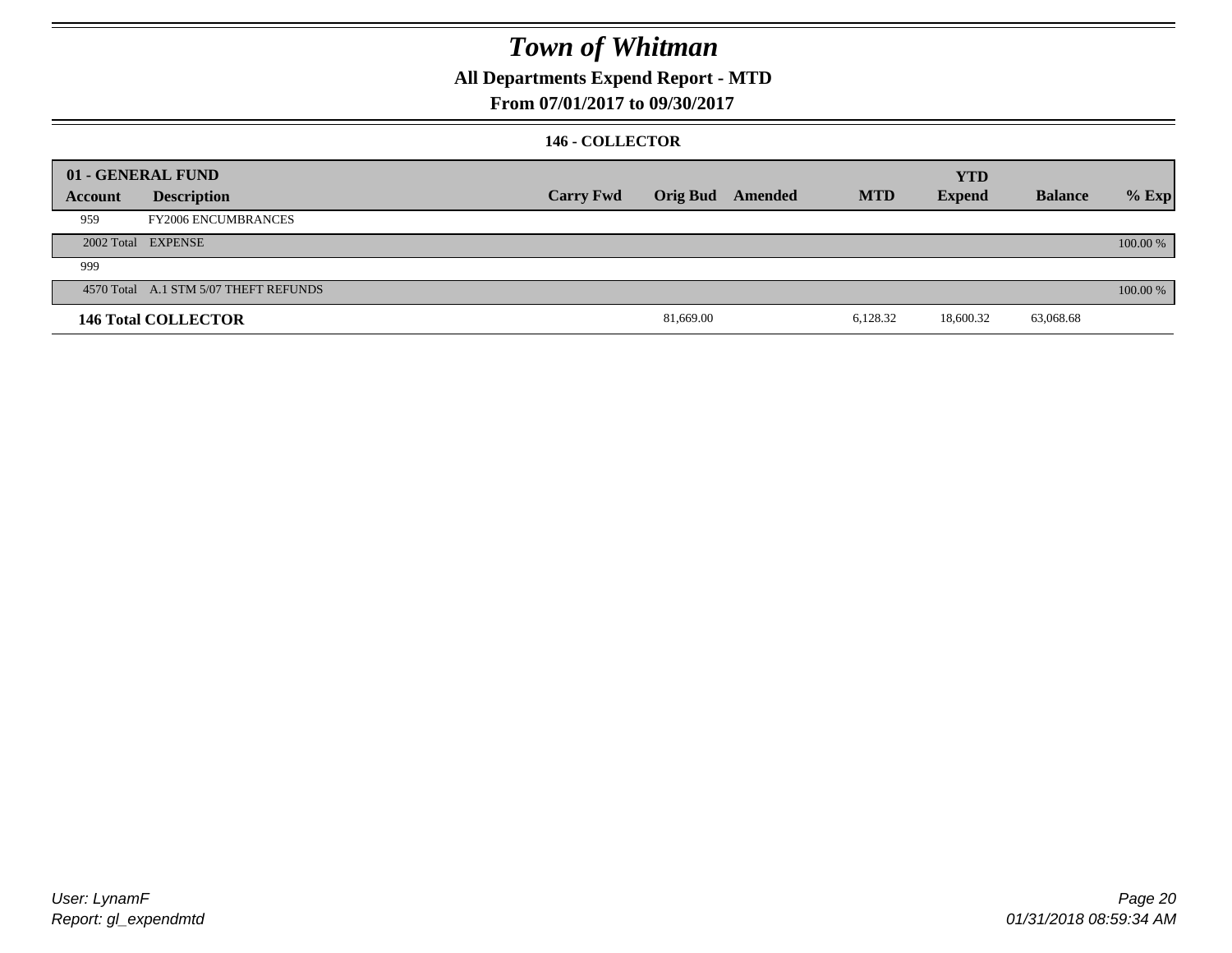# Town of Whitman

## All Departments Expend Report - MTD

### From 07/01/2017 to 09/30/2017

#### 146 - COLLECTOR

| 01 - GENERAL FUND | | | | | | YTD | | |
|---|---|---|---|---|---|---|---|---|
| **Account** | **Description** | **Carry Fwd** | **Orig Bud** | **Amended** | **MTD** | **Expend** | **Balance** | **% Exp** |
| 959 | FY2006 ENCUMBRANCES | | | | | | | |
| 2002 Total | EXPENSE | | | | | | | 100.00 % |
| 999 | | | | | | | | |
| 4570 Total | A.1 STM 5/07 THEFT REFUNDS | | | | | | | 100.00 % |
| **146 Total COLLECTOR** | | | 81,669.00 | | 6,128.32 | 18,600.32 | 63,068.68 | |

User: LynamF
Report: gl_expendmtd

01/31/2018 08:59:34 AM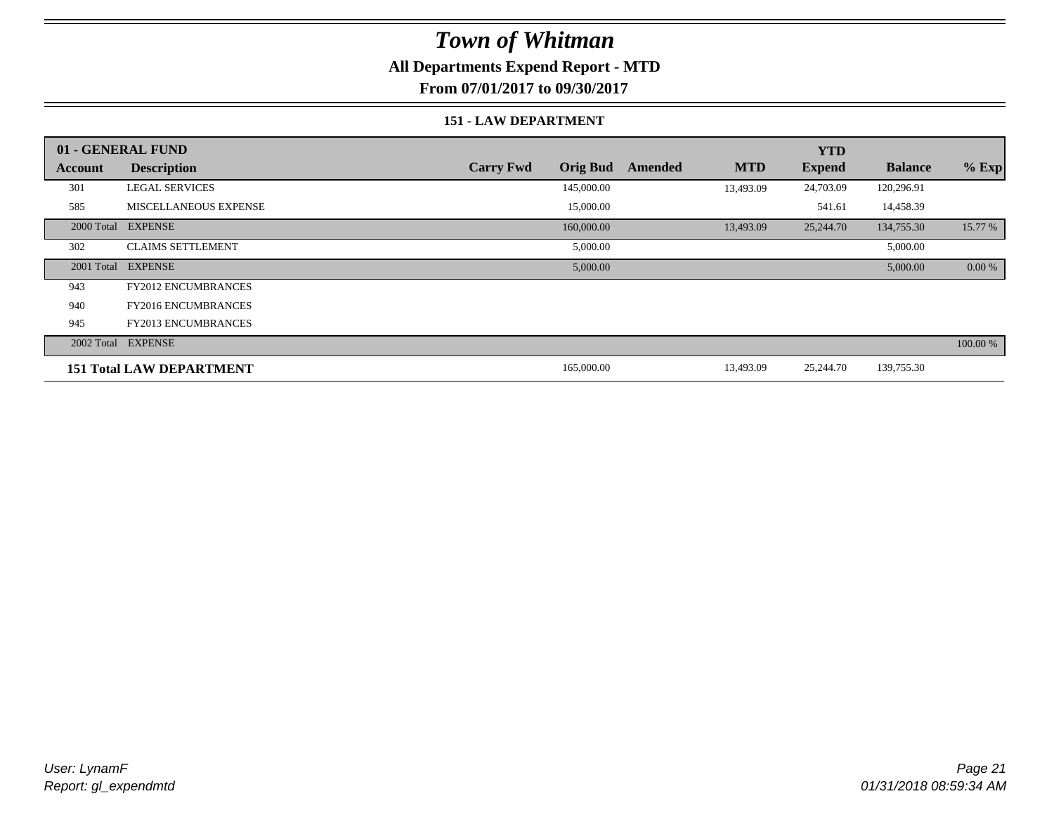# Town of Whitman

**All Departments Expend Report - MTD**

**From 07/01/2017 to 09/30/2017**

**151 - LAW DEPARTMENT**

| 01 - GENERAL FUND | | | | | | YTD | | |
|---|---|---|---|---|---|---|---|---|
| **Account** | **Description** | **Carry Fwd** | **Orig Bud** | **Amended** | **MTD** | **Expend** | **Balance** | **% Exp** |
| 301 | LEGAL SERVICES | | 145,000.00 | | 13,493.09 | 24,703.09 | 120,296.91 | |
| 585 | MISCELLANEOUS EXPENSE | | 15,000.00 | | | 541.61 | 14,458.39 | |
| 2000 Total | EXPENSE | | 160,000.00 | | 13,493.09 | 25,244.70 | 134,755.30 | 15.77 % |
| 302 | CLAIMS SETTLEMENT | | 5,000.00 | | | | 5,000.00 | |
| 2001 Total | EXPENSE | | 5,000.00 | | | | 5,000.00 | 0.00 % |
| 943 | FY2012 ENCUMBRANCES | | | | | | | |
| 940 | FY2016 ENCUMBRANCES | | | | | | | |
| 945 | FY2013 ENCUMBRANCES | | | | | | | |
| 2002 Total | EXPENSE | | | | | | | 100.00 % |
| **151 Total LAW DEPARTMENT** | | | 165,000.00 | | 13,493.09 | 25,244.70 | 139,755.30 | |

*User: LynamF*
*Report: gl_expendmtd*

*01/31/2018 08:59:34 AM*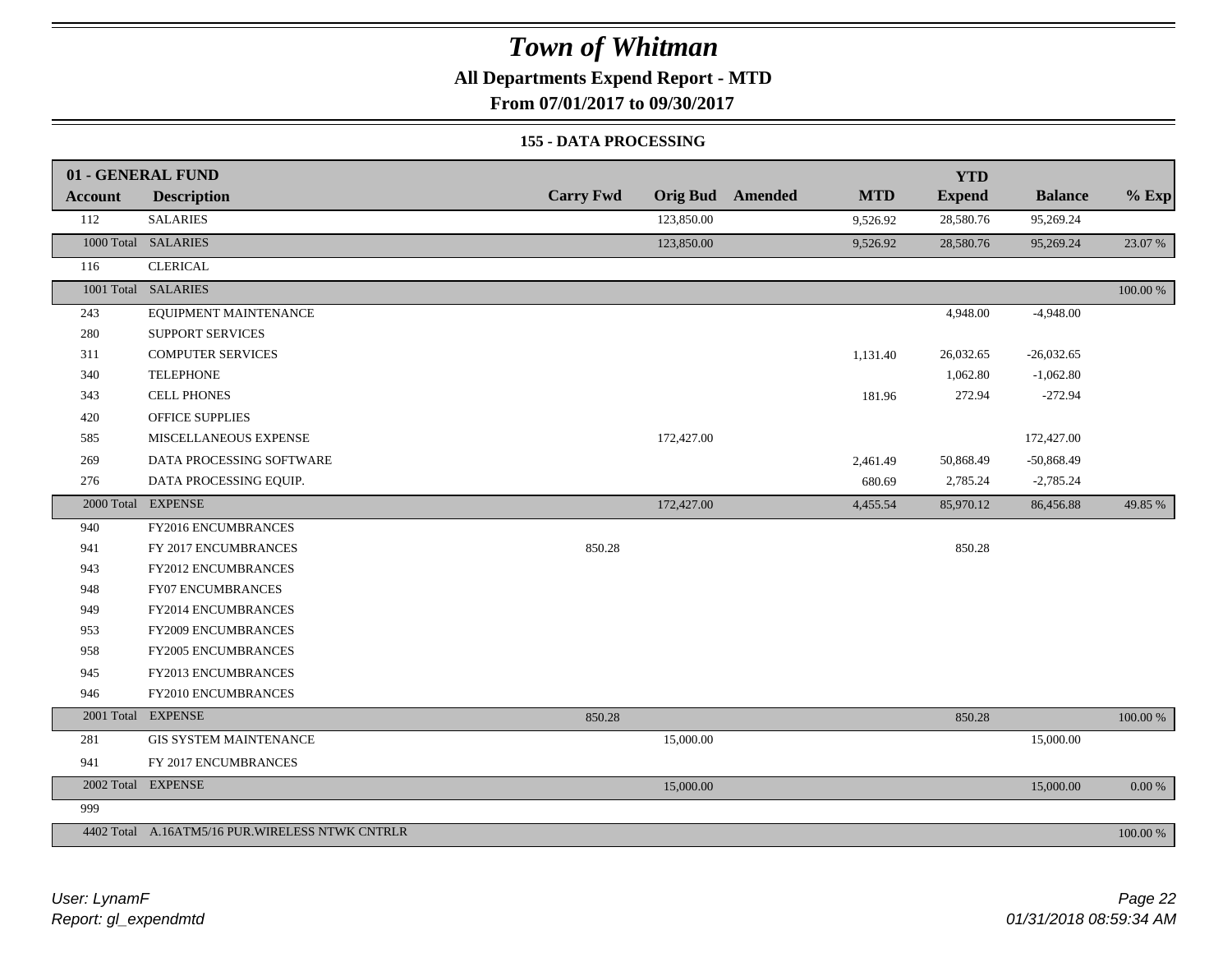# Town of Whitman

**All Departments Expend Report - MTD**

**From 07/01/2017 to 09/30/2017**

### 155 - DATA PROCESSING

| 01 - GENERAL FUND | | | | | | YTD | | |
|---|---|---|---|---|---|---|---|---|
| **Account** | **Description** | **Carry Fwd** | **Orig Bud** | **Amended** | **MTD** | **Expend** | **Balance** | **% Exp** |
| 112 | SALARIES | | 123,850.00 | | 9,526.92 | 28,580.76 | 95,269.24 | |
| 1000 Total | SALARIES | | 123,850.00 | | 9,526.92 | 28,580.76 | 95,269.24 | 23.07 % |
| 116 | CLERICAL | | | | | | | |
| 1001 Total | SALARIES | | | | | | | 100.00 % |
| 243 | EQUIPMENT MAINTENANCE | | | | | 4,948.00 | -4,948.00 | |
| 280 | SUPPORT SERVICES | | | | | | | |
| 311 | COMPUTER SERVICES | | | | 1,131.40 | 26,032.65 | -26,032.65 | |
| 340 | TELEPHONE | | | | | 1,062.80 | -1,062.80 | |
| 343 | CELL PHONES | | | | 181.96 | 272.94 | -272.94 | |
| 420 | OFFICE SUPPLIES | | | | | | | |
| 585 | MISCELLANEOUS EXPENSE | | 172,427.00 | | | | 172,427.00 | |
| 269 | DATA PROCESSING SOFTWARE | | | | 2,461.49 | 50,868.49 | -50,868.49 | |
| 276 | DATA PROCESSING EQUIP. | | | | 680.69 | 2,785.24 | -2,785.24 | |
| 2000 Total | EXPENSE | | 172,427.00 | | 4,455.54 | 85,970.12 | 86,456.88 | 49.85 % |
| 940 | FY2016 ENCUMBRANCES | | | | | | | |
| 941 | FY 2017 ENCUMBRANCES | 850.28 | | | | 850.28 | | |
| 943 | FY2012 ENCUMBRANCES | | | | | | | |
| 948 | FY07 ENCUMBRANCES | | | | | | | |
| 949 | FY2014 ENCUMBRANCES | | | | | | | |
| 953 | FY2009 ENCUMBRANCES | | | | | | | |
| 958 | FY2005 ENCUMBRANCES | | | | | | | |
| 945 | FY2013 ENCUMBRANCES | | | | | | | |
| 946 | FY2010 ENCUMBRANCES | | | | | | | |
| 2001 Total | EXPENSE | 850.28 | | | | 850.28 | | 100.00 % |
| 281 | GIS SYSTEM MAINTENANCE | | 15,000.00 | | | | 15,000.00 | |
| 941 | FY 2017 ENCUMBRANCES | | | | | | | |
| 2002 Total | EXPENSE | | 15,000.00 | | | | 15,000.00 | 0.00 % |
| 999 | | | | | | | | |
| 4402 Total | A.16ATM5/16 PUR.WIRELESS NTWK CNTRLR | | | | | | | 100.00 % |

*User: LynamF*
*Report: gl_expendmtd*

*01/31/2018 08:59:34 AM*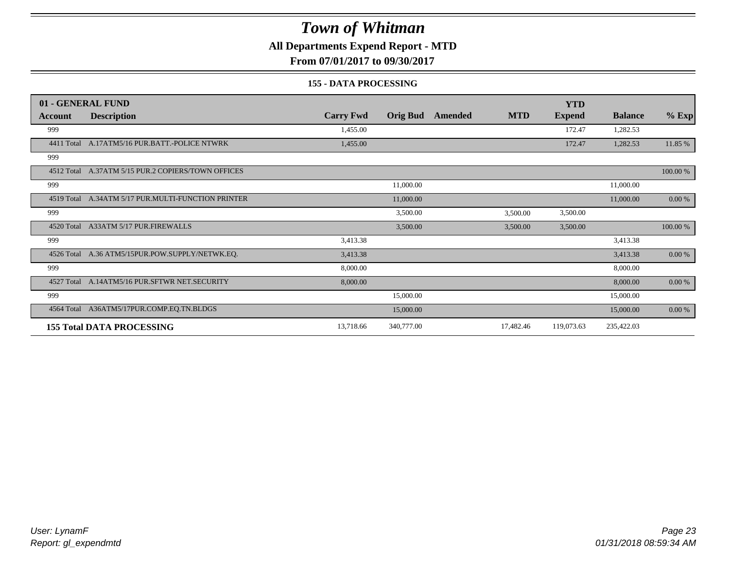# Town of Whitman

## All Departments Expend Report - MTD

### From 07/01/2017 to 09/30/2017

#### 155 - DATA PROCESSING

| 01 - GENERAL FUND | | | | | | YTD | | |
|---|---|---|---|---|---|---|---|---|
| Account | Description | Carry Fwd | Orig Bud | Amended | MTD | Expend | Balance | % Exp |
| 999 | | 1,455.00 | | | | 172.47 | 1,282.53 | |
| 4411 Total | A.17ATM5/16 PUR.BATT.-POLICE NTWRK | 1,455.00 | | | | 172.47 | 1,282.53 | 11.85 % |
| 999 | | | | | | | | |
| 4512 Total | A.37ATM 5/15 PUR.2 COPIERS/TOWN OFFICES | | | | | | | 100.00 % |
| 999 | | | 11,000.00 | | | | 11,000.00 | |
| 4519 Total | A.34ATM 5/17 PUR.MULTI-FUNCTION PRINTER | | 11,000.00 | | | | 11,000.00 | 0.00 % |
| 999 | | | 3,500.00 | | 3,500.00 | 3,500.00 | | |
| 4520 Total | A33ATM 5/17 PUR.FIREWALLS | | 3,500.00 | | 3,500.00 | 3,500.00 | | 100.00 % |
| 999 | | 3,413.38 | | | | | 3,413.38 | |
| 4526 Total | A.36 ATM5/15PUR.POW.SUPPLY/NETWK.EQ. | 3,413.38 | | | | | 3,413.38 | 0.00 % |
| 999 | | 8,000.00 | | | | | 8,000.00 | |
| 4527 Total | A.14ATM5/16 PUR.SFTWR NET.SECURITY | 8,000.00 | | | | | 8,000.00 | 0.00 % |
| 999 | | | 15,000.00 | | | | 15,000.00 | |
| 4564 Total | A36ATM5/17PUR.COMP.EQ.TN.BLDGS | | 15,000.00 | | | | 15,000.00 | 0.00 % |
| **155 Total DATA PROCESSING** | | 13,718.66 | 340,777.00 | | 17,482.46 | 119,073.63 | 235,422.03 | |

User: LynamF
Report: gl_expendmtd

01/31/2018 08:59:34 AM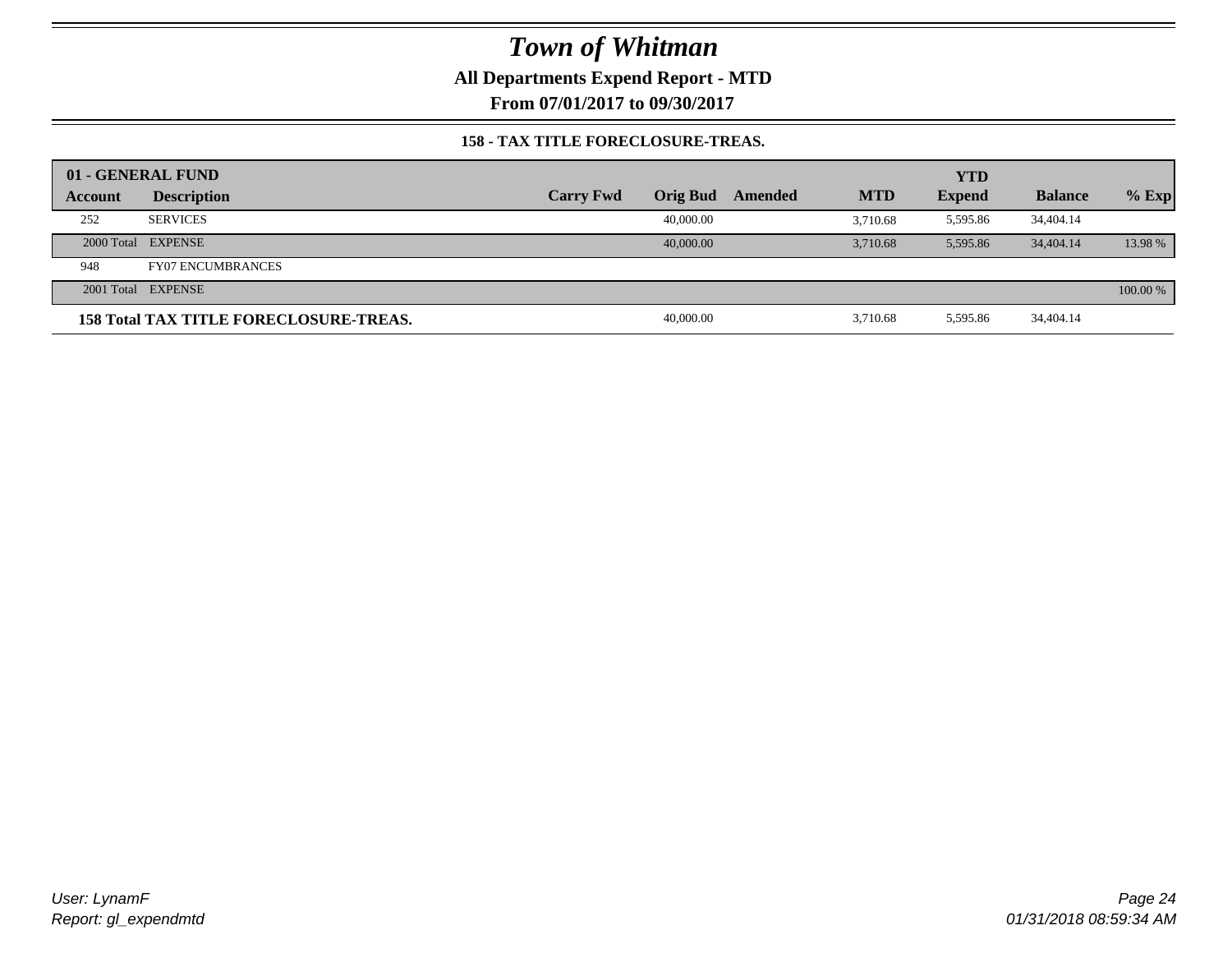# Town of Whitman

**All Departments Expend Report - MTD**

**From 07/01/2017 to 09/30/2017**

**158 - TAX TITLE FORECLOSURE-TREAS.**

| 01 - GENERAL FUND | | | | | | YTD | | |
|---|---|---|---|---|---|---|---|---|
| **Account** | **Description** | **Carry Fwd** | **Orig Bud** | **Amended** | **MTD** | **Expend** | **Balance** | **% Exp** |
| 252 | SERVICES | | 40,000.00 | | 3,710.68 | 5,595.86 | 34,404.14 | |
| 2000 Total | EXPENSE | | 40,000.00 | | 3,710.68 | 5,595.86 | 34,404.14 | 13.98 % |
| 948 | FY07 ENCUMBRANCES | | | | | | | |
| 2001 Total | EXPENSE | | | | | | | 100.00 % |
| **158 Total TAX TITLE FORECLOSURE-TREAS.** | | | 40,000.00 | | 3,710.68 | 5,595.86 | 34,404.14 | |

*User: LynamF*
*Report: gl_expendmtd*

*01/31/2018 08:59:34 AM*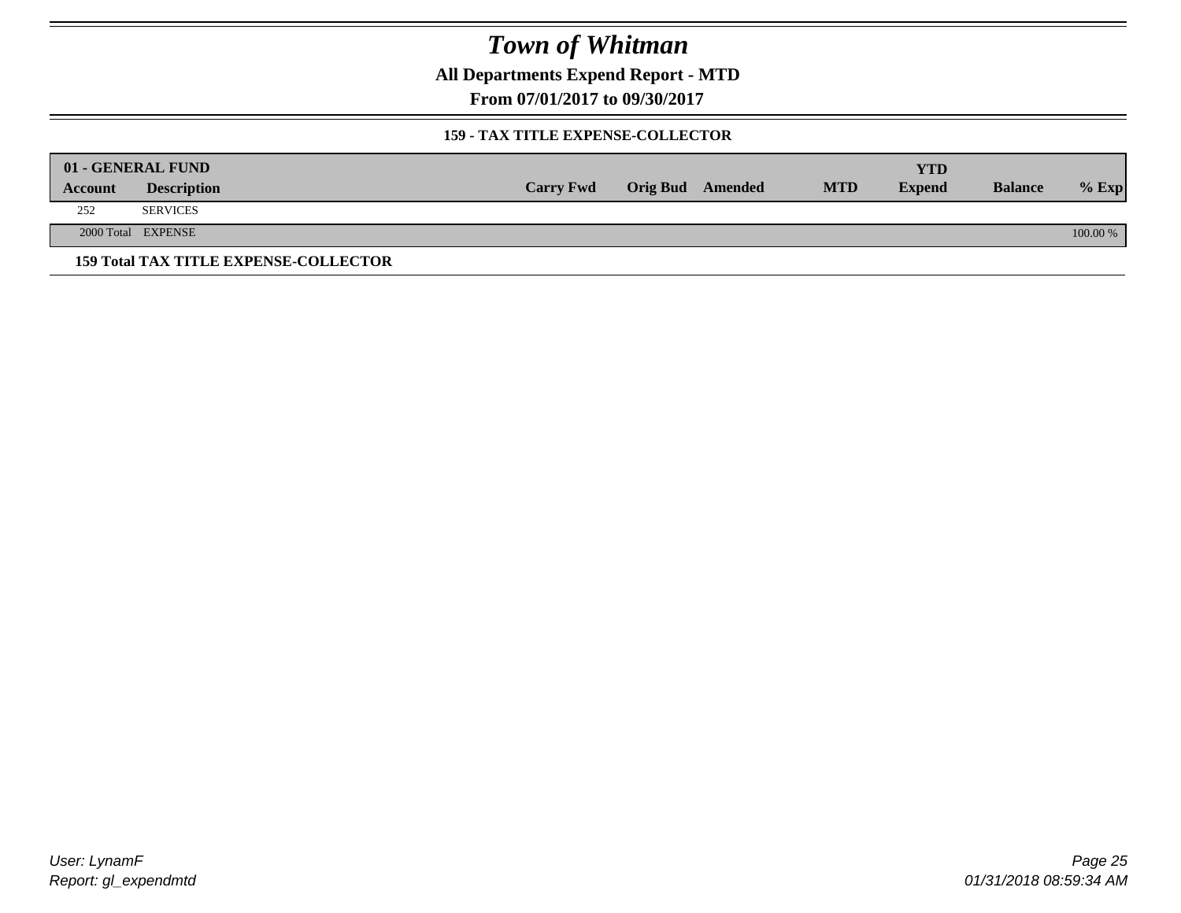# Town of Whitman

**All Departments Expend Report - MTD**

**From 07/01/2017 to 09/30/2017**

**159 - TAX TITLE EXPENSE-COLLECTOR**

| 01 - GENERAL FUND | | | | | | YTD | | |
|---|---|---|---|---|---|---|---|---|
| **Account** | **Description** | **Carry Fwd** | **Orig Bud** | **Amended** | **MTD** | **Expend** | **Balance** | **% Exp** |
| 252 | SERVICES | | | | | | | |
| 2000 Total | EXPENSE | | | | | | | 100.00 % |

**159 Total TAX TITLE EXPENSE-COLLECTOR**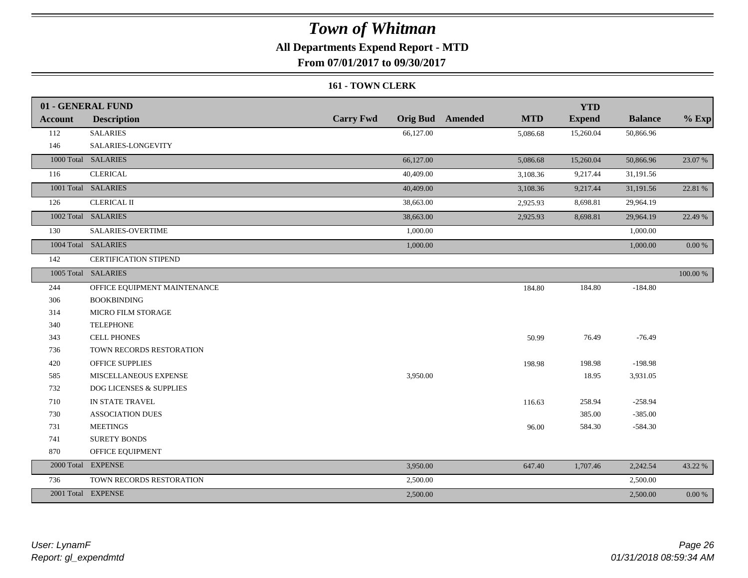# Town of Whitman

**All Departments Expend Report - MTD**

**From 07/01/2017 to 09/30/2017**

**161 - TOWN CLERK**

| 01 - GENERAL FUND | | | | | | | | |
|---|---|---|---|---|---|---|---|---|
| **Account** | **Description** | **Carry Fwd** | **Orig Bud** | **Amended** | **MTD** | **YTD Expend** | **Balance** | **% Exp** |
| 112 | SALARIES | | 66,127.00 | | 5,086.68 | 15,260.04 | 50,866.96 | |
| 146 | SALARIES-LONGEVITY | | | | | | | |
| 1000 Total | SALARIES | | 66,127.00 | | 5,086.68 | 15,260.04 | 50,866.96 | 23.07 % |
| 116 | CLERICAL | | 40,409.00 | | 3,108.36 | 9,217.44 | 31,191.56 | |
| 1001 Total | SALARIES | | 40,409.00 | | 3,108.36 | 9,217.44 | 31,191.56 | 22.81 % |
| 126 | CLERICAL II | | 38,663.00 | | 2,925.93 | 8,698.81 | 29,964.19 | |
| 1002 Total | SALARIES | | 38,663.00 | | 2,925.93 | 8,698.81 | 29,964.19 | 22.49 % |
| 130 | SALARIES-OVERTIME | | 1,000.00 | | | | 1,000.00 | |
| 1004 Total | SALARIES | | 1,000.00 | | | | 1,000.00 | 0.00 % |
| 142 | CERTIFICATION STIPEND | | | | | | | |
| 1005 Total | SALARIES | | | | | | | 100.00 % |
| 244 | OFFICE EQUIPMENT MAINTENANCE | | | | 184.80 | 184.80 | -184.80 | |
| 306 | BOOKBINDING | | | | | | | |
| 314 | MICRO FILM STORAGE | | | | | | | |
| 340 | TELEPHONE | | | | | | | |
| 343 | CELL PHONES | | | | 50.99 | 76.49 | -76.49 | |
| 736 | TOWN RECORDS RESTORATION | | | | | | | |
| 420 | OFFICE SUPPLIES | | | | 198.98 | 198.98 | -198.98 | |
| 585 | MISCELLANEOUS EXPENSE | | 3,950.00 | | | 18.95 | 3,931.05 | |
| 732 | DOG LICENSES & SUPPLIES | | | | | | | |
| 710 | IN STATE TRAVEL | | | | 116.63 | 258.94 | -258.94 | |
| 730 | ASSOCIATION DUES | | | | | 385.00 | -385.00 | |
| 731 | MEETINGS | | | | 96.00 | 584.30 | -584.30 | |
| 741 | SURETY BONDS | | | | | | | |
| 870 | OFFICE EQUIPMENT | | | | | | | |
| 2000 Total | EXPENSE | | 3,950.00 | | 647.40 | 1,707.46 | 2,242.54 | 43.22 % |
| 736 | TOWN RECORDS RESTORATION | | 2,500.00 | | | | 2,500.00 | |
| 2001 Total | EXPENSE | | 2,500.00 | | | | 2,500.00 | 0.00 % |

*User: LynamF*
*Report: gl_expendmtd*

*01/31/2018 08:59:34 AM*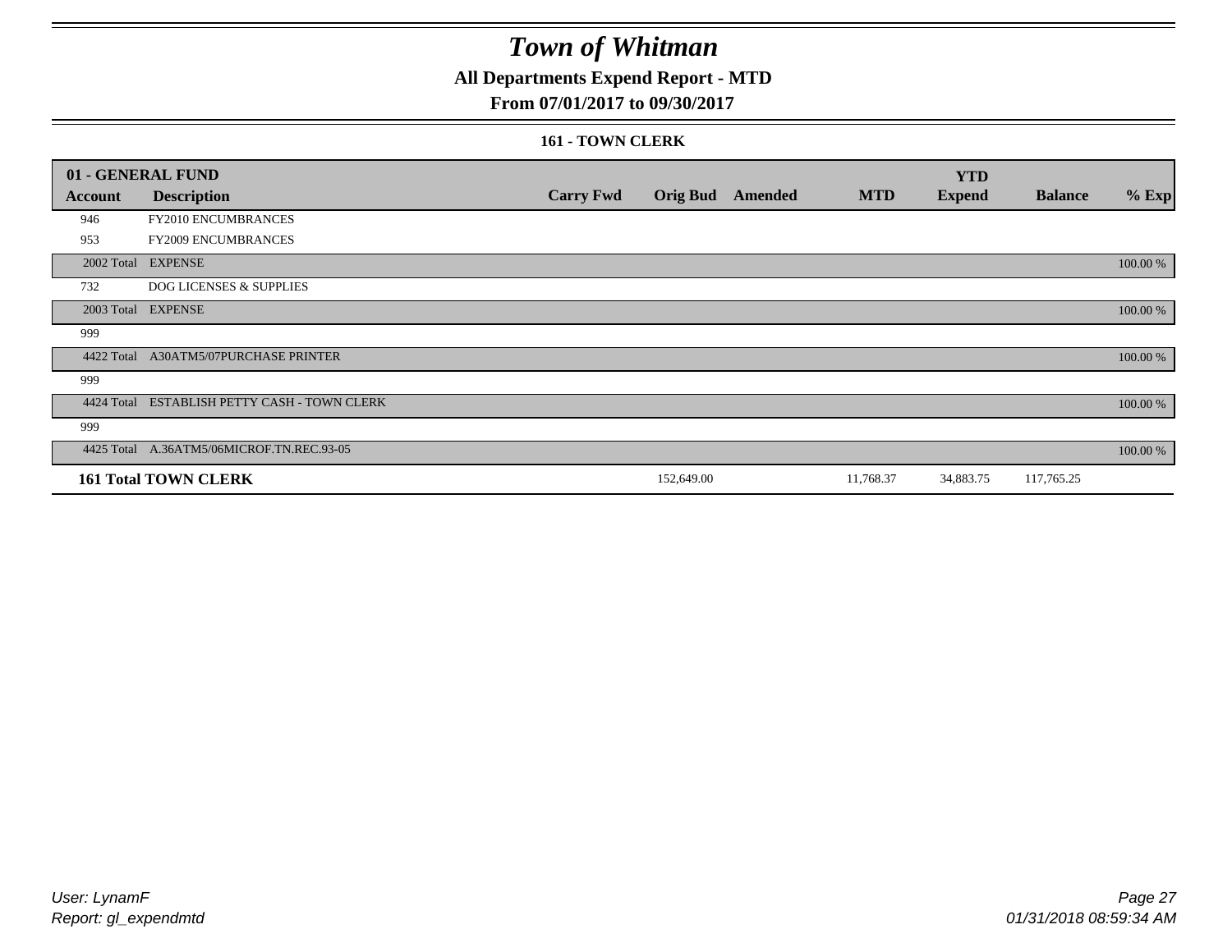# Town of Whitman

## All Departments Expend Report - MTD

### From 07/01/2017 to 09/30/2017

#### 161 - TOWN CLERK

| 01 - GENERAL FUND | | | | | | YTD | | |
|---|---|---|---|---|---|---|---|---|
| **Account** | **Description** | **Carry Fwd** | **Orig Bud** | **Amended** | **MTD** | **Expend** | **Balance** | **% Exp** |
| 946 | FY2010 ENCUMBRANCES | | | | | | | |
| 953 | FY2009 ENCUMBRANCES | | | | | | | |
| 2002 Total | EXPENSE | | | | | | | 100.00 % |
| 732 | DOG LICENSES & SUPPLIES | | | | | | | |
| 2003 Total | EXPENSE | | | | | | | 100.00 % |
| 999 | | | | | | | | |
| 4422 Total | A30ATM5/07PURCHASE PRINTER | | | | | | | 100.00 % |
| 999 | | | | | | | | |
| 4424 Total | ESTABLISH PETTY CASH - TOWN CLERK | | | | | | | 100.00 % |
| 999 | | | | | | | | |
| 4425 Total | A.36ATM5/06MICROF.TN.REC.93-05 | | | | | | | 100.00 % |
| **161 Total TOWN CLERK** | | | 152,649.00 | | 11,768.37 | 34,883.75 | 117,765.25 | |

*User: LynamF*
*Report: gl_expendmtd*

*01/31/2018 08:59:34 AM*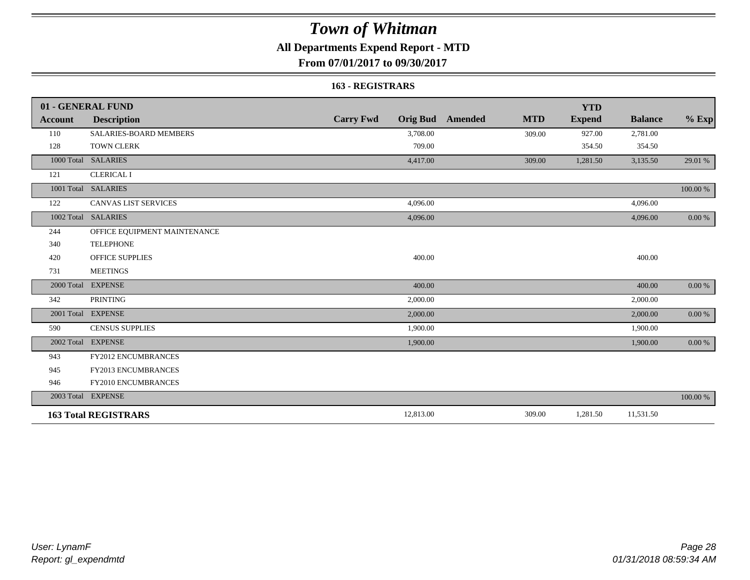# Town of Whitman

## All Departments Expend Report - MTD

### From 07/01/2017 to 09/30/2017

#### 163 - REGISTRARS

| 01 - GENERAL FUND | | | | | | YTD | | |
|---|---|---|---|---|---|---|---|---|
| Account | Description | Carry Fwd | Orig Bud | Amended | MTD | Expend | Balance | % Exp |
| 110 | SALARIES-BOARD MEMBERS | | 3,708.00 | | 309.00 | 927.00 | 2,781.00 | |
| 128 | TOWN CLERK | | 709.00 | | | 354.50 | 354.50 | |
| 1000 Total | SALARIES | | 4,417.00 | | 309.00 | 1,281.50 | 3,135.50 | 29.01 % |
| 121 | CLERICAL I | | | | | | | |
| 1001 Total | SALARIES | | | | | | | 100.00 % |
| 122 | CANVAS LIST SERVICES | | 4,096.00 | | | | 4,096.00 | |
| 1002 Total | SALARIES | | 4,096.00 | | | | 4,096.00 | 0.00 % |
| 244 | OFFICE EQUIPMENT MAINTENANCE | | | | | | | |
| 340 | TELEPHONE | | | | | | | |
| 420 | OFFICE SUPPLIES | | 400.00 | | | | 400.00 | |
| 731 | MEETINGS | | | | | | | |
| 2000 Total | EXPENSE | | 400.00 | | | | 400.00 | 0.00 % |
| 342 | PRINTING | | 2,000.00 | | | | 2,000.00 | |
| 2001 Total | EXPENSE | | 2,000.00 | | | | 2,000.00 | 0.00 % |
| 590 | CENSUS SUPPLIES | | 1,900.00 | | | | 1,900.00 | |
| 2002 Total | EXPENSE | | 1,900.00 | | | | 1,900.00 | 0.00 % |
| 943 | FY2012 ENCUMBRANCES | | | | | | | |
| 945 | FY2013 ENCUMBRANCES | | | | | | | |
| 946 | FY2010 ENCUMBRANCES | | | | | | | |
| 2003 Total | EXPENSE | | | | | | | 100.00 % |
| **163 Total REGISTRARS** | | | 12,813.00 | | 309.00 | 1,281.50 | 11,531.50 | |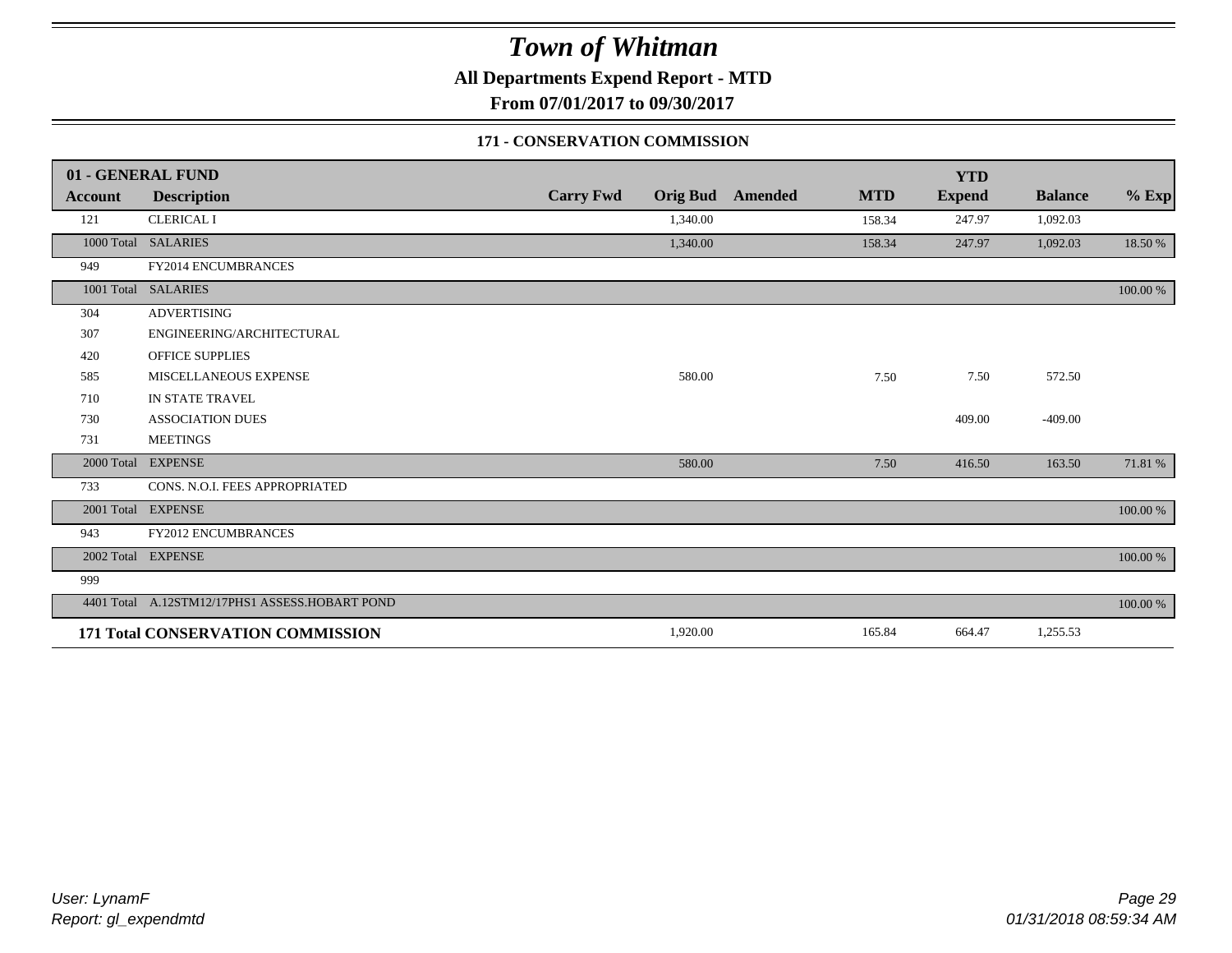# Town of Whitman

**All Departments Expend Report - MTD**

**From 07/01/2017 to 09/30/2017**

**171 - CONSERVATION COMMISSION**

| 01 - GENERAL FUND | | | | | | | | |
|---|---|---|---|---|---|---|---|---|
| **Account** | **Description** | **Carry Fwd** | **Orig Bud** | **Amended** | **MTD** | **YTD Expend** | **Balance** | **% Exp** |
| 121 | CLERICAL I | | 1,340.00 | | 158.34 | 247.97 | 1,092.03 | |
| 1000 Total | SALARIES | | 1,340.00 | | 158.34 | 247.97 | 1,092.03 | 18.50 % |
| 949 | FY2014 ENCUMBRANCES | | | | | | | |
| 1001 Total | SALARIES | | | | | | | 100.00 % |
| 304 | ADVERTISING | | | | | | | |
| 307 | ENGINEERING/ARCHITECTURAL | | | | | | | |
| 420 | OFFICE SUPPLIES | | | | | | | |
| 585 | MISCELLANEOUS EXPENSE | | 580.00 | | 7.50 | 7.50 | 572.50 | |
| 710 | IN STATE TRAVEL | | | | | | | |
| 730 | ASSOCIATION DUES | | | | | 409.00 | -409.00 | |
| 731 | MEETINGS | | | | | | | |
| 2000 Total | EXPENSE | | 580.00 | | 7.50 | 416.50 | 163.50 | 71.81 % |
| 733 | CONS. N.O.I. FEES APPROPRIATED | | | | | | | |
| 2001 Total | EXPENSE | | | | | | | 100.00 % |
| 943 | FY2012 ENCUMBRANCES | | | | | | | |
| 2002 Total | EXPENSE | | | | | | | 100.00 % |
| 999 | | | | | | | | |
| 4401 Total | A.12STM12/17PHS1 ASSESS.HOBART POND | | | | | | | 100.00 % |
| **171 Total CONSERVATION COMMISSION** | | | 1,920.00 | | 165.84 | 664.47 | 1,255.53 | |

*User: LynamF*
*Report: gl_expendmtd*

*01/31/2018 08:59:34 AM*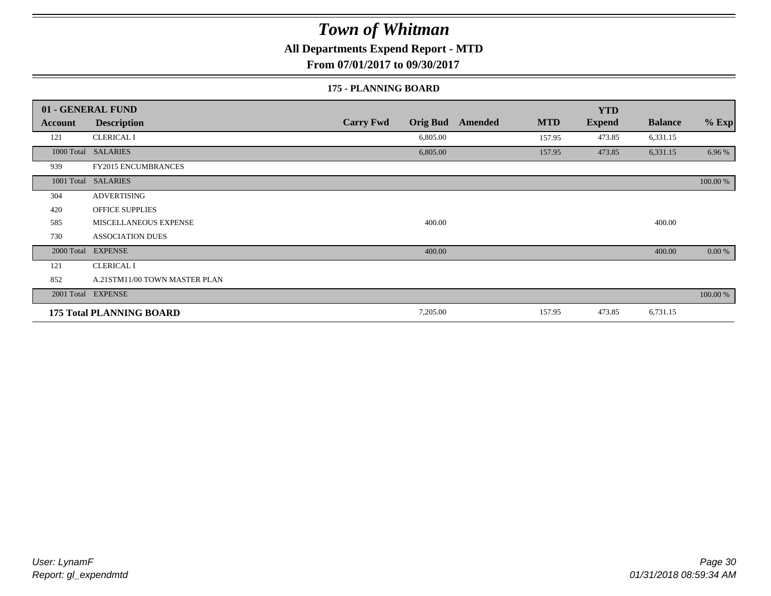# Town of Whitman

## All Departments Expend Report - MTD

### From 07/01/2017 to 09/30/2017

#### 175 - PLANNING BOARD

| 01 - GENERAL FUND | | | | | | YTD | | |
|---|---|---|---|---|---|---|---|---|
| **Account** | **Description** | **Carry Fwd** | **Orig Bud** | **Amended** | **MTD** | **Expend** | **Balance** | **% Exp** |
| 121 | CLERICAL I | | 6,805.00 | | 157.95 | 473.85 | 6,331.15 | |
| 1000 Total | SALARIES | | 6,805.00 | | 157.95 | 473.85 | 6,331.15 | 6.96 % |
| 939 | FY2015 ENCUMBRANCES | | | | | | | |
| 1001 Total | SALARIES | | | | | | | 100.00 % |
| 304 | ADVERTISING | | | | | | | |
| 420 | OFFICE SUPPLIES | | | | | | | |
| 585 | MISCELLANEOUS EXPENSE | | 400.00 | | | | 400.00 | |
| 730 | ASSOCIATION DUES | | | | | | | |
| 2000 Total | EXPENSE | | 400.00 | | | | 400.00 | 0.00 % |
| 121 | CLERICAL I | | | | | | | |
| 852 | A.21STM11/00 TOWN MASTER PLAN | | | | | | | |
| 2001 Total | EXPENSE | | | | | | | 100.00 % |
| **175 Total PLANNING BOARD** | | | 7,205.00 | | 157.95 | 473.85 | 6,731.15 | |

*User: LynamF*
*Report: gl_expendmtd*

*01/31/2018 08:59:34 AM*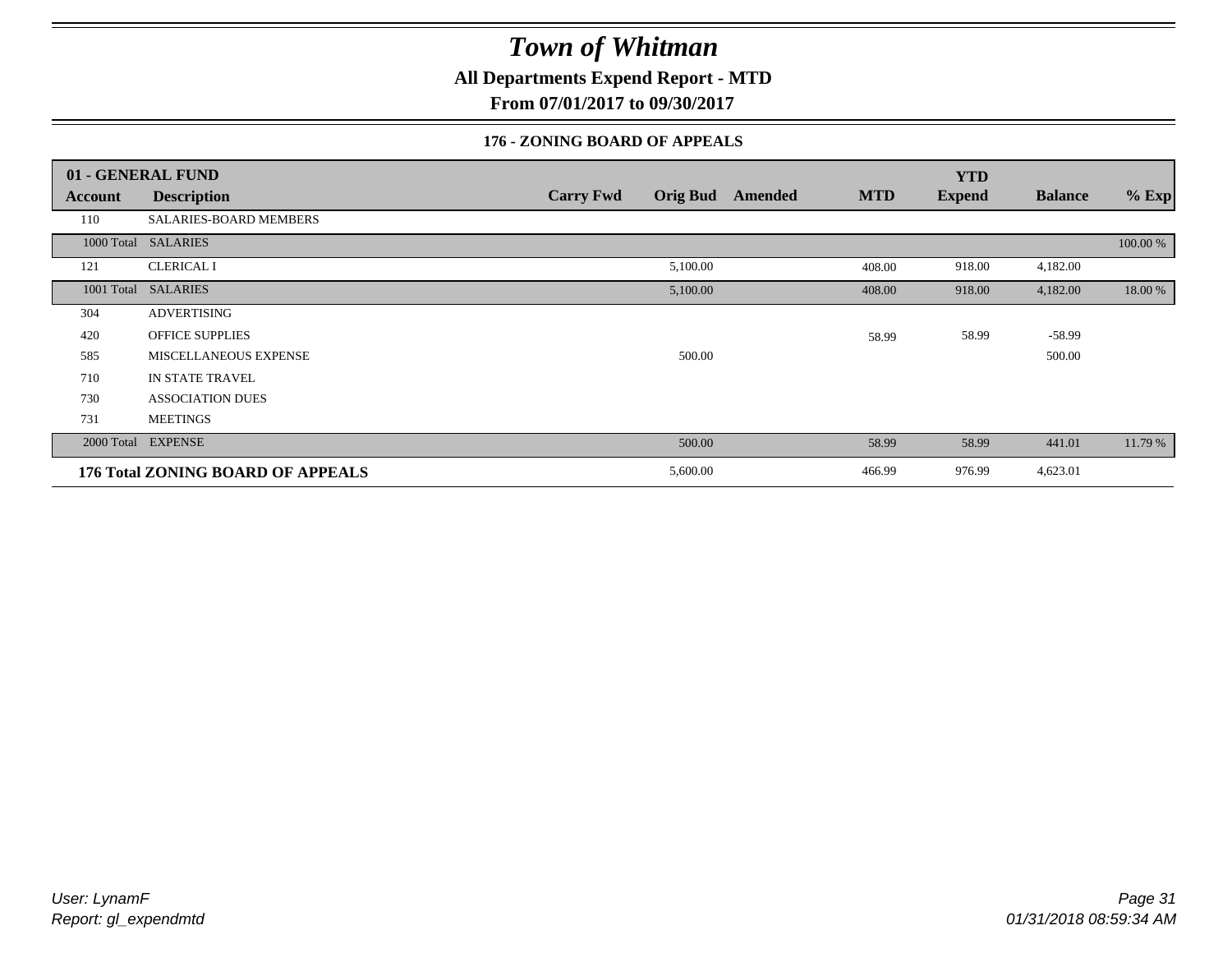# Town of Whitman

**All Departments Expend Report - MTD**

**From 07/01/2017 to 09/30/2017**

**176 - ZONING BOARD OF APPEALS**

| 01 - GENERAL FUND | | | | | | YTD | | |
|---|---|---|---|---|---|---|---|---|
| **Account** | **Description** | **Carry Fwd** | **Orig Bud** | **Amended** | **MTD** | **Expend** | **Balance** | **% Exp** |
| 110 | SALARIES-BOARD MEMBERS | | | | | | | |
| 1000 Total | SALARIES | | | | | | | 100.00 % |
| 121 | CLERICAL I | | 5,100.00 | | 408.00 | 918.00 | 4,182.00 | |
| 1001 Total | SALARIES | | 5,100.00 | | 408.00 | 918.00 | 4,182.00 | 18.00 % |
| 304 | ADVERTISING | | | | | | | |
| 420 | OFFICE SUPPLIES | | | | 58.99 | 58.99 | -58.99 | |
| 585 | MISCELLANEOUS EXPENSE | | 500.00 | | | | 500.00 | |
| 710 | IN STATE TRAVEL | | | | | | | |
| 730 | ASSOCIATION DUES | | | | | | | |
| 731 | MEETINGS | | | | | | | |
| 2000 Total | EXPENSE | | 500.00 | | 58.99 | 58.99 | 441.01 | 11.79 % |
| **176 Total ZONING BOARD OF APPEALS** | | | 5,600.00 | | 466.99 | 976.99 | 4,623.01 | |

User: LynamF
Report: gl_expendmtd

01/31/2018 08:59:34 AM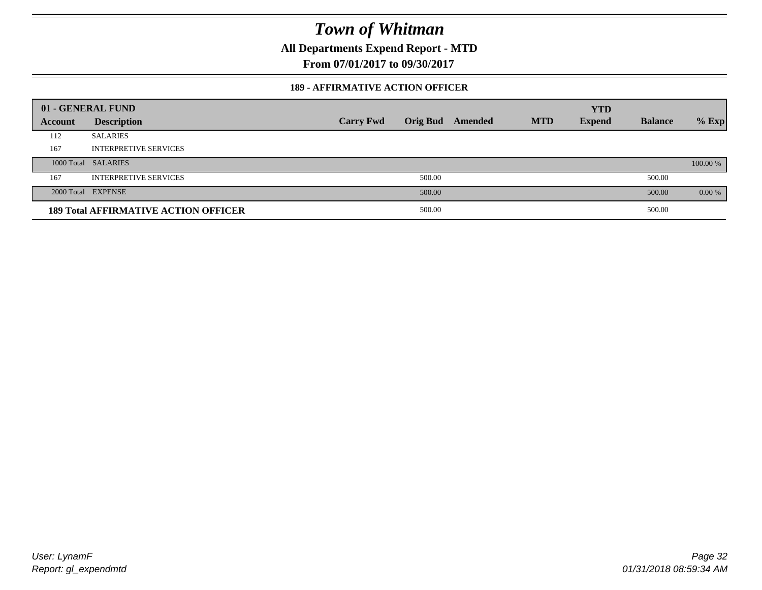# Town of Whitman

**All Departments Expend Report - MTD**

**From 07/01/2017 to 09/30/2017**

### 189 - AFFIRMATIVE ACTION OFFICER

| 01 - GENERAL FUND | | | | | | YTD | | |
|---|---|---|---|---|---|---|---|---|
| **Account** | **Description** | **Carry Fwd** | **Orig Bud** | **Amended** | **MTD** | **Expend** | **Balance** | **% Exp** |
| 112 | SALARIES | | | | | | | |
| 167 | INTERPRETIVE SERVICES | | | | | | | |
| 1000 Total | SALARIES | | | | | | | 100.00 % |
| 167 | INTERPRETIVE SERVICES | | 500.00 | | | | 500.00 | |
| 2000 Total | EXPENSE | | 500.00 | | | | 500.00 | 0.00 % |
| **189 Total AFFIRMATIVE ACTION OFFICER** | | | 500.00 | | | | 500.00 | |

*User: LynamF*
*Report: gl_expendmtd*

*01/31/2018 08:59:34 AM*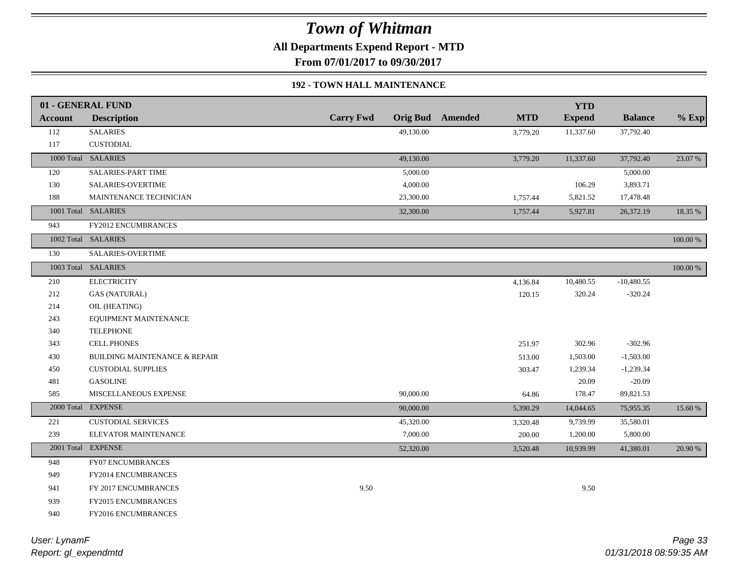# Town of Whitman

**All Departments Expend Report - MTD**

**From 07/01/2017 to 09/30/2017**

### 192 - TOWN HALL MAINTENANCE

| 01 - GENERAL FUND | | | | | | YTD | | |
|---|---|---|---|---|---|---|---|---|
| **Account** | **Description** | **Carry Fwd** | **Orig Bud** | **Amended** | **MTD** | **Expend** | **Balance** | **% Exp** |
| 112 | SALARIES | | 49,130.00 | | 3,779.20 | 11,337.60 | 37,792.40 | |
| 117 | CUSTODIAL | | | | | | | |
| 1000 Total | SALARIES | | 49,130.00 | | 3,779.20 | 11,337.60 | 37,792.40 | 23.07 % |
| 120 | SALARIES-PART TIME | | 5,000.00 | | | | 5,000.00 | |
| 130 | SALARIES-OVERTIME | | 4,000.00 | | | 106.29 | 3,893.71 | |
| 188 | MAINTENANCE TECHNICIAN | | 23,300.00 | | 1,757.44 | 5,821.52 | 17,478.48 | |
| 1001 Total | SALARIES | | 32,300.00 | | 1,757.44 | 5,927.81 | 26,372.19 | 18.35 % |
| 943 | FY2012 ENCUMBRANCES | | | | | | | |
| 1002 Total | SALARIES | | | | | | | 100.00 % |
| 130 | SALARIES-OVERTIME | | | | | | | |
| 1003 Total | SALARIES | | | | | | | 100.00 % |
| 210 | ELECTRICITY | | | | 4,136.84 | 10,480.55 | -10,480.55 | |
| 212 | GAS (NATURAL) | | | | 120.15 | 320.24 | -320.24 | |
| 214 | OIL (HEATING) | | | | | | | |
| 243 | EQUIPMENT MAINTENANCE | | | | | | | |
| 340 | TELEPHONE | | | | | | | |
| 343 | CELL PHONES | | | | 251.97 | 302.96 | -302.96 | |
| 430 | BUILDING MAINTENANCE & REPAIR | | | | 513.00 | 1,503.00 | -1,503.00 | |
| 450 | CUSTODIAL SUPPLIES | | | | 303.47 | 1,239.34 | -1,239.34 | |
| 481 | GASOLINE | | | | | 20.09 | -20.09 | |
| 585 | MISCELLANEOUS EXPENSE | | 90,000.00 | | 64.86 | 178.47 | 89,821.53 | |
| 2000 Total | EXPENSE | | 90,000.00 | | 5,390.29 | 14,044.65 | 75,955.35 | 15.60 % |
| 221 | CUSTODIAL SERVICES | | 45,320.00 | | 3,320.48 | 9,739.99 | 35,580.01 | |
| 239 | ELEVATOR MAINTENANCE | | 7,000.00 | | 200.00 | 1,200.00 | 5,800.00 | |
| 2001 Total | EXPENSE | | 52,320.00 | | 3,520.48 | 10,939.99 | 41,380.01 | 20.90 % |
| 948 | FY07 ENCUMBRANCES | | | | | | | |
| 949 | FY2014 ENCUMBRANCES | | | | | | | |
| 941 | FY 2017 ENCUMBRANCES | 9.50 | | | | 9.50 | | |
| 939 | FY2015 ENCUMBRANCES | | | | | | | |
| 940 | FY2016 ENCUMBRANCES | | | | | | | |

*User: LynamF*
*Report: gl_expendmtd*

*01/31/2018 08:59:35 AM*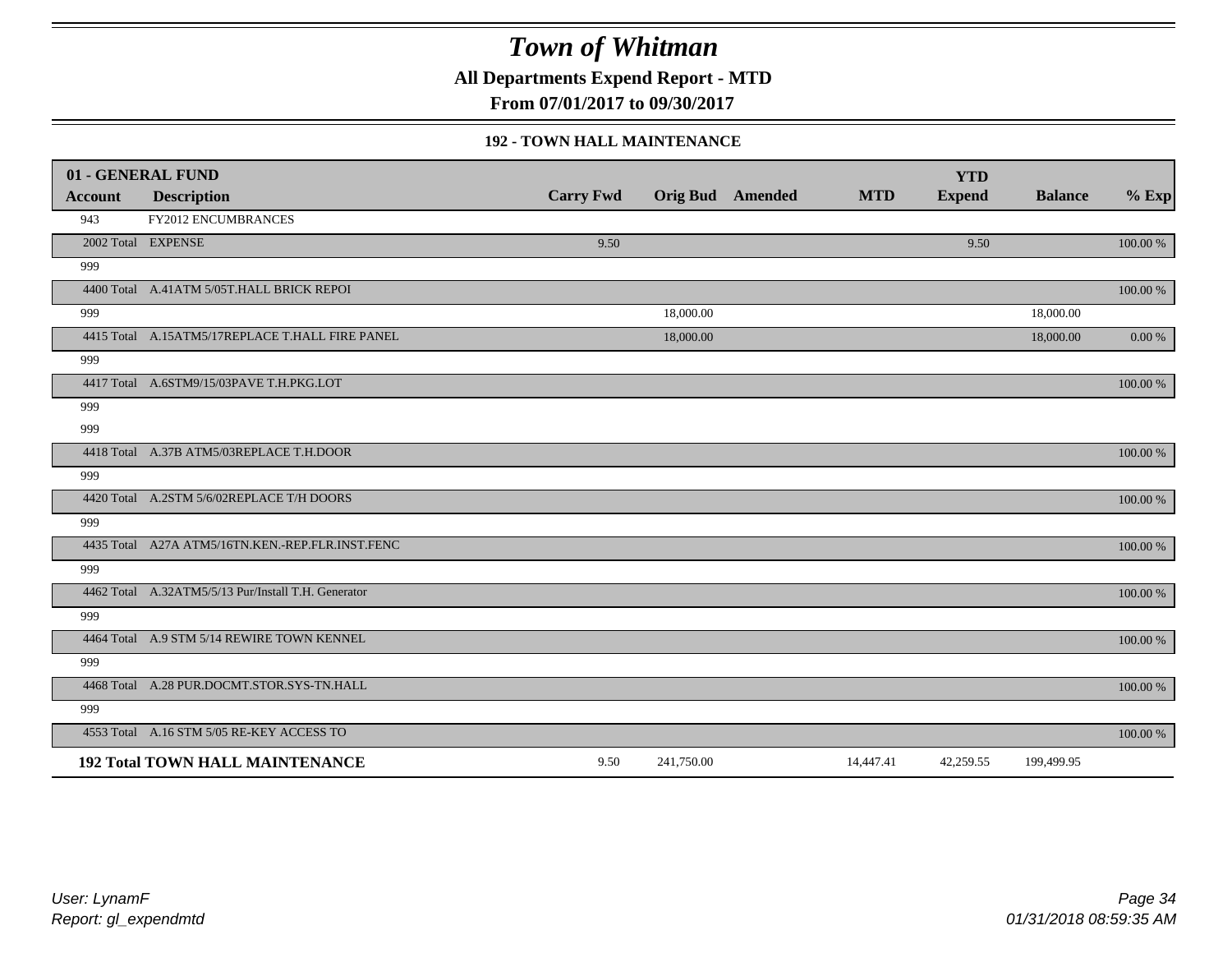# Town of Whitman

## All Departments Expend Report - MTD

### From 07/01/2017 to 09/30/2017

#### 192 - TOWN HALL MAINTENANCE

| 01 - GENERAL FUND | | | | | | YTD | | |
|---|---|---|---|---|---|---|---|---|
| **Account** | **Description** | **Carry Fwd** | **Orig Bud** | **Amended** | **MTD** | **Expend** | **Balance** | **% Exp** |
| 943 | FY2012 ENCUMBRANCES | | | | | | | |
| 2002 Total | EXPENSE | 9.50 | | | | 9.50 | | 100.00 % |
| 999 | | | | | | | | |
| 4400 Total | A.41ATM 5/05T.HALL BRICK REPOI | | | | | | | 100.00 % |
| 999 | | | 18,000.00 | | | | 18,000.00 | |
| 4415 Total | A.15ATM5/17REPLACE T.HALL FIRE PANEL | | 18,000.00 | | | | 18,000.00 | 0.00 % |
| 999 | | | | | | | | |
| 4417 Total | A.6STM9/15/03PAVE T.H.PKG.LOT | | | | | | | 100.00 % |
| 999 | | | | | | | | |
| 999 | | | | | | | | |
| 4418 Total | A.37B ATM5/03REPLACE T.H.DOOR | | | | | | | 100.00 % |
| 999 | | | | | | | | |
| 4420 Total | A.2STM 5/6/02REPLACE T/H DOORS | | | | | | | 100.00 % |
| 999 | | | | | | | | |
| 4435 Total | A27A ATM5/16TN.KEN.-REP.FLR.INST.FENC | | | | | | | 100.00 % |
| 999 | | | | | | | | |
| 4462 Total | A.32ATM5/5/13 Pur/Install T.H. Generator | | | | | | | 100.00 % |
| 999 | | | | | | | | |
| 4464 Total | A.9 STM 5/14 REWIRE TOWN KENNEL | | | | | | | 100.00 % |
| 999 | | | | | | | | |
| 4468 Total | A.28 PUR.DOCMT.STOR.SYS-TN.HALL | | | | | | | 100.00 % |
| 999 | | | | | | | | |
| 4553 Total | A.16 STM 5/05 RE-KEY ACCESS TO | | | | | | | 100.00 % |
| **192 Total TOWN HALL MAINTENANCE** | | 9.50 | 241,750.00 | | 14,447.41 | 42,259.55 | 199,499.95 | |

*User: LynamF*
*Report: gl_expendmtd*

*01/31/2018 08:59:35 AM*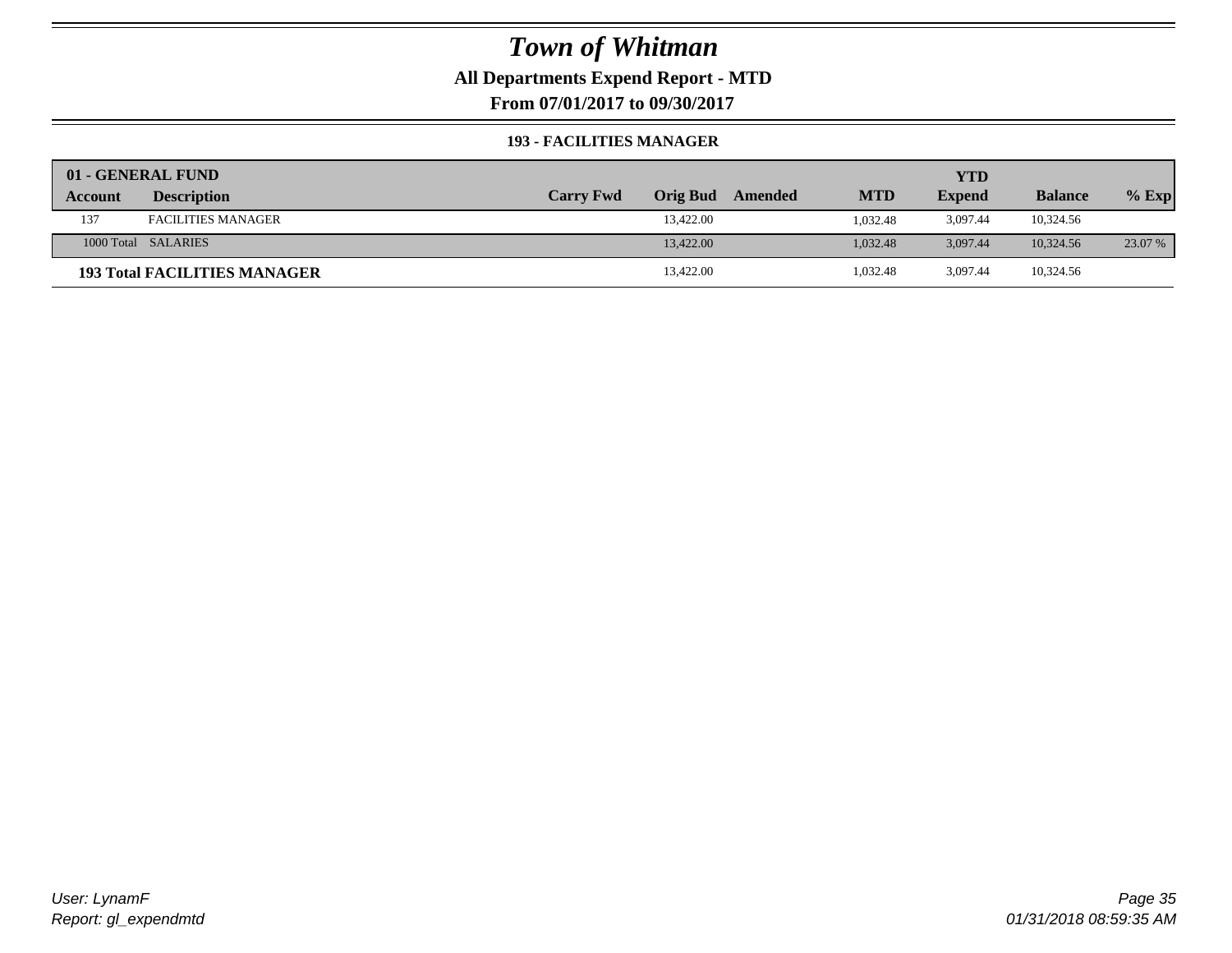# Town of Whitman

**All Departments Expend Report - MTD**

**From 07/01/2017 to 09/30/2017**

**193 - FACILITIES MANAGER**

| 01 - GENERAL FUND | | | | | | YTD | | |
|---|---|---|---|---|---|---|---|---|
| Account | Description | Carry Fwd | Orig Bud | Amended | MTD | Expend | Balance | % Exp |
| 137 | FACILITIES MANAGER | | 13,422.00 | | 1,032.48 | 3,097.44 | 10,324.56 | |
| 1000 Total | SALARIES | | 13,422.00 | | 1,032.48 | 3,097.44 | 10,324.56 | 23.07 % |
| **193 Total FACILITIES MANAGER** | | | 13,422.00 | | 1,032.48 | 3,097.44 | 10,324.56 | |

*User: LynamF*

*Report: gl_expendmtd*

*01/31/2018 08:59:35 AM*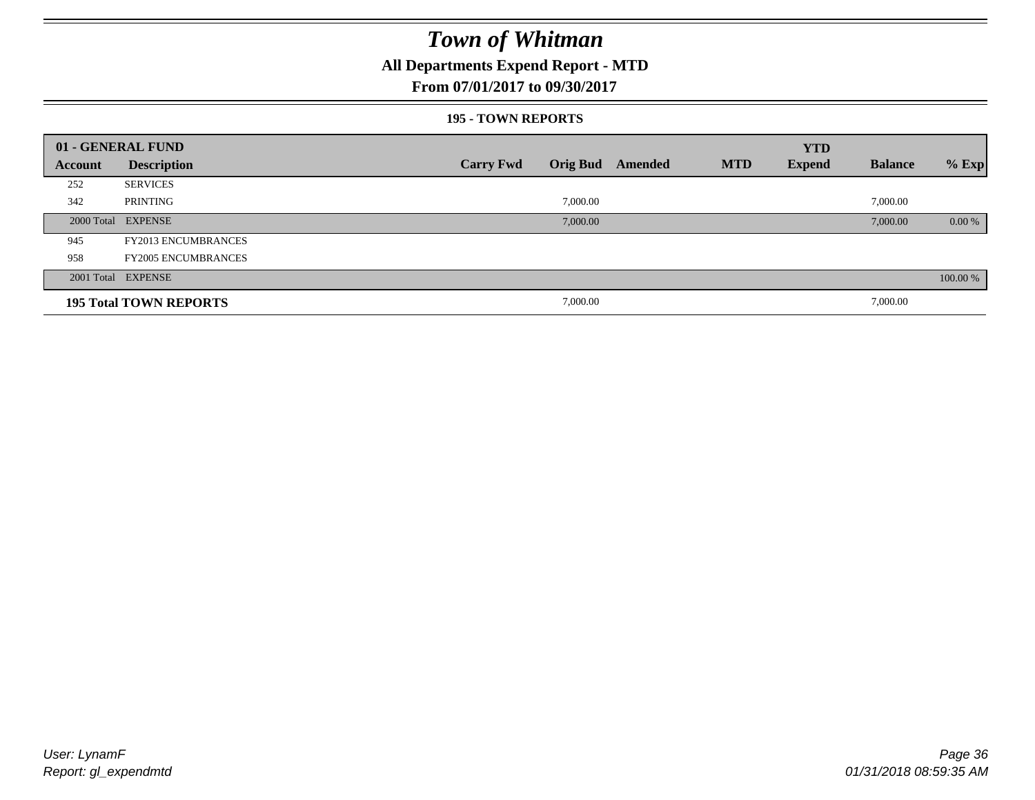# Town of Whitman

## All Departments Expend Report - MTD

### From 07/01/2017 to 09/30/2017

#### 195 - TOWN REPORTS

| 01 - GENERAL FUND | | | | | | | | |
|---|---|---|---|---|---|---|---|---|
| **Account** | **Description** | **Carry Fwd** | **Orig Bud** | **Amended** | **MTD** | **YTD Expend** | **Balance** | **% Exp** |
| 252 | SERVICES | | | | | | | |
| 342 | PRINTING | | 7,000.00 | | | | 7,000.00 | |
| 2000 Total | EXPENSE | | 7,000.00 | | | | 7,000.00 | 0.00 % |
| 945 | FY2013 ENCUMBRANCES | | | | | | | |
| 958 | FY2005 ENCUMBRANCES | | | | | | | |
| 2001 Total | EXPENSE | | | | | | | 100.00 % |
| **195 Total TOWN REPORTS** | | | 7,000.00 | | | | 7,000.00 | |

*User: LynamF*
*Report: gl_expendmtd*

*01/31/2018 08:59:35 AM*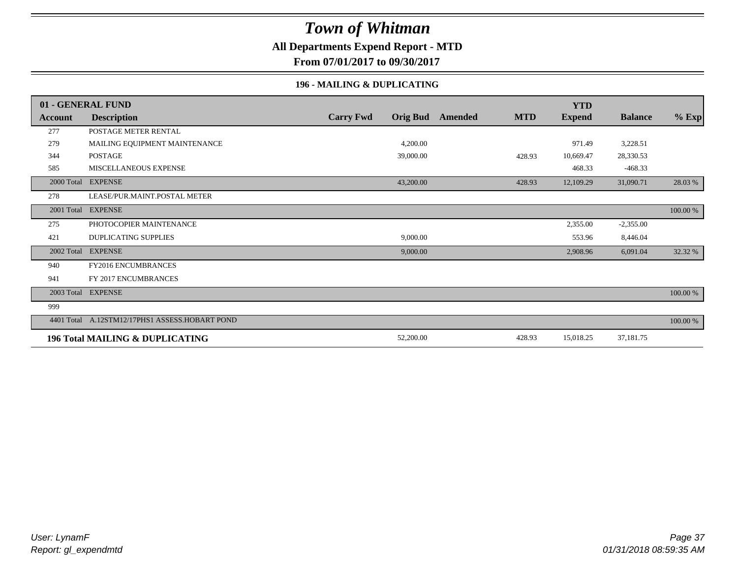# Town of Whitman

**All Departments Expend Report - MTD**

**From 07/01/2017 to 09/30/2017**

### 196 - MAILING & DUPLICATING

| 01 - GENERAL FUND | | | | | | YTD | | |
|---|---|---|---|---|---|---|---|---|
| **Account** | **Description** | **Carry Fwd** | **Orig Bud** | **Amended** | **MTD** | **Expend** | **Balance** | **% Exp** |
| 277 | POSTAGE METER RENTAL | | | | | | | |
| 279 | MAILING EQUIPMENT MAINTENANCE | | 4,200.00 | | | 971.49 | 3,228.51 | |
| 344 | POSTAGE | | 39,000.00 | | 428.93 | 10,669.47 | 28,330.53 | |
| 585 | MISCELLANEOUS EXPENSE | | | | | 468.33 | -468.33 | |
| 2000 Total | EXPENSE | | 43,200.00 | | 428.93 | 12,109.29 | 31,090.71 | 28.03 % |
| 278 | LEASE/PUR.MAINT.POSTAL METER | | | | | | | |
| 2001 Total | EXPENSE | | | | | | | 100.00 % |
| 275 | PHOTOCOPIER MAINTENANCE | | | | | 2,355.00 | -2,355.00 | |
| 421 | DUPLICATING SUPPLIES | | 9,000.00 | | | 553.96 | 8,446.04 | |
| 2002 Total | EXPENSE | | 9,000.00 | | | 2,908.96 | 6,091.04 | 32.32 % |
| 940 | FY2016 ENCUMBRANCES | | | | | | | |
| 941 | FY 2017 ENCUMBRANCES | | | | | | | |
| 2003 Total | EXPENSE | | | | | | | 100.00 % |
| 999 | | | | | | | | |
| 4401 Total | A.12STM12/17PHS1 ASSESS.HOBART POND | | | | | | | 100.00 % |
| **196 Total MAILING & DUPLICATING** | | | 52,200.00 | | 428.93 | 15,018.25 | 37,181.75 | |

*User: LynamF*
*Report: gl_expendmtd*

*01/31/2018 08:59:35 AM*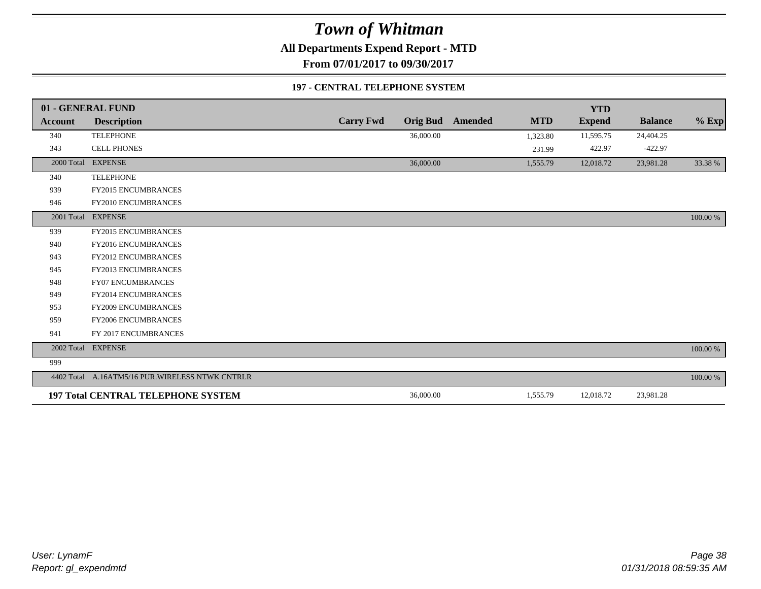# Town of Whitman

**All Departments Expend Report - MTD**

**From 07/01/2017 to 09/30/2017**

**197 - CENTRAL TELEPHONE SYSTEM**

| Account | Description | Carry Fwd | Orig Bud | Amended | MTD | YTD Expend | Balance | % Exp |
|---|---|---|---|---|---|---|---|---|
| **01 - GENERAL FUND** | | | | | | | | |
| 340 | TELEPHONE | | 36,000.00 | | 1,323.80 | 11,595.75 | 24,404.25 | |
| 343 | CELL PHONES | | | | 231.99 | 422.97 | -422.97 | |
| 2000 Total | EXPENSE | | 36,000.00 | | 1,555.79 | 12,018.72 | 23,981.28 | 33.38 % |
| 340 | TELEPHONE | | | | | | | |
| 939 | FY2015 ENCUMBRANCES | | | | | | | |
| 946 | FY2010 ENCUMBRANCES | | | | | | | |
| 2001 Total | EXPENSE | | | | | | | 100.00 % |
| 939 | FY2015 ENCUMBRANCES | | | | | | | |
| 940 | FY2016 ENCUMBRANCES | | | | | | | |
| 943 | FY2012 ENCUMBRANCES | | | | | | | |
| 945 | FY2013 ENCUMBRANCES | | | | | | | |
| 948 | FY07 ENCUMBRANCES | | | | | | | |
| 949 | FY2014 ENCUMBRANCES | | | | | | | |
| 953 | FY2009 ENCUMBRANCES | | | | | | | |
| 959 | FY2006 ENCUMBRANCES | | | | | | | |
| 941 | FY 2017 ENCUMBRANCES | | | | | | | |
| 2002 Total | EXPENSE | | | | | | | 100.00 % |
| 999 | | | | | | | | |
| 4402 Total | A.16ATM5/16 PUR.WIRELESS NTWK CNTRLR | | | | | | | 100.00 % |
| **197 Total CENTRAL TELEPHONE SYSTEM** | | | 36,000.00 | | 1,555.79 | 12,018.72 | 23,981.28 | |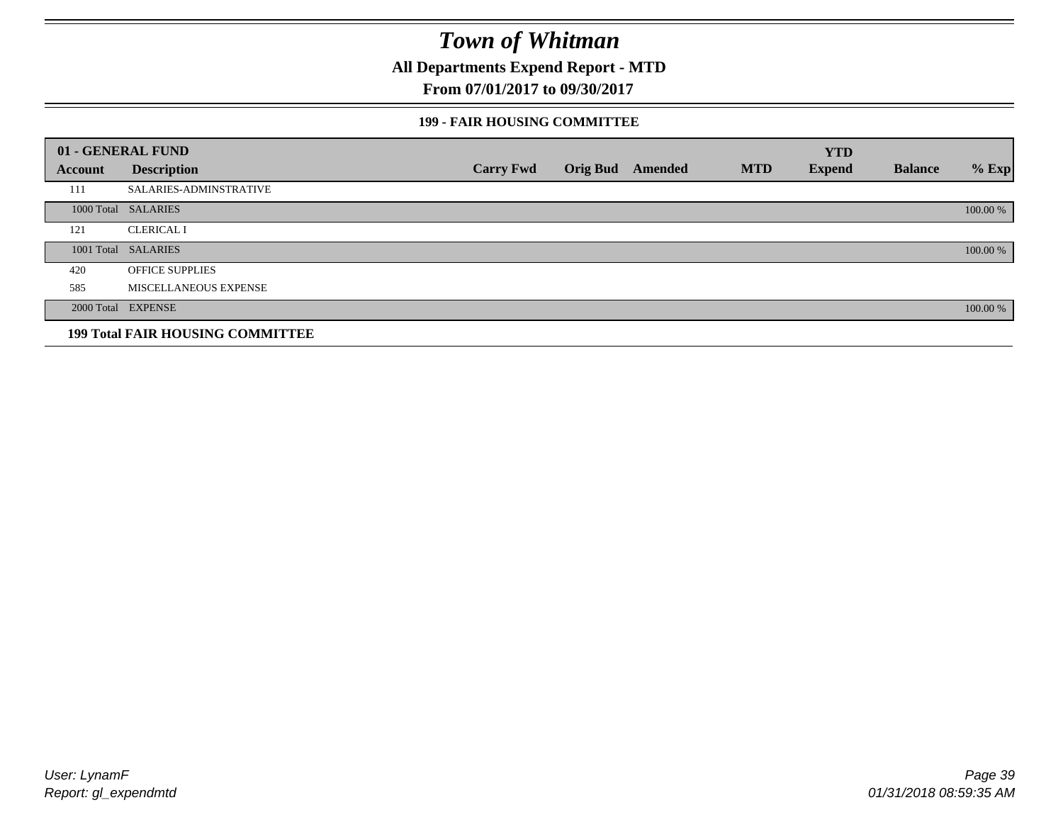# Town of Whitman

**All Departments Expend Report - MTD**

**From 07/01/2017 to 09/30/2017**

**199 - FAIR HOUSING COMMITTEE**

| 01 - GENERAL FUND | | | | | | YTD | | |
|---|---|---|---|---|---|---|---|---|
| Account | Description | Carry Fwd | Orig Bud | Amended | MTD | Expend | Balance | % Exp |
| 111 | SALARIES-ADMINSTRATIVE | | | | | | | |
| 1000 Total | SALARIES | | | | | | | 100.00 % |
| 121 | CLERICAL I | | | | | | | |
| 1001 Total | SALARIES | | | | | | | 100.00 % |
| 420 | OFFICE SUPPLIES | | | | | | | |
| 585 | MISCELLANEOUS EXPENSE | | | | | | | |
| 2000 Total | EXPENSE | | | | | | | 100.00 % |
| **199 Total FAIR HOUSING COMMITTEE** | | | | | | | | |

User: LynamF
Report: gl_expendmtd

01/31/2018 08:59:35 AM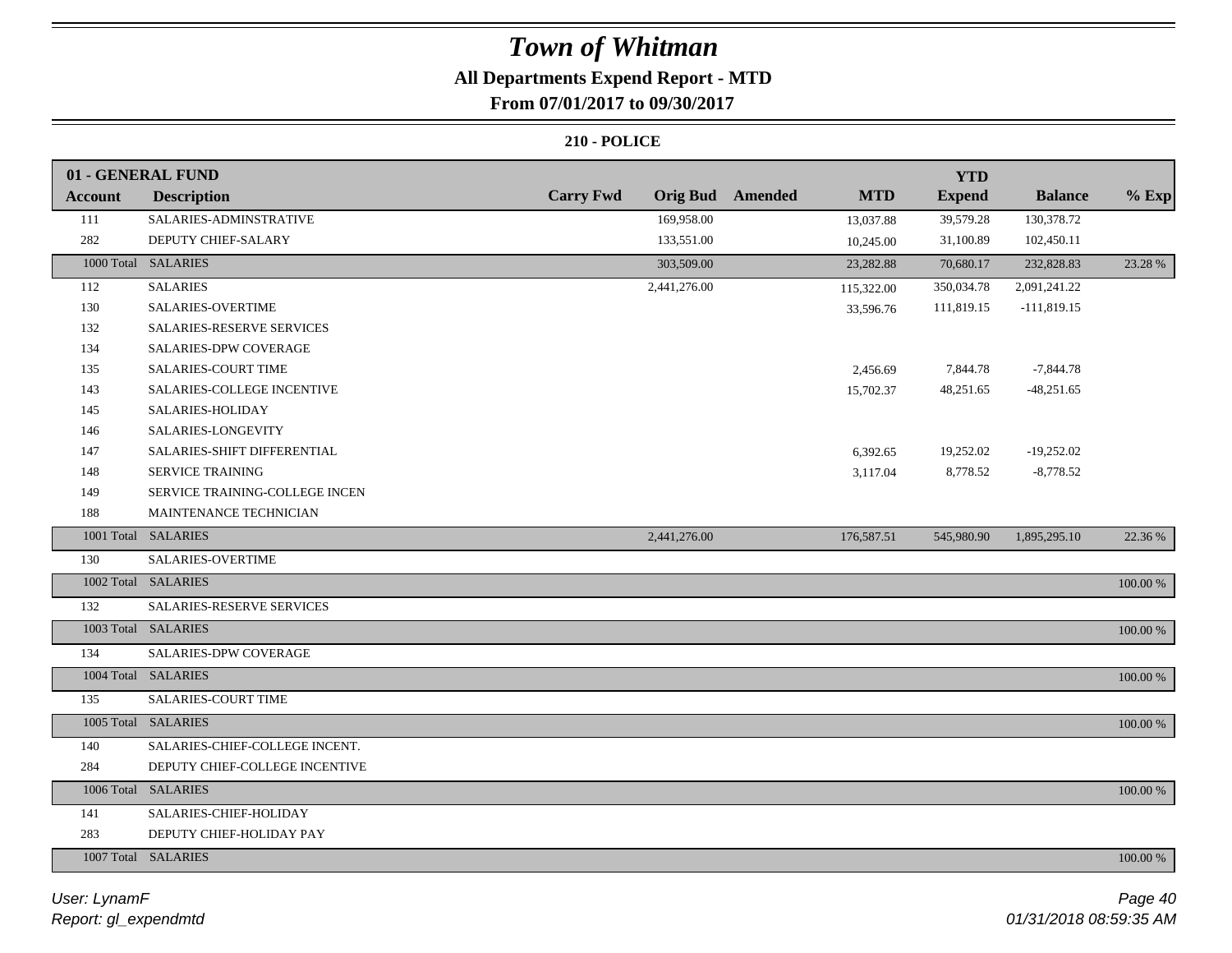# Town of Whitman

## All Departments Expend Report - MTD

### From 07/01/2017 to 09/30/2017

#### 210 - POLICE

| 01 - GENERAL FUND | | | | | | YTD | | |
|---|---|---|---|---|---|---|---|---|
| **Account** | **Description** | **Carry Fwd** | **Orig Bud** | **Amended** | **MTD** | **Expend** | **Balance** | **% Exp** |
| 111 | SALARIES-ADMINSTRATIVE | | 169,958.00 | | 13,037.88 | 39,579.28 | 130,378.72 | |
| 282 | DEPUTY CHIEF-SALARY | | 133,551.00 | | 10,245.00 | 31,100.89 | 102,450.11 | |
| 1000 Total | SALARIES | | 303,509.00 | | 23,282.88 | 70,680.17 | 232,828.83 | 23.28 % |
| 112 | SALARIES | | 2,441,276.00 | | 115,322.00 | 350,034.78 | 2,091,241.22 | |
| 130 | SALARIES-OVERTIME | | | | 33,596.76 | 111,819.15 | -111,819.15 | |
| 132 | SALARIES-RESERVE SERVICES | | | | | | | |
| 134 | SALARIES-DPW COVERAGE | | | | | | | |
| 135 | SALARIES-COURT TIME | | | | 2,456.69 | 7,844.78 | -7,844.78 | |
| 143 | SALARIES-COLLEGE INCENTIVE | | | | 15,702.37 | 48,251.65 | -48,251.65 | |
| 145 | SALARIES-HOLIDAY | | | | | | | |
| 146 | SALARIES-LONGEVITY | | | | | | | |
| 147 | SALARIES-SHIFT DIFFERENTIAL | | | | 6,392.65 | 19,252.02 | -19,252.02 | |
| 148 | SERVICE TRAINING | | | | 3,117.04 | 8,778.52 | -8,778.52 | |
| 149 | SERVICE TRAINING-COLLEGE INCEN | | | | | | | |
| 188 | MAINTENANCE TECHNICIAN | | | | | | | |
| 1001 Total | SALARIES | | 2,441,276.00 | | 176,587.51 | 545,980.90 | 1,895,295.10 | 22.36 % |
| 130 | SALARIES-OVERTIME | | | | | | | |
| 1002 Total | SALARIES | | | | | | | 100.00 % |
| 132 | SALARIES-RESERVE SERVICES | | | | | | | |
| 1003 Total | SALARIES | | | | | | | 100.00 % |
| 134 | SALARIES-DPW COVERAGE | | | | | | | |
| 1004 Total | SALARIES | | | | | | | 100.00 % |
| 135 | SALARIES-COURT TIME | | | | | | | |
| 1005 Total | SALARIES | | | | | | | 100.00 % |
| 140 | SALARIES-CHIEF-COLLEGE INCENT. | | | | | | | |
| 284 | DEPUTY CHIEF-COLLEGE INCENTIVE | | | | | | | |
| 1006 Total | SALARIES | | | | | | | 100.00 % |
| 141 | SALARIES-CHIEF-HOLIDAY | | | | | | | |
| 283 | DEPUTY CHIEF-HOLIDAY PAY | | | | | | | |
| 1007 Total | SALARIES | | | | | | | 100.00 % |

*User: LynamF*
*Report: gl_expendmtd*
*01/31/2018 08:59:35 AM*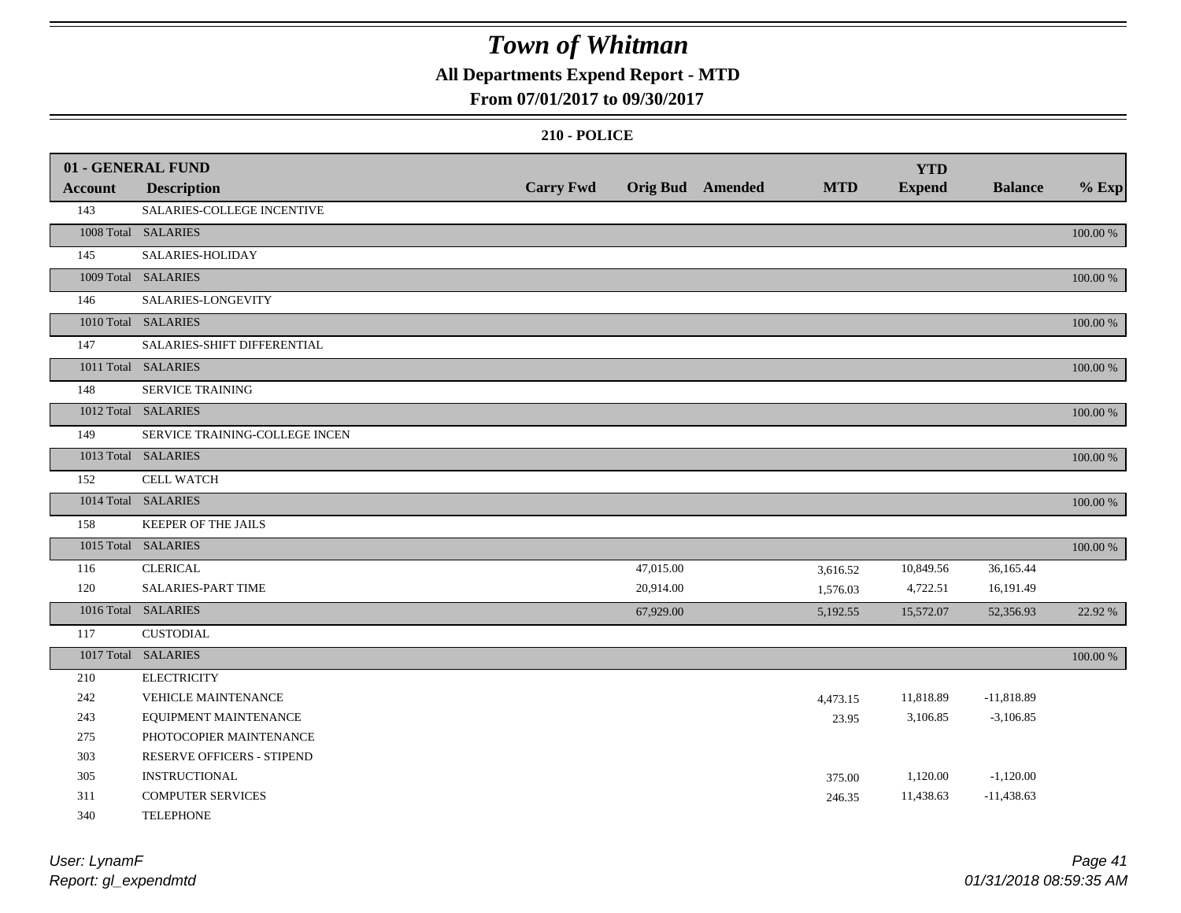# Town of Whitman

## All Departments Expend Report - MTD

### From 07/01/2017 to 09/30/2017

#### 210 - POLICE

| 01 - GENERAL FUND | | | | | | YTD | | |
|---|---|---|---|---|---|---|---|---|
| **Account** | **Description** | **Carry Fwd** | **Orig Bud** | **Amended** | **MTD** | **Expend** | **Balance** | **% Exp** |
| 143 | SALARIES-COLLEGE INCENTIVE | | | | | | | |
| 1008 Total | SALARIES | | | | | | | 100.00 % |
| 145 | SALARIES-HOLIDAY | | | | | | | |
| 1009 Total | SALARIES | | | | | | | 100.00 % |
| 146 | SALARIES-LONGEVITY | | | | | | | |
| 1010 Total | SALARIES | | | | | | | 100.00 % |
| 147 | SALARIES-SHIFT DIFFERENTIAL | | | | | | | |
| 1011 Total | SALARIES | | | | | | | 100.00 % |
| 148 | SERVICE TRAINING | | | | | | | |
| 1012 Total | SALARIES | | | | | | | 100.00 % |
| 149 | SERVICE TRAINING-COLLEGE INCEN | | | | | | | |
| 1013 Total | SALARIES | | | | | | | 100.00 % |
| 152 | CELL WATCH | | | | | | | |
| 1014 Total | SALARIES | | | | | | | 100.00 % |
| 158 | KEEPER OF THE JAILS | | | | | | | |
| 1015 Total | SALARIES | | | | | | | 100.00 % |
| 116 | CLERICAL | | 47,015.00 | | 3,616.52 | 10,849.56 | 36,165.44 | |
| 120 | SALARIES-PART TIME | | 20,914.00 | | 1,576.03 | 4,722.51 | 16,191.49 | |
| 1016 Total | SALARIES | | 67,929.00 | | 5,192.55 | 15,572.07 | 52,356.93 | 22.92 % |
| 117 | CUSTODIAL | | | | | | | |
| 1017 Total | SALARIES | | | | | | | 100.00 % |
| 210 | ELECTRICITY | | | | | | | |
| 242 | VEHICLE MAINTENANCE | | | | 4,473.15 | 11,818.89 | -11,818.89 | |
| 243 | EQUIPMENT MAINTENANCE | | | | 23.95 | 3,106.85 | -3,106.85 | |
| 275 | PHOTOCOPIER MAINTENANCE | | | | | | | |
| 303 | RESERVE OFFICERS - STIPEND | | | | | | | |
| 305 | INSTRUCTIONAL | | | | 375.00 | 1,120.00 | -1,120.00 | |
| 311 | COMPUTER SERVICES | | | | 246.35 | 11,438.63 | -11,438.63 | |
| 340 | TELEPHONE | | | | | | | |

User: LynamF
Report: gl_expendmtd

01/31/2018 08:59:35 AM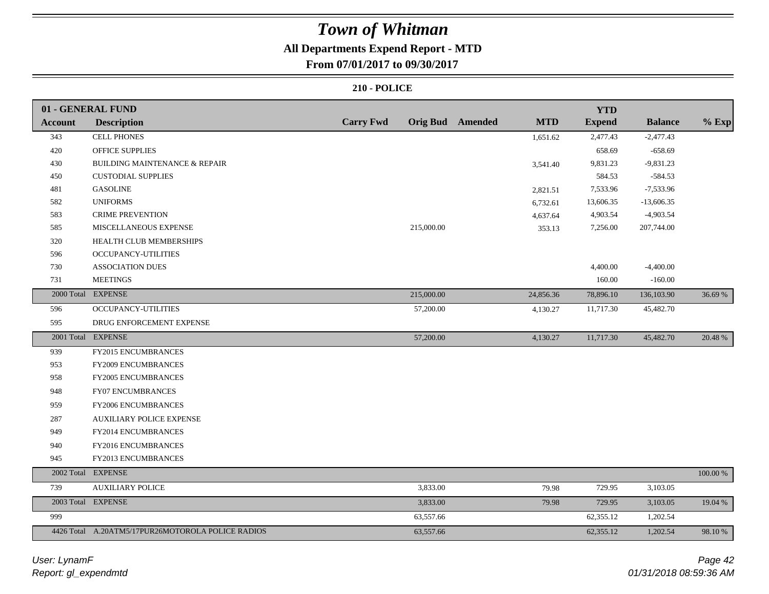# Town of Whitman

## All Departments Expend Report - MTD

### From 07/01/2017 to 09/30/2017

### 210 - POLICE

| Account | Description | Carry Fwd | Orig Bud | Amended | MTD | YTD Expend | Balance | % Exp |
|---|---|---|---|---|---|---|---|---|
| **01 - GENERAL FUND** | | | | | | | | |
| 343 | CELL PHONES | | | | 1,651.62 | 2,477.43 | -2,477.43 | |
| 420 | OFFICE SUPPLIES | | | | | 658.69 | -658.69 | |
| 430 | BUILDING MAINTENANCE & REPAIR | | | | 3,541.40 | 9,831.23 | -9,831.23 | |
| 450 | CUSTODIAL SUPPLIES | | | | | 584.53 | -584.53 | |
| 481 | GASOLINE | | | | 2,821.51 | 7,533.96 | -7,533.96 | |
| 582 | UNIFORMS | | | | 6,732.61 | 13,606.35 | -13,606.35 | |
| 583 | CRIME PREVENTION | | | | 4,637.64 | 4,903.54 | -4,903.54 | |
| 585 | MISCELLANEOUS EXPENSE | | 215,000.00 | | 353.13 | 7,256.00 | 207,744.00 | |
| 320 | HEALTH CLUB MEMBERSHIPS | | | | | | | |
| 596 | OCCUPANCY-UTILITIES | | | | | | | |
| 730 | ASSOCIATION DUES | | | | | 4,400.00 | -4,400.00 | |
| 731 | MEETINGS | | | | | 160.00 | -160.00 | |
| 2000 Total | EXPENSE | | 215,000.00 | | 24,856.36 | 78,896.10 | 136,103.90 | 36.69 % |
| 596 | OCCUPANCY-UTILITIES | | 57,200.00 | | 4,130.27 | 11,717.30 | 45,482.70 | |
| 595 | DRUG ENFORCEMENT EXPENSE | | | | | | | |
| 2001 Total | EXPENSE | | 57,200.00 | | 4,130.27 | 11,717.30 | 45,482.70 | 20.48 % |
| 939 | FY2015 ENCUMBRANCES | | | | | | | |
| 953 | FY2009 ENCUMBRANCES | | | | | | | |
| 958 | FY2005 ENCUMBRANCES | | | | | | | |
| 948 | FY07 ENCUMBRANCES | | | | | | | |
| 959 | FY2006 ENCUMBRANCES | | | | | | | |
| 287 | AUXILIARY POLICE EXPENSE | | | | | | | |
| 949 | FY2014 ENCUMBRANCES | | | | | | | |
| 940 | FY2016 ENCUMBRANCES | | | | | | | |
| 945 | FY2013 ENCUMBRANCES | | | | | | | |
| 2002 Total | EXPENSE | | | | | | | 100.00 % |
| 739 | AUXILIARY POLICE | | 3,833.00 | | 79.98 | 729.95 | 3,103.05 | |
| 2003 Total | EXPENSE | | 3,833.00 | | 79.98 | 729.95 | 3,103.05 | 19.04 % |
| 999 | | | 63,557.66 | | | 62,355.12 | 1,202.54 | |
| 4426 Total | A.20ATM5/17PUR26MOTOROLA POLICE RADIOS | | 63,557.66 | | | 62,355.12 | 1,202.54 | 98.10 % |

*User: LynamF*
*Report: gl_expendmtd*

*01/31/2018 08:59:36 AM*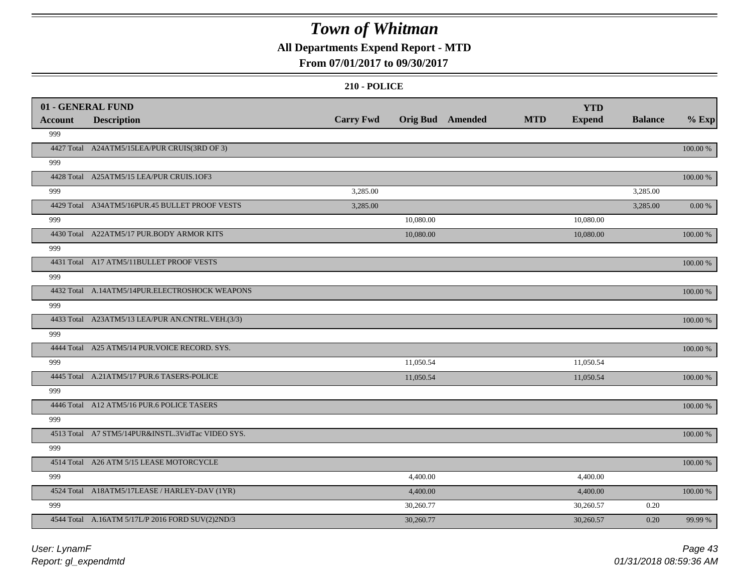# Town of Whitman

## All Departments Expend Report - MTD

### From 07/01/2017 to 09/30/2017

#### 210 - POLICE

| 01 - GENERAL FUND | | | | | | YTD | | |
|---|---|---|---|---|---|---|---|---|
| Account | Description | Carry Fwd | Orig Bud | Amended | MTD | Expend | Balance | % Exp |
| 999 | | | | | | | | |
| 4427 Total | A24ATM5/15LEA/PUR CRUIS(3RD OF 3) | | | | | | | 100.00 % |
| 999 | | | | | | | | |
| 4428 Total | A25ATM5/15 LEA/PUR CRUIS.1OF3 | | | | | | | 100.00 % |
| 999 | | 3,285.00 | | | | | 3,285.00 | |
| 4429 Total | A34ATM5/16PUR.45 BULLET PROOF VESTS | 3,285.00 | | | | | 3,285.00 | 0.00 % |
| 999 | | | 10,080.00 | | | 10,080.00 | | |
| 4430 Total | A22ATM5/17 PUR.BODY ARMOR KITS | | 10,080.00 | | | 10,080.00 | | 100.00 % |
| 999 | | | | | | | | |
| 4431 Total | A17 ATM5/11BULLET PROOF VESTS | | | | | | | 100.00 % |
| 999 | | | | | | | | |
| 4432 Total | A.14ATM5/14PUR.ELECTROSHOCK WEAPONS | | | | | | | 100.00 % |
| 999 | | | | | | | | |
| 4433 Total | A23ATM5/13 LEA/PUR AN.CNTRL.VEH.(3/3) | | | | | | | 100.00 % |
| 999 | | | | | | | | |
| 4444 Total | A25 ATM5/14 PUR.VOICE RECORD. SYS. | | | | | | | 100.00 % |
| 999 | | | 11,050.54 | | | 11,050.54 | | |
| 4445 Total | A.21ATM5/17 PUR.6 TASERS-POLICE | | 11,050.54 | | | 11,050.54 | | 100.00 % |
| 999 | | | | | | | | |
| 4446 Total | A12 ATM5/16 PUR.6 POLICE TASERS | | | | | | | 100.00 % |
| 999 | | | | | | | | |
| 4513 Total | A7 STM5/14PUR&INSTL.3VidTac VIDEO SYS. | | | | | | | 100.00 % |
| 999 | | | | | | | | |
| 4514 Total | A26 ATM 5/15 LEASE MOTORCYCLE | | | | | | | 100.00 % |
| 999 | | | 4,400.00 | | | 4,400.00 | | |
| 4524 Total | A18ATM5/17LEASE / HARLEY-DAV (1YR) | | 4,400.00 | | | 4,400.00 | | 100.00 % |
| 999 | | | 30,260.77 | | | 30,260.57 | 0.20 | |
| 4544 Total | A.16ATM 5/17L/P 2016 FORD SUV(2)2ND/3 | | 30,260.77 | | | 30,260.57 | 0.20 | 99.99 % |

User: LynamF
Report: gl_expendmtd
01/31/2018 08:59:36 AM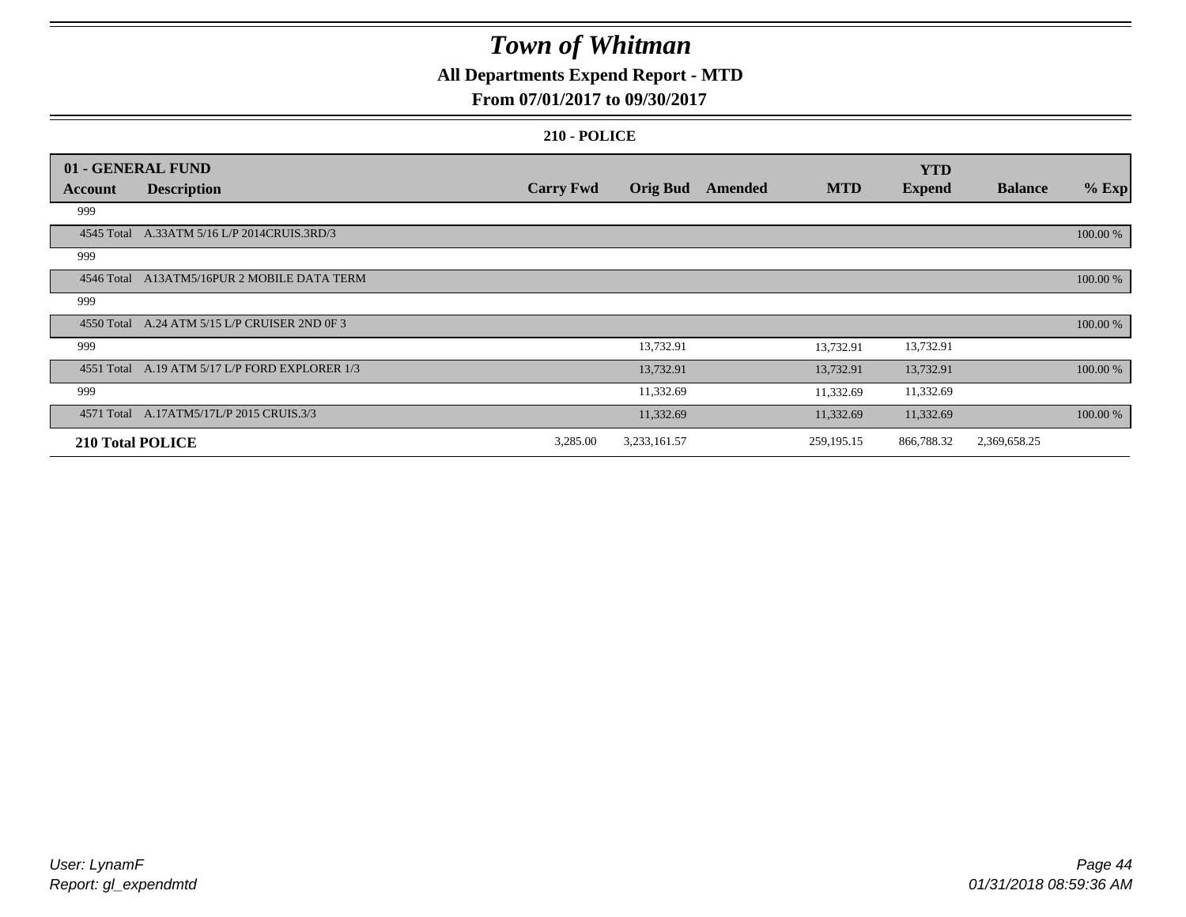# Town of Whitman

## All Departments Expend Report - MTD

### From 07/01/2017 to 09/30/2017

### 210 - POLICE

| 01 - GENERAL FUND | | | | | | YTD | | |
|---|---|---|---|---|---|---|---|---|
| **Account** | **Description** | **Carry Fwd** | **Orig Bud** | **Amended** | **MTD** | **Expend** | **Balance** | **% Exp** |
| 999 | | | | | | | | |
| 4545 Total | A.33ATM 5/16 L/P 2014CRUIS.3RD/3 | | | | | | | 100.00 % |
| 999 | | | | | | | | |
| 4546 Total | A13ATM5/16PUR 2 MOBILE DATA TERM | | | | | | | 100.00 % |
| 999 | | | | | | | | |
| 4550 Total | A.24 ATM 5/15 L/P CRUISER 2ND 0F 3 | | | | | | | 100.00 % |
| 999 | | | 13,732.91 | | 13,732.91 | 13,732.91 | | |
| 4551 Total | A.19 ATM 5/17 L/P FORD EXPLORER 1/3 | | 13,732.91 | | 13,732.91 | 13,732.91 | | 100.00 % |
| 999 | | | 11,332.69 | | 11,332.69 | 11,332.69 | | |
| 4571 Total | A.17ATM5/17L/P 2015 CRUIS.3/3 | | 11,332.69 | | 11,332.69 | 11,332.69 | | 100.00 % |
| **210 Total POLICE** | | 3,285.00 | 3,233,161.57 | | 259,195.15 | 866,788.32 | 2,369,658.25 | |

*User: LynamF*
*Report: gl_expendmtd*

*01/31/2018 08:59:36 AM*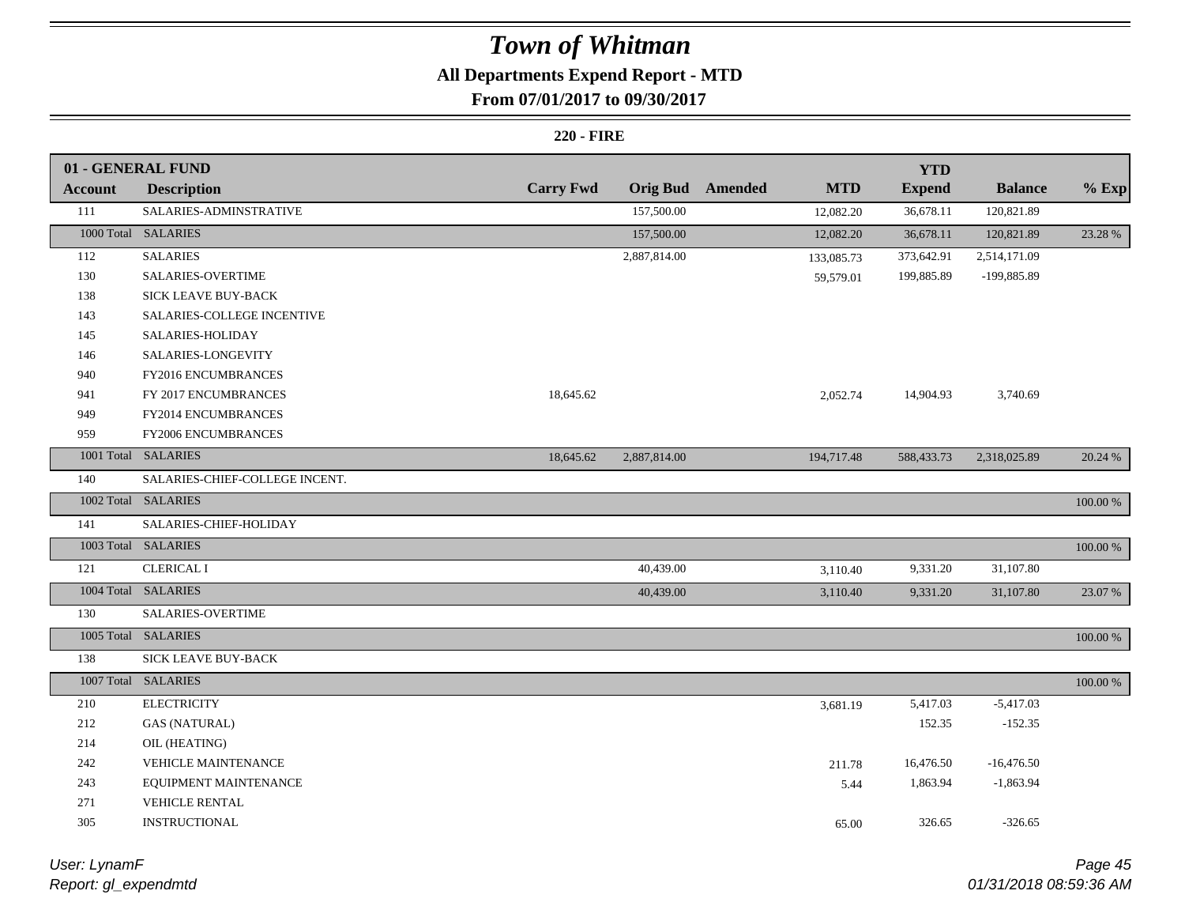# Town of Whitman

## All Departments Expend Report - MTD

### From 07/01/2017 to 09/30/2017

**220 - FIRE**

| 01 - GENERAL FUND | | | | | | YTD | | |
|---|---|---|---|---|---|---|---|---|
| **Account** | **Description** | **Carry Fwd** | **Orig Bud** | **Amended** | **MTD** | **Expend** | **Balance** | **% Exp** |
| 111 | SALARIES-ADMINSTRATIVE | | 157,500.00 | | 12,082.20 | 36,678.11 | 120,821.89 | |
| 1000 Total | SALARIES | | 157,500.00 | | 12,082.20 | 36,678.11 | 120,821.89 | 23.28 % |
| 112 | SALARIES | | 2,887,814.00 | | 133,085.73 | 373,642.91 | 2,514,171.09 | |
| 130 | SALARIES-OVERTIME | | | | 59,579.01 | 199,885.89 | -199,885.89 | |
| 138 | SICK LEAVE BUY-BACK | | | | | | | |
| 143 | SALARIES-COLLEGE INCENTIVE | | | | | | | |
| 145 | SALARIES-HOLIDAY | | | | | | | |
| 146 | SALARIES-LONGEVITY | | | | | | | |
| 940 | FY2016 ENCUMBRANCES | | | | | | | |
| 941 | FY 2017 ENCUMBRANCES | 18,645.62 | | | 2,052.74 | 14,904.93 | 3,740.69 | |
| 949 | FY2014 ENCUMBRANCES | | | | | | | |
| 959 | FY2006 ENCUMBRANCES | | | | | | | |
| 1001 Total | SALARIES | 18,645.62 | 2,887,814.00 | | 194,717.48 | 588,433.73 | 2,318,025.89 | 20.24 % |
| 140 | SALARIES-CHIEF-COLLEGE INCENT. | | | | | | | |
| 1002 Total | SALARIES | | | | | | | 100.00 % |
| 141 | SALARIES-CHIEF-HOLIDAY | | | | | | | |
| 1003 Total | SALARIES | | | | | | | 100.00 % |
| 121 | CLERICAL I | | 40,439.00 | | 3,110.40 | 9,331.20 | 31,107.80 | |
| 1004 Total | SALARIES | | 40,439.00 | | 3,110.40 | 9,331.20 | 31,107.80 | 23.07 % |
| 130 | SALARIES-OVERTIME | | | | | | | |
| 1005 Total | SALARIES | | | | | | | 100.00 % |
| 138 | SICK LEAVE BUY-BACK | | | | | | | |
| 1007 Total | SALARIES | | | | | | | 100.00 % |
| 210 | ELECTRICITY | | | | 3,681.19 | 5,417.03 | -5,417.03 | |
| 212 | GAS (NATURAL) | | | | | 152.35 | -152.35 | |
| 214 | OIL (HEATING) | | | | | | | |
| 242 | VEHICLE MAINTENANCE | | | | 211.78 | 16,476.50 | -16,476.50 | |
| 243 | EQUIPMENT MAINTENANCE | | | | 5.44 | 1,863.94 | -1,863.94 | |
| 271 | VEHICLE RENTAL | | | | | | | |
| 305 | INSTRUCTIONAL | | | | 65.00 | 326.65 | -326.65 | |

*User: LynamF*
*Report: gl_expendmtd*

*01/31/2018 08:59:36 AM*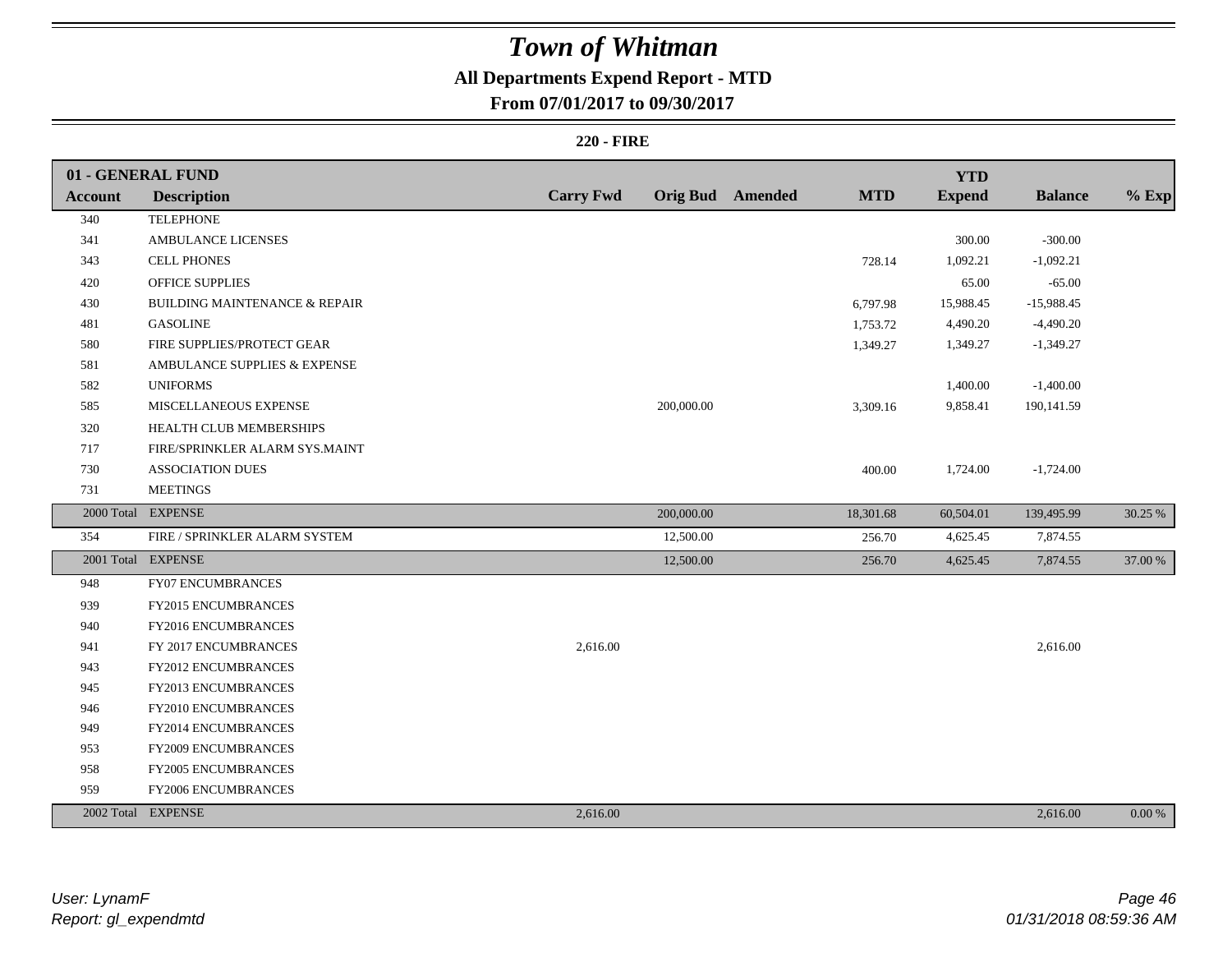# Town of Whitman

## All Departments Expend Report - MTD

### From 07/01/2017 to 09/30/2017

**220 - FIRE**

| 01 - GENERAL FUND | | | | | | YTD | | |
|---|---|---|---|---|---|---|---|---|
| **Account** | **Description** | **Carry Fwd** | **Orig Bud** | **Amended** | **MTD** | **Expend** | **Balance** | **% Exp** |
| 340 | TELEPHONE | | | | | | | |
| 341 | AMBULANCE LICENSES | | | | | 300.00 | -300.00 | |
| 343 | CELL PHONES | | | | 728.14 | 1,092.21 | -1,092.21 | |
| 420 | OFFICE SUPPLIES | | | | | 65.00 | -65.00 | |
| 430 | BUILDING MAINTENANCE & REPAIR | | | | 6,797.98 | 15,988.45 | -15,988.45 | |
| 481 | GASOLINE | | | | 1,753.72 | 4,490.20 | -4,490.20 | |
| 580 | FIRE SUPPLIES/PROTECT GEAR | | | | 1,349.27 | 1,349.27 | -1,349.27 | |
| 581 | AMBULANCE SUPPLIES & EXPENSE | | | | | | | |
| 582 | UNIFORMS | | | | | 1,400.00 | -1,400.00 | |
| 585 | MISCELLANEOUS EXPENSE | | 200,000.00 | | 3,309.16 | 9,858.41 | 190,141.59 | |
| 320 | HEALTH CLUB MEMBERSHIPS | | | | | | | |
| 717 | FIRE/SPRINKLER ALARM SYS.MAINT | | | | | | | |
| 730 | ASSOCIATION DUES | | | | 400.00 | 1,724.00 | -1,724.00 | |
| 731 | MEETINGS | | | | | | | |
| 2000 Total | EXPENSE | | 200,000.00 | | 18,301.68 | 60,504.01 | 139,495.99 | 30.25 % |
| 354 | FIRE / SPRINKLER ALARM SYSTEM | | 12,500.00 | | 256.70 | 4,625.45 | 7,874.55 | |
| 2001 Total | EXPENSE | | 12,500.00 | | 256.70 | 4,625.45 | 7,874.55 | 37.00 % |
| 948 | FY07 ENCUMBRANCES | | | | | | | |
| 939 | FY2015 ENCUMBRANCES | | | | | | | |
| 940 | FY2016 ENCUMBRANCES | | | | | | | |
| 941 | FY 2017 ENCUMBRANCES | 2,616.00 | | | | | 2,616.00 | |
| 943 | FY2012 ENCUMBRANCES | | | | | | | |
| 945 | FY2013 ENCUMBRANCES | | | | | | | |
| 946 | FY2010 ENCUMBRANCES | | | | | | | |
| 949 | FY2014 ENCUMBRANCES | | | | | | | |
| 953 | FY2009 ENCUMBRANCES | | | | | | | |
| 958 | FY2005 ENCUMBRANCES | | | | | | | |
| 959 | FY2006 ENCUMBRANCES | | | | | | | |
| 2002 Total | EXPENSE | 2,616.00 | | | | | 2,616.00 | 0.00 % |

*User: LynamF*
*Report: gl_expendmtd*

*01/31/2018 08:59:36 AM*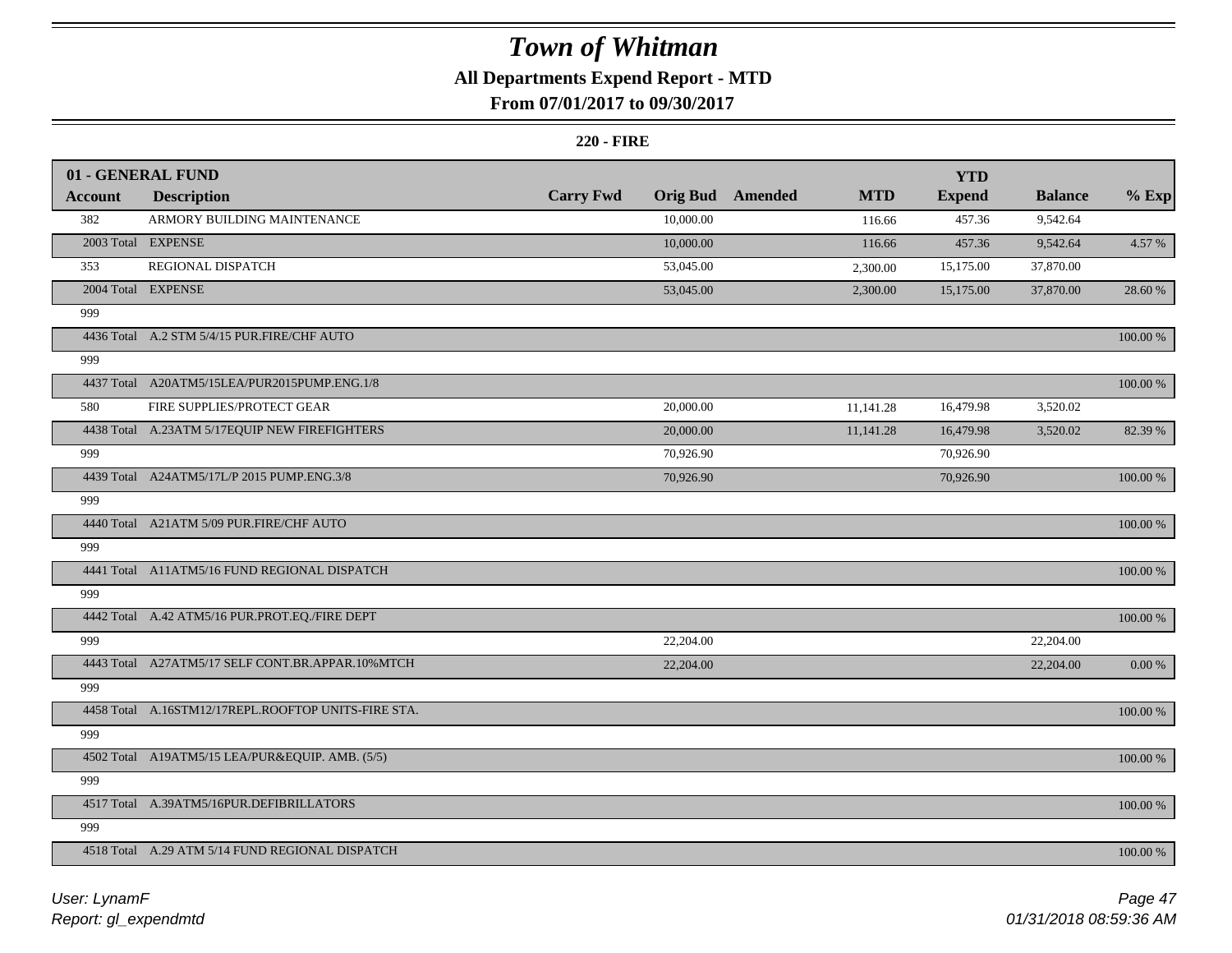# Town of Whitman

## All Departments Expend Report - MTD

### From 07/01/2017 to 09/30/2017

**220 - FIRE**

| 01 - GENERAL FUND | | | | | | | | |
|---|---|---|---|---|---|---|---|---|
| **Account** | **Description** | **Carry Fwd** | **Orig Bud** | **Amended** | **MTD** | **YTD Expend** | **Balance** | **% Exp** |
| 382 | ARMORY BUILDING MAINTENANCE | | 10,000.00 | | 116.66 | 457.36 | 9,542.64 | |
| 2003 Total | EXPENSE | | 10,000.00 | | 116.66 | 457.36 | 9,542.64 | 4.57 % |
| 353 | REGIONAL DISPATCH | | 53,045.00 | | 2,300.00 | 15,175.00 | 37,870.00 | |
| 2004 Total | EXPENSE | | 53,045.00 | | 2,300.00 | 15,175.00 | 37,870.00 | 28.60 % |
| 999 | | | | | | | | |
| 4436 Total | A.2 STM 5/4/15 PUR.FIRE/CHF AUTO | | | | | | | 100.00 % |
| 999 | | | | | | | | |
| 4437 Total | A20ATM5/15LEA/PUR2015PUMP.ENG.1/8 | | | | | | | 100.00 % |
| 580 | FIRE SUPPLIES/PROTECT GEAR | | 20,000.00 | | 11,141.28 | 16,479.98 | 3,520.02 | |
| 4438 Total | A.23ATM 5/17EQUIP NEW FIREFIGHTERS | | 20,000.00 | | 11,141.28 | 16,479.98 | 3,520.02 | 82.39 % |
| 999 | | | 70,926.90 | | | 70,926.90 | | |
| 4439 Total | A24ATM5/17L/P 2015 PUMP.ENG.3/8 | | 70,926.90 | | | 70,926.90 | | 100.00 % |
| 999 | | | | | | | | |
| 4440 Total | A21ATM 5/09 PUR.FIRE/CHF AUTO | | | | | | | 100.00 % |
| 999 | | | | | | | | |
| 4441 Total | A11ATM5/16 FUND REGIONAL DISPATCH | | | | | | | 100.00 % |
| 999 | | | | | | | | |
| 4442 Total | A.42 ATM5/16 PUR.PROT.EQ./FIRE DEPT | | | | | | | 100.00 % |
| 999 | | | 22,204.00 | | | | 22,204.00 | |
| 4443 Total | A27ATM5/17 SELF CONT.BR.APPAR.10%MTCH | | 22,204.00 | | | | 22,204.00 | 0.00 % |
| 999 | | | | | | | | |
| 4458 Total | A.16STM12/17REPL.ROOFTOP UNITS-FIRE STA. | | | | | | | 100.00 % |
| 999 | | | | | | | | |
| 4502 Total | A19ATM5/15 LEA/PUR&EQUIP. AMB. (5/5) | | | | | | | 100.00 % |
| 999 | | | | | | | | |
| 4517 Total | A.39ATM5/16PUR.DEFIBRILLATORS | | | | | | | 100.00 % |
| 999 | | | | | | | | |
| 4518 Total | A.29 ATM 5/14 FUND REGIONAL DISPATCH | | | | | | | 100.00 % |

*User: LynamF*
*Report: gl_expendmtd*
*01/31/2018 08:59:36 AM*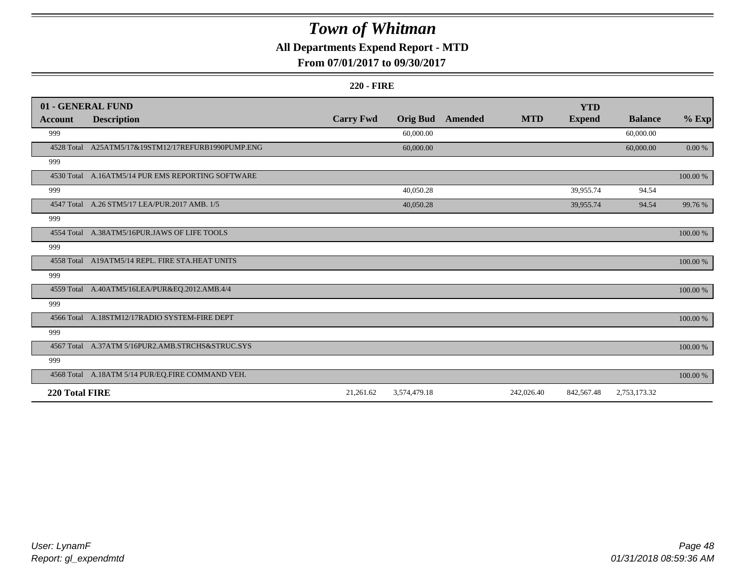# Town of Whitman

## All Departments Expend Report - MTD

## From 07/01/2017 to 09/30/2017

### 220 - FIRE

| 01 - GENERAL FUND | | | | | | YTD | | |
|---|---|---|---|---|---|---|---|---|
| **Account** | **Description** | **Carry Fwd** | **Orig Bud** | **Amended** | **MTD** | **Expend** | **Balance** | **% Exp** |
| 999 | | | 60,000.00 | | | | 60,000.00 | |
| 4528 Total | A25ATM5/17&19STM12/17REFURB1990PUMP.ENG | | 60,000.00 | | | | 60,000.00 | 0.00 % |
| 999 | | | | | | | | |
| 4530 Total | A.16ATM5/14 PUR EMS REPORTING SOFTWARE | | | | | | | 100.00 % |
| 999 | | | 40,050.28 | | | 39,955.74 | 94.54 | |
| 4547 Total | A.26 STM5/17 LEA/PUR.2017 AMB. 1/5 | | 40,050.28 | | | 39,955.74 | 94.54 | 99.76 % |
| 999 | | | | | | | | |
| 4554 Total | A.38ATM5/16PUR.JAWS OF LIFE TOOLS | | | | | | | 100.00 % |
| 999 | | | | | | | | |
| 4558 Total | A19ATM5/14 REPL. FIRE STA.HEAT UNITS | | | | | | | 100.00 % |
| 999 | | | | | | | | |
| 4559 Total | A.40ATM5/16LEA/PUR&EQ.2012.AMB.4/4 | | | | | | | 100.00 % |
| 999 | | | | | | | | |
| 4566 Total | A.18STM12/17RADIO SYSTEM-FIRE DEPT | | | | | | | 100.00 % |
| 999 | | | | | | | | |
| 4567 Total | A.37ATM 5/16PUR2.AMB.STRCHS&STRUC.SYS | | | | | | | 100.00 % |
| 999 | | | | | | | | |
| 4568 Total | A.18ATM 5/14 PUR/EQ.FIRE COMMAND VEH. | | | | | | | 100.00 % |
| **220 Total FIRE** | | 21,261.62 | 3,574,479.18 | | 242,026.40 | 842,567.48 | 2,753,173.32 | |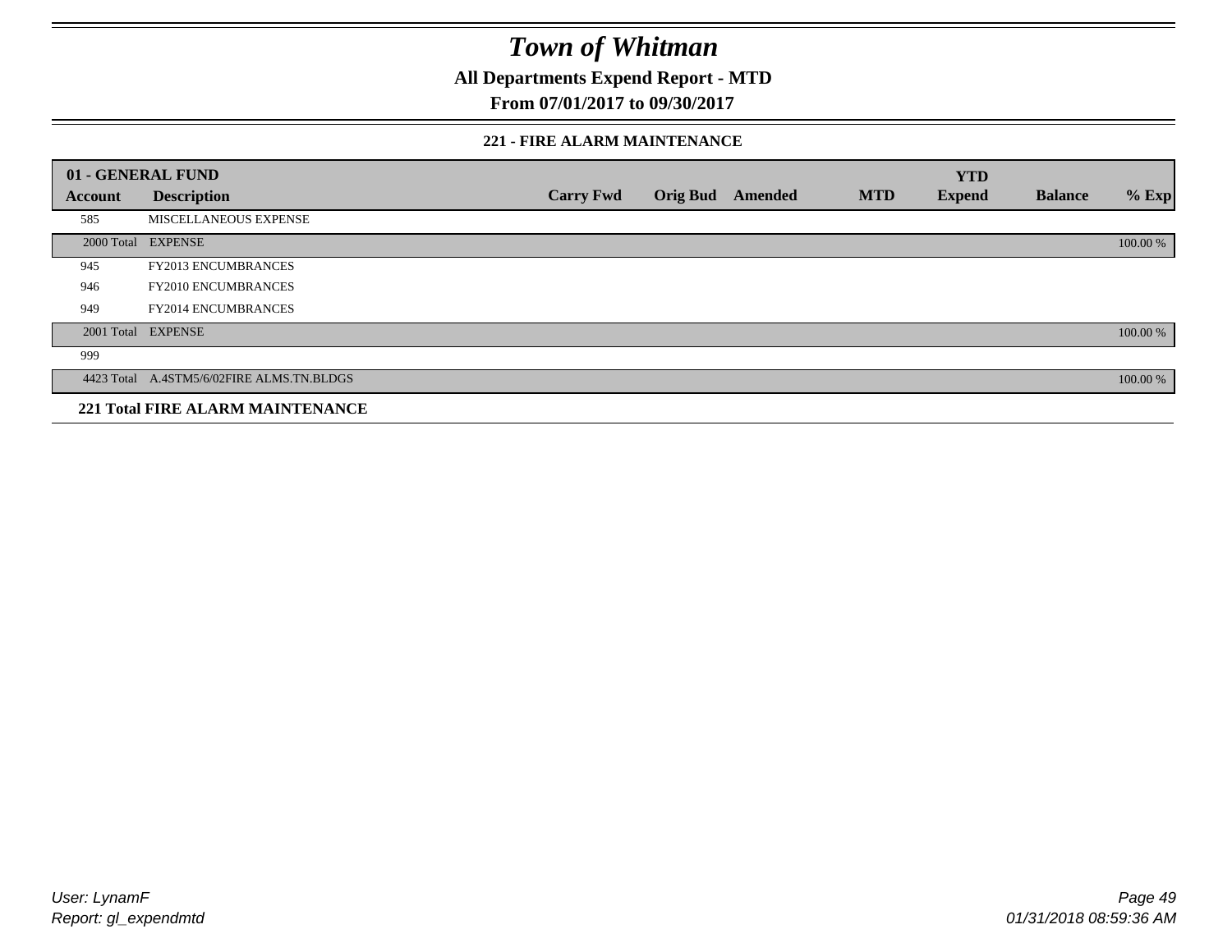# Town of Whitman

## All Departments Expend Report - MTD

### From 07/01/2017 to 09/30/2017

#### 221 - FIRE ALARM MAINTENANCE

| 01 - GENERAL FUND | | | | | | YTD | | |
|---|---|---|---|---|---|---|---|---|
| **Account** | **Description** | **Carry Fwd** | **Orig Bud** | **Amended** | **MTD** | **Expend** | **Balance** | **% Exp** |
| 585 | MISCELLANEOUS EXPENSE | | | | | | | |
| 2000 Total | EXPENSE | | | | | | | 100.00 % |
| 945 | FY2013 ENCUMBRANCES | | | | | | | |
| 946 | FY2010 ENCUMBRANCES | | | | | | | |
| 949 | FY2014 ENCUMBRANCES | | | | | | | |
| 2001 Total | EXPENSE | | | | | | | 100.00 % |
| 999 | | | | | | | | |
| 4423 Total | A.4STM5/6/02FIRE ALMS.TN.BLDGS | | | | | | | 100.00 % |
| **221 Total FIRE ALARM MAINTENANCE** | | | | | | | | |

*User: LynamF*
*Report: gl_expendmtd*

*01/31/2018 08:59:36 AM*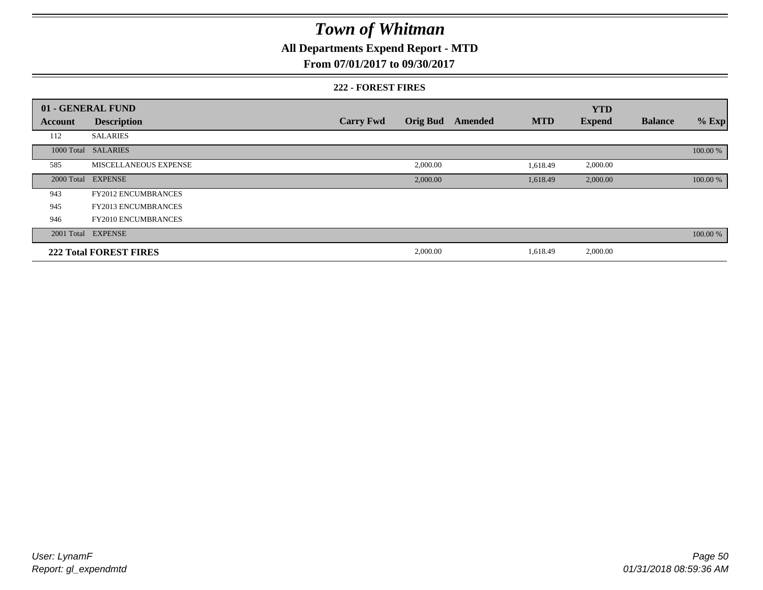# Town of Whitman

## All Departments Expend Report - MTD

### From 07/01/2017 to 09/30/2017

#### 222 - FOREST FIRES

| 01 - GENERAL FUND | | | | | | YTD | | |
|---|---|---|---|---|---|---|---|---|
| **Account** | **Description** | **Carry Fwd** | **Orig Bud** | **Amended** | **MTD** | **Expend** | **Balance** | **% Exp** |
| 112 | SALARIES | | | | | | | |
| 1000 Total | SALARIES | | | | | | | 100.00 % |
| 585 | MISCELLANEOUS EXPENSE | | 2,000.00 | | 1,618.49 | 2,000.00 | | |
| 2000 Total | EXPENSE | | 2,000.00 | | 1,618.49 | 2,000.00 | | 100.00 % |
| 943 | FY2012 ENCUMBRANCES | | | | | | | |
| 945 | FY2013 ENCUMBRANCES | | | | | | | |
| 946 | FY2010 ENCUMBRANCES | | | | | | | |
| 2001 Total | EXPENSE | | | | | | | 100.00 % |
| **222 Total FOREST FIRES** | | | 2,000.00 | | 1,618.49 | 2,000.00 | | |

User: LynamF
Report: gl_expendmtd

01/31/2018 08:59:36 AM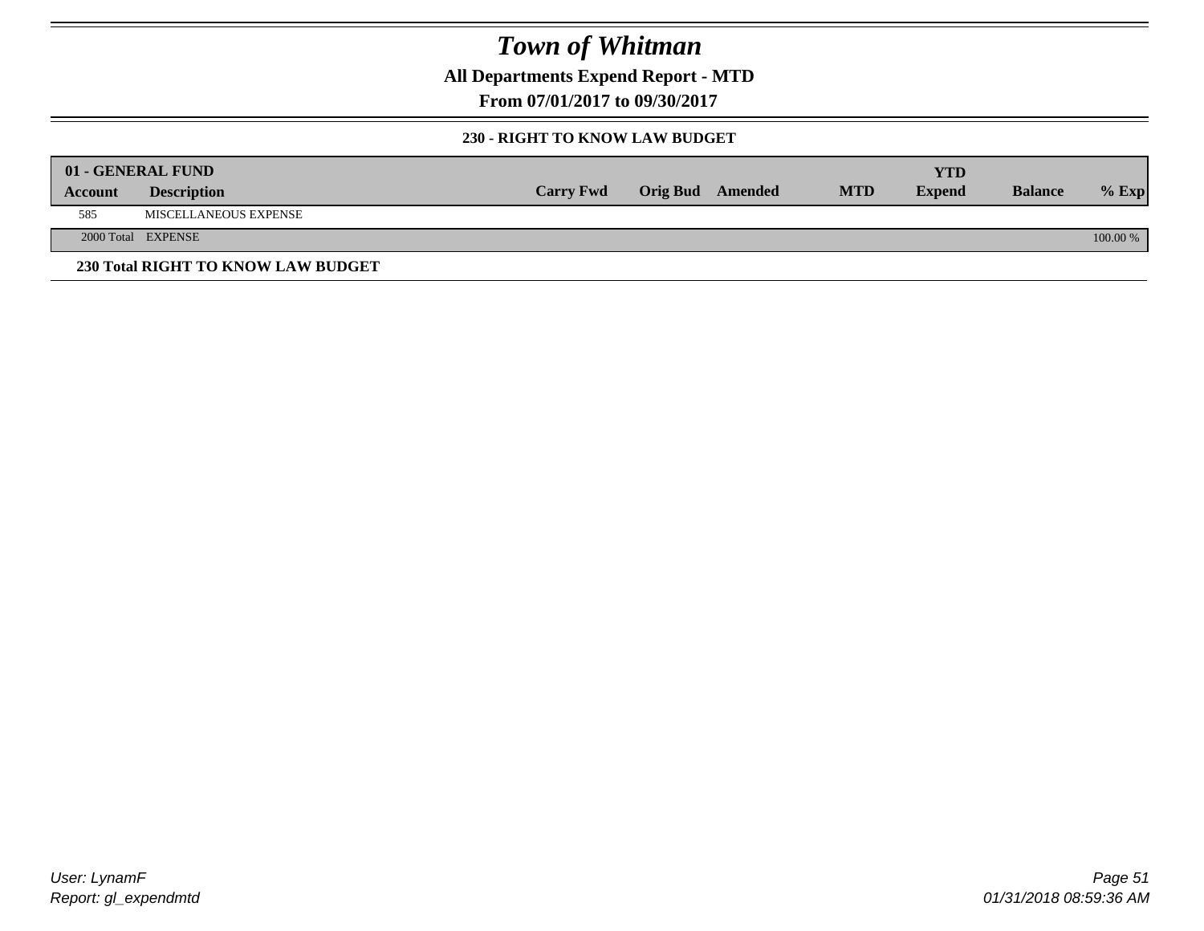# Town of Whitman

**All Departments Expend Report - MTD**

**From 07/01/2017 to 09/30/2017**

**230 - RIGHT TO KNOW LAW BUDGET**

| 01 - GENERAL FUND | | | | | | | | |
|---|---|---|---|---|---|---|---|---|
| **Account** | **Description** | **Carry Fwd** | **Orig Bud** | **Amended** | **MTD** | **YTD Expend** | **Balance** | **% Exp** |
| 585 | MISCELLANEOUS EXPENSE | | | | | | | |
| 2000 Total | EXPENSE | | | | | | | 100.00 % |

**230 Total RIGHT TO KNOW LAW BUDGET**

*User: LynamF*

*Report: gl_expendmtd*

*01/31/2018 08:59:36 AM*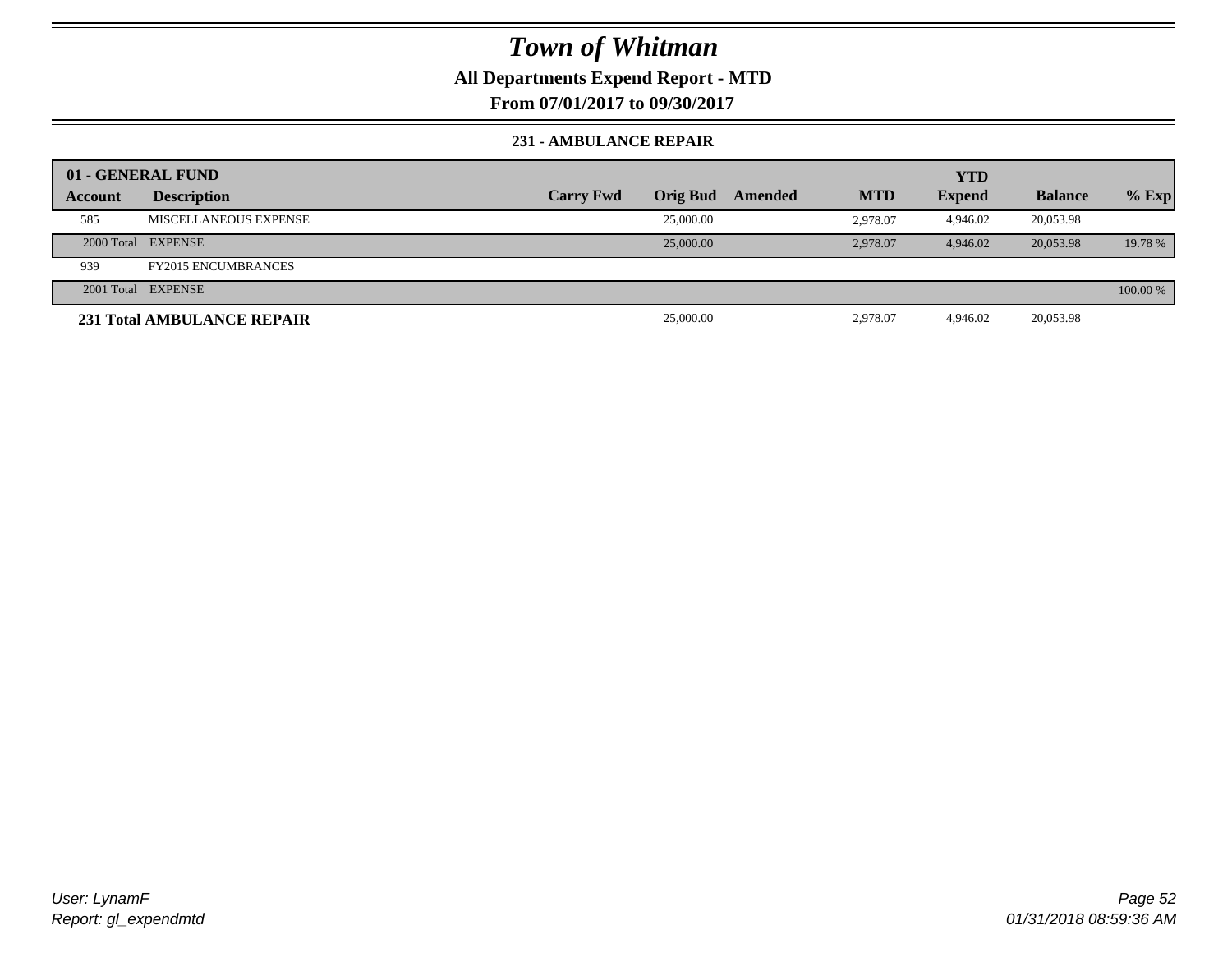# Town of Whitman

**All Departments Expend Report - MTD**

**From 07/01/2017 to 09/30/2017**

**231 - AMBULANCE REPAIR**

| 01 - GENERAL FUND | | | | | | YTD | | |
|---|---|---|---|---|---|---|---|---|
| **Account** | **Description** | **Carry Fwd** | **Orig Bud** | **Amended** | **MTD** | **Expend** | **Balance** | **% Exp** |
| 585 | MISCELLANEOUS EXPENSE | | 25,000.00 | | 2,978.07 | 4,946.02 | 20,053.98 | |
| 2000 Total | EXPENSE | | 25,000.00 | | 2,978.07 | 4,946.02 | 20,053.98 | 19.78 % |
| 939 | FY2015 ENCUMBRANCES | | | | | | | |
| 2001 Total | EXPENSE | | | | | | | 100.00 % |
| **231 Total AMBULANCE REPAIR** | | | 25,000.00 | | 2,978.07 | 4,946.02 | 20,053.98 | |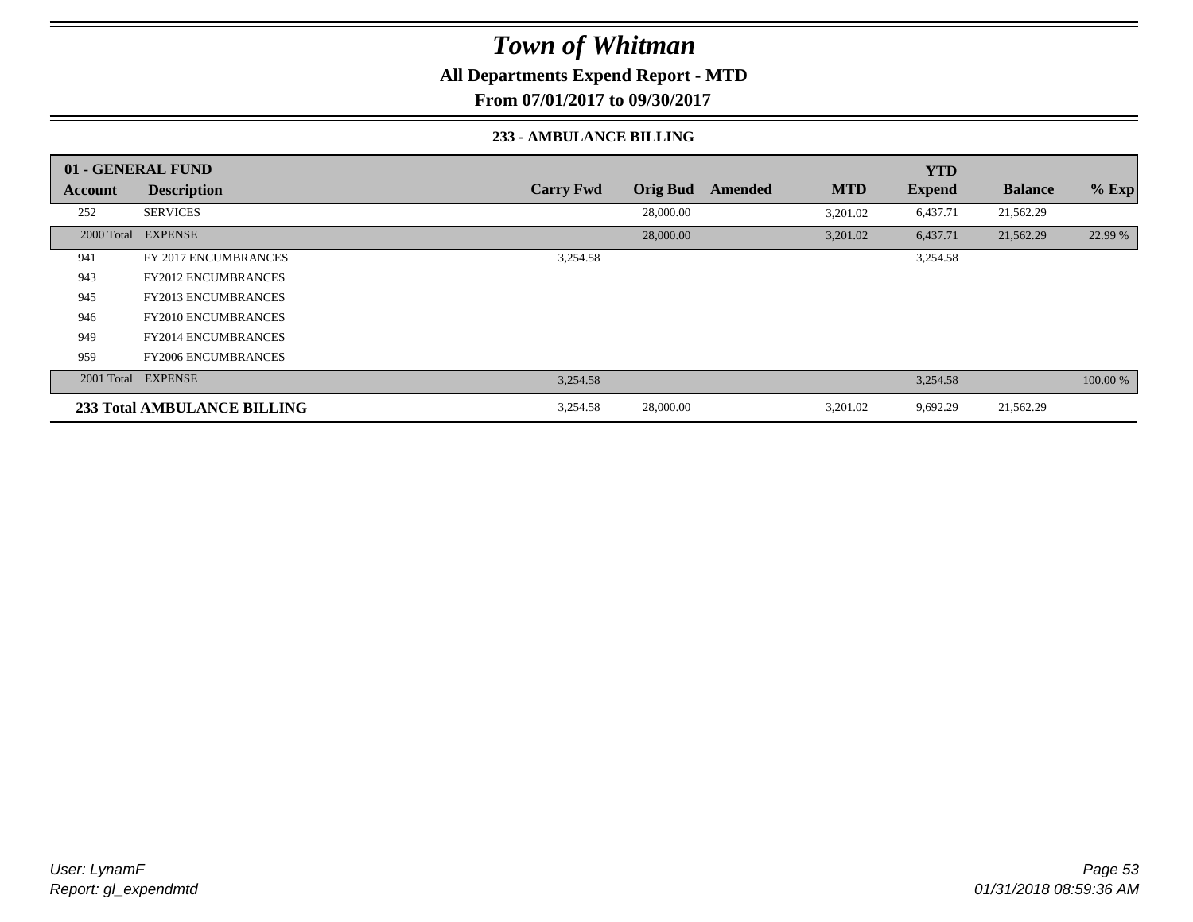# Town of Whitman

**All Departments Expend Report - MTD**

**From 07/01/2017 to 09/30/2017**

**233 - AMBULANCE BILLING**

| Account | Description | Carry Fwd | Orig Bud | Amended | MTD | YTD Expend | Balance | % Exp |
|---|---|---|---|---|---|---|---|---|
| **01 - GENERAL FUND** | | | | | | | | |
| 252 | SERVICES | | 28,000.00 | | 3,201.02 | 6,437.71 | 21,562.29 | |
| 2000 Total | EXPENSE | | 28,000.00 | | 3,201.02 | 6,437.71 | 21,562.29 | 22.99 % |
| 941 | FY 2017 ENCUMBRANCES | 3,254.58 | | | | 3,254.58 | | |
| 943 | FY2012 ENCUMBRANCES | | | | | | | |
| 945 | FY2013 ENCUMBRANCES | | | | | | | |
| 946 | FY2010 ENCUMBRANCES | | | | | | | |
| 949 | FY2014 ENCUMBRANCES | | | | | | | |
| 959 | FY2006 ENCUMBRANCES | | | | | | | |
| 2001 Total | EXPENSE | 3,254.58 | | | | 3,254.58 | | 100.00 % |
| **233 Total AMBULANCE BILLING** | | 3,254.58 | 28,000.00 | | 3,201.02 | 9,692.29 | 21,562.29 | |

*User: LynamF*
*Report: gl_expendmtd*

*01/31/2018 08:59:36 AM*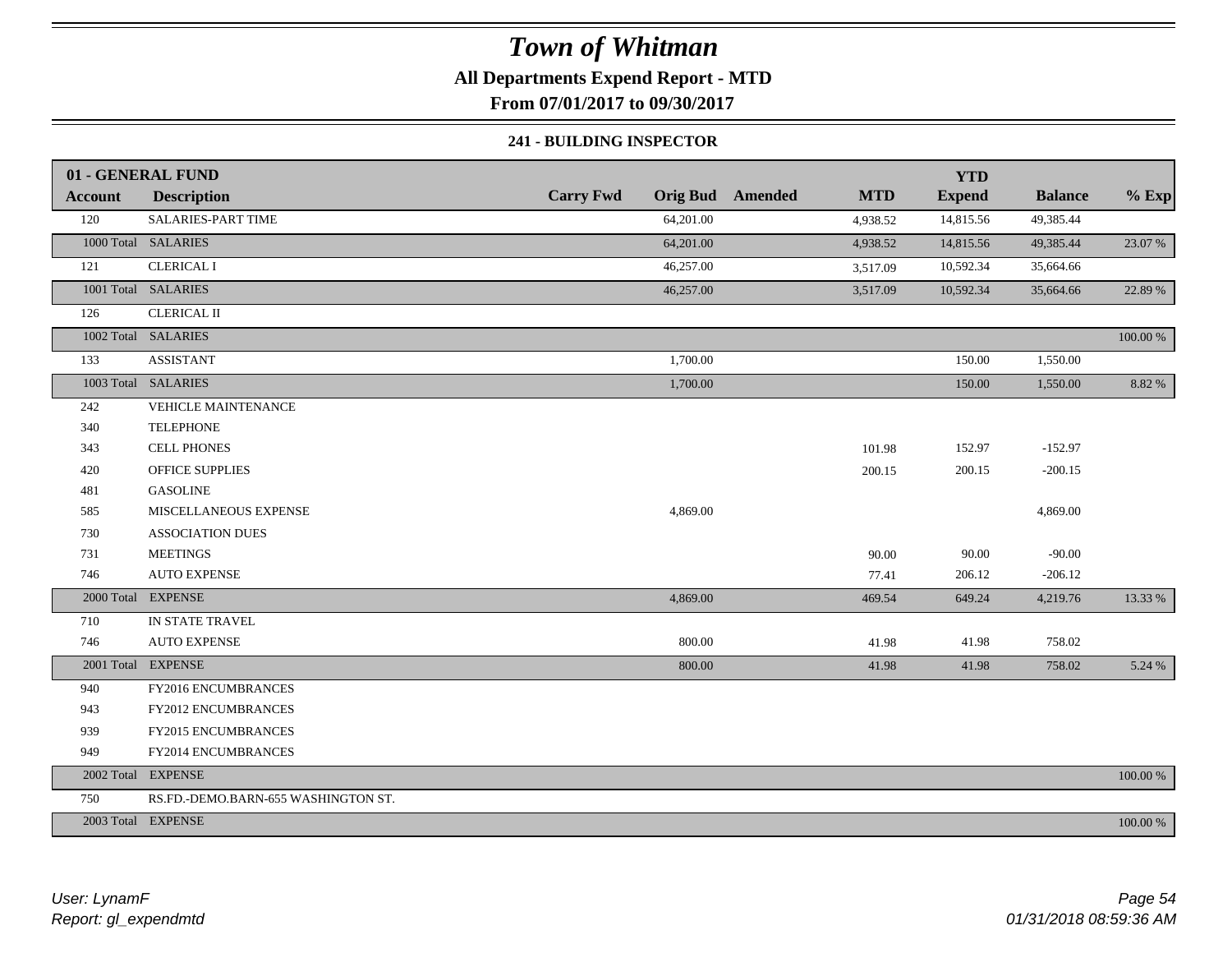# Town of Whitman

**All Departments Expend Report - MTD**

**From 07/01/2017 to 09/30/2017**

**241 - BUILDING INSPECTOR**

| **01 - GENERAL FUND** | | | | | | | | | |
|---|---|---|---|---|---|---|---|---|---|
| **Account** | **Description** | **Carry Fwd** | **Orig Bud** | **Amended** | **MTD** | **YTD Expend** | **Balance** | **% Exp** |
| 120 | SALARIES-PART TIME | | 64,201.00 | | 4,938.52 | 14,815.56 | 49,385.44 | |
| 1000 Total | SALARIES | | 64,201.00 | | 4,938.52 | 14,815.56 | 49,385.44 | 23.07 % |
| 121 | CLERICAL I | | 46,257.00 | | 3,517.09 | 10,592.34 | 35,664.66 | |
| 1001 Total | SALARIES | | 46,257.00 | | 3,517.09 | 10,592.34 | 35,664.66 | 22.89 % |
| 126 | CLERICAL II | | | | | | | |
| 1002 Total | SALARIES | | | | | | | 100.00 % |
| 133 | ASSISTANT | | 1,700.00 | | | 150.00 | 1,550.00 | |
| 1003 Total | SALARIES | | 1,700.00 | | | 150.00 | 1,550.00 | 8.82 % |
| 242 | VEHICLE MAINTENANCE | | | | | | | |
| 340 | TELEPHONE | | | | | | | |
| 343 | CELL PHONES | | | | 101.98 | 152.97 | -152.97 | |
| 420 | OFFICE SUPPLIES | | | | 200.15 | 200.15 | -200.15 | |
| 481 | GASOLINE | | | | | | | |
| 585 | MISCELLANEOUS EXPENSE | | 4,869.00 | | | | 4,869.00 | |
| 730 | ASSOCIATION DUES | | | | | | | |
| 731 | MEETINGS | | | | 90.00 | 90.00 | -90.00 | |
| 746 | AUTO EXPENSE | | | | 77.41 | 206.12 | -206.12 | |
| 2000 Total | EXPENSE | | 4,869.00 | | 469.54 | 649.24 | 4,219.76 | 13.33 % |
| 710 | IN STATE TRAVEL | | | | | | | |
| 746 | AUTO EXPENSE | | 800.00 | | 41.98 | 41.98 | 758.02 | |
| 2001 Total | EXPENSE | | 800.00 | | 41.98 | 41.98 | 758.02 | 5.24 % |
| 940 | FY2016 ENCUMBRANCES | | | | | | | |
| 943 | FY2012 ENCUMBRANCES | | | | | | | |
| 939 | FY2015 ENCUMBRANCES | | | | | | | |
| 949 | FY2014 ENCUMBRANCES | | | | | | | |
| 2002 Total | EXPENSE | | | | | | | 100.00 % |
| 750 | RS.FD.-DEMO.BARN-655 WASHINGTON ST. | | | | | | | |
| 2003 Total | EXPENSE | | | | | | | 100.00 % |

*User: LynamF*
*Report: gl_expendmtd*

*01/31/2018 08:59:36 AM*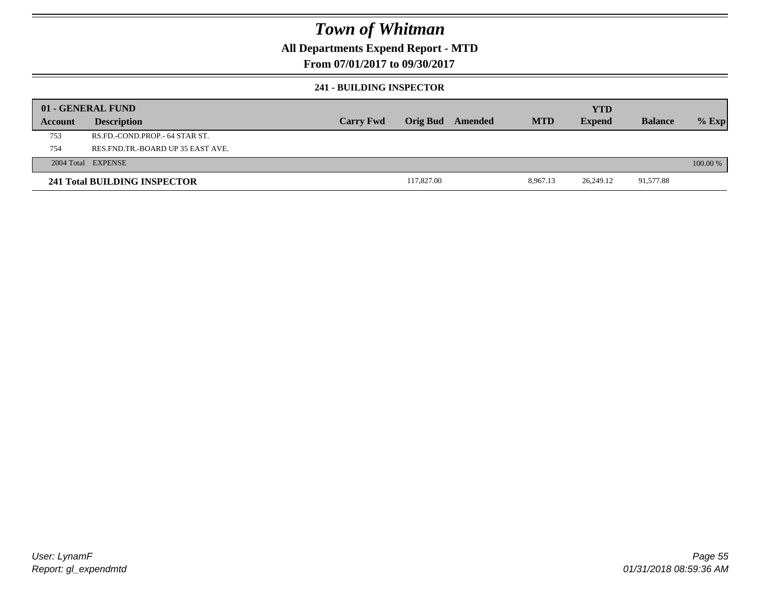# Town of Whitman

## All Departments Expend Report - MTD

### From 07/01/2017 to 09/30/2017

#### 241 - BUILDING INSPECTOR

| 01 - GENERAL FUND | | | | | | YTD | | |
|---|---|---|---|---|---|---|---|---|
| Account | Description | Carry Fwd | Orig Bud | Amended | MTD | Expend | Balance | % Exp |
| 753 | RS.FD.-COND.PROP.- 64 STAR ST. | | | | | | | |
| 754 | RES.FND.TR.-BOARD UP 35 EAST AVE. | | | | | | | |
| 2004 Total | EXPENSE | | | | | | | 100.00 % |
| **241 Total BUILDING INSPECTOR** | | | 117,827.00 | | 8,967.13 | 26,249.12 | 91,577.88 | |

*User: LynamF*
*Report: gl_expendmtd*

*01/31/2018 08:59:36 AM*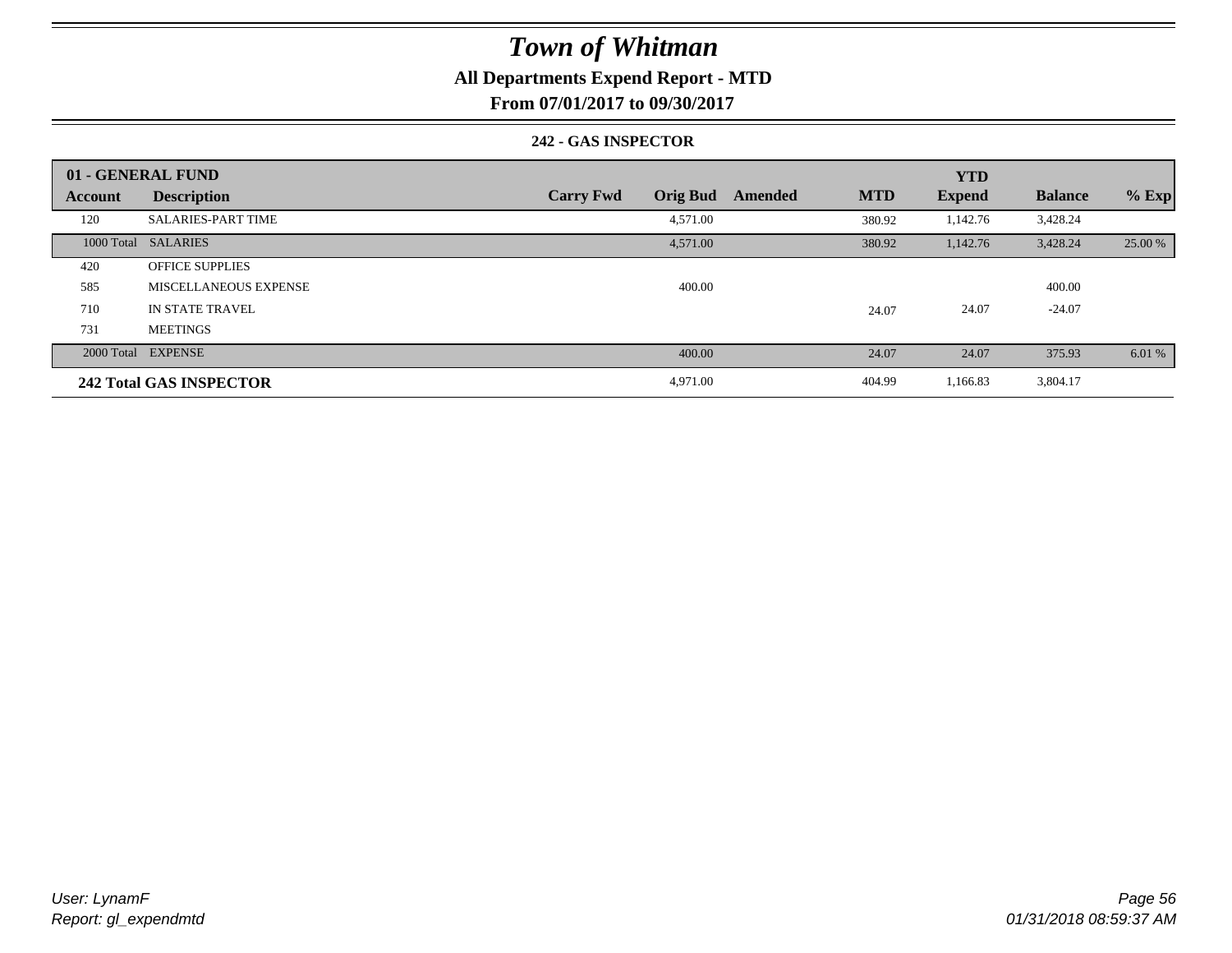# Town of Whitman

## All Departments Expend Report - MTD

### From 07/01/2017 to 09/30/2017

#### 242 - GAS INSPECTOR

| 01 - GENERAL FUND | | | | | | YTD | | |
|---|---|---|---|---|---|---|---|---|
| **Account** | **Description** | **Carry Fwd** | **Orig Bud** | **Amended** | **MTD** | **Expend** | **Balance** | **% Exp** |
| 120 | SALARIES-PART TIME | | 4,571.00 | | 380.92 | 1,142.76 | 3,428.24 | |
| 1000 Total | SALARIES | | 4,571.00 | | 380.92 | 1,142.76 | 3,428.24 | 25.00 % |
| 420 | OFFICE SUPPLIES | | | | | | | |
| 585 | MISCELLANEOUS EXPENSE | | 400.00 | | | | 400.00 | |
| 710 | IN STATE TRAVEL | | | | 24.07 | 24.07 | -24.07 | |
| 731 | MEETINGS | | | | | | | |
| 2000 Total | EXPENSE | | 400.00 | | 24.07 | 24.07 | 375.93 | 6.01 % |
| **242 Total GAS INSPECTOR** | | | 4,971.00 | | 404.99 | 1,166.83 | 3,804.17 | |

*User: LynamF*
*Report: gl_expendmtd*

*01/31/2018 08:59:37 AM*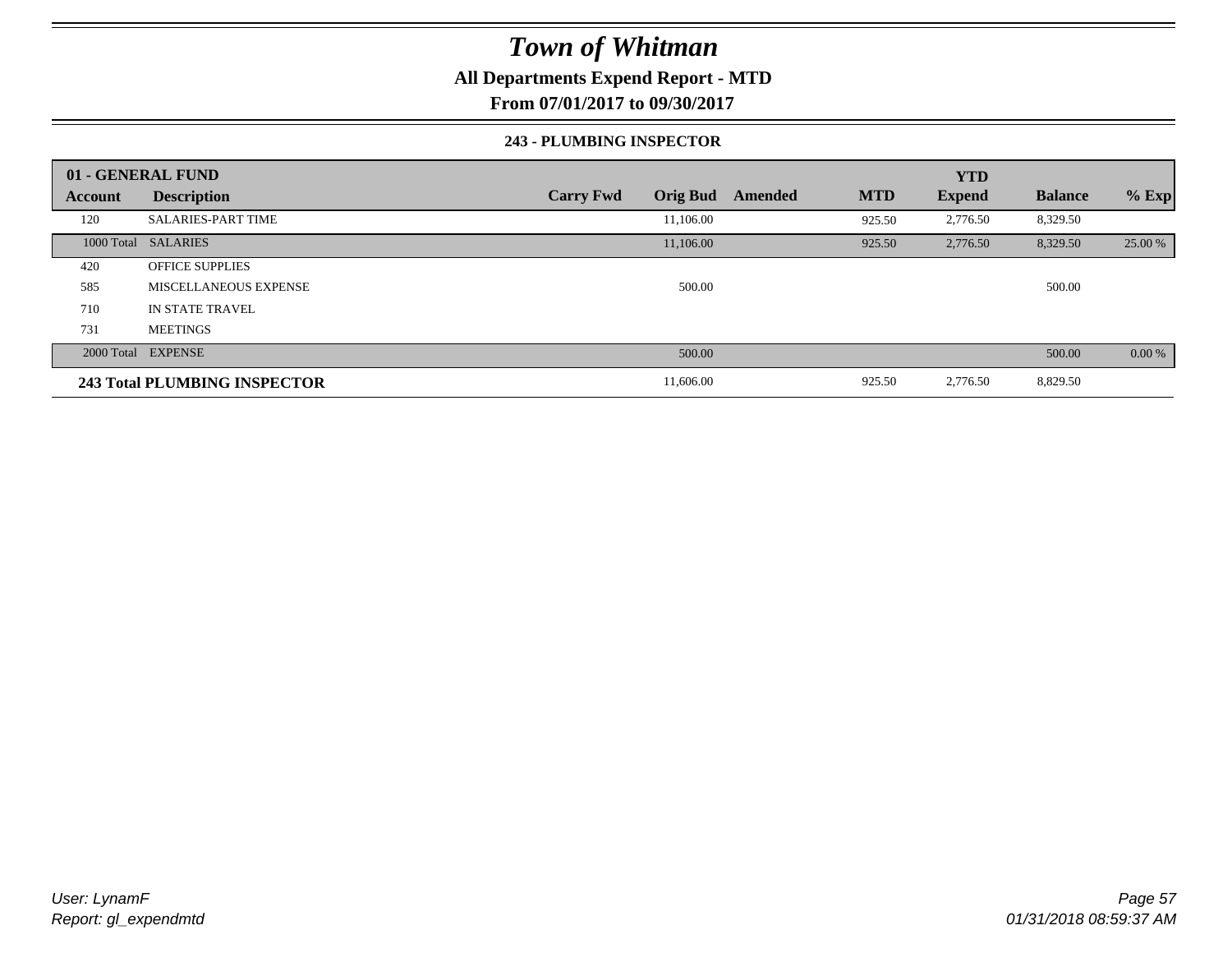# Town of Whitman

**All Departments Expend Report - MTD**

**From 07/01/2017 to 09/30/2017**

**243 - PLUMBING INSPECTOR**

| 01 - GENERAL FUND | | | | | | YTD | | |
|---|---|---|---|---|---|---|---|---|
| **Account** | **Description** | **Carry Fwd** | **Orig Bud** | **Amended** | **MTD** | **Expend** | **Balance** | **% Exp** |
| 120 | SALARIES-PART TIME | | 11,106.00 | | 925.50 | 2,776.50 | 8,329.50 | |
| 1000 Total | SALARIES | | 11,106.00 | | 925.50 | 2,776.50 | 8,329.50 | 25.00 % |
| 420 | OFFICE SUPPLIES | | | | | | | |
| 585 | MISCELLANEOUS EXPENSE | | 500.00 | | | | 500.00 | |
| 710 | IN STATE TRAVEL | | | | | | | |
| 731 | MEETINGS | | | | | | | |
| 2000 Total | EXPENSE | | 500.00 | | | | 500.00 | 0.00 % |
| **243 Total PLUMBING INSPECTOR** | | | 11,606.00 | | 925.50 | 2,776.50 | 8,829.50 | |

*User: LynamF*
*Report: gl_expendmtd*

*01/31/2018 08:59:37 AM*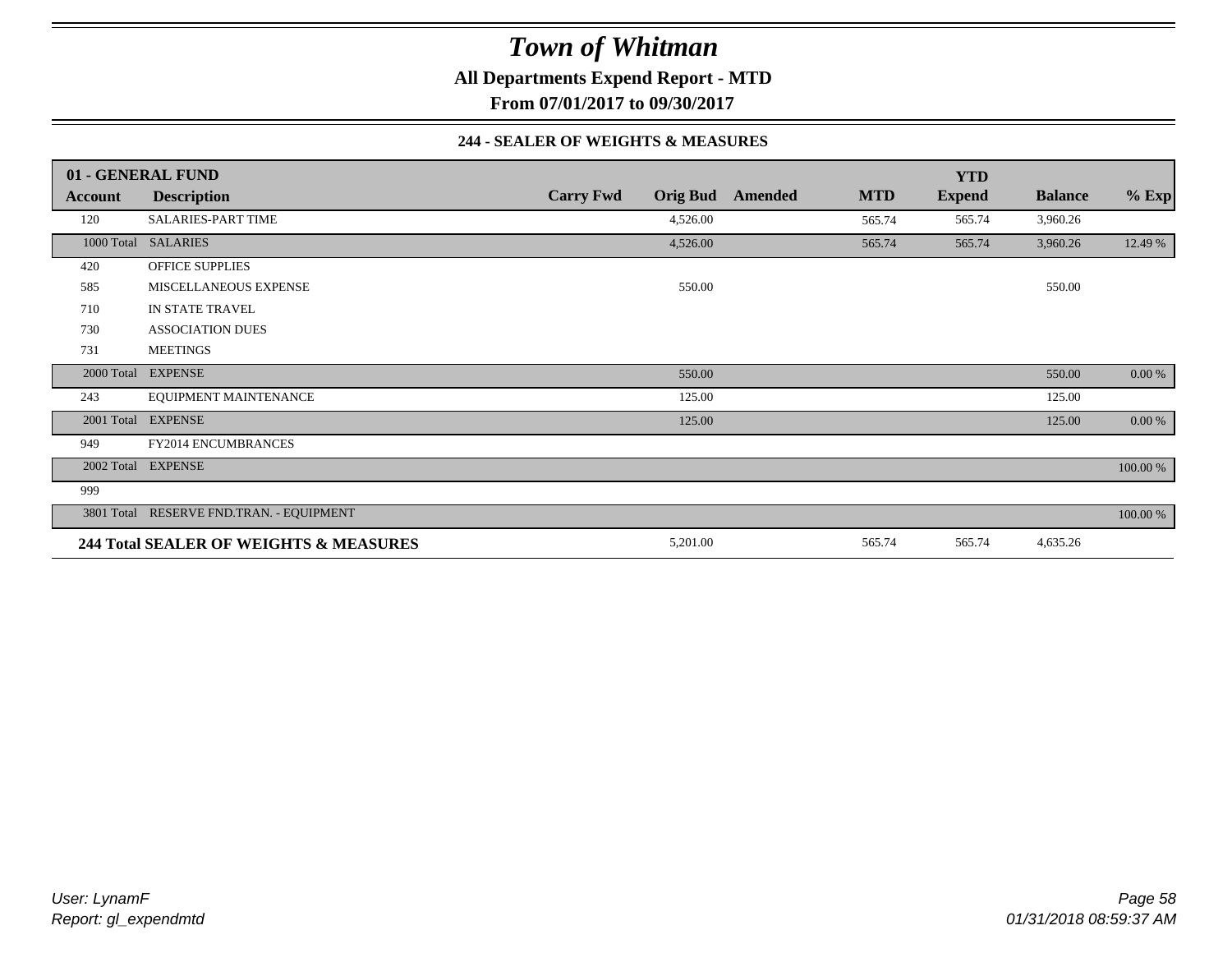# Town of Whitman

**All Departments Expend Report - MTD**

**From 07/01/2017 to 09/30/2017**

**244 - SEALER OF WEIGHTS & MEASURES**

| 01 - GENERAL FUND | | | | | | YTD | | |
|---|---|---|---|---|---|---|---|---|
| **Account** | **Description** | **Carry Fwd** | **Orig Bud** | **Amended** | **MTD** | **Expend** | **Balance** | **% Exp** |
| 120 | SALARIES-PART TIME | | 4,526.00 | | 565.74 | 565.74 | 3,960.26 | |
| 1000 Total | SALARIES | | 4,526.00 | | 565.74 | 565.74 | 3,960.26 | 12.49 % |
| 420 | OFFICE SUPPLIES | | | | | | | |
| 585 | MISCELLANEOUS EXPENSE | | 550.00 | | | | 550.00 | |
| 710 | IN STATE TRAVEL | | | | | | | |
| 730 | ASSOCIATION DUES | | | | | | | |
| 731 | MEETINGS | | | | | | | |
| 2000 Total | EXPENSE | | 550.00 | | | | 550.00 | 0.00 % |
| 243 | EQUIPMENT MAINTENANCE | | 125.00 | | | | 125.00 | |
| 2001 Total | EXPENSE | | 125.00 | | | | 125.00 | 0.00 % |
| 949 | FY2014 ENCUMBRANCES | | | | | | | |
| 2002 Total | EXPENSE | | | | | | | 100.00 % |
| 999 | | | | | | | | |
| 3801 Total | RESERVE FND.TRAN. - EQUIPMENT | | | | | | | 100.00 % |
| **244 Total SEALER OF WEIGHTS & MEASURES** | | | 5,201.00 | | 565.74 | 565.74 | 4,635.26 | |

*User: LynamF*
*Report: gl_expendmtd*

*01/31/2018 08:59:37 AM*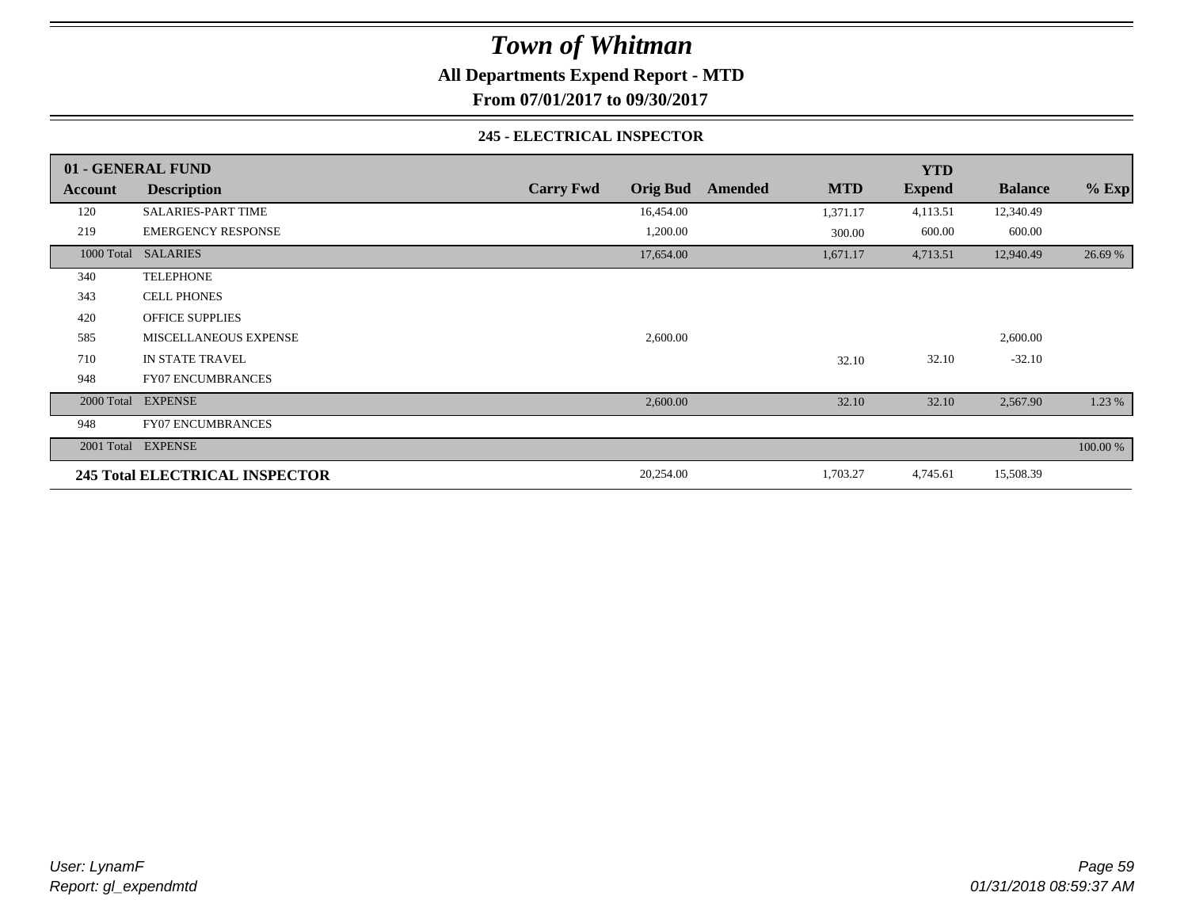# Town of Whitman

**All Departments Expend Report - MTD**

**From 07/01/2017 to 09/30/2017**

### 245 - ELECTRICAL INSPECTOR

| 01 - GENERAL FUND | | | | | | YTD | | |
|---|---|---|---|---|---|---|---|---|
| **Account** | **Description** | **Carry Fwd** | **Orig Bud** | **Amended** | **MTD** | **Expend** | **Balance** | **% Exp** |
| 120 | SALARIES-PART TIME | | 16,454.00 | | 1,371.17 | 4,113.51 | 12,340.49 | |
| 219 | EMERGENCY RESPONSE | | 1,200.00 | | 300.00 | 600.00 | 600.00 | |
| 1000 Total | SALARIES | | 17,654.00 | | 1,671.17 | 4,713.51 | 12,940.49 | 26.69 % |
| 340 | TELEPHONE | | | | | | | |
| 343 | CELL PHONES | | | | | | | |
| 420 | OFFICE SUPPLIES | | | | | | | |
| 585 | MISCELLANEOUS EXPENSE | | 2,600.00 | | | | 2,600.00 | |
| 710 | IN STATE TRAVEL | | | | 32.10 | 32.10 | -32.10 | |
| 948 | FY07 ENCUMBRANCES | | | | | | | |
| 2000 Total | EXPENSE | | 2,600.00 | | 32.10 | 32.10 | 2,567.90 | 1.23 % |
| 948 | FY07 ENCUMBRANCES | | | | | | | |
| 2001 Total | EXPENSE | | | | | | | 100.00 % |
| **245 Total ELECTRICAL INSPECTOR** | | | 20,254.00 | | 1,703.27 | 4,745.61 | 15,508.39 | |

*User: LynamF*
*Report: gl_expendmtd*

*01/31/2018 08:59:37 AM*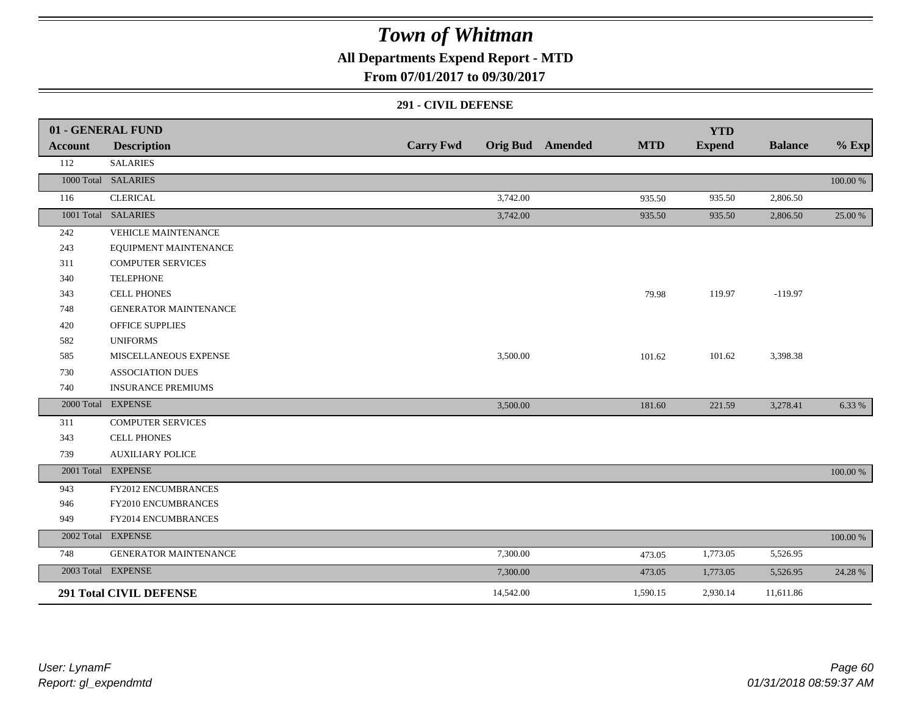# Town of Whitman

## All Departments Expend Report - MTD

### From 07/01/2017 to 09/30/2017

#### 291 - CIVIL DEFENSE

| 01 - GENERAL FUND | | | | | | YTD | | |
|---|---|---|---|---|---|---|---|---|
| Account | Description | Carry Fwd | Orig Bud | Amended | MTD | Expend | Balance | % Exp |
| 112 | SALARIES | | | | | | | |
| 1000 Total | SALARIES | | | | | | | 100.00 % |
| 116 | CLERICAL | | 3,742.00 | | 935.50 | 935.50 | 2,806.50 | |
| 1001 Total | SALARIES | | 3,742.00 | | 935.50 | 935.50 | 2,806.50 | 25.00 % |
| 242 | VEHICLE MAINTENANCE | | | | | | | |
| 243 | EQUIPMENT MAINTENANCE | | | | | | | |
| 311 | COMPUTER SERVICES | | | | | | | |
| 340 | TELEPHONE | | | | | | | |
| 343 | CELL PHONES | | | | 79.98 | 119.97 | -119.97 | |
| 748 | GENERATOR MAINTENANCE | | | | | | | |
| 420 | OFFICE SUPPLIES | | | | | | | |
| 582 | UNIFORMS | | | | | | | |
| 585 | MISCELLANEOUS EXPENSE | | 3,500.00 | | 101.62 | 101.62 | 3,398.38 | |
| 730 | ASSOCIATION DUES | | | | | | | |
| 740 | INSURANCE PREMIUMS | | | | | | | |
| 2000 Total | EXPENSE | | 3,500.00 | | 181.60 | 221.59 | 3,278.41 | 6.33 % |
| 311 | COMPUTER SERVICES | | | | | | | |
| 343 | CELL PHONES | | | | | | | |
| 739 | AUXILIARY POLICE | | | | | | | |
| 2001 Total | EXPENSE | | | | | | | 100.00 % |
| 943 | FY2012 ENCUMBRANCES | | | | | | | |
| 946 | FY2010 ENCUMBRANCES | | | | | | | |
| 949 | FY2014 ENCUMBRANCES | | | | | | | |
| 2002 Total | EXPENSE | | | | | | | 100.00 % |
| 748 | GENERATOR MAINTENANCE | | 7,300.00 | | 473.05 | 1,773.05 | 5,526.95 | |
| 2003 Total | EXPENSE | | 7,300.00 | | 473.05 | 1,773.05 | 5,526.95 | 24.28 % |
| **291 Total CIVIL DEFENSE** | | | 14,542.00 | | 1,590.15 | 2,930.14 | 11,611.86 | |

*User: LynamF*
*Report: gl_expendmtd*

*01/31/2018 08:59:37 AM*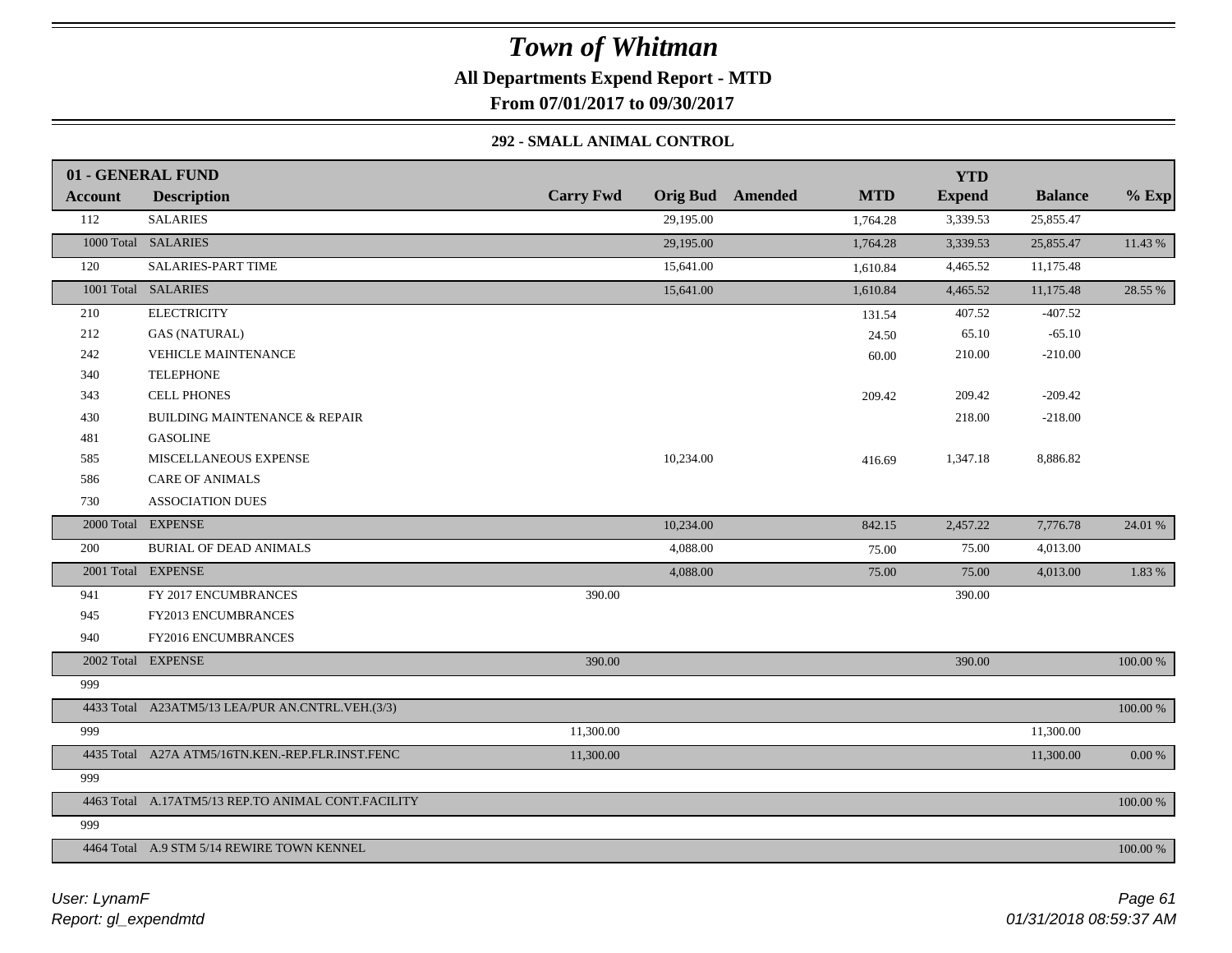# Town of Whitman

**All Departments Expend Report - MTD**

**From 07/01/2017 to 09/30/2017**

### 292 - SMALL ANIMAL CONTROL

| 01 - GENERAL FUND | | | | | | YTD | | |
|---|---|---|---|---|---|---|---|---|
| **Account** | **Description** | **Carry Fwd** | **Orig Bud** | **Amended** | **MTD** | **Expend** | **Balance** | **% Exp** |
| 112 | SALARIES | | 29,195.00 | | 1,764.28 | 3,339.53 | 25,855.47 | |
| 1000 Total | SALARIES | | 29,195.00 | | 1,764.28 | 3,339.53 | 25,855.47 | 11.43 % |
| 120 | SALARIES-PART TIME | | 15,641.00 | | 1,610.84 | 4,465.52 | 11,175.48 | |
| 1001 Total | SALARIES | | 15,641.00 | | 1,610.84 | 4,465.52 | 11,175.48 | 28.55 % |
| 210 | ELECTRICITY | | | | 131.54 | 407.52 | -407.52 | |
| 212 | GAS (NATURAL) | | | | 24.50 | 65.10 | -65.10 | |
| 242 | VEHICLE MAINTENANCE | | | | 60.00 | 210.00 | -210.00 | |
| 340 | TELEPHONE | | | | | | | |
| 343 | CELL PHONES | | | | 209.42 | 209.42 | -209.42 | |
| 430 | BUILDING MAINTENANCE & REPAIR | | | | | 218.00 | -218.00 | |
| 481 | GASOLINE | | | | | | | |
| 585 | MISCELLANEOUS EXPENSE | | 10,234.00 | | 416.69 | 1,347.18 | 8,886.82 | |
| 586 | CARE OF ANIMALS | | | | | | | |
| 730 | ASSOCIATION DUES | | | | | | | |
| 2000 Total | EXPENSE | | 10,234.00 | | 842.15 | 2,457.22 | 7,776.78 | 24.01 % |
| 200 | BURIAL OF DEAD ANIMALS | | 4,088.00 | | 75.00 | 75.00 | 4,013.00 | |
| 2001 Total | EXPENSE | | 4,088.00 | | 75.00 | 75.00 | 4,013.00 | 1.83 % |
| 941 | FY 2017 ENCUMBRANCES | 390.00 | | | | 390.00 | | |
| 945 | FY2013 ENCUMBRANCES | | | | | | | |
| 940 | FY2016 ENCUMBRANCES | | | | | | | |
| 2002 Total | EXPENSE | 390.00 | | | | 390.00 | | 100.00 % |
| 999 | | | | | | | | |
| 4433 Total | A23ATM5/13 LEA/PUR AN.CNTRL.VEH.(3/3) | | | | | | | 100.00 % |
| 999 | | 11,300.00 | | | | | 11,300.00 | |
| 4435 Total | A27A ATM5/16TN.KEN.-REP.FLR.INST.FENC | 11,300.00 | | | | | 11,300.00 | 0.00 % |
| 999 | | | | | | | | |
| 4463 Total | A.17ATM5/13 REP.TO ANIMAL CONT.FACILITY | | | | | | | 100.00 % |
| 999 | | | | | | | | |
| 4464 Total | A.9 STM 5/14 REWIRE TOWN KENNEL | | | | | | | 100.00 % |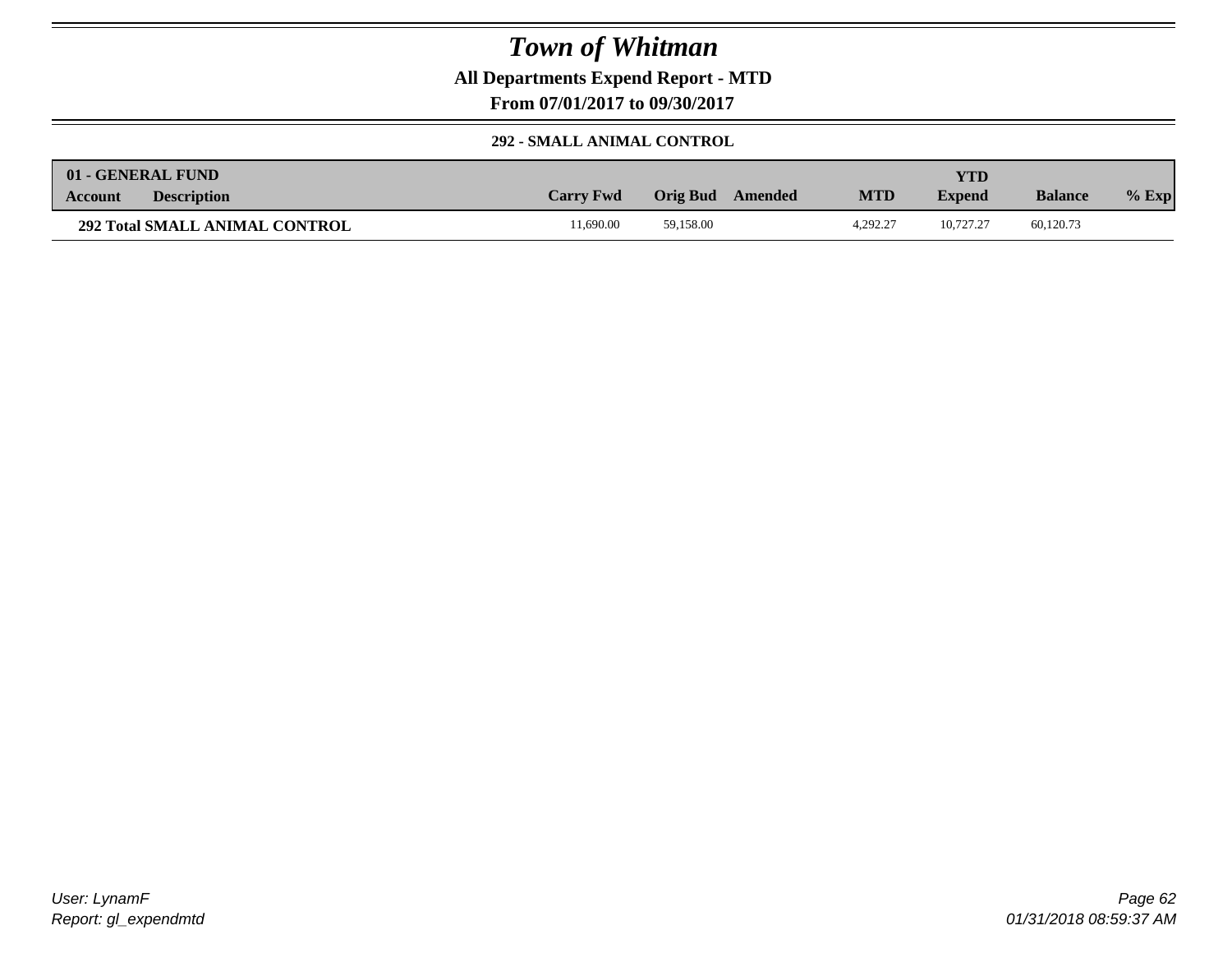# Town of Whitman

**All Departments Expend Report - MTD**

**From 07/01/2017 to 09/30/2017**

**292 - SMALL ANIMAL CONTROL**

| 01 - GENERAL FUND Account | Description | Carry Fwd | Orig Bud | Amended | MTD | YTD Expend | Balance | % Exp |
|---|---|---|---|---|---|---|---|---|
| **292 Total SMALL ANIMAL CONTROL** | | 11,690.00 | 59,158.00 | | 4,292.27 | 10,727.27 | 60,120.73 | |

User: LynamF
Report: gl_expendmtd

01/31/2018 08:59:37 AM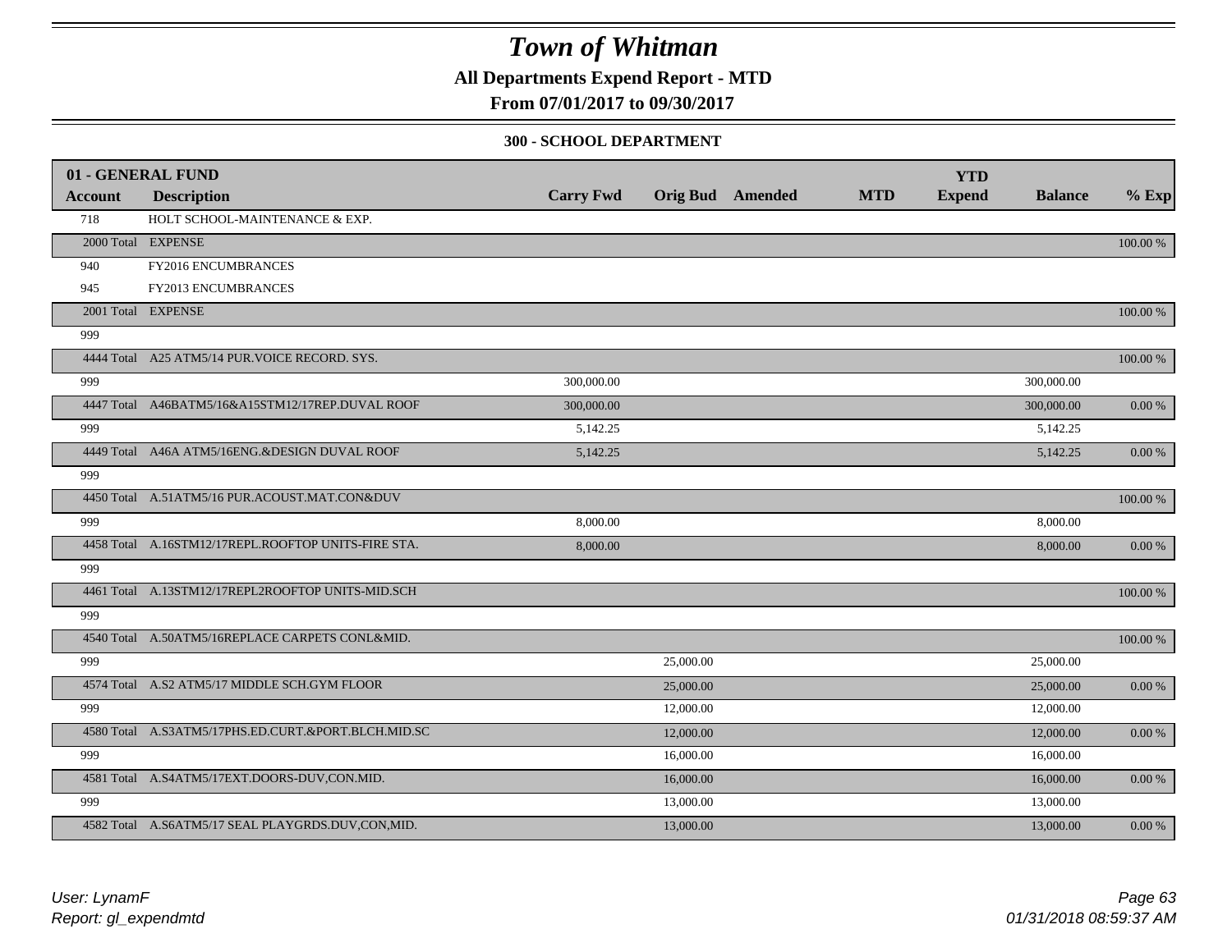# Town of Whitman

**All Departments Expend Report - MTD**

**From 07/01/2017 to 09/30/2017**

**300 - SCHOOL DEPARTMENT**

| 01 - GENERAL FUND | | | | | | YTD | | |
|---|---|---|---|---|---|---|---|---|
| **Account** | **Description** | **Carry Fwd** | **Orig Bud** | **Amended** | **MTD** | **Expend** | **Balance** | **% Exp** |
| 718 | HOLT SCHOOL-MAINTENANCE & EXP. | | | | | | | |
| 2000 Total | EXPENSE | | | | | | | 100.00 % |
| 940 | FY2016 ENCUMBRANCES | | | | | | | |
| 945 | FY2013 ENCUMBRANCES | | | | | | | |
| 2001 Total | EXPENSE | | | | | | | 100.00 % |
| 999 | | | | | | | | |
| 4444 Total | A25 ATM5/14 PUR.VOICE RECORD. SYS. | | | | | | | 100.00 % |
| 999 | | 300,000.00 | | | | | 300,000.00 | |
| 4447 Total | A46BATM5/16&A15STM12/17REP.DUVAL ROOF | 300,000.00 | | | | | 300,000.00 | 0.00 % |
| 999 | | 5,142.25 | | | | | 5,142.25 | |
| 4449 Total | A46A ATM5/16ENG.&DESIGN DUVAL ROOF | 5,142.25 | | | | | 5,142.25 | 0.00 % |
| 999 | | | | | | | | |
| 4450 Total | A.51ATM5/16 PUR.ACOUST.MAT.CON&DUV | | | | | | | 100.00 % |
| 999 | | 8,000.00 | | | | | 8,000.00 | |
| 4458 Total | A.16STM12/17REPL.ROOFTOP UNITS-FIRE STA. | 8,000.00 | | | | | 8,000.00 | 0.00 % |
| 999 | | | | | | | | |
| 4461 Total | A.13STM12/17REPL2ROOFTOP UNITS-MID.SCH | | | | | | | 100.00 % |
| 999 | | | | | | | | |
| 4540 Total | A.50ATM5/16REPLACE CARPETS CONL&MID. | | | | | | | 100.00 % |
| 999 | | | 25,000.00 | | | | 25,000.00 | |
| 4574 Total | A.S2 ATM5/17 MIDDLE SCH.GYM FLOOR | | 25,000.00 | | | | 25,000.00 | 0.00 % |
| 999 | | | 12,000.00 | | | | 12,000.00 | |
| 4580 Total | A.S3ATM5/17PHS.ED.CURT.&PORT.BLCH.MID.SC | | 12,000.00 | | | | 12,000.00 | 0.00 % |
| 999 | | | 16,000.00 | | | | 16,000.00 | |
| 4581 Total | A.S4ATM5/17EXT.DOORS-DUV,CON.MID. | | 16,000.00 | | | | 16,000.00 | 0.00 % |
| 999 | | | 13,000.00 | | | | 13,000.00 | |
| 4582 Total | A.S6ATM5/17 SEAL PLAYGRDS.DUV,CON,MID. | | 13,000.00 | | | | 13,000.00 | 0.00 % |

*User: LynamF*
*Report: gl_expendmtd*

*01/31/2018 08:59:37 AM*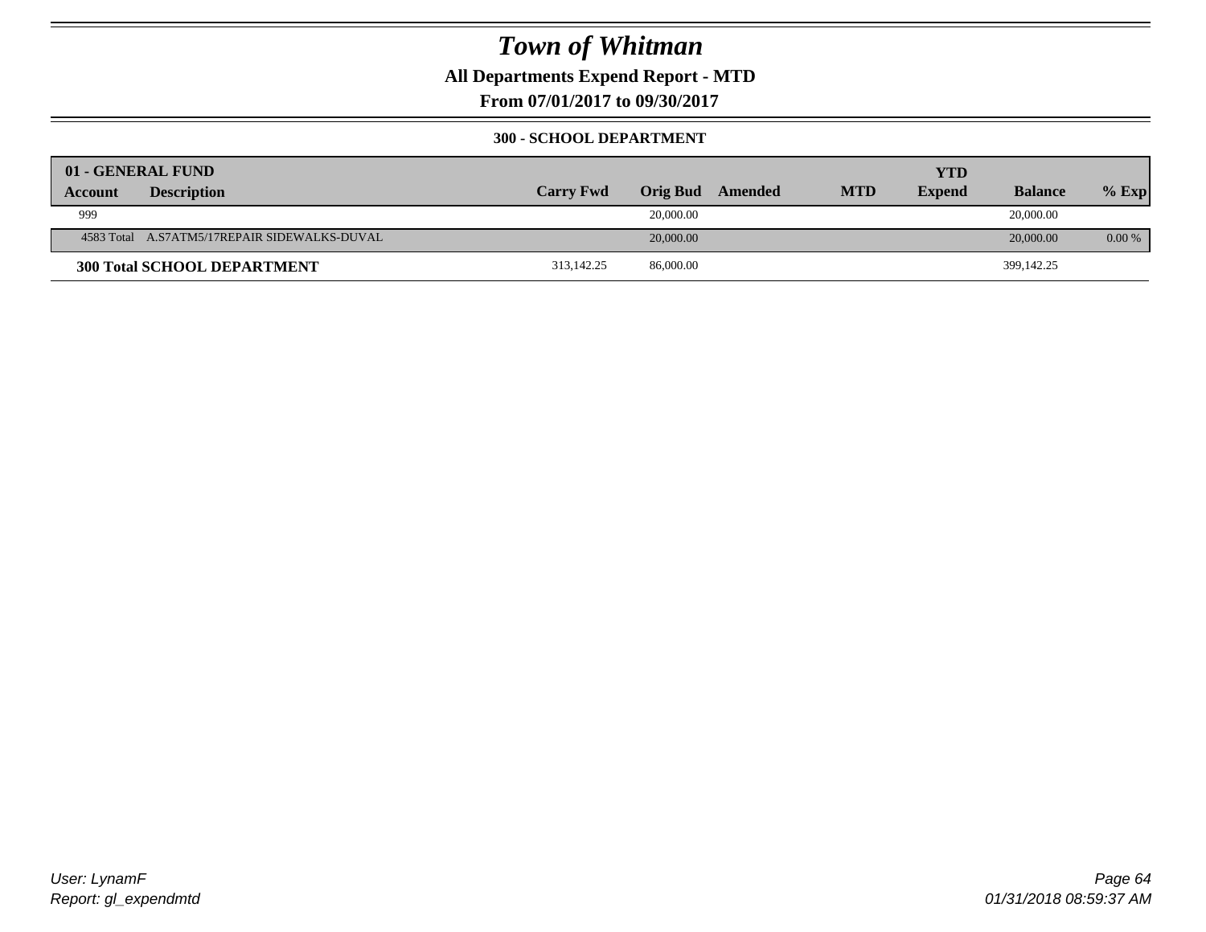# Town of Whitman

**All Departments Expend Report - MTD**

**From 07/01/2017 to 09/30/2017**

**300 - SCHOOL DEPARTMENT**

| 01 - GENERAL FUND | | | | | | | | |
|---|---|---|---|---|---|---|---|---|
| **Account** | **Description** | **Carry Fwd** | **Orig Bud** | **Amended** | **MTD** | **YTD Expend** | **Balance** | **% Exp** |
| 999 | | | 20,000.00 | | | | 20,000.00 | |
| 4583 Total | A.S7ATM5/17REPAIR SIDEWALKS-DUVAL | | 20,000.00 | | | | 20,000.00 | 0.00 % |
| **300 Total SCHOOL DEPARTMENT** | | 313,142.25 | 86,000.00 | | | | 399,142.25 | |

*User: LynamF*
*Report: gl_expendmtd*

*01/31/2018 08:59:37 AM*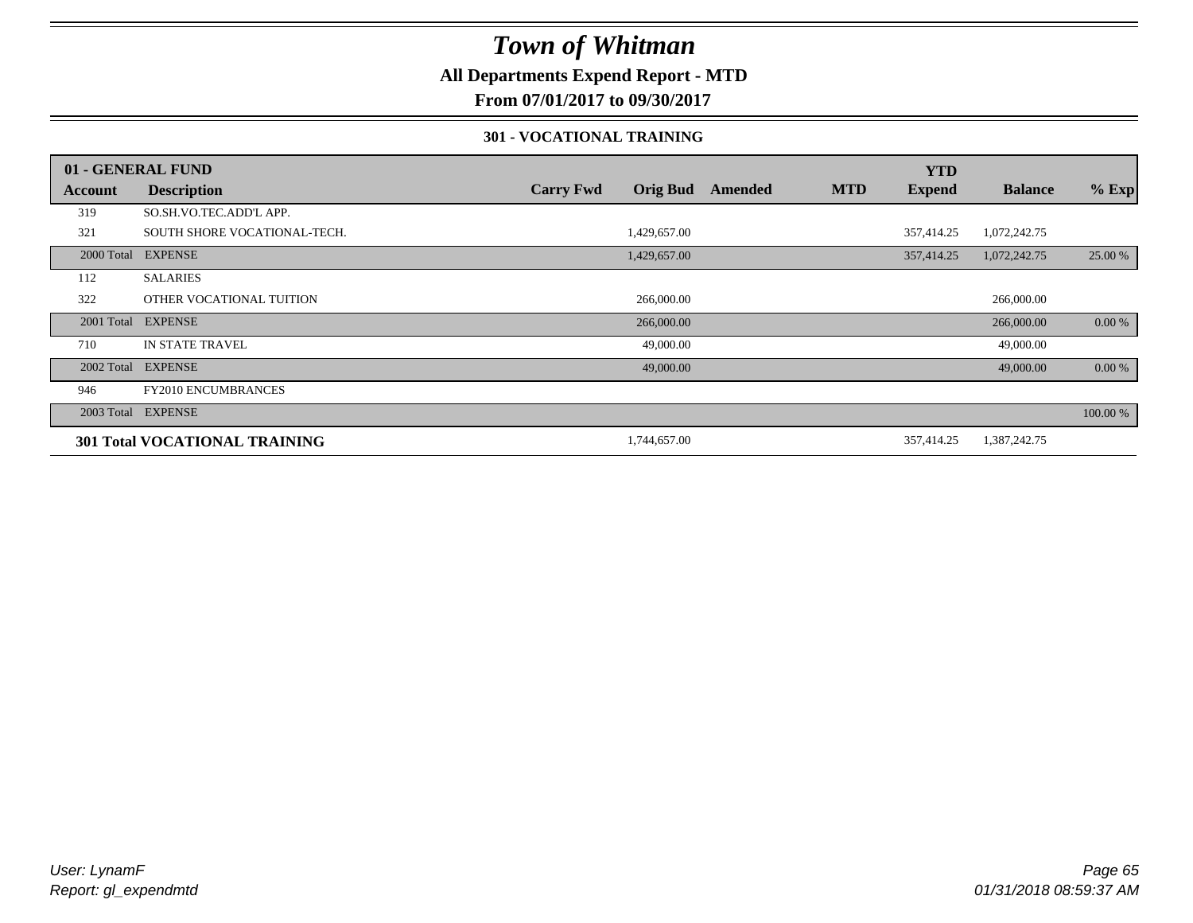# Town of Whitman

**All Departments Expend Report - MTD**

**From 07/01/2017 to 09/30/2017**

**301 - VOCATIONAL TRAINING**

| 01 - GENERAL FUND | | | | | | YTD | | |
|---|---|---|---|---|---|---|---|---|
| Account | Description | Carry Fwd | Orig Bud | Amended | MTD | Expend | Balance | % Exp |
| 319 | SO.SH.VO.TEC.ADD'L APP. | | | | | | | |
| 321 | SOUTH SHORE VOCATIONAL-TECH. | | 1,429,657.00 | | | 357,414.25 | 1,072,242.75 | |
| 2000 Total | EXPENSE | | 1,429,657.00 | | | 357,414.25 | 1,072,242.75 | 25.00 % |
| 112 | SALARIES | | | | | | | |
| 322 | OTHER VOCATIONAL TUITION | | 266,000.00 | | | | 266,000.00 | |
| 2001 Total | EXPENSE | | 266,000.00 | | | | 266,000.00 | 0.00 % |
| 710 | IN STATE TRAVEL | | 49,000.00 | | | | 49,000.00 | |
| 2002 Total | EXPENSE | | 49,000.00 | | | | 49,000.00 | 0.00 % |
| 946 | FY2010 ENCUMBRANCES | | | | | | | |
| 2003 Total | EXPENSE | | | | | | | 100.00 % |
| **301 Total VOCATIONAL TRAINING** | | | 1,744,657.00 | | | 357,414.25 | 1,387,242.75 | |

*User: LynamF*
*Report: gl_expendmtd*

*01/31/2018 08:59:37 AM*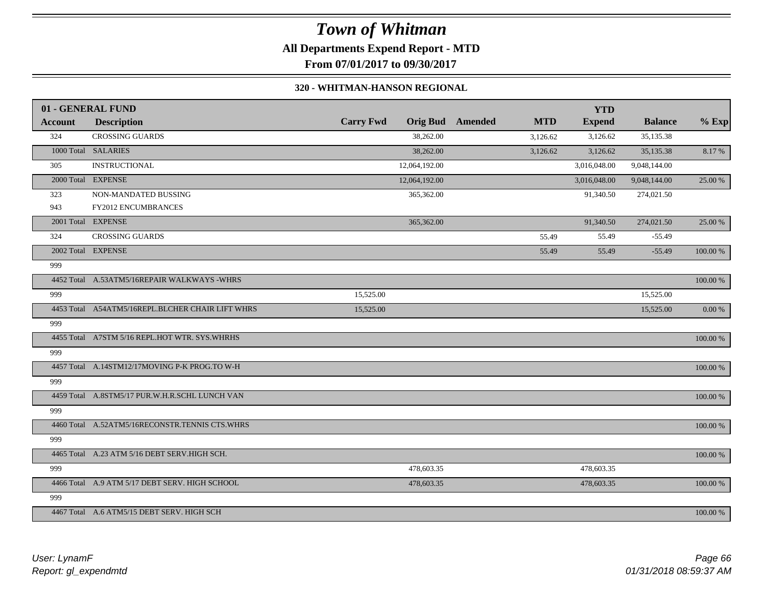# Town of Whitman

**All Departments Expend Report - MTD**

**From 07/01/2017 to 09/30/2017**

### 320 - WHITMAN-HANSON REGIONAL

| 01 - GENERAL FUND | | | | | | YTD | | |
|---|---|---|---|---|---|---|---|---|
| **Account** | **Description** | **Carry Fwd** | **Orig Bud** | **Amended** | **MTD** | **Expend** | **Balance** | **% Exp** |
| 324 | CROSSING GUARDS | | 38,262.00 | | 3,126.62 | 3,126.62 | 35,135.38 | |
| 1000 Total | SALARIES | | 38,262.00 | | 3,126.62 | 3,126.62 | 35,135.38 | 8.17 % |
| 305 | INSTRUCTIONAL | | 12,064,192.00 | | | 3,016,048.00 | 9,048,144.00 | |
| 2000 Total | EXPENSE | | 12,064,192.00 | | | 3,016,048.00 | 9,048,144.00 | 25.00 % |
| 323 | NON-MANDATED BUSSING | | 365,362.00 | | | 91,340.50 | 274,021.50 | |
| 943 | FY2012 ENCUMBRANCES | | | | | | | |
| 2001 Total | EXPENSE | | 365,362.00 | | | 91,340.50 | 274,021.50 | 25.00 % |
| 324 | CROSSING GUARDS | | | | 55.49 | 55.49 | -55.49 | |
| 2002 Total | EXPENSE | | | | 55.49 | 55.49 | -55.49 | 100.00 % |
| 999 | | | | | | | | |
| 4452 Total | A.53ATM5/16REPAIR WALKWAYS -WHRS | | | | | | | 100.00 % |
| 999 | | 15,525.00 | | | | | 15,525.00 | |
| 4453 Total | A54ATM5/16REPL.BLCHER CHAIR LIFT WHRS | 15,525.00 | | | | | 15,525.00 | 0.00 % |
| 999 | | | | | | | | |
| 4455 Total | A7STM 5/16 REPL.HOT WTR. SYS.WHRHS | | | | | | | 100.00 % |
| 999 | | | | | | | | |
| 4457 Total | A.14STM12/17MOVING P-K PROG.TO W-H | | | | | | | 100.00 % |
| 999 | | | | | | | | |
| 4459 Total | A.8STM5/17 PUR.W.H.R.SCHL LUNCH VAN | | | | | | | 100.00 % |
| 999 | | | | | | | | |
| 4460 Total | A.52ATM5/16RECONSTR.TENNIS CTS.WHRS | | | | | | | 100.00 % |
| 999 | | | | | | | | |
| 4465 Total | A.23 ATM 5/16 DEBT SERV.HIGH SCH. | | | | | | | 100.00 % |
| 999 | | | 478,603.35 | | | 478,603.35 | | |
| 4466 Total | A.9 ATM 5/17 DEBT SERV. HIGH SCHOOL | | 478,603.35 | | | 478,603.35 | | 100.00 % |
| 999 | | | | | | | | |
| 4467 Total | A.6 ATM5/15 DEBT SERV. HIGH SCH | | | | | | | 100.00 % |

*User: LynamF*
*Report: gl_expendmtd*

*01/31/2018 08:59:37 AM*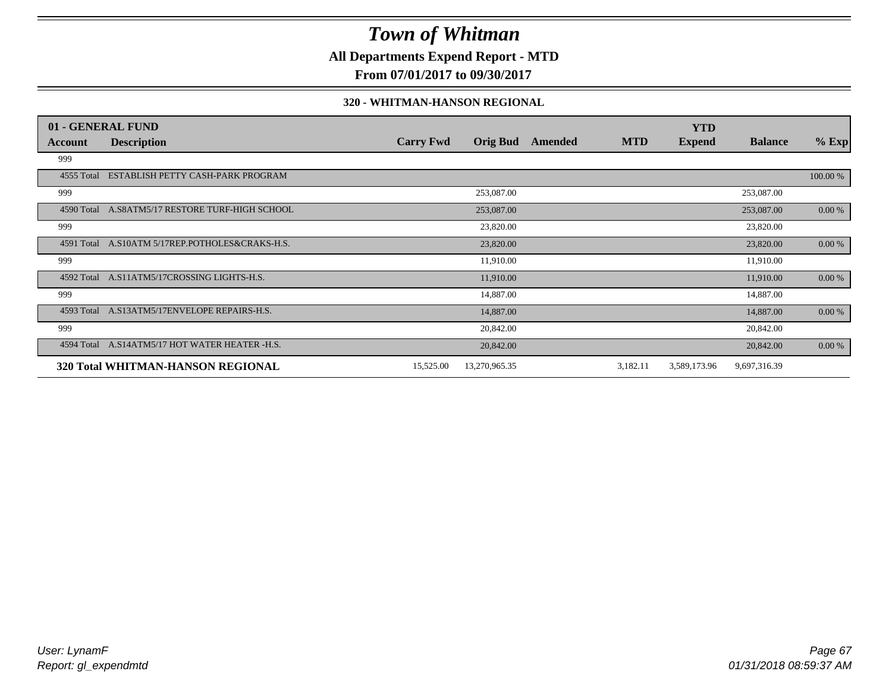# Town of Whitman

**All Departments Expend Report - MTD**

**From 07/01/2017 to 09/30/2017**

**320 - WHITMAN-HANSON REGIONAL**

| 01 - GENERAL FUND Account | Description | Carry Fwd | Orig Bud | Amended | MTD | YTD Expend | Balance | % Exp |
|---|---|---|---|---|---|---|---|---|
| 999 | | | | | | | | |
| 4555 Total | ESTABLISH PETTY CASH-PARK PROGRAM | | | | | | | 100.00 % |
| 999 | | | 253,087.00 | | | | 253,087.00 | |
| 4590 Total | A.S8ATM5/17 RESTORE TURF-HIGH SCHOOL | | 253,087.00 | | | | 253,087.00 | 0.00 % |
| 999 | | | 23,820.00 | | | | 23,820.00 | |
| 4591 Total | A.S10ATM 5/17REP.POTHOLES&CRAKS-H.S. | | 23,820.00 | | | | 23,820.00 | 0.00 % |
| 999 | | | 11,910.00 | | | | 11,910.00 | |
| 4592 Total | A.S11ATM5/17CROSSING LIGHTS-H.S. | | 11,910.00 | | | | 11,910.00 | 0.00 % |
| 999 | | | 14,887.00 | | | | 14,887.00 | |
| 4593 Total | A.S13ATM5/17ENVELOPE REPAIRS-H.S. | | 14,887.00 | | | | 14,887.00 | 0.00 % |
| 999 | | | 20,842.00 | | | | 20,842.00 | |
| 4594 Total | A.S14ATM5/17 HOT WATER HEATER -H.S. | | 20,842.00 | | | | 20,842.00 | 0.00 % |
| **320 Total WHITMAN-HANSON REGIONAL** | | 15,525.00 | 13,270,965.35 | | 3,182.11 | 3,589,173.96 | 9,697,316.39 | |

User: LynamF
Report: gl_expendmtd

01/31/2018 08:59:37 AM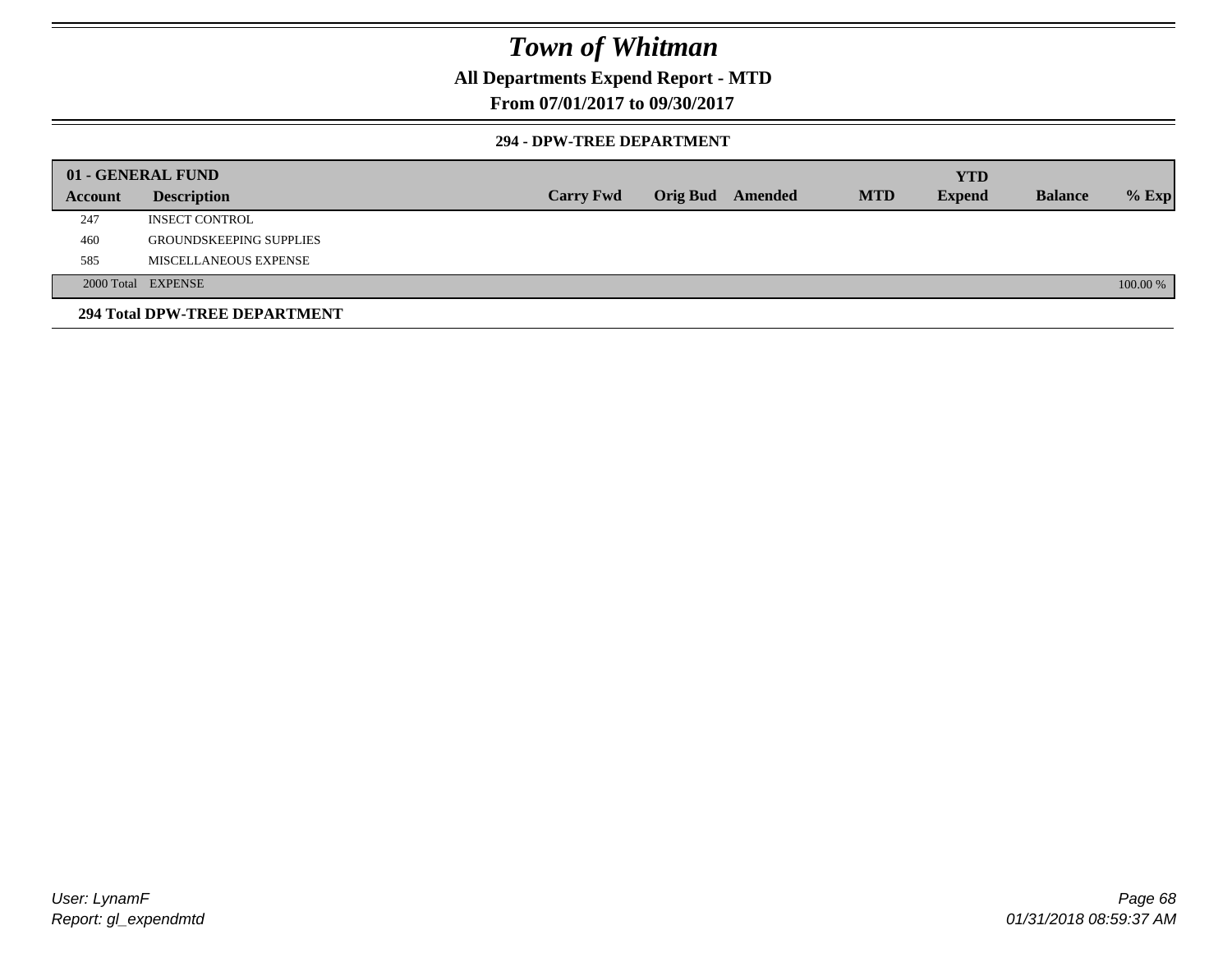# *Town of Whitman*

**All Departments Expend Report - MTD**

**From 07/01/2017 to 09/30/2017**

**294 - DPW-TREE DEPARTMENT**

| 01 - GENERAL FUND | | | | | | YTD | | |
|---|---|---|---|---|---|---|---|---|
| **Account** | **Description** | **Carry Fwd** | **Orig Bud** | **Amended** | **MTD** | **Expend** | **Balance** | **% Exp** |
| 247 | INSECT CONTROL | | | | | | | |
| 460 | GROUNDSKEEPING SUPPLIES | | | | | | | |
| 585 | MISCELLANEOUS EXPENSE | | | | | | | |
| 2000 Total | EXPENSE | | | | | | | 100.00 % |

**294 Total DPW-TREE DEPARTMENT**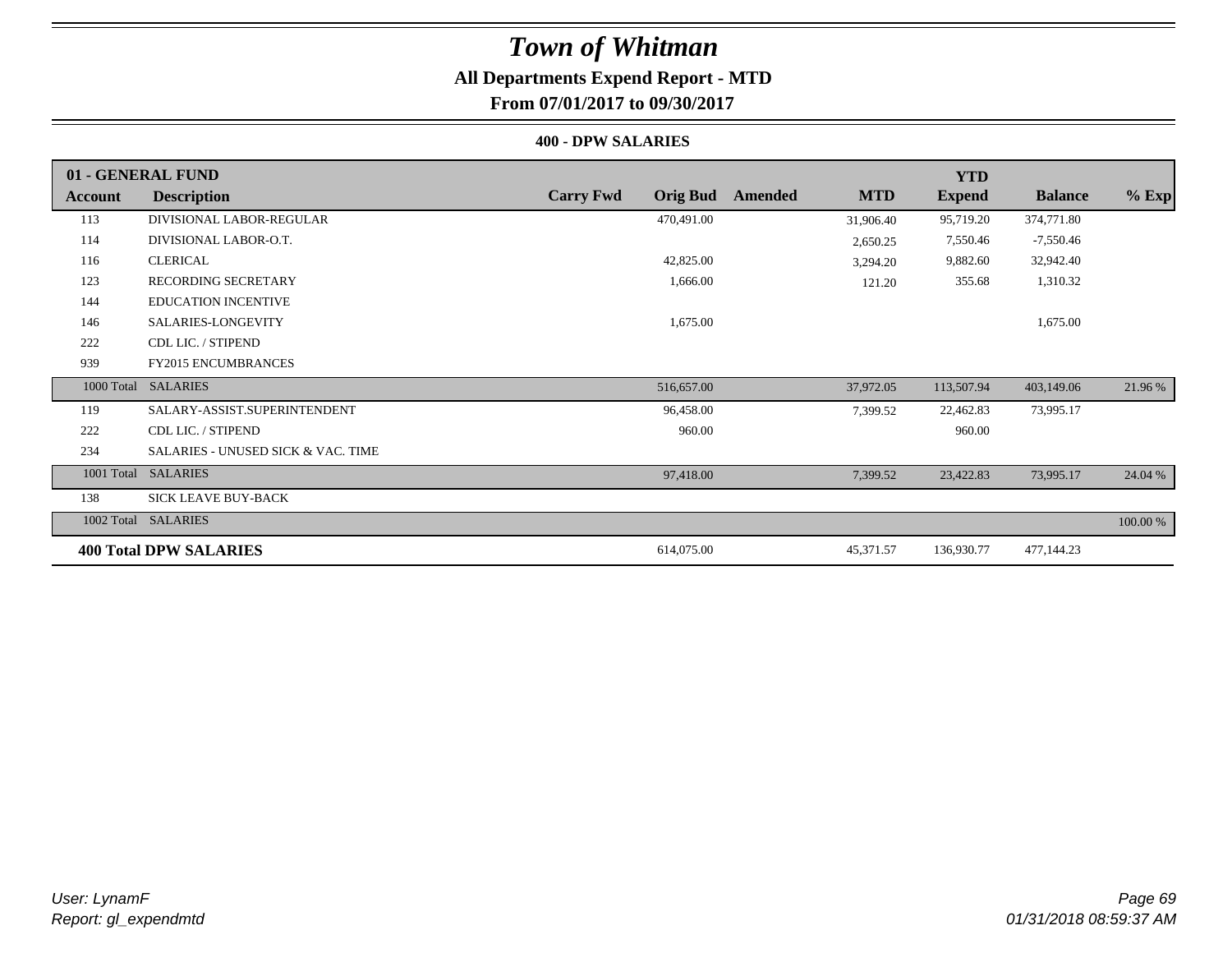# Town of Whitman

**All Departments Expend Report - MTD**

**From 07/01/2017 to 09/30/2017**

**400 - DPW SALARIES**

| 01 - GENERAL FUND | | | | | | YTD | | |
|---|---|---|---|---|---|---|---|---|
| **Account** | **Description** | **Carry Fwd** | **Orig Bud** | **Amended** | **MTD** | **Expend** | **Balance** | **% Exp** |
| 113 | DIVISIONAL LABOR-REGULAR | | 470,491.00 | | 31,906.40 | 95,719.20 | 374,771.80 | |
| 114 | DIVISIONAL LABOR-O.T. | | | | 2,650.25 | 7,550.46 | -7,550.46 | |
| 116 | CLERICAL | | 42,825.00 | | 3,294.20 | 9,882.60 | 32,942.40 | |
| 123 | RECORDING SECRETARY | | 1,666.00 | | 121.20 | 355.68 | 1,310.32 | |
| 144 | EDUCATION INCENTIVE | | | | | | | |
| 146 | SALARIES-LONGEVITY | | 1,675.00 | | | | 1,675.00 | |
| 222 | CDL LIC. / STIPEND | | | | | | | |
| 939 | FY2015 ENCUMBRANCES | | | | | | | |
| 1000 Total | SALARIES | | 516,657.00 | | 37,972.05 | 113,507.94 | 403,149.06 | 21.96 % |
| 119 | SALARY-ASSIST.SUPERINTENDENT | | 96,458.00 | | 7,399.52 | 22,462.83 | 73,995.17 | |
| 222 | CDL LIC. / STIPEND | | 960.00 | | | 960.00 | | |
| 234 | SALARIES - UNUSED SICK & VAC. TIME | | | | | | | |
| 1001 Total | SALARIES | | 97,418.00 | | 7,399.52 | 23,422.83 | 73,995.17 | 24.04 % |
| 138 | SICK LEAVE BUY-BACK | | | | | | | |
| 1002 Total | SALARIES | | | | | | | 100.00 % |
| **400 Total DPW SALARIES** | | | 614,075.00 | | 45,371.57 | 136,930.77 | 477,144.23 | |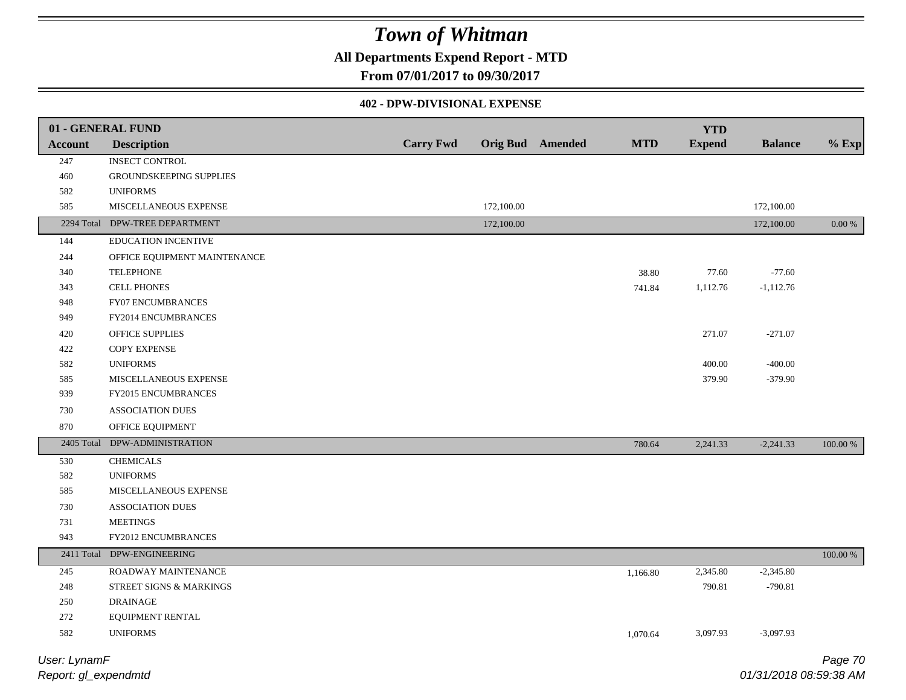# Town of Whitman

**All Departments Expend Report - MTD**

**From 07/01/2017 to 09/30/2017**

### 402 - DPW-DIVISIONAL EXPENSE

| 01 - GENERAL FUND | | | | | | YTD | | |
|---|---|---|---|---|---|---|---|---|
| **Account** | **Description** | **Carry Fwd** | **Orig Bud** | **Amended** | **MTD** | **Expend** | **Balance** | **% Exp** |
| 247 | INSECT CONTROL | | | | | | | |
| 460 | GROUNDSKEEPING SUPPLIES | | | | | | | |
| 582 | UNIFORMS | | | | | | | |
| 585 | MISCELLANEOUS EXPENSE | | 172,100.00 | | | | 172,100.00 | |
| 2294 Total | DPW-TREE DEPARTMENT | | 172,100.00 | | | | 172,100.00 | 0.00 % |
| 144 | EDUCATION INCENTIVE | | | | | | | |
| 244 | OFFICE EQUIPMENT MAINTENANCE | | | | | | | |
| 340 | TELEPHONE | | | | 38.80 | 77.60 | -77.60 | |
| 343 | CELL PHONES | | | | 741.84 | 1,112.76 | -1,112.76 | |
| 948 | FY07 ENCUMBRANCES | | | | | | | |
| 949 | FY2014 ENCUMBRANCES | | | | | | | |
| 420 | OFFICE SUPPLIES | | | | | 271.07 | -271.07 | |
| 422 | COPY EXPENSE | | | | | | | |
| 582 | UNIFORMS | | | | | 400.00 | -400.00 | |
| 585 | MISCELLANEOUS EXPENSE | | | | | 379.90 | -379.90 | |
| 939 | FY2015 ENCUMBRANCES | | | | | | | |
| 730 | ASSOCIATION DUES | | | | | | | |
| 870 | OFFICE EQUIPMENT | | | | | | | |
| 2405 Total | DPW-ADMINISTRATION | | | | 780.64 | 2,241.33 | -2,241.33 | 100.00 % |
| 530 | CHEMICALS | | | | | | | |
| 582 | UNIFORMS | | | | | | | |
| 585 | MISCELLANEOUS EXPENSE | | | | | | | |
| 730 | ASSOCIATION DUES | | | | | | | |
| 731 | MEETINGS | | | | | | | |
| 943 | FY2012 ENCUMBRANCES | | | | | | | |
| 2411 Total | DPW-ENGINEERING | | | | | | | 100.00 % |
| 245 | ROADWAY MAINTENANCE | | | | 1,166.80 | 2,345.80 | -2,345.80 | |
| 248 | STREET SIGNS & MARKINGS | | | | | 790.81 | -790.81 | |
| 250 | DRAINAGE | | | | | | | |
| 272 | EQUIPMENT RENTAL | | | | | | | |
| 582 | UNIFORMS | | | | 1,070.64 | 3,097.93 | -3,097.93 | |

User: LynamF
Report: gl_expendmtd

01/31/2018 08:59:38 AM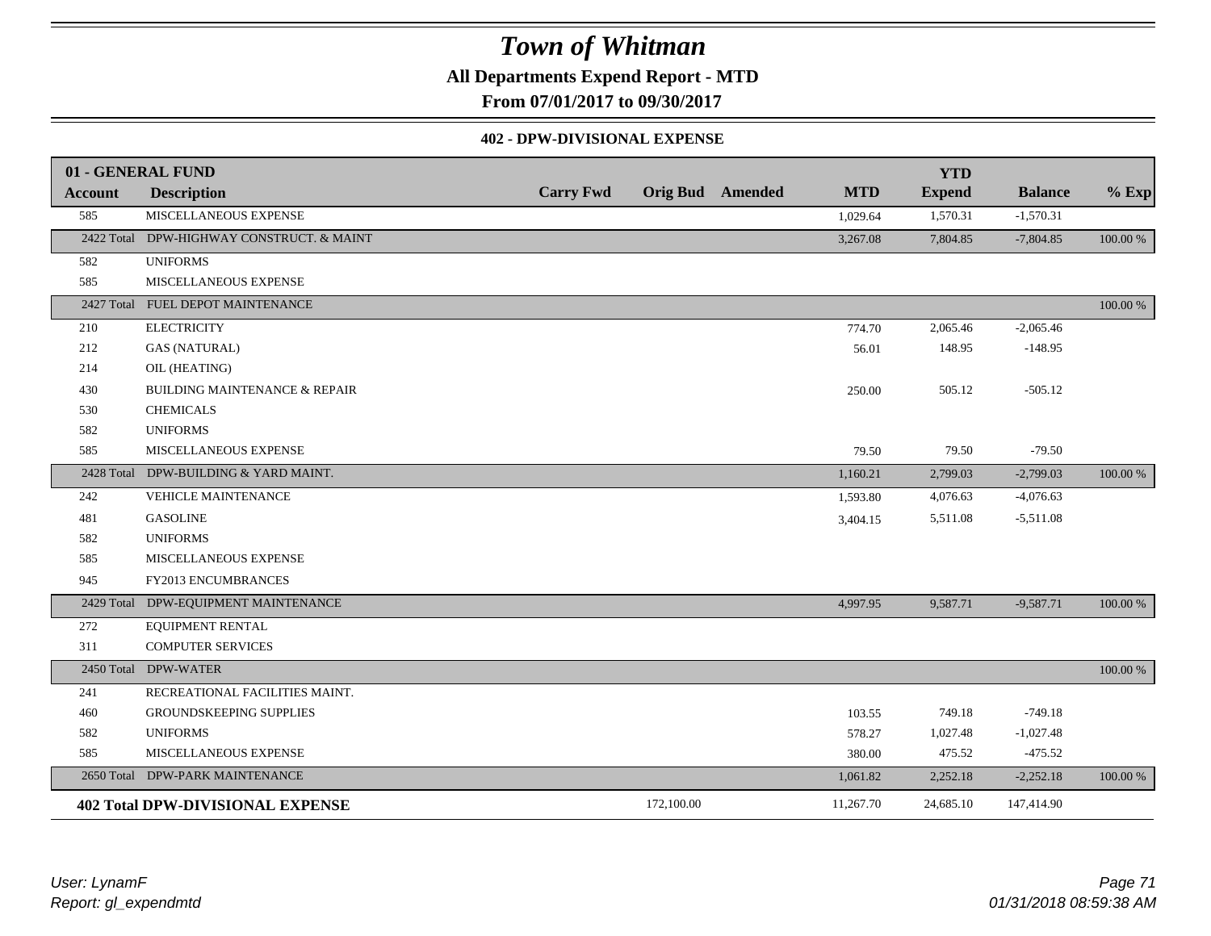# Town of Whitman

**All Departments Expend Report - MTD**

**From 07/01/2017 to 09/30/2017**

**402 - DPW-DIVISIONAL EXPENSE**

| 01 - GENERAL FUND | | | | | | YTD | | |
|---|---|---|---|---|---|---|---|---|
| **Account** | **Description** | **Carry Fwd** | **Orig Bud** | **Amended** | **MTD** | **Expend** | **Balance** | **% Exp** |
| 585 | MISCELLANEOUS EXPENSE | | | | 1,029.64 | 1,570.31 | -1,570.31 | |
| 2422 Total | DPW-HIGHWAY CONSTRUCT. & MAINT | | | | 3,267.08 | 7,804.85 | -7,804.85 | 100.00 % |
| 582 | UNIFORMS | | | | | | | |
| 585 | MISCELLANEOUS EXPENSE | | | | | | | |
| 2427 Total | FUEL DEPOT MAINTENANCE | | | | | | | 100.00 % |
| 210 | ELECTRICITY | | | | 774.70 | 2,065.46 | -2,065.46 | |
| 212 | GAS (NATURAL) | | | | 56.01 | 148.95 | -148.95 | |
| 214 | OIL (HEATING) | | | | | | | |
| 430 | BUILDING MAINTENANCE & REPAIR | | | | 250.00 | 505.12 | -505.12 | |
| 530 | CHEMICALS | | | | | | | |
| 582 | UNIFORMS | | | | | | | |
| 585 | MISCELLANEOUS EXPENSE | | | | 79.50 | 79.50 | -79.50 | |
| 2428 Total | DPW-BUILDING & YARD MAINT. | | | | 1,160.21 | 2,799.03 | -2,799.03 | 100.00 % |
| 242 | VEHICLE MAINTENANCE | | | | 1,593.80 | 4,076.63 | -4,076.63 | |
| 481 | GASOLINE | | | | 3,404.15 | 5,511.08 | -5,511.08 | |
| 582 | UNIFORMS | | | | | | | |
| 585 | MISCELLANEOUS EXPENSE | | | | | | | |
| 945 | FY2013 ENCUMBRANCES | | | | | | | |
| 2429 Total | DPW-EQUIPMENT MAINTENANCE | | | | 4,997.95 | 9,587.71 | -9,587.71 | 100.00 % |
| 272 | EQUIPMENT RENTAL | | | | | | | |
| 311 | COMPUTER SERVICES | | | | | | | |
| 2450 Total | DPW-WATER | | | | | | | 100.00 % |
| 241 | RECREATIONAL FACILITIES MAINT. | | | | | | | |
| 460 | GROUNDSKEEPING SUPPLIES | | | | 103.55 | 749.18 | -749.18 | |
| 582 | UNIFORMS | | | | 578.27 | 1,027.48 | -1,027.48 | |
| 585 | MISCELLANEOUS EXPENSE | | | | 380.00 | 475.52 | -475.52 | |
| 2650 Total | DPW-PARK MAINTENANCE | | | | 1,061.82 | 2,252.18 | -2,252.18 | 100.00 % |
| **402 Total DPW-DIVISIONAL EXPENSE** | | | 172,100.00 | | 11,267.70 | 24,685.10 | 147,414.90 | |

*User: LynamF*
*Report: gl_expendmtd*

*01/31/2018 08:59:38 AM*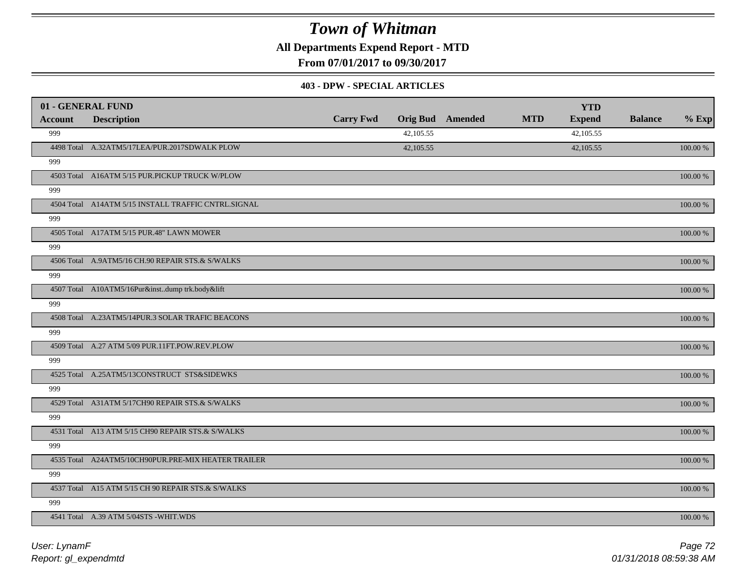# Town of Whitman

**All Departments Expend Report - MTD**

**From 07/01/2017 to 09/30/2017**

**403 - DPW - SPECIAL ARTICLES**

| 01 - GENERAL FUND | | | | | | | | |
|---|---|---|---|---|---|---|---|---|
| **Account** | **Description** | **Carry Fwd** | **Orig Bud** | **Amended** | **MTD** | **YTD Expend** | **Balance** | **% Exp** |
| 999 | | | 42,105.55 | | | 42,105.55 | | |
| 4498 Total | A.32ATM5/17LEA/PUR.2017SDWALK PLOW | | 42,105.55 | | | 42,105.55 | | 100.00 % |
| 999 | | | | | | | | |
| 4503 Total | A16ATM 5/15 PUR.PICKUP TRUCK W/PLOW | | | | | | | 100.00 % |
| 999 | | | | | | | | |
| 4504 Total | A14ATM 5/15 INSTALL TRAFFIC CNTRL.SIGNAL | | | | | | | 100.00 % |
| 999 | | | | | | | | |
| 4505 Total | A17ATM 5/15 PUR.48" LAWN MOWER | | | | | | | 100.00 % |
| 999 | | | | | | | | |
| 4506 Total | A.9ATM5/16 CH.90 REPAIR STS.& S/WALKS | | | | | | | 100.00 % |
| 999 | | | | | | | | |
| 4507 Total | A10ATM5/16Pur&inst..dump trk.body&lift | | | | | | | 100.00 % |
| 999 | | | | | | | | |
| 4508 Total | A.23ATM5/14PUR.3 SOLAR TRAFIC BEACONS | | | | | | | 100.00 % |
| 999 | | | | | | | | |
| 4509 Total | A.27 ATM 5/09 PUR.11FT.POW.REV.PLOW | | | | | | | 100.00 % |
| 999 | | | | | | | | |
| 4525 Total | A.25ATM5/13CONSTRUCT STS&SIDEWKS | | | | | | | 100.00 % |
| 999 | | | | | | | | |
| 4529 Total | A31ATM 5/17CH90 REPAIR STS.& S/WALKS | | | | | | | 100.00 % |
| 999 | | | | | | | | |
| 4531 Total | A13 ATM 5/15 CH90 REPAIR STS.& S/WALKS | | | | | | | 100.00 % |
| 999 | | | | | | | | |
| 4535 Total | A24ATM5/10CH90PUR.PRE-MIX HEATER TRAILER | | | | | | | 100.00 % |
| 999 | | | | | | | | |
| 4537 Total | A15 ATM 5/15 CH 90 REPAIR STS.& S/WALKS | | | | | | | 100.00 % |
| 999 | | | | | | | | |
| 4541 Total | A.39 ATM 5/04STS -WHIT.WDS | | | | | | | 100.00 % |

*User: LynamF*
*Report: gl_expendmtd*
*01/31/2018 08:59:38 AM*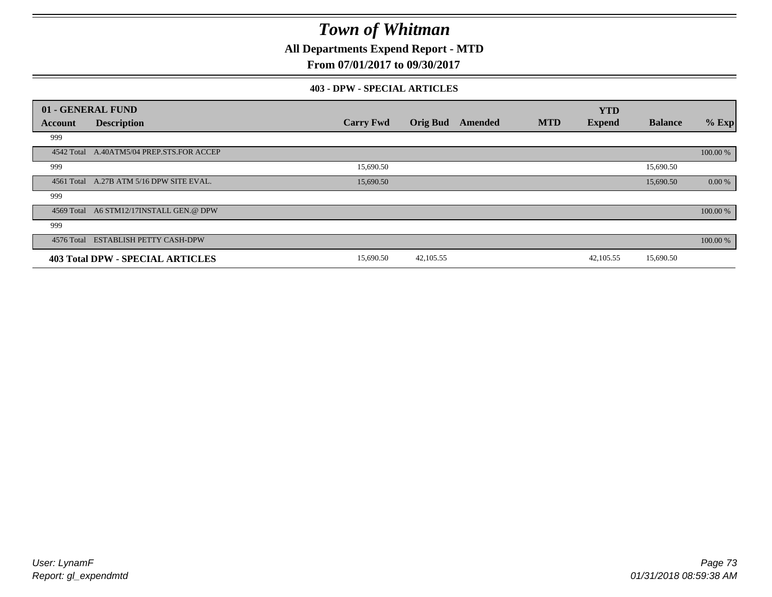# Town of Whitman

**All Departments Expend Report - MTD**

**From 07/01/2017 to 09/30/2017**

**403 - DPW - SPECIAL ARTICLES**

| 01 - GENERAL FUND | | | | | | | | |
|---|---|---|---|---|---|---|---|---|
| **Account** | **Description** | **Carry Fwd** | **Orig Bud** | **Amended** | **MTD** | **YTD Expend** | **Balance** | **% Exp** |
| 999 | | | | | | | | |
| 4542 Total | A.40ATM5/04 PREP.STS.FOR ACCEP | | | | | | | 100.00 % |
| 999 | | 15,690.50 | | | | | 15,690.50 | |
| 4561 Total | A.27B ATM 5/16 DPW SITE EVAL. | 15,690.50 | | | | | 15,690.50 | 0.00 % |
| 999 | | | | | | | | |
| 4569 Total | A6 STM12/17INSTALL GEN.@ DPW | | | | | | | 100.00 % |
| 999 | | | | | | | | |
| 4576 Total | ESTABLISH PETTY CASH-DPW | | | | | | | 100.00 % |
| **403 Total DPW - SPECIAL ARTICLES** | | 15,690.50 | 42,105.55 | | | 42,105.55 | 15,690.50 | |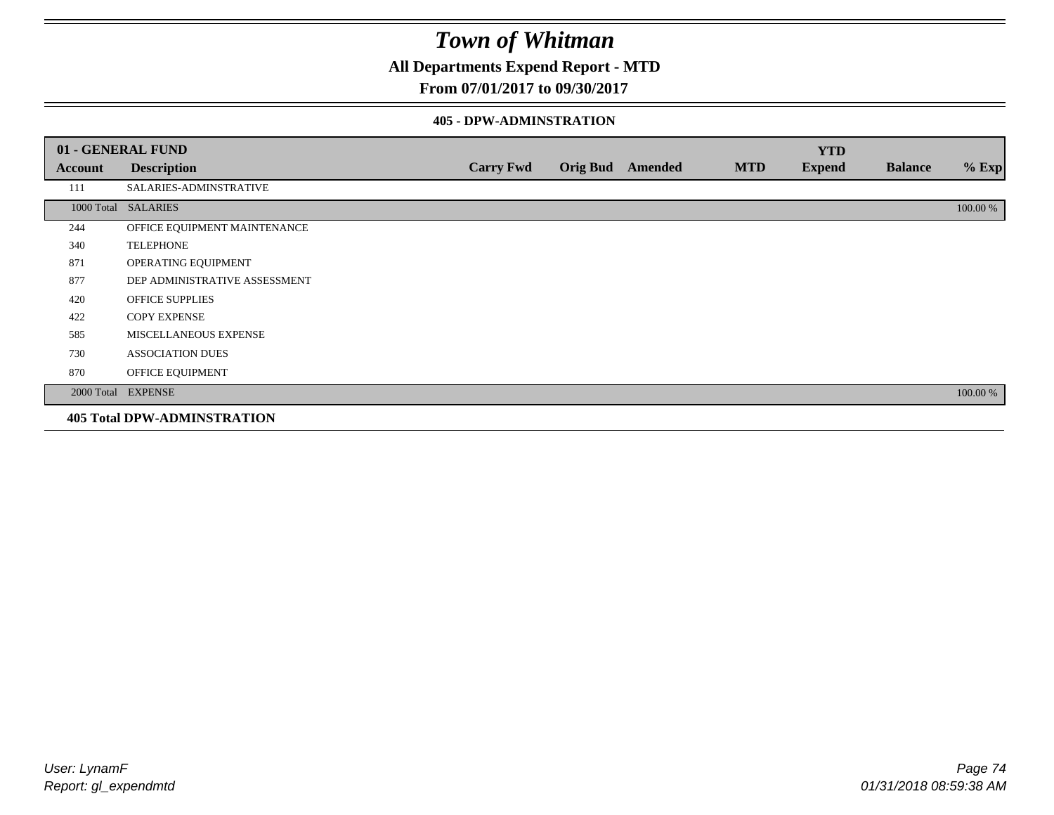# Town of Whitman

## All Departments Expend Report - MTD

### From 07/01/2017 to 09/30/2017

#### 405 - DPW-ADMINSTRATION

| 01 - GENERAL FUND | | | | | | | | |
|---|---|---|---|---|---|---|---|---|
| **Account** | **Description** | **Carry Fwd** | **Orig Bud** | **Amended** | **MTD** | **YTD Expend** | **Balance** | **% Exp** |
| 111 | SALARIES-ADMINSTRATIVE | | | | | | | |
| 1000 Total | SALARIES | | | | | | | 100.00 % |
| 244 | OFFICE EQUIPMENT MAINTENANCE | | | | | | | |
| 340 | TELEPHONE | | | | | | | |
| 871 | OPERATING EQUIPMENT | | | | | | | |
| 877 | DEP ADMINISTRATIVE ASSESSMENT | | | | | | | |
| 420 | OFFICE SUPPLIES | | | | | | | |
| 422 | COPY EXPENSE | | | | | | | |
| 585 | MISCELLANEOUS EXPENSE | | | | | | | |
| 730 | ASSOCIATION DUES | | | | | | | |
| 870 | OFFICE EQUIPMENT | | | | | | | |
| 2000 Total | EXPENSE | | | | | | | 100.00 % |

**405 Total DPW-ADMINSTRATION**

*User: LynamF*
*Report: gl_expendmtd*

*01/31/2018 08:59:38 AM*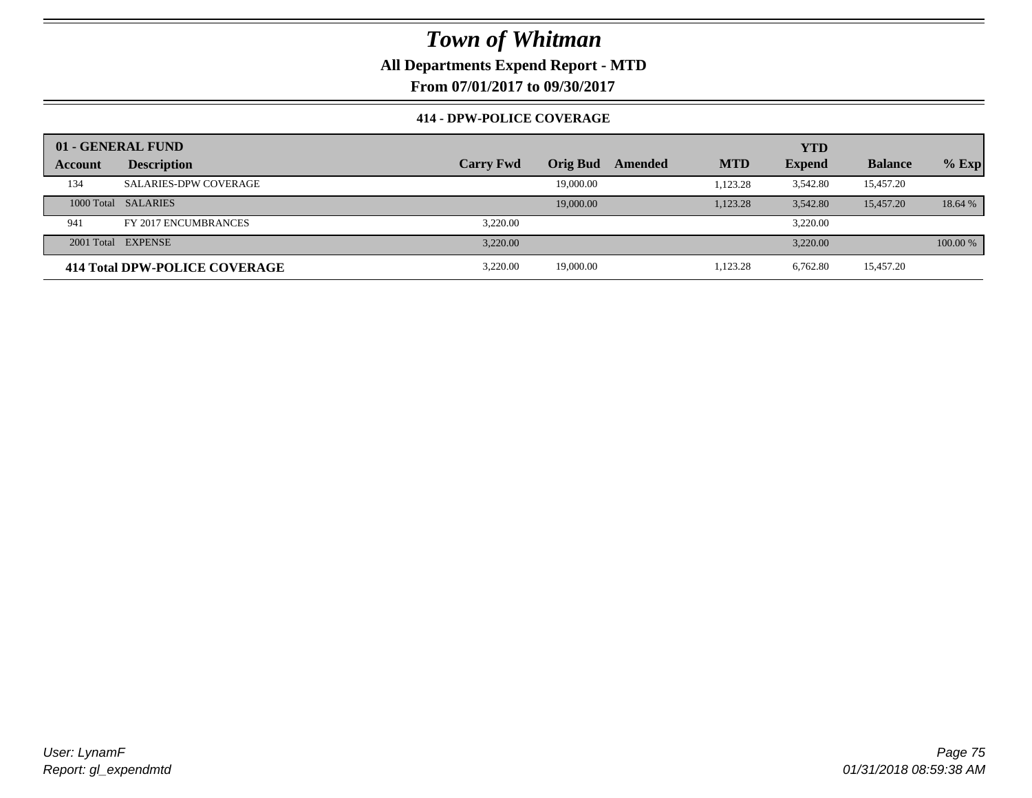# Town of Whitman

**All Departments Expend Report - MTD**

**From 07/01/2017 to 09/30/2017**

**414 - DPW-POLICE COVERAGE**

| 01 - GENERAL FUND Account | Description | Carry Fwd | Orig Bud | Amended | MTD | YTD Expend | Balance | % Exp |
|---|---|---|---|---|---|---|---|---|
| 134 | SALARIES-DPW COVERAGE | | 19,000.00 | | 1,123.28 | 3,542.80 | 15,457.20 | |
| 1000 Total | SALARIES | | 19,000.00 | | 1,123.28 | 3,542.80 | 15,457.20 | 18.64 % |
| 941 | FY 2017 ENCUMBRANCES | 3,220.00 | | | | 3,220.00 | | |
| 2001 Total | EXPENSE | 3,220.00 | | | | 3,220.00 | | 100.00 % |
| **414 Total DPW-POLICE COVERAGE** | | 3,220.00 | 19,000.00 | | 1,123.28 | 6,762.80 | 15,457.20 | |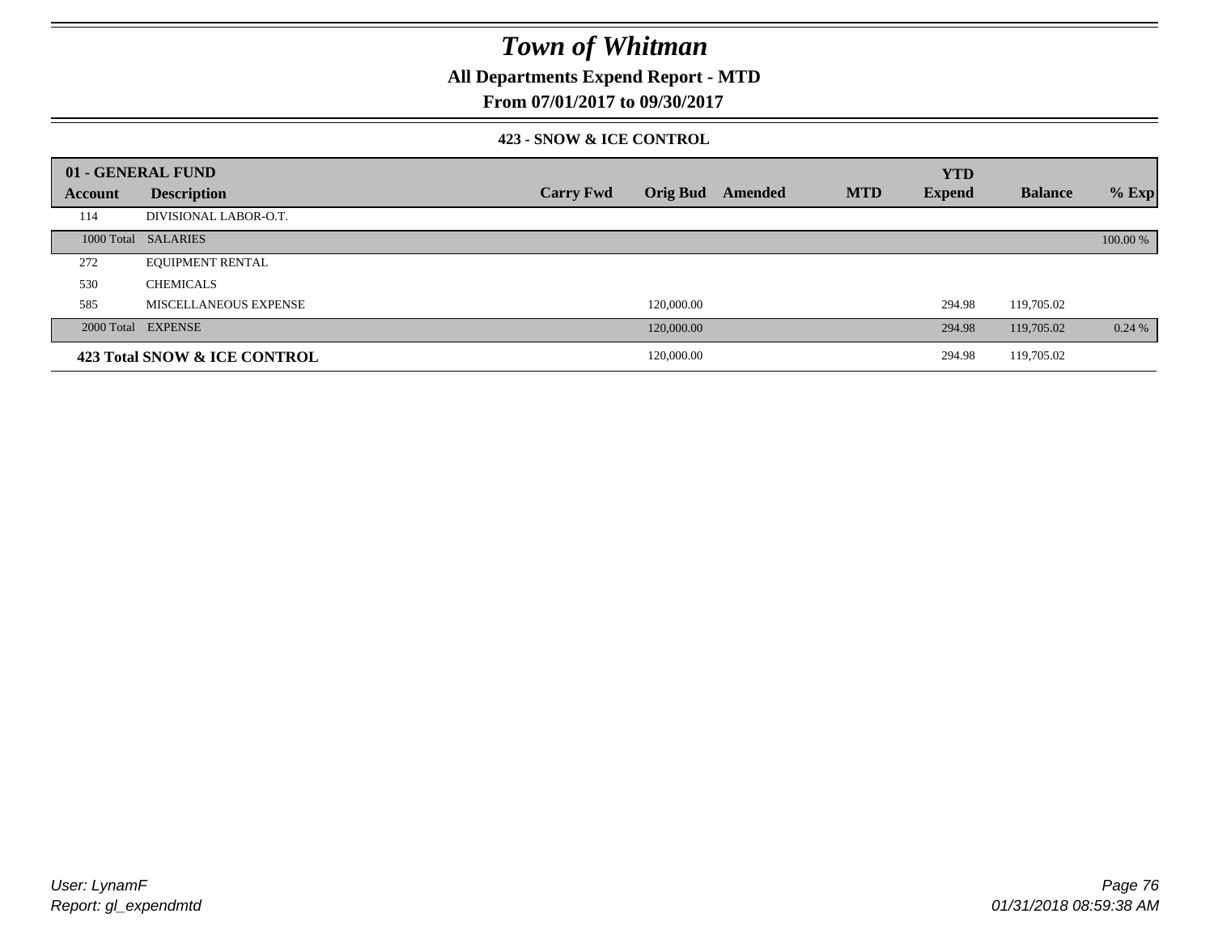# Town of Whitman

## All Departments Expend Report - MTD

### From 07/01/2017 to 09/30/2017

#### 423 - SNOW & ICE CONTROL

| 01 - GENERAL FUND | | | | | | YTD | | |
|---|---|---|---|---|---|---|---|---|
| Account | Description | Carry Fwd | Orig Bud | Amended | MTD | Expend | Balance | % Exp |
| 114 | DIVISIONAL LABOR-O.T. | | | | | | | |
| 1000 Total | SALARIES | | | | | | | 100.00 % |
| 272 | EQUIPMENT RENTAL | | | | | | | |
| 530 | CHEMICALS | | | | | | | |
| 585 | MISCELLANEOUS EXPENSE | | 120,000.00 | | | 294.98 | 119,705.02 | |
| 2000 Total | EXPENSE | | 120,000.00 | | | 294.98 | 119,705.02 | 0.24 % |
| **423 Total SNOW & ICE CONTROL** | | | 120,000.00 | | | 294.98 | 119,705.02 | |

*User: LynamF*
*Report: gl_expendmtd*

*01/31/2018 08:59:38 AM*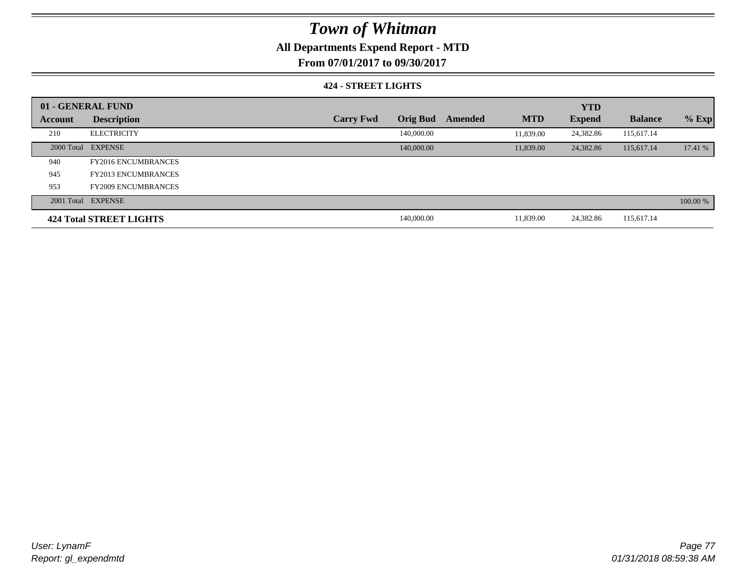# Town of Whitman

## All Departments Expend Report - MTD

## From 07/01/2017 to 09/30/2017

### 424 - STREET LIGHTS

| 01 - GENERAL FUND | | | | | | YTD | | |
|---|---|---|---|---|---|---|---|---|
| Account | Description | Carry Fwd | Orig Bud | Amended | MTD | Expend | Balance | % Exp |
| 210 | ELECTRICITY | | 140,000.00 | | 11,839.00 | 24,382.86 | 115,617.14 | |
| 2000 Total | EXPENSE | | 140,000.00 | | 11,839.00 | 24,382.86 | 115,617.14 | 17.41 % |
| 940 | FY2016 ENCUMBRANCES | | | | | | | |
| 945 | FY2013 ENCUMBRANCES | | | | | | | |
| 953 | FY2009 ENCUMBRANCES | | | | | | | |
| 2001 Total | EXPENSE | | | | | | | 100.00 % |
| **424 Total STREET LIGHTS** | | | 140,000.00 | | 11,839.00 | 24,382.86 | 115,617.14 | |

User: LynamF
Report: gl_expendmtd

01/31/2018 08:59:38 AM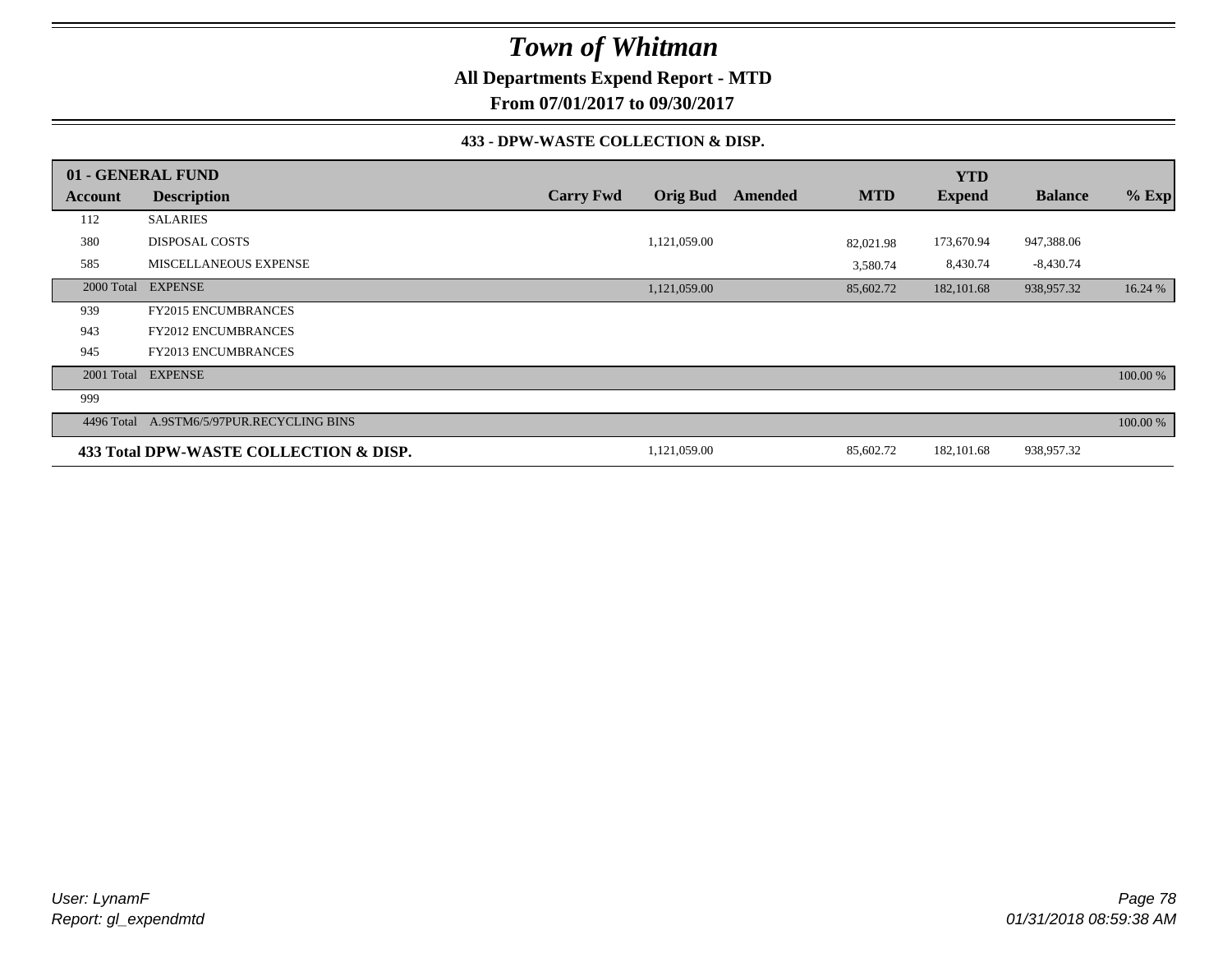# Town of Whitman

**All Departments Expend Report - MTD**

**From 07/01/2017 to 09/30/2017**

### 433 - DPW-WASTE COLLECTION & DISP.

| 01 - GENERAL FUND | | | | | | YTD | | |
|---|---|---|---|---|---|---|---|---|
| **Account** | **Description** | **Carry Fwd** | **Orig Bud** | **Amended** | **MTD** | **Expend** | **Balance** | **% Exp** |
| 112 | SALARIES | | | | | | | |
| 380 | DISPOSAL COSTS | | 1,121,059.00 | | 82,021.98 | 173,670.94 | 947,388.06 | |
| 585 | MISCELLANEOUS EXPENSE | | | | 3,580.74 | 8,430.74 | -8,430.74 | |
| 2000 Total | EXPENSE | | 1,121,059.00 | | 85,602.72 | 182,101.68 | 938,957.32 | 16.24 % |
| 939 | FY2015 ENCUMBRANCES | | | | | | | |
| 943 | FY2012 ENCUMBRANCES | | | | | | | |
| 945 | FY2013 ENCUMBRANCES | | | | | | | |
| 2001 Total | EXPENSE | | | | | | | 100.00 % |
| 999 | | | | | | | | |
| 4496 Total | A.9STM6/5/97PUR.RECYCLING BINS | | | | | | | 100.00 % |
| **433 Total DPW-WASTE COLLECTION & DISP.** | | | 1,121,059.00 | | 85,602.72 | 182,101.68 | 938,957.32 | |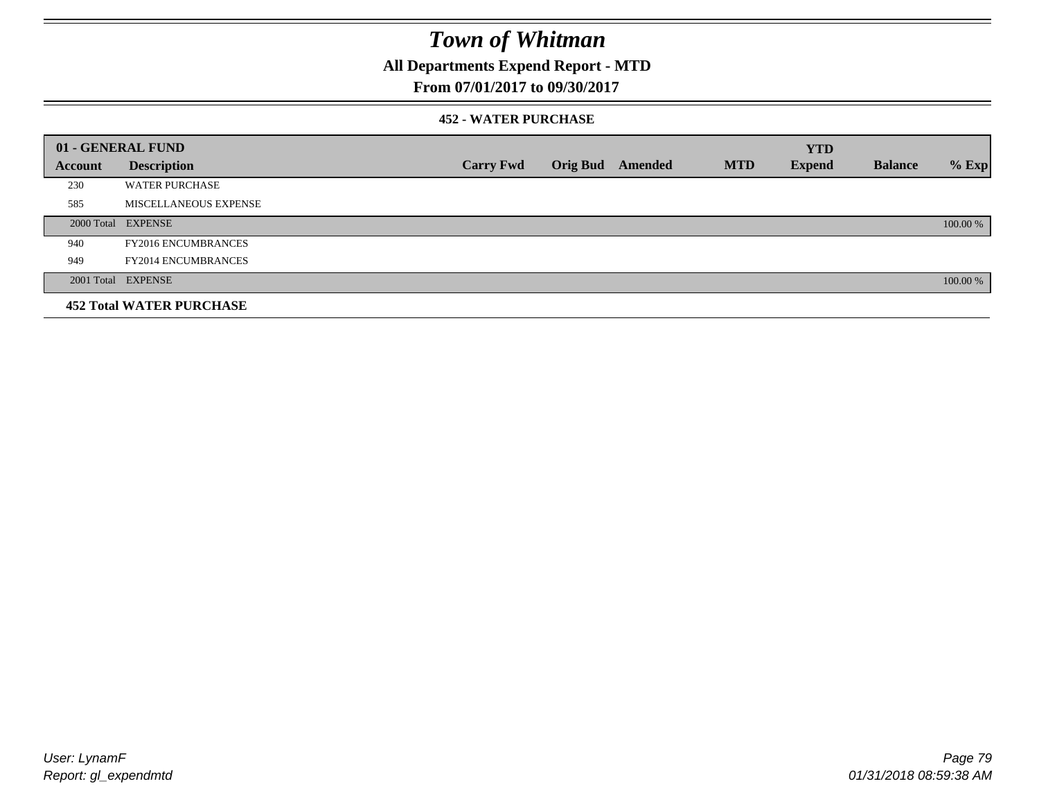# Town of Whitman

## All Departments Expend Report - MTD

### From 07/01/2017 to 09/30/2017

#### 452 - WATER PURCHASE

| 01 - GENERAL FUND | | | | | | YTD | | |
|---|---|---|---|---|---|---|---|---|
| Account | Description | Carry Fwd | Orig Bud | Amended | MTD | Expend | Balance | % Exp |
| 230 | WATER PURCHASE | | | | | | | |
| 585 | MISCELLANEOUS EXPENSE | | | | | | | |
| 2000 Total | EXPENSE | | | | | | | 100.00 % |
| 940 | FY2016 ENCUMBRANCES | | | | | | | |
| 949 | FY2014 ENCUMBRANCES | | | | | | | |
| 2001 Total | EXPENSE | | | | | | | 100.00 % |
| **452 Total WATER PURCHASE** | | | | | | | | |

*User: LynamF*
*Report: gl_expendmtd*

*01/31/2018 08:59:38 AM*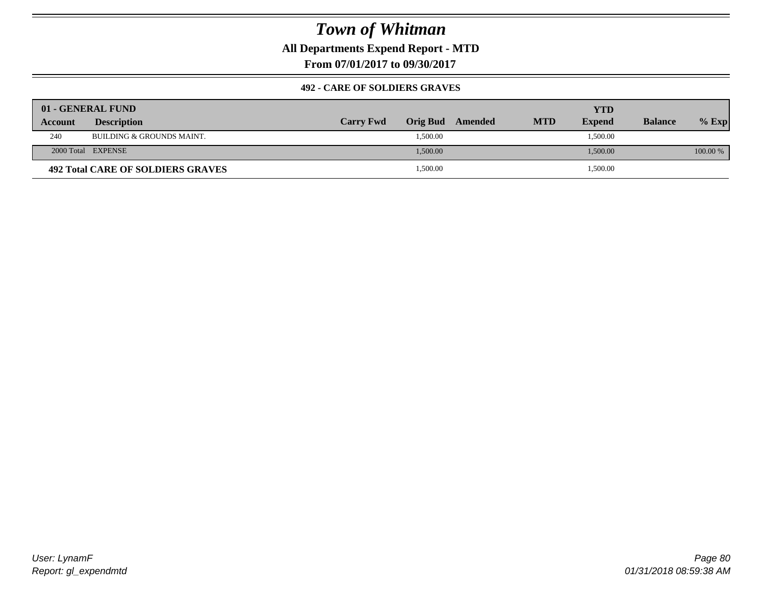# Town of Whitman

## All Departments Expend Report - MTD

### From 07/01/2017 to 09/30/2017

#### 492 - CARE OF SOLDIERS GRAVES

| 01 - GENERAL FUND | | | | | | YTD | | |
|---|---|---|---|---|---|---|---|---|
| Account | Description | Carry Fwd | Orig Bud | Amended | MTD | Expend | Balance | % Exp |
| 240 | BUILDING & GROUNDS MAINT. | | 1,500.00 | | | 1,500.00 | | |
| 2000 Total | EXPENSE | | 1,500.00 | | | 1,500.00 | | 100.00 % |
| **492 Total CARE OF SOLDIERS GRAVES** | | | 1,500.00 | | | 1,500.00 | | |

User: LynamF
Report: gl_expendmtd

01/31/2018 08:59:38 AM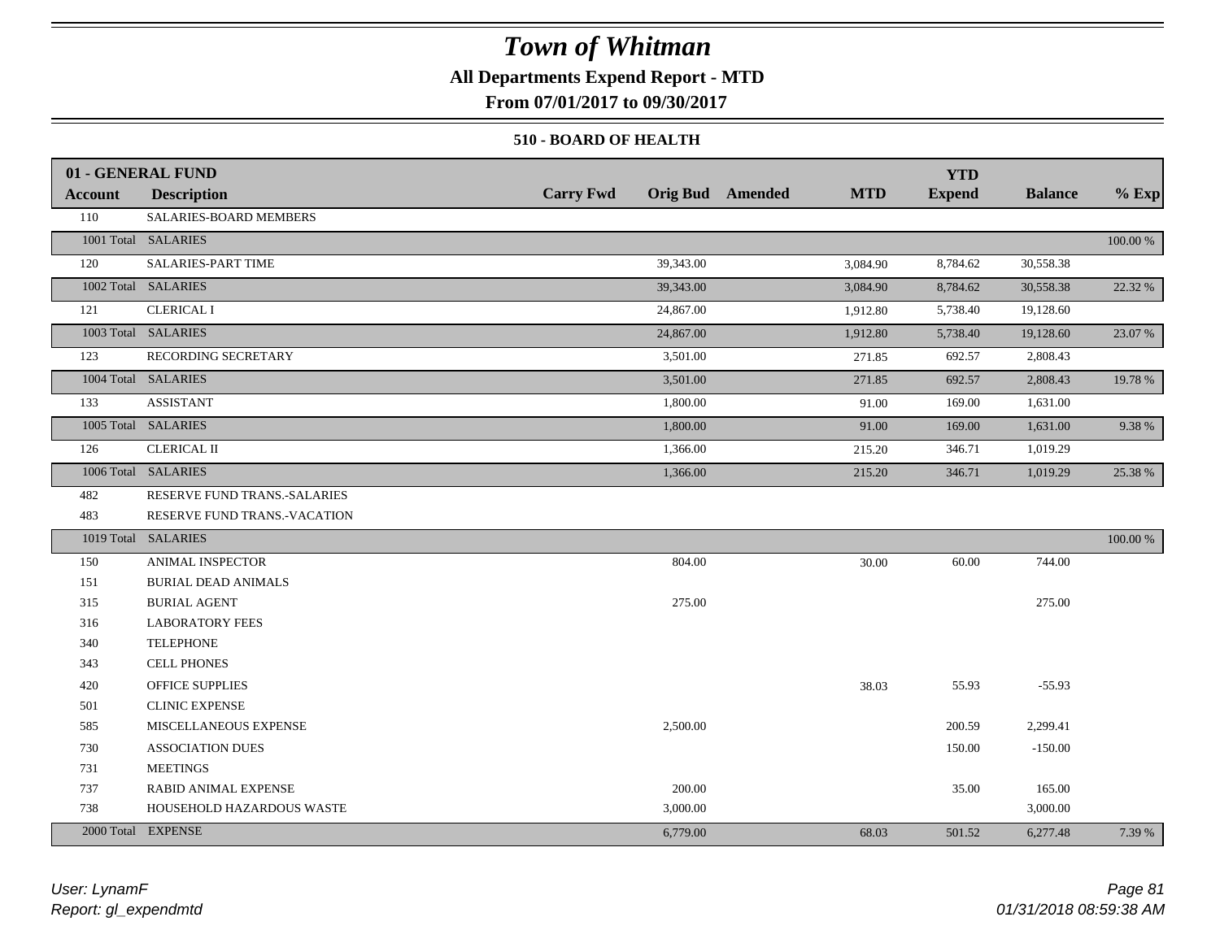# *Town of Whitman*

**All Departments Expend Report - MTD**

**From 07/01/2017 to 09/30/2017**

### 510 - BOARD OF HEALTH

| 01 - GENERAL FUND | | | | | | YTD | | |
|---|---|---|---|---|---|---|---|---|
| **Account** | **Description** | **Carry Fwd** | **Orig Bud** | **Amended** | **MTD** | **Expend** | **Balance** | **% Exp** |
| 110 | SALARIES-BOARD MEMBERS | | | | | | | |
| 1001 Total | SALARIES | | | | | | | 100.00 % |
| 120 | SALARIES-PART TIME | | 39,343.00 | | 3,084.90 | 8,784.62 | 30,558.38 | |
| 1002 Total | SALARIES | | 39,343.00 | | 3,084.90 | 8,784.62 | 30,558.38 | 22.32 % |
| 121 | CLERICAL I | | 24,867.00 | | 1,912.80 | 5,738.40 | 19,128.60 | |
| 1003 Total | SALARIES | | 24,867.00 | | 1,912.80 | 5,738.40 | 19,128.60 | 23.07 % |
| 123 | RECORDING SECRETARY | | 3,501.00 | | 271.85 | 692.57 | 2,808.43 | |
| 1004 Total | SALARIES | | 3,501.00 | | 271.85 | 692.57 | 2,808.43 | 19.78 % |
| 133 | ASSISTANT | | 1,800.00 | | 91.00 | 169.00 | 1,631.00 | |
| 1005 Total | SALARIES | | 1,800.00 | | 91.00 | 169.00 | 1,631.00 | 9.38 % |
| 126 | CLERICAL II | | 1,366.00 | | 215.20 | 346.71 | 1,019.29 | |
| 1006 Total | SALARIES | | 1,366.00 | | 215.20 | 346.71 | 1,019.29 | 25.38 % |
| 482 | RESERVE FUND TRANS.-SALARIES | | | | | | | |
| 483 | RESERVE FUND TRANS.-VACATION | | | | | | | |
| 1019 Total | SALARIES | | | | | | | 100.00 % |
| 150 | ANIMAL INSPECTOR | | 804.00 | | 30.00 | 60.00 | 744.00 | |
| 151 | BURIAL DEAD ANIMALS | | | | | | | |
| 315 | BURIAL AGENT | | 275.00 | | | | 275.00 | |
| 316 | LABORATORY FEES | | | | | | | |
| 340 | TELEPHONE | | | | | | | |
| 343 | CELL PHONES | | | | | | | |
| 420 | OFFICE SUPPLIES | | | | 38.03 | 55.93 | -55.93 | |
| 501 | CLINIC EXPENSE | | | | | | | |
| 585 | MISCELLANEOUS EXPENSE | | 2,500.00 | | | 200.59 | 2,299.41 | |
| 730 | ASSOCIATION DUES | | | | | 150.00 | -150.00 | |
| 731 | MEETINGS | | | | | | | |
| 737 | RABID ANIMAL EXPENSE | | 200.00 | | | 35.00 | 165.00 | |
| 738 | HOUSEHOLD HAZARDOUS WASTE | | 3,000.00 | | | | 3,000.00 | |
| 2000 Total | EXPENSE | | 6,779.00 | | 68.03 | 501.52 | 6,277.48 | 7.39 % |

*User: LynamF*
*Report: gl_expendmtd*

*01/31/2018 08:59:38 AM*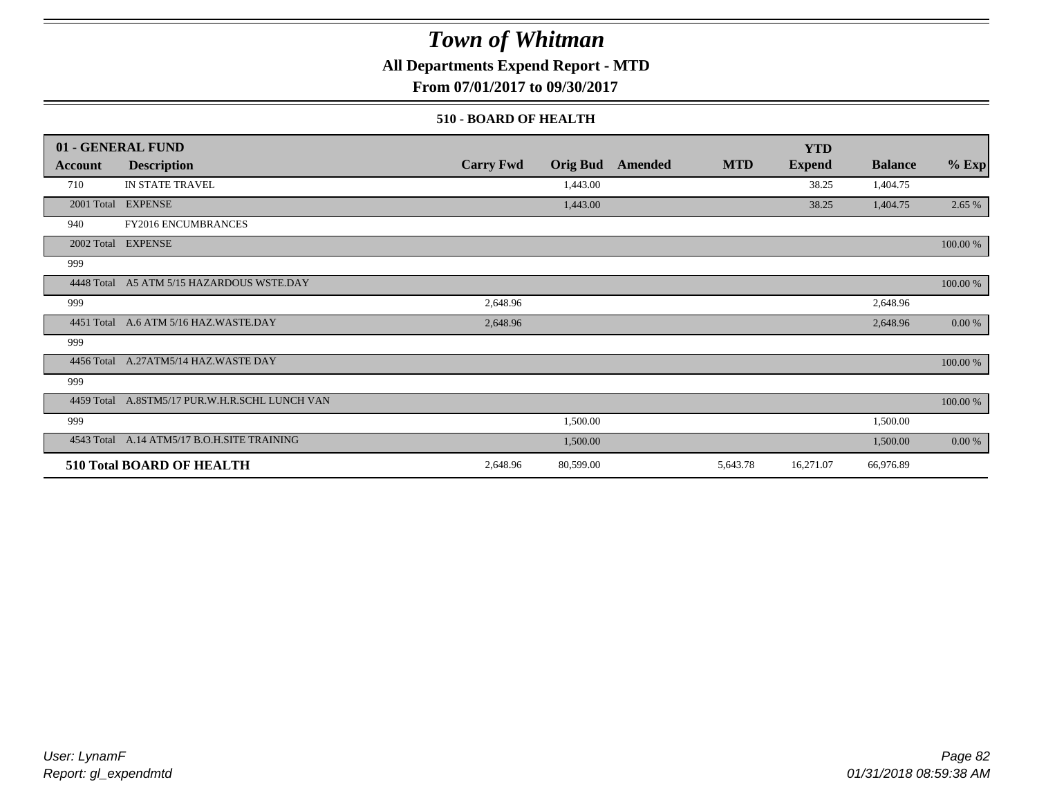# Town of Whitman

**All Departments Expend Report - MTD**

**From 07/01/2017 to 09/30/2017**

### 510 - BOARD OF HEALTH

| 01 - GENERAL FUND<br>Account | Description | Carry Fwd | Orig Bud | Amended | MTD | YTD<br>Expend | Balance | % Exp |
|---|---|---|---|---|---|---|---|---|
| 710 | IN STATE TRAVEL | | 1,443.00 | | | 38.25 | 1,404.75 | |
| 2001 Total | EXPENSE | | 1,443.00 | | | 38.25 | 1,404.75 | 2.65 % |
| 940 | FY2016 ENCUMBRANCES | | | | | | | |
| 2002 Total | EXPENSE | | | | | | | 100.00 % |
| 999 | | | | | | | | |
| 4448 Total | A5 ATM 5/15 HAZARDOUS WSTE.DAY | | | | | | | 100.00 % |
| 999 | | 2,648.96 | | | | | 2,648.96 | |
| 4451 Total | A.6 ATM 5/16 HAZ.WASTE.DAY | 2,648.96 | | | | | 2,648.96 | 0.00 % |
| 999 | | | | | | | | |
| 4456 Total | A.27ATM5/14 HAZ.WASTE DAY | | | | | | | 100.00 % |
| 999 | | | | | | | | |
| 4459 Total | A.8STM5/17 PUR.W.H.R.SCHL LUNCH VAN | | | | | | | 100.00 % |
| 999 | | | 1,500.00 | | | | 1,500.00 | |
| 4543 Total | A.14 ATM5/17 B.O.H.SITE TRAINING | | 1,500.00 | | | | 1,500.00 | 0.00 % |
| **510 Total BOARD OF HEALTH** | | 2,648.96 | 80,599.00 | | 5,643.78 | 16,271.07 | 66,976.89 | |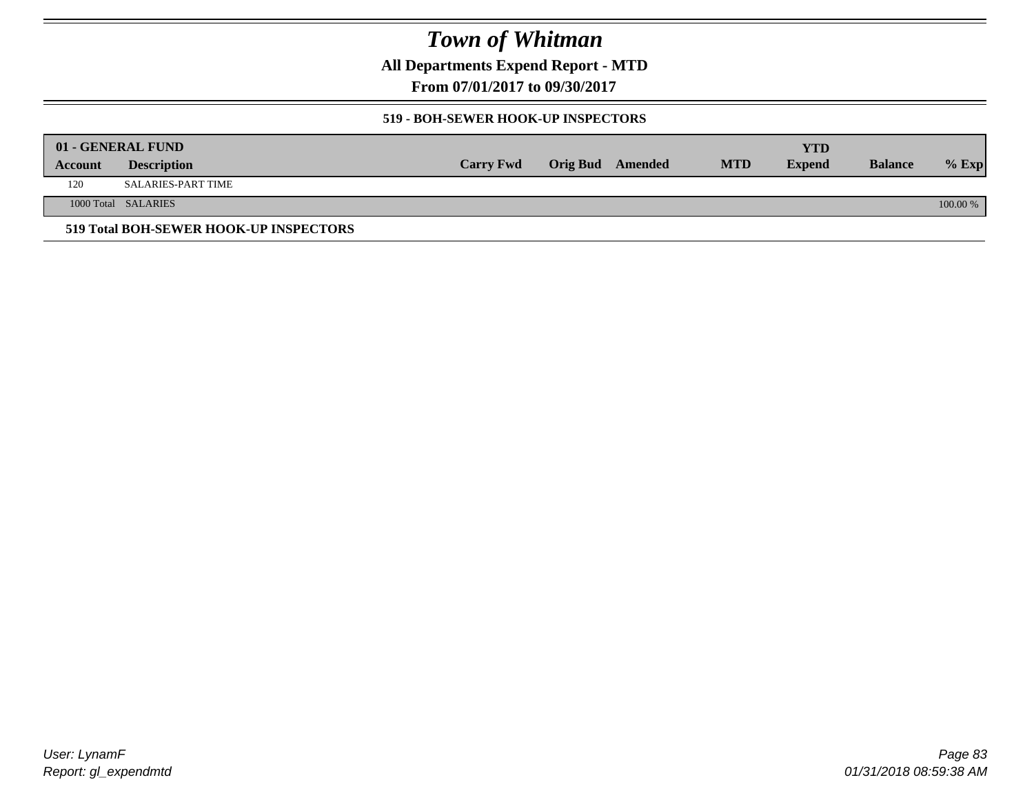# Town of Whitman

**All Departments Expend Report - MTD**

**From 07/01/2017 to 09/30/2017**

**519 - BOH-SEWER HOOK-UP INSPECTORS**

| 01 - GENERAL FUND | | | | | | | | |
|---|---|---|---|---|---|---|---|---|
| **Account** | **Description** | **Carry Fwd** | **Orig Bud** | **Amended** | **MTD** | **YTD Expend** | **Balance** | **% Exp** |
| 120 | SALARIES-PART TIME | | | | | | | |
| 1000 Total | SALARIES | | | | | | | 100.00 % |

**519 Total BOH-SEWER HOOK-UP INSPECTORS**

*User: LynamF*
*Report: gl_expendmtd*

*01/31/2018 08:59:38 AM*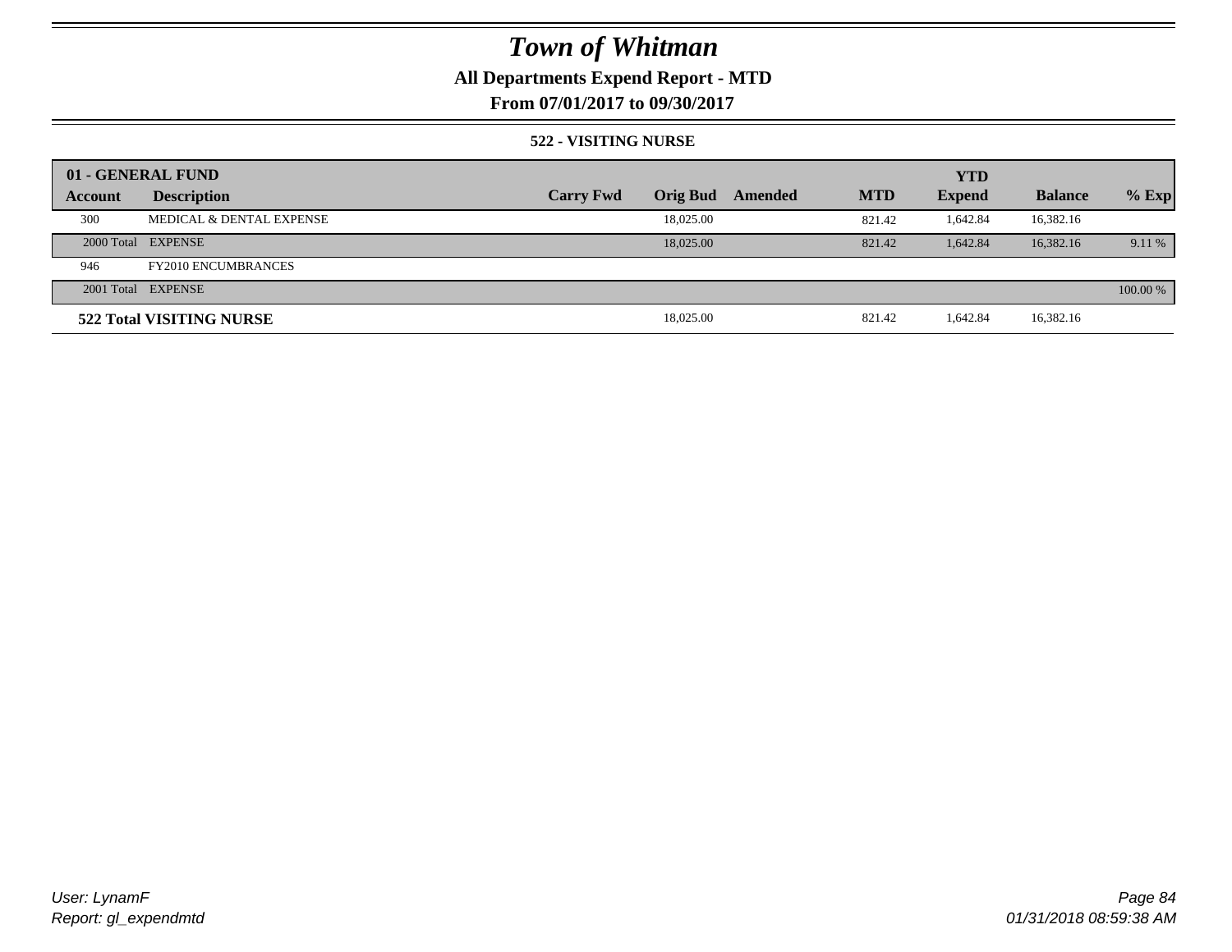# Town of Whitman

**All Departments Expend Report - MTD**

**From 07/01/2017 to 09/30/2017**

**522 - VISITING NURSE**

| 01 - GENERAL FUND | | | | | | YTD | | |
|---|---|---|---|---|---|---|---|---|
| **Account** | **Description** | **Carry Fwd** | **Orig Bud** | **Amended** | **MTD** | **Expend** | **Balance** | **% Exp** |
| 300 | MEDICAL & DENTAL EXPENSE | | 18,025.00 | | 821.42 | 1,642.84 | 16,382.16 | |
| 2000 Total | EXPENSE | | 18,025.00 | | 821.42 | 1,642.84 | 16,382.16 | 9.11 % |
| 946 | FY2010 ENCUMBRANCES | | | | | | | |
| 2001 Total | EXPENSE | | | | | | | 100.00 % |
| **522 Total VISITING NURSE** | | | 18,025.00 | | 821.42 | 1,642.84 | 16,382.16 | |

*User: LynamF*
*Report: gl_expendmtd*

*01/31/2018 08:59:38 AM*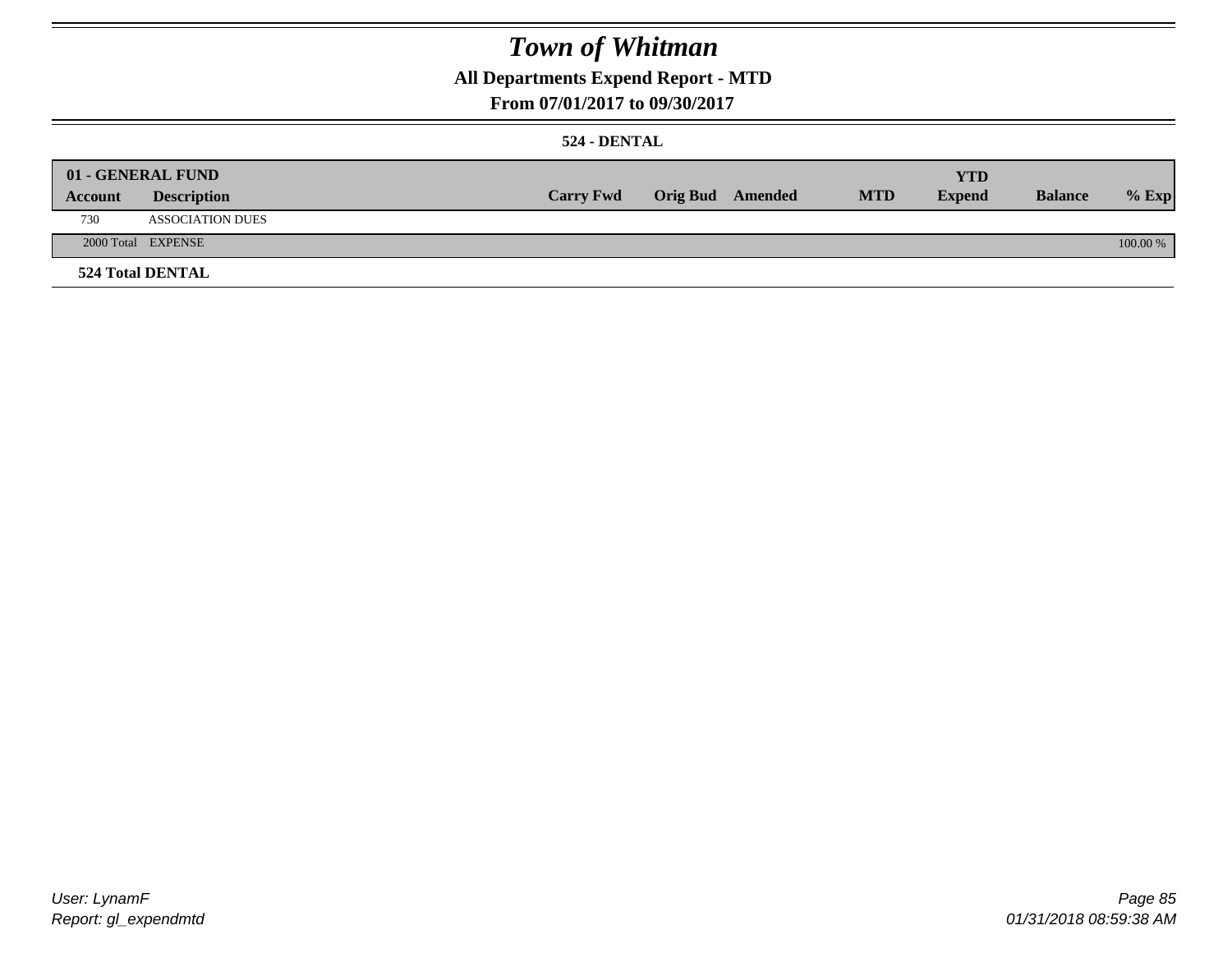# Town of Whitman

## All Departments Expend Report - MTD

### From 07/01/2017 to 09/30/2017

#### 524 - DENTAL

| 01 - GENERAL FUND | | | | | | YTD | | |
|---|---|---|---|---|---|---|---|---|
| **Account** | **Description** | **Carry Fwd** | **Orig Bud** | **Amended** | **MTD** | **Expend** | **Balance** | **% Exp** |
| 730 | ASSOCIATION DUES | | | | | | | |
| 2000 Total | EXPENSE | | | | | | | 100.00 % |
| **524 Total DENTAL** | | | | | | | | |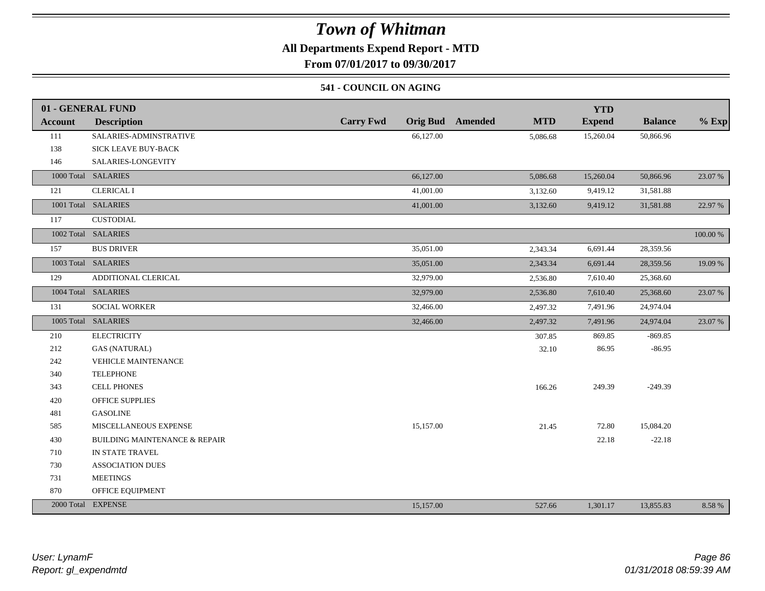# Town of Whitman

**All Departments Expend Report - MTD**

**From 07/01/2017 to 09/30/2017**

### 541 - COUNCIL ON AGING

| 01 - GENERAL FUND | | | | | | YTD | | |
|---|---|---|---|---|---|---|---|---|
| **Account** | **Description** | **Carry Fwd** | **Orig Bud** | **Amended** | **MTD** | **Expend** | **Balance** | **% Exp** |
| 111 | SALARIES-ADMINSTRATIVE | | 66,127.00 | | 5,086.68 | 15,260.04 | 50,866.96 | |
| 138 | SICK LEAVE BUY-BACK | | | | | | | |
| 146 | SALARIES-LONGEVITY | | | | | | | |
| 1000 Total | SALARIES | | 66,127.00 | | 5,086.68 | 15,260.04 | 50,866.96 | 23.07 % |
| 121 | CLERICAL I | | 41,001.00 | | 3,132.60 | 9,419.12 | 31,581.88 | |
| 1001 Total | SALARIES | | 41,001.00 | | 3,132.60 | 9,419.12 | 31,581.88 | 22.97 % |
| 117 | CUSTODIAL | | | | | | | |
| 1002 Total | SALARIES | | | | | | | 100.00 % |
| 157 | BUS DRIVER | | 35,051.00 | | 2,343.34 | 6,691.44 | 28,359.56 | |
| 1003 Total | SALARIES | | 35,051.00 | | 2,343.34 | 6,691.44 | 28,359.56 | 19.09 % |
| 129 | ADDITIONAL CLERICAL | | 32,979.00 | | 2,536.80 | 7,610.40 | 25,368.60 | |
| 1004 Total | SALARIES | | 32,979.00 | | 2,536.80 | 7,610.40 | 25,368.60 | 23.07 % |
| 131 | SOCIAL WORKER | | 32,466.00 | | 2,497.32 | 7,491.96 | 24,974.04 | |
| 1005 Total | SALARIES | | 32,466.00 | | 2,497.32 | 7,491.96 | 24,974.04 | 23.07 % |
| 210 | ELECTRICITY | | | | 307.85 | 869.85 | -869.85 | |
| 212 | GAS (NATURAL) | | | | 32.10 | 86.95 | -86.95 | |
| 242 | VEHICLE MAINTENANCE | | | | | | | |
| 340 | TELEPHONE | | | | | | | |
| 343 | CELL PHONES | | | | 166.26 | 249.39 | -249.39 | |
| 420 | OFFICE SUPPLIES | | | | | | | |
| 481 | GASOLINE | | | | | | | |
| 585 | MISCELLANEOUS EXPENSE | | 15,157.00 | | 21.45 | 72.80 | 15,084.20 | |
| 430 | BUILDING MAINTENANCE & REPAIR | | | | | 22.18 | -22.18 | |
| 710 | IN STATE TRAVEL | | | | | | | |
| 730 | ASSOCIATION DUES | | | | | | | |
| 731 | MEETINGS | | | | | | | |
| 870 | OFFICE EQUIPMENT | | | | | | | |
| 2000 Total | EXPENSE | | 15,157.00 | | 527.66 | 1,301.17 | 13,855.83 | 8.58 % |

*User: LynamF*
*Report: gl_expendmtd*

*01/31/2018 08:59:39 AM*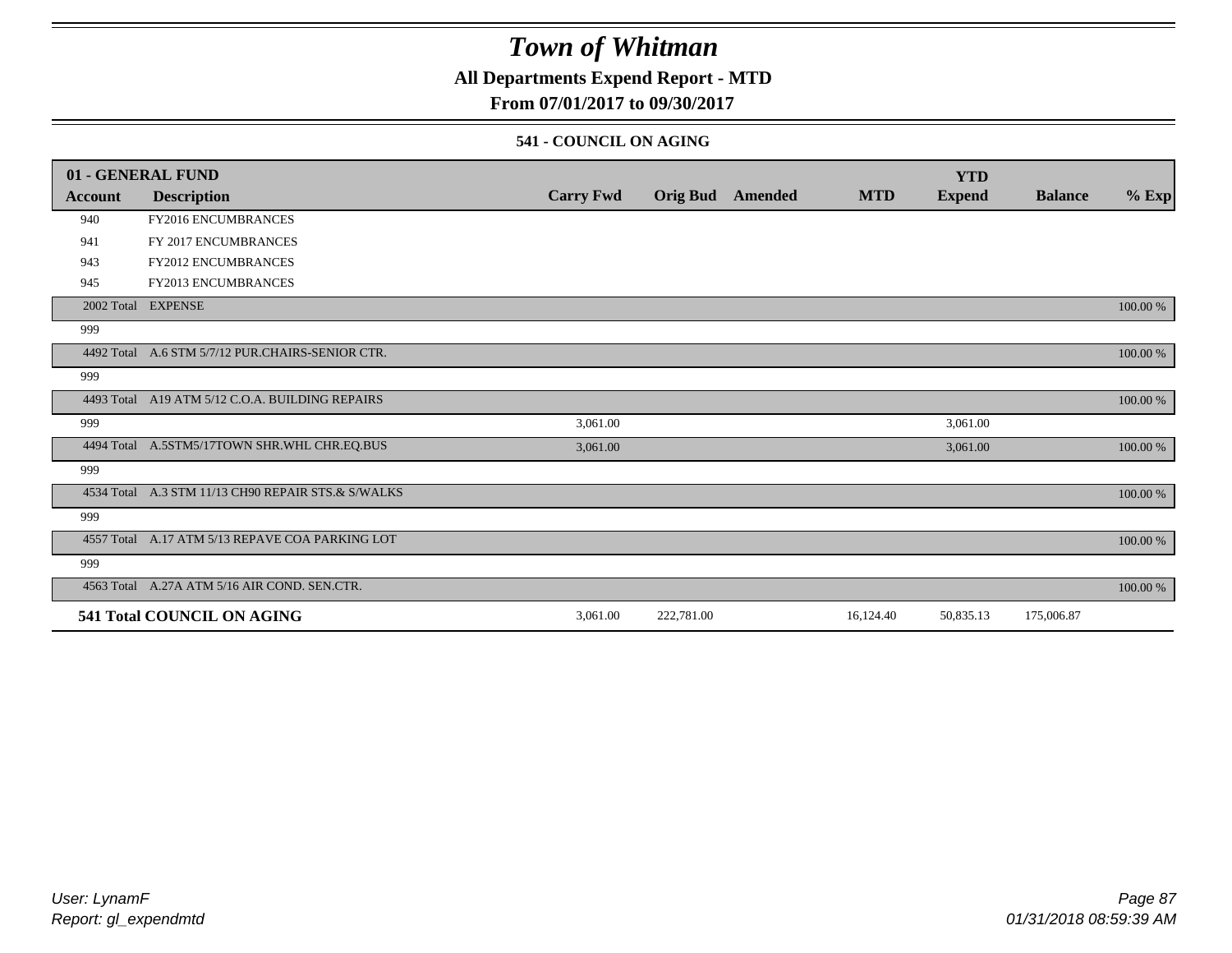# Town of Whitman

**All Departments Expend Report - MTD**

**From 07/01/2017 to 09/30/2017**

**541 - COUNCIL ON AGING**

| 01 - GENERAL FUND | | | | | | YTD | | |
|---|---|---|---|---|---|---|---|---|
| **Account** | **Description** | **Carry Fwd** | **Orig Bud** | **Amended** | **MTD** | **Expend** | **Balance** | **% Exp** |
| 940 | FY2016 ENCUMBRANCES | | | | | | | |
| 941 | FY 2017 ENCUMBRANCES | | | | | | | |
| 943 | FY2012 ENCUMBRANCES | | | | | | | |
| 945 | FY2013 ENCUMBRANCES | | | | | | | |
| 2002 Total | EXPENSE | | | | | | | 100.00 % |
| 999 | | | | | | | | |
| 4492 Total | A.6 STM 5/7/12 PUR.CHAIRS-SENIOR CTR. | | | | | | | 100.00 % |
| 999 | | | | | | | | |
| 4493 Total | A19 ATM 5/12 C.O.A. BUILDING REPAIRS | | | | | | | 100.00 % |
| 999 | | 3,061.00 | | | | 3,061.00 | | |
| 4494 Total | A.5STM5/17TOWN SHR.WHL CHR.EQ.BUS | 3,061.00 | | | | 3,061.00 | | 100.00 % |
| 999 | | | | | | | | |
| 4534 Total | A.3 STM 11/13 CH90 REPAIR STS.& S/WALKS | | | | | | | 100.00 % |
| 999 | | | | | | | | |
| 4557 Total | A.17 ATM 5/13 REPAVE COA PARKING LOT | | | | | | | 100.00 % |
| 999 | | | | | | | | |
| 4563 Total | A.27A ATM 5/16 AIR COND. SEN.CTR. | | | | | | | 100.00 % |
| **541 Total COUNCIL ON AGING** | | 3,061.00 | 222,781.00 | | 16,124.40 | 50,835.13 | 175,006.87 | |

*User: LynamF*
*Report: gl_expendmtd*

*01/31/2018 08:59:39 AM*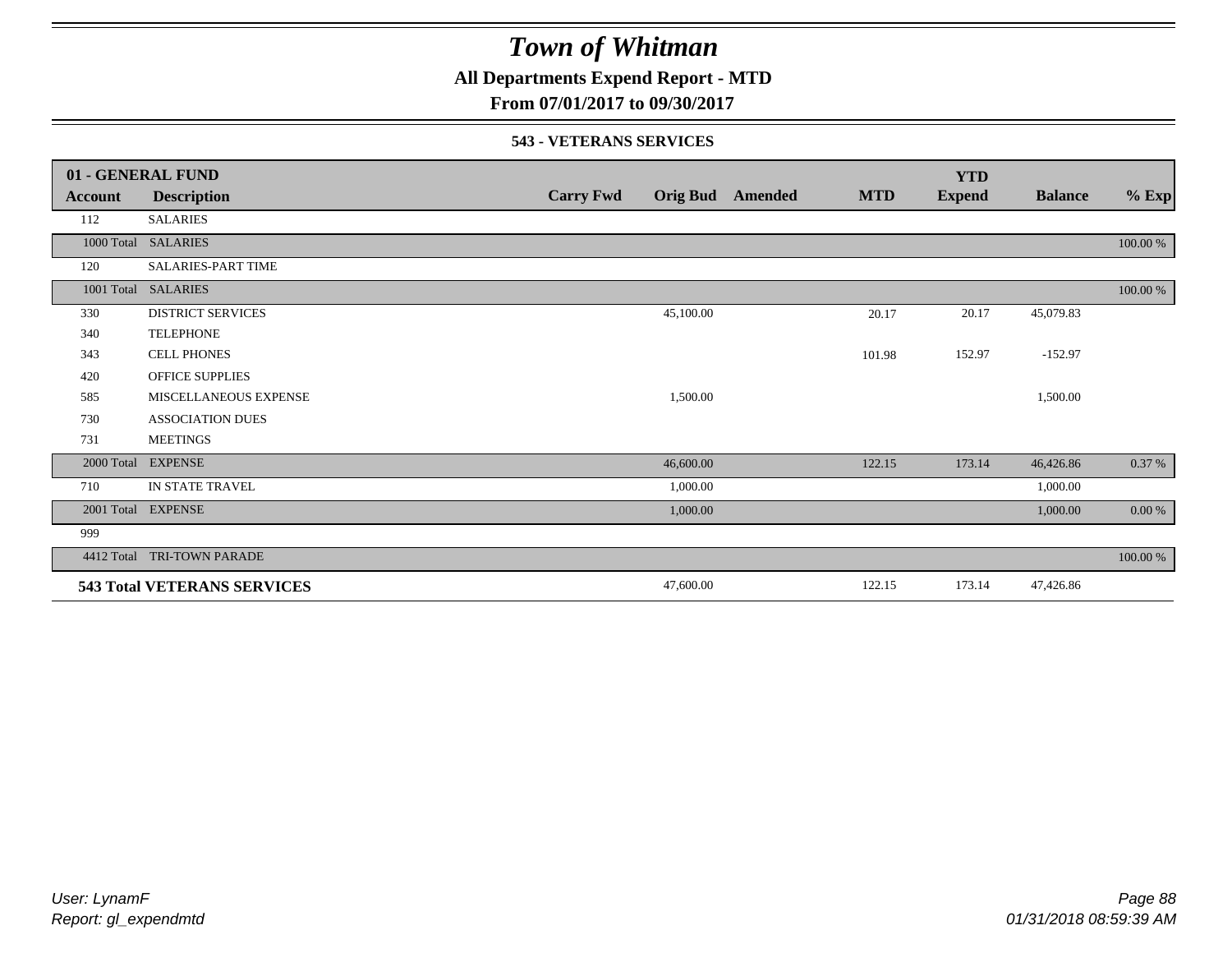# Town of Whitman

**All Departments Expend Report - MTD**

**From 07/01/2017 to 09/30/2017**

### 543 - VETERANS SERVICES

| 01 - GENERAL FUND Account | Description | Carry Fwd | Orig Bud | Amended | MTD | YTD Expend | Balance | % Exp |
|---|---|---|---|---|---|---|---|---|
| 112 | SALARIES | | | | | | | |
| 1000 Total | SALARIES | | | | | | | 100.00 % |
| 120 | SALARIES-PART TIME | | | | | | | |
| 1001 Total | SALARIES | | | | | | | 100.00 % |
| 330 | DISTRICT SERVICES | | 45,100.00 | | 20.17 | 20.17 | 45,079.83 | |
| 340 | TELEPHONE | | | | | | | |
| 343 | CELL PHONES | | | | 101.98 | 152.97 | -152.97 | |
| 420 | OFFICE SUPPLIES | | | | | | | |
| 585 | MISCELLANEOUS EXPENSE | | 1,500.00 | | | | 1,500.00 | |
| 730 | ASSOCIATION DUES | | | | | | | |
| 731 | MEETINGS | | | | | | | |
| 2000 Total | EXPENSE | | 46,600.00 | | 122.15 | 173.14 | 46,426.86 | 0.37 % |
| 710 | IN STATE TRAVEL | | 1,000.00 | | | | 1,000.00 | |
| 2001 Total | EXPENSE | | 1,000.00 | | | | 1,000.00 | 0.00 % |
| 999 | | | | | | | | |
| 4412 Total | TRI-TOWN PARADE | | | | | | | 100.00 % |
| **543 Total VETERANS SERVICES** | | | 47,600.00 | | 122.15 | 173.14 | 47,426.86 | |

*User: LynamF*
*Report: gl_expendmtd*

*01/31/2018 08:59:39 AM*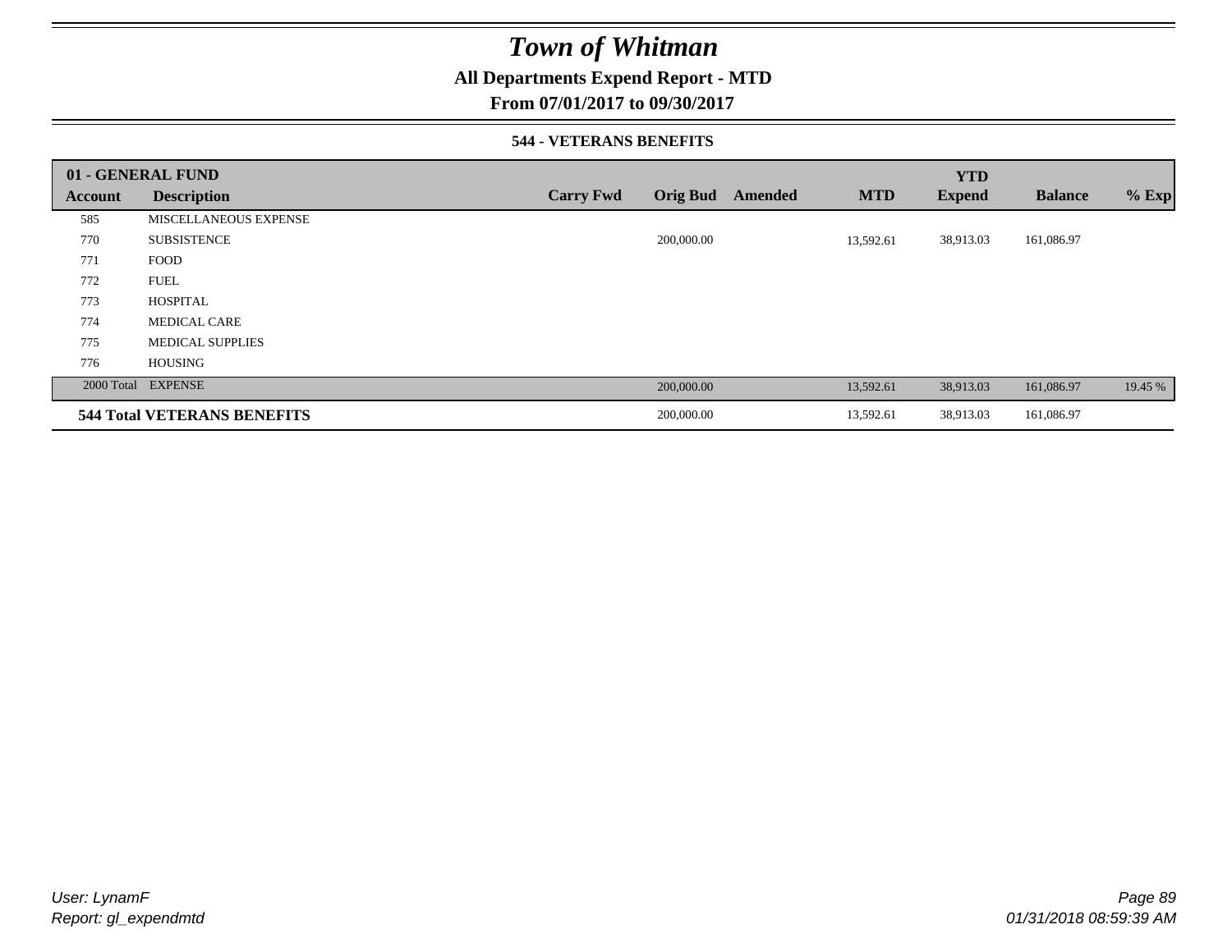# Town of Whitman

## All Departments Expend Report - MTD

### From 07/01/2017 to 09/30/2017

#### 544 - VETERANS BENEFITS

| 01 - GENERAL FUND | | | | | | YTD | | |
|---|---|---|---|---|---|---|---|---|
| Account | Description | Carry Fwd | Orig Bud | Amended | MTD | Expend | Balance | % Exp |
| 585 | MISCELLANEOUS EXPENSE | | | | | | | |
| 770 | SUBSISTENCE | | 200,000.00 | | 13,592.61 | 38,913.03 | 161,086.97 | |
| 771 | FOOD | | | | | | | |
| 772 | FUEL | | | | | | | |
| 773 | HOSPITAL | | | | | | | |
| 774 | MEDICAL CARE | | | | | | | |
| 775 | MEDICAL SUPPLIES | | | | | | | |
| 776 | HOUSING | | | | | | | |
| 2000 Total | EXPENSE | | 200,000.00 | | 13,592.61 | 38,913.03 | 161,086.97 | 19.45 % |
| **544 Total VETERANS BENEFITS** | | | 200,000.00 | | 13,592.61 | 38,913.03 | 161,086.97 | |

*User: LynamF*
*Report: gl_expendmtd*

*01/31/2018 08:59:39 AM*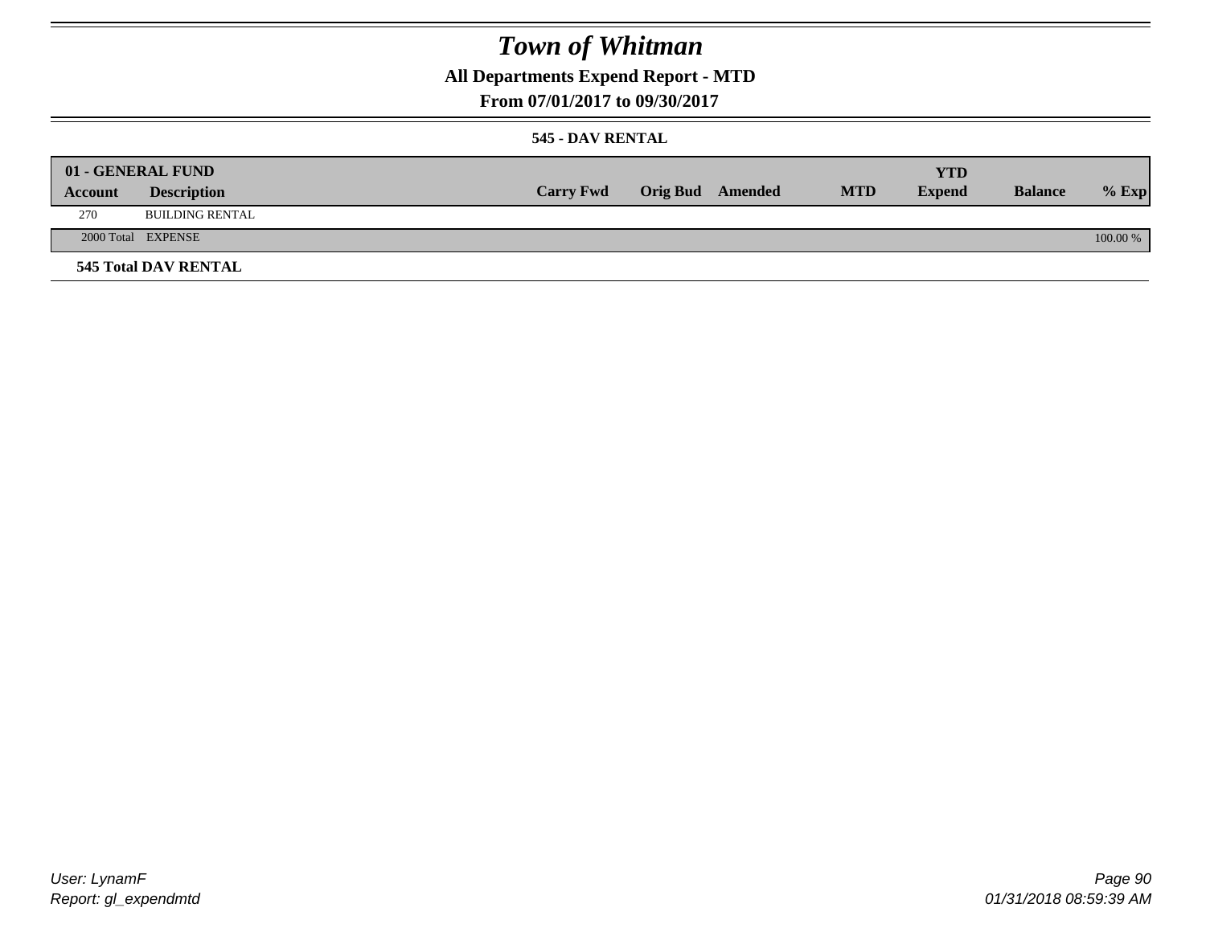# Town of Whitman

## All Departments Expend Report - MTD

## From 07/01/2017 to 09/30/2017

### 545 - DAV RENTAL

| 01 - GENERAL FUND | | | | | | | | |
|---|---|---|---|---|---|---|---|---|
| **Account** | **Description** | **Carry Fwd** | **Orig Bud** | **Amended** | **MTD** | **YTD Expend** | **Balance** | **% Exp** |
| 270 | BUILDING RENTAL | | | | | | | |
| 2000 Total | EXPENSE | | | | | | | 100.00 % |

**545 Total DAV RENTAL**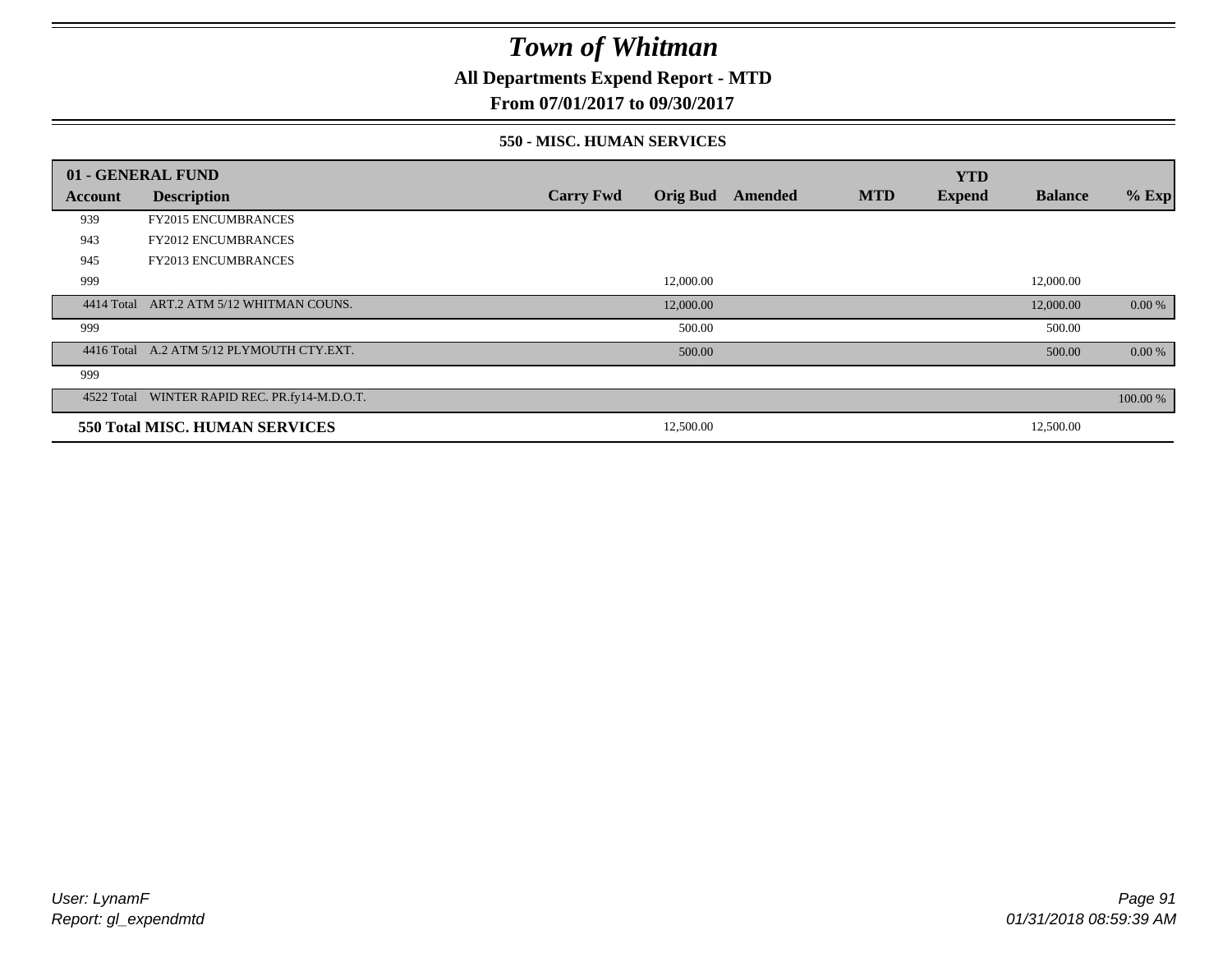# *Town of Whitman*

**All Departments Expend Report - MTD**

**From 07/01/2017 to 09/30/2017**

**550 - MISC. HUMAN SERVICES**

| 01 - GENERAL FUND | | | | | | YTD | | |
|---|---|---|---|---|---|---|---|---|
| **Account** | **Description** | **Carry Fwd** | **Orig Bud** | **Amended** | **MTD** | **Expend** | **Balance** | **% Exp** |
| 939 | FY2015 ENCUMBRANCES | | | | | | | |
| 943 | FY2012 ENCUMBRANCES | | | | | | | |
| 945 | FY2013 ENCUMBRANCES | | | | | | | |
| 999 | | | 12,000.00 | | | | 12,000.00 | |
| 4414 Total | ART.2 ATM 5/12 WHITMAN COUNS. | | 12,000.00 | | | | 12,000.00 | 0.00 % |
| 999 | | | 500.00 | | | | 500.00 | |
| 4416 Total | A.2 ATM 5/12 PLYMOUTH CTY.EXT. | | 500.00 | | | | 500.00 | 0.00 % |
| 999 | | | | | | | | |
| 4522 Total | WINTER RAPID REC. PR.fy14-M.D.O.T. | | | | | | | 100.00 % |
| **550 Total MISC. HUMAN SERVICES** | | | 12,500.00 | | | | 12,500.00 | |

*User: LynamF*
*Report: gl_expendmtd*

*01/31/2018 08:59:39 AM*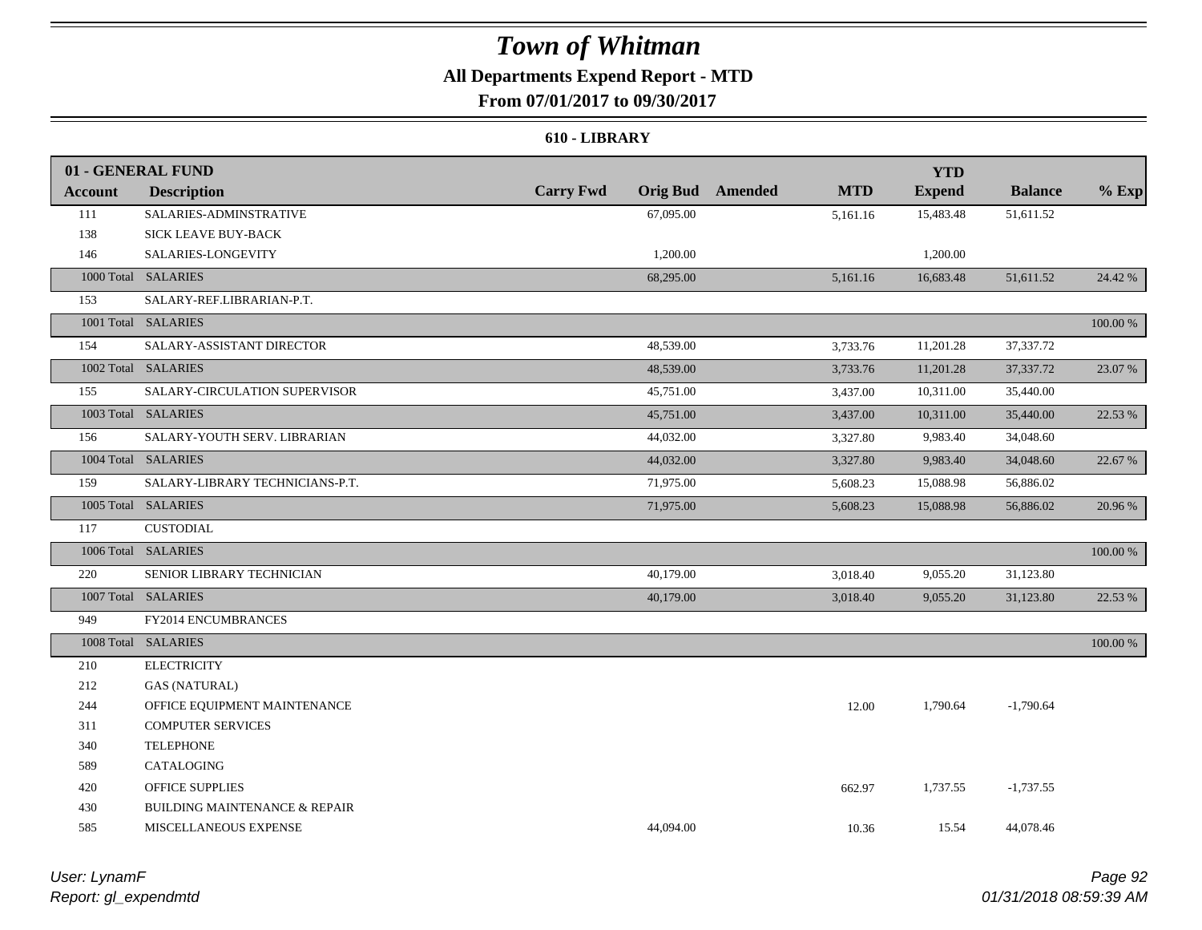# Town of Whitman

**All Departments Expend Report - MTD**

**From 07/01/2017 to 09/30/2017**

**610 - LIBRARY**

| 01 - GENERAL FUND<br>Account | Description | Carry Fwd | Orig Bud | Amended | MTD | YTD Expend | Balance | % Exp |
|---|---|---|---|---|---|---|---|---|
| 111 | SALARIES-ADMINSTRATIVE | | 67,095.00 | | 5,161.16 | 15,483.48 | 51,611.52 | |
| 138 | SICK LEAVE BUY-BACK | | | | | | | |
| 146 | SALARIES-LONGEVITY | | 1,200.00 | | | 1,200.00 | | |
| 1000 Total | SALARIES | | 68,295.00 | | 5,161.16 | 16,683.48 | 51,611.52 | 24.42 % |
| 153 | SALARY-REF.LIBRARIAN-P.T. | | | | | | | |
| 1001 Total | SALARIES | | | | | | | 100.00 % |
| 154 | SALARY-ASSISTANT DIRECTOR | | 48,539.00 | | 3,733.76 | 11,201.28 | 37,337.72 | |
| 1002 Total | SALARIES | | 48,539.00 | | 3,733.76 | 11,201.28 | 37,337.72 | 23.07 % |
| 155 | SALARY-CIRCULATION SUPERVISOR | | 45,751.00 | | 3,437.00 | 10,311.00 | 35,440.00 | |
| 1003 Total | SALARIES | | 45,751.00 | | 3,437.00 | 10,311.00 | 35,440.00 | 22.53 % |
| 156 | SALARY-YOUTH SERV. LIBRARIAN | | 44,032.00 | | 3,327.80 | 9,983.40 | 34,048.60 | |
| 1004 Total | SALARIES | | 44,032.00 | | 3,327.80 | 9,983.40 | 34,048.60 | 22.67 % |
| 159 | SALARY-LIBRARY TECHNICIANS-P.T. | | 71,975.00 | | 5,608.23 | 15,088.98 | 56,886.02 | |
| 1005 Total | SALARIES | | 71,975.00 | | 5,608.23 | 15,088.98 | 56,886.02 | 20.96 % |
| 117 | CUSTODIAL | | | | | | | |
| 1006 Total | SALARIES | | | | | | | 100.00 % |
| 220 | SENIOR LIBRARY TECHNICIAN | | 40,179.00 | | 3,018.40 | 9,055.20 | 31,123.80 | |
| 1007 Total | SALARIES | | 40,179.00 | | 3,018.40 | 9,055.20 | 31,123.80 | 22.53 % |
| 949 | FY2014 ENCUMBRANCES | | | | | | | |
| 1008 Total | SALARIES | | | | | | | 100.00 % |
| 210 | ELECTRICITY | | | | | | | |
| 212 | GAS (NATURAL) | | | | | | | |
| 244 | OFFICE EQUIPMENT MAINTENANCE | | | | 12.00 | 1,790.64 | -1,790.64 | |
| 311 | COMPUTER SERVICES | | | | | | | |
| 340 | TELEPHONE | | | | | | | |
| 589 | CATALOGING | | | | | | | |
| 420 | OFFICE SUPPLIES | | | | 662.97 | 1,737.55 | -1,737.55 | |
| 430 | BUILDING MAINTENANCE & REPAIR | | | | | | | |
| 585 | MISCELLANEOUS EXPENSE | | 44,094.00 | | 10.36 | 15.54 | 44,078.46 | |

*User: LynamF*
*Report: gl_expendmtd*

*01/31/2018 08:59:39 AM*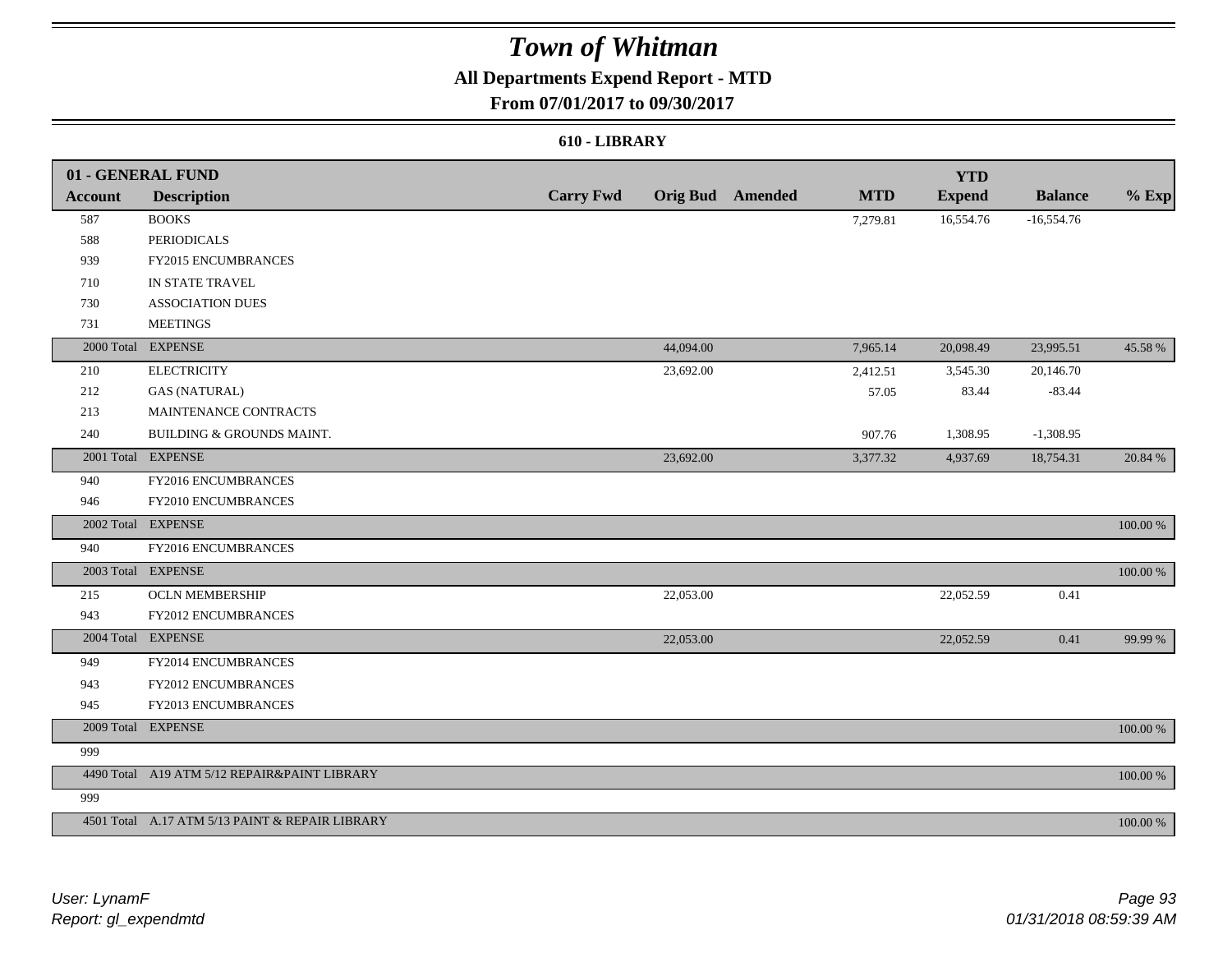# Town of Whitman

**All Departments Expend Report - MTD**

**From 07/01/2017 to 09/30/2017**

**610 - LIBRARY**

| 01 - GENERAL FUND | | | | | | YTD | | |
|---|---|---|---|---|---|---|---|---|
| **Account** | **Description** | **Carry Fwd** | **Orig Bud** | **Amended** | **MTD** | **Expend** | **Balance** | **% Exp** |
| 587 | BOOKS | | | | 7,279.81 | 16,554.76 | -16,554.76 | |
| 588 | PERIODICALS | | | | | | | |
| 939 | FY2015 ENCUMBRANCES | | | | | | | |
| 710 | IN STATE TRAVEL | | | | | | | |
| 730 | ASSOCIATION DUES | | | | | | | |
| 731 | MEETINGS | | | | | | | |
| 2000 Total | EXPENSE | | 44,094.00 | | 7,965.14 | 20,098.49 | 23,995.51 | 45.58 % |
| 210 | ELECTRICITY | | 23,692.00 | | 2,412.51 | 3,545.30 | 20,146.70 | |
| 212 | GAS (NATURAL) | | | | 57.05 | 83.44 | -83.44 | |
| 213 | MAINTENANCE CONTRACTS | | | | | | | |
| 240 | BUILDING & GROUNDS MAINT. | | | | 907.76 | 1,308.95 | -1,308.95 | |
| 2001 Total | EXPENSE | | 23,692.00 | | 3,377.32 | 4,937.69 | 18,754.31 | 20.84 % |
| 940 | FY2016 ENCUMBRANCES | | | | | | | |
| 946 | FY2010 ENCUMBRANCES | | | | | | | |
| 2002 Total | EXPENSE | | | | | | | 100.00 % |
| 940 | FY2016 ENCUMBRANCES | | | | | | | |
| 2003 Total | EXPENSE | | | | | | | 100.00 % |
| 215 | OCLN MEMBERSHIP | | 22,053.00 | | | 22,052.59 | 0.41 | |
| 943 | FY2012 ENCUMBRANCES | | | | | | | |
| 2004 Total | EXPENSE | | 22,053.00 | | | 22,052.59 | 0.41 | 99.99 % |
| 949 | FY2014 ENCUMBRANCES | | | | | | | |
| 943 | FY2012 ENCUMBRANCES | | | | | | | |
| 945 | FY2013 ENCUMBRANCES | | | | | | | |
| 2009 Total | EXPENSE | | | | | | | 100.00 % |
| 999 | | | | | | | | |
| 4490 Total | A19 ATM 5/12 REPAIR&PAINT LIBRARY | | | | | | | 100.00 % |
| 999 | | | | | | | | |
| 4501 Total | A.17 ATM 5/13 PAINT & REPAIR LIBRARY | | | | | | | 100.00 % |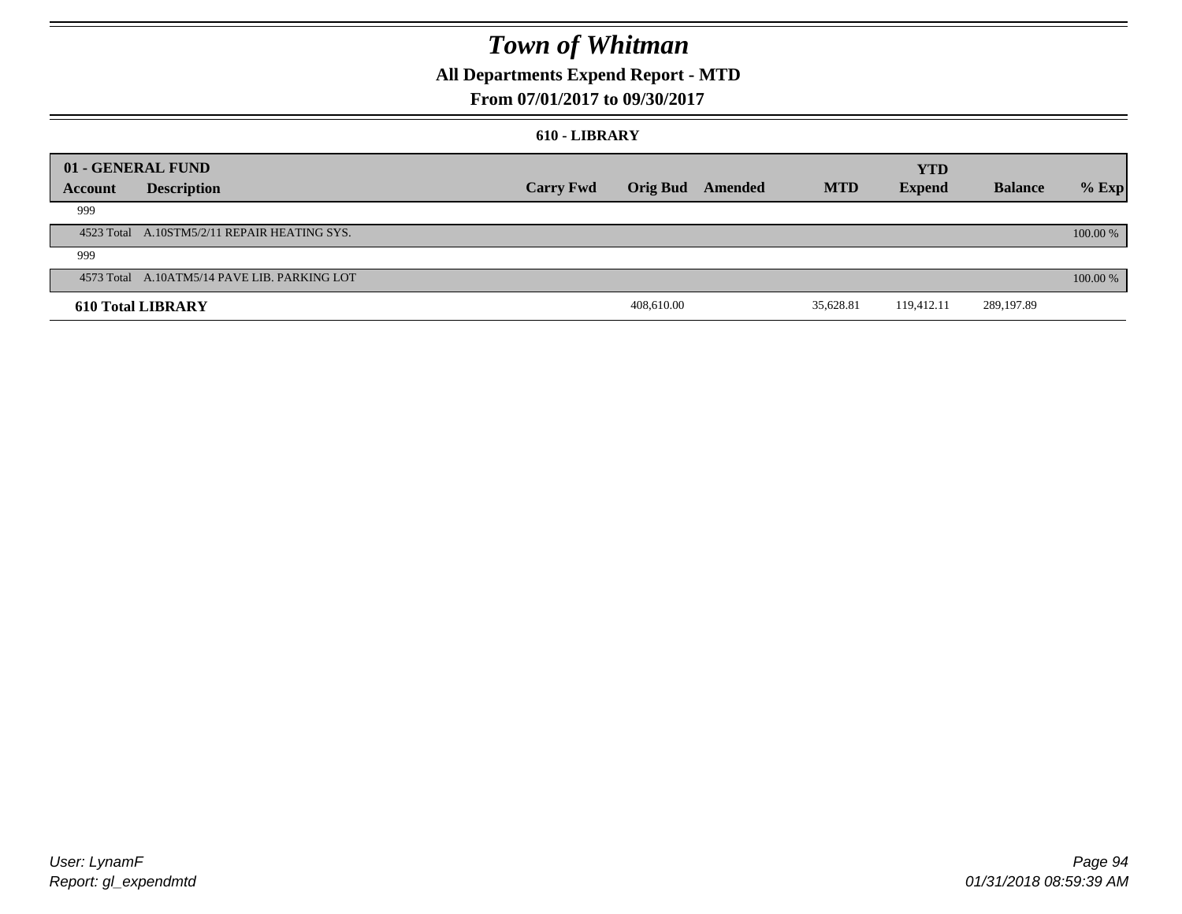# Town of Whitman

## All Departments Expend Report - MTD

### From 07/01/2017 to 09/30/2017

#### 610 - LIBRARY

| 01 - GENERAL FUND | | | | | | YTD | | |
|---|---|---|---|---|---|---|---|---|
| **Account** | **Description** | **Carry Fwd** | **Orig Bud** | **Amended** | **MTD** | **Expend** | **Balance** | **% Exp** |
| 999 | | | | | | | | |
| 4523 Total | A.10STM5/2/11 REPAIR HEATING SYS. | | | | | | | 100.00 % |
| 999 | | | | | | | | |
| 4573 Total | A.10ATM5/14 PAVE LIB. PARKING LOT | | | | | | | 100.00 % |
| **610 Total LIBRARY** | | | 408,610.00 | | 35,628.81 | 119,412.11 | 289,197.89 | |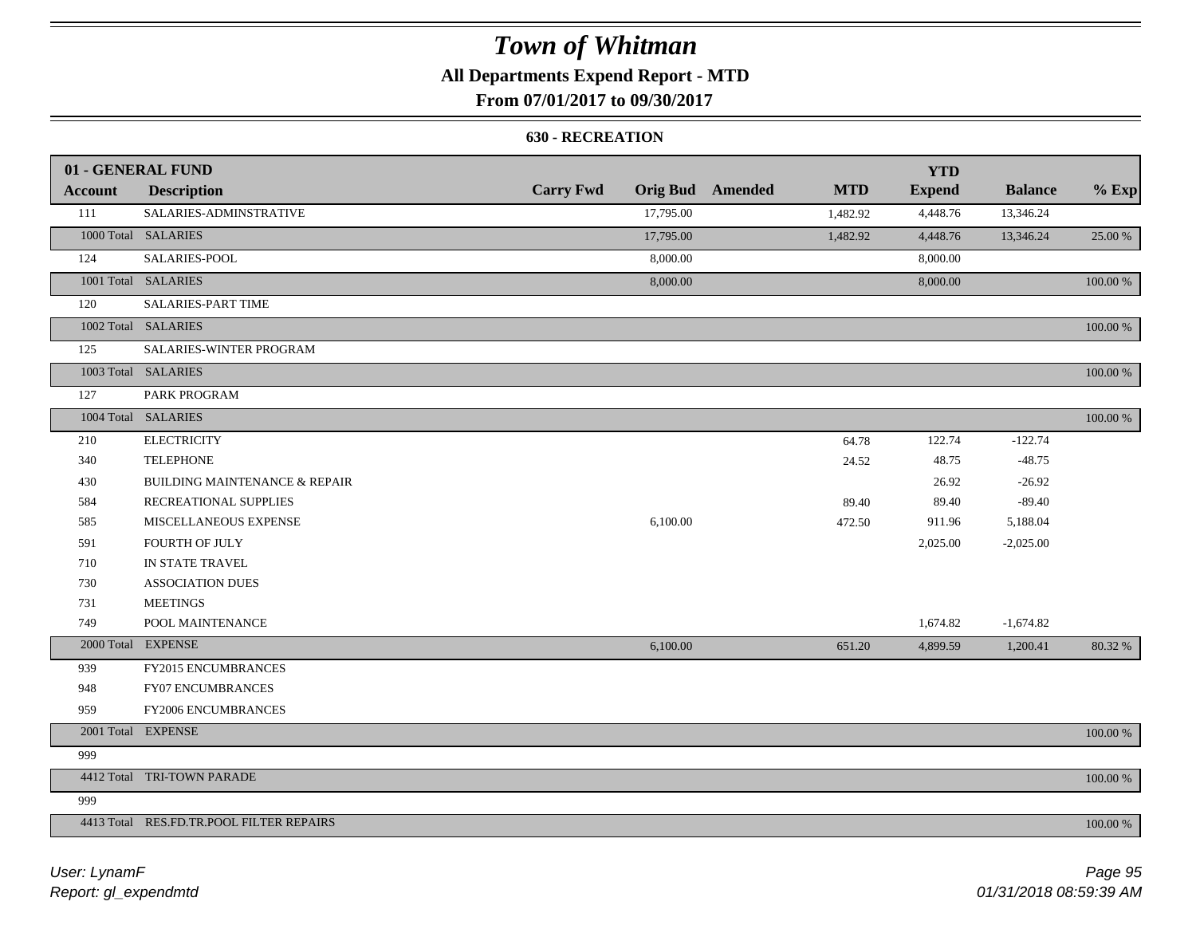# Town of Whitman

## All Departments Expend Report - MTD

### From 07/01/2017 to 09/30/2017

#### 630 - RECREATION

| 01 - GENERAL FUND | | | | | | YTD | | |
|---|---|---|---|---|---|---|---|---|
| **Account** | **Description** | **Carry Fwd** | **Orig Bud** | **Amended** | **MTD** | **Expend** | **Balance** | **% Exp** |
| 111 | SALARIES-ADMINSTRATIVE | | 17,795.00 | | 1,482.92 | 4,448.76 | 13,346.24 | |
| 1000 Total | SALARIES | | 17,795.00 | | 1,482.92 | 4,448.76 | 13,346.24 | 25.00 % |
| 124 | SALARIES-POOL | | 8,000.00 | | | 8,000.00 | | |
| 1001 Total | SALARIES | | 8,000.00 | | | 8,000.00 | | 100.00 % |
| 120 | SALARIES-PART TIME | | | | | | | |
| 1002 Total | SALARIES | | | | | | | 100.00 % |
| 125 | SALARIES-WINTER PROGRAM | | | | | | | |
| 1003 Total | SALARIES | | | | | | | 100.00 % |
| 127 | PARK PROGRAM | | | | | | | |
| 1004 Total | SALARIES | | | | | | | 100.00 % |
| 210 | ELECTRICITY | | | | 64.78 | 122.74 | -122.74 | |
| 340 | TELEPHONE | | | | 24.52 | 48.75 | -48.75 | |
| 430 | BUILDING MAINTENANCE & REPAIR | | | | | 26.92 | -26.92 | |
| 584 | RECREATIONAL SUPPLIES | | | | 89.40 | 89.40 | -89.40 | |
| 585 | MISCELLANEOUS EXPENSE | | 6,100.00 | | 472.50 | 911.96 | 5,188.04 | |
| 591 | FOURTH OF JULY | | | | | 2,025.00 | -2,025.00 | |
| 710 | IN STATE TRAVEL | | | | | | | |
| 730 | ASSOCIATION DUES | | | | | | | |
| 731 | MEETINGS | | | | | | | |
| 749 | POOL MAINTENANCE | | | | | 1,674.82 | -1,674.82 | |
| 2000 Total | EXPENSE | | 6,100.00 | | 651.20 | 4,899.59 | 1,200.41 | 80.32 % |
| 939 | FY2015 ENCUMBRANCES | | | | | | | |
| 948 | FY07 ENCUMBRANCES | | | | | | | |
| 959 | FY2006 ENCUMBRANCES | | | | | | | |
| 2001 Total | EXPENSE | | | | | | | 100.00 % |
| 999 | | | | | | | | |
| 4412 Total | TRI-TOWN PARADE | | | | | | | 100.00 % |
| 999 | | | | | | | | |
| 4413 Total | RES.FD.TR.POOL FILTER REPAIRS | | | | | | | 100.00 % |

*User: LynamF*
*Report: gl_expendmtd*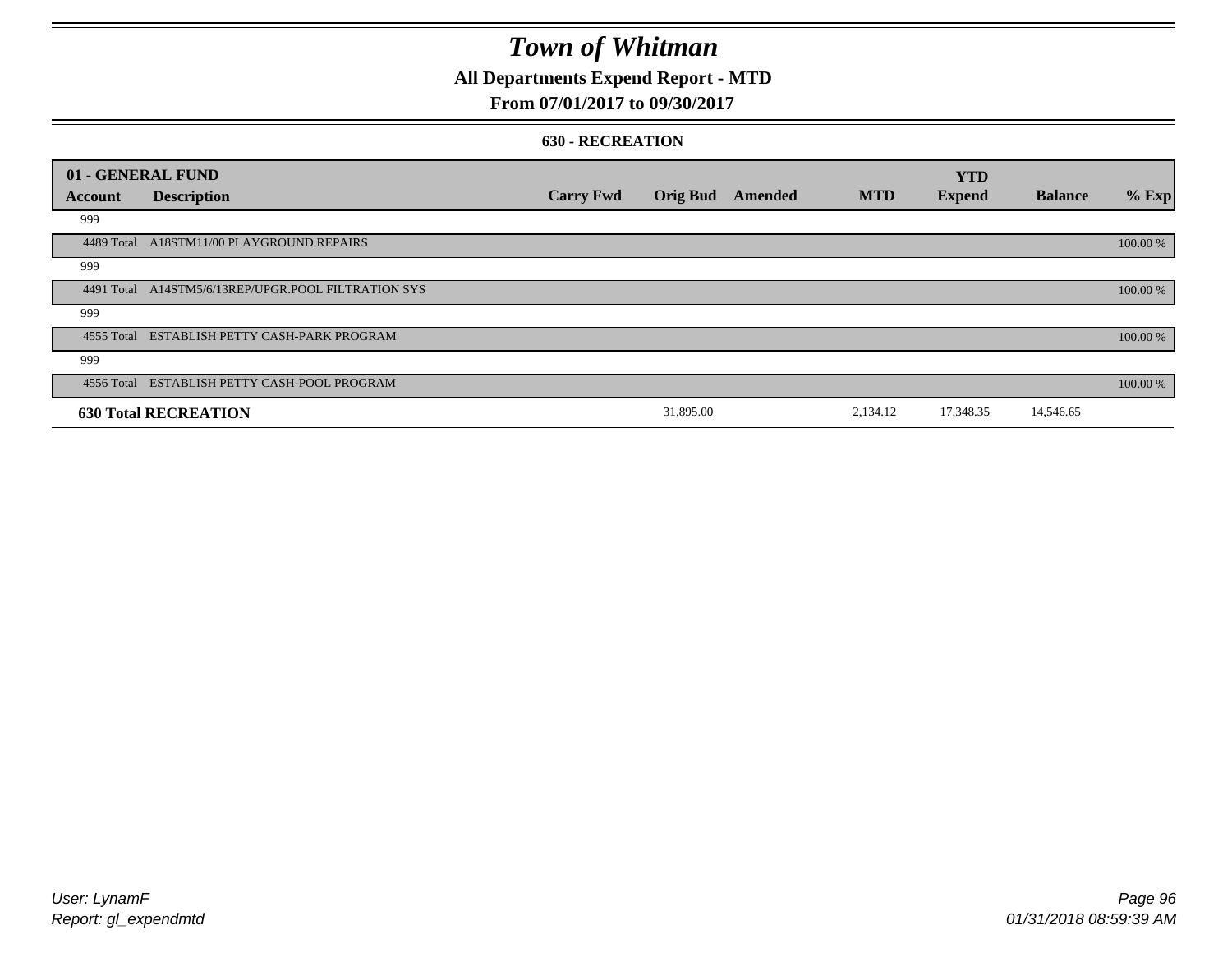# Town of Whitman

## All Departments Expend Report - MTD

### From 07/01/2017 to 09/30/2017

#### 630 - RECREATION

| 01 - GENERAL FUND | | | | | | YTD | | |
|---|---|---|---|---|---|---|---|---|
| **Account** | **Description** | **Carry Fwd** | **Orig Bud** | **Amended** | **MTD** | **Expend** | **Balance** | **% Exp** |
| 999 | | | | | | | | |
| 4489 Total | A18STM11/00 PLAYGROUND REPAIRS | | | | | | | 100.00 % |
| 999 | | | | | | | | |
| 4491 Total | A14STM5/6/13REP/UPGR.POOL FILTRATION SYS | | | | | | | 100.00 % |
| 999 | | | | | | | | |
| 4555 Total | ESTABLISH PETTY CASH-PARK PROGRAM | | | | | | | 100.00 % |
| 999 | | | | | | | | |
| 4556 Total | ESTABLISH PETTY CASH-POOL PROGRAM | | | | | | | 100.00 % |
| **630 Total RECREATION** | | | 31,895.00 | | 2,134.12 | 17,348.35 | 14,546.65 | |

*User: LynamF*
*Report: gl_expendmtd*

*01/31/2018 08:59:39 AM*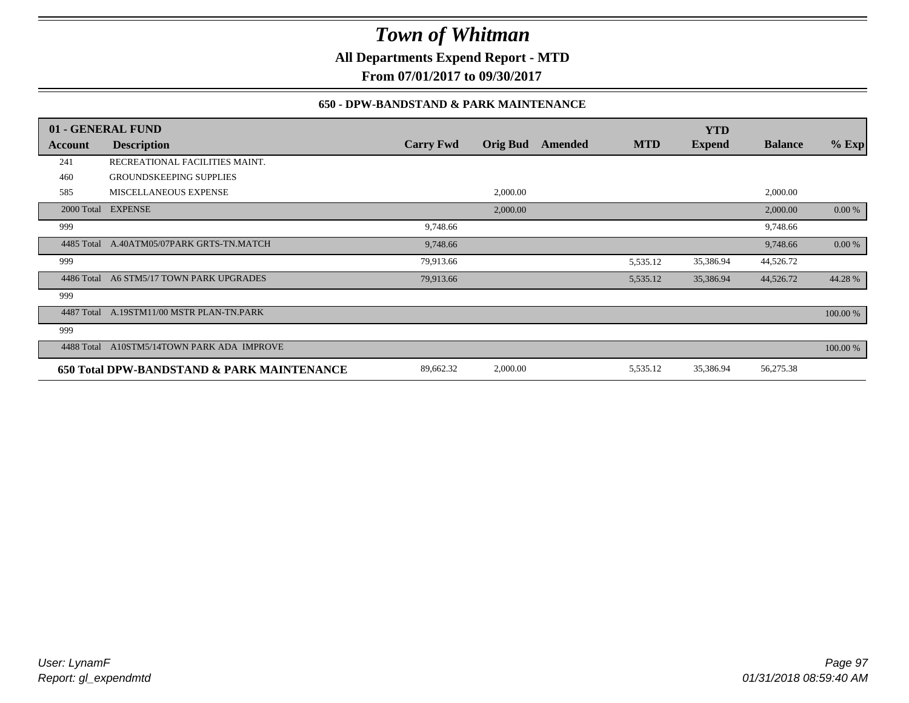# Town of Whitman

**All Departments Expend Report - MTD**

**From 07/01/2017 to 09/30/2017**

### 650 - DPW-BANDSTAND & PARK MAINTENANCE

| 01 - GENERAL FUND | | | | | | YTD | | |
|---|---|---|---|---|---|---|---|---|
| **Account** | **Description** | **Carry Fwd** | **Orig Bud** | **Amended** | **MTD** | **Expend** | **Balance** | **% Exp** |
| 241 | RECREATIONAL FACILITIES MAINT. | | | | | | | |
| 460 | GROUNDSKEEPING SUPPLIES | | | | | | | |
| 585 | MISCELLANEOUS EXPENSE | | 2,000.00 | | | | 2,000.00 | |
| 2000 Total | EXPENSE | | 2,000.00 | | | | 2,000.00 | 0.00 % |
| 999 | | 9,748.66 | | | | | 9,748.66 | |
| 4485 Total | A.40ATM05/07PARK GRTS-TN.MATCH | 9,748.66 | | | | | 9,748.66 | 0.00 % |
| 999 | | 79,913.66 | | | 5,535.12 | 35,386.94 | 44,526.72 | |
| 4486 Total | A6 STM5/17 TOWN PARK UPGRADES | 79,913.66 | | | 5,535.12 | 35,386.94 | 44,526.72 | 44.28 % |
| 999 | | | | | | | | |
| 4487 Total | A.19STM11/00 MSTR PLAN-TN.PARK | | | | | | | 100.00 % |
| 999 | | | | | | | | |
| 4488 Total | A10STM5/14TOWN PARK ADA IMPROVE | | | | | | | 100.00 % |
| **650 Total DPW-BANDSTAND & PARK MAINTENANCE** | | 89,662.32 | 2,000.00 | | 5,535.12 | 35,386.94 | 56,275.38 | |

*User: LynamF*
*Report: gl_expendmtd*

*01/31/2018 08:59:40 AM*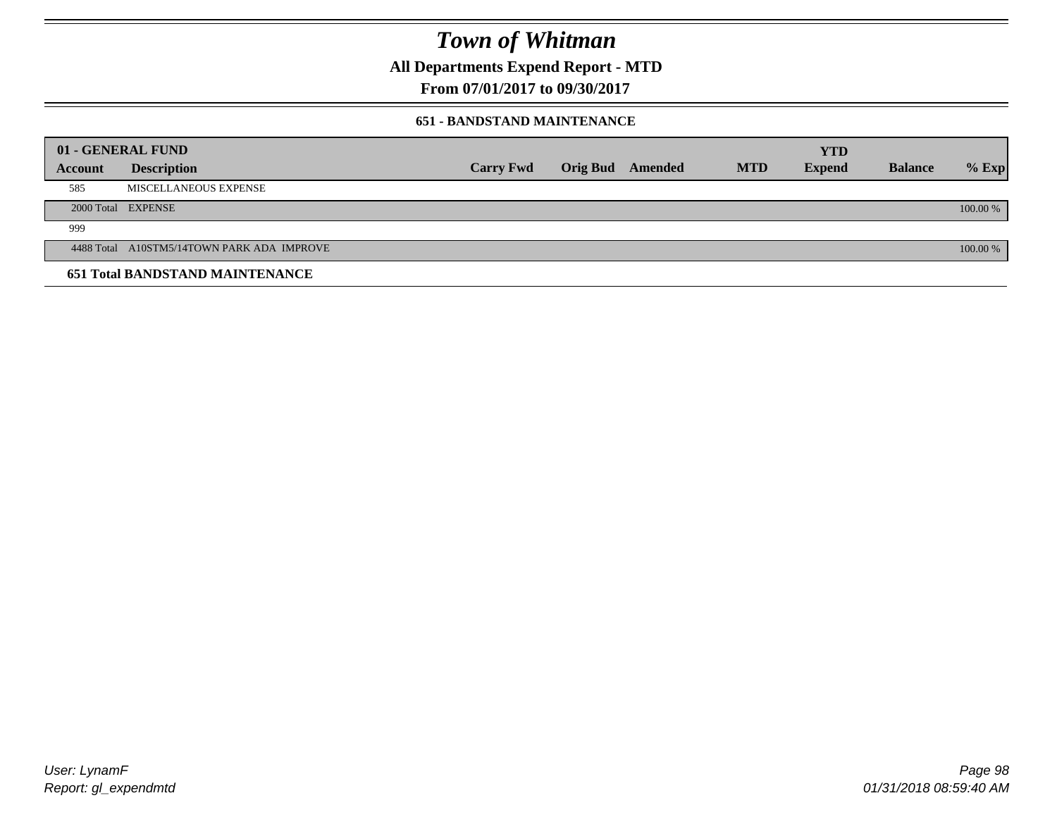# Town of Whitman

**All Departments Expend Report - MTD**

**From 07/01/2017 to 09/30/2017**

### 651 - BANDSTAND MAINTENANCE

| 01 - GENERAL FUND | | | | | | YTD | | |
|---|---|---|---|---|---|---|---|---|
| **Account** | **Description** | **Carry Fwd** | **Orig Bud** | **Amended** | **MTD** | **Expend** | **Balance** | **% Exp** |
| 585 | MISCELLANEOUS EXPENSE | | | | | | | |
| 2000 Total | EXPENSE | | | | | | | 100.00 % |
| 999 | | | | | | | | |
| 4488 Total | A10STM5/14TOWN PARK ADA IMPROVE | | | | | | | 100.00 % |
| **651 Total BANDSTAND MAINTENANCE** | | | | | | | | |

*User: LynamF*
*Report: gl_expendmtd*

*01/31/2018 08:59:40 AM*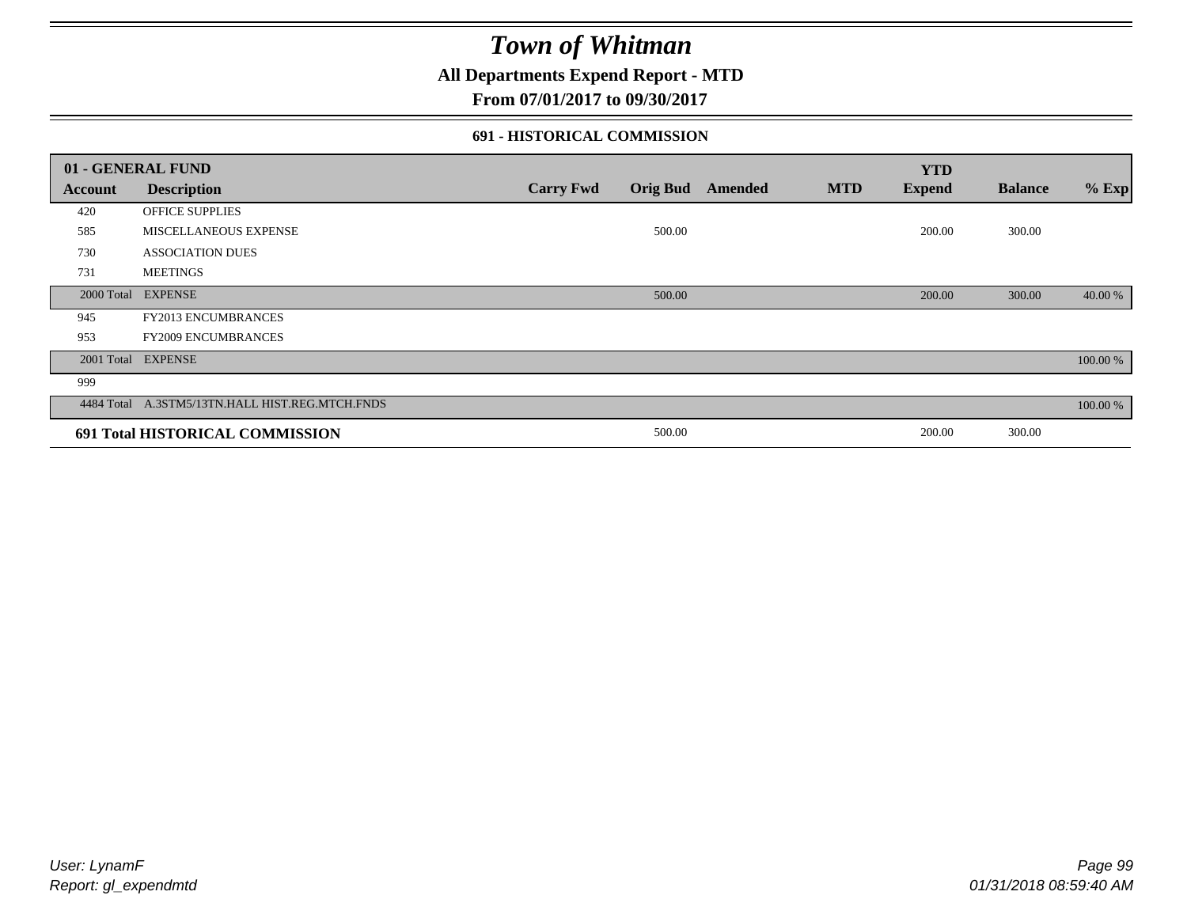# Town of Whitman

## All Departments Expend Report - MTD

### From 07/01/2017 to 09/30/2017

#### 691 - HISTORICAL COMMISSION

| 01 - GENERAL FUND | | | | | | YTD | | |
|---|---|---|---|---|---|---|---|---|
| Account | Description | Carry Fwd | Orig Bud | Amended | MTD | Expend | Balance | % Exp |
| 420 | OFFICE SUPPLIES | | | | | | | |
| 585 | MISCELLANEOUS EXPENSE | | 500.00 | | | 200.00 | 300.00 | |
| 730 | ASSOCIATION DUES | | | | | | | |
| 731 | MEETINGS | | | | | | | |
| 2000 Total | EXPENSE | | 500.00 | | | 200.00 | 300.00 | 40.00 % |
| 945 | FY2013 ENCUMBRANCES | | | | | | | |
| 953 | FY2009 ENCUMBRANCES | | | | | | | |
| 2001 Total | EXPENSE | | | | | | | 100.00 % |
| 999 | | | | | | | | |
| 4484 Total | A.3STM5/13TN.HALL HIST.REG.MTCH.FNDS | | | | | | | 100.00 % |
| **691 Total HISTORICAL COMMISSION** | | | 500.00 | | | 200.00 | 300.00 | |

*User: LynamF*
*Report: gl_expendmtd*

*01/31/2018 08:59:40 AM*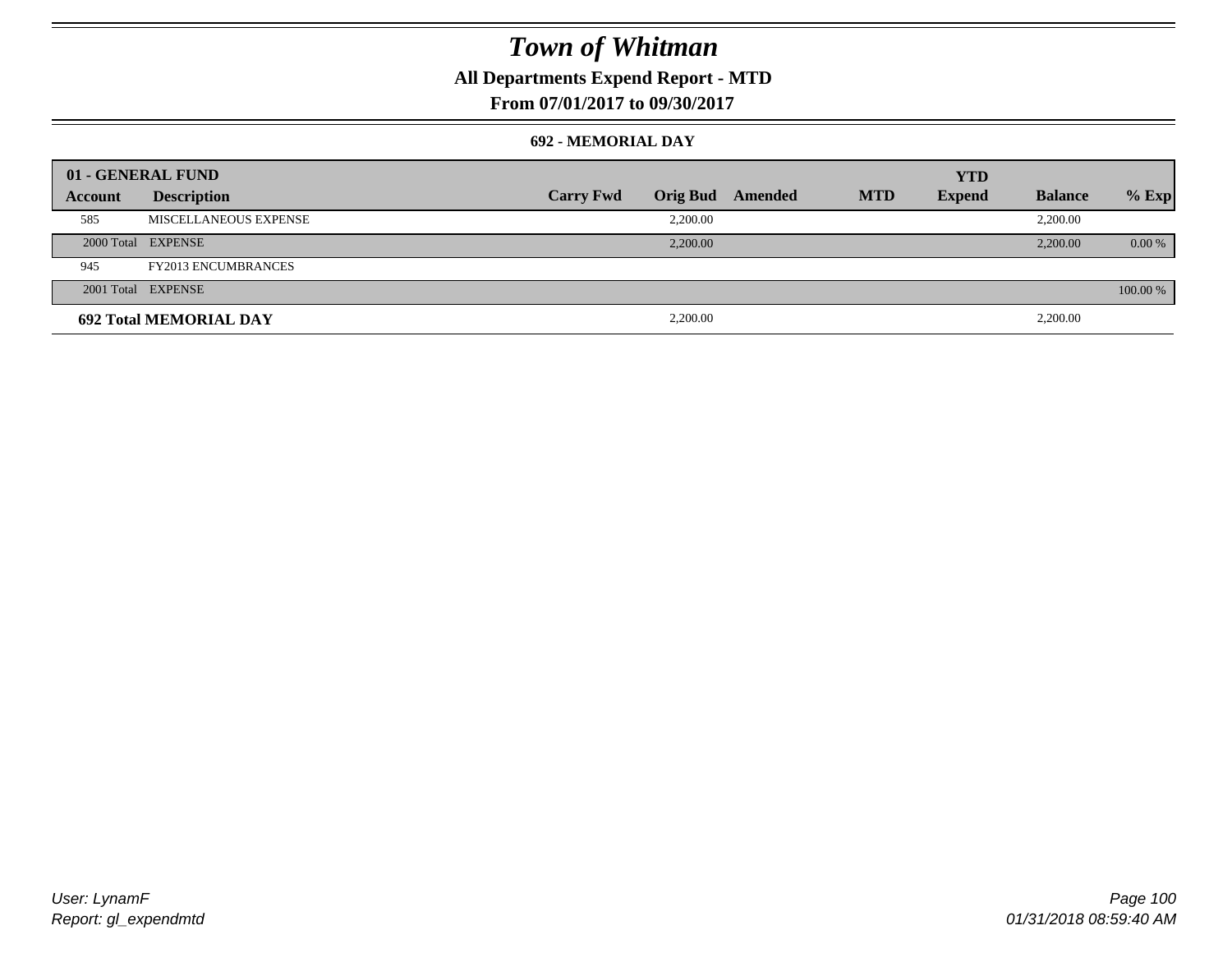# Town of Whitman

**All Departments Expend Report - MTD**

**From 07/01/2017 to 09/30/2017**

**692 - MEMORIAL DAY**

| 01 - GENERAL FUND | | | | | | YTD | | |
|---|---|---|---|---|---|---|---|---|
| **Account** | **Description** | **Carry Fwd** | **Orig Bud** | **Amended** | **MTD** | **Expend** | **Balance** | **% Exp** |
| 585 | MISCELLANEOUS EXPENSE | | 2,200.00 | | | | 2,200.00 | |
| 2000 Total | EXPENSE | | 2,200.00 | | | | 2,200.00 | 0.00 % |
| 945 | FY2013 ENCUMBRANCES | | | | | | | |
| 2001 Total | EXPENSE | | | | | | | 100.00 % |
| **692 Total MEMORIAL DAY** | | | 2,200.00 | | | | 2,200.00 | |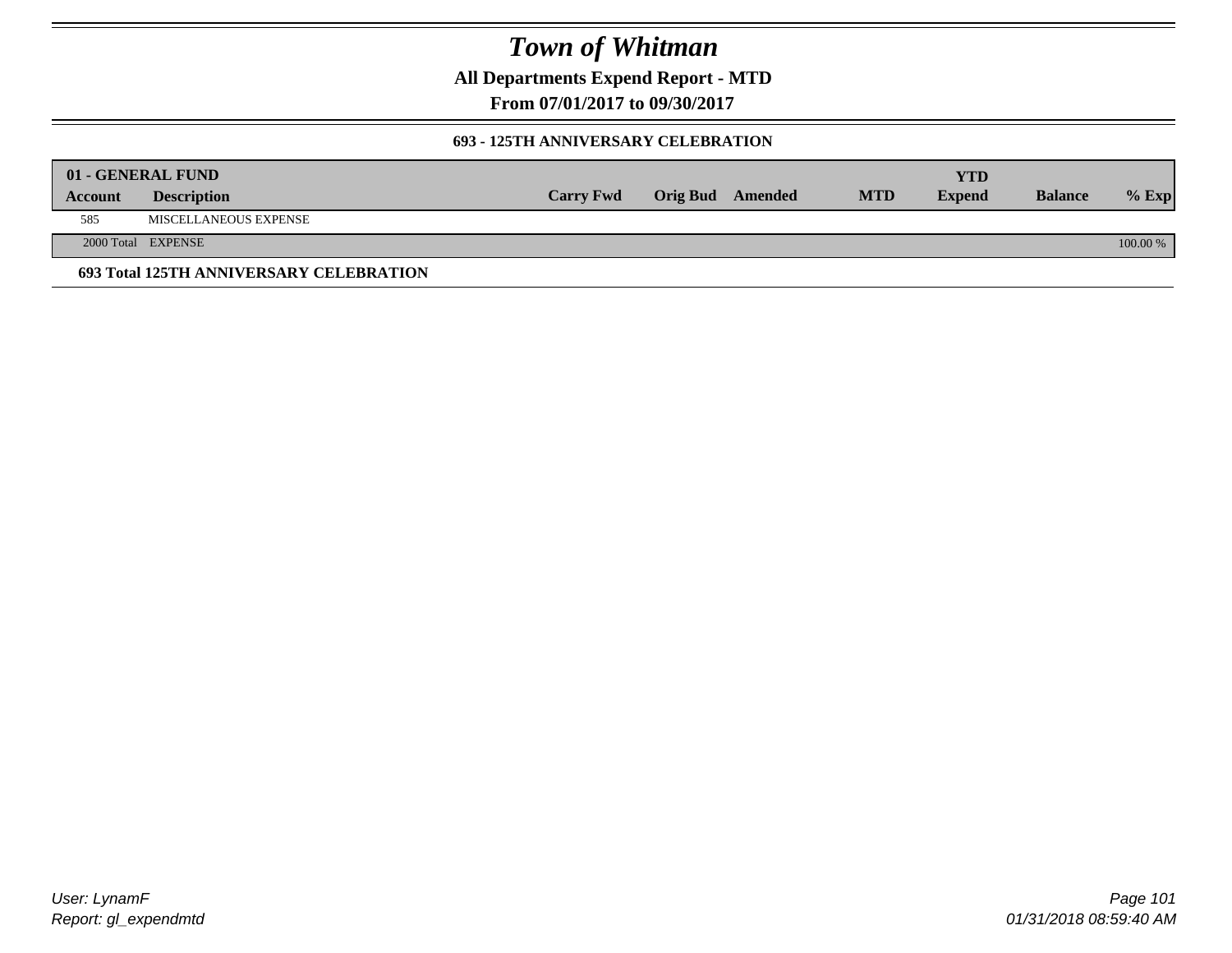# *Town of Whitman*

**All Departments Expend Report - MTD**

**From 07/01/2017 to 09/30/2017**

**693 - 125TH ANNIVERSARY CELEBRATION**

| 01 - GENERAL FUND | | | | | | | | |
|---|---|---|---|---|---|---|---|---|
| **Account** | **Description** | **Carry Fwd** | **Orig Bud** | **Amended** | **MTD** | **YTD Expend** | **Balance** | **% Exp** |
| 585 | MISCELLANEOUS EXPENSE | | | | | | | |
| 2000 Total | EXPENSE | | | | | | | 100.00 % |

**693 Total 125TH ANNIVERSARY CELEBRATION**

*User: LynamF*
*Report: gl_expendmtd*

*01/31/2018 08:59:40 AM*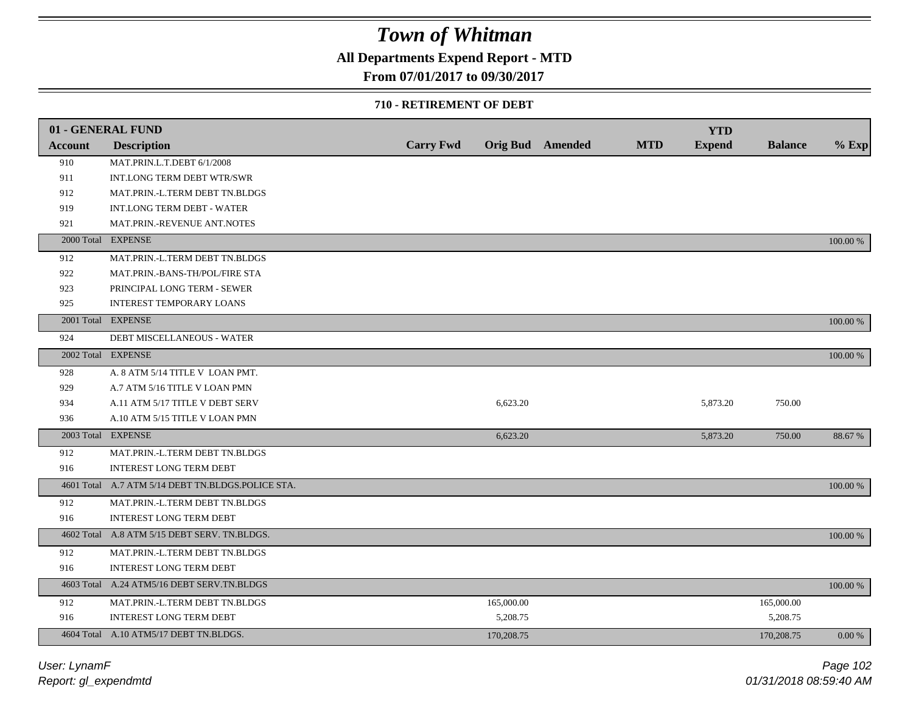# Town of Whitman

**All Departments Expend Report - MTD**

**From 07/01/2017 to 09/30/2017**

**710 - RETIREMENT OF DEBT**

| 01 - GENERAL FUND | | | | | | | | |
|---|---|---|---|---|---|---|---|---|
| **Account** | **Description** | **Carry Fwd** | **Orig Bud** | **Amended** | **MTD** | **YTD Expend** | **Balance** | **% Exp** |
| 910 | MAT.PRIN.L.T.DEBT 6/1/2008 | | | | | | | |
| 911 | INT.LONG TERM DEBT WTR/SWR | | | | | | | |
| 912 | MAT.PRIN.-L.TERM DEBT TN.BLDGS | | | | | | | |
| 919 | INT.LONG TERM DEBT - WATER | | | | | | | |
| 921 | MAT.PRIN.-REVENUE ANT.NOTES | | | | | | | |
| 2000 Total | EXPENSE | | | | | | | 100.00 % |
| 912 | MAT.PRIN.-L.TERM DEBT TN.BLDGS | | | | | | | |
| 922 | MAT.PRIN.-BANS-TH/POL/FIRE STA | | | | | | | |
| 923 | PRINCIPAL LONG TERM - SEWER | | | | | | | |
| 925 | INTEREST TEMPORARY LOANS | | | | | | | |
| 2001 Total | EXPENSE | | | | | | | 100.00 % |
| 924 | DEBT MISCELLANEOUS - WATER | | | | | | | |
| 2002 Total | EXPENSE | | | | | | | 100.00 % |
| 928 | A. 8 ATM 5/14 TITLE V LOAN PMT. | | | | | | | |
| 929 | A.7 ATM 5/16 TITLE V LOAN PMN | | | | | | | |
| 934 | A.11 ATM 5/17 TITLE V DEBT SERV | | 6,623.20 | | | 5,873.20 | 750.00 | |
| 936 | A.10 ATM 5/15 TITLE V LOAN PMN | | | | | | | |
| 2003 Total | EXPENSE | | 6,623.20 | | | 5,873.20 | 750.00 | 88.67 % |
| 912 | MAT.PRIN.-L.TERM DEBT TN.BLDGS | | | | | | | |
| 916 | INTEREST LONG TERM DEBT | | | | | | | |
| 4601 Total | A.7 ATM 5/14 DEBT TN.BLDGS.POLICE STA. | | | | | | | 100.00 % |
| 912 | MAT.PRIN.-L.TERM DEBT TN.BLDGS | | | | | | | |
| 916 | INTEREST LONG TERM DEBT | | | | | | | |
| 4602 Total | A.8 ATM 5/15 DEBT SERV. TN.BLDGS. | | | | | | | 100.00 % |
| 912 | MAT.PRIN.-L.TERM DEBT TN.BLDGS | | | | | | | |
| 916 | INTEREST LONG TERM DEBT | | | | | | | |
| 4603 Total | A.24 ATM5/16 DEBT SERV.TN.BLDGS | | | | | | | 100.00 % |
| 912 | MAT.PRIN.-L.TERM DEBT TN.BLDGS | | 165,000.00 | | | | 165,000.00 | |
| 916 | INTEREST LONG TERM DEBT | | 5,208.75 | | | | 5,208.75 | |
| 4604 Total | A.10 ATM5/17 DEBT TN.BLDGS. | | 170,208.75 | | | | 170,208.75 | 0.00 % |

*User: LynamF*
*Report: gl_expendmtd*
*01/31/2018 08:59:40 AM*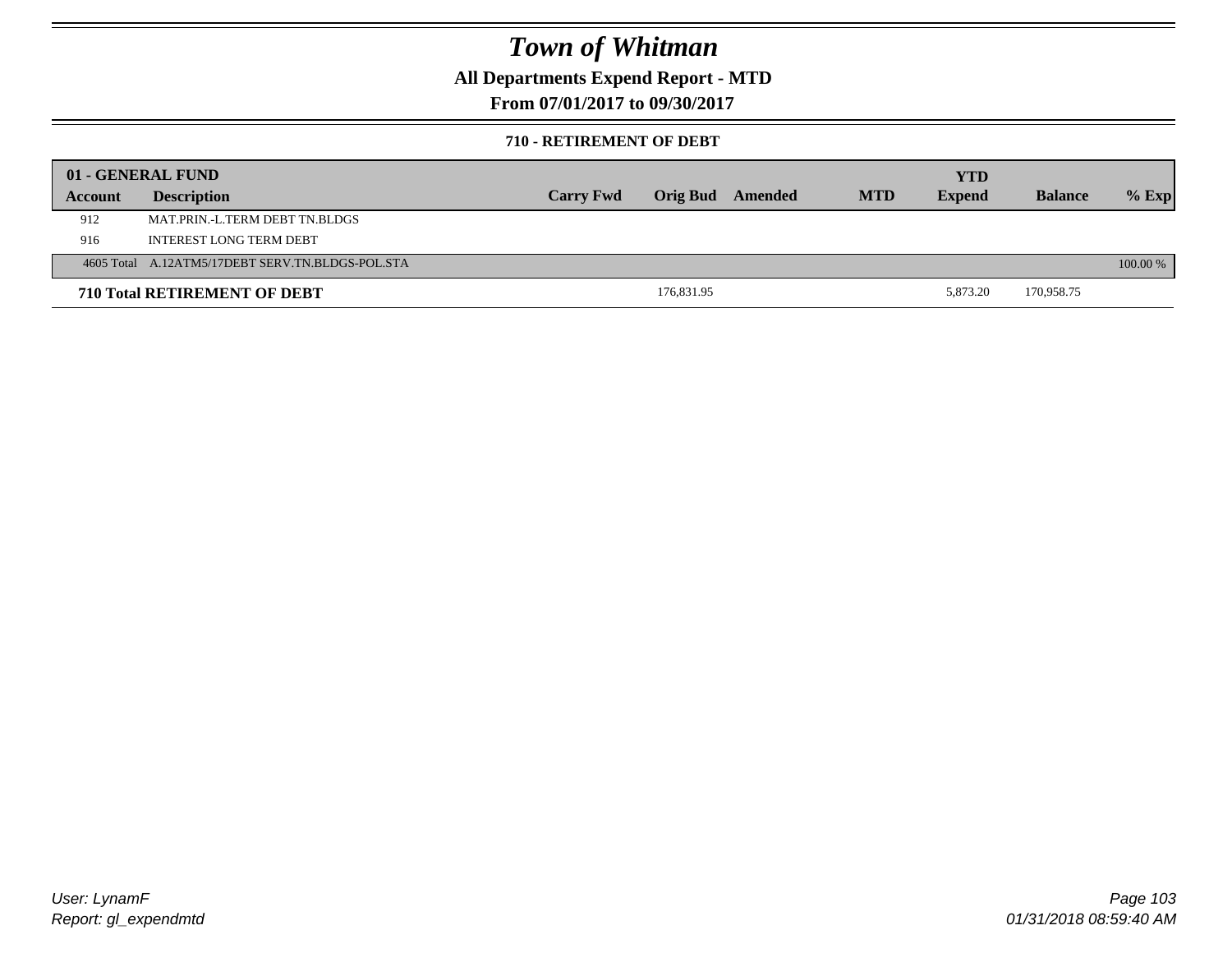# *Town of Whitman*

**All Departments Expend Report - MTD**

**From 07/01/2017 to 09/30/2017**

**710 - RETIREMENT OF DEBT**

| **01 - GENERAL FUND** | | | | | | | | |
|---|---|---|---|---|---|---|---|---|
| **Account** | **Description** | **Carry Fwd** | **Orig Bud** | **Amended** | **MTD** | **YTD Expend** | **Balance** | **% Exp** |
| 912 | MAT.PRIN.-L.TERM DEBT TN.BLDGS | | | | | | | |
| 916 | INTEREST LONG TERM DEBT | | | | | | | |
| 4605 Total | A.12ATM5/17DEBT SERV.TN.BLDGS-POL.STA | | | | | | | 100.00 % |
| **710 Total RETIREMENT OF DEBT** | | | 176,831.95 | | | 5,873.20 | 170,958.75 | |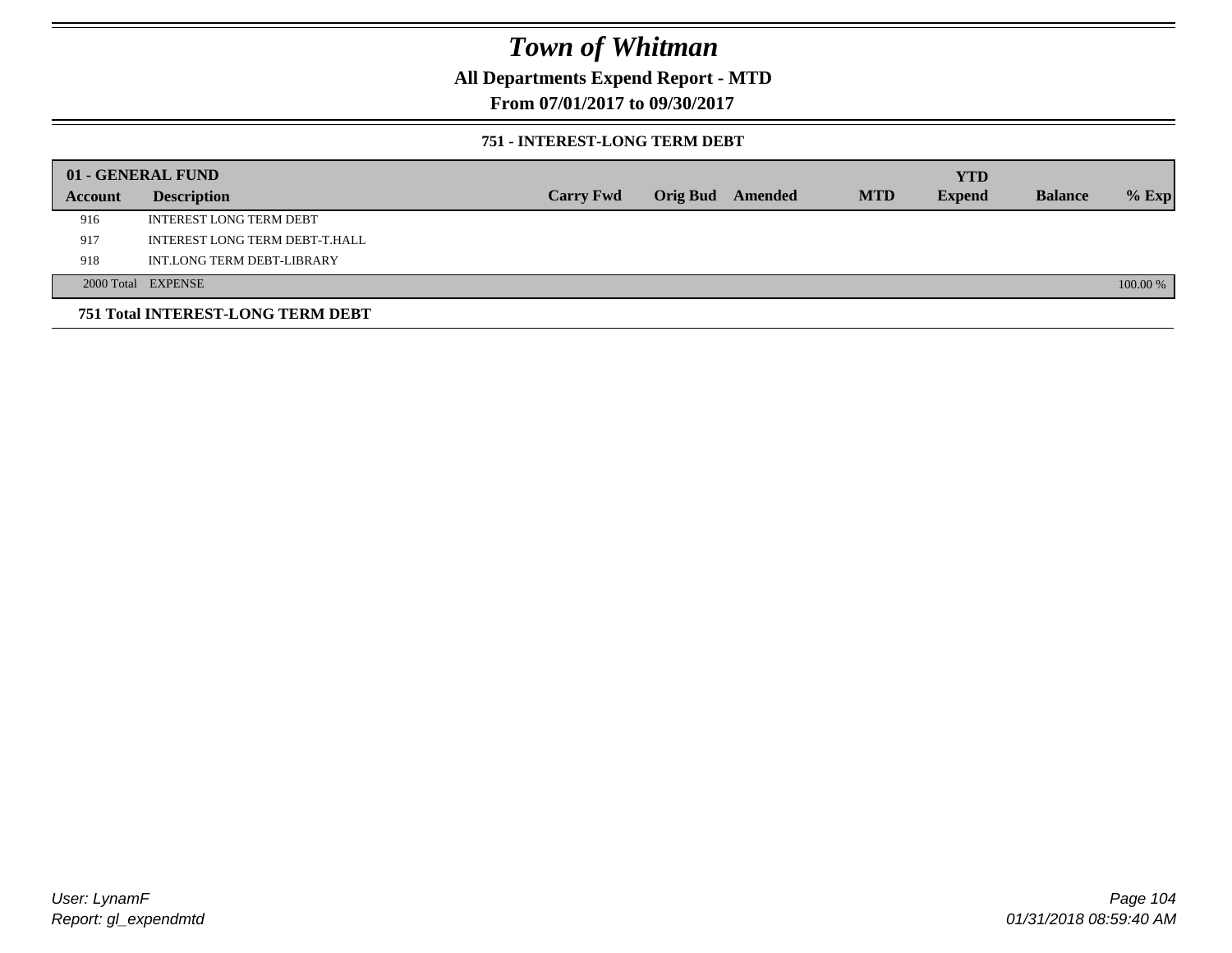# Town of Whitman

## All Departments Expend Report - MTD

### From 07/01/2017 to 09/30/2017

#### 751 - INTEREST-LONG TERM DEBT

| 01 - GENERAL FUND | | | | | | YTD | | |
|---|---|---|---|---|---|---|---|---|
| Account | Description | Carry Fwd | Orig Bud | Amended | MTD | Expend | Balance | % Exp |
| 916 | INTEREST LONG TERM DEBT | | | | | | | |
| 917 | INTEREST LONG TERM DEBT-T.HALL | | | | | | | |
| 918 | INT.LONG TERM DEBT-LIBRARY | | | | | | | |
| 2000 Total | EXPENSE | | | | | | | 100.00 % |

**751 Total INTEREST-LONG TERM DEBT**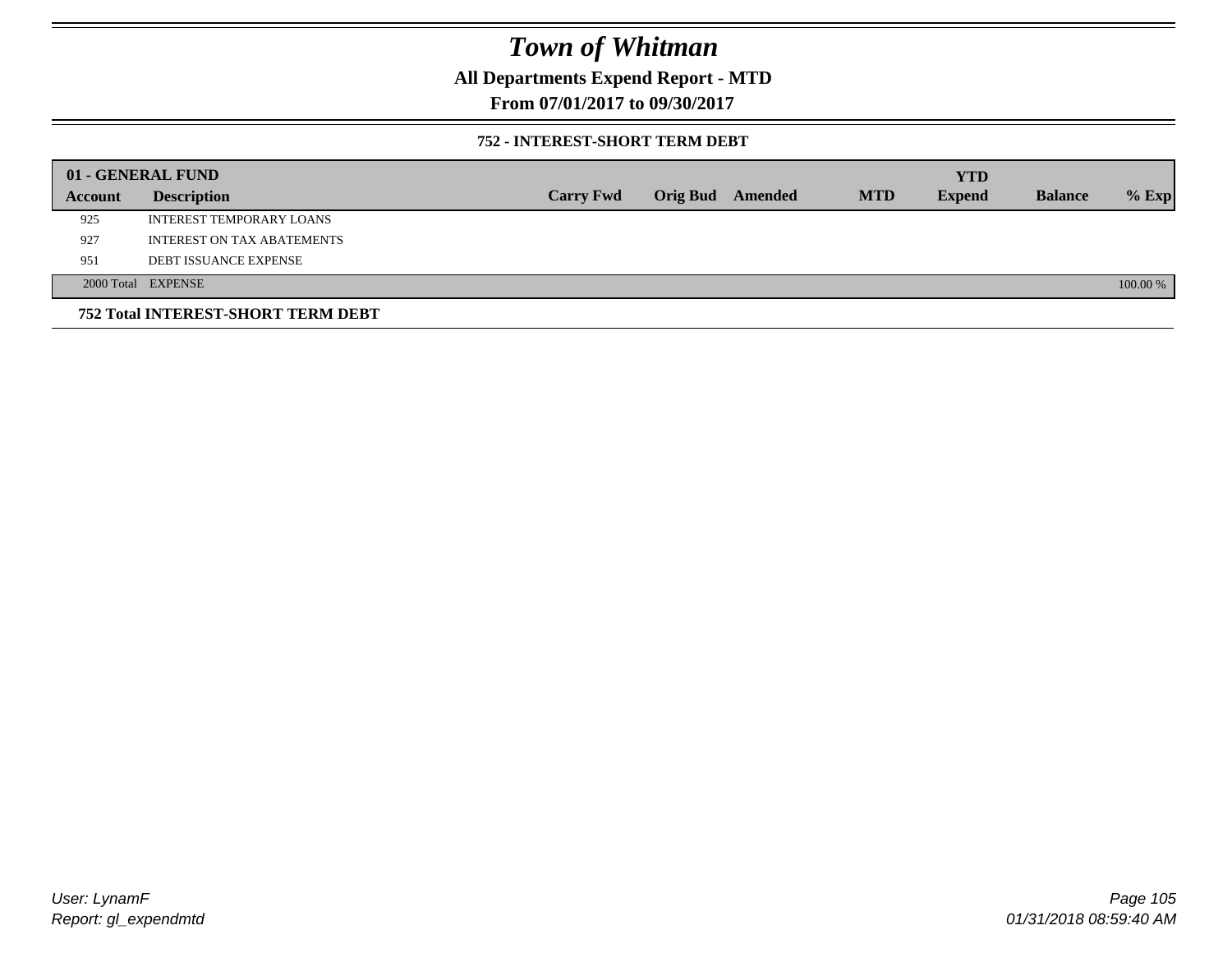# Town of Whitman

**All Departments Expend Report - MTD**

**From 07/01/2017 to 09/30/2017**

**752 - INTEREST-SHORT TERM DEBT**

| 01 - GENERAL FUND | | | | | | YTD | | |
|---|---|---|---|---|---|---|---|---|
| **Account** | **Description** | **Carry Fwd** | **Orig Bud** | **Amended** | **MTD** | **Expend** | **Balance** | **% Exp** |
| 925 | INTEREST TEMPORARY LOANS | | | | | | | |
| 927 | INTEREST ON TAX ABATEMENTS | | | | | | | |
| 951 | DEBT ISSUANCE EXPENSE | | | | | | | |
| 2000 Total | EXPENSE | | | | | | | 100.00 % |

**752 Total INTEREST-SHORT TERM DEBT**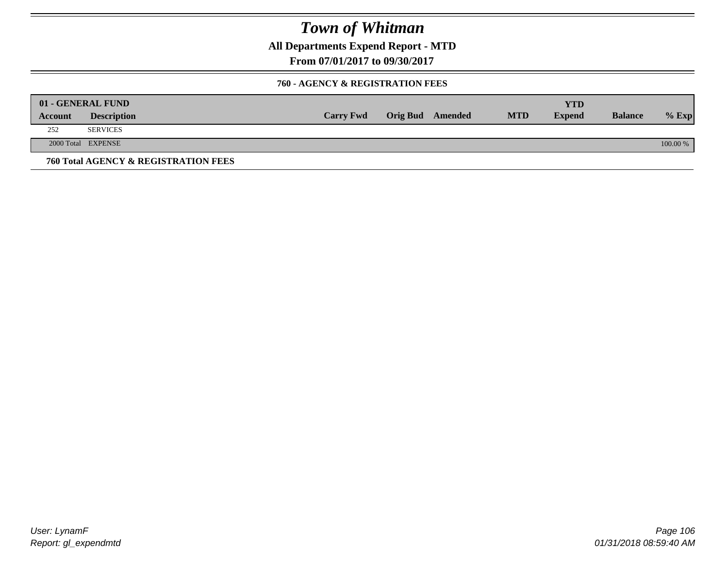# Town of Whitman

**All Departments Expend Report - MTD**

**From 07/01/2017 to 09/30/2017**

### 760 - AGENCY & REGISTRATION FEES

| 01 - GENERAL FUND | | | | | | YTD | | |
|---|---|---|---|---|---|---|---|---|
| **Account** | **Description** | **Carry Fwd** | **Orig Bud** | **Amended** | **MTD** | **Expend** | **Balance** | **% Exp** |
| 252 | SERVICES | | | | | | | |
| 2000 Total | EXPENSE | | | | | | | 100.00 % |

**760 Total AGENCY & REGISTRATION FEES**

*User: LynamF*
*Report: gl_expendmtd*

*01/31/2018 08:59:40 AM*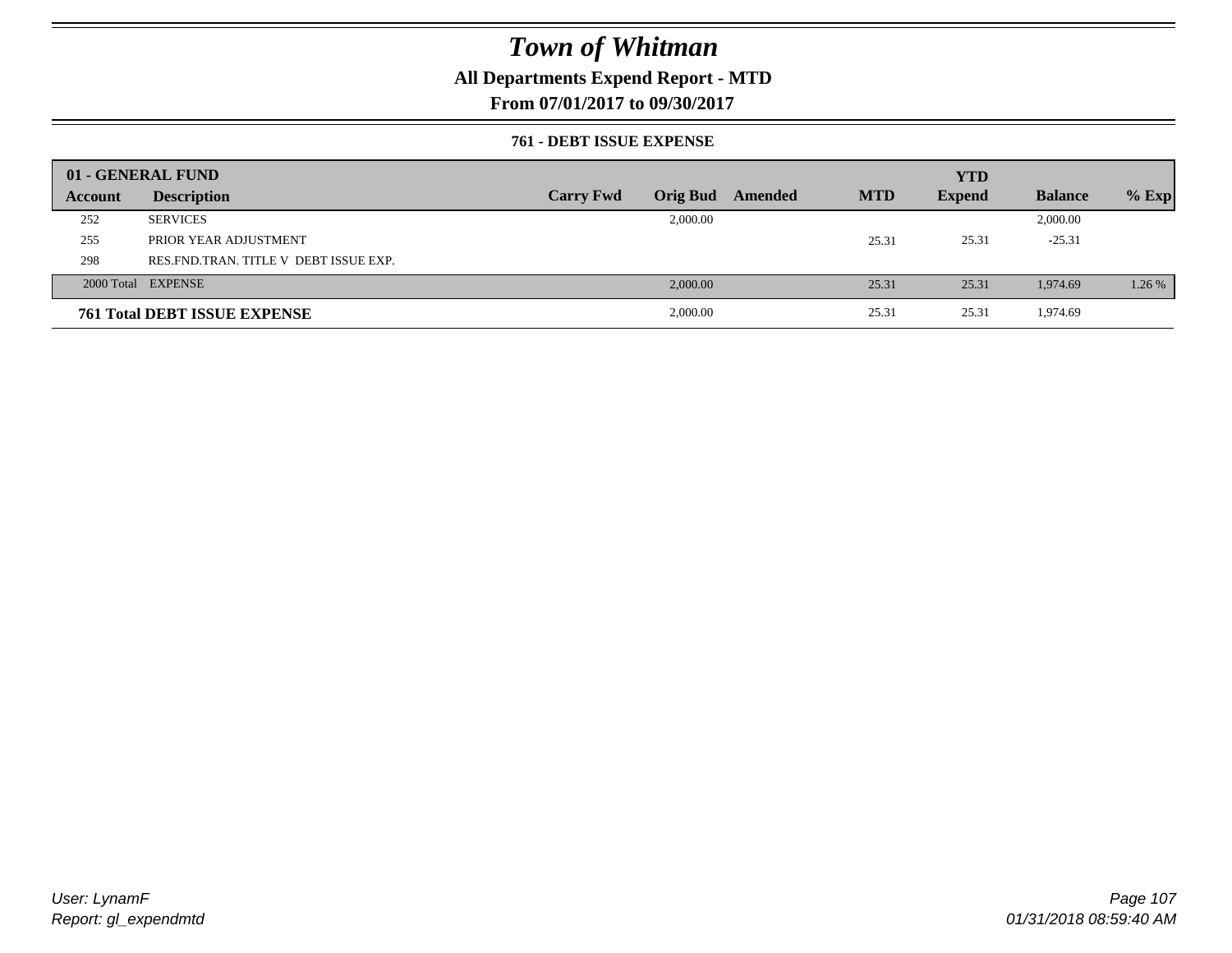# Town of Whitman

## All Departments Expend Report - MTD

## From 07/01/2017 to 09/30/2017

### 761 - DEBT ISSUE EXPENSE

| 01 - GENERAL FUND | | | | | | YTD | | |
|---|---|---|---|---|---|---|---|---|
| Account | Description | Carry Fwd | Orig Bud | Amended | MTD | Expend | Balance | % Exp |
| 252 | SERVICES | | 2,000.00 | | | | 2,000.00 | |
| 255 | PRIOR YEAR ADJUSTMENT | | | | 25.31 | 25.31 | -25.31 | |
| 298 | RES.FND.TRAN. TITLE V DEBT ISSUE EXP. | | | | | | | |
| 2000 Total | EXPENSE | | 2,000.00 | | 25.31 | 25.31 | 1,974.69 | 1.26 % |
| **761 Total DEBT ISSUE EXPENSE** | | | 2,000.00 | | 25.31 | 25.31 | 1,974.69 | |

*User: LynamF*
*Report: gl_expendmtd*

*01/31/2018 08:59:40 AM*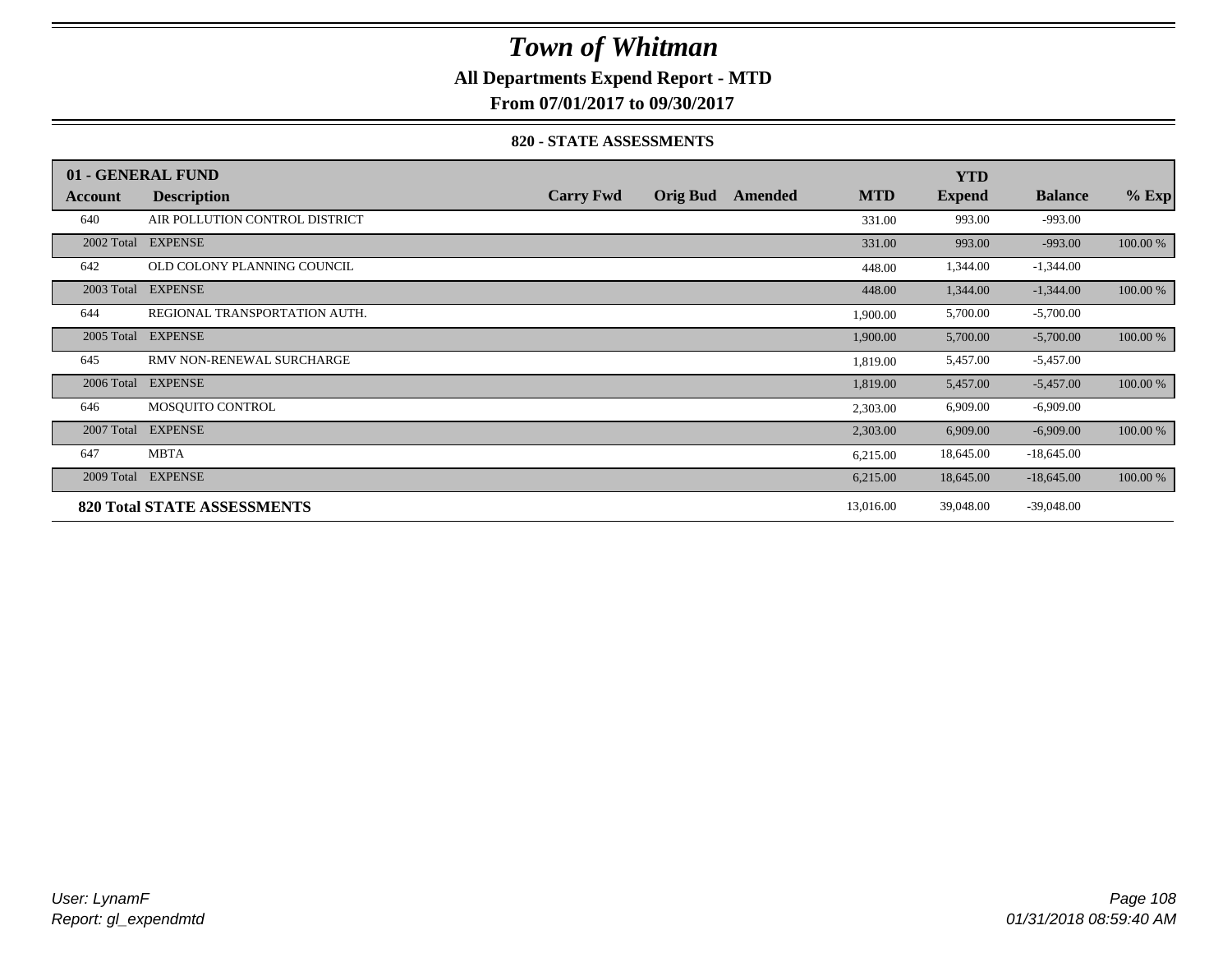# *Town of Whitman*

**All Departments Expend Report - MTD**

**From 07/01/2017 to 09/30/2017**

**820 - STATE ASSESSMENTS**

| 01 - GENERAL FUND<br>Account | Description | Carry Fwd | Orig Bud | Amended | MTD | YTD Expend | Balance | % Exp |
|---|---|---|---|---|---|---|---|---|
| 640 | AIR POLLUTION CONTROL DISTRICT | | | | 331.00 | 993.00 | -993.00 | |
| 2002 Total | EXPENSE | | | | 331.00 | 993.00 | -993.00 | 100.00 % |
| 642 | OLD COLONY PLANNING COUNCIL | | | | 448.00 | 1,344.00 | -1,344.00 | |
| 2003 Total | EXPENSE | | | | 448.00 | 1,344.00 | -1,344.00 | 100.00 % |
| 644 | REGIONAL TRANSPORTATION AUTH. | | | | 1,900.00 | 5,700.00 | -5,700.00 | |
| 2005 Total | EXPENSE | | | | 1,900.00 | 5,700.00 | -5,700.00 | 100.00 % |
| 645 | RMV NON-RENEWAL SURCHARGE | | | | 1,819.00 | 5,457.00 | -5,457.00 | |
| 2006 Total | EXPENSE | | | | 1,819.00 | 5,457.00 | -5,457.00 | 100.00 % |
| 646 | MOSQUITO CONTROL | | | | 2,303.00 | 6,909.00 | -6,909.00 | |
| 2007 Total | EXPENSE | | | | 2,303.00 | 6,909.00 | -6,909.00 | 100.00 % |
| 647 | MBTA | | | | 6,215.00 | 18,645.00 | -18,645.00 | |
| 2009 Total | EXPENSE | | | | 6,215.00 | 18,645.00 | -18,645.00 | 100.00 % |
| **820 Total STATE ASSESSMENTS** | | | | | 13,016.00 | 39,048.00 | -39,048.00 | |

*User: LynamF*
*Report: gl_expendmtd*

*01/31/2018 08:59:40 AM*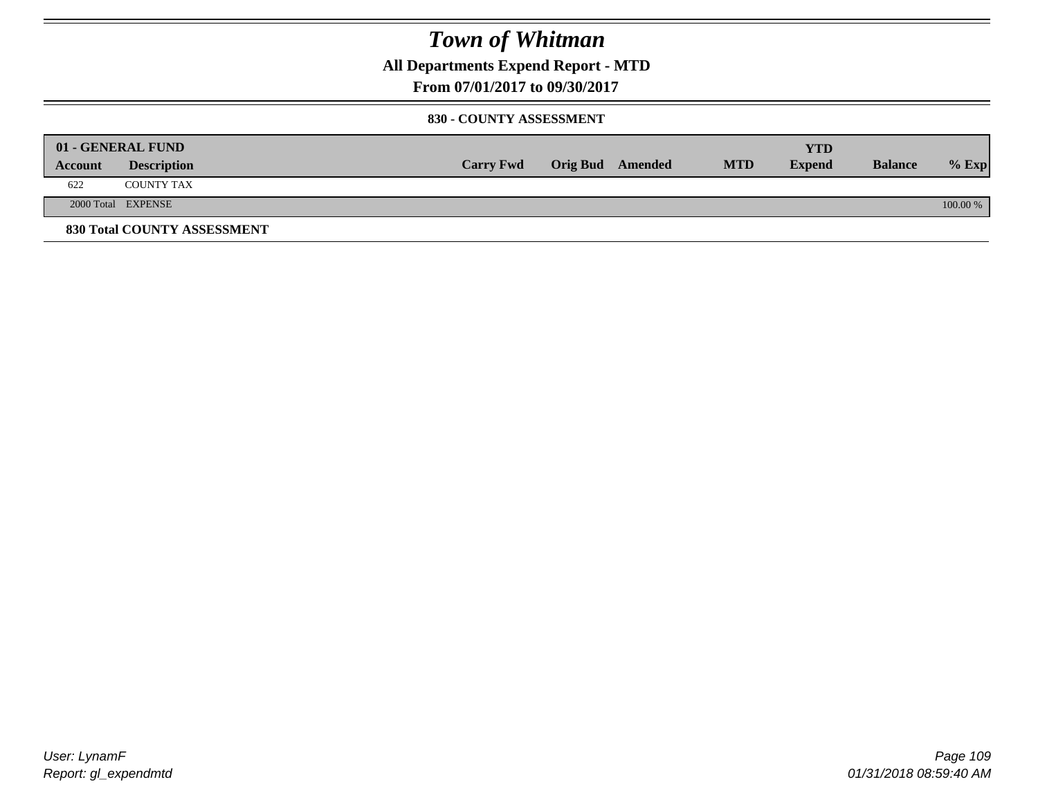# Town of Whitman

**All Departments Expend Report - MTD**

**From 07/01/2017 to 09/30/2017**

**830 - COUNTY ASSESSMENT**

| 01 - GENERAL FUND | | | | | | | | |
|---|---|---|---|---|---|---|---|---|
| **Account** | **Description** | **Carry Fwd** | **Orig Bud** | **Amended** | **MTD** | **YTD Expend** | **Balance** | **% Exp** |
| 622 | COUNTY TAX | | | | | | | |
| 2000 Total | EXPENSE | | | | | | | 100.00 % |

**830 Total COUNTY ASSESSMENT**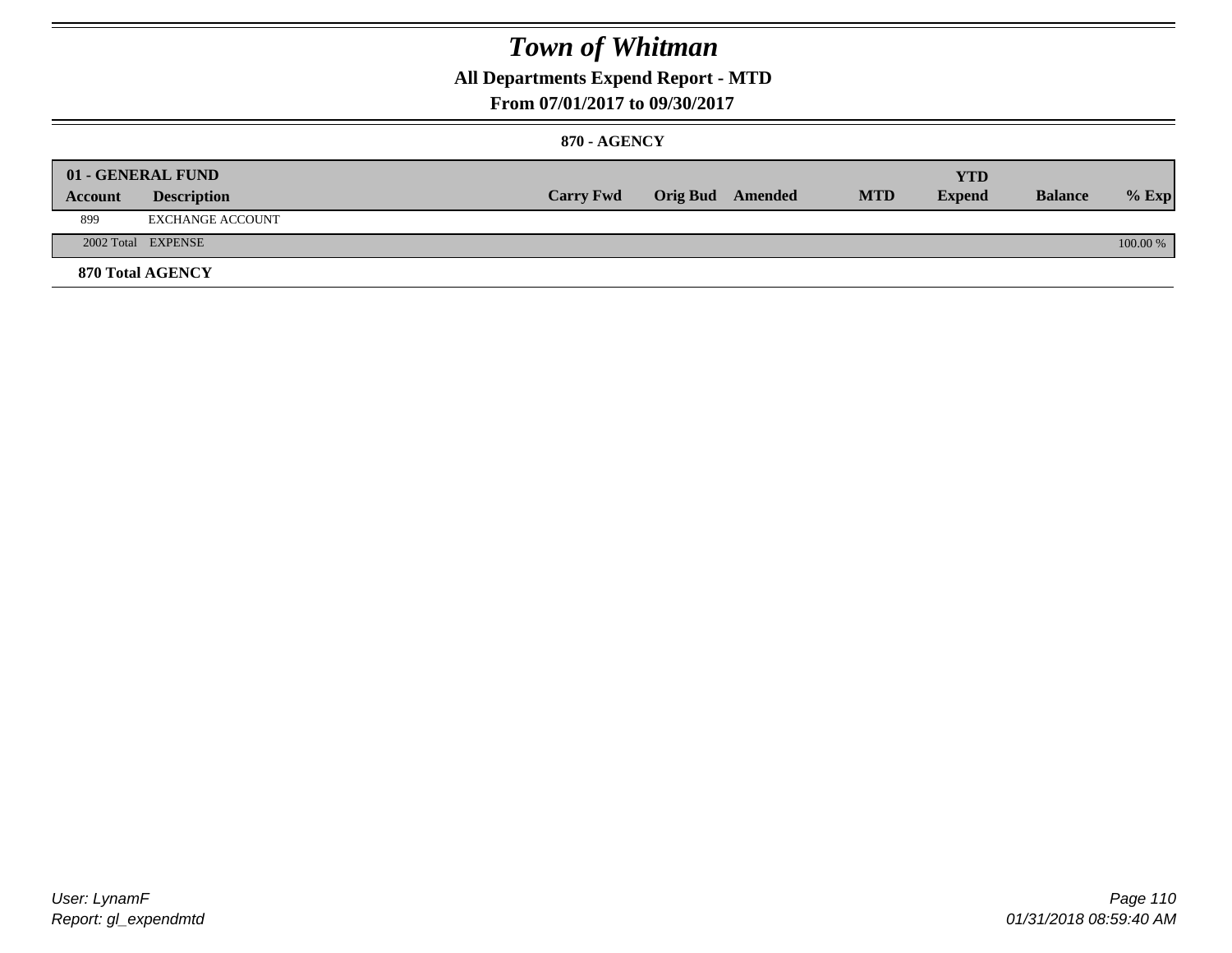# Town of Whitman

## All Departments Expend Report - MTD

### From 07/01/2017 to 09/30/2017

#### 870 - AGENCY

| 01 - GENERAL FUND | | | | | | YTD | | |
|---|---|---|---|---|---|---|---|---|
| **Account** | **Description** | **Carry Fwd** | **Orig Bud** | **Amended** | **MTD** | **Expend** | **Balance** | **% Exp** |
| 899 | EXCHANGE ACCOUNT | | | | | | | |
| 2002 Total | EXPENSE | | | | | | | 100.00 % |

**870 Total AGENCY**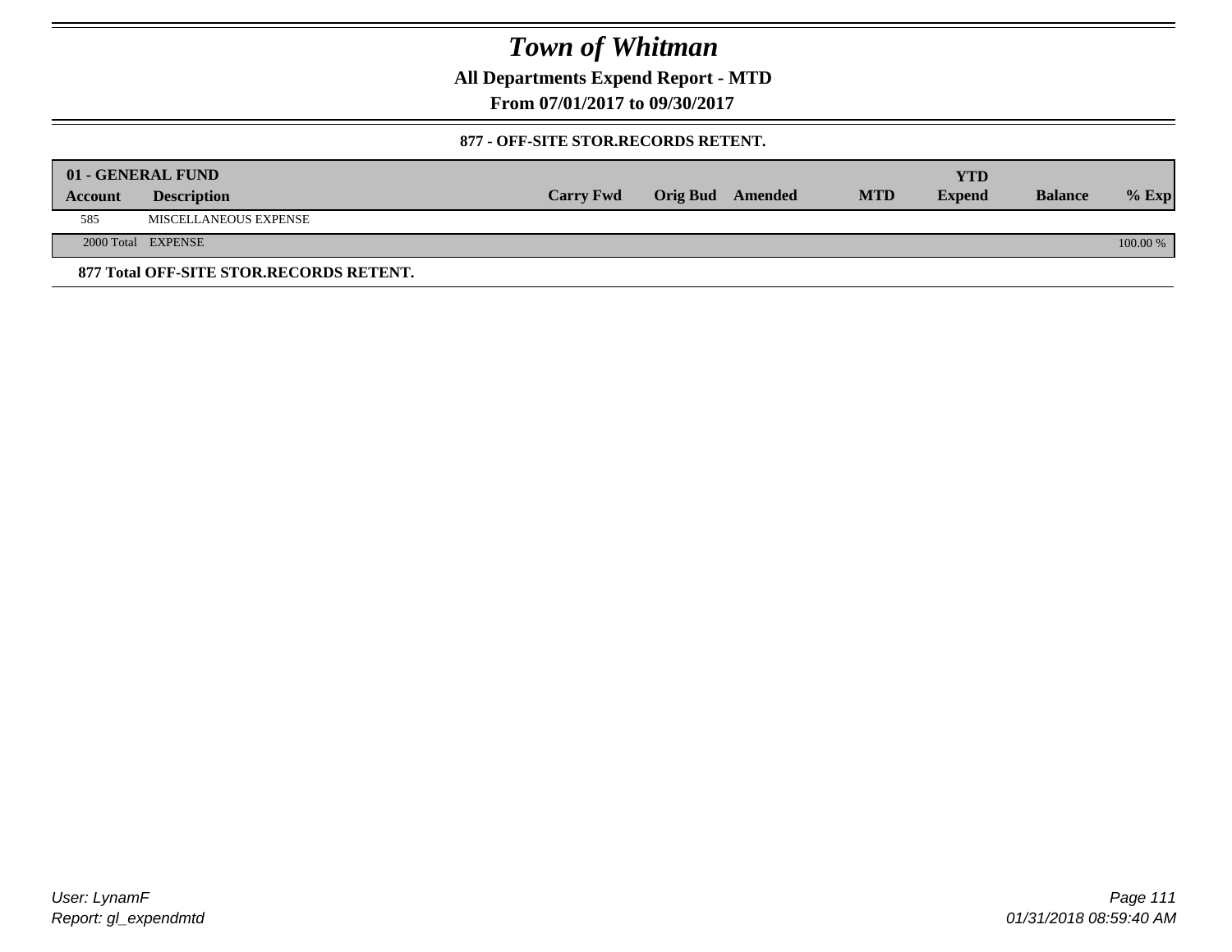# Town of Whitman

**All Departments Expend Report - MTD**

**From 07/01/2017 to 09/30/2017**

**877 - OFF-SITE STOR.RECORDS RETENT.**

| 01 - GENERAL FUND | | | | | | YTD | | |
|---|---|---|---|---|---|---|---|---|
| **Account** | **Description** | **Carry Fwd** | **Orig Bud** | **Amended** | **MTD** | **Expend** | **Balance** | **% Exp** |
| 585 | MISCELLANEOUS EXPENSE | | | | | | | |
| 2000 Total | EXPENSE | | | | | | | 100.00 % |

**877 Total OFF-SITE STOR.RECORDS RETENT.**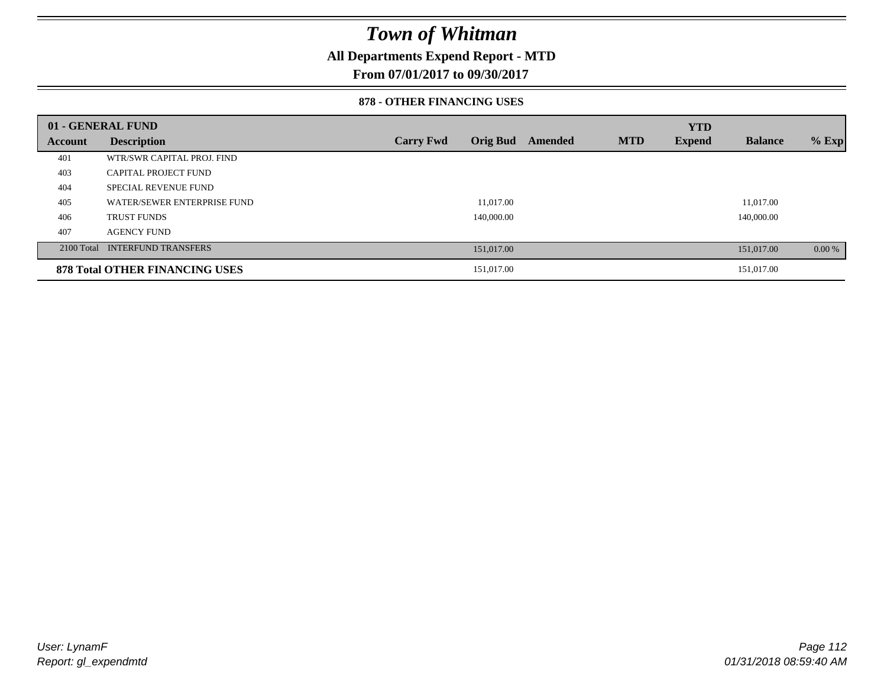# Town of Whitman

## All Departments Expend Report - MTD

### From 07/01/2017 to 09/30/2017

#### 878 - OTHER FINANCING USES

| 01 - GENERAL FUND | | | | | | | | |
|---|---|---|---|---|---|---|---|---|
| **Account** | **Description** | **Carry Fwd** | **Orig Bud** | **Amended** | **MTD** | **YTD Expend** | **Balance** | **% Exp** |
| 401 | WTR/SWR CAPITAL PROJ. FIND | | | | | | | |
| 403 | CAPITAL PROJECT FUND | | | | | | | |
| 404 | SPECIAL REVENUE FUND | | | | | | | |
| 405 | WATER/SEWER ENTERPRISE FUND | | 11,017.00 | | | | 11,017.00 | |
| 406 | TRUST FUNDS | | 140,000.00 | | | | 140,000.00 | |
| 407 | AGENCY FUND | | | | | | | |
| 2100 Total | INTERFUND TRANSFERS | | 151,017.00 | | | | 151,017.00 | 0.00 % |
| **878 Total OTHER FINANCING USES** | | | 151,017.00 | | | | 151,017.00 | |

User: LynamF
Report: gl_expendmtd

01/31/2018 08:59:40 AM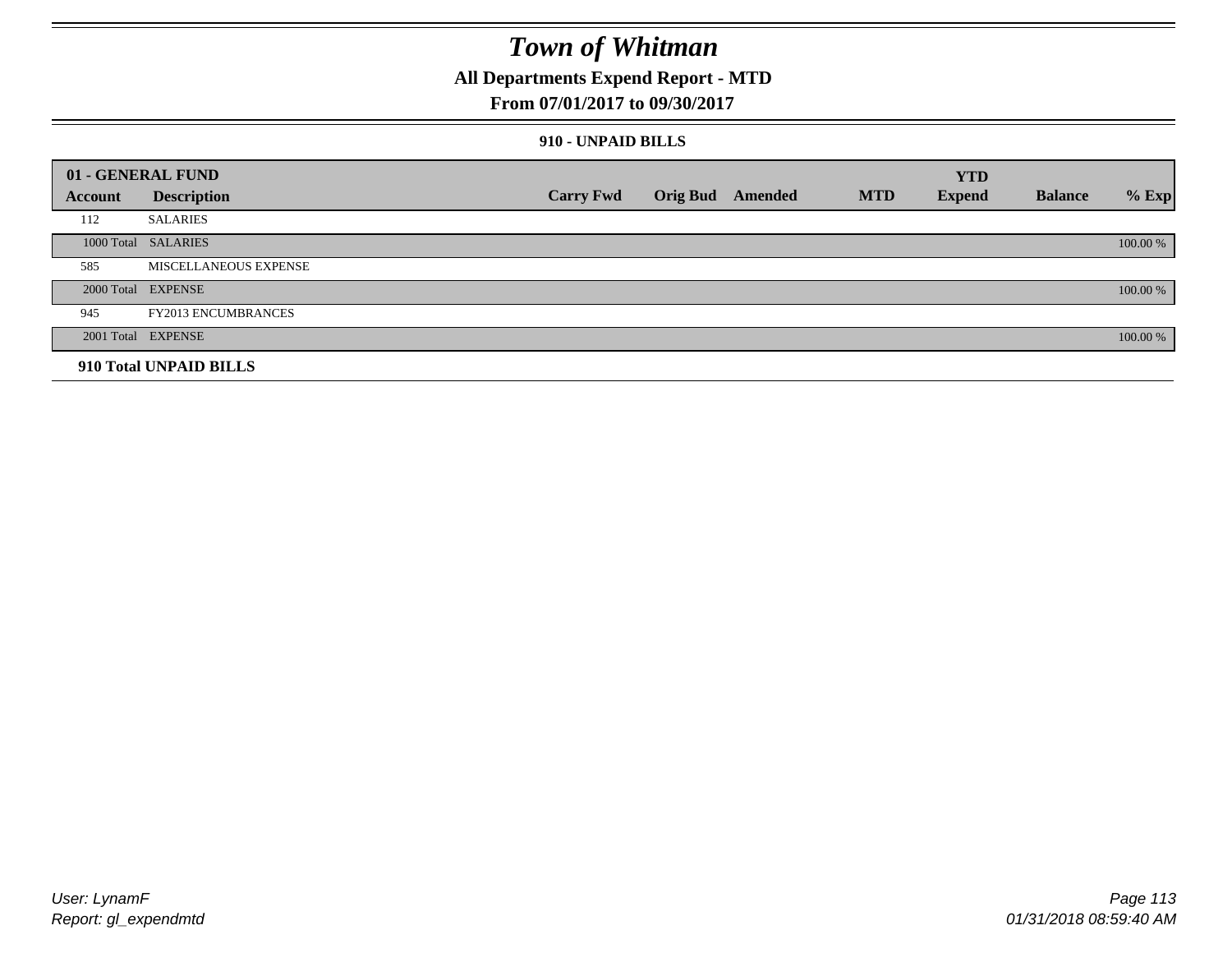# Town of Whitman

## All Departments Expend Report - MTD

### From 07/01/2017 to 09/30/2017

#### 910 - UNPAID BILLS

| 01 - GENERAL FUND | | | | | | YTD | | |
|---|---|---|---|---|---|---|---|---|
| **Account** | **Description** | **Carry Fwd** | **Orig Bud** | **Amended** | **MTD** | **Expend** | **Balance** | **% Exp** |
| 112 | SALARIES | | | | | | | |
| 1000 Total | SALARIES | | | | | | | 100.00 % |
| 585 | MISCELLANEOUS EXPENSE | | | | | | | |
| 2000 Total | EXPENSE | | | | | | | 100.00 % |
| 945 | FY2013 ENCUMBRANCES | | | | | | | |
| 2001 Total | EXPENSE | | | | | | | 100.00 % |
| **910 Total UNPAID BILLS** | | | | | | | | |

User: LynamF
Report: gl_expendmtd

01/31/2018 08:59:40 AM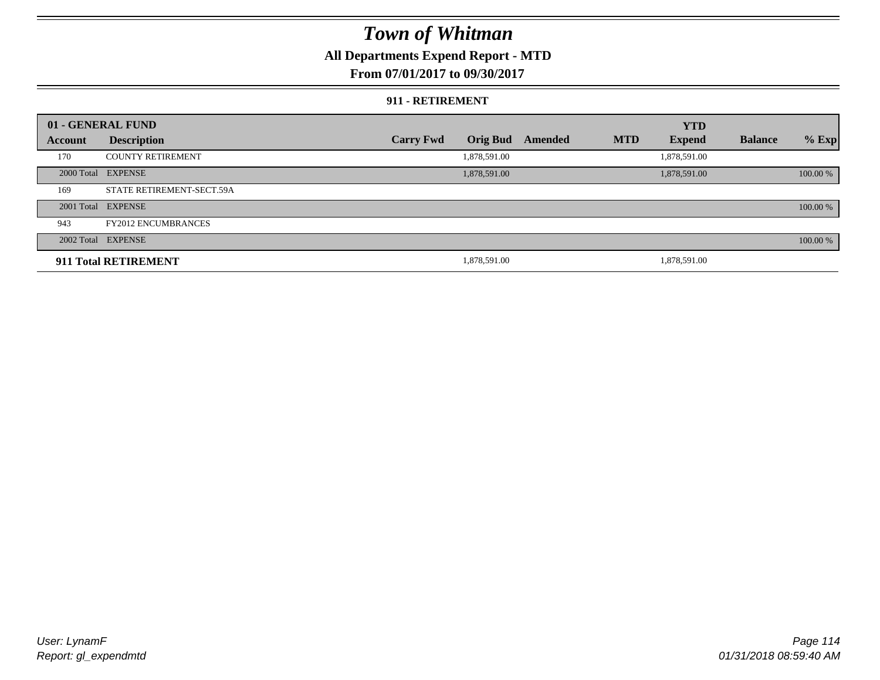# Town of Whitman

## All Departments Expend Report - MTD

### From 07/01/2017 to 09/30/2017

#### 911 - RETIREMENT

| 01 - GENERAL FUND | | | | | | | | |
|---|---|---|---|---|---|---|---|---|
| **Account** | **Description** | **Carry Fwd** | **Orig Bud** | **Amended** | **MTD** | **YTD Expend** | **Balance** | **% Exp** |
| 170 | COUNTY RETIREMENT | | 1,878,591.00 | | | 1,878,591.00 | | |
| 2000 Total | EXPENSE | | 1,878,591.00 | | | 1,878,591.00 | | 100.00 % |
| 169 | STATE RETIREMENT-SECT.59A | | | | | | | |
| 2001 Total | EXPENSE | | | | | | | 100.00 % |
| 943 | FY2012 ENCUMBRANCES | | | | | | | |
| 2002 Total | EXPENSE | | | | | | | 100.00 % |
| **911 Total RETIREMENT** | | | 1,878,591.00 | | | 1,878,591.00 | | |

User: LynamF
Report: gl_expendmtd

01/31/2018 08:59:40 AM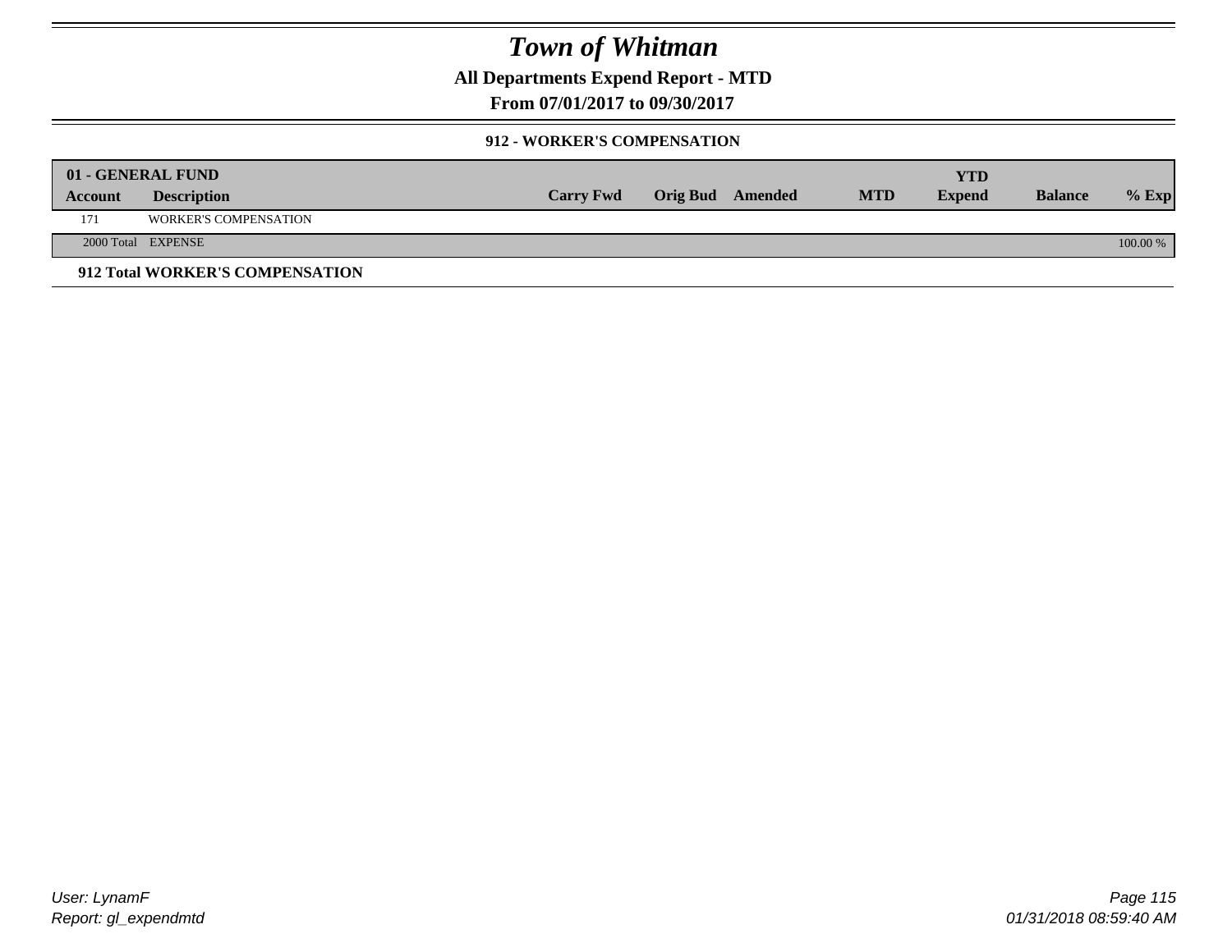# Town of Whitman

## All Departments Expend Report - MTD

## From 07/01/2017 to 09/30/2017

### 912 - WORKER'S COMPENSATION

| 01 - GENERAL FUND | | | | | | YTD | | |
|---|---|---|---|---|---|---|---|---|
| Account | Description | Carry Fwd | Orig Bud | Amended | MTD | Expend | Balance | % Exp |
| 171 | WORKER'S COMPENSATION | | | | | | | |
| 2000 Total | EXPENSE | | | | | | | 100.00 % |

**912 Total WORKER'S COMPENSATION**

User: LynamF
Report: gl_expendmtd

01/31/2018 08:59:40 AM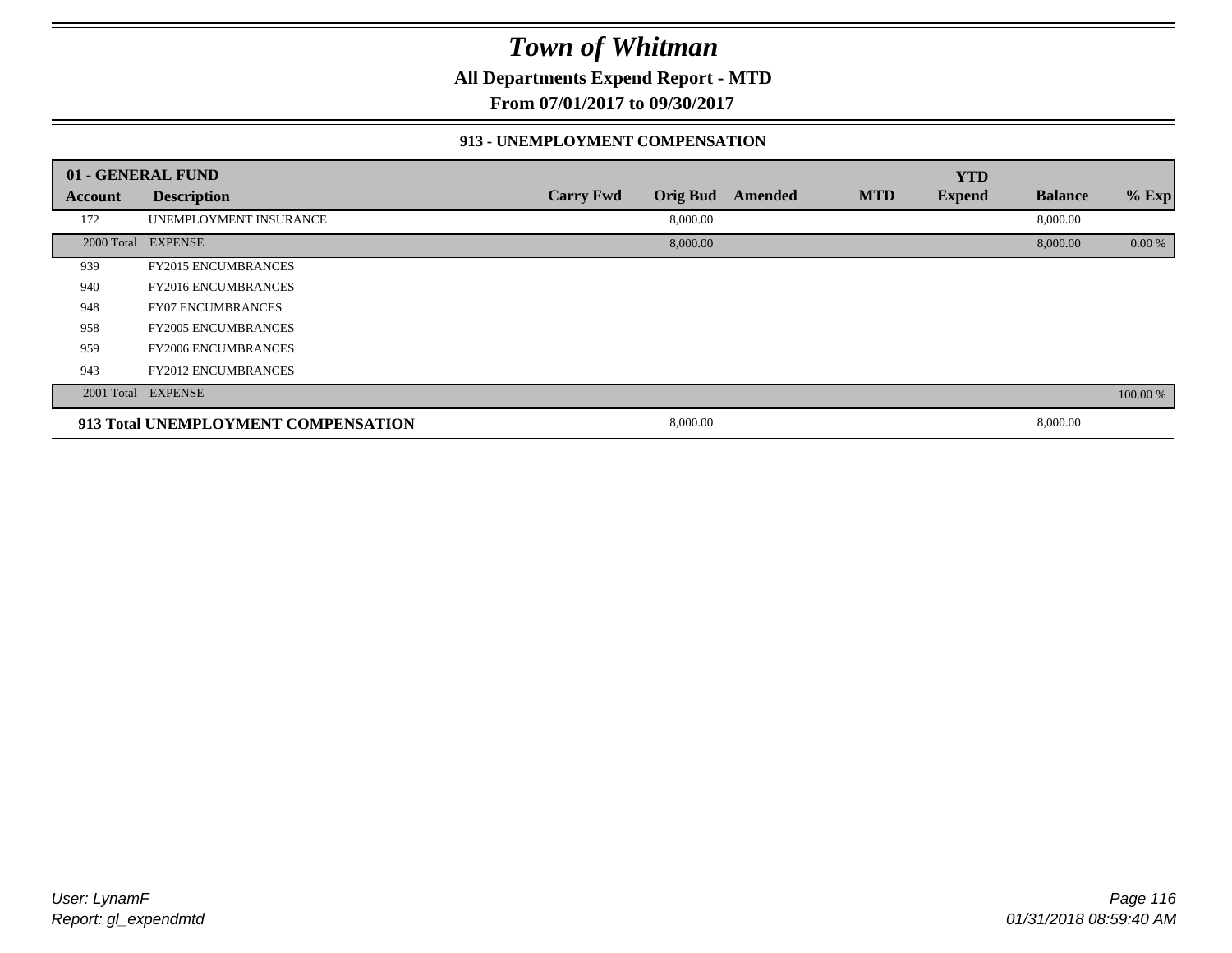# Town of Whitman

**All Departments Expend Report - MTD**

**From 07/01/2017 to 09/30/2017**

### 913 - UNEMPLOYMENT COMPENSATION

| 01 - GENERAL FUND | | | | | | | | |
|---|---|---|---|---|---|---|---|---|
| **Account** | **Description** | **Carry Fwd** | **Orig Bud** | **Amended** | **MTD** | **YTD Expend** | **Balance** | **% Exp** |
| 172 | UNEMPLOYMENT INSURANCE | | 8,000.00 | | | | 8,000.00 | |
| 2000 Total | EXPENSE | | 8,000.00 | | | | 8,000.00 | 0.00 % |
| 939 | FY2015 ENCUMBRANCES | | | | | | | |
| 940 | FY2016 ENCUMBRANCES | | | | | | | |
| 948 | FY07 ENCUMBRANCES | | | | | | | |
| 958 | FY2005 ENCUMBRANCES | | | | | | | |
| 959 | FY2006 ENCUMBRANCES | | | | | | | |
| 943 | FY2012 ENCUMBRANCES | | | | | | | |
| 2001 Total | EXPENSE | | | | | | | 100.00 % |
| **913 Total UNEMPLOYMENT COMPENSATION** | | | 8,000.00 | | | | 8,000.00 | |

*User: LynamF*
*Report: gl_expendmtd*

*01/31/2018 08:59:40 AM*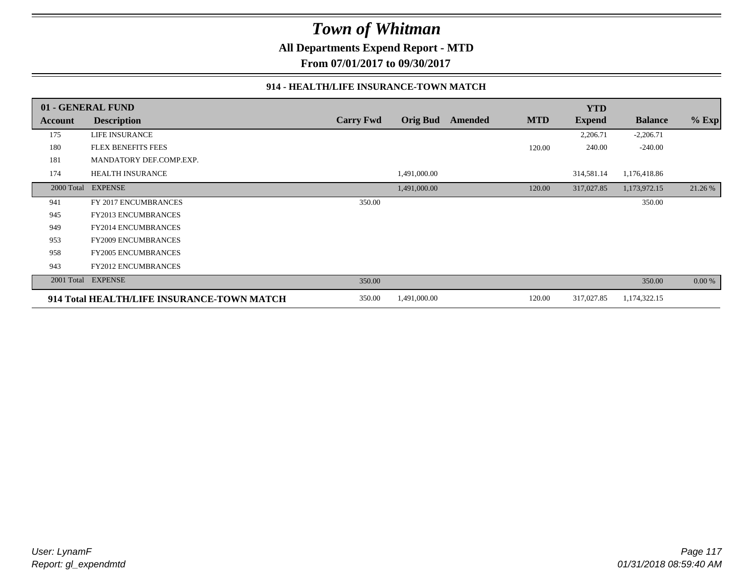# Town of Whitman

**All Departments Expend Report - MTD**

**From 07/01/2017 to 09/30/2017**

**914 - HEALTH/LIFE INSURANCE-TOWN MATCH**

| 01 - GENERAL FUND | | | | | | YTD | | |
|---|---|---|---|---|---|---|---|---|
| **Account** | **Description** | **Carry Fwd** | **Orig Bud** | **Amended** | **MTD** | **Expend** | **Balance** | **% Exp** |
| 175 | LIFE INSURANCE | | | | | 2,206.71 | -2,206.71 | |
| 180 | FLEX BENEFITS FEES | | | | 120.00 | 240.00 | -240.00 | |
| 181 | MANDATORY DEF.COMP.EXP. | | | | | | | |
| 174 | HEALTH INSURANCE | | 1,491,000.00 | | | 314,581.14 | 1,176,418.86 | |
| 2000 Total | EXPENSE | | 1,491,000.00 | | 120.00 | 317,027.85 | 1,173,972.15 | 21.26 % |
| 941 | FY 2017 ENCUMBRANCES | 350.00 | | | | | 350.00 | |
| 945 | FY2013 ENCUMBRANCES | | | | | | | |
| 949 | FY2014 ENCUMBRANCES | | | | | | | |
| 953 | FY2009 ENCUMBRANCES | | | | | | | |
| 958 | FY2005 ENCUMBRANCES | | | | | | | |
| 943 | FY2012 ENCUMBRANCES | | | | | | | |
| 2001 Total | EXPENSE | 350.00 | | | | | 350.00 | 0.00 % |
| **914 Total HEALTH/LIFE INSURANCE-TOWN MATCH** | | 350.00 | 1,491,000.00 | | 120.00 | 317,027.85 | 1,174,322.15 | |

*User: LynamF*
*Report: gl_expendmtd*

*01/31/2018 08:59:40 AM*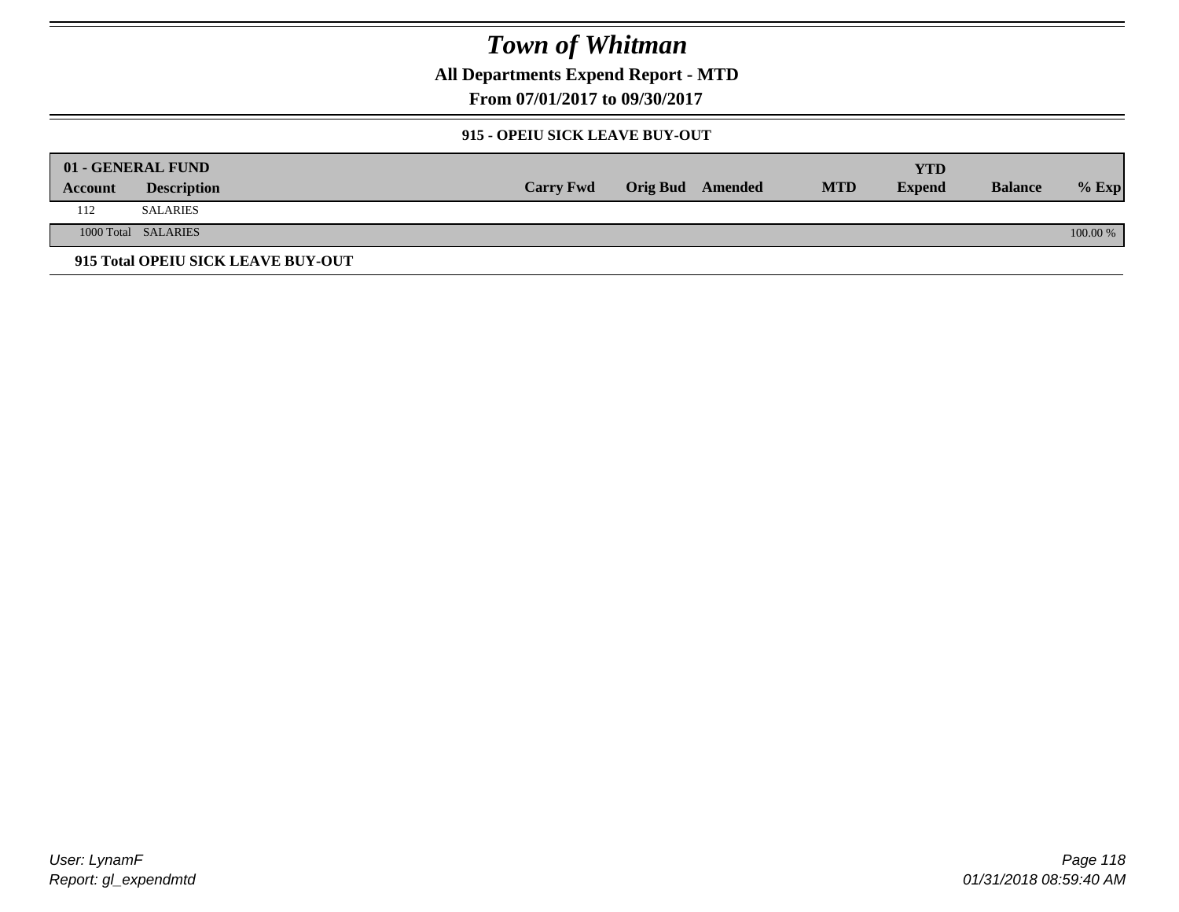# Town of Whitman

**All Departments Expend Report - MTD**

**From 07/01/2017 to 09/30/2017**

**915 - OPEIU SICK LEAVE BUY-OUT**

| 01 - GENERAL FUND | | | | | | | | |
|---|---|---|---|---|---|---|---|---|
| **Account** | **Description** | **Carry Fwd** | **Orig Bud** | **Amended** | **MTD** | **YTD Expend** | **Balance** | **% Exp** |
| 112 | SALARIES | | | | | | | |
| 1000 Total | SALARIES | | | | | | | 100.00 % |

**915 Total OPEIU SICK LEAVE BUY-OUT**

*User: LynamF*
*Report: gl_expendmtd*

*01/31/2018 08:59:40 AM*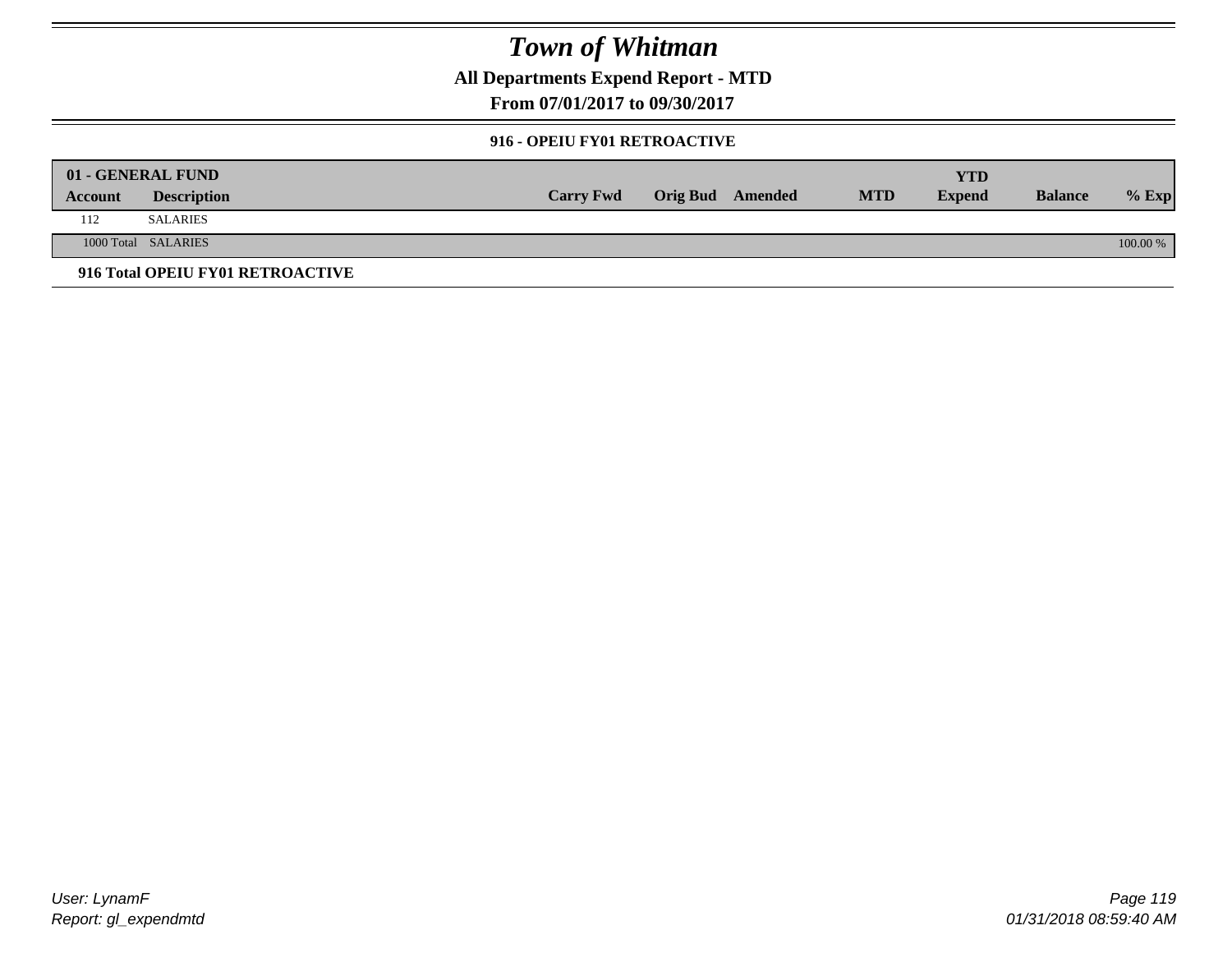# Town of Whitman

**All Departments Expend Report - MTD**

**From 07/01/2017 to 09/30/2017**

**916 - OPEIU FY01 RETROACTIVE**

| 01 - GENERAL FUND | | | | | | | | |
|---|---|---|---|---|---|---|---|---|
| **Account** | **Description** | **Carry Fwd** | **Orig Bud** | **Amended** | **MTD** | **YTD Expend** | **Balance** | **% Exp** |
| 112 | SALARIES | | | | | | | |
| 1000 Total | SALARIES | | | | | | | 100.00 % |

**916 Total OPEIU FY01 RETROACTIVE**

*User: LynamF*
*Report: gl_expendmtd*

*01/31/2018 08:59:40 AM*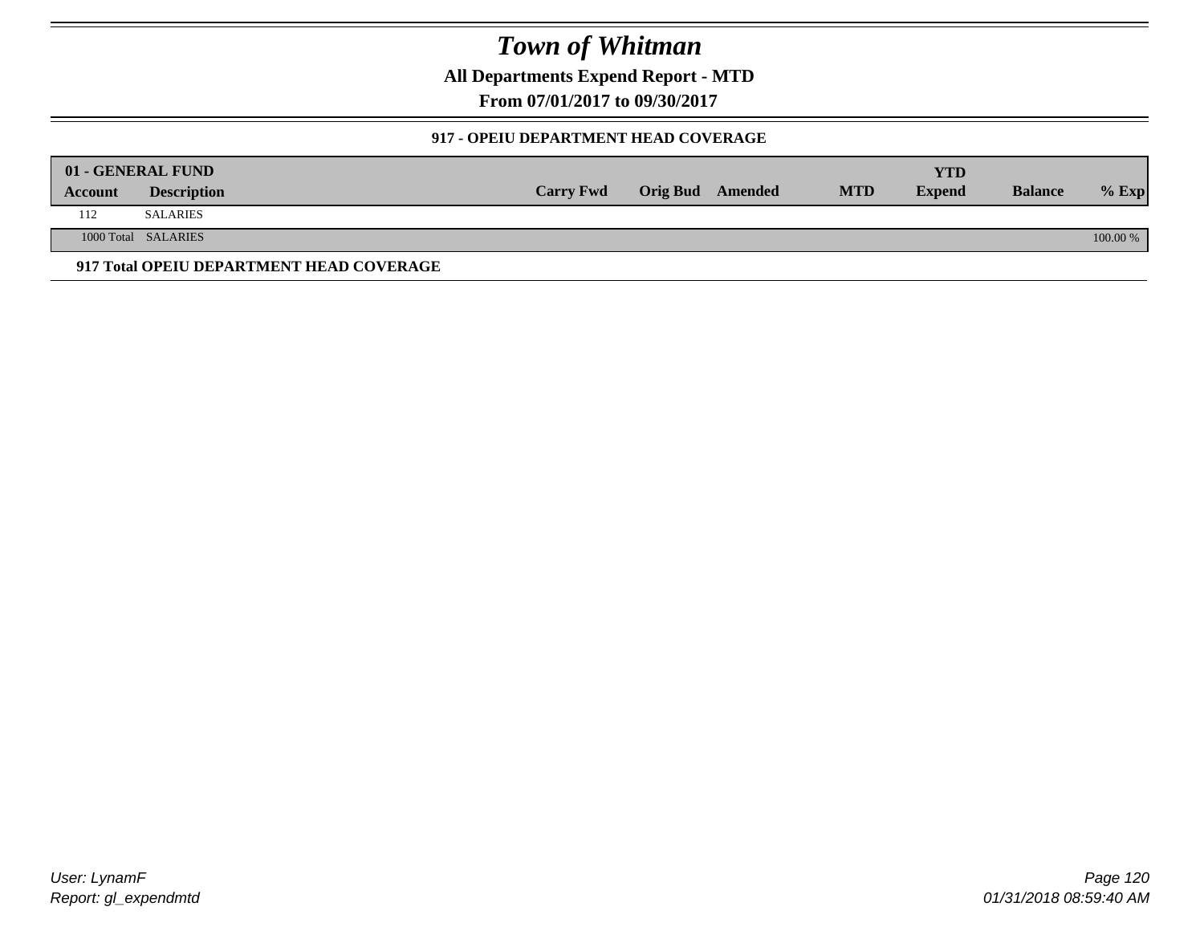# Town of Whitman

**All Departments Expend Report - MTD**

**From 07/01/2017 to 09/30/2017**

### 917 - OPEIU DEPARTMENT HEAD COVERAGE

| 01 - GENERAL FUND | | | | | | YTD | | |
|---|---|---|---|---|---|---|---|---|
| **Account** | **Description** | **Carry Fwd** | **Orig Bud** | **Amended** | **MTD** | **Expend** | **Balance** | **% Exp** |
| 112 | SALARIES | | | | | | | |
| 1000 Total | SALARIES | | | | | | | 100.00 % |

**917 Total OPEIU DEPARTMENT HEAD COVERAGE**

*User: LynamF*
*Report: gl_expendmtd*

*01/31/2018 08:59:40 AM*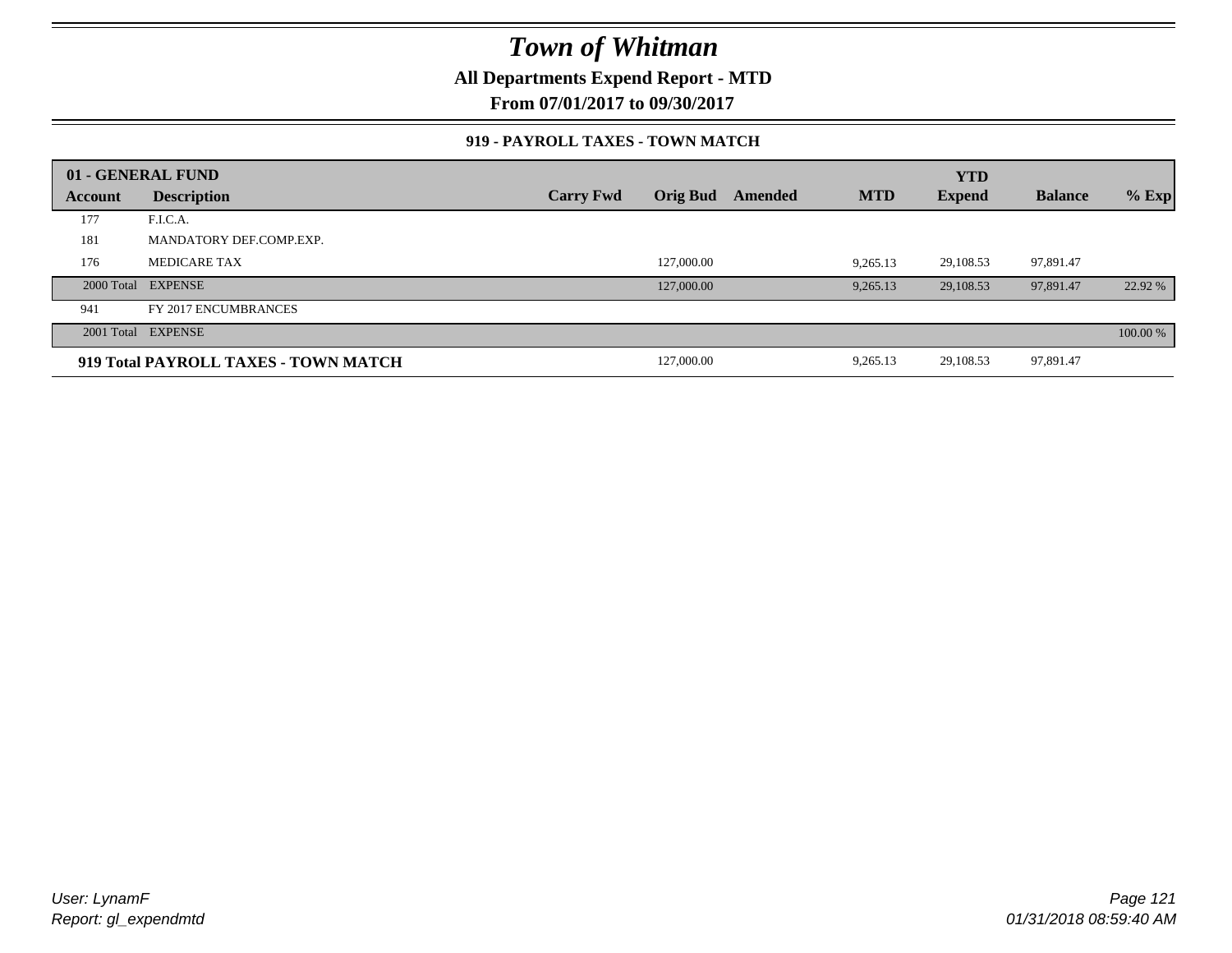# Town of Whitman

## All Departments Expend Report - MTD

### From 07/01/2017 to 09/30/2017

#### 919 - PAYROLL TAXES - TOWN MATCH

| 01 - GENERAL FUND | | | | | | YTD | | |
|---|---|---|---|---|---|---|---|---|
| **Account** | **Description** | **Carry Fwd** | **Orig Bud** | **Amended** | **MTD** | **Expend** | **Balance** | **% Exp** |
| 177 | F.I.C.A. | | | | | | | |
| 181 | MANDATORY DEF.COMP.EXP. | | | | | | | |
| 176 | MEDICARE TAX | | 127,000.00 | | 9,265.13 | 29,108.53 | 97,891.47 | |
| 2000 Total | EXPENSE | | 127,000.00 | | 9,265.13 | 29,108.53 | 97,891.47 | 22.92 % |
| 941 | FY 2017 ENCUMBRANCES | | | | | | | |
| 2001 Total | EXPENSE | | | | | | | 100.00 % |
| **919 Total PAYROLL TAXES - TOWN MATCH** | | | 127,000.00 | | 9,265.13 | 29,108.53 | 97,891.47 | |

User: LynamF
Report: gl_expendmtd

01/31/2018 08:59:40 AM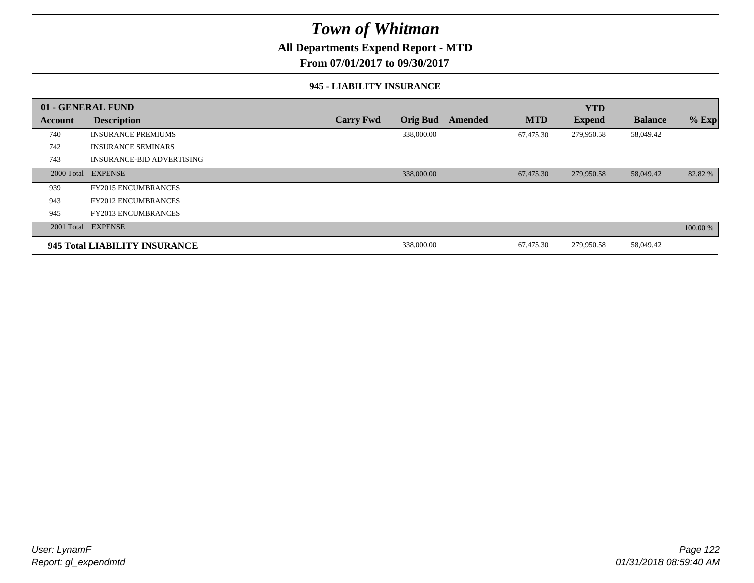# Town of Whitman

**All Departments Expend Report - MTD**

**From 07/01/2017 to 09/30/2017**

**945 - LIABILITY INSURANCE**

| 01 - GENERAL FUND | | | | | | YTD | | |
|---|---|---|---|---|---|---|---|---|
| **Account** | **Description** | **Carry Fwd** | **Orig Bud** | **Amended** | **MTD** | **Expend** | **Balance** | **% Exp** |
| 740 | INSURANCE PREMIUMS | | 338,000.00 | | 67,475.30 | 279,950.58 | 58,049.42 | |
| 742 | INSURANCE SEMINARS | | | | | | | |
| 743 | INSURANCE-BID ADVERTISING | | | | | | | |
| 2000 Total | EXPENSE | | 338,000.00 | | 67,475.30 | 279,950.58 | 58,049.42 | 82.82 % |
| 939 | FY2015 ENCUMBRANCES | | | | | | | |
| 943 | FY2012 ENCUMBRANCES | | | | | | | |
| 945 | FY2013 ENCUMBRANCES | | | | | | | |
| 2001 Total | EXPENSE | | | | | | | 100.00 % |
| **945 Total LIABILITY INSURANCE** | | | 338,000.00 | | 67,475.30 | 279,950.58 | 58,049.42 | |

*User: LynamF*
*Report: gl_expendmtd*

*01/31/2018 08:59:40 AM*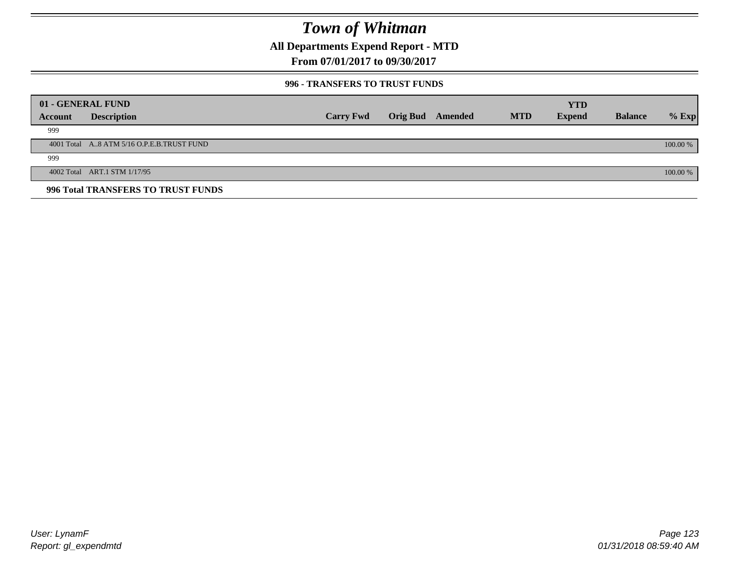# Town of Whitman

## All Departments Expend Report - MTD

## From 07/01/2017 to 09/30/2017

### 996 - TRANSFERS TO TRUST FUNDS

| 01 - GENERAL FUND | | | | | | | | |
|---|---|---|---|---|---|---|---|---|
| **Account** | **Description** | **Carry Fwd** | **Orig Bud** | **Amended** | **MTD** | **YTD Expend** | **Balance** | **% Exp** |
| 999 | | | | | | | | |
| 4001 Total | A..8 ATM 5/16 O.P.E.B.TRUST FUND | | | | | | | 100.00 % |
| 999 | | | | | | | | |
| 4002 Total | ART.1 STM 1/17/95 | | | | | | | 100.00 % |
| **996 Total TRANSFERS TO TRUST FUNDS** | | | | | | | | |

User: LynamF
Report: gl_expendmtd

01/31/2018 08:59:40 AM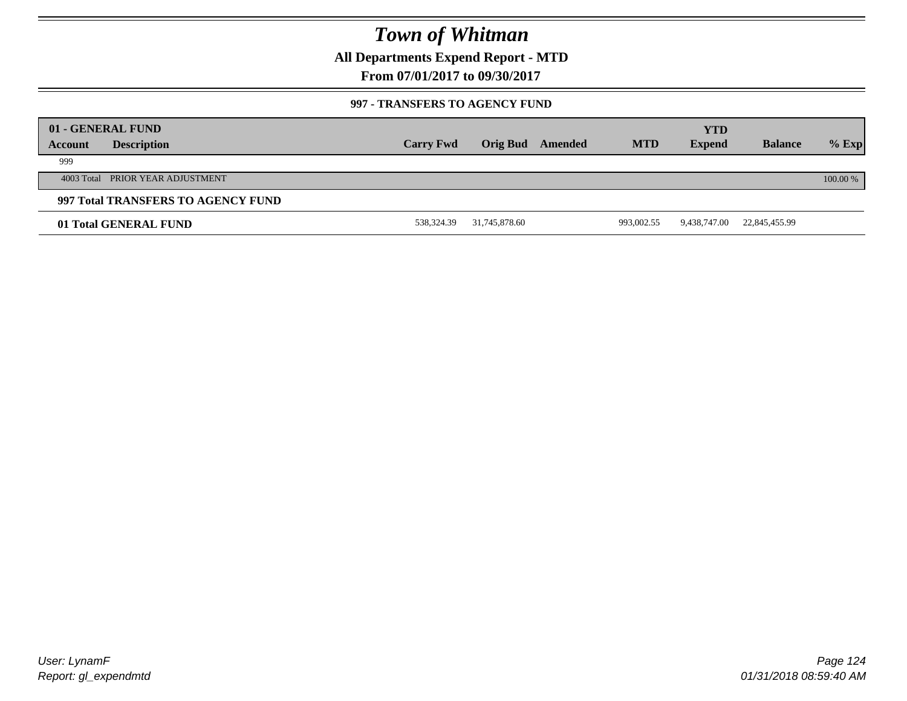# Town of Whitman

## All Departments Expend Report - MTD

### From 07/01/2017 to 09/30/2017

#### 997 - TRANSFERS TO AGENCY FUND

| 01 - GENERAL FUND<br>Account | Description | Carry Fwd | Orig Bud | Amended | MTD | YTD Expend | Balance | % Exp |
|---|---|---|---|---|---|---|---|---|
| 999 | | | | | | | | |
| 4003 Total | PRIOR YEAR ADJUSTMENT | | | | | | | 100.00 % |
| **997 Total TRANSFERS TO AGENCY FUND** | | | | | | | | |
| **01 Total GENERAL FUND** | | 538,324.39 | 31,745,878.60 | | 993,002.55 | 9,438,747.00 | 22,845,455.99 | |

User: LynamF
Report: gl_expendmtd

01/31/2018 08:59:40 AM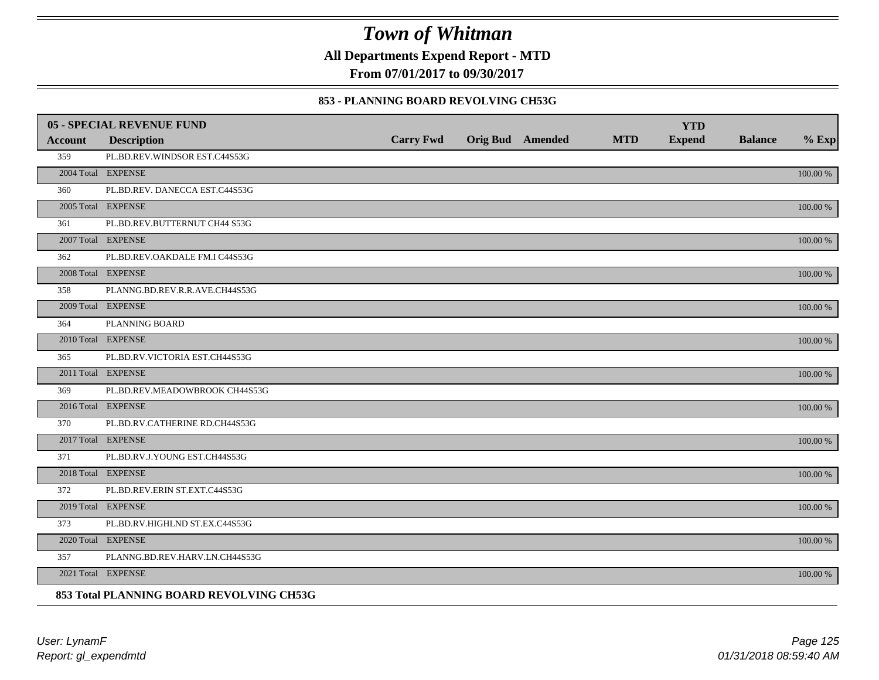# Town of Whitman

**All Departments Expend Report - MTD**

**From 07/01/2017 to 09/30/2017**

**853 - PLANNING BOARD REVOLVING CH53G**

| 05 - SPECIAL REVENUE FUND | | | | | | | | | |
|---|---|---|---|---|---|---|---|---|---|
| **Account** | **Description** | **Carry Fwd** | **Orig Bud** | **Amended** | **MTD** | **YTD Expend** | **Balance** | **% Exp** |
| 359 | PL.BD.REV.WINDSOR EST.C44S53G | | | | | | | |
| 2004 Total | EXPENSE | | | | | | | 100.00 % |
| 360 | PL.BD.REV. DANECCA EST.C44S53G | | | | | | | |
| 2005 Total | EXPENSE | | | | | | | 100.00 % |
| 361 | PL.BD.REV.BUTTERNUT CH44 S53G | | | | | | | |
| 2007 Total | EXPENSE | | | | | | | 100.00 % |
| 362 | PL.BD.REV.OAKDALE FM.I C44S53G | | | | | | | |
| 2008 Total | EXPENSE | | | | | | | 100.00 % |
| 358 | PLANNG.BD.REV.R.R.AVE.CH44S53G | | | | | | | |
| 2009 Total | EXPENSE | | | | | | | 100.00 % |
| 364 | PLANNING BOARD | | | | | | | |
| 2010 Total | EXPENSE | | | | | | | 100.00 % |
| 365 | PL.BD.RV.VICTORIA EST.CH44S53G | | | | | | | |
| 2011 Total | EXPENSE | | | | | | | 100.00 % |
| 369 | PL.BD.REV.MEADOWBROOK CH44S53G | | | | | | | |
| 2016 Total | EXPENSE | | | | | | | 100.00 % |
| 370 | PL.BD.RV.CATHERINE RD.CH44S53G | | | | | | | |
| 2017 Total | EXPENSE | | | | | | | 100.00 % |
| 371 | PL.BD.RV.J.YOUNG EST.CH44S53G | | | | | | | |
| 2018 Total | EXPENSE | | | | | | | 100.00 % |
| 372 | PL.BD.REV.ERIN ST.EXT.C44S53G | | | | | | | |
| 2019 Total | EXPENSE | | | | | | | 100.00 % |
| 373 | PL.BD.RV.HIGHLND ST.EX.C44S53G | | | | | | | |
| 2020 Total | EXPENSE | | | | | | | 100.00 % |
| 357 | PLANNG.BD.REV.HARV.LN.CH44S53G | | | | | | | |
| 2021 Total | EXPENSE | | | | | | | 100.00 % |

**853 Total PLANNING BOARD REVOLVING CH53G**

*User: LynamF*
*Report: gl_expendmtd*

*01/31/2018 08:59:40 AM*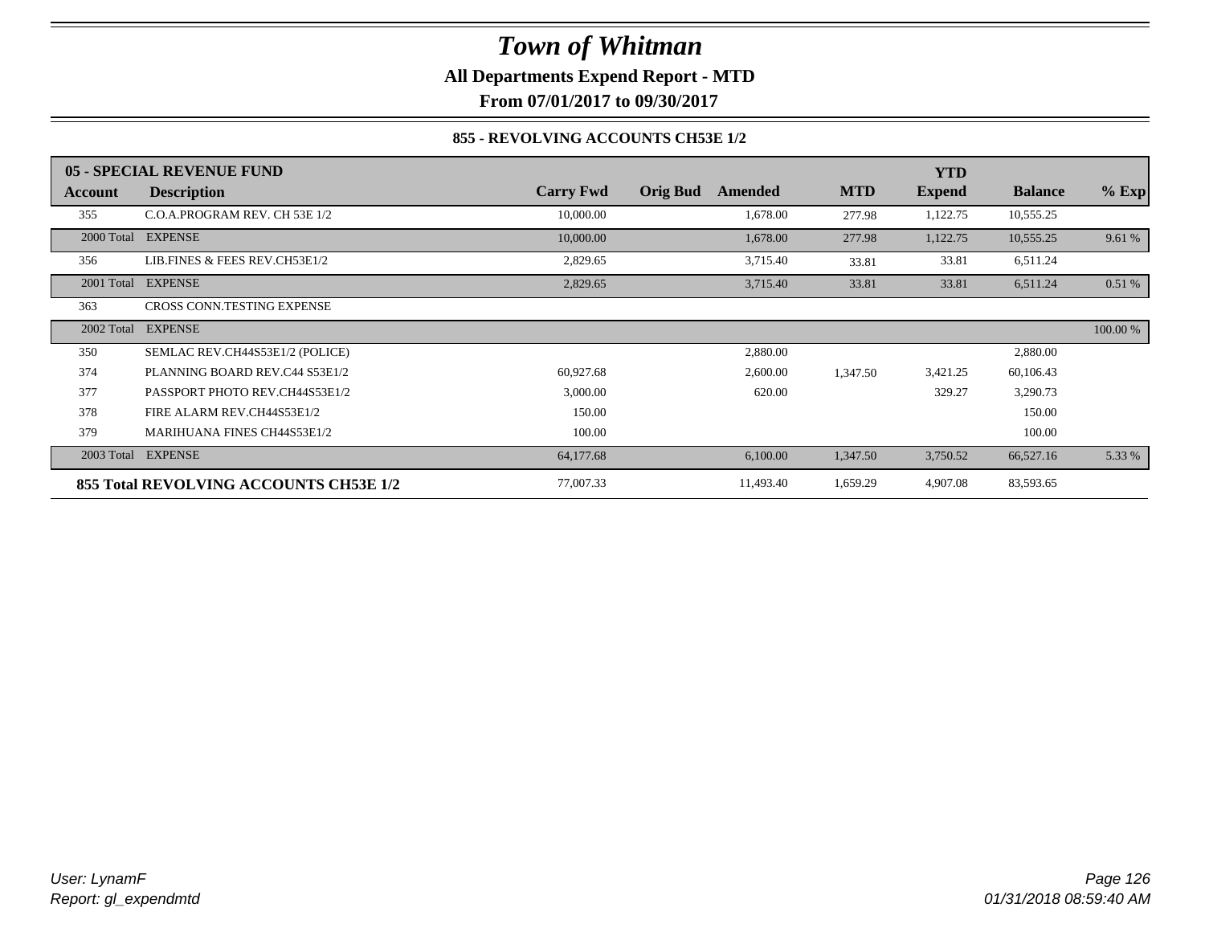# Town of Whitman

**All Departments Expend Report - MTD**

**From 07/01/2017 to 09/30/2017**

**855 - REVOLVING ACCOUNTS CH53E 1/2**

| 05 - SPECIAL REVENUE FUND | | | | | | YTD | | |
|---|---|---|---|---|---|---|---|---|
| **Account** | **Description** | **Carry Fwd** | **Orig Bud** | **Amended** | **MTD** | **Expend** | **Balance** | **% Exp** |
| 355 | C.O.A.PROGRAM REV. CH 53E 1/2 | 10,000.00 | | 1,678.00 | 277.98 | 1,122.75 | 10,555.25 | |
| 2000 Total | EXPENSE | 10,000.00 | | 1,678.00 | 277.98 | 1,122.75 | 10,555.25 | 9.61 % |
| 356 | LIB.FINES & FEES REV.CH53E1/2 | 2,829.65 | | 3,715.40 | 33.81 | 33.81 | 6,511.24 | |
| 2001 Total | EXPENSE | 2,829.65 | | 3,715.40 | 33.81 | 33.81 | 6,511.24 | 0.51 % |
| 363 | CROSS CONN.TESTING EXPENSE | | | | | | | |
| 2002 Total | EXPENSE | | | | | | | 100.00 % |
| 350 | SEMLAC REV.CH44S53E1/2 (POLICE) | | | 2,880.00 | | | 2,880.00 | |
| 374 | PLANNING BOARD REV.C44 S53E1/2 | 60,927.68 | | 2,600.00 | 1,347.50 | 3,421.25 | 60,106.43 | |
| 377 | PASSPORT PHOTO REV.CH44S53E1/2 | 3,000.00 | | 620.00 | | 329.27 | 3,290.73 | |
| 378 | FIRE ALARM REV.CH44S53E1/2 | 150.00 | | | | | 150.00 | |
| 379 | MARIHUANA FINES CH44S53E1/2 | 100.00 | | | | | 100.00 | |
| 2003 Total | EXPENSE | 64,177.68 | | 6,100.00 | 1,347.50 | 3,750.52 | 66,527.16 | 5.33 % |
| **855 Total REVOLVING ACCOUNTS CH53E 1/2** | | 77,007.33 | | 11,493.40 | 1,659.29 | 4,907.08 | 83,593.65 | |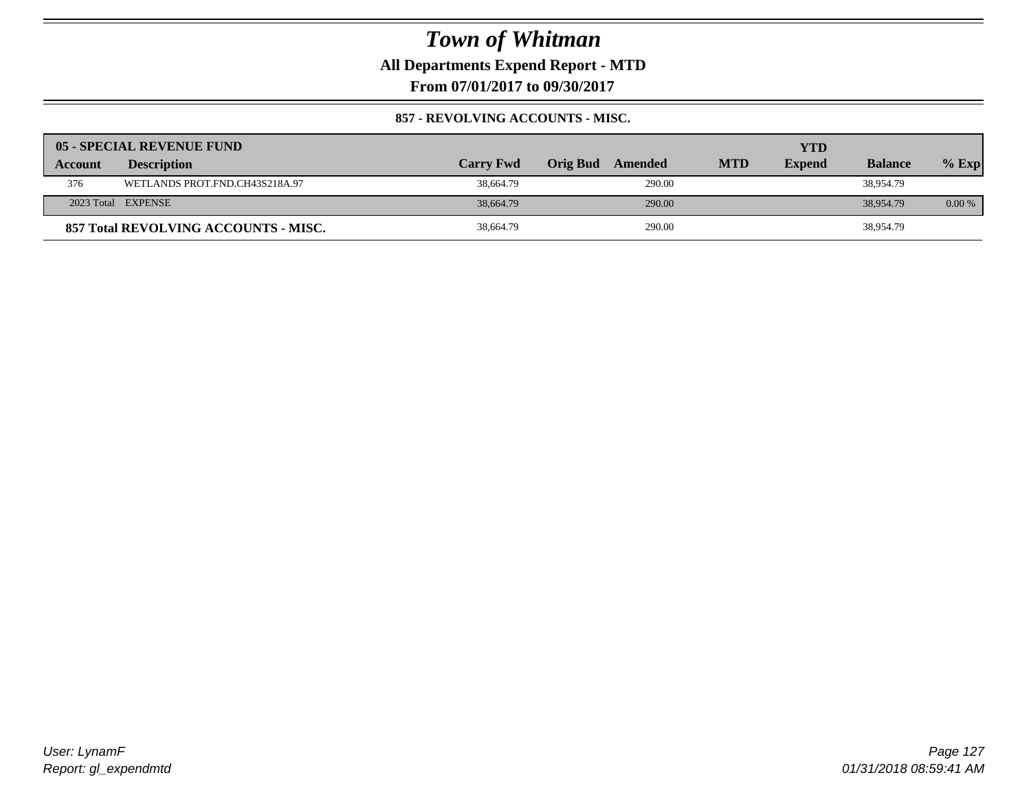# Town of Whitman

**All Departments Expend Report - MTD**

**From 07/01/2017 to 09/30/2017**

**857 - REVOLVING ACCOUNTS - MISC.**

| Account | Description | Carry Fwd | Orig Bud | Amended | MTD | YTD Expend | Balance | % Exp |
|---|---|---|---|---|---|---|---|---|
| **05 - SPECIAL REVENUE FUND** | | | | | | | | |
| 376 | WETLANDS PROT.FND.CH43S218A.97 | 38,664.79 | | 290.00 | | | 38,954.79 | |
| 2023 Total | EXPENSE | 38,664.79 | | 290.00 | | | 38,954.79 | 0.00 % |
| **857 Total REVOLVING ACCOUNTS - MISC.** | | 38,664.79 | | 290.00 | | | 38,954.79 | |

*User: LynamF*
*Report: gl_expendmtd*

*01/31/2018 08:59:41 AM*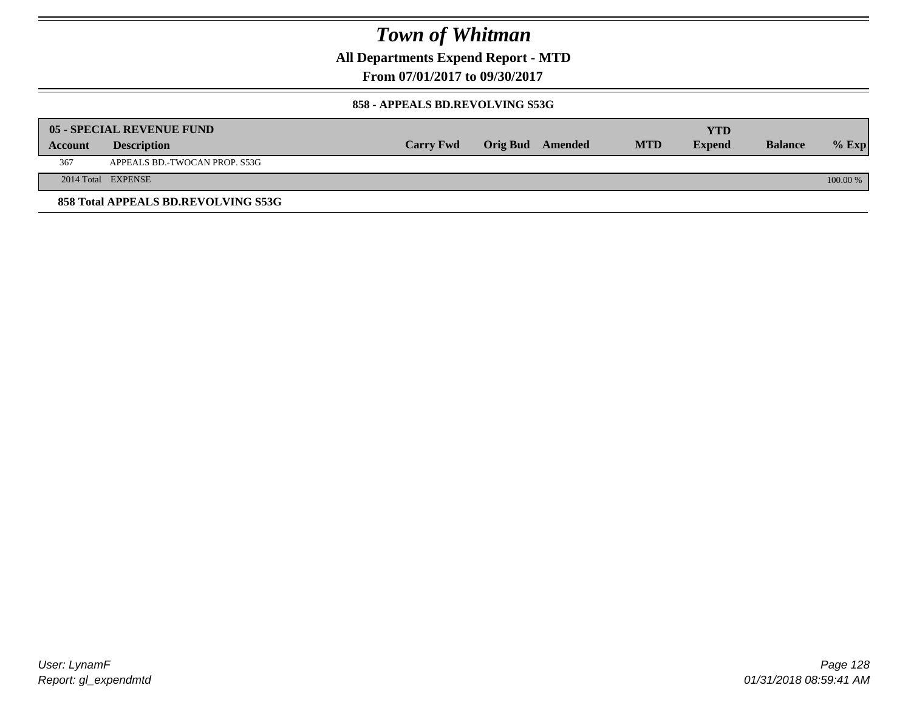# Town of Whitman

**All Departments Expend Report - MTD**

**From 07/01/2017 to 09/30/2017**

**858 - APPEALS BD.REVOLVING S53G**

| Account | Description | Carry Fwd | Orig Bud | Amended | MTD | YTD Expend | Balance | % Exp |
|---|---|---|---|---|---|---|---|---|
| **05 - SPECIAL REVENUE FUND** | | | | | | | | |
| 367 | APPEALS BD.-TWOCAN PROP. S53G | | | | | | | |
| 2014 Total | EXPENSE | | | | | | | 100.00 % |

**858 Total APPEALS BD.REVOLVING S53G**

User: LynamF
Report: gl_expendmtd

01/31/2018 08:59:41 AM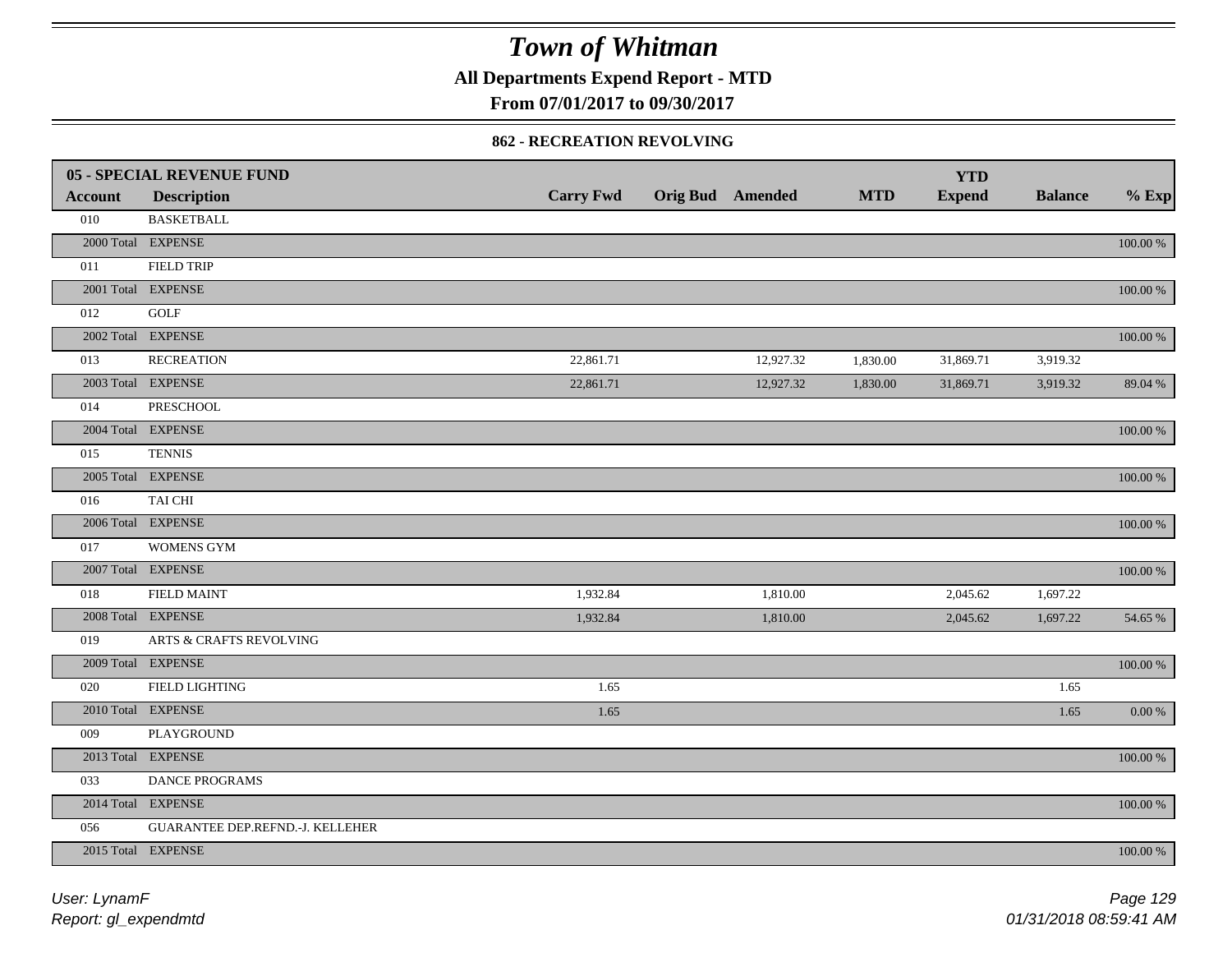# Town of Whitman

**All Departments Expend Report - MTD**

**From 07/01/2017 to 09/30/2017**

**862 - RECREATION REVOLVING**

| 05 - SPECIAL REVENUE FUND | | | | | | YTD | | |
|---|---|---|---|---|---|---|---|---|
| **Account** | **Description** | **Carry Fwd** | **Orig Bud** | **Amended** | **MTD** | **Expend** | **Balance** | **% Exp** |
| 010 | BASKETBALL | | | | | | | |
| 2000 Total | EXPENSE | | | | | | | 100.00 % |
| 011 | FIELD TRIP | | | | | | | |
| 2001 Total | EXPENSE | | | | | | | 100.00 % |
| 012 | GOLF | | | | | | | |
| 2002 Total | EXPENSE | | | | | | | 100.00 % |
| 013 | RECREATION | 22,861.71 | | 12,927.32 | 1,830.00 | 31,869.71 | 3,919.32 | |
| 2003 Total | EXPENSE | 22,861.71 | | 12,927.32 | 1,830.00 | 31,869.71 | 3,919.32 | 89.04 % |
| 014 | PRESCHOOL | | | | | | | |
| 2004 Total | EXPENSE | | | | | | | 100.00 % |
| 015 | TENNIS | | | | | | | |
| 2005 Total | EXPENSE | | | | | | | 100.00 % |
| 016 | TAI CHI | | | | | | | |
| 2006 Total | EXPENSE | | | | | | | 100.00 % |
| 017 | WOMENS GYM | | | | | | | |
| 2007 Total | EXPENSE | | | | | | | 100.00 % |
| 018 | FIELD MAINT | 1,932.84 | | 1,810.00 | | 2,045.62 | 1,697.22 | |
| 2008 Total | EXPENSE | 1,932.84 | | 1,810.00 | | 2,045.62 | 1,697.22 | 54.65 % |
| 019 | ARTS & CRAFTS REVOLVING | | | | | | | |
| 2009 Total | EXPENSE | | | | | | | 100.00 % |
| 020 | FIELD LIGHTING | 1.65 | | | | | 1.65 | |
| 2010 Total | EXPENSE | 1.65 | | | | | 1.65 | 0.00 % |
| 009 | PLAYGROUND | | | | | | | |
| 2013 Total | EXPENSE | | | | | | | 100.00 % |
| 033 | DANCE PROGRAMS | | | | | | | |
| 2014 Total | EXPENSE | | | | | | | 100.00 % |
| 056 | GUARANTEE DEP.REFND.-J. KELLEHER | | | | | | | |
| 2015 Total | EXPENSE | | | | | | | 100.00 % |

*User: LynamF*
*Report: gl_expendmtd*
*01/31/2018 08:59:41 AM*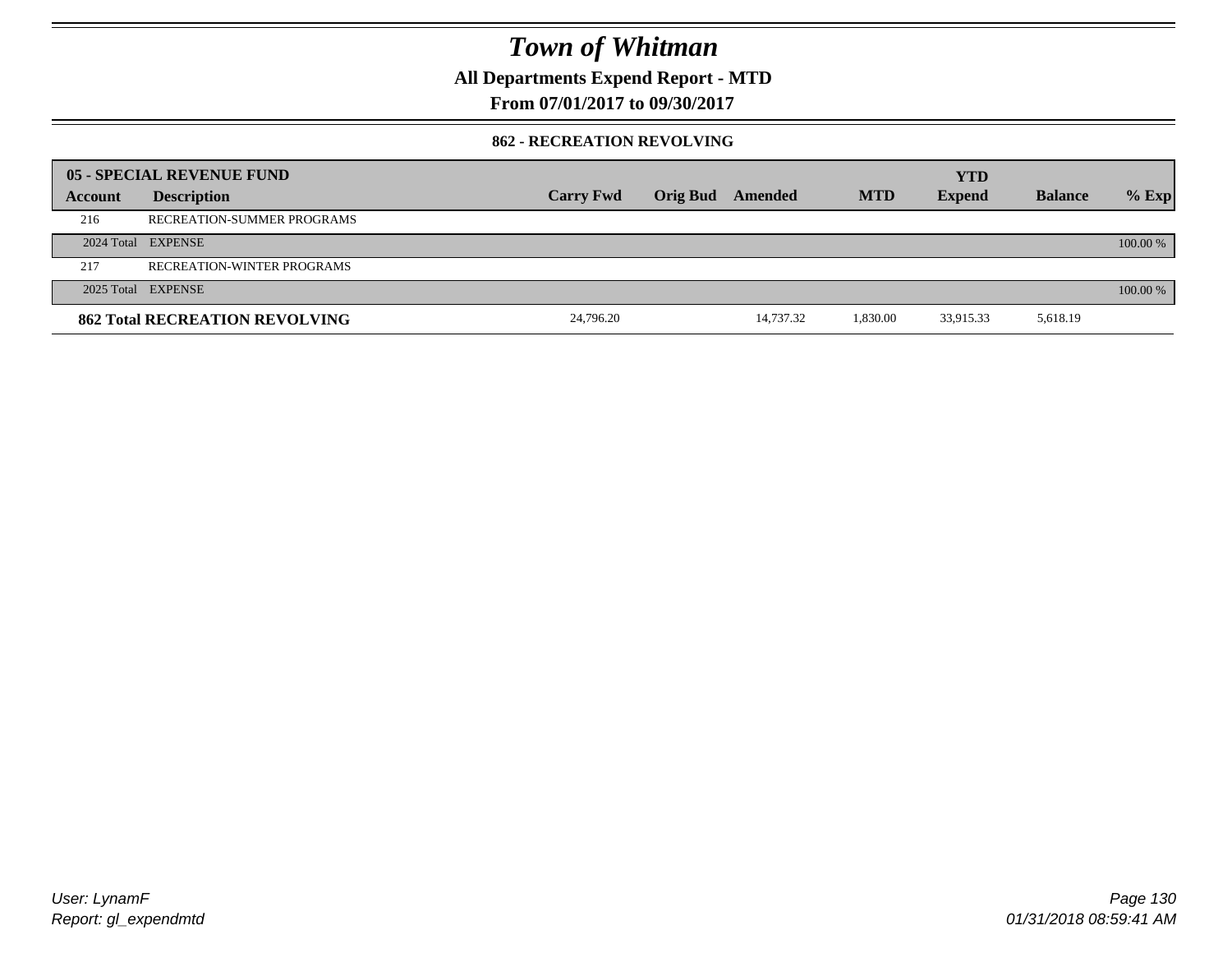# Town of Whitman

## All Departments Expend Report - MTD

### From 07/01/2017 to 09/30/2017

#### 862 - RECREATION REVOLVING

| 05 - SPECIAL REVENUE FUND | | | | | | YTD | | |
|---|---|---|---|---|---|---|---|---|
| **Account** | **Description** | **Carry Fwd** | **Orig Bud** | **Amended** | **MTD** | **Expend** | **Balance** | **% Exp** |
| 216 | RECREATION-SUMMER PROGRAMS | | | | | | | |
| 2024 Total | EXPENSE | | | | | | | 100.00 % |
| 217 | RECREATION-WINTER PROGRAMS | | | | | | | |
| 2025 Total | EXPENSE | | | | | | | 100.00 % |
| **862 Total RECREATION REVOLVING** | | 24,796.20 | | 14,737.32 | 1,830.00 | 33,915.33 | 5,618.19 | |

User: LynamF
Report: gl_expendmtd

01/31/2018 08:59:41 AM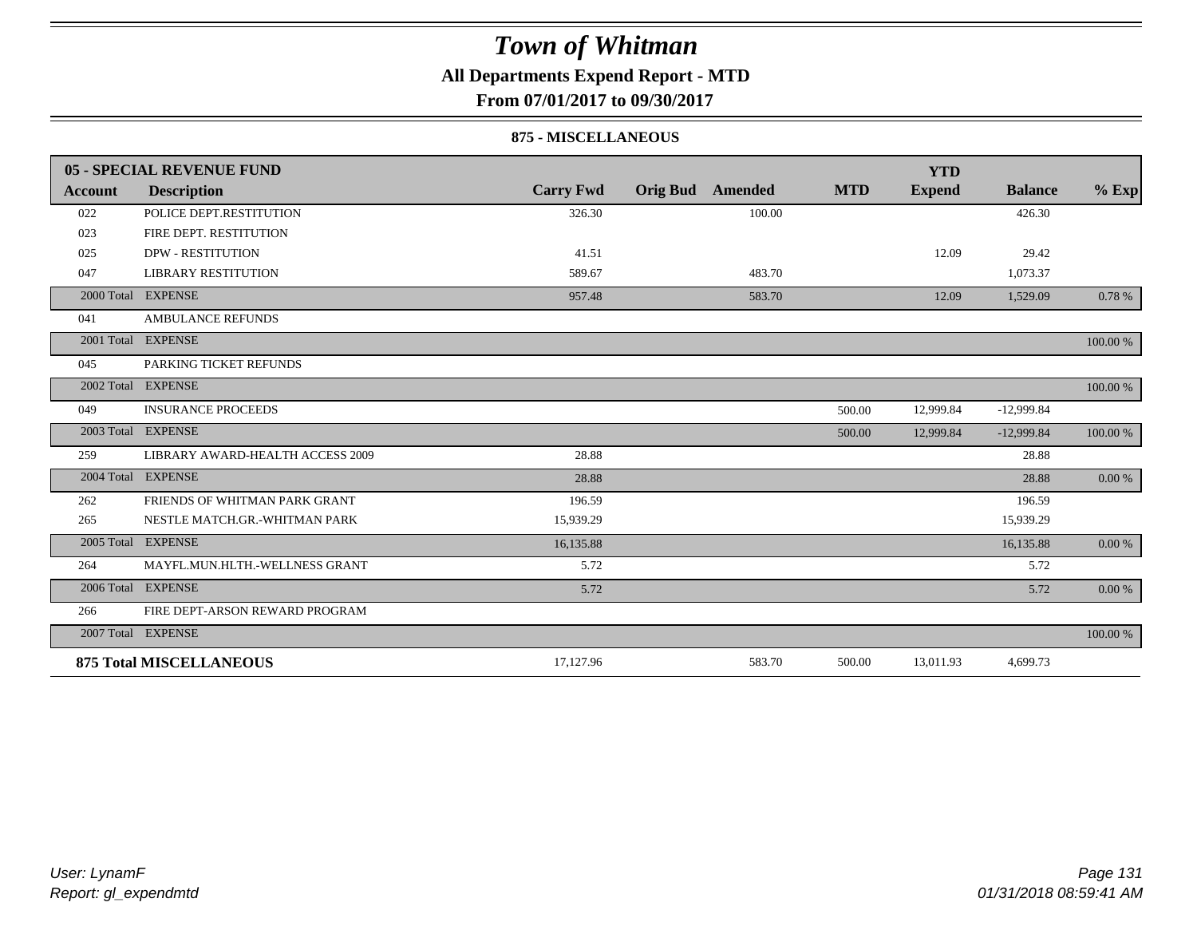# *Town of Whitman*

**All Departments Expend Report - MTD**

**From 07/01/2017 to 09/30/2017**

**875 - MISCELLANEOUS**

| **05 - SPECIAL REVENUE FUND** | | | | | | **YTD** | | |
|---|---|---|---|---|---|---|---|---|
| **Account** | **Description** | **Carry Fwd** | **Orig Bud** | **Amended** | **MTD** | **Expend** | **Balance** | **% Exp** |
| 022 | POLICE DEPT.RESTITUTION | 326.30 | | 100.00 | | | 426.30 | |
| 023 | FIRE DEPT. RESTITUTION | | | | | | | |
| 025 | DPW - RESTITUTION | 41.51 | | | | 12.09 | 29.42 | |
| 047 | LIBRARY RESTITUTION | 589.67 | | 483.70 | | | 1,073.37 | |
| 2000 Total | EXPENSE | 957.48 | | 583.70 | | 12.09 | 1,529.09 | 0.78 % |
| 041 | AMBULANCE REFUNDS | | | | | | | |
| 2001 Total | EXPENSE | | | | | | | 100.00 % |
| 045 | PARKING TICKET REFUNDS | | | | | | | |
| 2002 Total | EXPENSE | | | | | | | 100.00 % |
| 049 | INSURANCE PROCEEDS | | | | 500.00 | 12,999.84 | -12,999.84 | |
| 2003 Total | EXPENSE | | | | 500.00 | 12,999.84 | -12,999.84 | 100.00 % |
| 259 | LIBRARY AWARD-HEALTH ACCESS 2009 | 28.88 | | | | | 28.88 | |
| 2004 Total | EXPENSE | 28.88 | | | | | 28.88 | 0.00 % |
| 262 | FRIENDS OF WHITMAN PARK GRANT | 196.59 | | | | | 196.59 | |
| 265 | NESTLE MATCH.GR.-WHITMAN PARK | 15,939.29 | | | | | 15,939.29 | |
| 2005 Total | EXPENSE | 16,135.88 | | | | | 16,135.88 | 0.00 % |
| 264 | MAYFL.MUN.HLTH.-WELLNESS GRANT | 5.72 | | | | | 5.72 | |
| 2006 Total | EXPENSE | 5.72 | | | | | 5.72 | 0.00 % |
| 266 | FIRE DEPT-ARSON REWARD PROGRAM | | | | | | | |
| 2007 Total | EXPENSE | | | | | | | 100.00 % |
| **875 Total MISCELLANEOUS** | | 17,127.96 | | 583.70 | 500.00 | 13,011.93 | 4,699.73 | |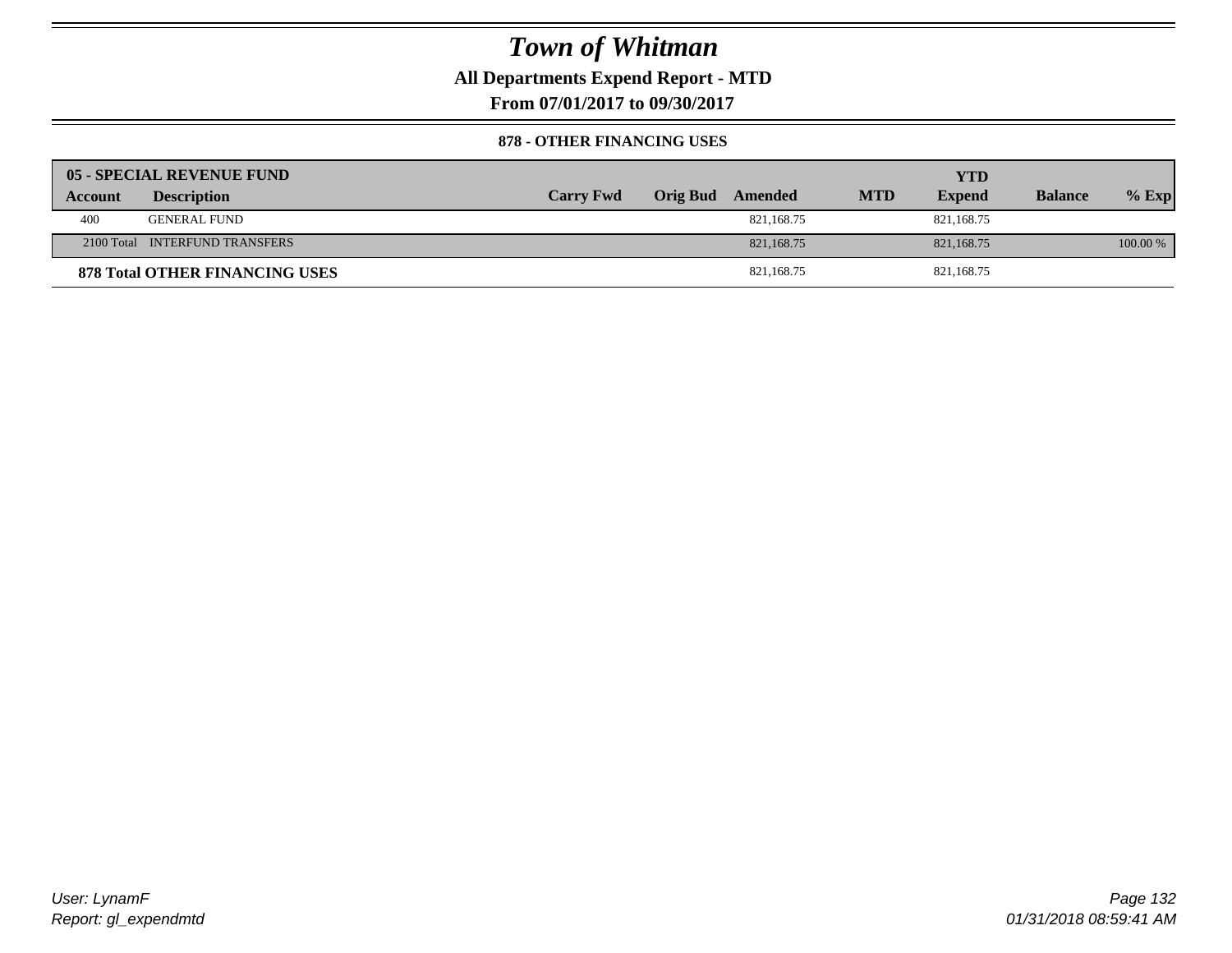# Town of Whitman

**All Departments Expend Report - MTD**

**From 07/01/2017 to 09/30/2017**

**878 - OTHER FINANCING USES**

| **05 - SPECIAL REVENUE FUND** | | | | | | | | |
|---|---|---|---|---|---|---|---|---|
| **Account** | **Description** | **Carry Fwd** | **Orig Bud** | **Amended** | **MTD** | **YTD Expend** | **Balance** | **% Exp** |
| 400 | GENERAL FUND | | | 821,168.75 | | 821,168.75 | | |
| 2100 Total | INTERFUND TRANSFERS | | | 821,168.75 | | 821,168.75 | | 100.00 % |
| **878 Total OTHER FINANCING USES** | | | | 821,168.75 | | 821,168.75 | | |

User: LynamF
Report: gl_expendmtd

01/31/2018 08:59:41 AM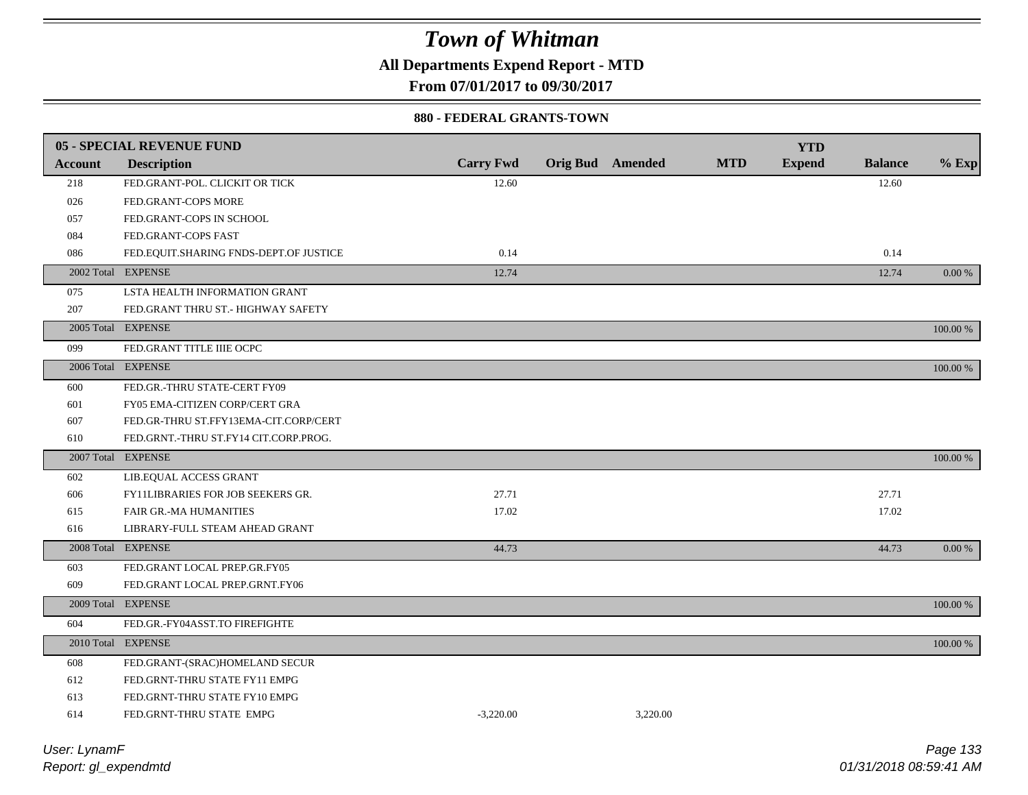# Town of Whitman

**All Departments Expend Report - MTD**

**From 07/01/2017 to 09/30/2017**

**880 - FEDERAL GRANTS-TOWN**

| 05 - SPECIAL REVENUE FUND | | | | | | YTD | | |
|---|---|---|---|---|---|---|---|---|
| **Account** | **Description** | **Carry Fwd** | **Orig Bud** | **Amended** | **MTD** | **Expend** | **Balance** | **% Exp** |
| 218 | FED.GRANT-POL. CLICKIT OR TICK | 12.60 | | | | | 12.60 | |
| 026 | FED.GRANT-COPS MORE | | | | | | | |
| 057 | FED.GRANT-COPS IN SCHOOL | | | | | | | |
| 084 | FED.GRANT-COPS FAST | | | | | | | |
| 086 | FED.EQUIT.SHARING FNDS-DEPT.OF JUSTICE | 0.14 | | | | | 0.14 | |
| 2002 Total | EXPENSE | 12.74 | | | | | 12.74 | 0.00 % |
| 075 | LSTA HEALTH INFORMATION GRANT | | | | | | | |
| 207 | FED.GRANT THRU ST.- HIGHWAY SAFETY | | | | | | | |
| 2005 Total | EXPENSE | | | | | | | 100.00 % |
| 099 | FED.GRANT TITLE IIIE OCPC | | | | | | | |
| 2006 Total | EXPENSE | | | | | | | 100.00 % |
| 600 | FED.GR.-THRU STATE-CERT FY09 | | | | | | | |
| 601 | FY05 EMA-CITIZEN CORP/CERT GRA | | | | | | | |
| 607 | FED.GR-THRU ST.FFY13EMA-CIT.CORP/CERT | | | | | | | |
| 610 | FED.GRNT.-THRU ST.FY14 CIT.CORP.PROG. | | | | | | | |
| 2007 Total | EXPENSE | | | | | | | 100.00 % |
| 602 | LIB.EQUAL ACCESS GRANT | | | | | | | |
| 606 | FY11LIBRARIES FOR JOB SEEKERS GR. | 27.71 | | | | | 27.71 | |
| 615 | FAIR GR.-MA HUMANITIES | 17.02 | | | | | 17.02 | |
| 616 | LIBRARY-FULL STEAM AHEAD GRANT | | | | | | | |
| 2008 Total | EXPENSE | 44.73 | | | | | 44.73 | 0.00 % |
| 603 | FED.GRANT LOCAL PREP.GR.FY05 | | | | | | | |
| 609 | FED.GRANT LOCAL PREP.GRNT.FY06 | | | | | | | |
| 2009 Total | EXPENSE | | | | | | | 100.00 % |
| 604 | FED.GR.-FY04ASST.TO FIREFIGHTE | | | | | | | |
| 2010 Total | EXPENSE | | | | | | | 100.00 % |
| 608 | FED.GRANT-(SRAC)HOMELAND SECUR | | | | | | | |
| 612 | FED.GRNT-THRU STATE FY11 EMPG | | | | | | | |
| 613 | FED.GRNT-THRU STATE FY10 EMPG | | | | | | | |
| 614 | FED.GRNT-THRU STATE EMPG | -3,220.00 | | 3,220.00 | | | | |

*Report: gl_expendmtd*

*User: LynamF*

*01/31/2018 08:59:41 AM*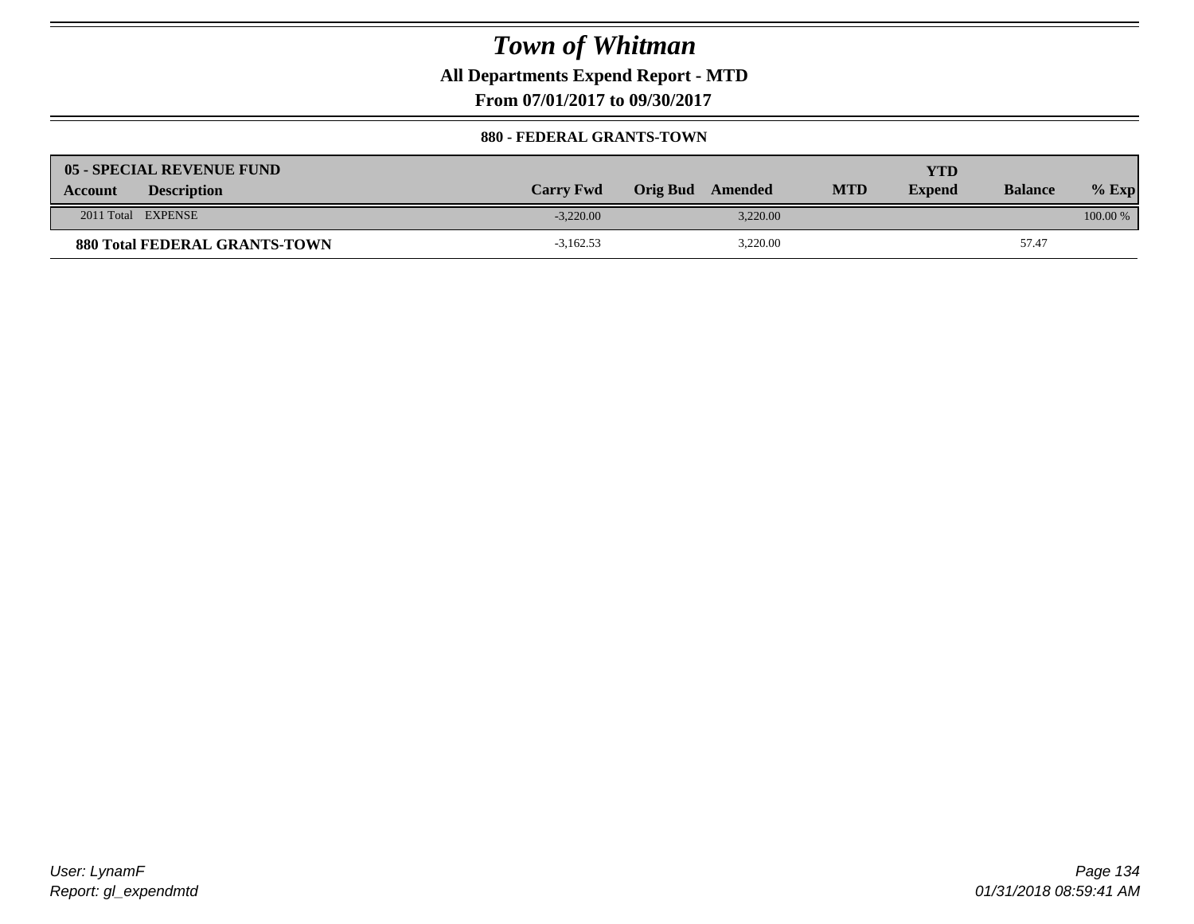# Town of Whitman

**All Departments Expend Report - MTD**

**From 07/01/2017 to 09/30/2017**

**880 - FEDERAL GRANTS-TOWN**

| 05 - SPECIAL REVENUE FUND | | | | | | | | |
|---|---|---|---|---|---|---|---|---|
| **Account** | **Description** | **Carry Fwd** | **Orig Bud** | **Amended** | **MTD** | **YTD Expend** | **Balance** | **% Exp** |
| 2011 Total | EXPENSE | -3,220.00 | | 3,220.00 | | | | 100.00 % |
| **880 Total FEDERAL GRANTS-TOWN** | | -3,162.53 | | 3,220.00 | | | 57.47 | |

User: LynamF
Report: gl_expendmtd

01/31/2018 08:59:41 AM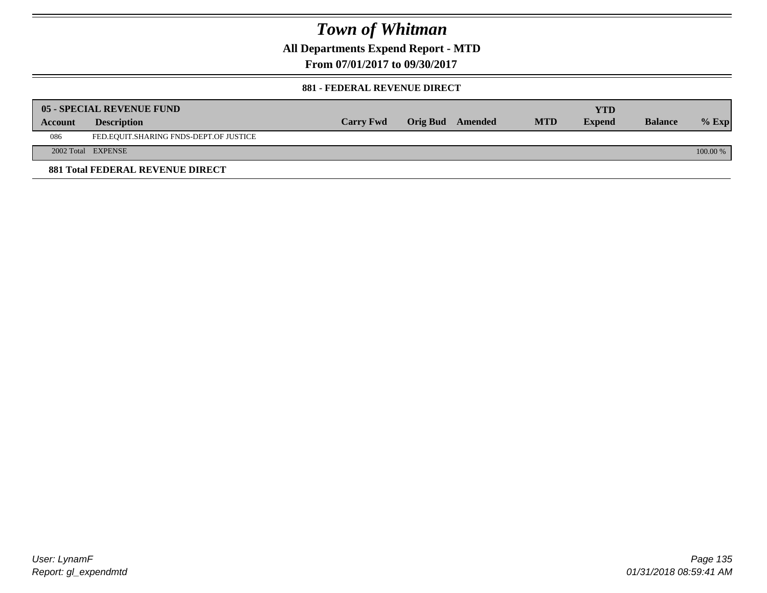# Town of Whitman

**All Departments Expend Report - MTD**

**From 07/01/2017 to 09/30/2017**

**881 - FEDERAL REVENUE DIRECT**

| **05 - SPECIAL REVENUE FUND** | | | | | | | | |
|---|---|---|---|---|---|---|---|---|
| **Account** | **Description** | **Carry Fwd** | **Orig Bud** | **Amended** | **MTD** | **YTD Expend** | **Balance** | **% Exp** |
| 086 | FED.EQUIT.SHARING FNDS-DEPT.OF JUSTICE | | | | | | | |
| 2002 Total | EXPENSE | | | | | | | 100.00 % |

**881 Total FEDERAL REVENUE DIRECT**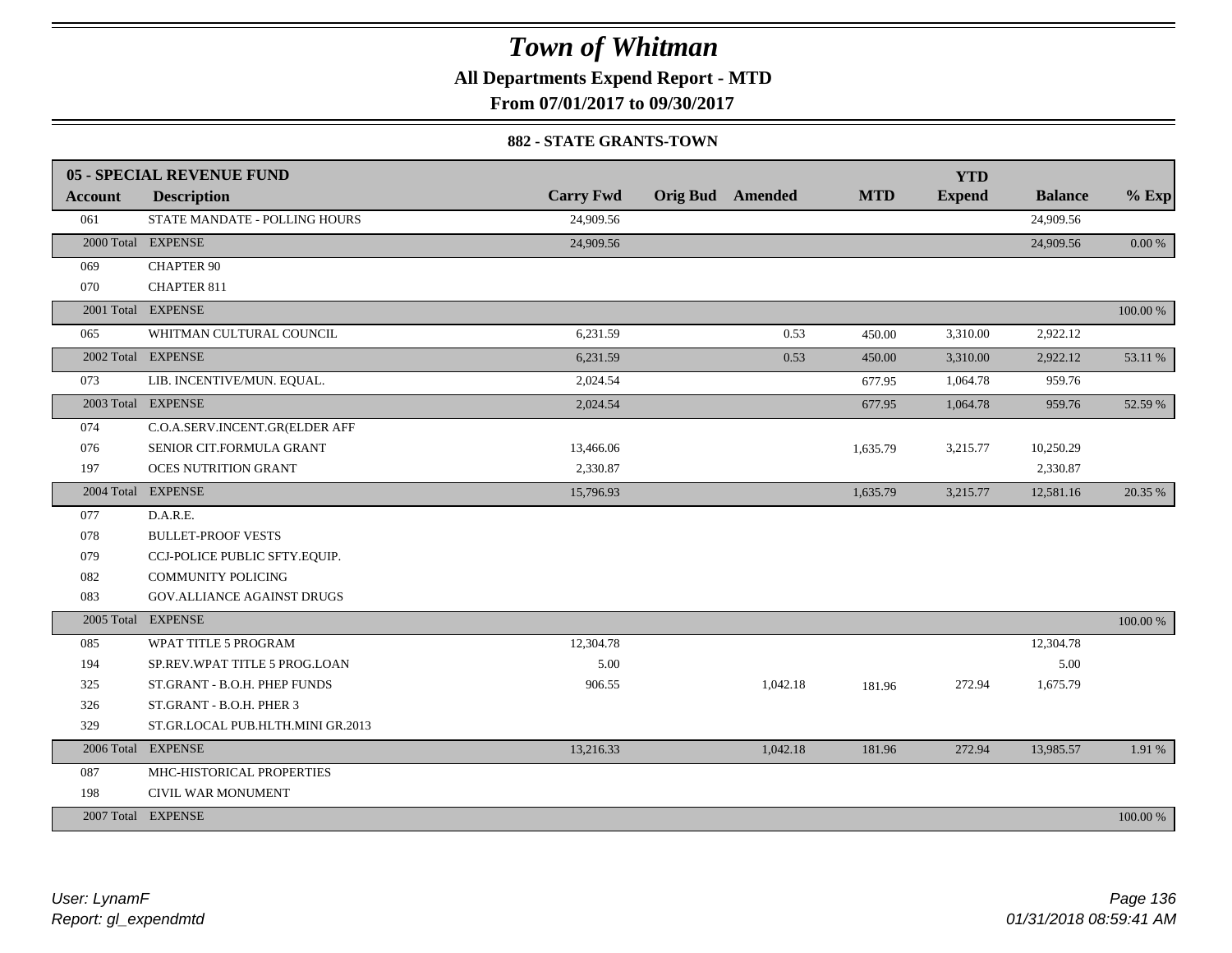# Town of Whitman

**All Departments Expend Report - MTD**

**From 07/01/2017 to 09/30/2017**

**882 - STATE GRANTS-TOWN**

| Account | Description | Carry Fwd | Orig Bud | Amended | MTD | YTD Expend | Balance | % Exp |
|---|---|---|---|---|---|---|---|---|
| **05 - SPECIAL REVENUE FUND** | | | | | | | | |
| 061 | STATE MANDATE - POLLING HOURS | 24,909.56 | | | | | 24,909.56 | |
| 2000 Total | EXPENSE | 24,909.56 | | | | | 24,909.56 | 0.00 % |
| 069 | CHAPTER 90 | | | | | | | |
| 070 | CHAPTER 811 | | | | | | | |
| 2001 Total | EXPENSE | | | | | | | 100.00 % |
| 065 | WHITMAN CULTURAL COUNCIL | 6,231.59 | | 0.53 | 450.00 | 3,310.00 | 2,922.12 | |
| 2002 Total | EXPENSE | 6,231.59 | | 0.53 | 450.00 | 3,310.00 | 2,922.12 | 53.11 % |
| 073 | LIB. INCENTIVE/MUN. EQUAL. | 2,024.54 | | | 677.95 | 1,064.78 | 959.76 | |
| 2003 Total | EXPENSE | 2,024.54 | | | 677.95 | 1,064.78 | 959.76 | 52.59 % |
| 074 | C.O.A.SERV.INCENT.GR(ELDER AFF | | | | | | | |
| 076 | SENIOR CIT.FORMULA GRANT | 13,466.06 | | | 1,635.79 | 3,215.77 | 10,250.29 | |
| 197 | OCES NUTRITION GRANT | 2,330.87 | | | | | 2,330.87 | |
| 2004 Total | EXPENSE | 15,796.93 | | | 1,635.79 | 3,215.77 | 12,581.16 | 20.35 % |
| 077 | D.A.R.E. | | | | | | | |
| 078 | BULLET-PROOF VESTS | | | | | | | |
| 079 | CCJ-POLICE PUBLIC SFTY.EQUIP. | | | | | | | |
| 082 | COMMUNITY POLICING | | | | | | | |
| 083 | GOV.ALLIANCE AGAINST DRUGS | | | | | | | |
| 2005 Total | EXPENSE | | | | | | | 100.00 % |
| 085 | WPAT TITLE 5 PROGRAM | 12,304.78 | | | | | 12,304.78 | |
| 194 | SP.REV.WPAT TITLE 5 PROG.LOAN | 5.00 | | | | | 5.00 | |
| 325 | ST.GRANT - B.O.H. PHEP FUNDS | 906.55 | | 1,042.18 | 181.96 | 272.94 | 1,675.79 | |
| 326 | ST.GRANT - B.O.H. PHER 3 | | | | | | | |
| 329 | ST.GR.LOCAL PUB.HLTH.MINI GR.2013 | | | | | | | |
| 2006 Total | EXPENSE | 13,216.33 | | 1,042.18 | 181.96 | 272.94 | 13,985.57 | 1.91 % |
| 087 | MHC-HISTORICAL PROPERTIES | | | | | | | |
| 198 | CIVIL WAR MONUMENT | | | | | | | |
| 2007 Total | EXPENSE | | | | | | | 100.00 % |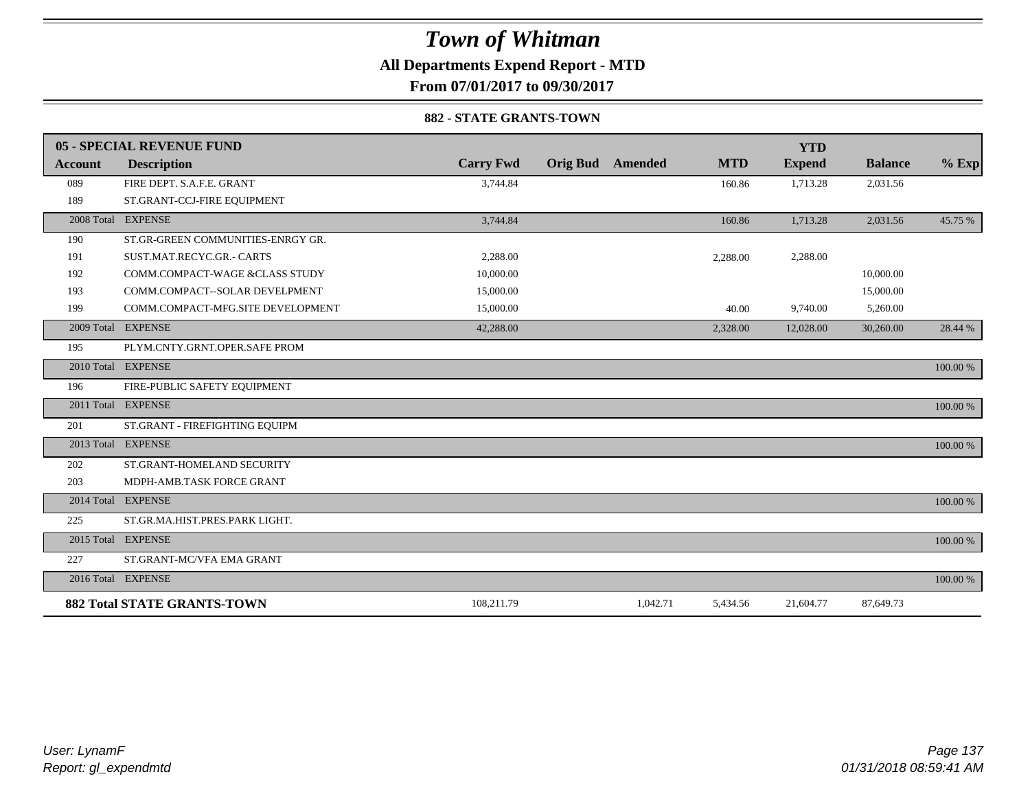# Town of Whitman

**All Departments Expend Report - MTD**

**From 07/01/2017 to 09/30/2017**

**882 - STATE GRANTS-TOWN**

| **05 - SPECIAL REVENUE FUND** | | | | | | **YTD** | | |
|---|---|---|---|---|---|---|---|---|
| **Account** | **Description** | **Carry Fwd** | **Orig Bud** | **Amended** | **MTD** | **Expend** | **Balance** | **% Exp** |
| 089 | FIRE DEPT. S.A.F.E. GRANT | 3,744.84 | | | 160.86 | 1,713.28 | 2,031.56 | |
| 189 | ST.GRANT-CCJ-FIRE EQUIPMENT | | | | | | | |
| 2008 Total | EXPENSE | 3,744.84 | | | 160.86 | 1,713.28 | 2,031.56 | 45.75 % |
| 190 | ST.GR-GREEN COMMUNITIES-ENRGY GR. | | | | | | | |
| 191 | SUST.MAT.RECYC.GR.- CARTS | 2,288.00 | | | 2,288.00 | 2,288.00 | | |
| 192 | COMM.COMPACT-WAGE &CLASS STUDY | 10,000.00 | | | | | 10,000.00 | |
| 193 | COMM.COMPACT--SOLAR DEVELPMENT | 15,000.00 | | | | | 15,000.00 | |
| 199 | COMM.COMPACT-MFG.SITE DEVELOPMENT | 15,000.00 | | | 40.00 | 9,740.00 | 5,260.00 | |
| 2009 Total | EXPENSE | 42,288.00 | | | 2,328.00 | 12,028.00 | 30,260.00 | 28.44 % |
| 195 | PLYM.CNTY.GRNT.OPER.SAFE PROM | | | | | | | |
| 2010 Total | EXPENSE | | | | | | | 100.00 % |
| 196 | FIRE-PUBLIC SAFETY EQUIPMENT | | | | | | | |
| 2011 Total | EXPENSE | | | | | | | 100.00 % |
| 201 | ST.GRANT - FIREFIGHTING EQUIPM | | | | | | | |
| 2013 Total | EXPENSE | | | | | | | 100.00 % |
| 202 | ST.GRANT-HOMELAND SECURITY | | | | | | | |
| 203 | MDPH-AMB.TASK FORCE GRANT | | | | | | | |
| 2014 Total | EXPENSE | | | | | | | 100.00 % |
| 225 | ST.GR.MA.HIST.PRES.PARK LIGHT. | | | | | | | |
| 2015 Total | EXPENSE | | | | | | | 100.00 % |
| 227 | ST.GRANT-MC/VFA EMA GRANT | | | | | | | |
| 2016 Total | EXPENSE | | | | | | | 100.00 % |
| **882 Total STATE GRANTS-TOWN** | | 108,211.79 | | 1,042.71 | 5,434.56 | 21,604.77 | 87,649.73 | |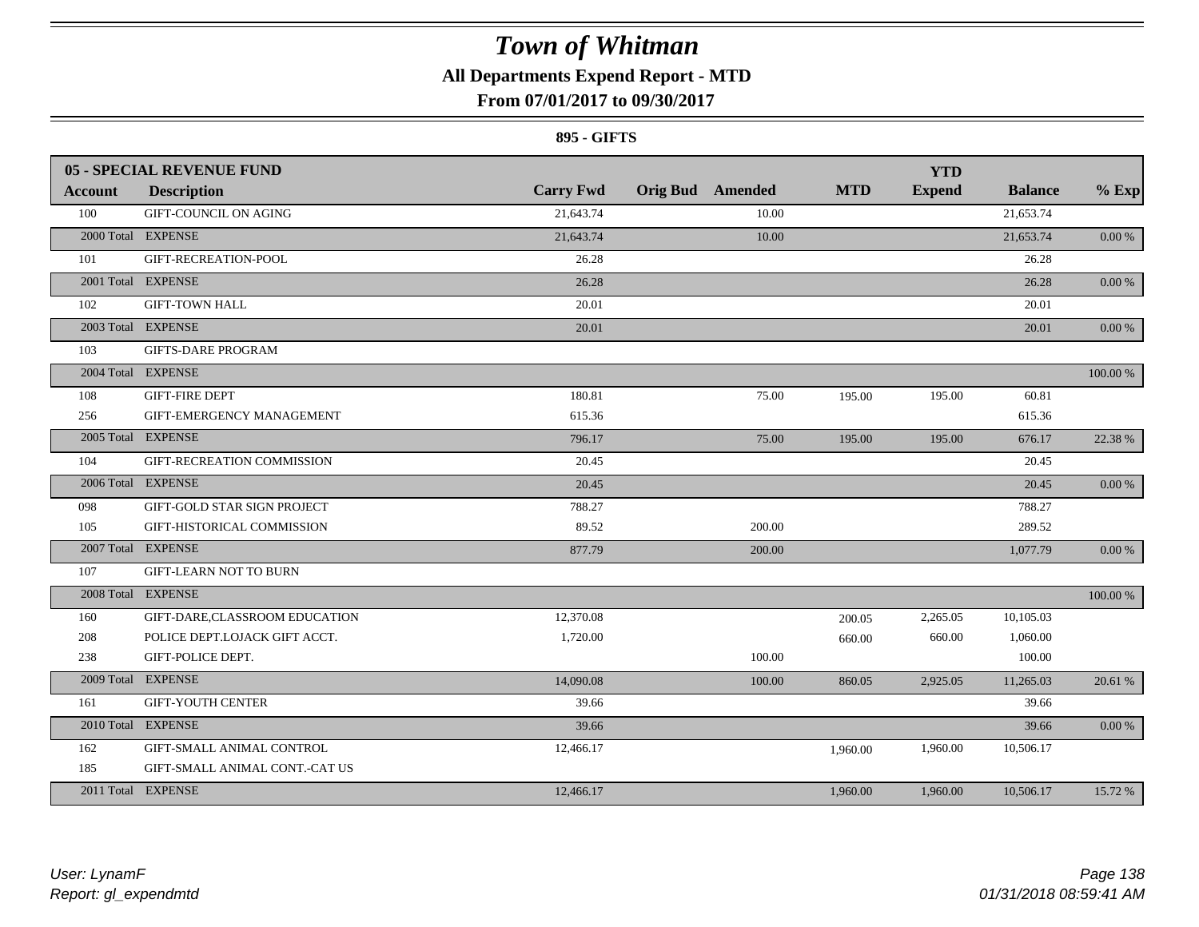# Town of Whitman

## All Departments Expend Report - MTD

### From 07/01/2017 to 09/30/2017

#### 895 - GIFTS

| 05 - SPECIAL REVENUE FUND | | | | | | YTD | | |
|---|---|---|---|---|---|---|---|---|
| Account | Description | Carry Fwd | Orig Bud | Amended | MTD | Expend | Balance | % Exp |
| 100 | GIFT-COUNCIL ON AGING | 21,643.74 | | 10.00 | | | 21,653.74 | |
| 2000 Total | EXPENSE | 21,643.74 | | 10.00 | | | 21,653.74 | 0.00 % |
| 101 | GIFT-RECREATION-POOL | 26.28 | | | | | 26.28 | |
| 2001 Total | EXPENSE | 26.28 | | | | | 26.28 | 0.00 % |
| 102 | GIFT-TOWN HALL | 20.01 | | | | | 20.01 | |
| 2003 Total | EXPENSE | 20.01 | | | | | 20.01 | 0.00 % |
| 103 | GIFTS-DARE PROGRAM | | | | | | | |
| 2004 Total | EXPENSE | | | | | | | 100.00 % |
| 108 | GIFT-FIRE DEPT | 180.81 | | 75.00 | 195.00 | 195.00 | 60.81 | |
| 256 | GIFT-EMERGENCY MANAGEMENT | 615.36 | | | | | 615.36 | |
| 2005 Total | EXPENSE | 796.17 | | 75.00 | 195.00 | 195.00 | 676.17 | 22.38 % |
| 104 | GIFT-RECREATION COMMISSION | 20.45 | | | | | 20.45 | |
| 2006 Total | EXPENSE | 20.45 | | | | | 20.45 | 0.00 % |
| 098 | GIFT-GOLD STAR SIGN PROJECT | 788.27 | | | | | 788.27 | |
| 105 | GIFT-HISTORICAL COMMISSION | 89.52 | | 200.00 | | | 289.52 | |
| 2007 Total | EXPENSE | 877.79 | | 200.00 | | | 1,077.79 | 0.00 % |
| 107 | GIFT-LEARN NOT TO BURN | | | | | | | |
| 2008 Total | EXPENSE | | | | | | | 100.00 % |
| 160 | GIFT-DARE,CLASSROOM EDUCATION | 12,370.08 | | | 200.05 | 2,265.05 | 10,105.03 | |
| 208 | POLICE DEPT.LOJACK GIFT ACCT. | 1,720.00 | | | 660.00 | 660.00 | 1,060.00 | |
| 238 | GIFT-POLICE DEPT. | | | 100.00 | | | 100.00 | |
| 2009 Total | EXPENSE | 14,090.08 | | 100.00 | 860.05 | 2,925.05 | 11,265.03 | 20.61 % |
| 161 | GIFT-YOUTH CENTER | 39.66 | | | | | 39.66 | |
| 2010 Total | EXPENSE | 39.66 | | | | | 39.66 | 0.00 % |
| 162 | GIFT-SMALL ANIMAL CONTROL | 12,466.17 | | | 1,960.00 | 1,960.00 | 10,506.17 | |
| 185 | GIFT-SMALL ANIMAL CONT.-CAT US | | | | | | | |
| 2011 Total | EXPENSE | 12,466.17 | | | 1,960.00 | 1,960.00 | 10,506.17 | 15.72 % |

*User: LynamF*
*Report: gl_expendmtd*

*01/31/2018 08:59:41 AM*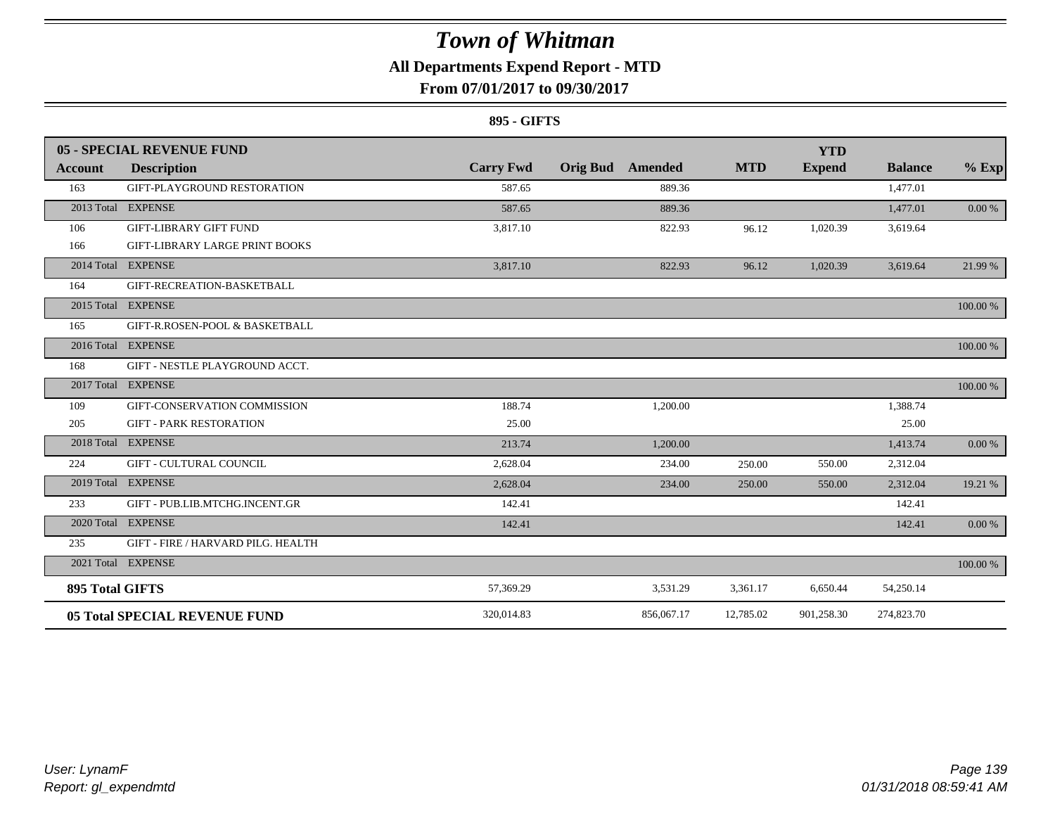# Town of Whitman

## All Departments Expend Report - MTD

### From 07/01/2017 to 09/30/2017

#### 895 - GIFTS

| 05 - SPECIAL REVENUE FUND | | | | | | YTD | | |
|---|---|---|---|---|---|---|---|---|
| **Account** | **Description** | **Carry Fwd** | **Orig Bud** | **Amended** | **MTD** | **Expend** | **Balance** | **% Exp** |
| 163 | GIFT-PLAYGROUND RESTORATION | 587.65 | | 889.36 | | | 1,477.01 | |
| 2013 Total | EXPENSE | 587.65 | | 889.36 | | | 1,477.01 | 0.00 % |
| 106 | GIFT-LIBRARY GIFT FUND | 3,817.10 | | 822.93 | 96.12 | 1,020.39 | 3,619.64 | |
| 166 | GIFT-LIBRARY LARGE PRINT BOOKS | | | | | | | |
| 2014 Total | EXPENSE | 3,817.10 | | 822.93 | 96.12 | 1,020.39 | 3,619.64 | 21.99 % |
| 164 | GIFT-RECREATION-BASKETBALL | | | | | | | |
| 2015 Total | EXPENSE | | | | | | | 100.00 % |
| 165 | GIFT-R.ROSEN-POOL & BASKETBALL | | | | | | | |
| 2016 Total | EXPENSE | | | | | | | 100.00 % |
| 168 | GIFT - NESTLE PLAYGROUND ACCT. | | | | | | | |
| 2017 Total | EXPENSE | | | | | | | 100.00 % |
| 109 | GIFT-CONSERVATION COMMISSION | 188.74 | | 1,200.00 | | | 1,388.74 | |
| 205 | GIFT - PARK RESTORATION | 25.00 | | | | | 25.00 | |
| 2018 Total | EXPENSE | 213.74 | | 1,200.00 | | | 1,413.74 | 0.00 % |
| 224 | GIFT - CULTURAL COUNCIL | 2,628.04 | | 234.00 | 250.00 | 550.00 | 2,312.04 | |
| 2019 Total | EXPENSE | 2,628.04 | | 234.00 | 250.00 | 550.00 | 2,312.04 | 19.21 % |
| 233 | GIFT - PUB.LIB.MTCHG.INCENT.GR | 142.41 | | | | | 142.41 | |
| 2020 Total | EXPENSE | 142.41 | | | | | 142.41 | 0.00 % |
| 235 | GIFT - FIRE / HARVARD PILG. HEALTH | | | | | | | |
| 2021 Total | EXPENSE | | | | | | | 100.00 % |
| **895 Total GIFTS** | | 57,369.29 | | 3,531.29 | 3,361.17 | 6,650.44 | 54,250.14 | |
| **05 Total SPECIAL REVENUE FUND** | | 320,014.83 | | 856,067.17 | 12,785.02 | 901,258.30 | 274,823.70 | |

*User: LynamF*
*Report: gl_expendmtd*

*01/31/2018 08:59:41 AM*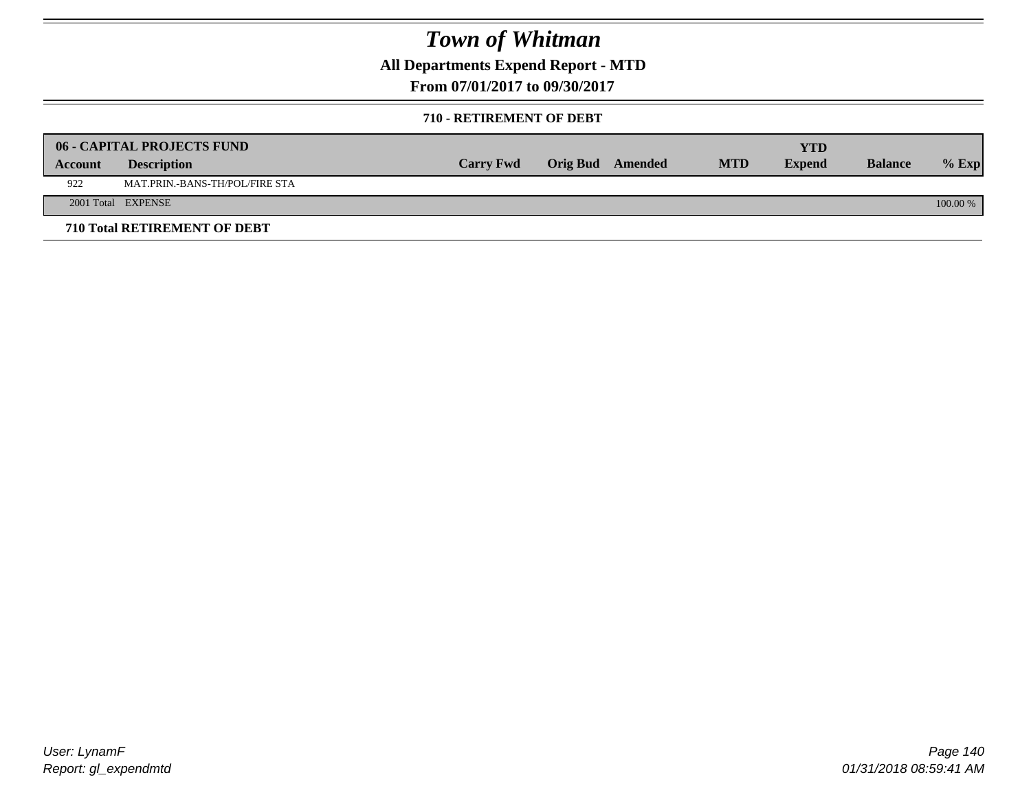# Town of Whitman

## All Departments Expend Report - MTD

## From 07/01/2017 to 09/30/2017

### 710 - RETIREMENT OF DEBT

| 06 - CAPITAL PROJECTS FUND | | | | | | YTD | | |
|---|---|---|---|---|---|---|---|---|
| **Account** | **Description** | **Carry Fwd** | **Orig Bud** | **Amended** | **MTD** | **Expend** | **Balance** | **% Exp** |
| 922 | MAT.PRIN.-BANS-TH/POL/FIRE STA | | | | | | | |
| 2001 Total | EXPENSE | | | | | | | 100.00 % |

**710 Total RETIREMENT OF DEBT**

User: LynamF
Report: gl_expendmtd

01/31/2018 08:59:41 AM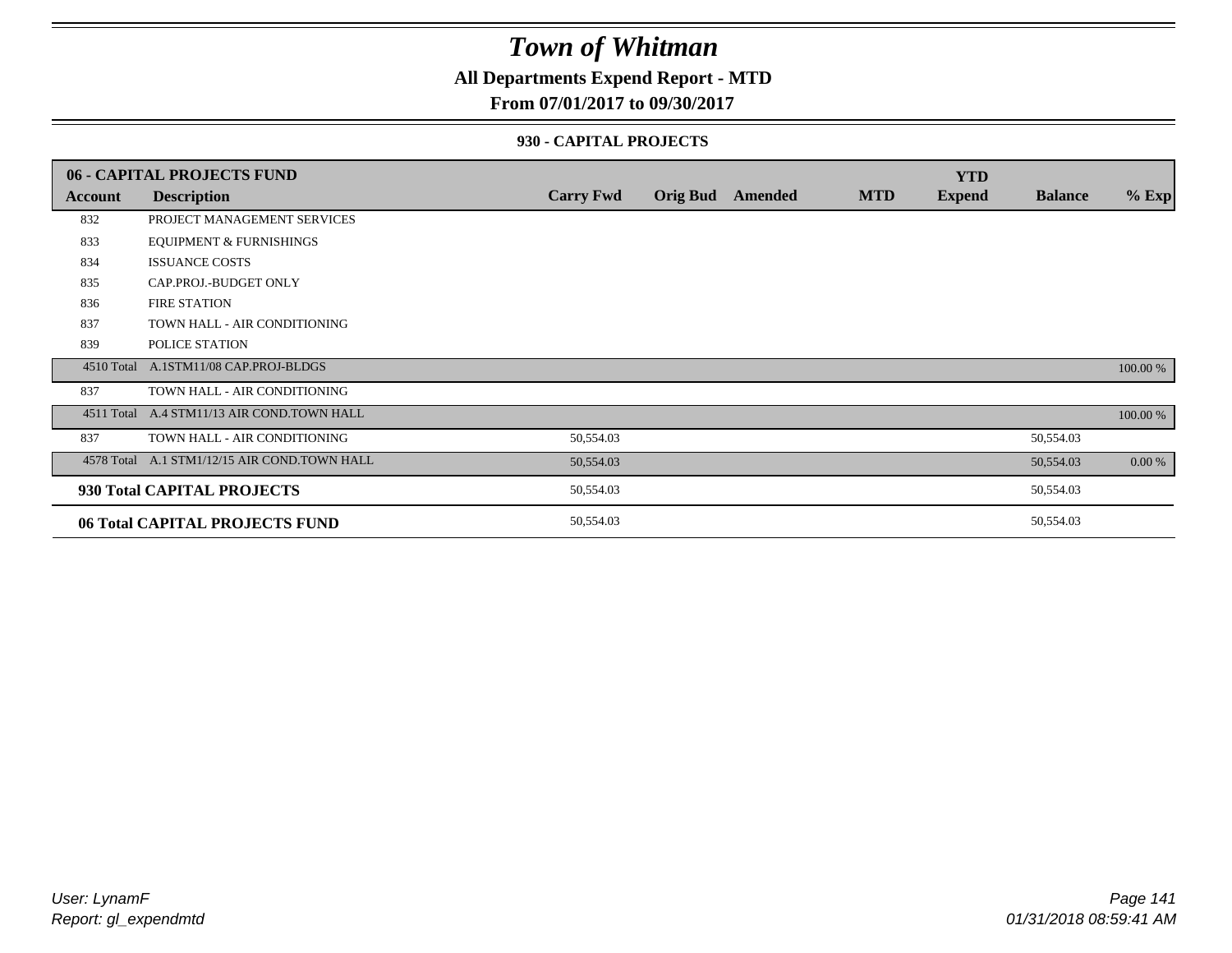# *Town of Whitman*

**All Departments Expend Report - MTD**

**From 07/01/2017 to 09/30/2017**

**930 - CAPITAL PROJECTS**

| 06 - CAPITAL PROJECTS FUND | | | | | | YTD | | |
|---|---|---|---|---|---|---|---|---|
| **Account** | **Description** | **Carry Fwd** | **Orig Bud** | **Amended** | **MTD** | **Expend** | **Balance** | **% Exp** |
| 832 | PROJECT MANAGEMENT SERVICES | | | | | | | |
| 833 | EQUIPMENT & FURNISHINGS | | | | | | | |
| 834 | ISSUANCE COSTS | | | | | | | |
| 835 | CAP.PROJ.-BUDGET ONLY | | | | | | | |
| 836 | FIRE STATION | | | | | | | |
| 837 | TOWN HALL - AIR CONDITIONING | | | | | | | |
| 839 | POLICE STATION | | | | | | | |
| 4510 Total | A.1STM11/08 CAP.PROJ-BLDGS | | | | | | | 100.00 % |
| 837 | TOWN HALL - AIR CONDITIONING | | | | | | | |
| 4511 Total | A.4 STM11/13 AIR COND.TOWN HALL | | | | | | | 100.00 % |
| 837 | TOWN HALL - AIR CONDITIONING | 50,554.03 | | | | | 50,554.03 | |
| 4578 Total | A.1 STM1/12/15 AIR COND.TOWN HALL | 50,554.03 | | | | | 50,554.03 | 0.00 % |
| **930 Total CAPITAL PROJECTS** | | 50,554.03 | | | | | 50,554.03 | |
| **06 Total CAPITAL PROJECTS FUND** | | 50,554.03 | | | | | 50,554.03 | |

*User: LynamF*
*Report: gl_expendmtd*

*01/31/2018 08:59:41 AM*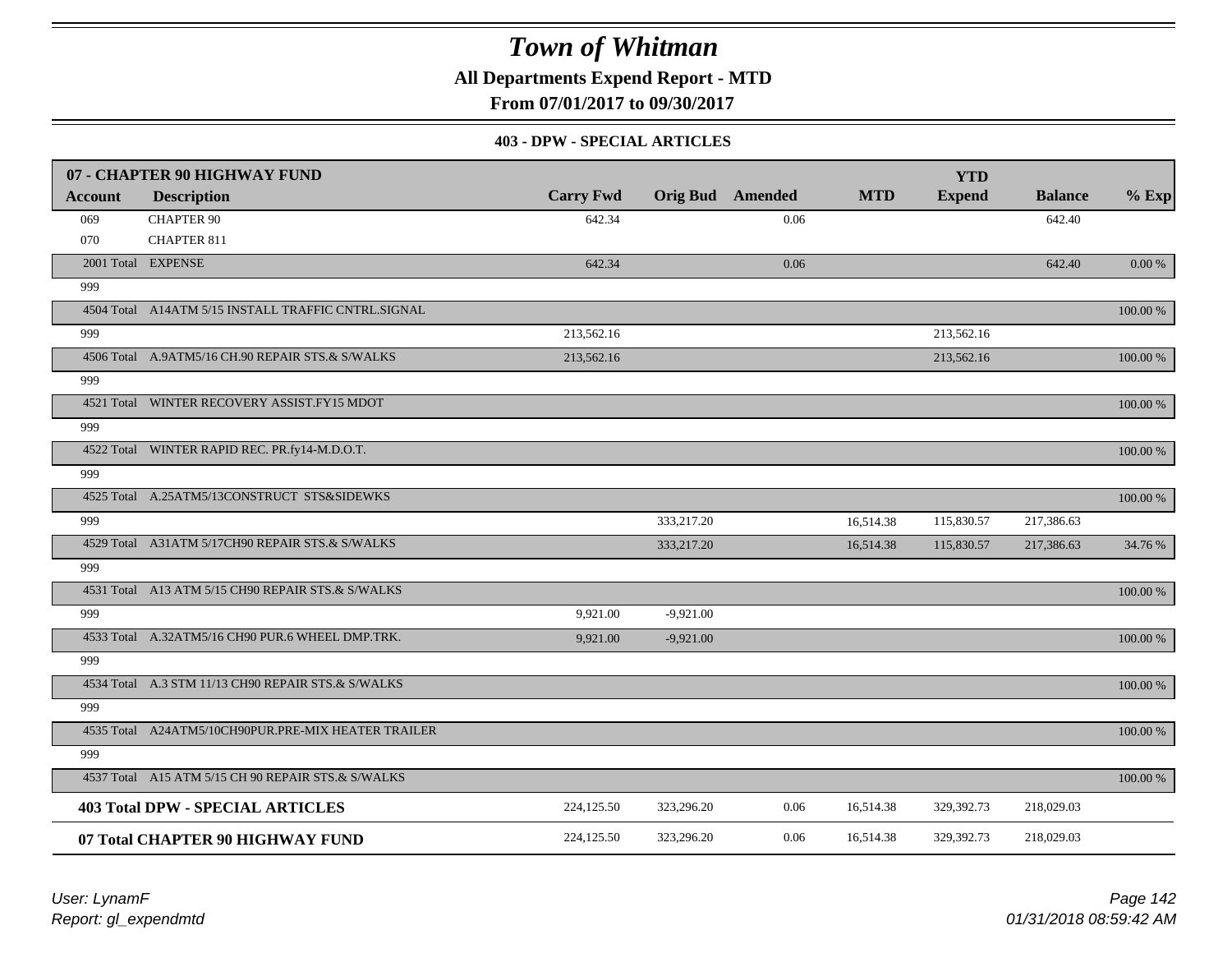# Town of Whitman

**All Departments Expend Report - MTD**

**From 07/01/2017 to 09/30/2017**

**403 - DPW - SPECIAL ARTICLES**

| 07 - CHAPTER 90 HIGHWAY FUND | | | | | | YTD | | |
|---|---|---|---|---|---|---|---|---|
| **Account** | **Description** | **Carry Fwd** | **Orig Bud** | **Amended** | **MTD** | **Expend** | **Balance** | **% Exp** |
| 069 | CHAPTER 90 | 642.34 | | 0.06 | | | 642.40 | |
| 070 | CHAPTER 811 | | | | | | | |
| 2001 Total | EXPENSE | 642.34 | | 0.06 | | | 642.40 | 0.00 % |
| 999 | | | | | | | | |
| 4504 Total | A14ATM 5/15 INSTALL TRAFFIC CNTRL.SIGNAL | | | | | | | 100.00 % |
| 999 | | 213,562.16 | | | | 213,562.16 | | |
| 4506 Total | A.9ATM5/16 CH.90 REPAIR STS.& S/WALKS | 213,562.16 | | | | 213,562.16 | | 100.00 % |
| 999 | | | | | | | | |
| 4521 Total | WINTER RECOVERY ASSIST.FY15 MDOT | | | | | | | 100.00 % |
| 999 | | | | | | | | |
| 4522 Total | WINTER RAPID REC. PR.fy14-M.D.O.T. | | | | | | | 100.00 % |
| 999 | | | | | | | | |
| 4525 Total | A.25ATM5/13CONSTRUCT STS&SIDEWKS | | | | | | | 100.00 % |
| 999 | | | 333,217.20 | | 16,514.38 | 115,830.57 | 217,386.63 | |
| 4529 Total | A31ATM 5/17CH90 REPAIR STS.& S/WALKS | | 333,217.20 | | 16,514.38 | 115,830.57 | 217,386.63 | 34.76 % |
| 999 | | | | | | | | |
| 4531 Total | A13 ATM 5/15 CH90 REPAIR STS.& S/WALKS | | | | | | | 100.00 % |
| 999 | | 9,921.00 | -9,921.00 | | | | | |
| 4533 Total | A.32ATM5/16 CH90 PUR.6 WHEEL DMP.TRK. | 9,921.00 | -9,921.00 | | | | | 100.00 % |
| 999 | | | | | | | | |
| 4534 Total | A.3 STM 11/13 CH90 REPAIR STS.& S/WALKS | | | | | | | 100.00 % |
| 999 | | | | | | | | |
| 4535 Total | A24ATM5/10CH90PUR.PRE-MIX HEATER TRAILER | | | | | | | 100.00 % |
| 999 | | | | | | | | |
| 4537 Total | A15 ATM 5/15 CH 90 REPAIR STS.& S/WALKS | | | | | | | 100.00 % |
| **403 Total DPW - SPECIAL ARTICLES** | | 224,125.50 | 323,296.20 | 0.06 | 16,514.38 | 329,392.73 | 218,029.03 | |
| **07 Total CHAPTER 90 HIGHWAY FUND** | | 224,125.50 | 323,296.20 | 0.06 | 16,514.38 | 329,392.73 | 218,029.03 | |

*User: LynamF*
*Report: gl_expendmtd*

*01/31/2018 08:59:42 AM*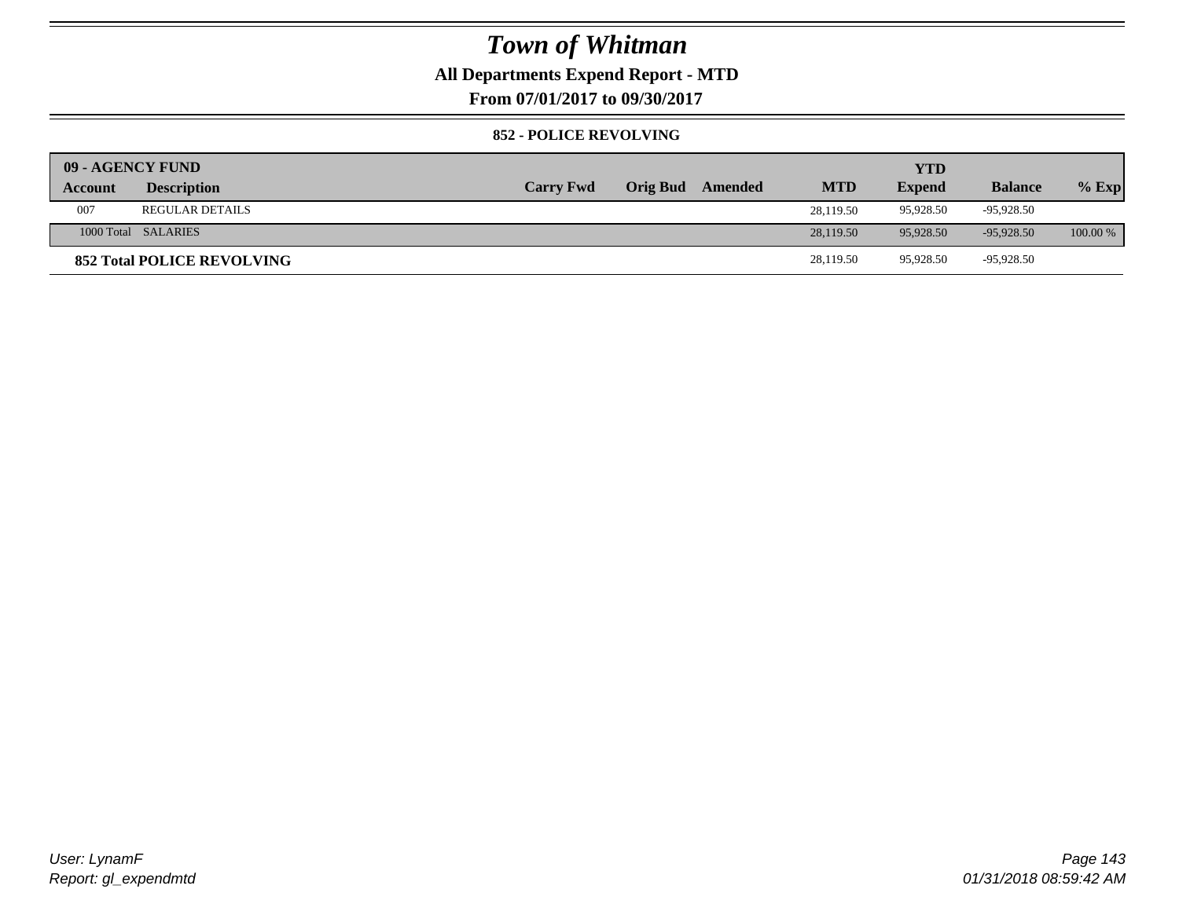# Town of Whitman

**All Departments Expend Report - MTD**

**From 07/01/2017 to 09/30/2017**

**852 - POLICE REVOLVING**

| 09 - AGENCY FUND | | | | | | YTD | | |
|---|---|---|---|---|---|---|---|---|
| **Account** | **Description** | **Carry Fwd** | **Orig Bud** | **Amended** | **MTD** | **Expend** | **Balance** | **% Exp** |
| 007 | REGULAR DETAILS | | | | 28,119.50 | 95,928.50 | -95,928.50 | |
| 1000 Total | SALARIES | | | | 28,119.50 | 95,928.50 | -95,928.50 | 100.00 % |
| **852 Total POLICE REVOLVING** | | | | | 28,119.50 | 95,928.50 | -95,928.50 | |

User: LynamF
Report: gl_expendmtd

01/31/2018 08:59:42 AM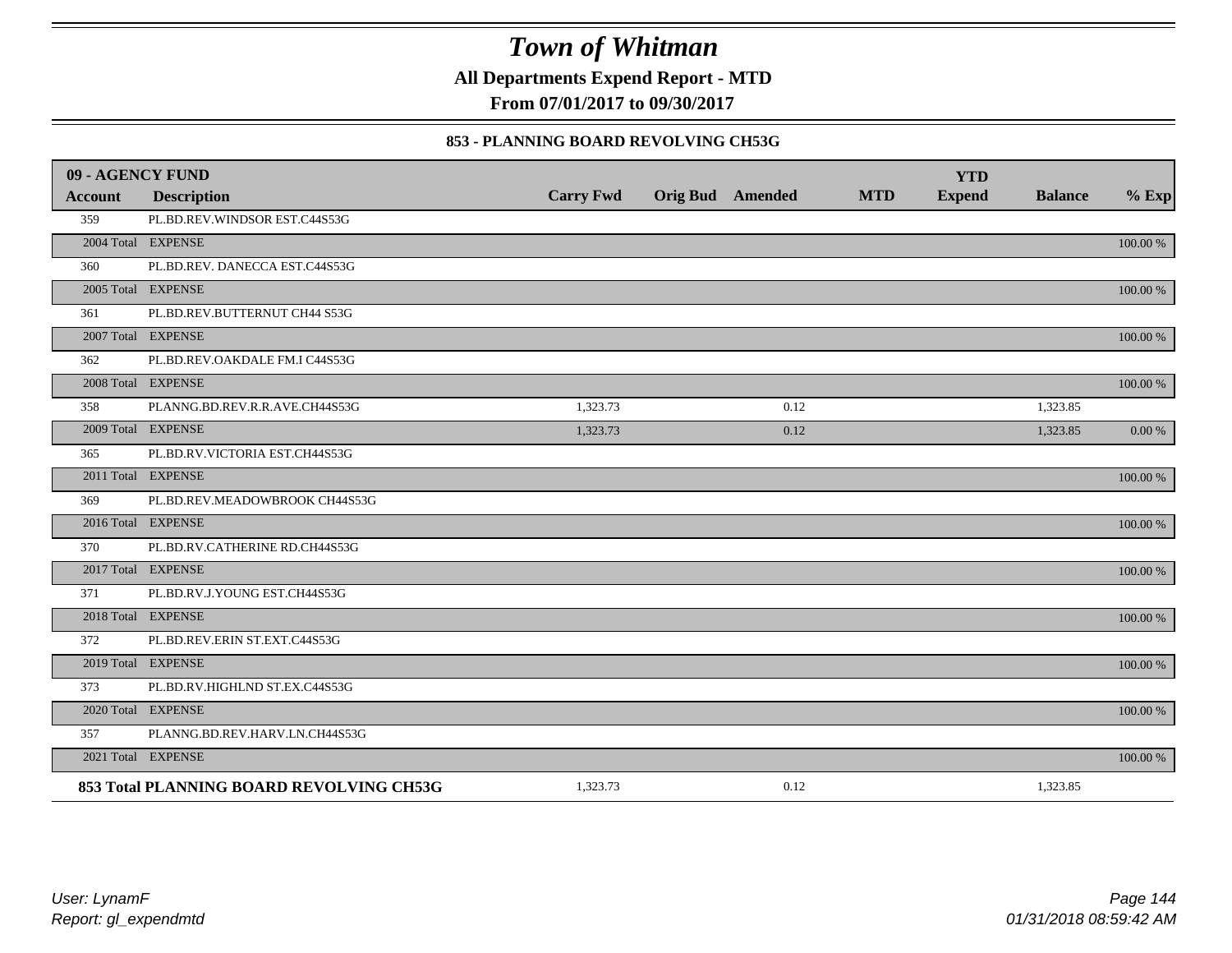# Town of Whitman

**All Departments Expend Report - MTD**

**From 07/01/2017 to 09/30/2017**

**853 - PLANNING BOARD REVOLVING CH53G**

| 09 - AGENCY FUND Account | Description | Carry Fwd | Orig Bud | Amended | MTD | YTD Expend | Balance | % Exp |
|---|---|---|---|---|---|---|---|---|
| 359 | PL.BD.REV.WINDSOR EST.C44S53G | | | | | | | |
| 2004 Total | EXPENSE | | | | | | | 100.00 % |
| 360 | PL.BD.REV. DANECCA EST.C44S53G | | | | | | | |
| 2005 Total | EXPENSE | | | | | | | 100.00 % |
| 361 | PL.BD.REV.BUTTERNUT CH44 S53G | | | | | | | |
| 2007 Total | EXPENSE | | | | | | | 100.00 % |
| 362 | PL.BD.REV.OAKDALE FM.I C44S53G | | | | | | | |
| 2008 Total | EXPENSE | | | | | | | 100.00 % |
| 358 | PLANNG.BD.REV.R.R.AVE.CH44S53G | 1,323.73 | | 0.12 | | | 1,323.85 | |
| 2009 Total | EXPENSE | 1,323.73 | | 0.12 | | | 1,323.85 | 0.00 % |
| 365 | PL.BD.RV.VICTORIA EST.CH44S53G | | | | | | | |
| 2011 Total | EXPENSE | | | | | | | 100.00 % |
| 369 | PL.BD.REV.MEADOWBROOK CH44S53G | | | | | | | |
| 2016 Total | EXPENSE | | | | | | | 100.00 % |
| 370 | PL.BD.RV.CATHERINE RD.CH44S53G | | | | | | | |
| 2017 Total | EXPENSE | | | | | | | 100.00 % |
| 371 | PL.BD.RV.J.YOUNG EST.CH44S53G | | | | | | | |
| 2018 Total | EXPENSE | | | | | | | 100.00 % |
| 372 | PL.BD.REV.ERIN ST.EXT.C44S53G | | | | | | | |
| 2019 Total | EXPENSE | | | | | | | 100.00 % |
| 373 | PL.BD.RV.HIGHLND ST.EX.C44S53G | | | | | | | |
| 2020 Total | EXPENSE | | | | | | | 100.00 % |
| 357 | PLANNG.BD.REV.HARV.LN.CH44S53G | | | | | | | |
| 2021 Total | EXPENSE | | | | | | | 100.00 % |
| **853 Total PLANNING BOARD REVOLVING CH53G** | | 1,323.73 | | 0.12 | | | 1,323.85 | |

*User: LynamF*
*Report: gl_expendmtd*

*01/31/2018 08:59:42 AM*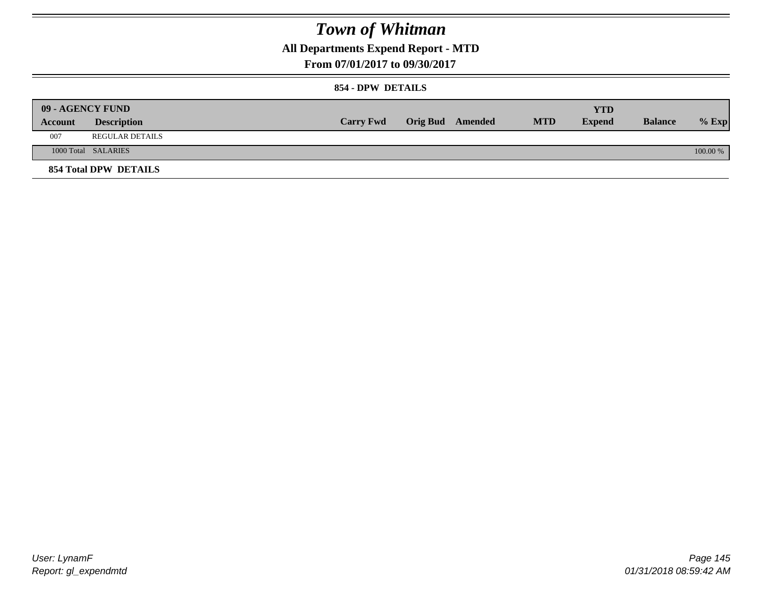# Town of Whitman

## All Departments Expend Report - MTD

### From 07/01/2017 to 09/30/2017

#### 854 - DPW DETAILS

| 09 - AGENCY FUND | | | | | | | | |
|---|---|---|---|---|---|---|---|---|
| **Account** | **Description** | **Carry Fwd** | **Orig Bud** | **Amended** | **MTD** | **YTD Expend** | **Balance** | **% Exp** |
| 007 | REGULAR DETAILS | | | | | | | |
| 1000 Total | SALARIES | | | | | | | 100.00 % |
| **854 Total DPW DETAILS** | | | | | | | | |

User: LynamF
Report: gl_expendmtd

01/31/2018 08:59:42 AM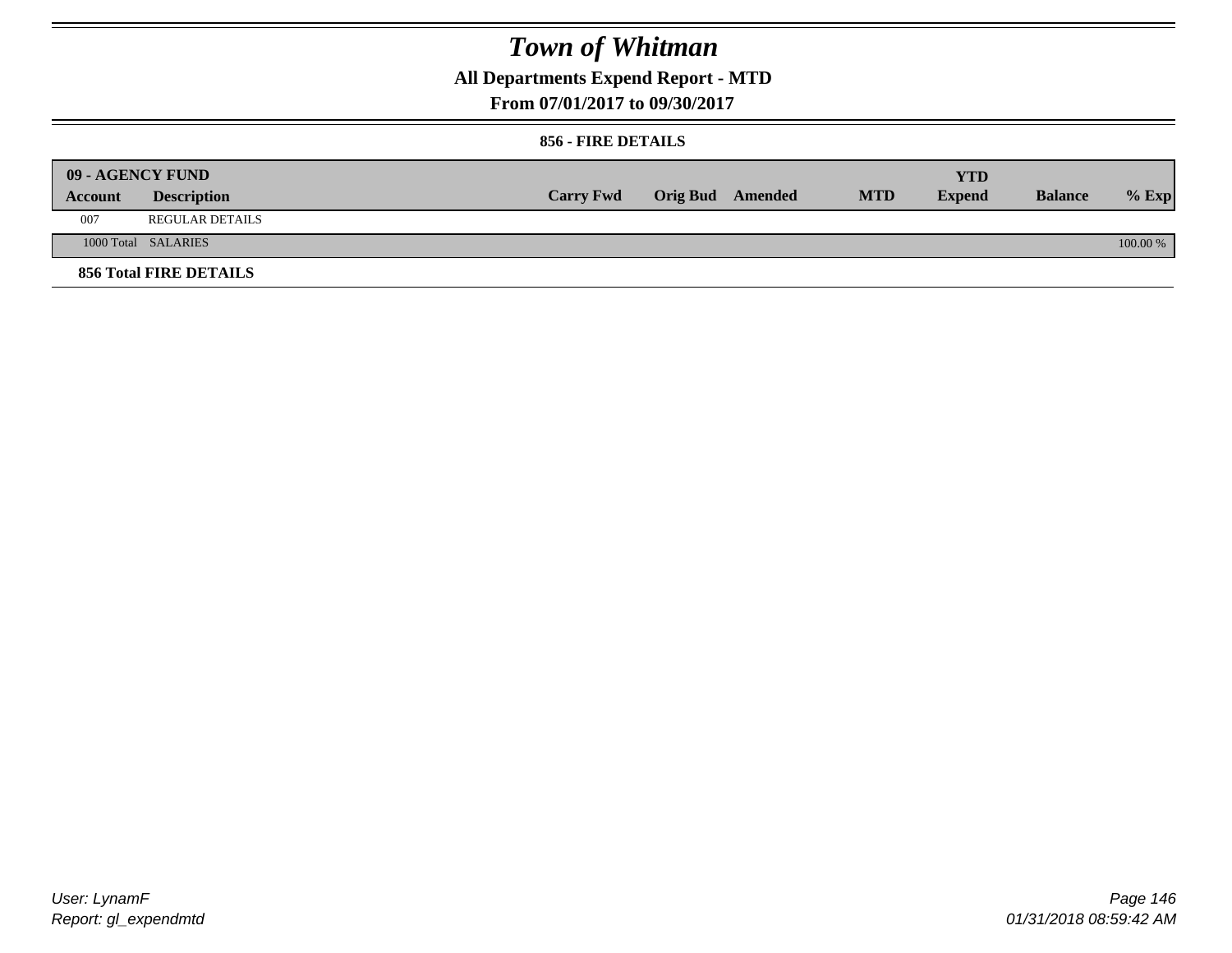# Town of Whitman

## All Departments Expend Report - MTD

### From 07/01/2017 to 09/30/2017

#### 856 - FIRE DETAILS

| 09 - AGENCY FUND | | | | | | | | |
|---|---|---|---|---|---|---|---|---|
| **Account** | **Description** | **Carry Fwd** | **Orig Bud** | **Amended** | **MTD** | **YTD Expend** | **Balance** | **% Exp** |
| 007 | REGULAR DETAILS | | | | | | | |
| 1000 Total | SALARIES | | | | | | | 100.00 % |

**856 Total FIRE DETAILS**

User: LynamF
Report: gl_expendmtd

01/31/2018 08:59:42 AM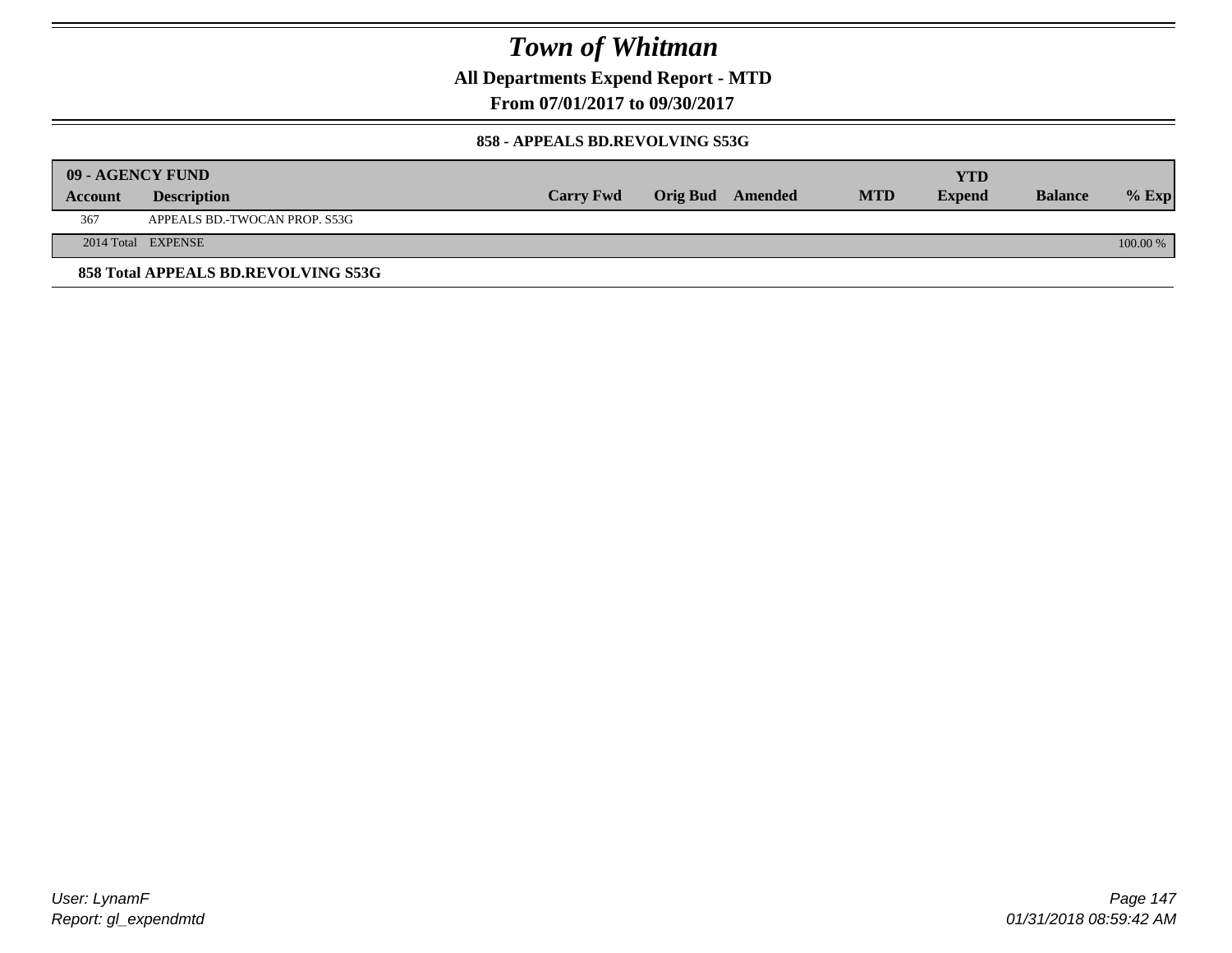# Town of Whitman

**All Departments Expend Report - MTD**

**From 07/01/2017 to 09/30/2017**

**858 - APPEALS BD.REVOLVING S53G**

| 09 - AGENCY FUND Account | Description | Carry Fwd | Orig Bud | Amended | MTD | YTD Expend | Balance | % Exp |
|---|---|---|---|---|---|---|---|---|
| 367 | APPEALS BD.-TWOCAN PROP. S53G | | | | | | | |
| 2014 Total | EXPENSE | | | | | | | 100.00 % |

**858 Total APPEALS BD.REVOLVING S53G**

*User: LynamF*
*Report: gl_expendmtd*

*01/31/2018 08:59:42 AM*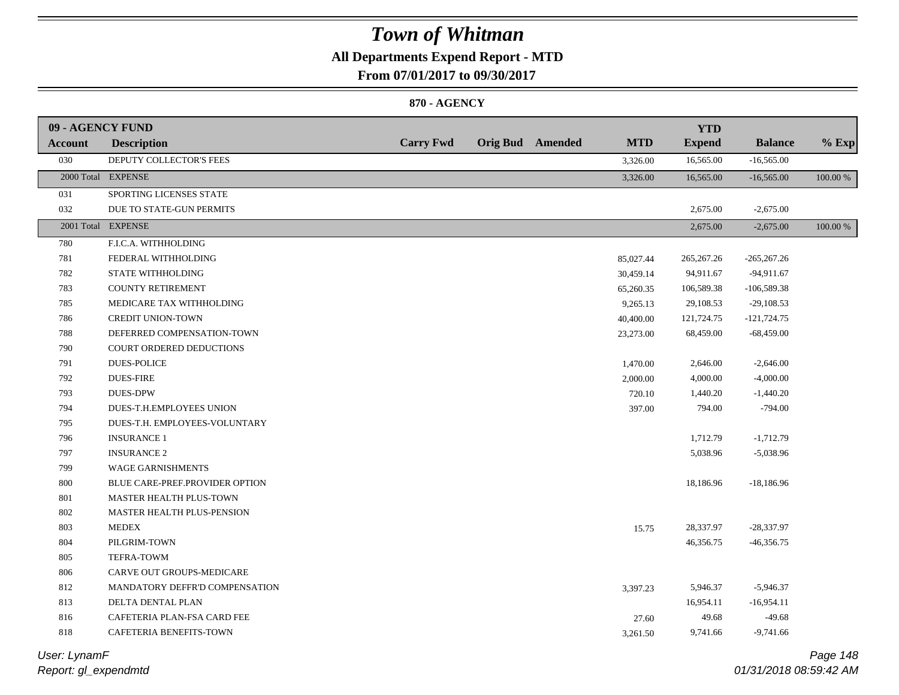# Town of Whitman

**All Departments Expend Report - MTD**

**From 07/01/2017 to 09/30/2017**

**870 - AGENCY**

| 09 - AGENCY FUND | | | | | | YTD | | |
|---|---|---|---|---|---|---|---|---|
| **Account** | **Description** | **Carry Fwd** | **Orig Bud** | **Amended** | **MTD** | **Expend** | **Balance** | **% Exp** |
| 030 | DEPUTY COLLECTOR'S FEES | | | | 3,326.00 | 16,565.00 | -16,565.00 | |
| 2000 Total | EXPENSE | | | | 3,326.00 | 16,565.00 | -16,565.00 | 100.00 % |
| 031 | SPORTING LICENSES STATE | | | | | | | |
| 032 | DUE TO STATE-GUN PERMITS | | | | | 2,675.00 | -2,675.00 | |
| 2001 Total | EXPENSE | | | | | 2,675.00 | -2,675.00 | 100.00 % |
| 780 | F.I.C.A. WITHHOLDING | | | | | | | |
| 781 | FEDERAL WITHHOLDING | | | | 85,027.44 | 265,267.26 | -265,267.26 | |
| 782 | STATE WITHHOLDING | | | | 30,459.14 | 94,911.67 | -94,911.67 | |
| 783 | COUNTY RETIREMENT | | | | 65,260.35 | 106,589.38 | -106,589.38 | |
| 785 | MEDICARE TAX WITHHOLDING | | | | 9,265.13 | 29,108.53 | -29,108.53 | |
| 786 | CREDIT UNION-TOWN | | | | 40,400.00 | 121,724.75 | -121,724.75 | |
| 788 | DEFERRED COMPENSATION-TOWN | | | | 23,273.00 | 68,459.00 | -68,459.00 | |
| 790 | COURT ORDERED DEDUCTIONS | | | | | | | |
| 791 | DUES-POLICE | | | | 1,470.00 | 2,646.00 | -2,646.00 | |
| 792 | DUES-FIRE | | | | 2,000.00 | 4,000.00 | -4,000.00 | |
| 793 | DUES-DPW | | | | 720.10 | 1,440.20 | -1,440.20 | |
| 794 | DUES-T.H.EMPLOYEES UNION | | | | 397.00 | 794.00 | -794.00 | |
| 795 | DUES-T.H. EMPLOYEES-VOLUNTARY | | | | | | | |
| 796 | INSURANCE 1 | | | | | 1,712.79 | -1,712.79 | |
| 797 | INSURANCE 2 | | | | | 5,038.96 | -5,038.96 | |
| 799 | WAGE GARNISHMENTS | | | | | | | |
| 800 | BLUE CARE-PREF.PROVIDER OPTION | | | | | 18,186.96 | -18,186.96 | |
| 801 | MASTER HEALTH PLUS-TOWN | | | | | | | |
| 802 | MASTER HEALTH PLUS-PENSION | | | | | | | |
| 803 | MEDEX | | | | 15.75 | 28,337.97 | -28,337.97 | |
| 804 | PILGRIM-TOWN | | | | | 46,356.75 | -46,356.75 | |
| 805 | TEFRA-TOWM | | | | | | | |
| 806 | CARVE OUT GROUPS-MEDICARE | | | | | | | |
| 812 | MANDATORY DEFFR'D COMPENSATION | | | | 3,397.23 | 5,946.37 | -5,946.37 | |
| 813 | DELTA DENTAL PLAN | | | | | 16,954.11 | -16,954.11 | |
| 816 | CAFETERIA PLAN-FSA CARD FEE | | | | 27.60 | 49.68 | -49.68 | |
| 818 | CAFETERIA BENEFITS-TOWN | | | | 3,261.50 | 9,741.66 | -9,741.66 | |

*User: LynamF*

*Report: gl_expendmtd*

*01/31/2018 08:59:42 AM*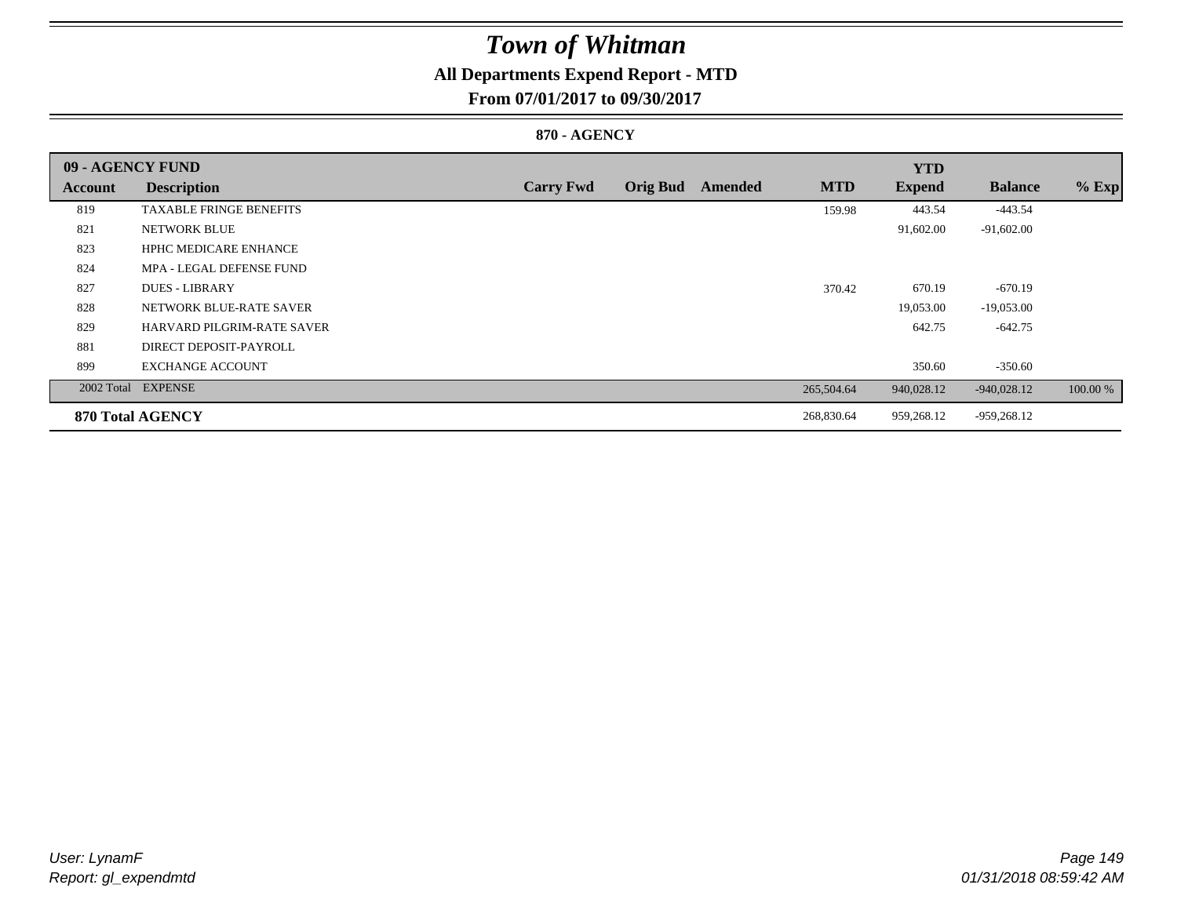# Town of Whitman

## All Departments Expend Report - MTD

### From 07/01/2017 to 09/30/2017

#### 870 - AGENCY

| 09 - AGENCY FUND | | | | | | YTD | | |
|---|---|---|---|---|---|---|---|---|
| **Account** | **Description** | **Carry Fwd** | **Orig Bud** | **Amended** | **MTD** | **Expend** | **Balance** | **% Exp** |
| 819 | TAXABLE FRINGE BENEFITS | | | | 159.98 | 443.54 | -443.54 | |
| 821 | NETWORK BLUE | | | | | 91,602.00 | -91,602.00 | |
| 823 | HPHC MEDICARE ENHANCE | | | | | | | |
| 824 | MPA - LEGAL DEFENSE FUND | | | | | | | |
| 827 | DUES - LIBRARY | | | | 370.42 | 670.19 | -670.19 | |
| 828 | NETWORK BLUE-RATE SAVER | | | | | 19,053.00 | -19,053.00 | |
| 829 | HARVARD PILGRIM-RATE SAVER | | | | | 642.75 | -642.75 | |
| 881 | DIRECT DEPOSIT-PAYROLL | | | | | | | |
| 899 | EXCHANGE ACCOUNT | | | | | 350.60 | -350.60 | |
| 2002 Total | EXPENSE | | | | 265,504.64 | 940,028.12 | -940,028.12 | 100.00 % |
| **870 Total AGENCY** | | | | | 268,830.64 | 959,268.12 | -959,268.12 | |

User: LynamF
Report: gl_expendmtd

01/31/2018 08:59:42 AM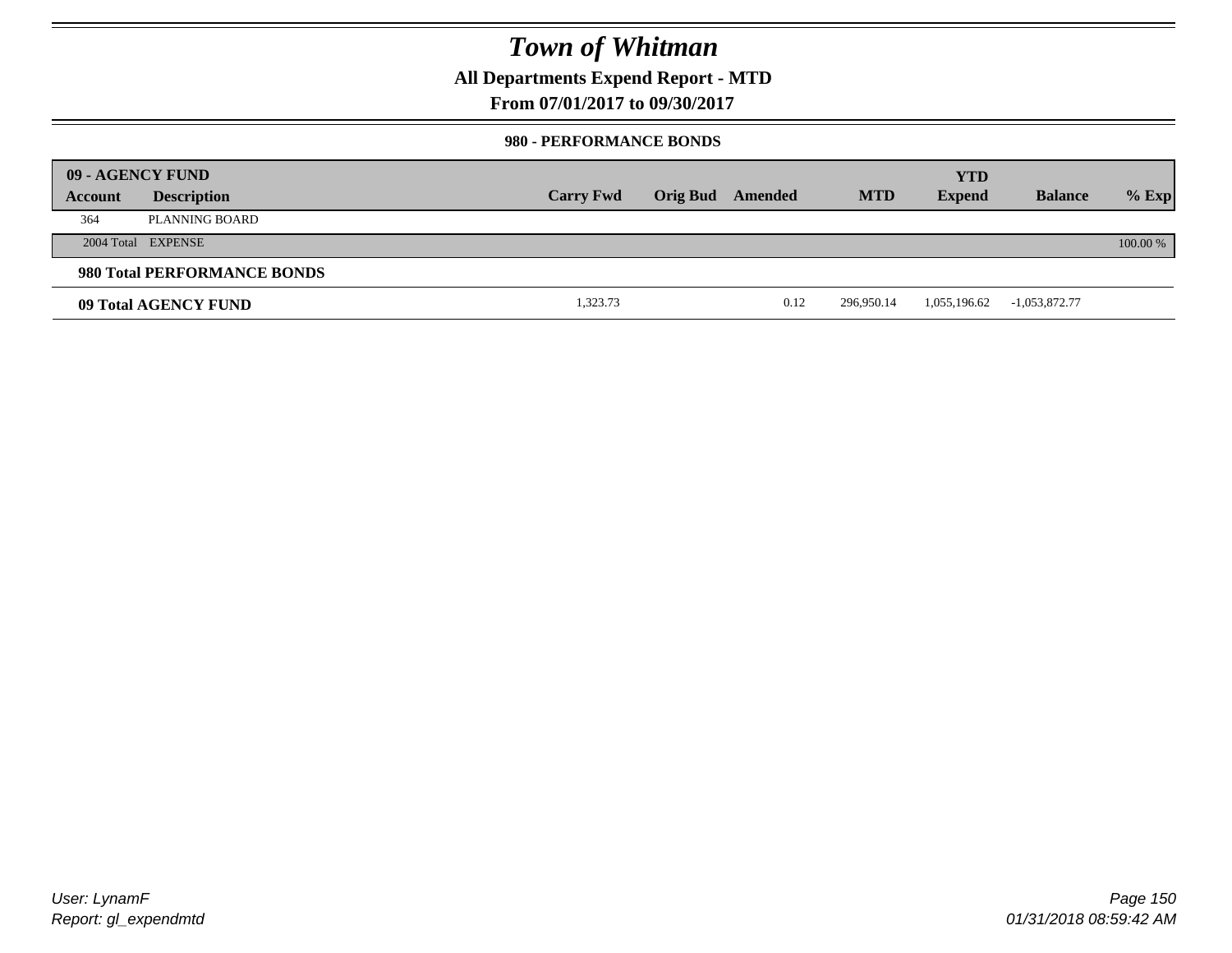# Town of Whitman

## All Departments Expend Report - MTD

### From 07/01/2017 to 09/30/2017

#### 980 - PERFORMANCE BONDS

| 09 - AGENCY FUND | | | | | | | | |
|---|---|---|---|---|---|---|---|---|
| Account | Description | Carry Fwd | Orig Bud | Amended | MTD | YTD Expend | Balance | % Exp |
| 364 | PLANNING BOARD | | | | | | | |
| 2004 Total | EXPENSE | | | | | | | 100.00 % |
| **980 Total PERFORMANCE BONDS** | | | | | | | | |
| **09 Total AGENCY FUND** | | 1,323.73 | | 0.12 | 296,950.14 | 1,055,196.62 | -1,053,872.77 | |

User: LynamF
Report: gl_expendmtd

01/31/2018 08:59:42 AM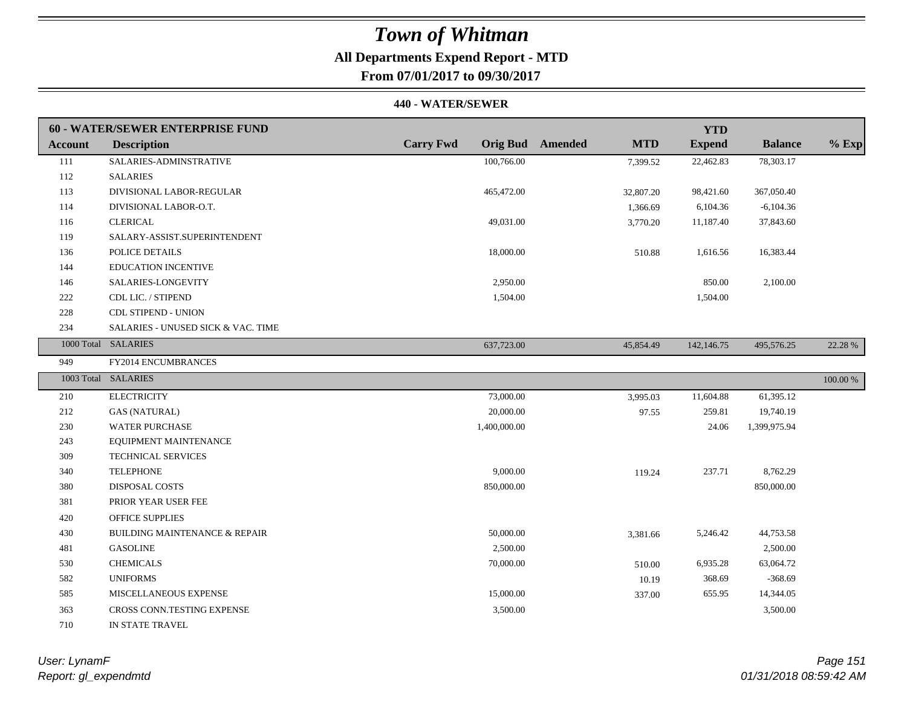# Town of Whitman

**All Departments Expend Report - MTD**

**From 07/01/2017 to 09/30/2017**

**440 - WATER/SEWER**

| 60 - WATER/SEWER ENTERPRISE FUND | | | | | | | | |
|---|---|---|---|---|---|---|---|---|
| **Account** | **Description** | **Carry Fwd** | **Orig Bud** | **Amended** | **MTD** | **YTD Expend** | **Balance** | **% Exp** |
| 111 | SALARIES-ADMINSTRATIVE | | 100,766.00 | | 7,399.52 | 22,462.83 | 78,303.17 | |
| 112 | SALARIES | | | | | | | |
| 113 | DIVISIONAL LABOR-REGULAR | | 465,472.00 | | 32,807.20 | 98,421.60 | 367,050.40 | |
| 114 | DIVISIONAL LABOR-O.T. | | | | 1,366.69 | 6,104.36 | -6,104.36 | |
| 116 | CLERICAL | | 49,031.00 | | 3,770.20 | 11,187.40 | 37,843.60 | |
| 119 | SALARY-ASSIST.SUPERINTENDENT | | | | | | | |
| 136 | POLICE DETAILS | | 18,000.00 | | 510.88 | 1,616.56 | 16,383.44 | |
| 144 | EDUCATION INCENTIVE | | | | | | | |
| 146 | SALARIES-LONGEVITY | | 2,950.00 | | | 850.00 | 2,100.00 | |
| 222 | CDL LIC. / STIPEND | | 1,504.00 | | | 1,504.00 | | |
| 228 | CDL STIPEND - UNION | | | | | | | |
| 234 | SALARIES - UNUSED SICK & VAC. TIME | | | | | | | |
| 1000 Total | SALARIES | | 637,723.00 | | 45,854.49 | 142,146.75 | 495,576.25 | 22.28 % |
| 949 | FY2014 ENCUMBRANCES | | | | | | | |
| 1003 Total | SALARIES | | | | | | | 100.00 % |
| 210 | ELECTRICITY | | 73,000.00 | | 3,995.03 | 11,604.88 | 61,395.12 | |
| 212 | GAS (NATURAL) | | 20,000.00 | | 97.55 | 259.81 | 19,740.19 | |
| 230 | WATER PURCHASE | | 1,400,000.00 | | | 24.06 | 1,399,975.94 | |
| 243 | EQUIPMENT MAINTENANCE | | | | | | | |
| 309 | TECHNICAL SERVICES | | | | | | | |
| 340 | TELEPHONE | | 9,000.00 | | 119.24 | 237.71 | 8,762.29 | |
| 380 | DISPOSAL COSTS | | 850,000.00 | | | | 850,000.00 | |
| 381 | PRIOR YEAR USER FEE | | | | | | | |
| 420 | OFFICE SUPPLIES | | | | | | | |
| 430 | BUILDING MAINTENANCE & REPAIR | | 50,000.00 | | 3,381.66 | 5,246.42 | 44,753.58 | |
| 481 | GASOLINE | | 2,500.00 | | | | 2,500.00 | |
| 530 | CHEMICALS | | 70,000.00 | | 510.00 | 6,935.28 | 63,064.72 | |
| 582 | UNIFORMS | | | | 10.19 | 368.69 | -368.69 | |
| 585 | MISCELLANEOUS EXPENSE | | 15,000.00 | | 337.00 | 655.95 | 14,344.05 | |
| 363 | CROSS CONN.TESTING EXPENSE | | 3,500.00 | | | | 3,500.00 | |
| 710 | IN STATE TRAVEL | | | | | | | |

*User: LynamF*
*Report: gl_expendmtd*

*01/31/2018 08:59:42 AM*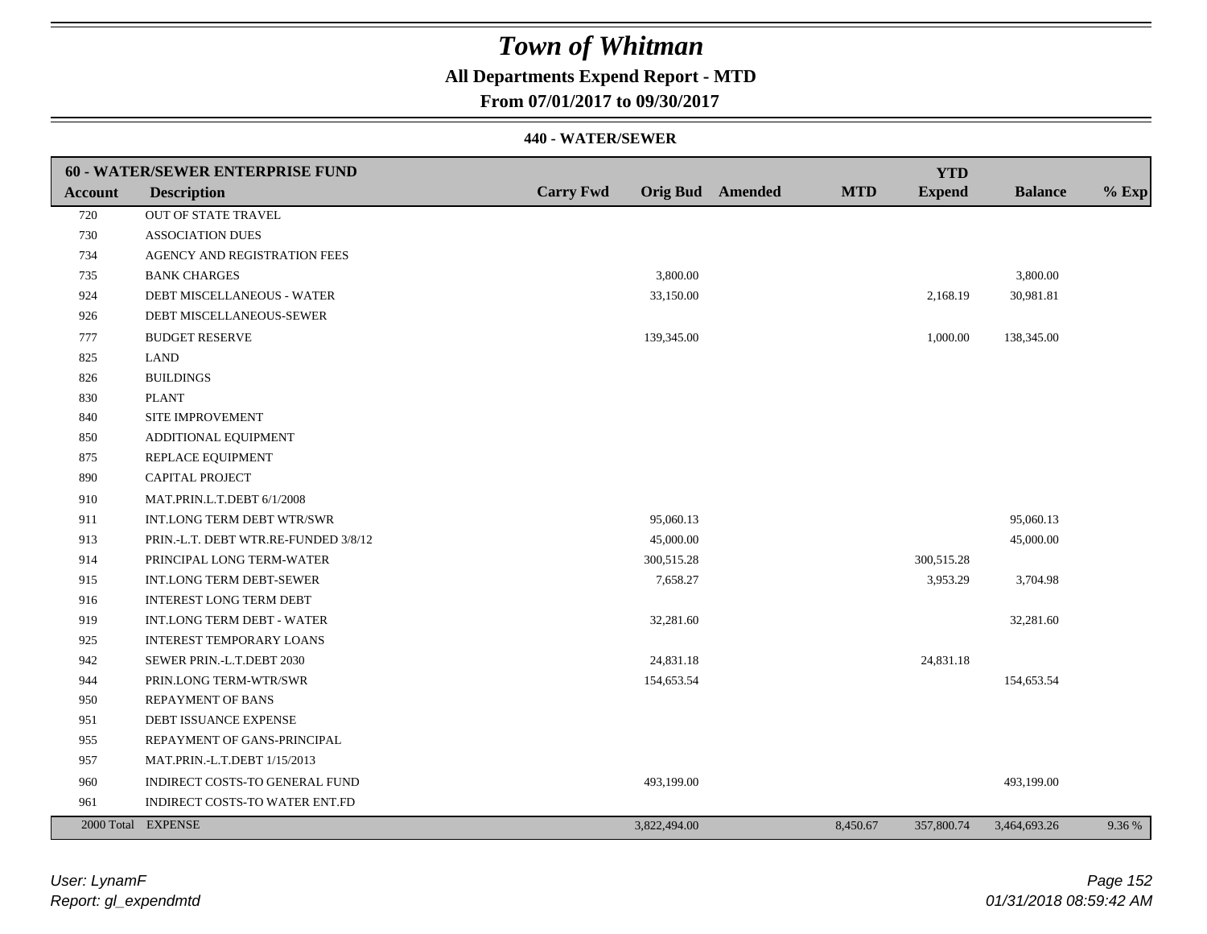# Town of Whitman

**All Departments Expend Report - MTD**

**From 07/01/2017 to 09/30/2017**

**440 - WATER/SEWER**

| 60 - WATER/SEWER ENTERPRISE FUND | | | | | | | | |
|---|---|---|---|---|---|---|---|---|
| **Account** | **Description** | **Carry Fwd** | **Orig Bud** | **Amended** | **MTD** | **YTD Expend** | **Balance** | **% Exp** |
| 720 | OUT OF STATE TRAVEL | | | | | | | |
| 730 | ASSOCIATION DUES | | | | | | | |
| 734 | AGENCY AND REGISTRATION FEES | | | | | | | |
| 735 | BANK CHARGES | | 3,800.00 | | | | 3,800.00 | |
| 924 | DEBT MISCELLANEOUS - WATER | | 33,150.00 | | | 2,168.19 | 30,981.81 | |
| 926 | DEBT MISCELLANEOUS-SEWER | | | | | | | |
| 777 | BUDGET RESERVE | | 139,345.00 | | | 1,000.00 | 138,345.00 | |
| 825 | LAND | | | | | | | |
| 826 | BUILDINGS | | | | | | | |
| 830 | PLANT | | | | | | | |
| 840 | SITE IMPROVEMENT | | | | | | | |
| 850 | ADDITIONAL EQUIPMENT | | | | | | | |
| 875 | REPLACE EQUIPMENT | | | | | | | |
| 890 | CAPITAL PROJECT | | | | | | | |
| 910 | MAT.PRIN.L.T.DEBT 6/1/2008 | | | | | | | |
| 911 | INT.LONG TERM DEBT WTR/SWR | | 95,060.13 | | | | 95,060.13 | |
| 913 | PRIN.-L.T. DEBT WTR.RE-FUNDED 3/8/12 | | 45,000.00 | | | | 45,000.00 | |
| 914 | PRINCIPAL LONG TERM-WATER | | 300,515.28 | | | 300,515.28 | | |
| 915 | INT.LONG TERM DEBT-SEWER | | 7,658.27 | | | 3,953.29 | 3,704.98 | |
| 916 | INTEREST LONG TERM DEBT | | | | | | | |
| 919 | INT.LONG TERM DEBT - WATER | | 32,281.60 | | | | 32,281.60 | |
| 925 | INTEREST TEMPORARY LOANS | | | | | | | |
| 942 | SEWER PRIN.-L.T.DEBT 2030 | | 24,831.18 | | | 24,831.18 | | |
| 944 | PRIN.LONG TERM-WTR/SWR | | 154,653.54 | | | | 154,653.54 | |
| 950 | REPAYMENT OF BANS | | | | | | | |
| 951 | DEBT ISSUANCE EXPENSE | | | | | | | |
| 955 | REPAYMENT OF GANS-PRINCIPAL | | | | | | | |
| 957 | MAT.PRIN.-L.T.DEBT 1/15/2013 | | | | | | | |
| 960 | INDIRECT COSTS-TO GENERAL FUND | | 493,199.00 | | | | 493,199.00 | |
| 961 | INDIRECT COSTS-TO WATER ENT.FD | | | | | | | |
| 2000 Total | EXPENSE | | 3,822,494.00 | | 8,450.67 | 357,800.74 | 3,464,693.26 | 9.36 % |

*User: LynamF*
*Report: gl_expendmtd*

*01/31/2018 08:59:42 AM*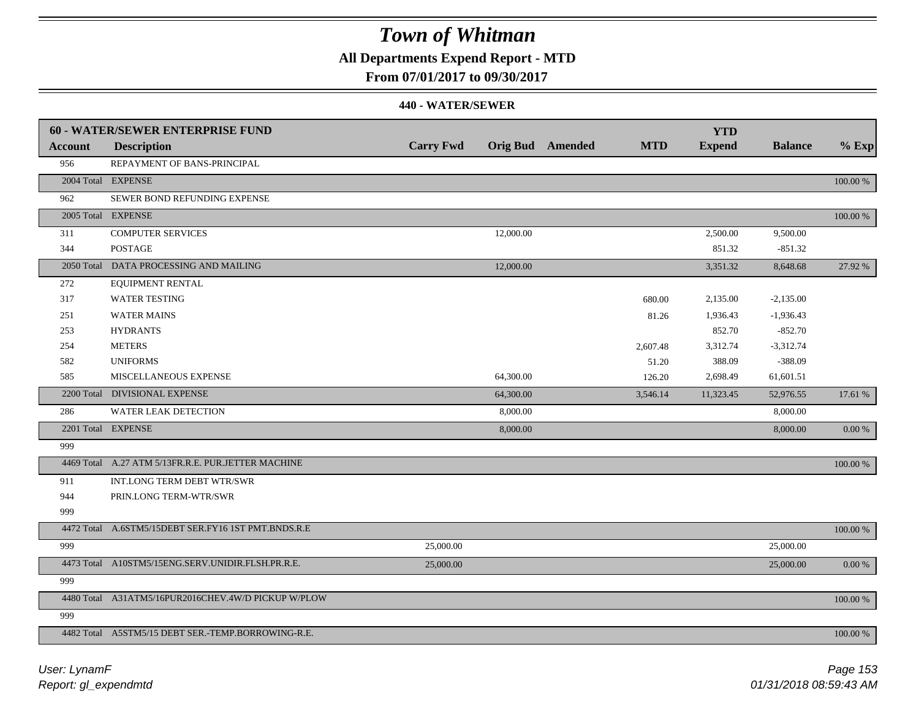# Town of Whitman

**All Departments Expend Report - MTD**

**From 07/01/2017 to 09/30/2017**

**440 - WATER/SEWER**

| **60 - WATER/SEWER ENTERPRISE FUND** | | | | | | | | | |
|---|---|---|---|---|---|---|---|---|---|
| **Account** | **Description** | **Carry Fwd** | **Orig Bud** | **Amended** | **MTD** | **YTD Expend** | **Balance** | **% Exp** |
| 956 | REPAYMENT OF BANS-PRINCIPAL | | | | | | | |
| 2004 Total | EXPENSE | | | | | | | 100.00 % |
| 962 | SEWER BOND REFUNDING EXPENSE | | | | | | | |
| 2005 Total | EXPENSE | | | | | | | 100.00 % |
| 311 | COMPUTER SERVICES | | 12,000.00 | | | 2,500.00 | 9,500.00 | |
| 344 | POSTAGE | | | | | 851.32 | -851.32 | |
| 2050 Total | DATA PROCESSING AND MAILING | | 12,000.00 | | | 3,351.32 | 8,648.68 | 27.92 % |
| 272 | EQUIPMENT RENTAL | | | | | | | |
| 317 | WATER TESTING | | | | 680.00 | 2,135.00 | -2,135.00 | |
| 251 | WATER MAINS | | | | 81.26 | 1,936.43 | -1,936.43 | |
| 253 | HYDRANTS | | | | | 852.70 | -852.70 | |
| 254 | METERS | | | | 2,607.48 | 3,312.74 | -3,312.74 | |
| 582 | UNIFORMS | | | | 51.20 | 388.09 | -388.09 | |
| 585 | MISCELLANEOUS EXPENSE | | 64,300.00 | | 126.20 | 2,698.49 | 61,601.51 | |
| 2200 Total | DIVISIONAL EXPENSE | | 64,300.00 | | 3,546.14 | 11,323.45 | 52,976.55 | 17.61 % |
| 286 | WATER LEAK DETECTION | | 8,000.00 | | | | 8,000.00 | |
| 2201 Total | EXPENSE | | 8,000.00 | | | | 8,000.00 | 0.00 % |
| 999 | | | | | | | | |
| 4469 Total | A.27 ATM 5/13FR.R.E. PUR.JETTER MACHINE | | | | | | | 100.00 % |
| 911 | INT.LONG TERM DEBT WTR/SWR | | | | | | | |
| 944 | PRIN.LONG TERM-WTR/SWR | | | | | | | |
| 999 | | | | | | | | |
| 4472 Total | A.6STM5/15DEBT SER.FY16 1ST PMT.BNDS.R.E | | | | | | | 100.00 % |
| 999 | | 25,000.00 | | | | | 25,000.00 | |
| 4473 Total | A10STM5/15ENG.SERV.UNIDIR.FLSH.PR.R.E. | 25,000.00 | | | | | 25,000.00 | 0.00 % |
| 999 | | | | | | | | |
| 4480 Total | A31ATM5/16PUR2016CHEV.4W/D PICKUP W/PLOW | | | | | | | 100.00 % |
| 999 | | | | | | | | |
| 4482 Total | A5STM5/15 DEBT SER.-TEMP.BORROWING-R.E. | | | | | | | 100.00 % |

*User: LynamF*
*Report: gl_expendmtd*

*01/31/2018 08:59:43 AM*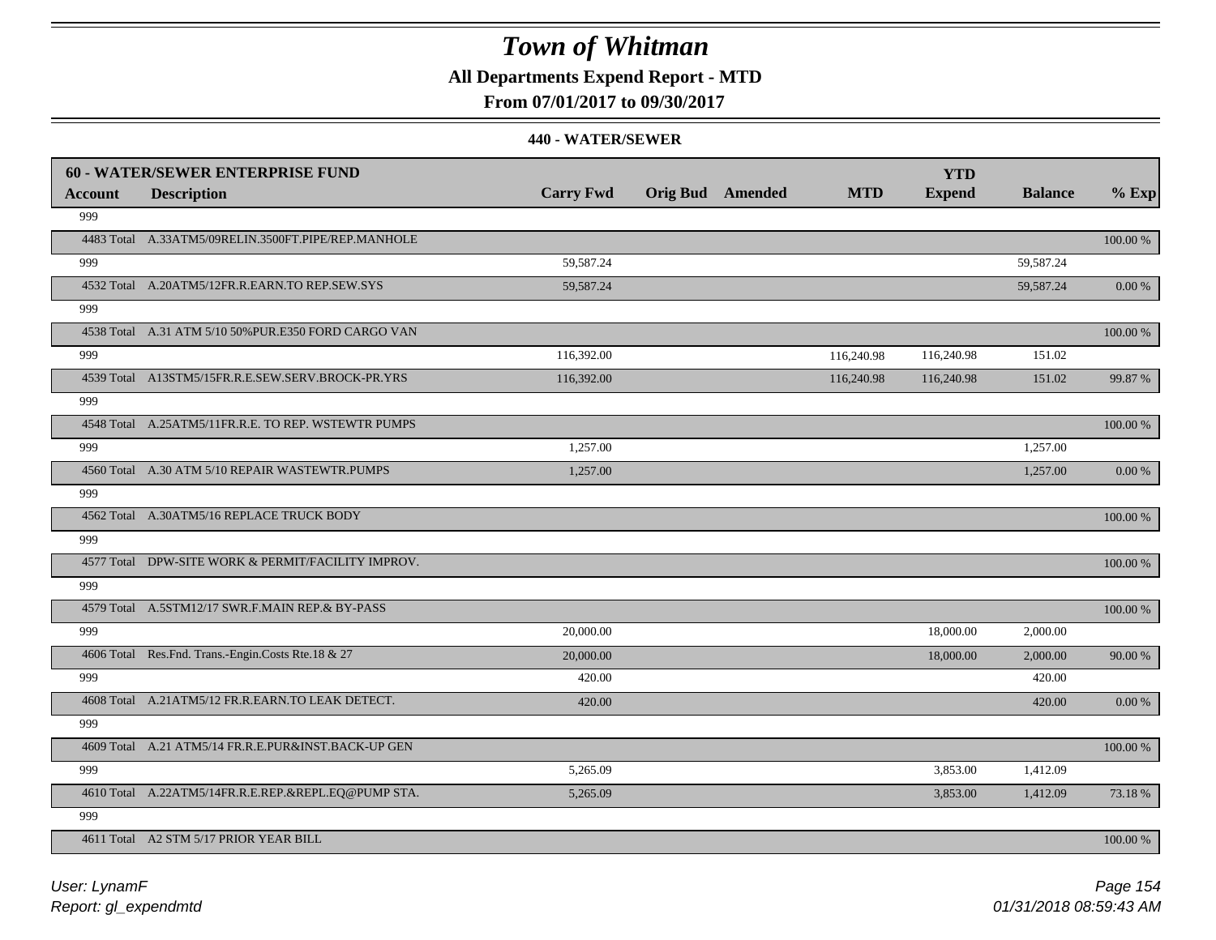# Town of Whitman

**All Departments Expend Report - MTD**

**From 07/01/2017 to 09/30/2017**

**440 - WATER/SEWER**

| 60 - WATER/SEWER ENTERPRISE FUND | | | | | | | | |
|---|---|---|---|---|---|---|---|---|
| **Account** | **Description** | **Carry Fwd** | **Orig Bud** | **Amended** | **MTD** | **YTD Expend** | **Balance** | **% Exp** |
| 999 | | | | | | | | |
| 4483 Total | A.33ATM5/09RELIN.3500FT.PIPE/REP.MANHOLE | | | | | | | 100.00 % |
| 999 | | 59,587.24 | | | | | 59,587.24 | |
| 4532 Total | A.20ATM5/12FR.R.EARN.TO REP.SEW.SYS | 59,587.24 | | | | | 59,587.24 | 0.00 % |
| 999 | | | | | | | | |
| 4538 Total | A.31 ATM 5/10 50%PUR.E350 FORD CARGO VAN | | | | | | | 100.00 % |
| 999 | | 116,392.00 | | | 116,240.98 | 116,240.98 | 151.02 | |
| 4539 Total | A13STM5/15FR.R.E.SEW.SERV.BROCK-PR.YRS | 116,392.00 | | | 116,240.98 | 116,240.98 | 151.02 | 99.87 % |
| 999 | | | | | | | | |
| 4548 Total | A.25ATM5/11FR.R.E. TO REP. WSTEWTR PUMPS | | | | | | | 100.00 % |
| 999 | | 1,257.00 | | | | | 1,257.00 | |
| 4560 Total | A.30 ATM 5/10 REPAIR WASTEWTR.PUMPS | 1,257.00 | | | | | 1,257.00 | 0.00 % |
| 999 | | | | | | | | |
| 4562 Total | A.30ATM5/16 REPLACE TRUCK BODY | | | | | | | 100.00 % |
| 999 | | | | | | | | |
| 4577 Total | DPW-SITE WORK & PERMIT/FACILITY IMPROV. | | | | | | | 100.00 % |
| 999 | | | | | | | | |
| 4579 Total | A.5STM12/17 SWR.F.MAIN REP.& BY-PASS | | | | | | | 100.00 % |
| 999 | | 20,000.00 | | | | 18,000.00 | 2,000.00 | |
| 4606 Total | Res.Fnd. Trans.-Engin.Costs Rte.18 & 27 | 20,000.00 | | | | 18,000.00 | 2,000.00 | 90.00 % |
| 999 | | 420.00 | | | | | 420.00 | |
| 4608 Total | A.21ATM5/12 FR.R.EARN.TO LEAK DETECT. | 420.00 | | | | | 420.00 | 0.00 % |
| 999 | | | | | | | | |
| 4609 Total | A.21 ATM5/14 FR.R.E.PUR&INST.BACK-UP GEN | | | | | | | 100.00 % |
| 999 | | 5,265.09 | | | | 3,853.00 | 1,412.09 | |
| 4610 Total | A.22ATM5/14FR.R.E.REP.&REPL.EQ@PUMP STA. | 5,265.09 | | | | 3,853.00 | 1,412.09 | 73.18 % |
| 999 | | | | | | | | |
| 4611 Total | A2 STM 5/17 PRIOR YEAR BILL | | | | | | | 100.00 % |

*User: LynamF*
*Report: gl_expendmtd*

*01/31/2018 08:59:43 AM*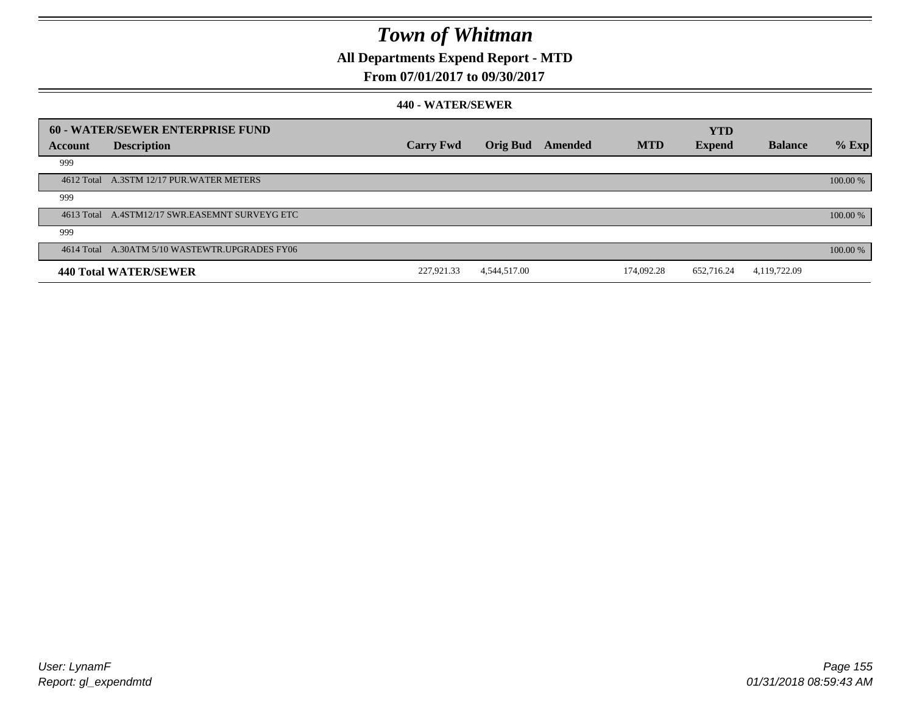# Town of Whitman

## All Departments Expend Report - MTD

### From 07/01/2017 to 09/30/2017

#### 440 - WATER/SEWER

| 60 - WATER/SEWER ENTERPRISE FUND | | | | | | YTD | | |
|---|---|---|---|---|---|---|---|---|
| **Account** | **Description** | **Carry Fwd** | **Orig Bud** | **Amended** | **MTD** | **Expend** | **Balance** | **% Exp** |
| 999 | | | | | | | | |
| 4612 Total | A.3STM 12/17 PUR.WATER METERS | | | | | | | 100.00 % |
| 999 | | | | | | | | |
| 4613 Total | A.4STM12/17 SWR.EASEMNT SURVEYG ETC | | | | | | | 100.00 % |
| 999 | | | | | | | | |
| 4614 Total | A.30ATM 5/10 WASTEWTR.UPGRADES FY06 | | | | | | | 100.00 % |
| **440 Total WATER/SEWER** | | 227,921.33 | 4,544,517.00 | | 174,092.28 | 652,716.24 | 4,119,722.09 | |

*User: LynamF*
*Report: gl_expendmtd*

*01/31/2018 08:59:43 AM*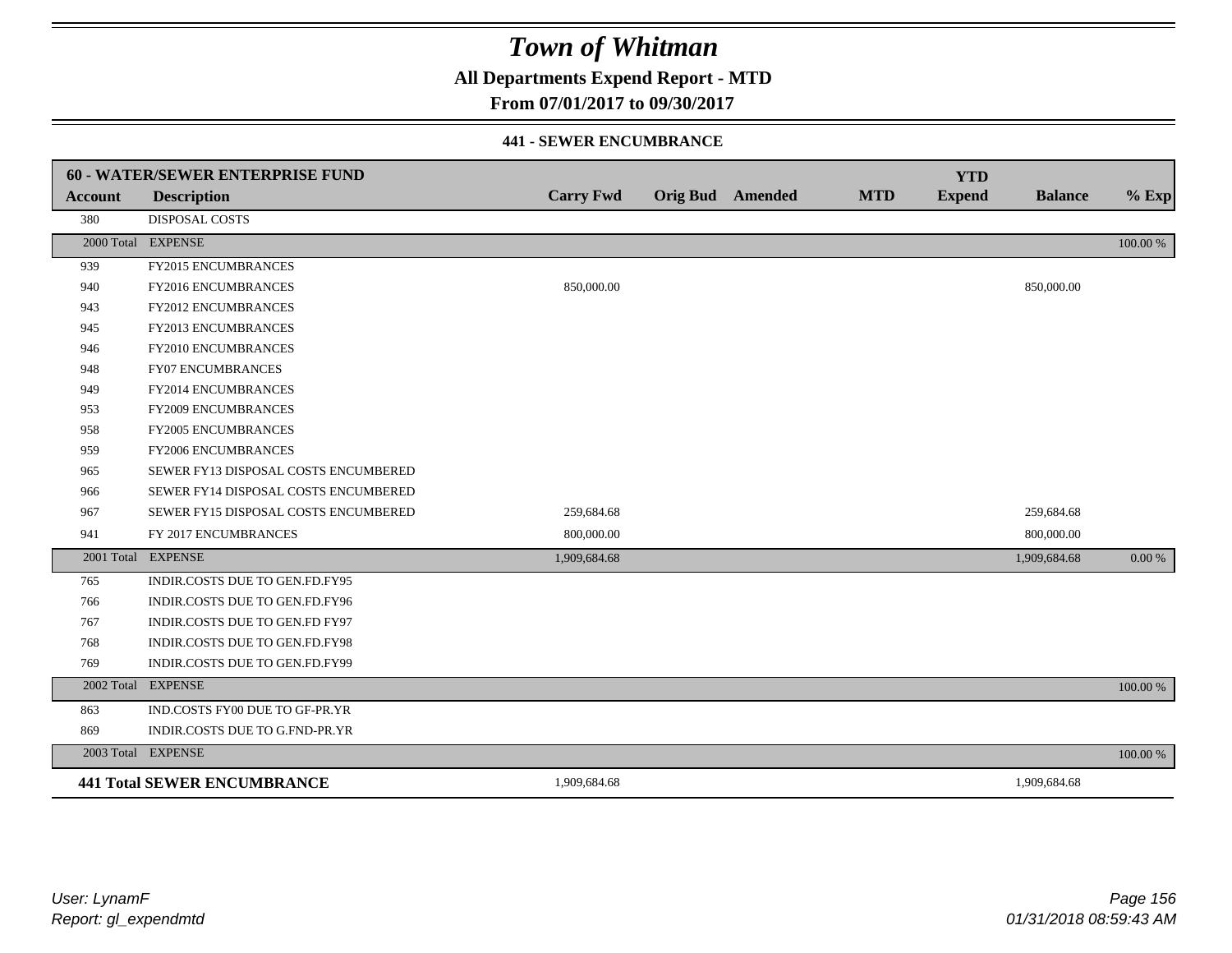# Town of Whitman

**All Departments Expend Report - MTD**

**From 07/01/2017 to 09/30/2017**

**441 - SEWER ENCUMBRANCE**

| Account | Description | Carry Fwd | Orig Bud | Amended | MTD | YTD Expend | Balance | % Exp |
|---|---|---|---|---|---|---|---|---|
| **60 - WATER/SEWER ENTERPRISE FUND** | | | | | | | | |
| 380 | DISPOSAL COSTS | | | | | | | |
| 2000 Total | EXPENSE | | | | | | | 100.00 % |
| 939 | FY2015 ENCUMBRANCES | | | | | | | |
| 940 | FY2016 ENCUMBRANCES | 850,000.00 | | | | | 850,000.00 | |
| 943 | FY2012 ENCUMBRANCES | | | | | | | |
| 945 | FY2013 ENCUMBRANCES | | | | | | | |
| 946 | FY2010 ENCUMBRANCES | | | | | | | |
| 948 | FY07 ENCUMBRANCES | | | | | | | |
| 949 | FY2014 ENCUMBRANCES | | | | | | | |
| 953 | FY2009 ENCUMBRANCES | | | | | | | |
| 958 | FY2005 ENCUMBRANCES | | | | | | | |
| 959 | FY2006 ENCUMBRANCES | | | | | | | |
| 965 | SEWER FY13 DISPOSAL COSTS ENCUMBERED | | | | | | | |
| 966 | SEWER FY14 DISPOSAL COSTS ENCUMBERED | | | | | | | |
| 967 | SEWER FY15 DISPOSAL COSTS ENCUMBERED | 259,684.68 | | | | | 259,684.68 | |
| 941 | FY 2017 ENCUMBRANCES | 800,000.00 | | | | | 800,000.00 | |
| 2001 Total | EXPENSE | 1,909,684.68 | | | | | 1,909,684.68 | 0.00 % |
| 765 | INDIR.COSTS DUE TO GEN.FD.FY95 | | | | | | | |
| 766 | INDIR.COSTS DUE TO GEN.FD.FY96 | | | | | | | |
| 767 | INDIR.COSTS DUE TO GEN.FD FY97 | | | | | | | |
| 768 | INDIR.COSTS DUE TO GEN.FD.FY98 | | | | | | | |
| 769 | INDIR.COSTS DUE TO GEN.FD.FY99 | | | | | | | |
| 2002 Total | EXPENSE | | | | | | | 100.00 % |
| 863 | IND.COSTS FY00 DUE TO GF-PR.YR | | | | | | | |
| 869 | INDIR.COSTS DUE TO G.FND-PR.YR | | | | | | | |
| 2003 Total | EXPENSE | | | | | | | 100.00 % |
| **441 Total SEWER ENCUMBRANCE** | | 1,909,684.68 | | | | | 1,909,684.68 | |

User: LynamF
Report: gl_expendmtd

01/31/2018 08:59:43 AM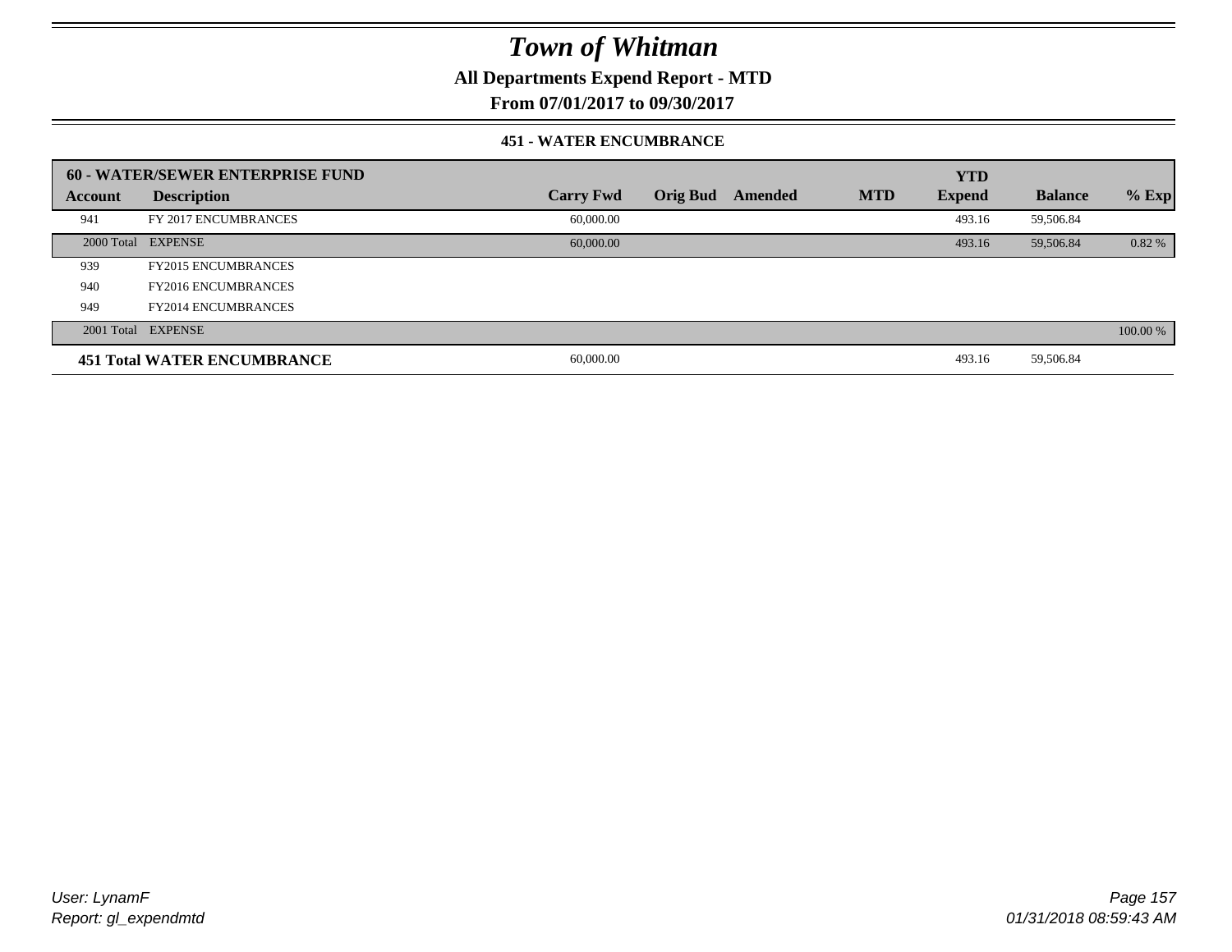# Town of Whitman

## All Departments Expend Report - MTD

### From 07/01/2017 to 09/30/2017

#### 451 - WATER ENCUMBRANCE

| 60 - WATER/SEWER ENTERPRISE FUND | | | | | | | | |
|---|---|---|---|---|---|---|---|---|
| **Account** | **Description** | **Carry Fwd** | **Orig Bud** | **Amended** | **MTD** | **YTD Expend** | **Balance** | **% Exp** |
| 941 | FY 2017 ENCUMBRANCES | 60,000.00 | | | | 493.16 | 59,506.84 | |
| 2000 Total | EXPENSE | 60,000.00 | | | | 493.16 | 59,506.84 | 0.82 % |
| 939 | FY2015 ENCUMBRANCES | | | | | | | |
| 940 | FY2016 ENCUMBRANCES | | | | | | | |
| 949 | FY2014 ENCUMBRANCES | | | | | | | |
| 2001 Total | EXPENSE | | | | | | | 100.00 % |
| **451 Total WATER ENCUMBRANCE** | | 60,000.00 | | | | 493.16 | 59,506.84 | |

User: LynamF
Report: gl_expendmtd

01/31/2018 08:59:43 AM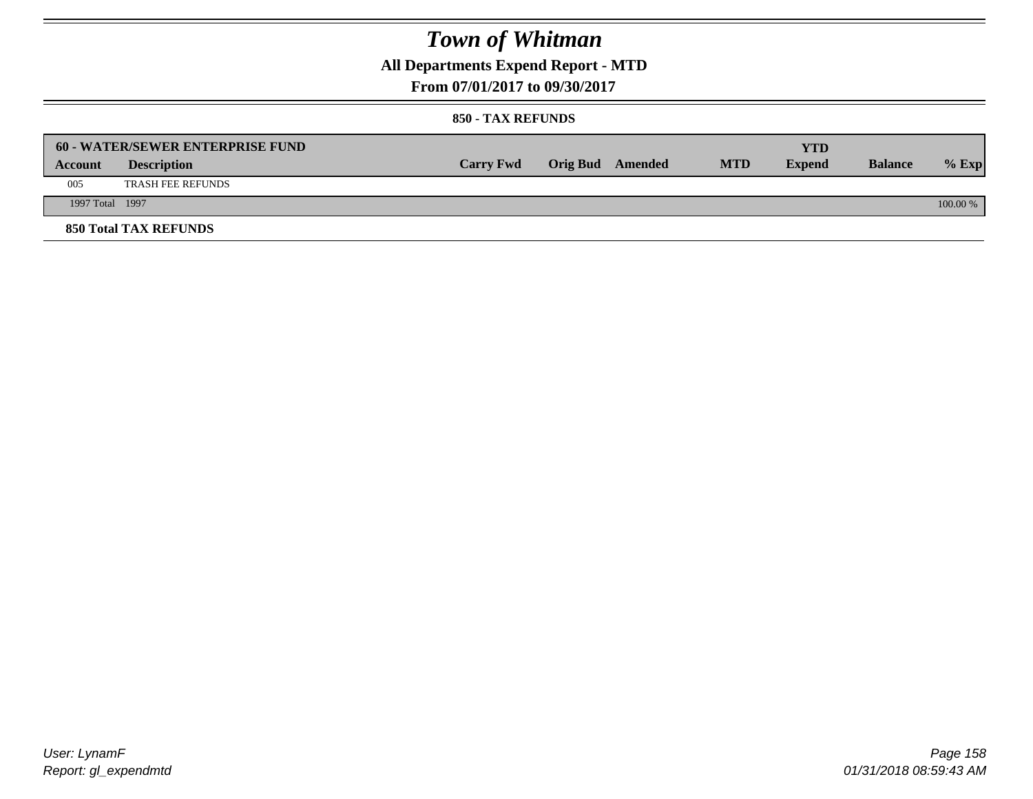# Town of Whitman

## All Departments Expend Report - MTD

### From 07/01/2017 to 09/30/2017

#### 850 - TAX REFUNDS

| 60 - WATER/SEWER ENTERPRISE FUND | | | | | | YTD | | |
|---|---|---|---|---|---|---|---|---|
| **Account** | **Description** | **Carry Fwd** | **Orig Bud** | **Amended** | **MTD** | **Expend** | **Balance** | **% Exp** |
| 005 | TRASH FEE REFUNDS | | | | | | | |
| 1997 Total | 1997 | | | | | | | 100.00 % |

**850 Total TAX REFUNDS**

*User: LynamF*
*Report: gl_expendmtd*

*01/31/2018 08:59:43 AM*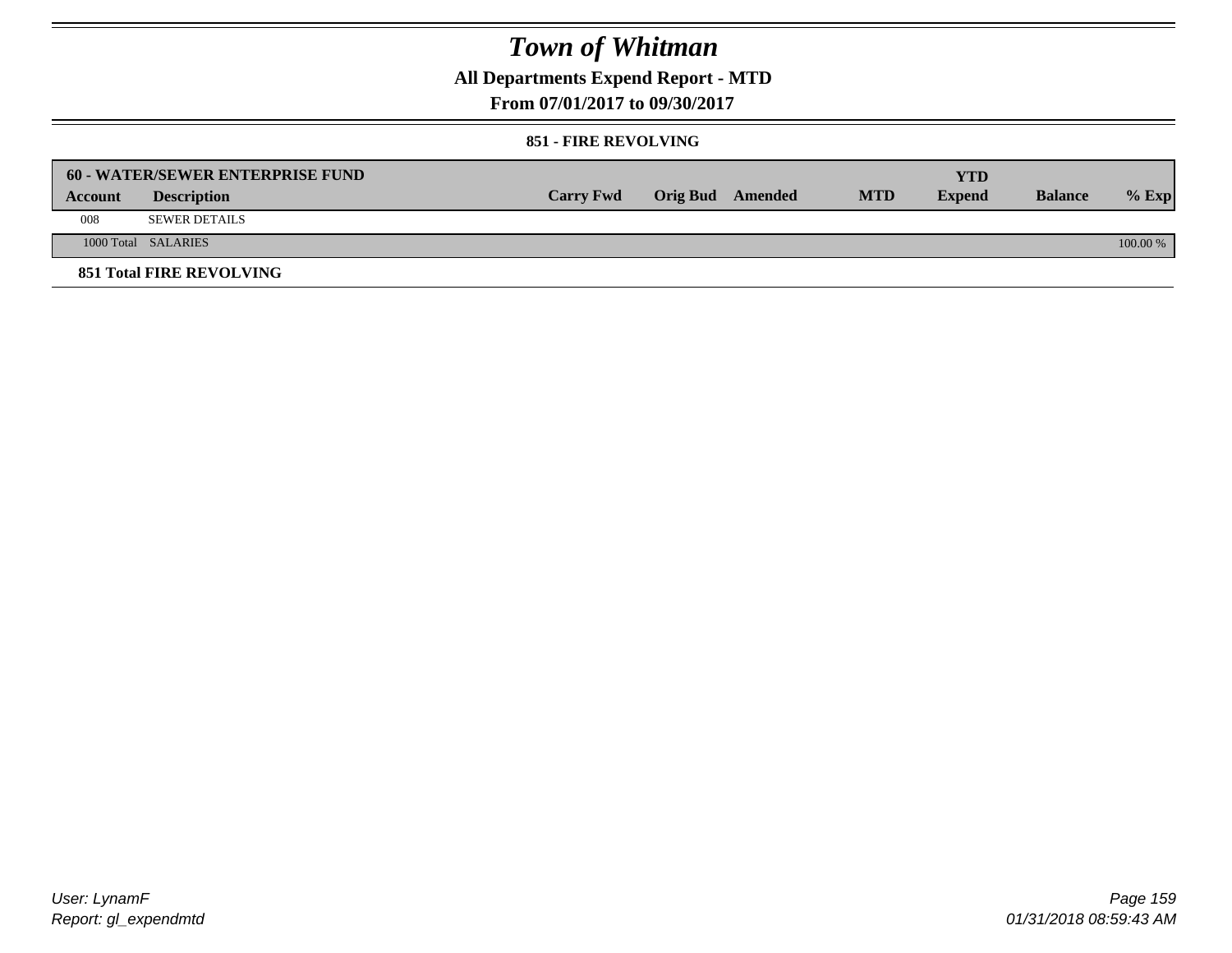# Town of Whitman

## All Departments Expend Report - MTD

### From 07/01/2017 to 09/30/2017

#### 851 - FIRE REVOLVING

| 60 - WATER/SEWER ENTERPRISE FUND | | | | | | | | |
|---|---|---|---|---|---|---|---|---|
| **Account** | **Description** | **Carry Fwd** | **Orig Bud** | **Amended** | **MTD** | **YTD Expend** | **Balance** | **% Exp** |
| 008 | SEWER DETAILS | | | | | | | |
| 1000 Total | SALARIES | | | | | | | 100.00 % |

**851 Total FIRE REVOLVING**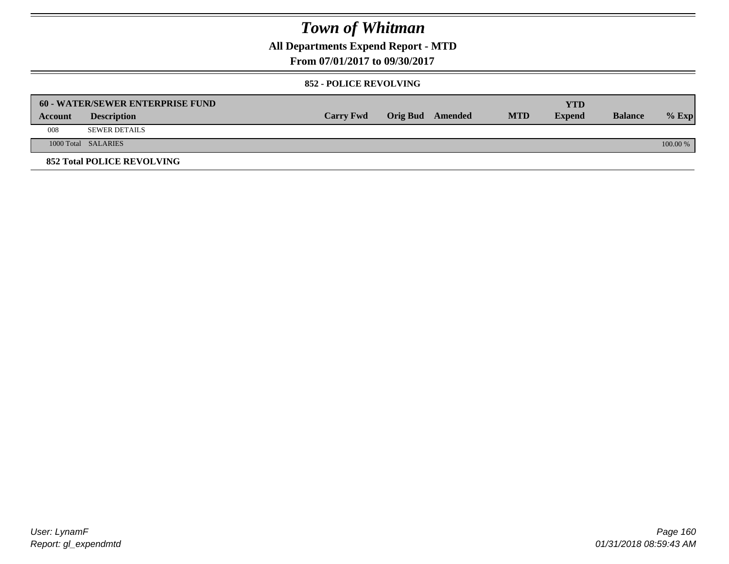# Town of Whitman

**All Departments Expend Report - MTD**

**From 07/01/2017 to 09/30/2017**

**852 - POLICE REVOLVING**

| **60 - WATER/SEWER ENTERPRISE FUND** | | | | | | | | |
|---|---|---|---|---|---|---|---|---|
| **Account** | **Description** | **Carry Fwd** | **Orig Bud** | **Amended** | **MTD** | **YTD Expend** | **Balance** | **% Exp** |
| 008 | SEWER DETAILS | | | | | | | |
| 1000 Total | SALARIES | | | | | | | 100.00 % |

**852 Total POLICE REVOLVING**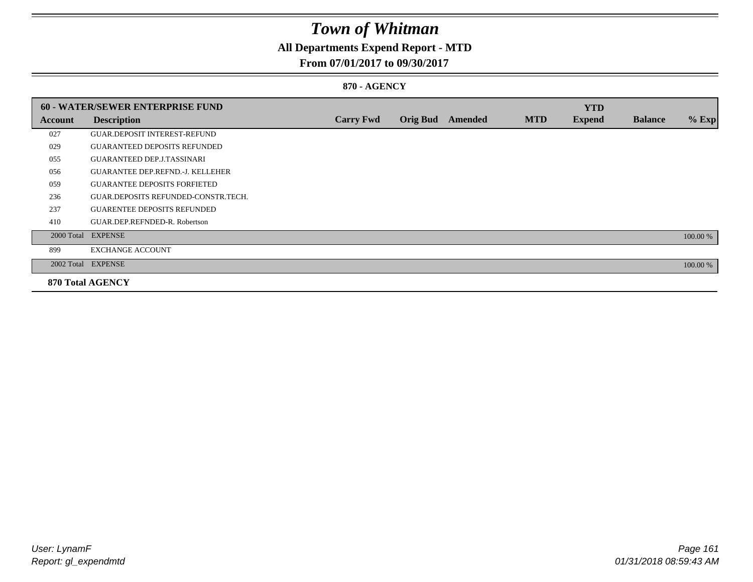# Town of Whitman

**All Departments Expend Report - MTD**

**From 07/01/2017 to 09/30/2017**

**870 - AGENCY**

| 60 - WATER/SEWER ENTERPRISE FUND | | | | | | YTD | | |
|---|---|---|---|---|---|---|---|---|
| Account | Description | Carry Fwd | Orig Bud | Amended | MTD | Expend | Balance | % Exp |
| 027 | GUAR.DEPOSIT INTEREST-REFUND | | | | | | | |
| 029 | GUARANTEED DEPOSITS REFUNDED | | | | | | | |
| 055 | GUARANTEED DEP.J.TASSINARI | | | | | | | |
| 056 | GUARANTEE DEP.REFND.-J. KELLEHER | | | | | | | |
| 059 | GUARANTEE DEPOSITS FORFIETED | | | | | | | |
| 236 | GUAR.DEPOSITS REFUNDED-CONSTR.TECH. | | | | | | | |
| 237 | GUARENTEE DEPOSITS REFUNDED | | | | | | | |
| 410 | GUAR.DEP.REFNDED-R. Robertson | | | | | | | |
| 2000 Total | EXPENSE | | | | | | | 100.00 % |
| 899 | EXCHANGE ACCOUNT | | | | | | | |
| 2002 Total | EXPENSE | | | | | | | 100.00 % |
| **870 Total AGENCY** | | | | | | | | |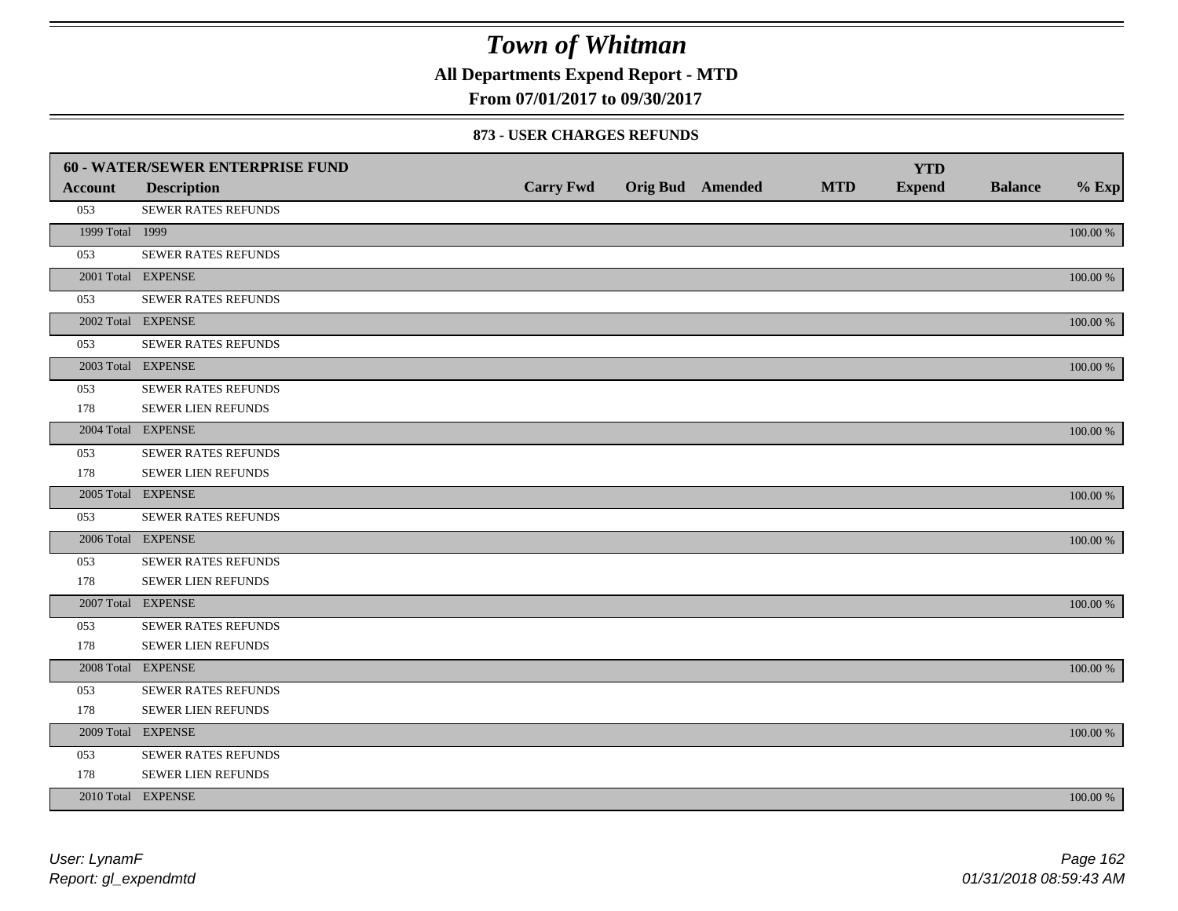# Town of Whitman

**All Departments Expend Report - MTD**

**From 07/01/2017 to 09/30/2017**

### 873 - USER CHARGES REFUNDS

| 60 - WATER/SEWER ENTERPRISE FUND | | | | | | YTD | | |
|---|---|---|---|---|---|---|---|---|
| **Account** | **Description** | **Carry Fwd** | **Orig Bud** | **Amended** | **MTD** | **Expend** | **Balance** | **% Exp** |
| 053 | SEWER RATES REFUNDS | | | | | | | |
| 1999 Total | 1999 | | | | | | | 100.00 % |
| 053 | SEWER RATES REFUNDS | | | | | | | |
| 2001 Total | EXPENSE | | | | | | | 100.00 % |
| 053 | SEWER RATES REFUNDS | | | | | | | |
| 2002 Total | EXPENSE | | | | | | | 100.00 % |
| 053 | SEWER RATES REFUNDS | | | | | | | |
| 2003 Total | EXPENSE | | | | | | | 100.00 % |
| 053 | SEWER RATES REFUNDS | | | | | | | |
| 178 | SEWER LIEN REFUNDS | | | | | | | |
| 2004 Total | EXPENSE | | | | | | | 100.00 % |
| 053 | SEWER RATES REFUNDS | | | | | | | |
| 178 | SEWER LIEN REFUNDS | | | | | | | |
| 2005 Total | EXPENSE | | | | | | | 100.00 % |
| 053 | SEWER RATES REFUNDS | | | | | | | |
| 2006 Total | EXPENSE | | | | | | | 100.00 % |
| 053 | SEWER RATES REFUNDS | | | | | | | |
| 178 | SEWER LIEN REFUNDS | | | | | | | |
| 2007 Total | EXPENSE | | | | | | | 100.00 % |
| 053 | SEWER RATES REFUNDS | | | | | | | |
| 178 | SEWER LIEN REFUNDS | | | | | | | |
| 2008 Total | EXPENSE | | | | | | | 100.00 % |
| 053 | SEWER RATES REFUNDS | | | | | | | |
| 178 | SEWER LIEN REFUNDS | | | | | | | |
| 2009 Total | EXPENSE | | | | | | | 100.00 % |
| 053 | SEWER RATES REFUNDS | | | | | | | |
| 178 | SEWER LIEN REFUNDS | | | | | | | |
| 2010 Total | EXPENSE | | | | | | | 100.00 % |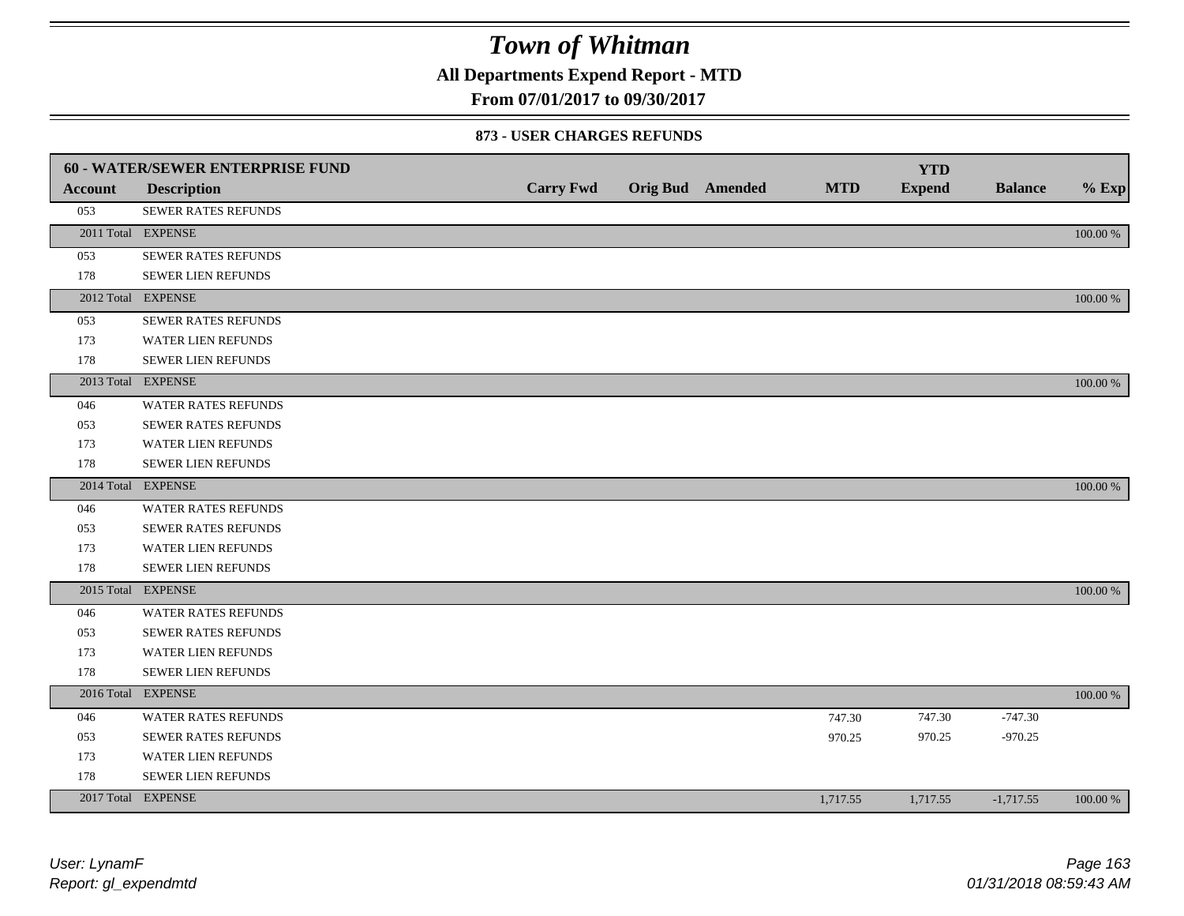# Town of Whitman

**All Departments Expend Report - MTD**

**From 07/01/2017 to 09/30/2017**

**873 - USER CHARGES REFUNDS**

| 60 - WATER/SEWER ENTERPRISE FUND | | | | | | | | |
|---|---|---|---|---|---|---|---|---|
| Account | Description | Carry Fwd | Orig Bud | Amended | MTD | YTD Expend | Balance | % Exp |
| 053 | SEWER RATES REFUNDS | | | | | | | |
| 2011 Total | EXPENSE | | | | | | | 100.00 % |
| 053 | SEWER RATES REFUNDS | | | | | | | |
| 178 | SEWER LIEN REFUNDS | | | | | | | |
| 2012 Total | EXPENSE | | | | | | | 100.00 % |
| 053 | SEWER RATES REFUNDS | | | | | | | |
| 173 | WATER LIEN REFUNDS | | | | | | | |
| 178 | SEWER LIEN REFUNDS | | | | | | | |
| 2013 Total | EXPENSE | | | | | | | 100.00 % |
| 046 | WATER RATES REFUNDS | | | | | | | |
| 053 | SEWER RATES REFUNDS | | | | | | | |
| 173 | WATER LIEN REFUNDS | | | | | | | |
| 178 | SEWER LIEN REFUNDS | | | | | | | |
| 2014 Total | EXPENSE | | | | | | | 100.00 % |
| 046 | WATER RATES REFUNDS | | | | | | | |
| 053 | SEWER RATES REFUNDS | | | | | | | |
| 173 | WATER LIEN REFUNDS | | | | | | | |
| 178 | SEWER LIEN REFUNDS | | | | | | | |
| 2015 Total | EXPENSE | | | | | | | 100.00 % |
| 046 | WATER RATES REFUNDS | | | | | | | |
| 053 | SEWER RATES REFUNDS | | | | | | | |
| 173 | WATER LIEN REFUNDS | | | | | | | |
| 178 | SEWER LIEN REFUNDS | | | | | | | |
| 2016 Total | EXPENSE | | | | | | | 100.00 % |
| 046 | WATER RATES REFUNDS | | | | 747.30 | 747.30 | -747.30 | |
| 053 | SEWER RATES REFUNDS | | | | 970.25 | 970.25 | -970.25 | |
| 173 | WATER LIEN REFUNDS | | | | | | | |
| 178 | SEWER LIEN REFUNDS | | | | | | | |
| 2017 Total | EXPENSE | | | | 1,717.55 | 1,717.55 | -1,717.55 | 100.00 % |

*User: LynamF*
*Report: gl_expendmtd*

*01/31/2018 08:59:43 AM*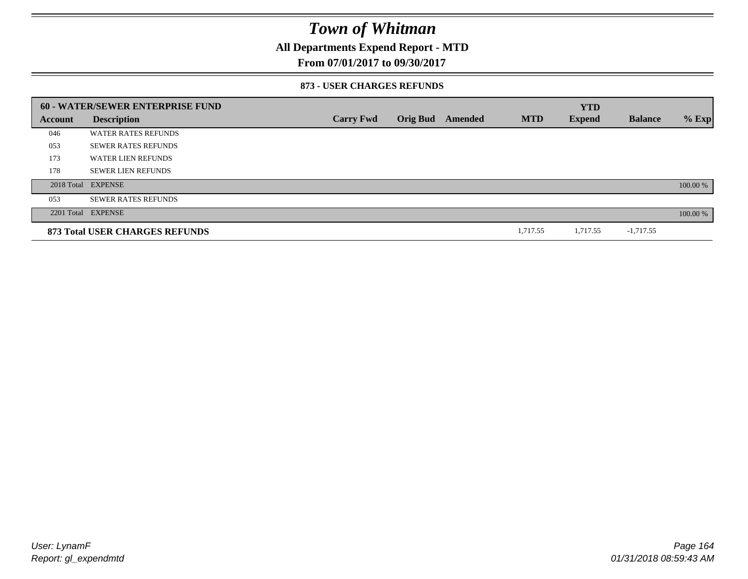# Town of Whitman

**All Departments Expend Report - MTD**

**From 07/01/2017 to 09/30/2017**

**873 - USER CHARGES REFUNDS**

| 60 - WATER/SEWER ENTERPRISE FUND | | | | | | YTD | | |
|---|---|---|---|---|---|---|---|---|
| **Account** | **Description** | **Carry Fwd** | **Orig Bud** | **Amended** | **MTD** | **Expend** | **Balance** | **% Exp** |
| 046 | WATER RATES REFUNDS | | | | | | | |
| 053 | SEWER RATES REFUNDS | | | | | | | |
| 173 | WATER LIEN REFUNDS | | | | | | | |
| 178 | SEWER LIEN REFUNDS | | | | | | | |
| 2018 Total | EXPENSE | | | | | | | 100.00 % |
| 053 | SEWER RATES REFUNDS | | | | | | | |
| 2201 Total | EXPENSE | | | | | | | 100.00 % |
| **873 Total USER CHARGES REFUNDS** | | | | | 1,717.55 | 1,717.55 | -1,717.55 | |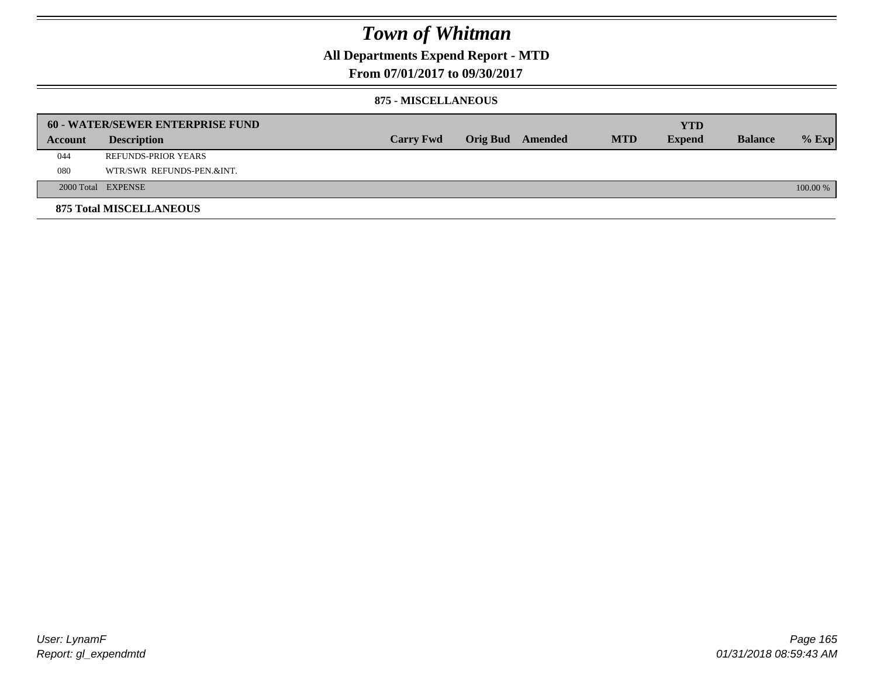# Town of Whitman

## All Departments Expend Report - MTD

## From 07/01/2017 to 09/30/2017

### 875 - MISCELLANEOUS

| Account | Description | Carry Fwd | Orig Bud | Amended | MTD | YTD Expend | Balance | % Exp |
|---|---|---|---|---|---|---|---|---|
| **60 - WATER/SEWER ENTERPRISE FUND** | | | | | | | | |
| 044 | REFUNDS-PRIOR YEARS | | | | | | | |
| 080 | WTR/SWR REFUNDS-PEN.&INT. | | | | | | | |
| 2000 Total | EXPENSE | | | | | | | 100.00 % |
| **875 Total MISCELLANEOUS** | | | | | | | | |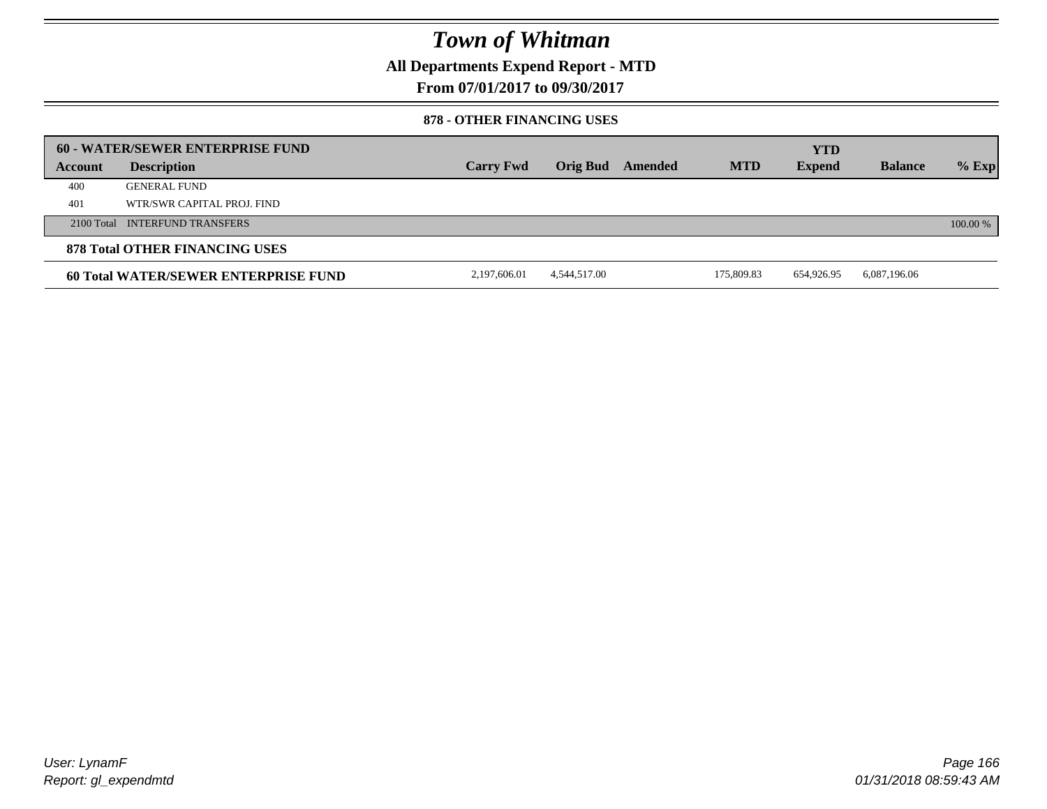# Town of Whitman

## All Departments Expend Report - MTD

### From 07/01/2017 to 09/30/2017

#### 878 - OTHER FINANCING USES

| 60 - WATER/SEWER ENTERPRISE FUND | | | | | | | | |
|---|---|---|---|---|---|---|---|---|
| **Account** | **Description** | **Carry Fwd** | **Orig Bud** | **Amended** | **MTD** | **YTD Expend** | **Balance** | **% Exp** |
| 400 | GENERAL FUND | | | | | | | |
| 401 | WTR/SWR CAPITAL PROJ. FIND | | | | | | | |
| 2100 Total | INTERFUND TRANSFERS | | | | | | | 100.00 % |
| **878 Total OTHER FINANCING USES** | | | | | | | | |
| **60 Total WATER/SEWER ENTERPRISE FUND** | | 2,197,606.01 | 4,544,517.00 | | 175,809.83 | 654,926.95 | 6,087,196.06 | |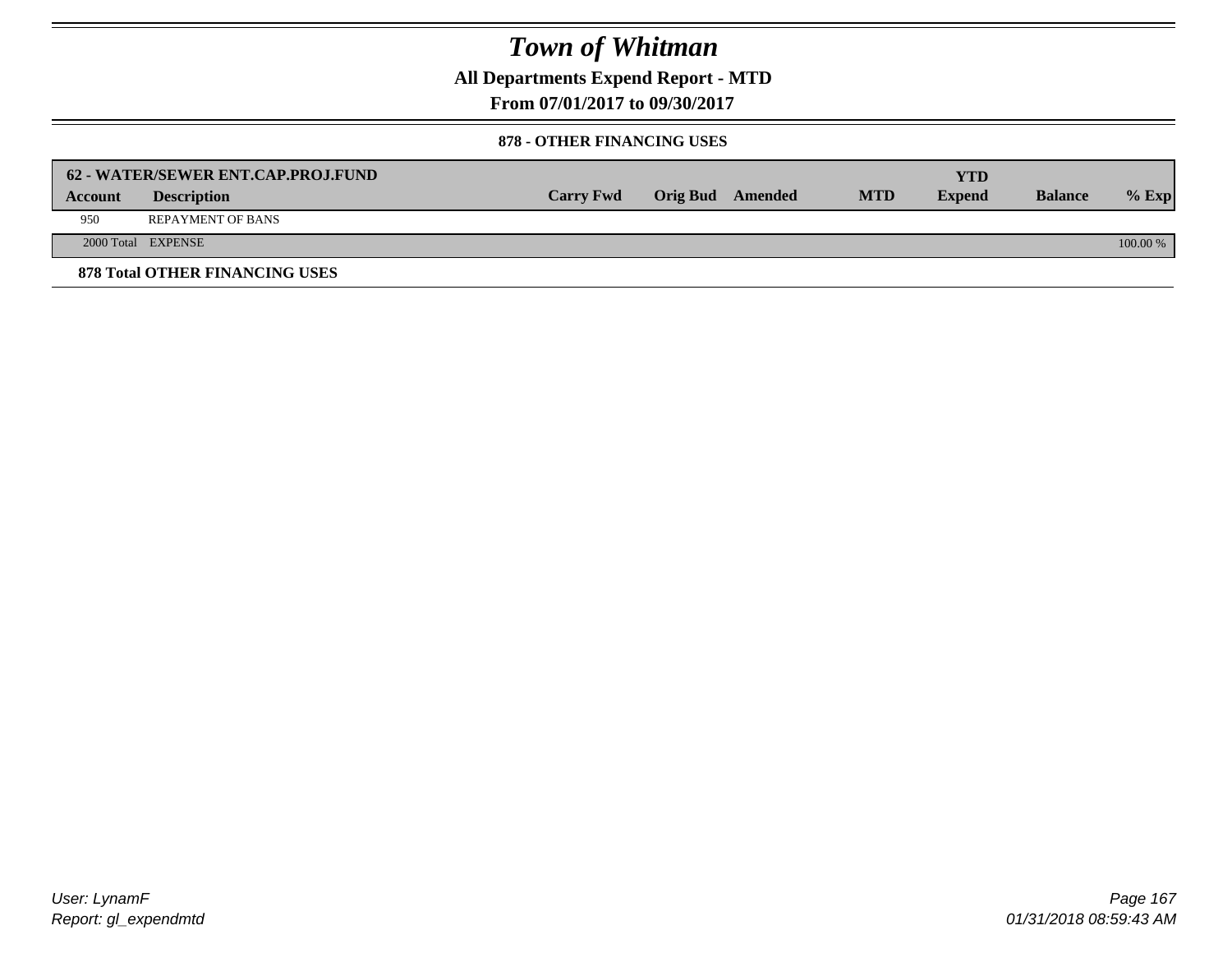# Town of Whitman

## All Departments Expend Report - MTD

### From 07/01/2017 to 09/30/2017

#### 878 - OTHER FINANCING USES

| 62 - WATER/SEWER ENT.CAP.PROJ.FUND | | | | | | YTD | | |
|---|---|---|---|---|---|---|---|---|
| **Account** | **Description** | **Carry Fwd** | **Orig Bud** | **Amended** | **MTD** | **Expend** | **Balance** | **% Exp** |
| 950 | REPAYMENT OF BANS | | | | | | | |
| 2000 Total | EXPENSE | | | | | | | 100.00 % |

**878 Total OTHER FINANCING USES**

User: LynamF
Report: gl_expendmtd

01/31/2018 08:59:43 AM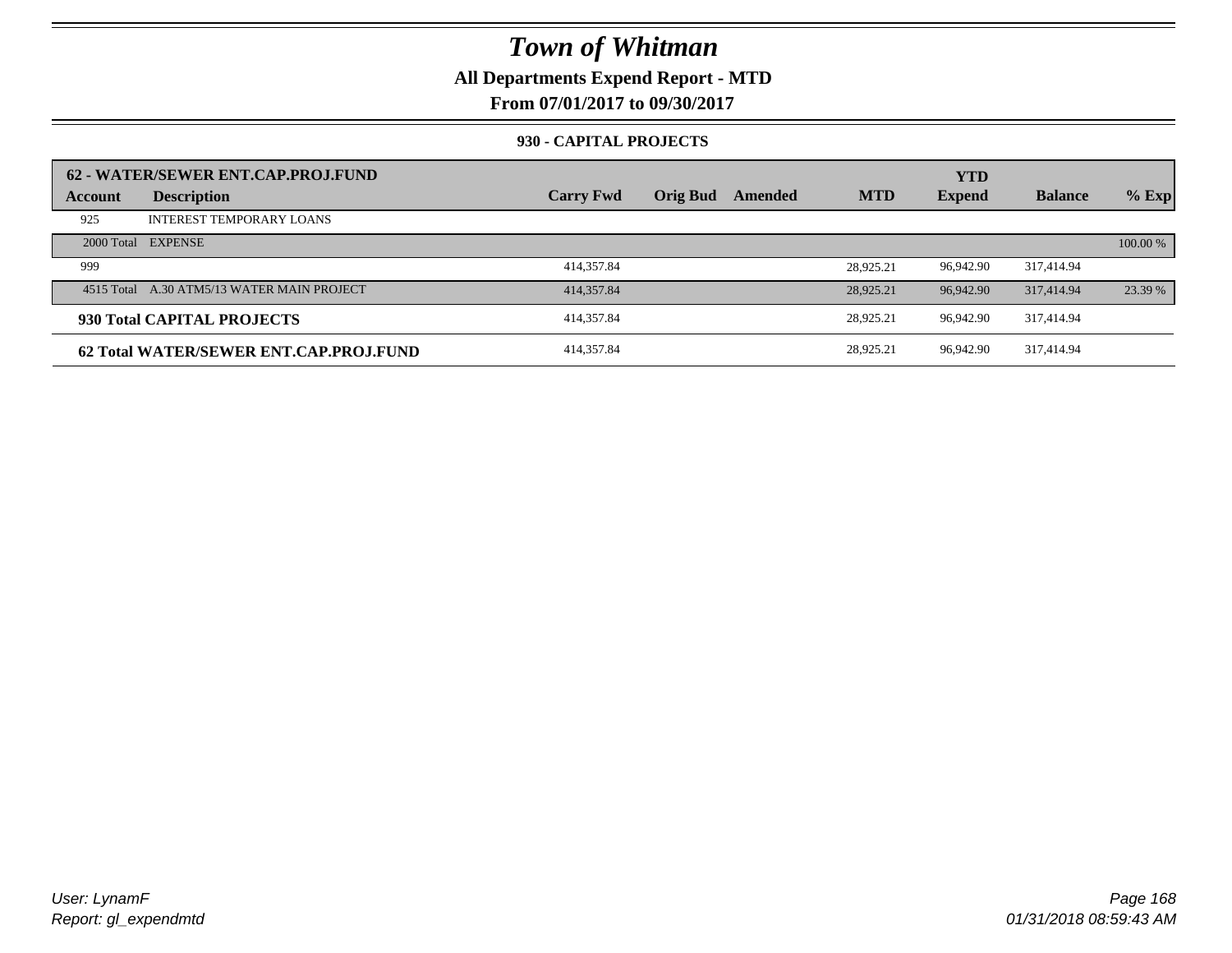# Town of Whitman

**All Departments Expend Report - MTD**

**From 07/01/2017 to 09/30/2017**

**930 - CAPITAL PROJECTS**

| **62 - WATER/SEWER ENT.CAP.PROJ.FUND** | | | | | | | | | |
|---|---|---|---|---|---|---|---|---|---|
| **Account** | **Description** | **Carry Fwd** | **Orig Bud** | **Amended** | **MTD** | **YTD Expend** | **Balance** | **% Exp** |
| 925 | INTEREST TEMPORARY LOANS | | | | | | | |
| 2000 Total | EXPENSE | | | | | | | 100.00 % |
| 999 | | 414,357.84 | | | 28,925.21 | 96,942.90 | 317,414.94 | |
| 4515 Total | A.30 ATM5/13 WATER MAIN PROJECT | 414,357.84 | | | 28,925.21 | 96,942.90 | 317,414.94 | 23.39 % |
| **930 Total CAPITAL PROJECTS** | | 414,357.84 | | | 28,925.21 | 96,942.90 | 317,414.94 | |
| **62 Total WATER/SEWER ENT.CAP.PROJ.FUND** | | 414,357.84 | | | 28,925.21 | 96,942.90 | 317,414.94 | |

*User: LynamF*
*Report: gl_expendmtd*

01/31/2018 08:59:43 AM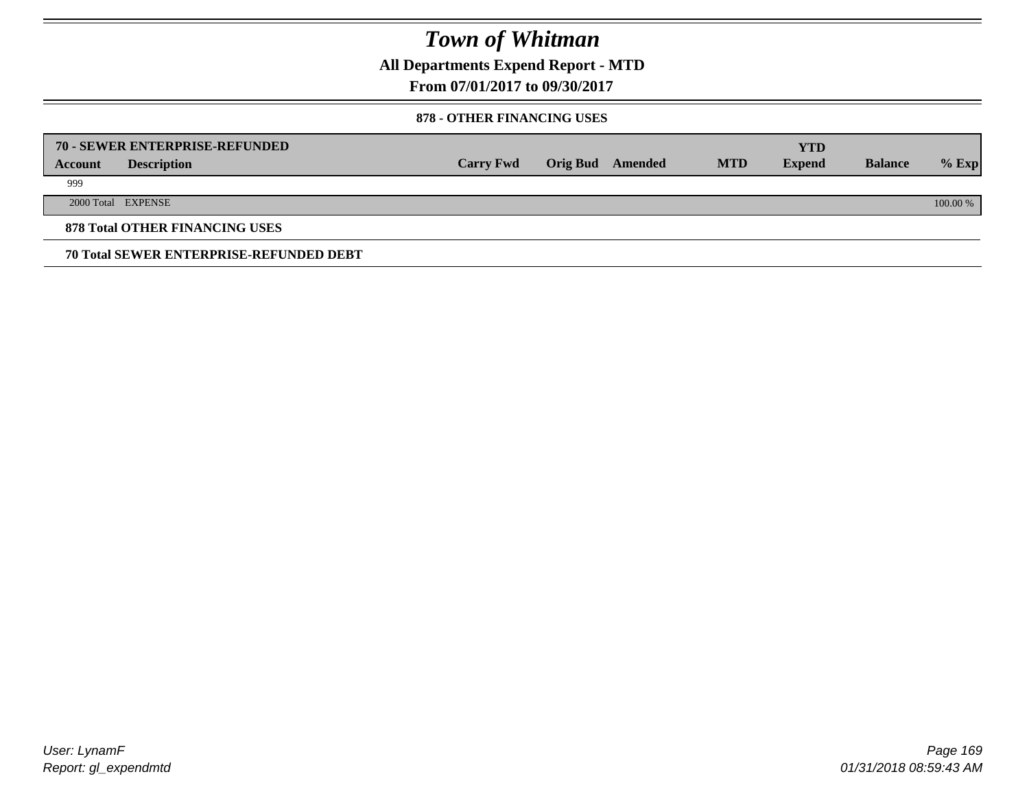# Town of Whitman

**All Departments Expend Report - MTD**

**From 07/01/2017 to 09/30/2017**

**878 - OTHER FINANCING USES**

| 70 - SEWER ENTERPRISE-REFUNDED | | | | | | | | |
|---|---|---|---|---|---|---|---|---|
| **Account** | **Description** | **Carry Fwd** | **Orig Bud** | **Amended** | **MTD** | **YTD Expend** | **Balance** | **% Exp** |
| 999 | | | | | | | | |
| 2000 Total | EXPENSE | | | | | | | 100.00 % |

**878 Total OTHER FINANCING USES**

**70 Total SEWER ENTERPRISE-REFUNDED DEBT**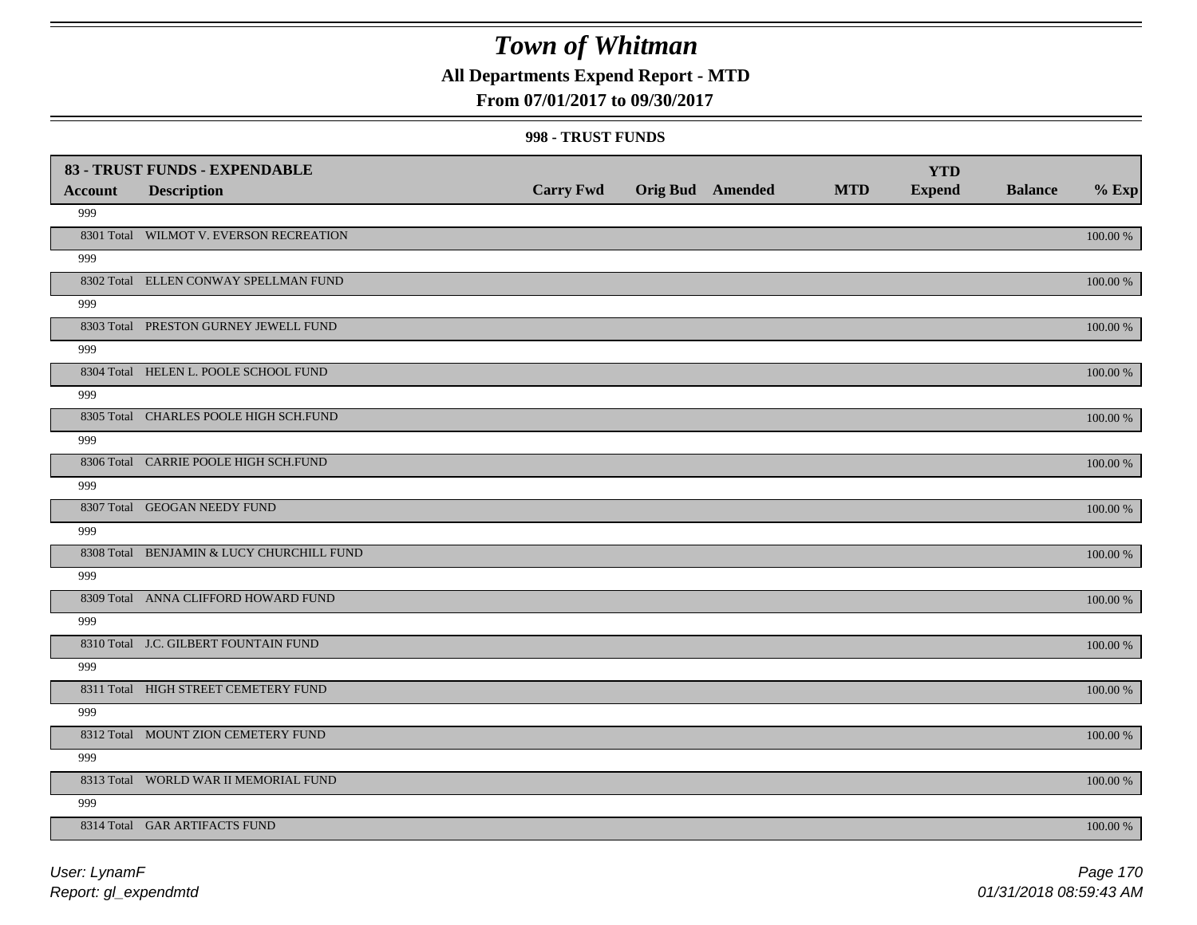# Town of Whitman

**All Departments Expend Report - MTD**

**From 07/01/2017 to 09/30/2017**

**998 - TRUST FUNDS**

| 83 - TRUST FUNDS - EXPENDABLE | | | | | | YTD | | |
|---|---|---|---|---|---|---|---|---|
| **Account** | **Description** | **Carry Fwd** | **Orig Bud** | **Amended** | **MTD** | **Expend** | **Balance** | **% Exp** |
| 999 | | | | | | | | |
| 8301 Total | WILMOT V. EVERSON RECREATION | | | | | | | 100.00 % |
| 999 | | | | | | | | |
| 8302 Total | ELLEN CONWAY SPELLMAN FUND | | | | | | | 100.00 % |
| 999 | | | | | | | | |
| 8303 Total | PRESTON GURNEY JEWELL FUND | | | | | | | 100.00 % |
| 999 | | | | | | | | |
| 8304 Total | HELEN L. POOLE SCHOOL FUND | | | | | | | 100.00 % |
| 999 | | | | | | | | |
| 8305 Total | CHARLES POOLE HIGH SCH.FUND | | | | | | | 100.00 % |
| 999 | | | | | | | | |
| 8306 Total | CARRIE POOLE HIGH SCH.FUND | | | | | | | 100.00 % |
| 999 | | | | | | | | |
| 8307 Total | GEOGAN NEEDY FUND | | | | | | | 100.00 % |
| 999 | | | | | | | | |
| 8308 Total | BENJAMIN & LUCY CHURCHILL FUND | | | | | | | 100.00 % |
| 999 | | | | | | | | |
| 8309 Total | ANNA CLIFFORD HOWARD FUND | | | | | | | 100.00 % |
| 999 | | | | | | | | |
| 8310 Total | J.C. GILBERT FOUNTAIN FUND | | | | | | | 100.00 % |
| 999 | | | | | | | | |
| 8311 Total | HIGH STREET CEMETERY FUND | | | | | | | 100.00 % |
| 999 | | | | | | | | |
| 8312 Total | MOUNT ZION CEMETERY FUND | | | | | | | 100.00 % |
| 999 | | | | | | | | |
| 8313 Total | WORLD WAR II MEMORIAL FUND | | | | | | | 100.00 % |
| 999 | | | | | | | | |
| 8314 Total | GAR ARTIFACTS FUND | | | | | | | 100.00 % |

User: LynamF
Report: gl_expendmtd

01/31/2018 08:59:43 AM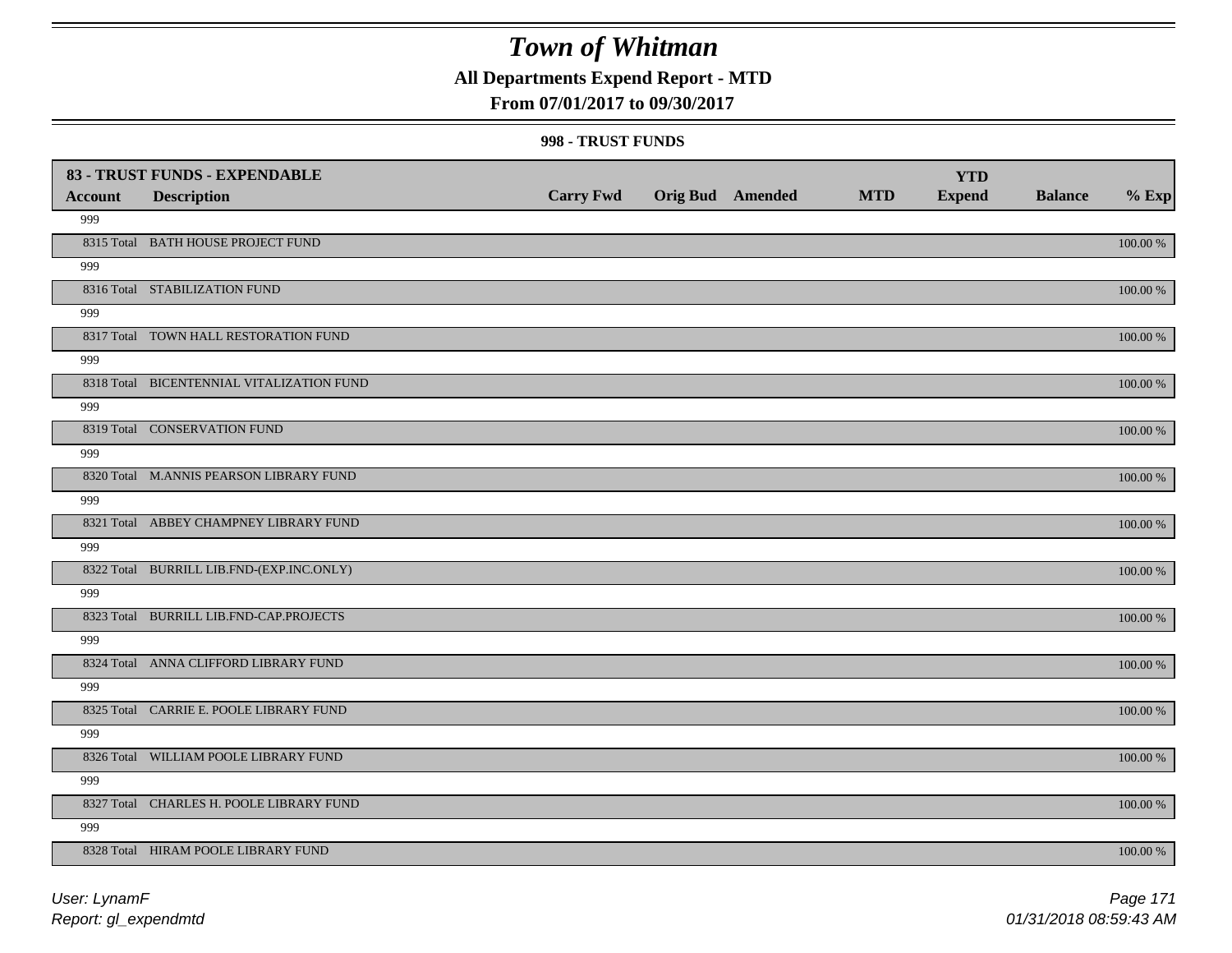# Town of Whitman

**All Departments Expend Report - MTD**

**From 07/01/2017 to 09/30/2017**

**998 - TRUST FUNDS**

| Account | Description | Carry Fwd | Orig Bud | Amended | MTD | YTD Expend | Balance | % Exp |
|---|---|---|---|---|---|---|---|---|
| **83 - TRUST FUNDS - EXPENDABLE** | | | | | | | | |
| 999 | | | | | | | | |
| 8315 Total | BATH HOUSE PROJECT FUND | | | | | | | 100.00 % |
| 999 | | | | | | | | |
| 8316 Total | STABILIZATION FUND | | | | | | | 100.00 % |
| 999 | | | | | | | | |
| 8317 Total | TOWN HALL RESTORATION FUND | | | | | | | 100.00 % |
| 999 | | | | | | | | |
| 8318 Total | BICENTENNIAL VITALIZATION FUND | | | | | | | 100.00 % |
| 999 | | | | | | | | |
| 8319 Total | CONSERVATION FUND | | | | | | | 100.00 % |
| 999 | | | | | | | | |
| 8320 Total | M.ANNIS PEARSON LIBRARY FUND | | | | | | | 100.00 % |
| 999 | | | | | | | | |
| 8321 Total | ABBEY CHAMPNEY LIBRARY FUND | | | | | | | 100.00 % |
| 999 | | | | | | | | |
| 8322 Total | BURRILL LIB.FND-(EXP.INC.ONLY) | | | | | | | 100.00 % |
| 999 | | | | | | | | |
| 8323 Total | BURRILL LIB.FND-CAP.PROJECTS | | | | | | | 100.00 % |
| 999 | | | | | | | | |
| 8324 Total | ANNA CLIFFORD LIBRARY FUND | | | | | | | 100.00 % |
| 999 | | | | | | | | |
| 8325 Total | CARRIE E. POOLE LIBRARY FUND | | | | | | | 100.00 % |
| 999 | | | | | | | | |
| 8326 Total | WILLIAM POOLE LIBRARY FUND | | | | | | | 100.00 % |
| 999 | | | | | | | | |
| 8327 Total | CHARLES H. POOLE LIBRARY FUND | | | | | | | 100.00 % |
| 999 | | | | | | | | |
| 8328 Total | HIRAM POOLE LIBRARY FUND | | | | | | | 100.00 % |

User: LynamF
Report: gl_expendmtd

01/31/2018 08:59:43 AM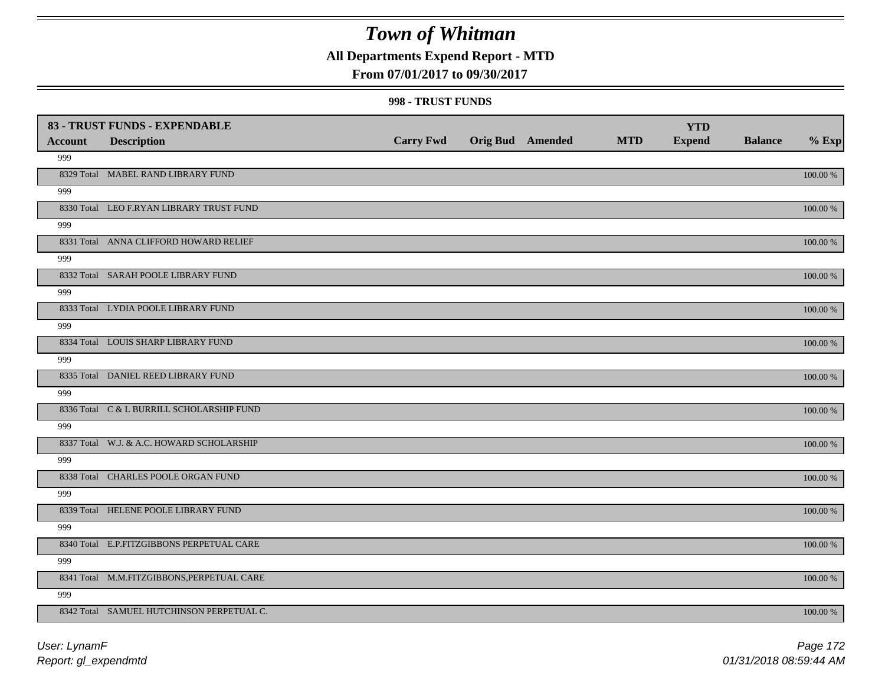# Town of Whitman

**All Departments Expend Report - MTD**

**From 07/01/2017 to 09/30/2017**

**998 - TRUST FUNDS**

| 83 - TRUST FUNDS - EXPENDABLE | | | | | | YTD | | |
|---|---|---|---|---|---|---|---|---|
| **Account** | **Description** | **Carry Fwd** | **Orig Bud** | **Amended** | **MTD** | **Expend** | **Balance** | **% Exp** |
| 999 | | | | | | | | |
| 8329 Total | MABEL RAND LIBRARY FUND | | | | | | | 100.00 % |
| 999 | | | | | | | | |
| 8330 Total | LEO F.RYAN LIBRARY TRUST FUND | | | | | | | 100.00 % |
| 999 | | | | | | | | |
| 8331 Total | ANNA CLIFFORD HOWARD RELIEF | | | | | | | 100.00 % |
| 999 | | | | | | | | |
| 8332 Total | SARAH POOLE LIBRARY FUND | | | | | | | 100.00 % |
| 999 | | | | | | | | |
| 8333 Total | LYDIA POOLE LIBRARY FUND | | | | | | | 100.00 % |
| 999 | | | | | | | | |
| 8334 Total | LOUIS SHARP LIBRARY FUND | | | | | | | 100.00 % |
| 999 | | | | | | | | |
| 8335 Total | DANIEL REED LIBRARY FUND | | | | | | | 100.00 % |
| 999 | | | | | | | | |
| 8336 Total | C & L BURRILL SCHOLARSHIP FUND | | | | | | | 100.00 % |
| 999 | | | | | | | | |
| 8337 Total | W.J. & A.C. HOWARD SCHOLARSHIP | | | | | | | 100.00 % |
| 999 | | | | | | | | |
| 8338 Total | CHARLES POOLE ORGAN FUND | | | | | | | 100.00 % |
| 999 | | | | | | | | |
| 8339 Total | HELENE POOLE LIBRARY FUND | | | | | | | 100.00 % |
| 999 | | | | | | | | |
| 8340 Total | E.P.FITZGIBBONS PERPETUAL CARE | | | | | | | 100.00 % |
| 999 | | | | | | | | |
| 8341 Total | M.M.FITZGIBBONS,PERPETUAL CARE | | | | | | | 100.00 % |
| 999 | | | | | | | | |
| 8342 Total | SAMUEL HUTCHINSON PERPETUAL C. | | | | | | | 100.00 % |

User: LynamF
Report: gl_expendmtd

01/31/2018 08:59:44 AM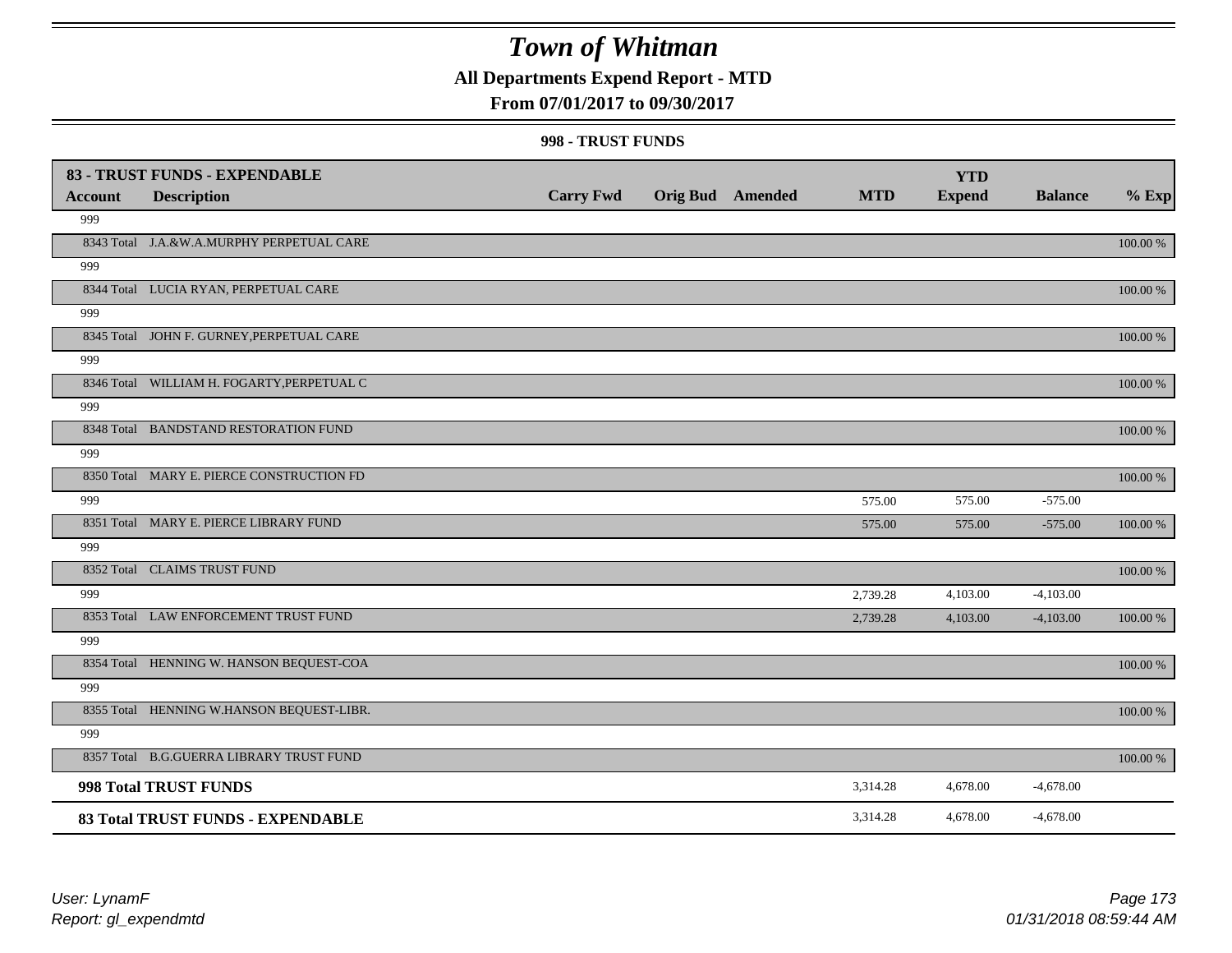# Town of Whitman

## All Departments Expend Report - MTD

### From 07/01/2017 to 09/30/2017

#### 998 - TRUST FUNDS

| 83 - TRUST FUNDS - EXPENDABLE | | | | | | YTD | | |
|---|---|---|---|---|---|---|---|---|
| **Account** | **Description** | **Carry Fwd** | **Orig Bud** | **Amended** | **MTD** | **Expend** | **Balance** | **% Exp** |
| 999 | | | | | | | | |
| 8343 Total | J.A.&W.A.MURPHY PERPETUAL CARE | | | | | | | 100.00 % |
| 999 | | | | | | | | |
| 8344 Total | LUCIA RYAN, PERPETUAL CARE | | | | | | | 100.00 % |
| 999 | | | | | | | | |
| 8345 Total | JOHN F. GURNEY,PERPETUAL CARE | | | | | | | 100.00 % |
| 999 | | | | | | | | |
| 8346 Total | WILLIAM H. FOGARTY,PERPETUAL C | | | | | | | 100.00 % |
| 999 | | | | | | | | |
| 8348 Total | BANDSTAND RESTORATION FUND | | | | | | | 100.00 % |
| 999 | | | | | | | | |
| 8350 Total | MARY E. PIERCE CONSTRUCTION FD | | | | | | | 100.00 % |
| 999 | | | | | 575.00 | 575.00 | -575.00 | |
| 8351 Total | MARY E. PIERCE LIBRARY FUND | | | | 575.00 | 575.00 | -575.00 | 100.00 % |
| 999 | | | | | | | | |
| 8352 Total | CLAIMS TRUST FUND | | | | | | | 100.00 % |
| 999 | | | | | 2,739.28 | 4,103.00 | -4,103.00 | |
| 8353 Total | LAW ENFORCEMENT TRUST FUND | | | | 2,739.28 | 4,103.00 | -4,103.00 | 100.00 % |
| 999 | | | | | | | | |
| 8354 Total | HENNING W. HANSON BEQUEST-COA | | | | | | | 100.00 % |
| 999 | | | | | | | | |
| 8355 Total | HENNING W.HANSON BEQUEST-LIBR. | | | | | | | 100.00 % |
| 999 | | | | | | | | |
| 8357 Total | B.G.GUERRA LIBRARY TRUST FUND | | | | | | | 100.00 % |
| **998 Total TRUST FUNDS** | | | | | 3,314.28 | 4,678.00 | -4,678.00 | |
| **83 Total TRUST FUNDS - EXPENDABLE** | | | | | 3,314.28 | 4,678.00 | -4,678.00 | |

*User: LynamF*
*Report: gl_expendmtd*

*01/31/2018 08:59:44 AM*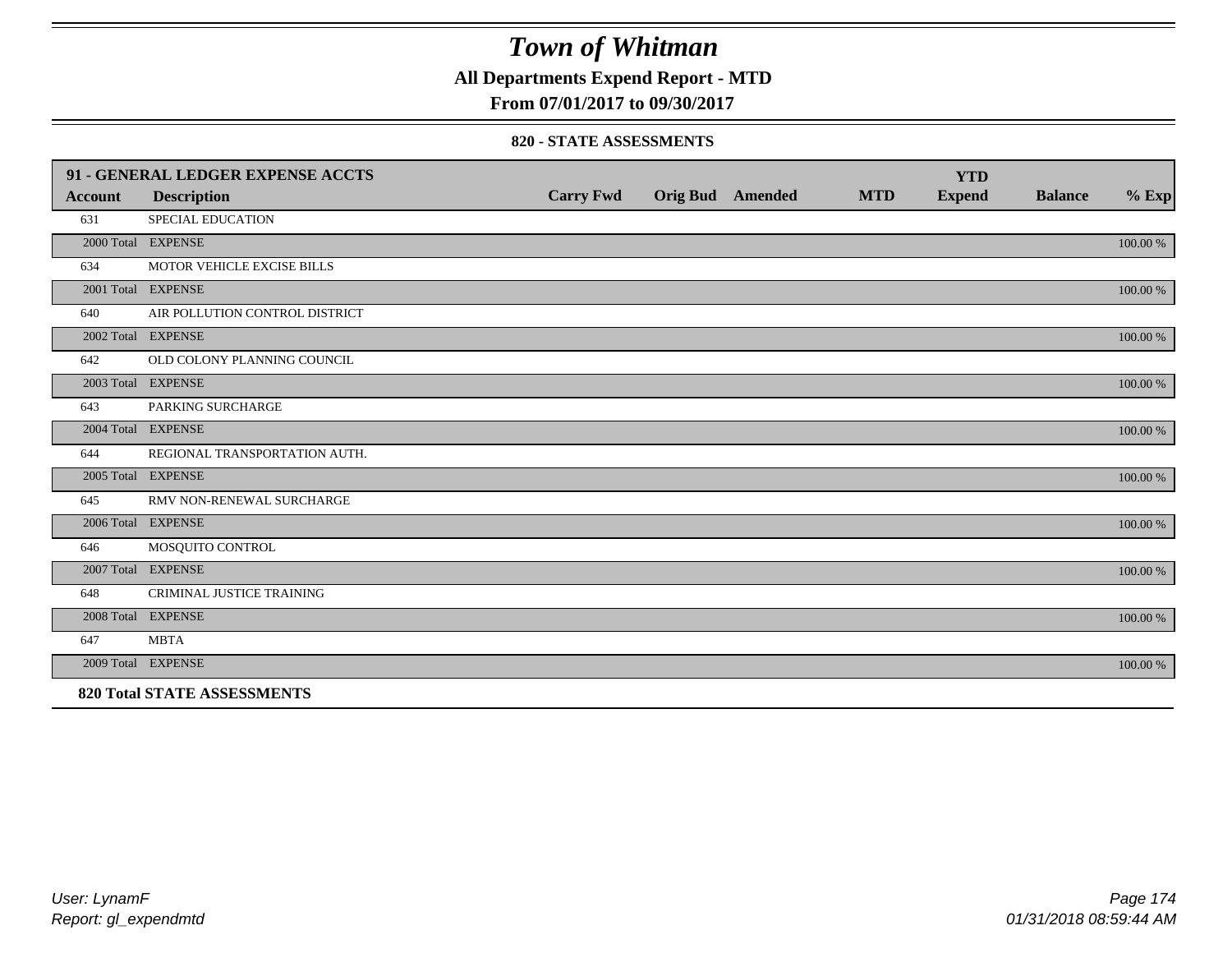# Town of Whitman

**All Departments Expend Report - MTD**

**From 07/01/2017 to 09/30/2017**

**820 - STATE ASSESSMENTS**

| 91 - GENERAL LEDGER EXPENSE ACCTS | | | | | | YTD | | |
|---|---|---|---|---|---|---|---|---|
| **Account** | **Description** | **Carry Fwd** | **Orig Bud** | **Amended** | **MTD** | **Expend** | **Balance** | **% Exp** |
| 631 | SPECIAL EDUCATION | | | | | | | |
| 2000 Total | EXPENSE | | | | | | | 100.00 % |
| 634 | MOTOR VEHICLE EXCISE BILLS | | | | | | | |
| 2001 Total | EXPENSE | | | | | | | 100.00 % |
| 640 | AIR POLLUTION CONTROL DISTRICT | | | | | | | |
| 2002 Total | EXPENSE | | | | | | | 100.00 % |
| 642 | OLD COLONY PLANNING COUNCIL | | | | | | | |
| 2003 Total | EXPENSE | | | | | | | 100.00 % |
| 643 | PARKING SURCHARGE | | | | | | | |
| 2004 Total | EXPENSE | | | | | | | 100.00 % |
| 644 | REGIONAL TRANSPORTATION AUTH. | | | | | | | |
| 2005 Total | EXPENSE | | | | | | | 100.00 % |
| 645 | RMV NON-RENEWAL SURCHARGE | | | | | | | |
| 2006 Total | EXPENSE | | | | | | | 100.00 % |
| 646 | MOSQUITO CONTROL | | | | | | | |
| 2007 Total | EXPENSE | | | | | | | 100.00 % |
| 648 | CRIMINAL JUSTICE TRAINING | | | | | | | |
| 2008 Total | EXPENSE | | | | | | | 100.00 % |
| 647 | MBTA | | | | | | | |
| 2009 Total | EXPENSE | | | | | | | 100.00 % |
| **820 Total STATE ASSESSMENTS** | | | | | | | | |

*User: LynamF*
*Report: gl_expendmtd*

*01/31/2018 08:59:44 AM*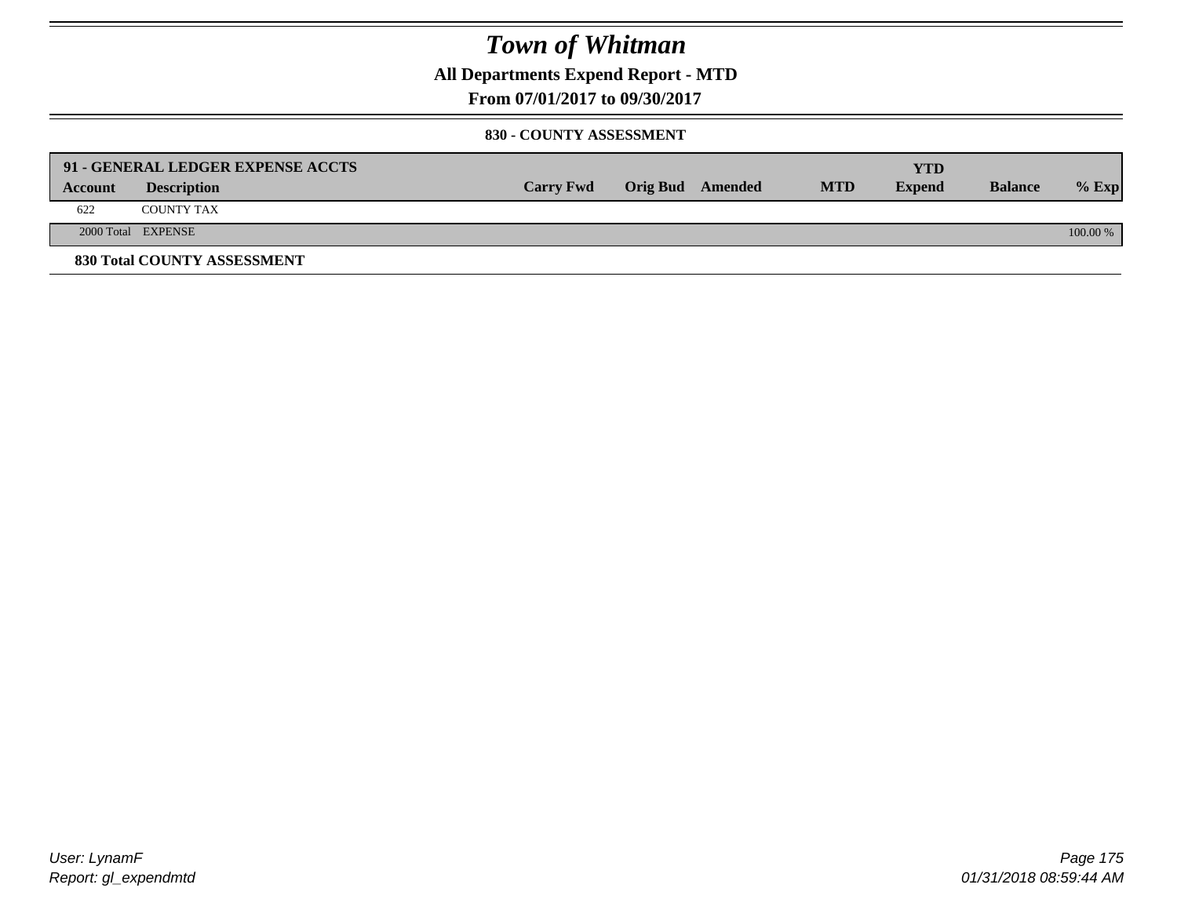# Town of Whitman

**All Departments Expend Report - MTD**

**From 07/01/2017 to 09/30/2017**

**830 - COUNTY ASSESSMENT**

| 91 - GENERAL LEDGER EXPENSE ACCTS | | | | | | | | |
|---|---|---|---|---|---|---|---|---|
| **Account** | **Description** | **Carry Fwd** | **Orig Bud** | **Amended** | **MTD** | **YTD Expend** | **Balance** | **% Exp** |
| 622 | COUNTY TAX | | | | | | | |
| 2000 Total | EXPENSE | | | | | | | 100.00 % |

**830 Total COUNTY ASSESSMENT**

User: LynamF
Report: gl_expendmtd

01/31/2018 08:59:44 AM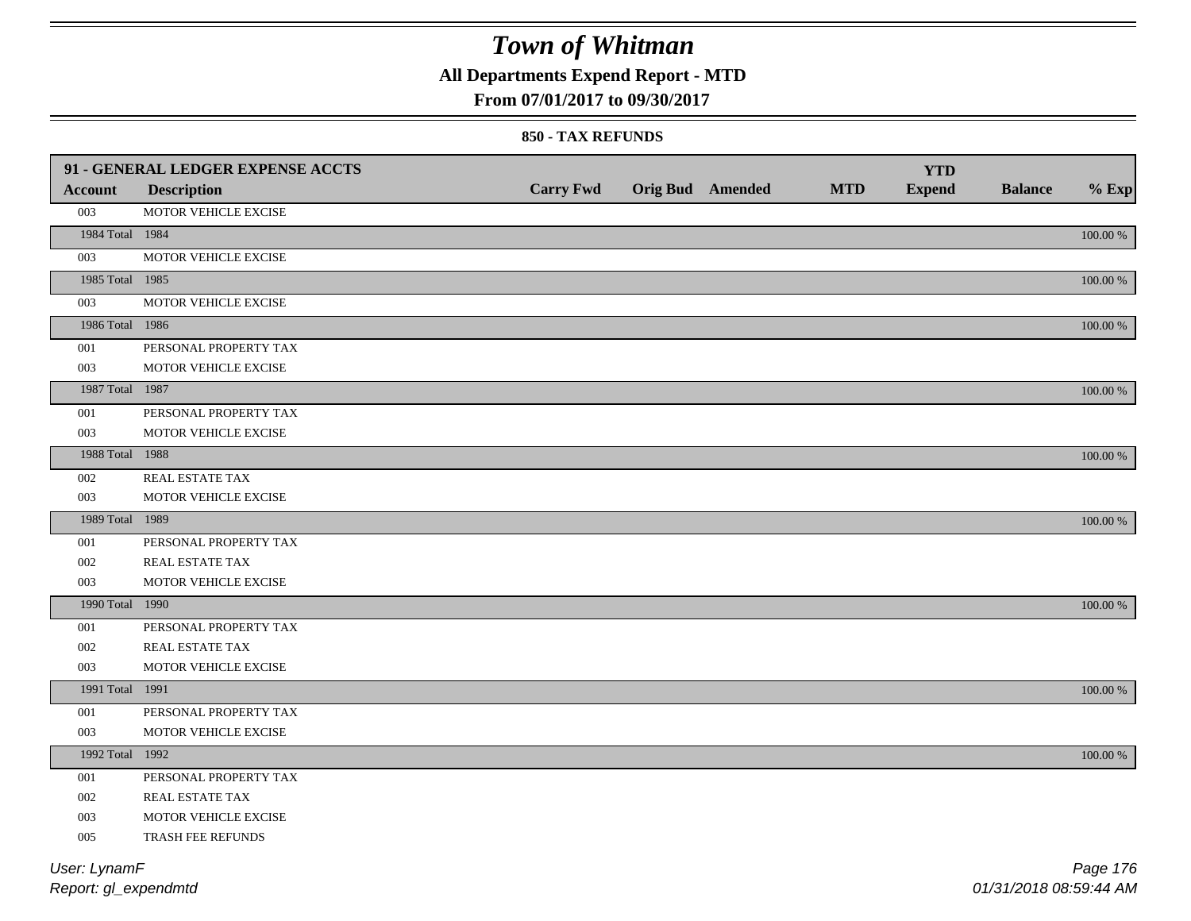# Town of Whitman

## All Departments Expend Report - MTD

### From 07/01/2017 to 09/30/2017

#### 850 - TAX REFUNDS

| 91 - GENERAL LEDGER EXPENSE ACCTS | | | | | | | | |
|---|---|---|---|---|---|---|---|---|
| **Account** | **Description** | **Carry Fwd** | **Orig Bud** | **Amended** | **MTD** | **YTD Expend** | **Balance** | **% Exp** |
| 003 | MOTOR VEHICLE EXCISE | | | | | | | |
| 1984 Total | 1984 | | | | | | | 100.00 % |
| 003 | MOTOR VEHICLE EXCISE | | | | | | | |
| 1985 Total | 1985 | | | | | | | 100.00 % |
| 003 | MOTOR VEHICLE EXCISE | | | | | | | |
| 1986 Total | 1986 | | | | | | | 100.00 % |
| 001 | PERSONAL PROPERTY TAX | | | | | | | |
| 003 | MOTOR VEHICLE EXCISE | | | | | | | |
| 1987 Total | 1987 | | | | | | | 100.00 % |
| 001 | PERSONAL PROPERTY TAX | | | | | | | |
| 003 | MOTOR VEHICLE EXCISE | | | | | | | |
| 1988 Total | 1988 | | | | | | | 100.00 % |
| 002 | REAL ESTATE TAX | | | | | | | |
| 003 | MOTOR VEHICLE EXCISE | | | | | | | |
| 1989 Total | 1989 | | | | | | | 100.00 % |
| 001 | PERSONAL PROPERTY TAX | | | | | | | |
| 002 | REAL ESTATE TAX | | | | | | | |
| 003 | MOTOR VEHICLE EXCISE | | | | | | | |
| 1990 Total | 1990 | | | | | | | 100.00 % |
| 001 | PERSONAL PROPERTY TAX | | | | | | | |
| 002 | REAL ESTATE TAX | | | | | | | |
| 003 | MOTOR VEHICLE EXCISE | | | | | | | |
| 1991 Total | 1991 | | | | | | | 100.00 % |
| 001 | PERSONAL PROPERTY TAX | | | | | | | |
| 003 | MOTOR VEHICLE EXCISE | | | | | | | |
| 1992 Total | 1992 | | | | | | | 100.00 % |
| 001 | PERSONAL PROPERTY TAX | | | | | | | |
| 002 | REAL ESTATE TAX | | | | | | | |
| 003 | MOTOR VEHICLE EXCISE | | | | | | | |
| 005 | TRASH FEE REFUNDS | | | | | | | |

User: LynamF
Report: gl_expendmtd

01/31/2018 08:59:44 AM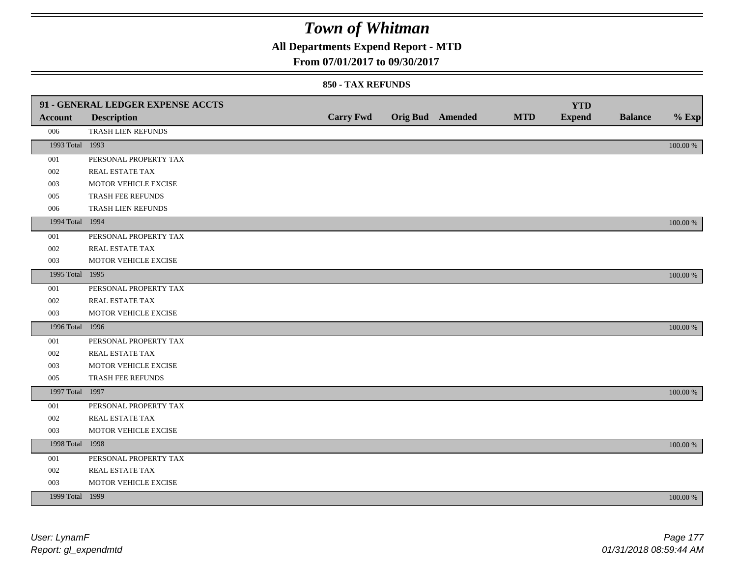# Town of Whitman

**All Departments Expend Report - MTD**

**From 07/01/2017 to 09/30/2017**

**850 - TAX REFUNDS**

| 91 - GENERAL LEDGER EXPENSE ACCTS | | | | | | YTD | | |
|---|---|---|---|---|---|---|---|---|
| **Account** | **Description** | **Carry Fwd** | **Orig Bud** | **Amended** | **MTD** | **Expend** | **Balance** | **% Exp** |
| 006 | TRASH LIEN REFUNDS | | | | | | | |
| 1993 Total | 1993 | | | | | | | 100.00 % |
| 001 | PERSONAL PROPERTY TAX | | | | | | | |
| 002 | REAL ESTATE TAX | | | | | | | |
| 003 | MOTOR VEHICLE EXCISE | | | | | | | |
| 005 | TRASH FEE REFUNDS | | | | | | | |
| 006 | TRASH LIEN REFUNDS | | | | | | | |
| 1994 Total | 1994 | | | | | | | 100.00 % |
| 001 | PERSONAL PROPERTY TAX | | | | | | | |
| 002 | REAL ESTATE TAX | | | | | | | |
| 003 | MOTOR VEHICLE EXCISE | | | | | | | |
| 1995 Total | 1995 | | | | | | | 100.00 % |
| 001 | PERSONAL PROPERTY TAX | | | | | | | |
| 002 | REAL ESTATE TAX | | | | | | | |
| 003 | MOTOR VEHICLE EXCISE | | | | | | | |
| 1996 Total | 1996 | | | | | | | 100.00 % |
| 001 | PERSONAL PROPERTY TAX | | | | | | | |
| 002 | REAL ESTATE TAX | | | | | | | |
| 003 | MOTOR VEHICLE EXCISE | | | | | | | |
| 005 | TRASH FEE REFUNDS | | | | | | | |
| 1997 Total | 1997 | | | | | | | 100.00 % |
| 001 | PERSONAL PROPERTY TAX | | | | | | | |
| 002 | REAL ESTATE TAX | | | | | | | |
| 003 | MOTOR VEHICLE EXCISE | | | | | | | |
| 1998 Total | 1998 | | | | | | | 100.00 % |
| 001 | PERSONAL PROPERTY TAX | | | | | | | |
| 002 | REAL ESTATE TAX | | | | | | | |
| 003 | MOTOR VEHICLE EXCISE | | | | | | | |
| 1999 Total | 1999 | | | | | | | 100.00 % |

*User: LynamF*
*Report: gl_expendmtd*

*01/31/2018 08:59:44 AM*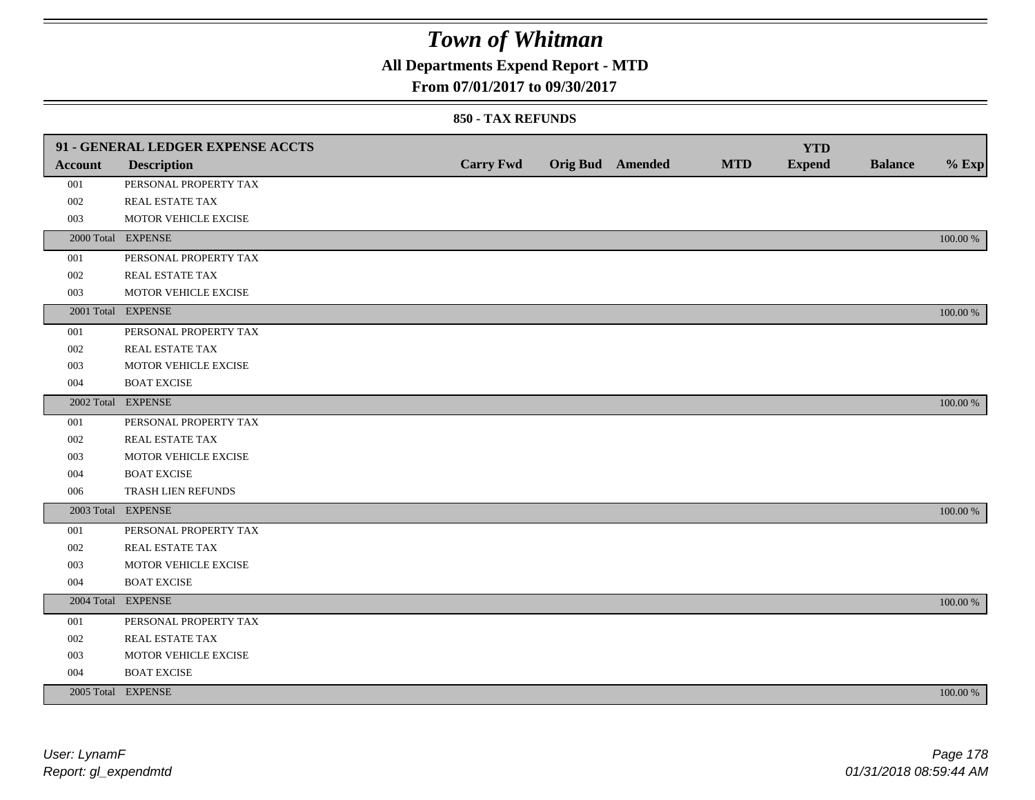# Town of Whitman

## All Departments Expend Report - MTD

### From 07/01/2017 to 09/30/2017

#### 850 - TAX REFUNDS

| 91 - GENERAL LEDGER EXPENSE ACCTS | | | | | | | | |
|---|---|---|---|---|---|---|---|---|
| **Account** | **Description** | **Carry Fwd** | **Orig Bud** | **Amended** | **MTD** | **YTD Expend** | **Balance** | **% Exp** |
| 001 | PERSONAL PROPERTY TAX | | | | | | | |
| 002 | REAL ESTATE TAX | | | | | | | |
| 003 | MOTOR VEHICLE EXCISE | | | | | | | |
| 2000 Total | EXPENSE | | | | | | | 100.00 % |
| 001 | PERSONAL PROPERTY TAX | | | | | | | |
| 002 | REAL ESTATE TAX | | | | | | | |
| 003 | MOTOR VEHICLE EXCISE | | | | | | | |
| 2001 Total | EXPENSE | | | | | | | 100.00 % |
| 001 | PERSONAL PROPERTY TAX | | | | | | | |
| 002 | REAL ESTATE TAX | | | | | | | |
| 003 | MOTOR VEHICLE EXCISE | | | | | | | |
| 004 | BOAT EXCISE | | | | | | | |
| 2002 Total | EXPENSE | | | | | | | 100.00 % |
| 001 | PERSONAL PROPERTY TAX | | | | | | | |
| 002 | REAL ESTATE TAX | | | | | | | |
| 003 | MOTOR VEHICLE EXCISE | | | | | | | |
| 004 | BOAT EXCISE | | | | | | | |
| 006 | TRASH LIEN REFUNDS | | | | | | | |
| 2003 Total | EXPENSE | | | | | | | 100.00 % |
| 001 | PERSONAL PROPERTY TAX | | | | | | | |
| 002 | REAL ESTATE TAX | | | | | | | |
| 003 | MOTOR VEHICLE EXCISE | | | | | | | |
| 004 | BOAT EXCISE | | | | | | | |
| 2004 Total | EXPENSE | | | | | | | 100.00 % |
| 001 | PERSONAL PROPERTY TAX | | | | | | | |
| 002 | REAL ESTATE TAX | | | | | | | |
| 003 | MOTOR VEHICLE EXCISE | | | | | | | |
| 004 | BOAT EXCISE | | | | | | | |
| 2005 Total | EXPENSE | | | | | | | 100.00 % |

*User: LynamF*
*Report: gl_expendmtd*

*01/31/2018 08:59:44 AM*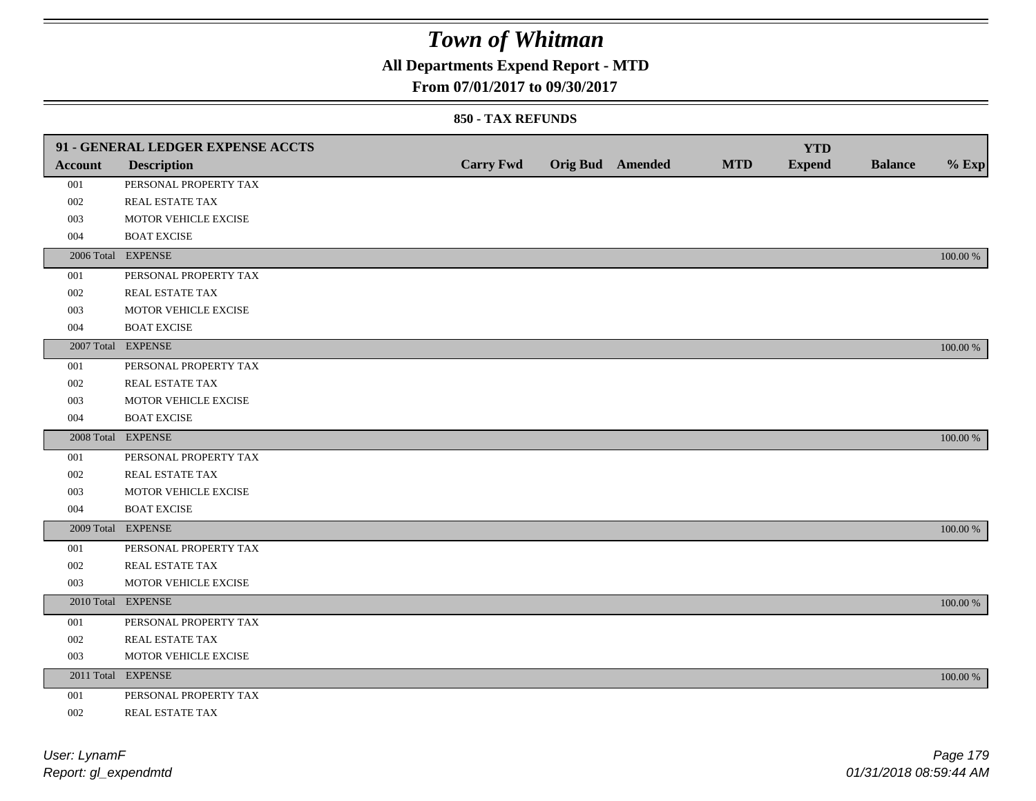# Town of Whitman

## All Departments Expend Report - MTD

## From 07/01/2017 to 09/30/2017

### 850 - TAX REFUNDS

| 91 - GENERAL LEDGER EXPENSE ACCTS | | | | | | | | |
|---|---|---|---|---|---|---|---|---|
| **Account** | **Description** | **Carry Fwd** | **Orig Bud** | **Amended** | **MTD** | **YTD Expend** | **Balance** | **% Exp** |
| 001 | PERSONAL PROPERTY TAX | | | | | | | |
| 002 | REAL ESTATE TAX | | | | | | | |
| 003 | MOTOR VEHICLE EXCISE | | | | | | | |
| 004 | BOAT EXCISE | | | | | | | |
| 2006 Total | EXPENSE | | | | | | | 100.00 % |
| 001 | PERSONAL PROPERTY TAX | | | | | | | |
| 002 | REAL ESTATE TAX | | | | | | | |
| 003 | MOTOR VEHICLE EXCISE | | | | | | | |
| 004 | BOAT EXCISE | | | | | | | |
| 2007 Total | EXPENSE | | | | | | | 100.00 % |
| 001 | PERSONAL PROPERTY TAX | | | | | | | |
| 002 | REAL ESTATE TAX | | | | | | | |
| 003 | MOTOR VEHICLE EXCISE | | | | | | | |
| 004 | BOAT EXCISE | | | | | | | |
| 2008 Total | EXPENSE | | | | | | | 100.00 % |
| 001 | PERSONAL PROPERTY TAX | | | | | | | |
| 002 | REAL ESTATE TAX | | | | | | | |
| 003 | MOTOR VEHICLE EXCISE | | | | | | | |
| 004 | BOAT EXCISE | | | | | | | |
| 2009 Total | EXPENSE | | | | | | | 100.00 % |
| 001 | PERSONAL PROPERTY TAX | | | | | | | |
| 002 | REAL ESTATE TAX | | | | | | | |
| 003 | MOTOR VEHICLE EXCISE | | | | | | | |
| 2010 Total | EXPENSE | | | | | | | 100.00 % |
| 001 | PERSONAL PROPERTY TAX | | | | | | | |
| 002 | REAL ESTATE TAX | | | | | | | |
| 003 | MOTOR VEHICLE EXCISE | | | | | | | |
| 2011 Total | EXPENSE | | | | | | | 100.00 % |
| 001 | PERSONAL PROPERTY TAX | | | | | | | |
| 002 | REAL ESTATE TAX | | | | | | | |

*User: LynamF*
*Report: gl_expendmtd*

*01/31/2018 08:59:44 AM*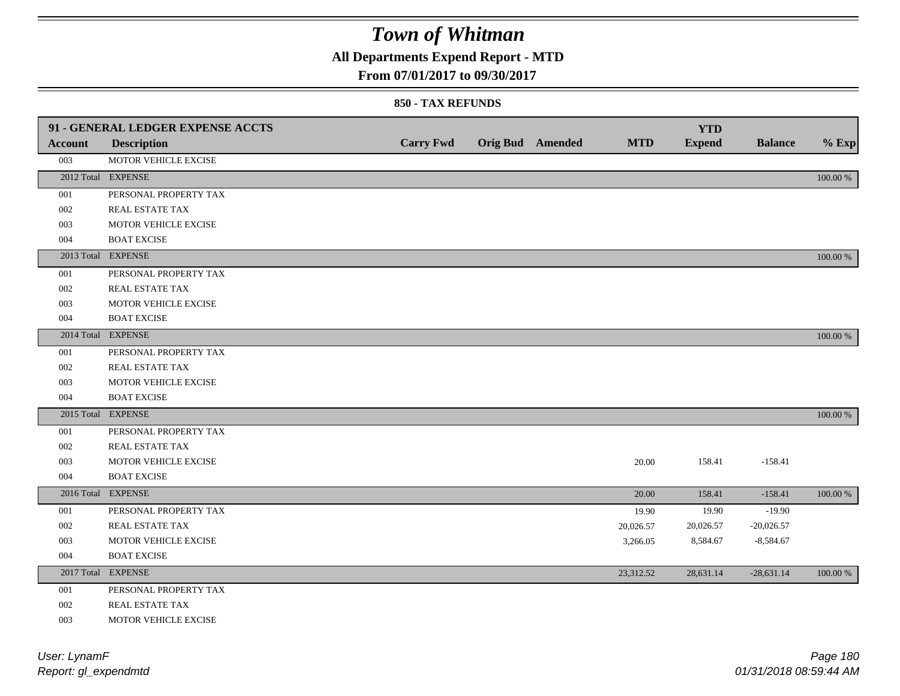# Town of Whitman

## All Departments Expend Report - MTD

### From 07/01/2017 to 09/30/2017

#### 850 - TAX REFUNDS

| 91 - GENERAL LEDGER EXPENSE ACCTS | | | | | | YTD | | |
|---|---|---|---|---|---|---|---|---|
| **Account** | **Description** | **Carry Fwd** | **Orig Bud** | **Amended** | **MTD** | **Expend** | **Balance** | **% Exp** |
| 003 | MOTOR VEHICLE EXCISE | | | | | | | |
| 2012 Total | EXPENSE | | | | | | | 100.00 % |
| 001 | PERSONAL PROPERTY TAX | | | | | | | |
| 002 | REAL ESTATE TAX | | | | | | | |
| 003 | MOTOR VEHICLE EXCISE | | | | | | | |
| 004 | BOAT EXCISE | | | | | | | |
| 2013 Total | EXPENSE | | | | | | | 100.00 % |
| 001 | PERSONAL PROPERTY TAX | | | | | | | |
| 002 | REAL ESTATE TAX | | | | | | | |
| 003 | MOTOR VEHICLE EXCISE | | | | | | | |
| 004 | BOAT EXCISE | | | | | | | |
| 2014 Total | EXPENSE | | | | | | | 100.00 % |
| 001 | PERSONAL PROPERTY TAX | | | | | | | |
| 002 | REAL ESTATE TAX | | | | | | | |
| 003 | MOTOR VEHICLE EXCISE | | | | | | | |
| 004 | BOAT EXCISE | | | | | | | |
| 2015 Total | EXPENSE | | | | | | | 100.00 % |
| 001 | PERSONAL PROPERTY TAX | | | | | | | |
| 002 | REAL ESTATE TAX | | | | | | | |
| 003 | MOTOR VEHICLE EXCISE | | | | 20.00 | 158.41 | -158.41 | |
| 004 | BOAT EXCISE | | | | | | | |
| 2016 Total | EXPENSE | | | | 20.00 | 158.41 | -158.41 | 100.00 % |
| 001 | PERSONAL PROPERTY TAX | | | | 19.90 | 19.90 | -19.90 | |
| 002 | REAL ESTATE TAX | | | | 20,026.57 | 20,026.57 | -20,026.57 | |
| 003 | MOTOR VEHICLE EXCISE | | | | 3,266.05 | 8,584.67 | -8,584.67 | |
| 004 | BOAT EXCISE | | | | | | | |
| 2017 Total | EXPENSE | | | | 23,312.52 | 28,631.14 | -28,631.14 | 100.00 % |
| 001 | PERSONAL PROPERTY TAX | | | | | | | |
| 002 | REAL ESTATE TAX | | | | | | | |
| 003 | MOTOR VEHICLE EXCISE | | | | | | | |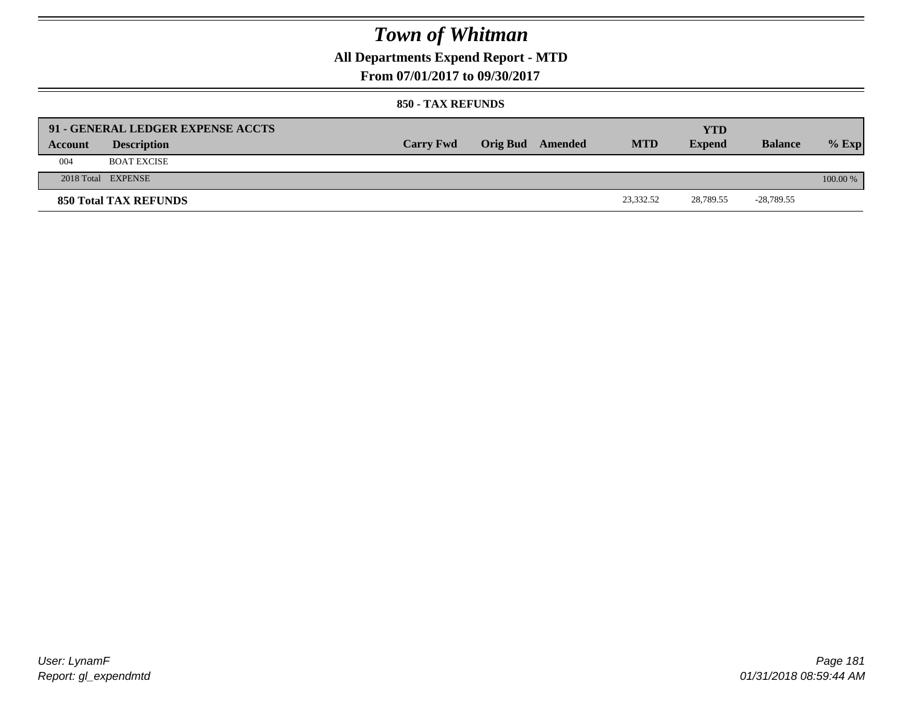# Town of Whitman

## All Departments Expend Report - MTD

### From 07/01/2017 to 09/30/2017

#### 850 - TAX REFUNDS

| 91 - GENERAL LEDGER EXPENSE ACCTS | | | | | | YTD | | |
|---|---|---|---|---|---|---|---|---|
| **Account** | **Description** | **Carry Fwd** | **Orig Bud** | **Amended** | **MTD** | **Expend** | **Balance** | **% Exp** |
| 004 | BOAT EXCISE | | | | | | | |
| 2018 Total | EXPENSE | | | | | | | 100.00 % |
| **850 Total TAX REFUNDS** | | | | | 23,332.52 | 28,789.55 | -28,789.55 | |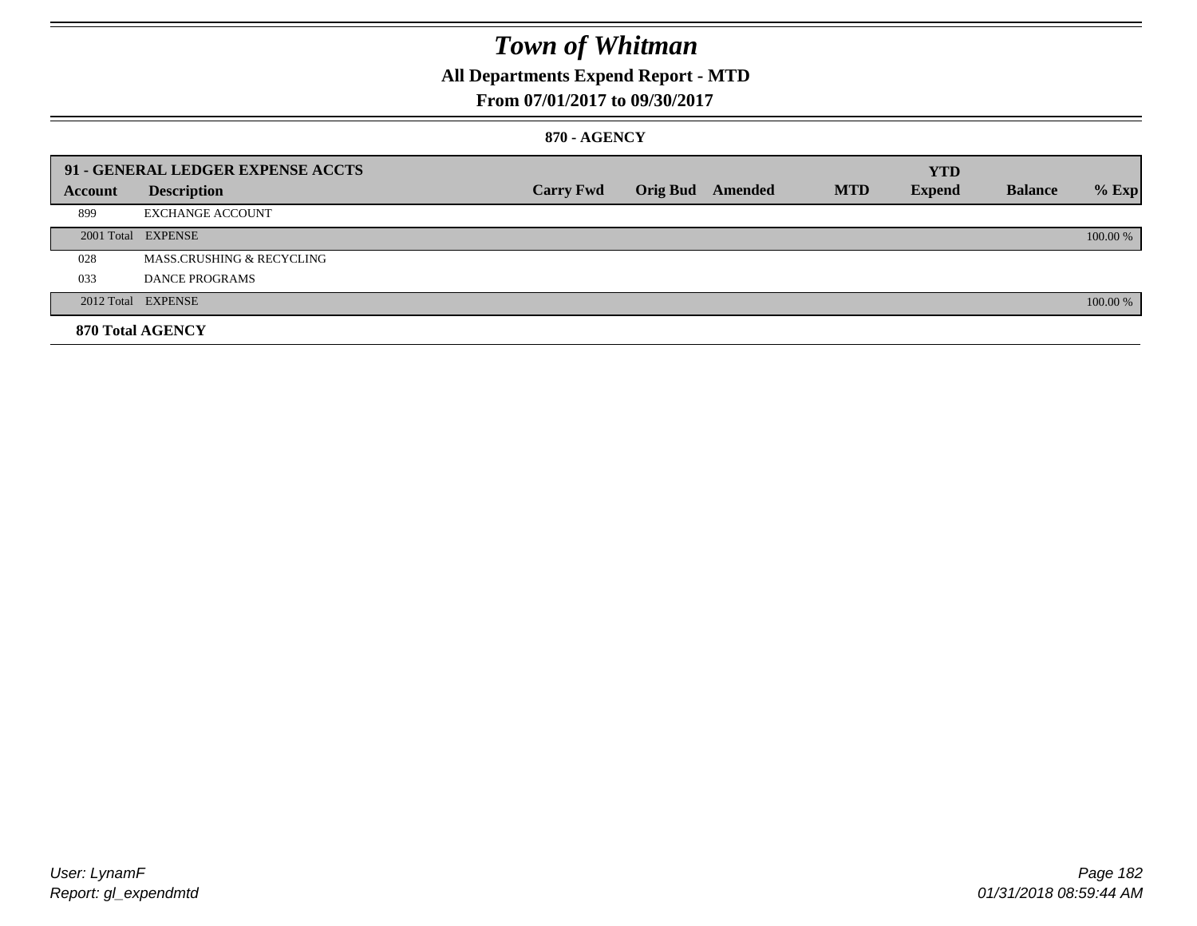# Town of Whitman

## All Departments Expend Report - MTD

### From 07/01/2017 to 09/30/2017

#### 870 - AGENCY

| 91 - GENERAL LEDGER EXPENSE ACCTS | | | | | | YTD | | |
|---|---|---|---|---|---|---|---|---|
| Account | Description | Carry Fwd | Orig Bud | Amended | MTD | Expend | Balance | % Exp |
| 899 | EXCHANGE ACCOUNT | | | | | | | |
| 2001 Total | EXPENSE | | | | | | | 100.00 % |
| 028 | MASS.CRUSHING & RECYCLING | | | | | | | |
| 033 | DANCE PROGRAMS | | | | | | | |
| 2012 Total | EXPENSE | | | | | | | 100.00 % |

**870 Total AGENCY**

User: LynamF
Report: gl_expendmtd

01/31/2018 08:59:44 AM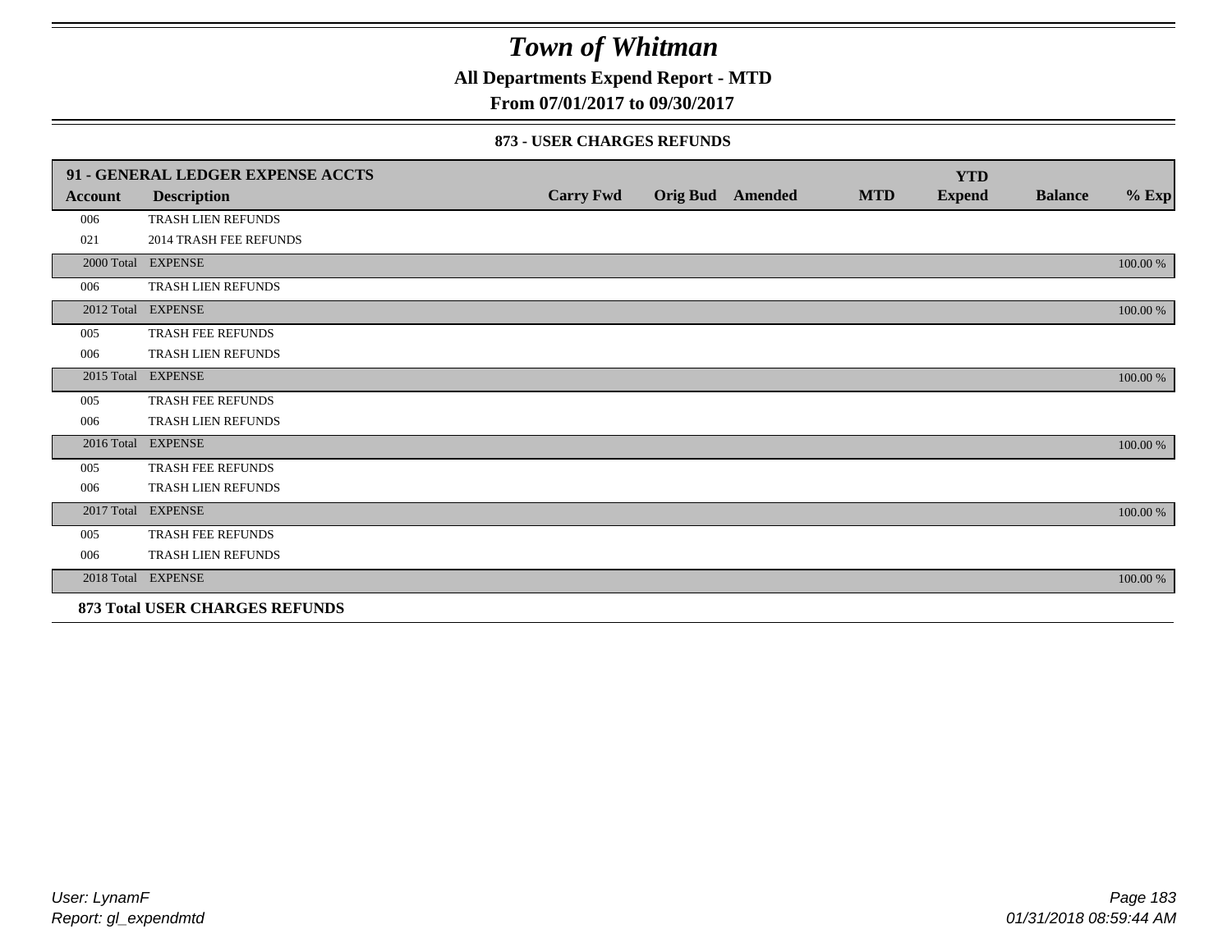# Town of Whitman

**All Departments Expend Report - MTD**

**From 07/01/2017 to 09/30/2017**

**873 - USER CHARGES REFUNDS**

| 91 - GENERAL LEDGER EXPENSE ACCTS | | | | | | YTD | | |
|---|---|---|---|---|---|---|---|---|
| **Account** | **Description** | **Carry Fwd** | **Orig Bud** | **Amended** | **MTD** | **Expend** | **Balance** | **% Exp** |
| 006 | TRASH LIEN REFUNDS | | | | | | | |
| 021 | 2014 TRASH FEE REFUNDS | | | | | | | |
| 2000 Total | EXPENSE | | | | | | | 100.00 % |
| 006 | TRASH LIEN REFUNDS | | | | | | | |
| 2012 Total | EXPENSE | | | | | | | 100.00 % |
| 005 | TRASH FEE REFUNDS | | | | | | | |
| 006 | TRASH LIEN REFUNDS | | | | | | | |
| 2015 Total | EXPENSE | | | | | | | 100.00 % |
| 005 | TRASH FEE REFUNDS | | | | | | | |
| 006 | TRASH LIEN REFUNDS | | | | | | | |
| 2016 Total | EXPENSE | | | | | | | 100.00 % |
| 005 | TRASH FEE REFUNDS | | | | | | | |
| 006 | TRASH LIEN REFUNDS | | | | | | | |
| 2017 Total | EXPENSE | | | | | | | 100.00 % |
| 005 | TRASH FEE REFUNDS | | | | | | | |
| 006 | TRASH LIEN REFUNDS | | | | | | | |
| 2018 Total | EXPENSE | | | | | | | 100.00 % |
| **873 Total USER CHARGES REFUNDS** | | | | | | | | |

*User: LynamF*
*Report: gl_expendmtd*

*01/31/2018 08:59:44 AM*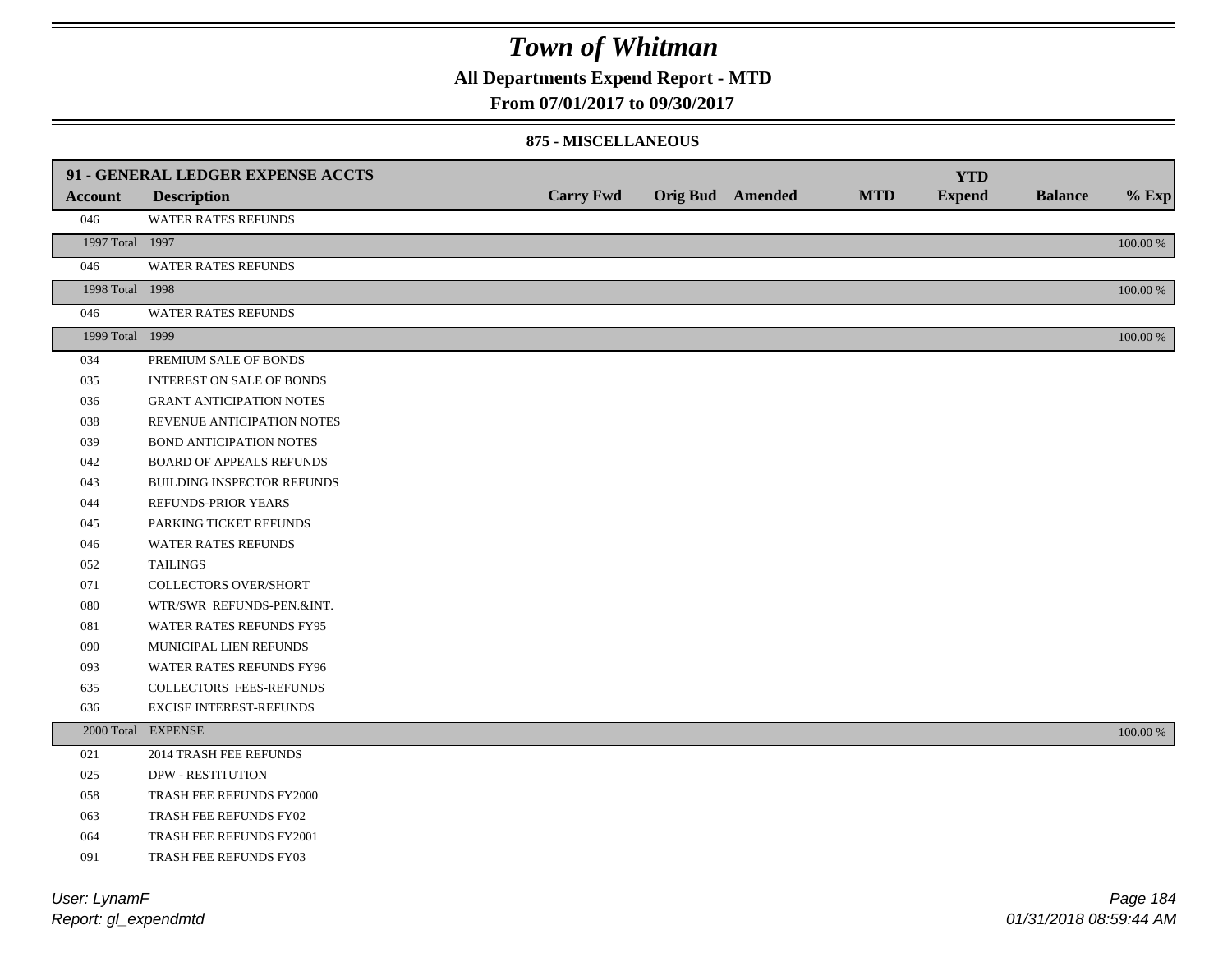# Town of Whitman

## All Departments Expend Report - MTD

### From 07/01/2017 to 09/30/2017

#### 875 - MISCELLANEOUS

| 91 - GENERAL LEDGER EXPENSE ACCTS | | | | | | YTD | | |
|---|---|---|---|---|---|---|---|---|
| Account | Description | Carry Fwd | Orig Bud | Amended | MTD | Expend | Balance | % Exp |
| 046 | WATER RATES REFUNDS | | | | | | | |
| 1997 Total | 1997 | | | | | | | 100.00 % |
| 046 | WATER RATES REFUNDS | | | | | | | |
| 1998 Total | 1998 | | | | | | | 100.00 % |
| 046 | WATER RATES REFUNDS | | | | | | | |
| 1999 Total | 1999 | | | | | | | 100.00 % |
| 034 | PREMIUM SALE OF BONDS | | | | | | | |
| 035 | INTEREST ON SALE OF BONDS | | | | | | | |
| 036 | GRANT ANTICIPATION NOTES | | | | | | | |
| 038 | REVENUE ANTICIPATION NOTES | | | | | | | |
| 039 | BOND ANTICIPATION NOTES | | | | | | | |
| 042 | BOARD OF APPEALS REFUNDS | | | | | | | |
| 043 | BUILDING INSPECTOR REFUNDS | | | | | | | |
| 044 | REFUNDS-PRIOR YEARS | | | | | | | |
| 045 | PARKING TICKET REFUNDS | | | | | | | |
| 046 | WATER RATES REFUNDS | | | | | | | |
| 052 | TAILINGS | | | | | | | |
| 071 | COLLECTORS OVER/SHORT | | | | | | | |
| 080 | WTR/SWR REFUNDS-PEN.&INT. | | | | | | | |
| 081 | WATER RATES REFUNDS FY95 | | | | | | | |
| 090 | MUNICIPAL LIEN REFUNDS | | | | | | | |
| 093 | WATER RATES REFUNDS FY96 | | | | | | | |
| 635 | COLLECTORS FEES-REFUNDS | | | | | | | |
| 636 | EXCISE INTEREST-REFUNDS | | | | | | | |
| 2000 Total | EXPENSE | | | | | | | 100.00 % |
| 021 | 2014 TRASH FEE REFUNDS | | | | | | | |
| 025 | DPW - RESTITUTION | | | | | | | |
| 058 | TRASH FEE REFUNDS FY2000 | | | | | | | |
| 063 | TRASH FEE REFUNDS FY02 | | | | | | | |
| 064 | TRASH FEE REFUNDS FY2001 | | | | | | | |
| 091 | TRASH FEE REFUNDS FY03 | | | | | | | |

*User: LynamF*
*Report: gl_expendmtd*

*01/31/2018 08:59:44 AM*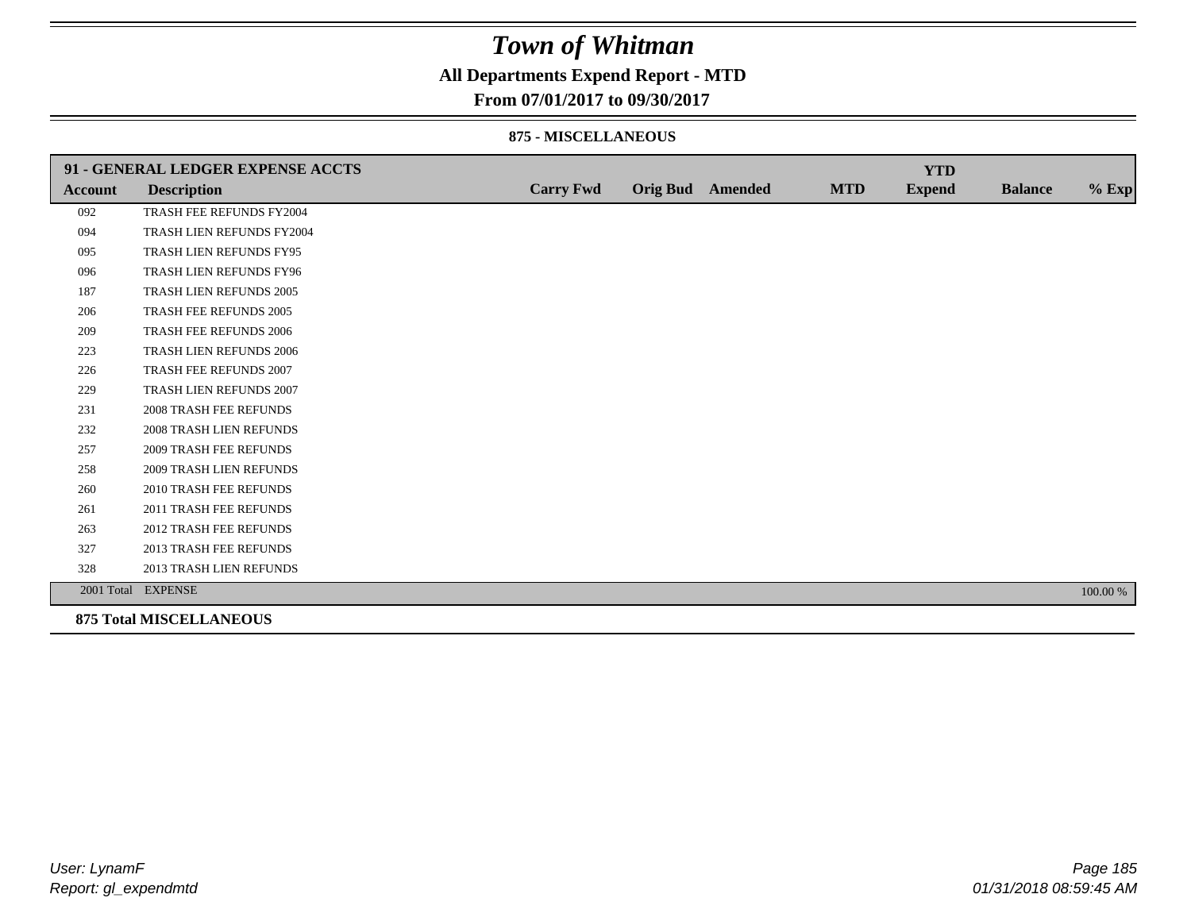# Town of Whitman

## All Departments Expend Report - MTD

### From 07/01/2017 to 09/30/2017

#### 875 - MISCELLANEOUS

| 91 - GENERAL LEDGER EXPENSE ACCTS | | | | | | YTD | | |
|---|---|---|---|---|---|---|---|---|
| **Account** | **Description** | **Carry Fwd** | **Orig Bud** | **Amended** | **MTD** | **Expend** | **Balance** | **% Exp** |
| 092 | TRASH FEE REFUNDS FY2004 | | | | | | | |
| 094 | TRASH LIEN REFUNDS FY2004 | | | | | | | |
| 095 | TRASH LIEN REFUNDS FY95 | | | | | | | |
| 096 | TRASH LIEN REFUNDS FY96 | | | | | | | |
| 187 | TRASH LIEN REFUNDS 2005 | | | | | | | |
| 206 | TRASH FEE REFUNDS 2005 | | | | | | | |
| 209 | TRASH FEE REFUNDS 2006 | | | | | | | |
| 223 | TRASH LIEN REFUNDS 2006 | | | | | | | |
| 226 | TRASH FEE REFUNDS 2007 | | | | | | | |
| 229 | TRASH LIEN REFUNDS 2007 | | | | | | | |
| 231 | 2008 TRASH FEE REFUNDS | | | | | | | |
| 232 | 2008 TRASH LIEN REFUNDS | | | | | | | |
| 257 | 2009 TRASH FEE REFUNDS | | | | | | | |
| 258 | 2009 TRASH LIEN REFUNDS | | | | | | | |
| 260 | 2010 TRASH FEE REFUNDS | | | | | | | |
| 261 | 2011 TRASH FEE REFUNDS | | | | | | | |
| 263 | 2012 TRASH FEE REFUNDS | | | | | | | |
| 327 | 2013 TRASH FEE REFUNDS | | | | | | | |
| 328 | 2013 TRASH LIEN REFUNDS | | | | | | | |
| 2001 Total | EXPENSE | | | | | | | 100.00 % |

**875 Total MISCELLANEOUS**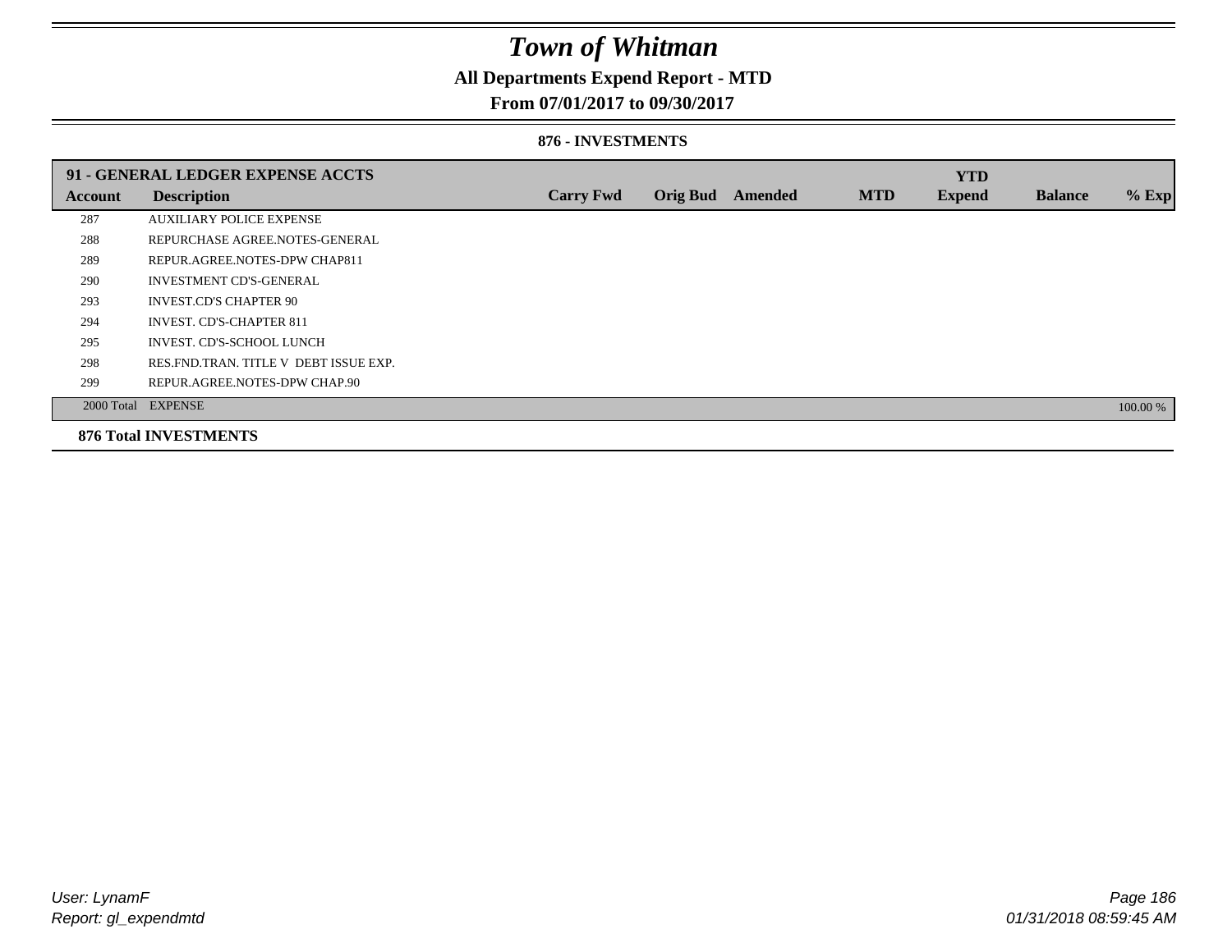# *Town of Whitman*

**All Departments Expend Report - MTD**

**From 07/01/2017 to 09/30/2017**

**876 - INVESTMENTS**

| 91 - GENERAL LEDGER EXPENSE ACCTS | | | | | | YTD | | |
|---|---|---|---|---|---|---|---|---|
| **Account** | **Description** | **Carry Fwd** | **Orig Bud** | **Amended** | **MTD** | **Expend** | **Balance** | **% Exp** |
| 287 | AUXILIARY POLICE EXPENSE | | | | | | | |
| 288 | REPURCHASE AGREE.NOTES-GENERAL | | | | | | | |
| 289 | REPUR.AGREE.NOTES-DPW CHAP811 | | | | | | | |
| 290 | INVESTMENT CD'S-GENERAL | | | | | | | |
| 293 | INVEST.CD'S CHAPTER 90 | | | | | | | |
| 294 | INVEST. CD'S-CHAPTER 811 | | | | | | | |
| 295 | INVEST. CD'S-SCHOOL LUNCH | | | | | | | |
| 298 | RES.FND.TRAN. TITLE V DEBT ISSUE EXP. | | | | | | | |
| 299 | REPUR.AGREE.NOTES-DPW CHAP.90 | | | | | | | |
| 2000 Total | EXPENSE | | | | | | | 100.00 % |

**876 Total INVESTMENTS**

*User: LynamF*

*Report: gl_expendmtd*

*01/31/2018 08:59:45 AM*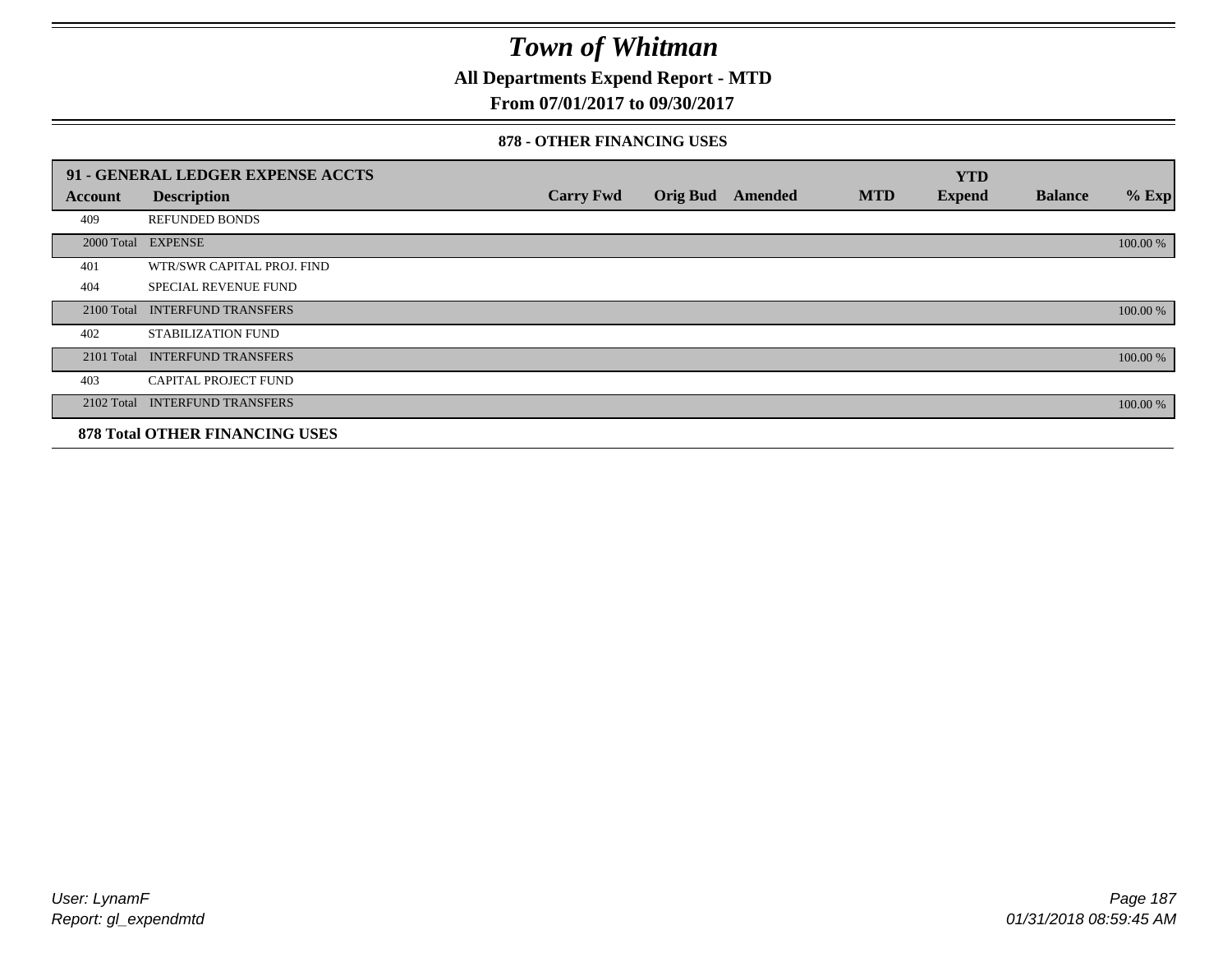# Town of Whitman

**All Departments Expend Report - MTD**

**From 07/01/2017 to 09/30/2017**

**878 - OTHER FINANCING USES**

| 91 - GENERAL LEDGER EXPENSE ACCTS | | | | | | YTD | | |
|---|---|---|---|---|---|---|---|---|
| **Account** | **Description** | **Carry Fwd** | **Orig Bud** | **Amended** | **MTD** | **Expend** | **Balance** | **% Exp** |
| 409 | REFUNDED BONDS | | | | | | | |
| 2000 Total | EXPENSE | | | | | | | 100.00 % |
| 401 | WTR/SWR CAPITAL PROJ. FIND | | | | | | | |
| 404 | SPECIAL REVENUE FUND | | | | | | | |
| 2100 Total | INTERFUND TRANSFERS | | | | | | | 100.00 % |
| 402 | STABILIZATION FUND | | | | | | | |
| 2101 Total | INTERFUND TRANSFERS | | | | | | | 100.00 % |
| 403 | CAPITAL PROJECT FUND | | | | | | | |
| 2102 Total | INTERFUND TRANSFERS | | | | | | | 100.00 % |

**878 Total OTHER FINANCING USES**

User: LynamF
Report: gl_expendmtd

01/31/2018 08:59:45 AM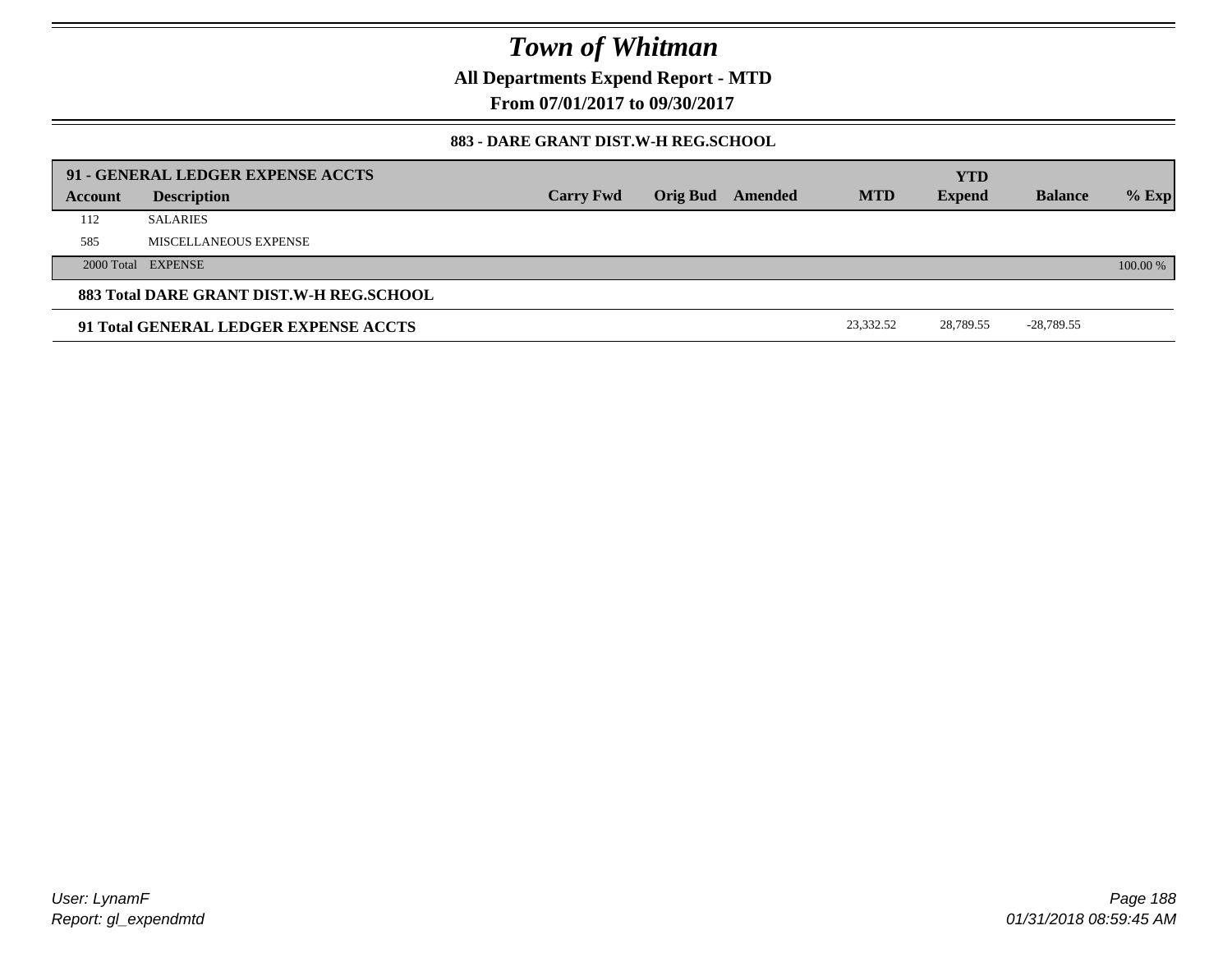# Town of Whitman

**All Departments Expend Report - MTD**

**From 07/01/2017 to 09/30/2017**

**883 - DARE GRANT DIST.W-H REG.SCHOOL**

| Account | Description | Carry Fwd | Orig Bud | Amended | MTD | YTD Expend | Balance | % Exp |
|---|---|---|---|---|---|---|---|---|
| **91 - GENERAL LEDGER EXPENSE ACCTS** | | | | | | | | |
| 112 | SALARIES | | | | | | | |
| 585 | MISCELLANEOUS EXPENSE | | | | | | | |
| 2000 Total | EXPENSE | | | | | | | 100.00 % |
| **883 Total DARE GRANT DIST.W-H REG.SCHOOL** | | | | | | | | |
| **91 Total GENERAL LEDGER EXPENSE ACCTS** | | | | | 23,332.52 | 28,789.55 | -28,789.55 | |

User: LynamF
Report: gl_expendmtd

01/31/2018 08:59:45 AM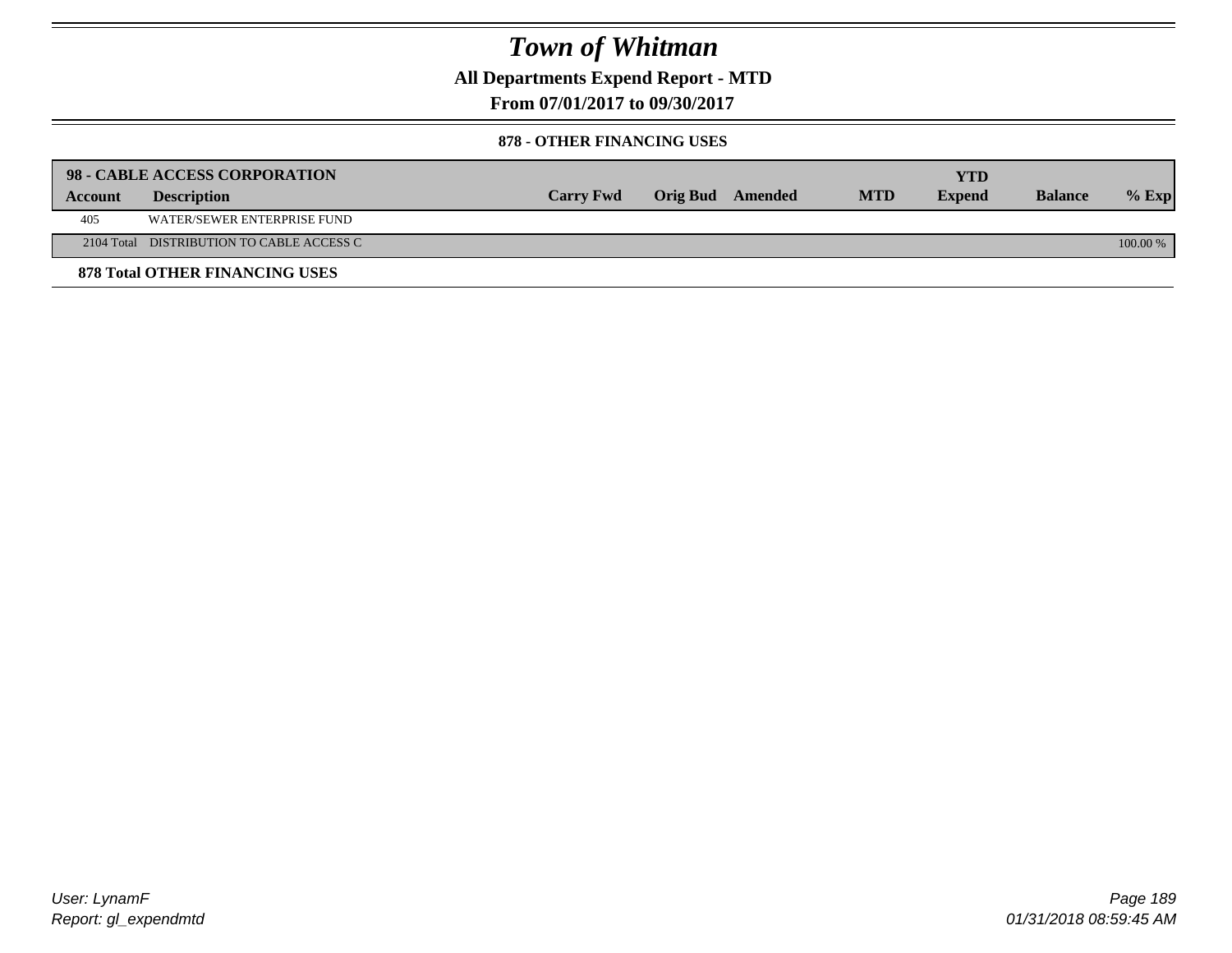# *Town of Whitman*

**All Departments Expend Report - MTD**

**From 07/01/2017 to 09/30/2017**

**878 - OTHER FINANCING USES**

| **98 - CABLE ACCESS CORPORATION** | | | | | | | | |
|---|---|---|---|---|---|---|---|---|
| **Account** | **Description** | **Carry Fwd** | **Orig Bud** | **Amended** | **MTD** | **YTD Expend** | **Balance** | **% Exp** |
| 405 | WATER/SEWER ENTERPRISE FUND | | | | | | | |
| 2104 Total | DISTRIBUTION TO CABLE ACCESS C | | | | | | | 100.00 % |

**878 Total OTHER FINANCING USES**

*User: LynamF*
*Report: gl_expendmtd*

*01/31/2018 08:59:45 AM*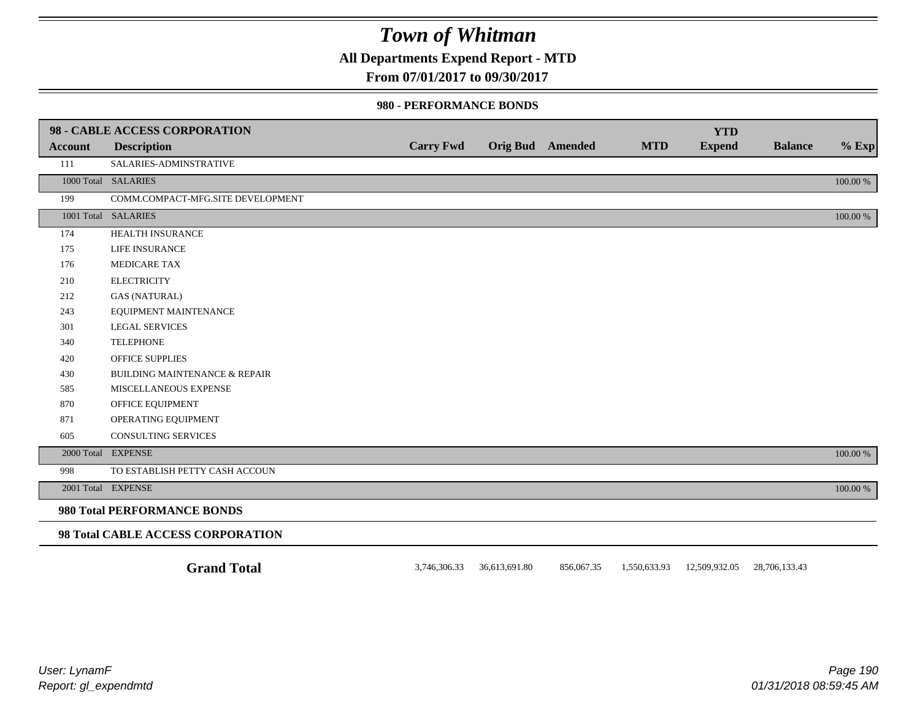# Town of Whitman

**All Departments Expend Report - MTD**

**From 07/01/2017 to 09/30/2017**

**980 - PERFORMANCE BONDS**

| Account | 98 - CABLE ACCESS CORPORATION Description | Carry Fwd | Orig Bud | Amended | MTD | YTD Expend | Balance | % Exp |
|---|---|---|---|---|---|---|---|---|
| 111 | SALARIES-ADMINSTRATIVE | | | | | | | |
| 1000 Total | SALARIES | | | | | | | 100.00 % |
| 199 | COMM.COMPACT-MFG.SITE DEVELOPMENT | | | | | | | |
| 1001 Total | SALARIES | | | | | | | 100.00 % |
| 174 | HEALTH INSURANCE | | | | | | | |
| 175 | LIFE INSURANCE | | | | | | | |
| 176 | MEDICARE TAX | | | | | | | |
| 210 | ELECTRICITY | | | | | | | |
| 212 | GAS (NATURAL) | | | | | | | |
| 243 | EQUIPMENT MAINTENANCE | | | | | | | |
| 301 | LEGAL SERVICES | | | | | | | |
| 340 | TELEPHONE | | | | | | | |
| 420 | OFFICE SUPPLIES | | | | | | | |
| 430 | BUILDING MAINTENANCE & REPAIR | | | | | | | |
| 585 | MISCELLANEOUS EXPENSE | | | | | | | |
| 870 | OFFICE EQUIPMENT | | | | | | | |
| 871 | OPERATING EQUIPMENT | | | | | | | |
| 605 | CONSULTING SERVICES | | | | | | | |
| 2000 Total | EXPENSE | | | | | | | 100.00 % |
| 998 | TO ESTABLISH PETTY CASH ACCOUN | | | | | | | |
| 2001 Total | EXPENSE | | | | | | | 100.00 % |
| | **980 Total PERFORMANCE BONDS** | | | | | | | |
| | **98 Total CABLE ACCESS CORPORATION** | | | | | | | |
| | **Grand Total** | 3,746,306.33 | 36,613,691.80 | 856,067.35 | 1,550,633.93 | 12,509,932.05 | 28,706,133.43 | |

*User: LynamF*

*Report: gl_expendmtd*

*01/31/2018 08:59:45 AM*